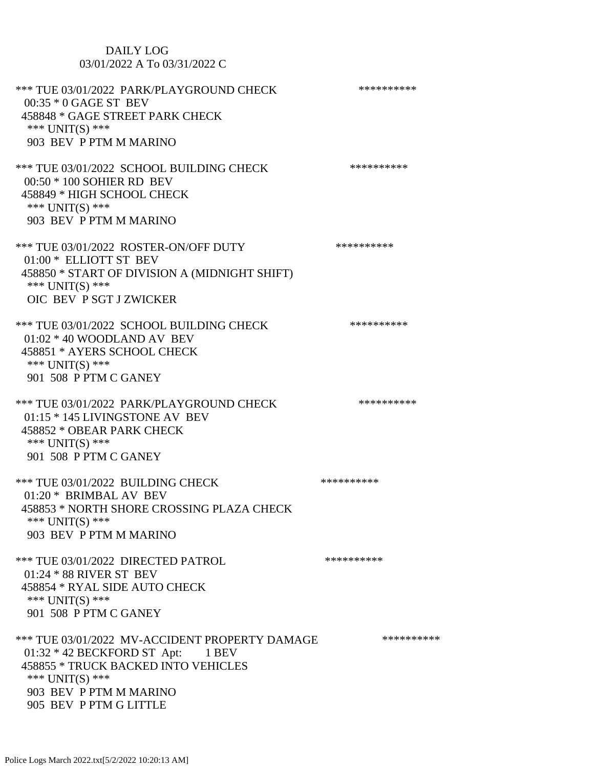DAILY LOG
03/01/2022 A To 03/31/2022 C

*** TUE 03/01/2022 PARK/PLAYGROUND CHECK **********
00:35 * 0 GAGE ST BEV
458848 * GAGE STREET PARK CHECK
*** UNIT(S) ***
903 BEV P PTM M MARINO

*** TUE 03/01/2022 SCHOOL BUILDING CHECK **********
00:50 * 100 SOHIER RD BEV
458849 * HIGH SCHOOL CHECK
*** UNIT(S) ***
903 BEV P PTM M MARINO

*** TUE 03/01/2022 ROSTER-ON/OFF DUTY **********
01:00 * ELLIOTT ST BEV
458850 * START OF DIVISION A (MIDNIGHT SHIFT)
*** UNIT(S) ***
OIC BEV P SGT J ZWICKER

*** TUE 03/01/2022 SCHOOL BUILDING CHECK **********
01:02 * 40 WOODLAND AV BEV
458851 * AYERS SCHOOL CHECK
*** UNIT(S) ***
901 508 P PTM C GANEY

*** TUE 03/01/2022 PARK/PLAYGROUND CHECK **********
01:15 * 145 LIVINGSTONE AV BEV
458852 * OBEAR PARK CHECK
*** UNIT(S) ***
901 508 P PTM C GANEY

*** TUE 03/01/2022 BUILDING CHECK **********
01:20 * BRIMBAL AV BEV
458853 * NORTH SHORE CROSSING PLAZA CHECK
*** UNIT(S) ***
903 BEV P PTM M MARINO

*** TUE 03/01/2022 DIRECTED PATROL **********
01:24 * 88 RIVER ST BEV
458854 * RYAL SIDE AUTO CHECK
*** UNIT(S) ***
901 508 P PTM C GANEY

*** TUE 03/01/2022 MV-ACCIDENT PROPERTY DAMAGE **********
01:32 * 42 BECKFORD ST Apt: 1 BEV
458855 * TRUCK BACKED INTO VEHICLES
*** UNIT(S) ***
903 BEV P PTM M MARINO
905 BEV P PTM G LITTLE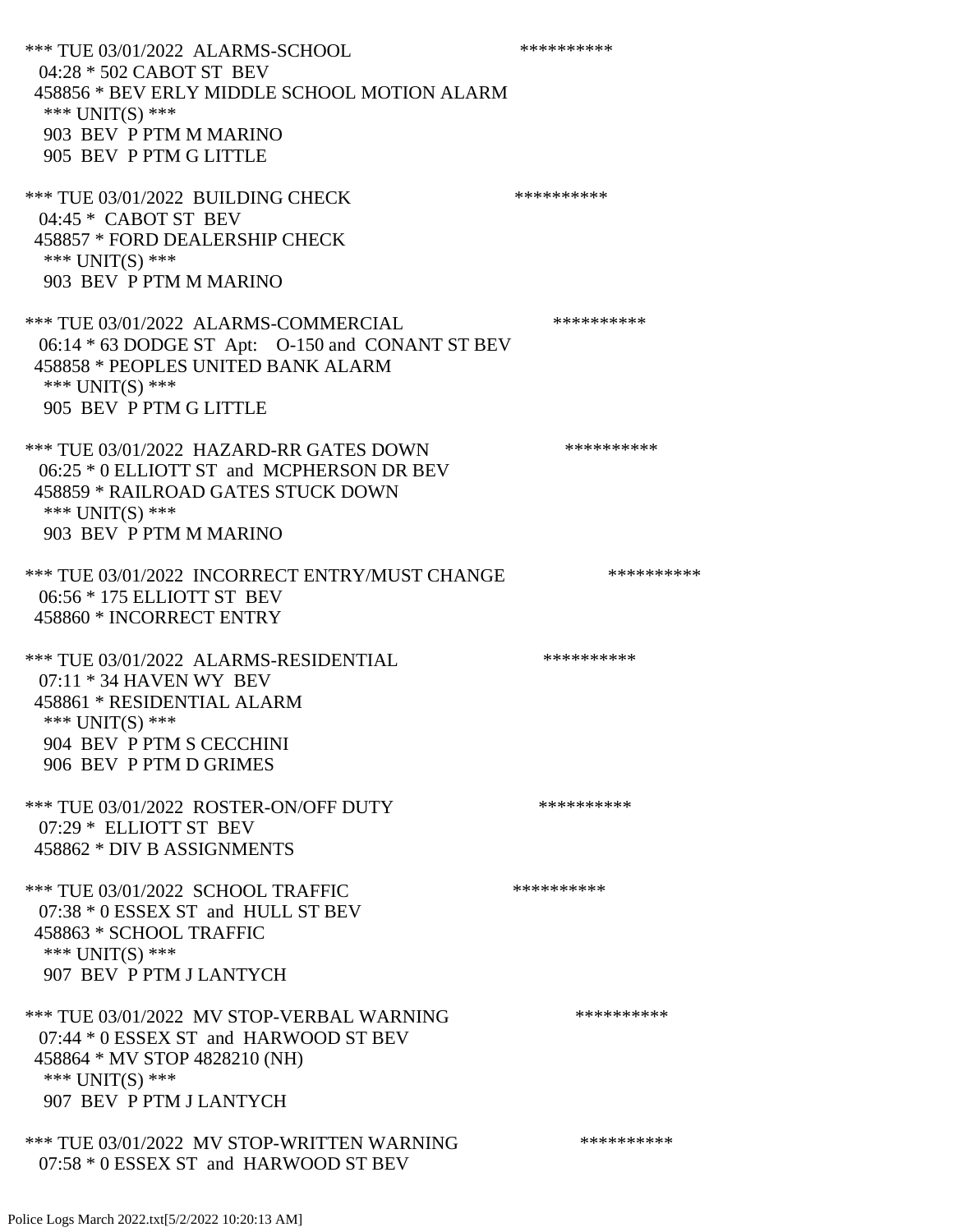*** TUE 03/01/2022 ALARMS-SCHOOL **********
04:28 * 502 CABOT ST BEV
458856 * BEV ERLY MIDDLE SCHOOL MOTION ALARM
*** UNIT(S) ***
903 BEV P PTM M MARINO
905 BEV P PTM G LITTLE

*** TUE 03/01/2022 BUILDING CHECK **********
04:45 * CABOT ST BEV
458857 * FORD DEALERSHIP CHECK
*** UNIT(S) ***
903 BEV P PTM M MARINO

*** TUE 03/01/2022 ALARMS-COMMERCIAL **********
06:14 * 63 DODGE ST Apt: O-150 and CONANT ST BEV
458858 * PEOPLES UNITED BANK ALARM
*** UNIT(S) ***
905 BEV P PTM G LITTLE

*** TUE 03/01/2022 HAZARD-RR GATES DOWN **********
06:25 * 0 ELLIOTT ST and MCPHERSON DR BEV
458859 * RAILROAD GATES STUCK DOWN
*** UNIT(S) ***
903 BEV P PTM M MARINO

*** TUE 03/01/2022 INCORRECT ENTRY/MUST CHANGE **********
06:56 * 175 ELLIOTT ST BEV
458860 * INCORRECT ENTRY

*** TUE 03/01/2022 ALARMS-RESIDENTIAL **********
07:11 * 34 HAVEN WY BEV
458861 * RESIDENTIAL ALARM
*** UNIT(S) ***
904 BEV P PTM S CECCHINI
906 BEV P PTM D GRIMES

*** TUE 03/01/2022 ROSTER-ON/OFF DUTY **********
07:29 * ELLIOTT ST BEV
458862 * DIV B ASSIGNMENTS

*** TUE 03/01/2022 SCHOOL TRAFFIC **********
07:38 * 0 ESSEX ST and HULL ST BEV
458863 * SCHOOL TRAFFIC
*** UNIT(S) ***
907 BEV P PTM J LANTYCH

*** TUE 03/01/2022 MV STOP-VERBAL WARNING **********
07:44 * 0 ESSEX ST and HARWOOD ST BEV
458864 * MV STOP 4828210 (NH)
*** UNIT(S) ***
907 BEV P PTM J LANTYCH

*** TUE 03/01/2022 MV STOP-WRITTEN WARNING **********
07:58 * 0 ESSEX ST and HARWOOD ST BEV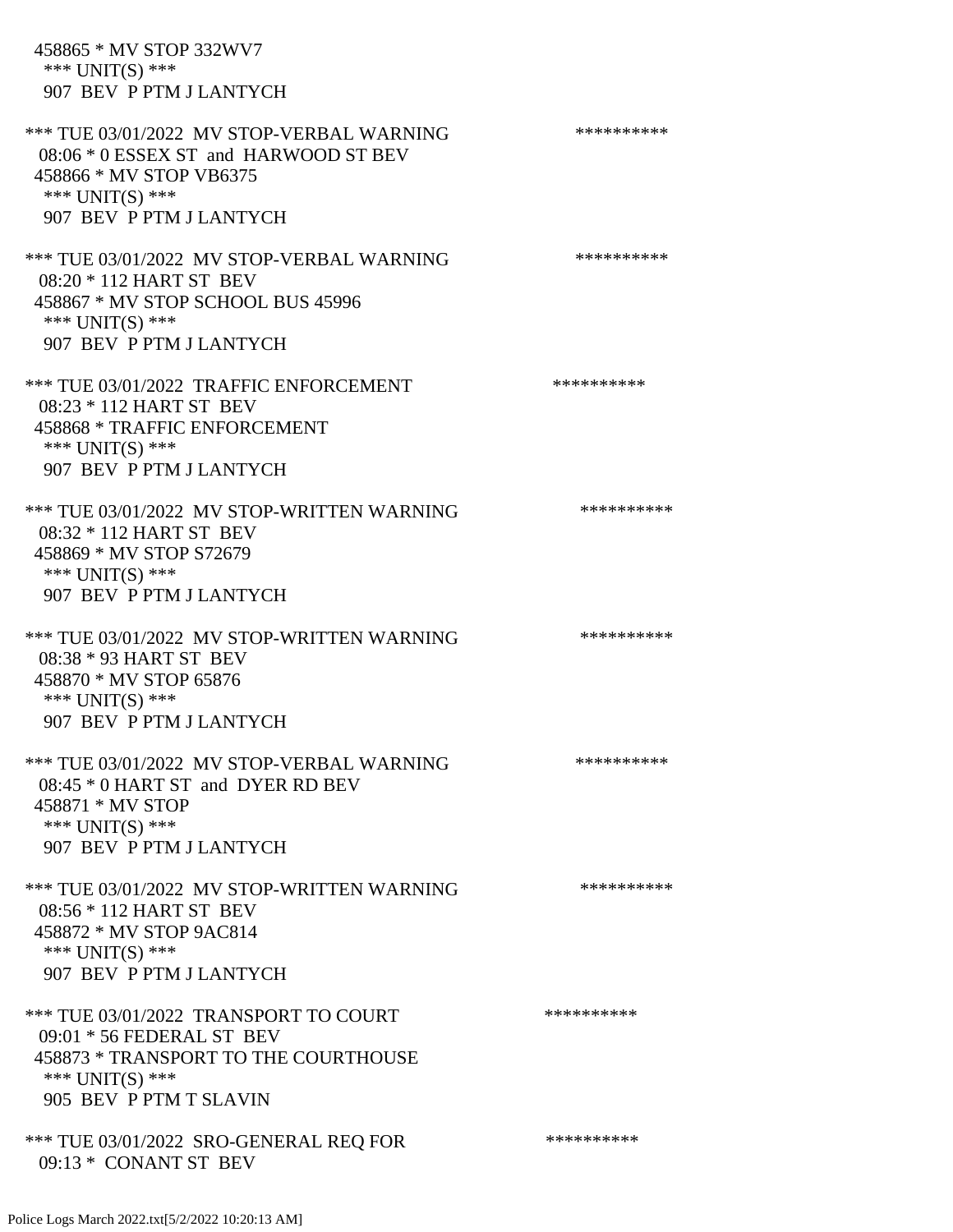458865 * MV STOP 332WV7
*** UNIT(S) ***
907 BEV P PTM J LANTYCH

*** TUE 03/01/2022 MV STOP-VERBAL WARNING **********
08:06 * 0 ESSEX ST and HARWOOD ST BEV
458866 * MV STOP VB6375
*** UNIT(S) ***
907 BEV P PTM J LANTYCH

*** TUE 03/01/2022 MV STOP-VERBAL WARNING **********
08:20 * 112 HART ST BEV
458867 * MV STOP SCHOOL BUS 45996
*** UNIT(S) ***
907 BEV P PTM J LANTYCH

*** TUE 03/01/2022 TRAFFIC ENFORCEMENT **********
08:23 * 112 HART ST BEV
458868 * TRAFFIC ENFORCEMENT
*** UNIT(S) ***
907 BEV P PTM J LANTYCH

*** TUE 03/01/2022 MV STOP-WRITTEN WARNING **********
08:32 * 112 HART ST BEV
458869 * MV STOP S72679
*** UNIT(S) ***
907 BEV P PTM J LANTYCH

*** TUE 03/01/2022 MV STOP-WRITTEN WARNING **********
08:38 * 93 HART ST BEV
458870 * MV STOP 65876
*** UNIT(S) ***
907 BEV P PTM J LANTYCH

*** TUE 03/01/2022 MV STOP-VERBAL WARNING **********
08:45 * 0 HART ST and DYER RD BEV
458871 * MV STOP
*** UNIT(S) ***
907 BEV P PTM J LANTYCH

*** TUE 03/01/2022 MV STOP-WRITTEN WARNING **********
08:56 * 112 HART ST BEV
458872 * MV STOP 9AC814
*** UNIT(S) ***
907 BEV P PTM J LANTYCH

*** TUE 03/01/2022 TRANSPORT TO COURT **********
09:01 * 56 FEDERAL ST BEV
458873 * TRANSPORT TO THE COURTHOUSE
*** UNIT(S) ***
905 BEV P PTM T SLAVIN

*** TUE 03/01/2022 SRO-GENERAL REQ FOR **********
09:13 * CONANT ST BEV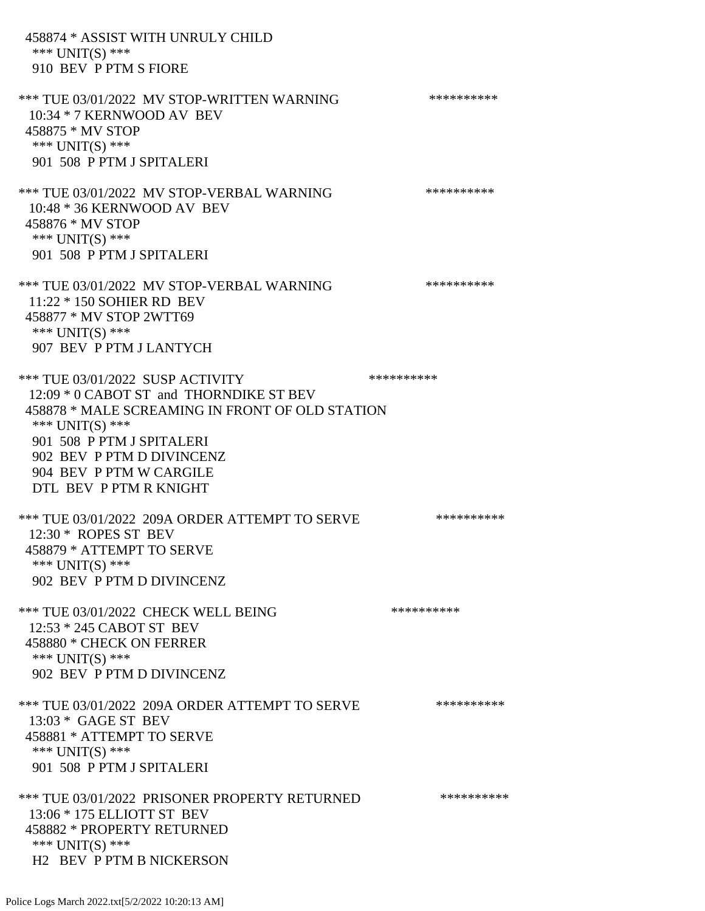458874 * ASSIST WITH UNRULY CHILD
 *** UNIT(S) ***
 910 BEV P PTM S FIORE

*** TUE 03/01/2022 MV STOP-WRITTEN WARNING **********
 10:34 * 7 KERNWOOD AV BEV
 458875 * MV STOP
 *** UNIT(S) ***
 901 508 P PTM J SPITALERI

*** TUE 03/01/2022 MV STOP-VERBAL WARNING **********
 10:48 * 36 KERNWOOD AV BEV
 458876 * MV STOP
 *** UNIT(S) ***
 901 508 P PTM J SPITALERI

*** TUE 03/01/2022 MV STOP-VERBAL WARNING **********
 11:22 * 150 SOHIER RD BEV
 458877 * MV STOP 2WTT69
 *** UNIT(S) ***
 907 BEV P PTM J LANTYCH

*** TUE 03/01/2022 SUSP ACTIVITY **********
 12:09 * 0 CABOT ST and THORNDIKE ST BEV
 458878 * MALE SCREAMING IN FRONT OF OLD STATION
 *** UNIT(S) ***
 901 508 P PTM J SPITALERI
 902 BEV P PTM D DIVINCENZ
 904 BEV P PTM W CARGILE
 DTL BEV P PTM R KNIGHT

*** TUE 03/01/2022 209A ORDER ATTEMPT TO SERVE **********
 12:30 * ROPES ST BEV
 458879 * ATTEMPT TO SERVE
 *** UNIT(S) ***
 902 BEV P PTM D DIVINCENZ

*** TUE 03/01/2022 CHECK WELL BEING **********
 12:53 * 245 CABOT ST BEV
 458880 * CHECK ON FERRER
 *** UNIT(S) ***
 902 BEV P PTM D DIVINCENZ

*** TUE 03/01/2022 209A ORDER ATTEMPT TO SERVE **********
 13:03 * GAGE ST BEV
 458881 * ATTEMPT TO SERVE
 *** UNIT(S) ***
 901 508 P PTM J SPITALERI

*** TUE 03/01/2022 PRISONER PROPERTY RETURNED **********
 13:06 * 175 ELLIOTT ST BEV
 458882 * PROPERTY RETURNED
 *** UNIT(S) ***
 H2 BEV P PTM B NICKERSON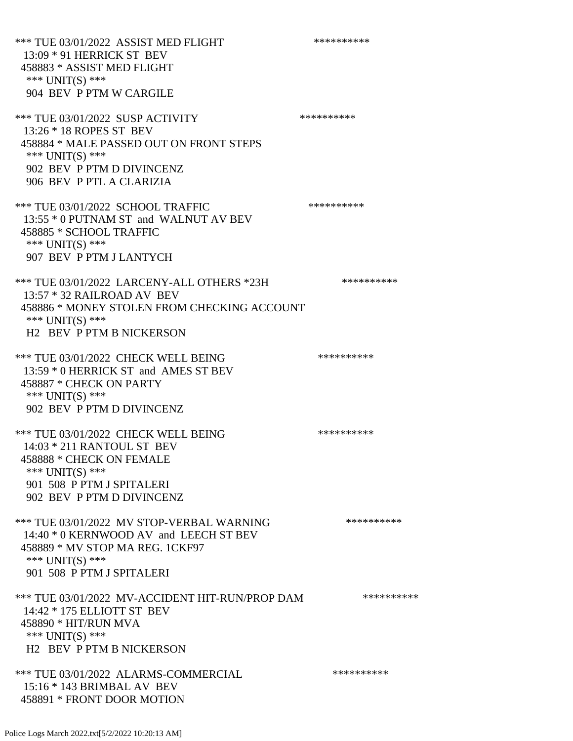*** TUE 03/01/2022 ASSIST MED FLIGHT **********
13:09 * 91 HERRICK ST BEV
458883 * ASSIST MED FLIGHT
*** UNIT(S) ***
904 BEV P PTM W CARGILE

*** TUE 03/01/2022 SUSP ACTIVITY **********
13:26 * 18 ROPES ST BEV
458884 * MALE PASSED OUT ON FRONT STEPS
*** UNIT(S) ***
902 BEV P PTM D DIVINCENZ
906 BEV P PTL A CLARIZIA

*** TUE 03/01/2022 SCHOOL TRAFFIC **********
13:55 * 0 PUTNAM ST and WALNUT AV BEV
458885 * SCHOOL TRAFFIC
*** UNIT(S) ***
907 BEV P PTM J LANTYCH

*** TUE 03/01/2022 LARCENY-ALL OTHERS *23H **********
13:57 * 32 RAILROAD AV BEV
458886 * MONEY STOLEN FROM CHECKING ACCOUNT
*** UNIT(S) ***
H2 BEV P PTM B NICKERSON

*** TUE 03/01/2022 CHECK WELL BEING **********
13:59 * 0 HERRICK ST and AMES ST BEV
458887 * CHECK ON PARTY
*** UNIT(S) ***
902 BEV P PTM D DIVINCENZ

*** TUE 03/01/2022 CHECK WELL BEING **********
14:03 * 211 RANTOUL ST BEV
458888 * CHECK ON FEMALE
*** UNIT(S) ***
901 508 P PTM J SPITALERI
902 BEV P PTM D DIVINCENZ

*** TUE 03/01/2022 MV STOP-VERBAL WARNING **********
14:40 * 0 KERNWOOD AV and LEECH ST BEV
458889 * MV STOP MA REG. 1CKF97
*** UNIT(S) ***
901 508 P PTM J SPITALERI

*** TUE 03/01/2022 MV-ACCIDENT HIT-RUN/PROP DAM **********
14:42 * 175 ELLIOTT ST BEV
458890 * HIT/RUN MVA
*** UNIT(S) ***
H2 BEV P PTM B NICKERSON

*** TUE 03/01/2022 ALARMS-COMMERCIAL **********
15:16 * 143 BRIMBAL AV BEV
458891 * FRONT DOOR MOTION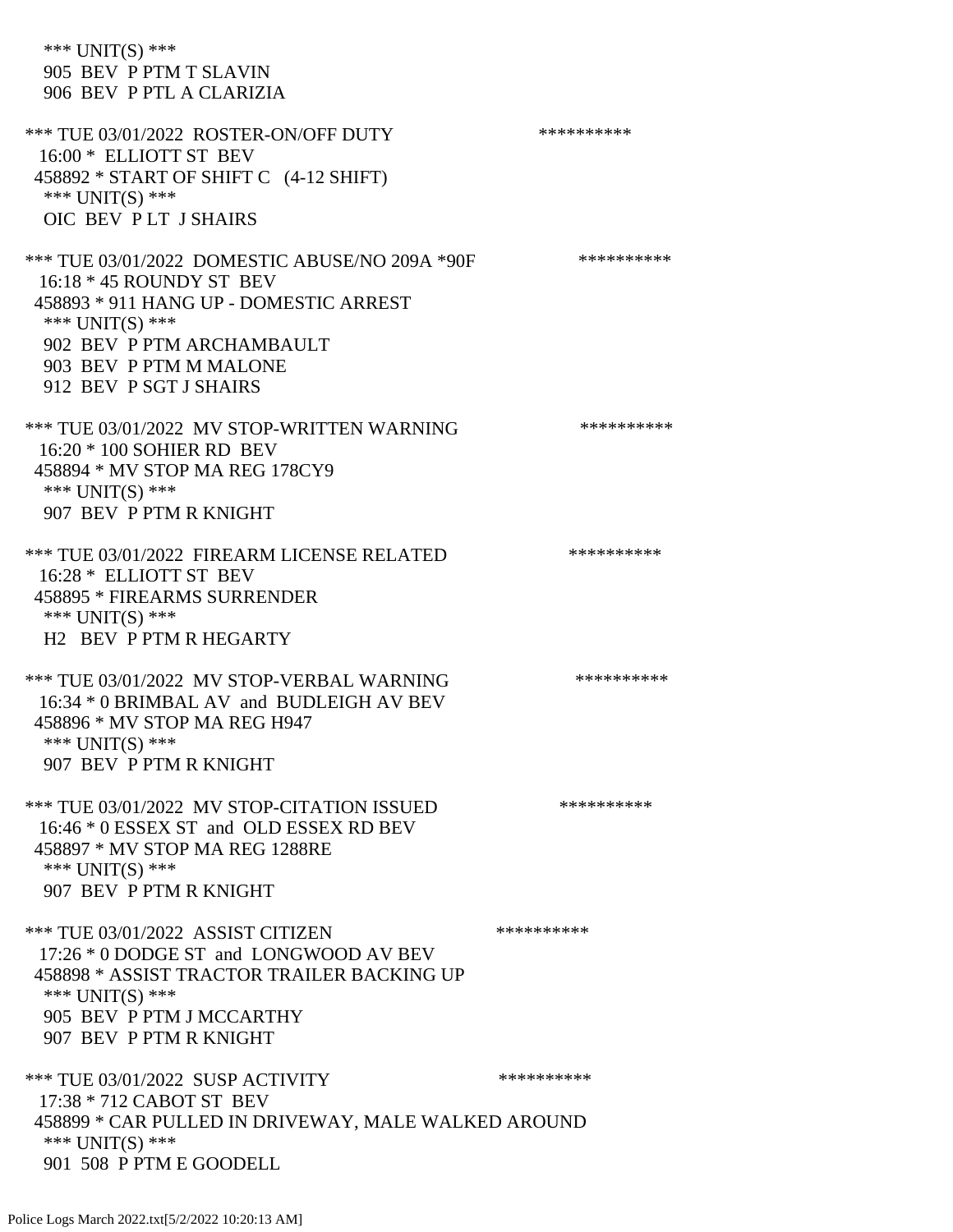\*\*\* UNIT(S) \*\*\*
905 BEV P PTM T SLAVIN
906 BEV P PTL A CLARIZIA

\*\*\* TUE 03/01/2022 ROSTER-ON/OFF DUTY \*\*\*\*\*\*\*\*\*\*
16:00 \* ELLIOTT ST BEV
458892 \* START OF SHIFT C (4-12 SHIFT)
\*\*\* UNIT(S) \*\*\*
OIC BEV P LT J SHAIRS

\*\*\* TUE 03/01/2022 DOMESTIC ABUSE/NO 209A \*90F \*\*\*\*\*\*\*\*\*\*
16:18 \* 45 ROUNDY ST BEV
458893 \* 911 HANG UP - DOMESTIC ARREST
\*\*\* UNIT(S) \*\*\*
902 BEV P PTM ARCHAMBAULT
903 BEV P PTM M MALONE
912 BEV P SGT J SHAIRS

\*\*\* TUE 03/01/2022 MV STOP-WRITTEN WARNING \*\*\*\*\*\*\*\*\*\*
16:20 \* 100 SOHIER RD BEV
458894 \* MV STOP MA REG 178CY9
\*\*\* UNIT(S) \*\*\*
907 BEV P PTM R KNIGHT

\*\*\* TUE 03/01/2022 FIREARM LICENSE RELATED \*\*\*\*\*\*\*\*\*\*
16:28 \* ELLIOTT ST BEV
458895 \* FIREARMS SURRENDER
\*\*\* UNIT(S) \*\*\*
H2 BEV P PTM R HEGARTY

\*\*\* TUE 03/01/2022 MV STOP-VERBAL WARNING \*\*\*\*\*\*\*\*\*\*
16:34 \* 0 BRIMBAL AV and BUDLEIGH AV BEV
458896 \* MV STOP MA REG H947
\*\*\* UNIT(S) \*\*\*
907 BEV P PTM R KNIGHT

\*\*\* TUE 03/01/2022 MV STOP-CITATION ISSUED \*\*\*\*\*\*\*\*\*\*
16:46 \* 0 ESSEX ST and OLD ESSEX RD BEV
458897 \* MV STOP MA REG 1288RE
\*\*\* UNIT(S) \*\*\*
907 BEV P PTM R KNIGHT

\*\*\* TUE 03/01/2022 ASSIST CITIZEN \*\*\*\*\*\*\*\*\*\*
17:26 \* 0 DODGE ST and LONGWOOD AV BEV
458898 \* ASSIST TRACTOR TRAILER BACKING UP
\*\*\* UNIT(S) \*\*\*
905 BEV P PTM J MCCARTHY
907 BEV P PTM R KNIGHT

\*\*\* TUE 03/01/2022 SUSP ACTIVITY \*\*\*\*\*\*\*\*\*\*
17:38 \* 712 CABOT ST BEV
458899 \* CAR PULLED IN DRIVEWAY, MALE WALKED AROUND
\*\*\* UNIT(S) \*\*\*
901 508 P PTM E GOODELL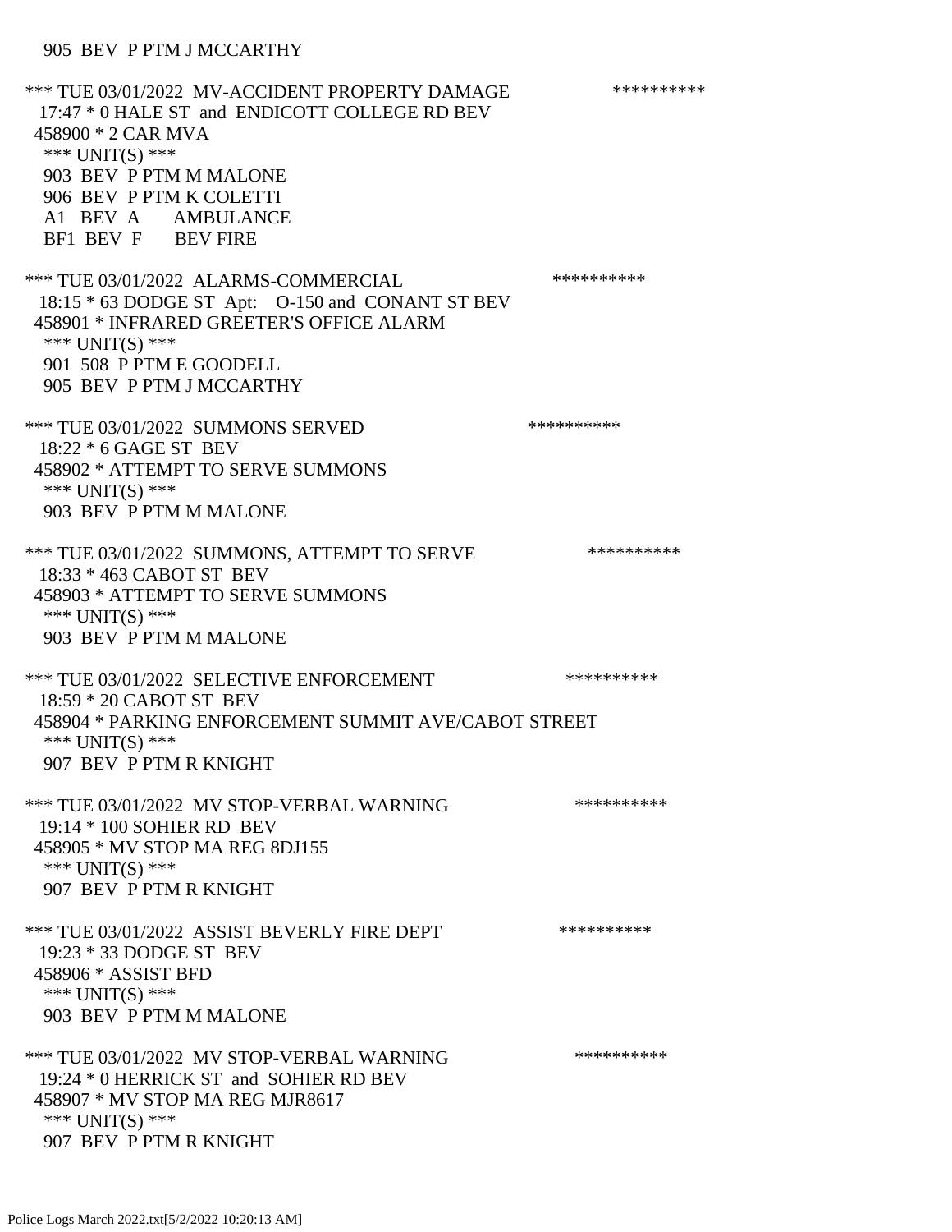905  BEV  P PTM J MCCARTHY

*** TUE 03/01/2022  MV-ACCIDENT PROPERTY DAMAGE                    **********
17:47 * 0 HALE ST  and  ENDICOTT COLLEGE RD BEV
458900 * 2 CAR MVA
*** UNIT(S) ***
903  BEV  P PTM M MALONE
906  BEV  P PTM K COLETTI
A1   BEV  A      AMBULANCE
BF1  BEV  F      BEV FIRE

*** TUE 03/01/2022  ALARMS-COMMERCIAL                    **********
18:15 * 63 DODGE ST  Apt:   O-150 and  CONANT ST BEV
458901 * INFRARED GREETER'S OFFICE ALARM
*** UNIT(S) ***
901  508  P PTM E GOODELL
905  BEV  P PTM J MCCARTHY

*** TUE 03/01/2022  SUMMONS SERVED                    **********
18:22 * 6 GAGE ST  BEV
458902 * ATTEMPT TO SERVE SUMMONS
*** UNIT(S) ***
903  BEV  P PTM M MALONE

*** TUE 03/01/2022  SUMMONS, ATTEMPT TO SERVE                    **********
18:33 * 463 CABOT ST  BEV
458903 * ATTEMPT TO SERVE SUMMONS
*** UNIT(S) ***
903  BEV  P PTM M MALONE

*** TUE 03/01/2022  SELECTIVE ENFORCEMENT                    **********
18:59 * 20 CABOT ST  BEV
458904 * PARKING ENFORCEMENT SUMMIT AVE/CABOT STREET
*** UNIT(S) ***
907  BEV  P PTM R KNIGHT

*** TUE 03/01/2022  MV STOP-VERBAL WARNING                    **********
19:14 * 100 SOHIER RD  BEV
458905 * MV STOP MA REG 8DJ155
*** UNIT(S) ***
907  BEV  P PTM R KNIGHT

*** TUE 03/01/2022  ASSIST BEVERLY FIRE DEPT                    **********
19:23 * 33 DODGE ST  BEV
458906 * ASSIST BFD
*** UNIT(S) ***
903  BEV  P PTM M MALONE

*** TUE 03/01/2022  MV STOP-VERBAL WARNING                    **********
19:24 * 0 HERRICK ST  and  SOHIER RD BEV
458907 * MV STOP MA REG MJR8617
*** UNIT(S) ***
907  BEV  P PTM R KNIGHT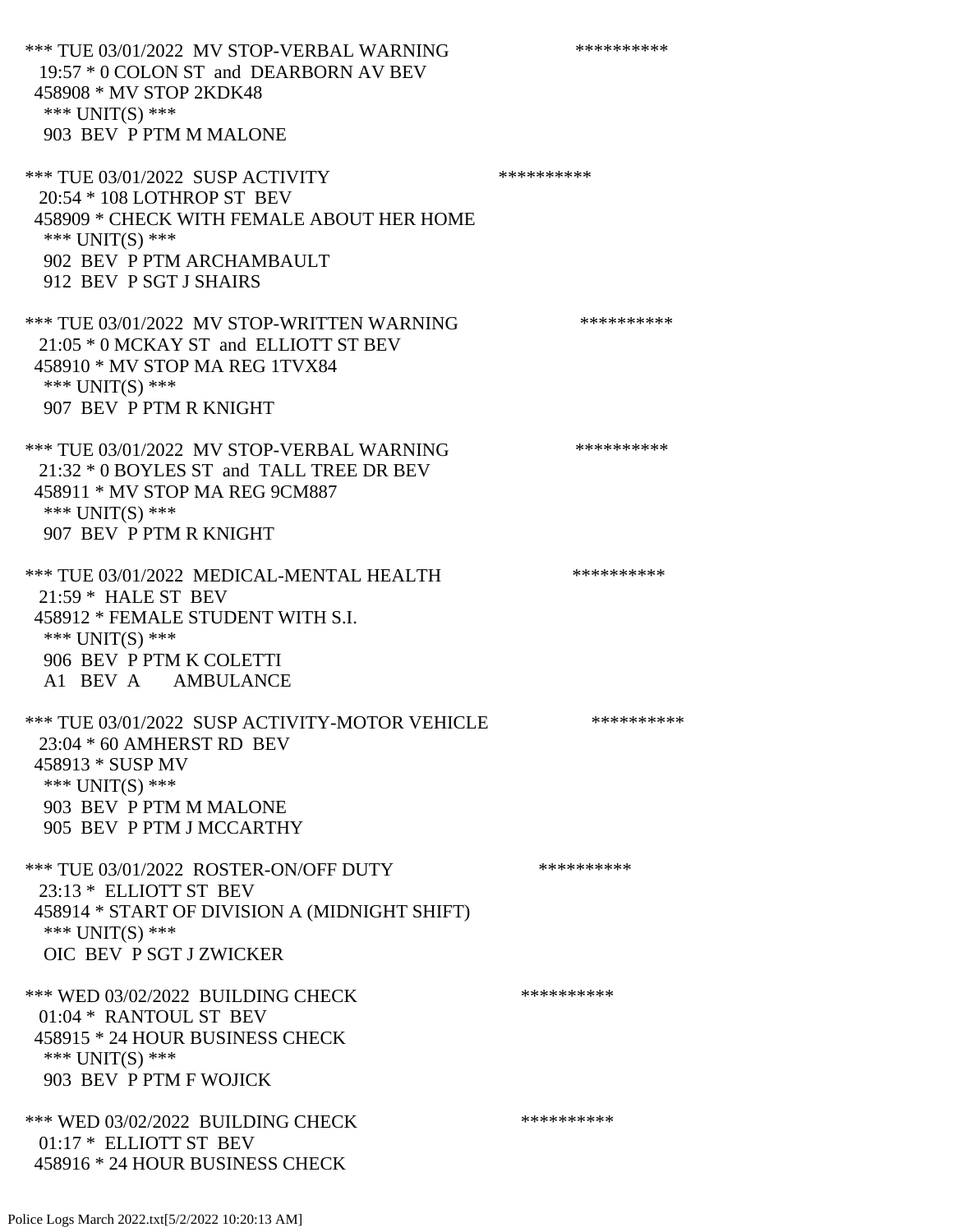*** TUE 03/01/2022 MV STOP-VERBAL WARNING **********
19:57 * 0 COLON ST and DEARBORN AV BEV
458908 * MV STOP 2KDK48
*** UNIT(S) ***
903 BEV P PTM M MALONE

*** TUE 03/01/2022 SUSP ACTIVITY **********
20:54 * 108 LOTHROP ST BEV
458909 * CHECK WITH FEMALE ABOUT HER HOME
*** UNIT(S) ***
902 BEV P PTM ARCHAMBAULT
912 BEV P SGT J SHAIRS

*** TUE 03/01/2022 MV STOP-WRITTEN WARNING **********
21:05 * 0 MCKAY ST and ELLIOTT ST BEV
458910 * MV STOP MA REG 1TVX84
*** UNIT(S) ***
907 BEV P PTM R KNIGHT

*** TUE 03/01/2022 MV STOP-VERBAL WARNING **********
21:32 * 0 BOYLES ST and TALL TREE DR BEV
458911 * MV STOP MA REG 9CM887
*** UNIT(S) ***
907 BEV P PTM R KNIGHT

*** TUE 03/01/2022 MEDICAL-MENTAL HEALTH **********
21:59 * HALE ST BEV
458912 * FEMALE STUDENT WITH S.I.
*** UNIT(S) ***
906 BEV P PTM K COLETTI
A1 BEV A AMBULANCE

*** TUE 03/01/2022 SUSP ACTIVITY-MOTOR VEHICLE **********
23:04 * 60 AMHERST RD BEV
458913 * SUSP MV
*** UNIT(S) ***
903 BEV P PTM M MALONE
905 BEV P PTM J MCCARTHY

*** TUE 03/01/2022 ROSTER-ON/OFF DUTY **********
23:13 * ELLIOTT ST BEV
458914 * START OF DIVISION A (MIDNIGHT SHIFT)
*** UNIT(S) ***
OIC BEV P SGT J ZWICKER

*** WED 03/02/2022 BUILDING CHECK **********
01:04 * RANTOUL ST BEV
458915 * 24 HOUR BUSINESS CHECK
*** UNIT(S) ***
903 BEV P PTM F WOJICK

*** WED 03/02/2022 BUILDING CHECK **********
01:17 * ELLIOTT ST BEV
458916 * 24 HOUR BUSINESS CHECK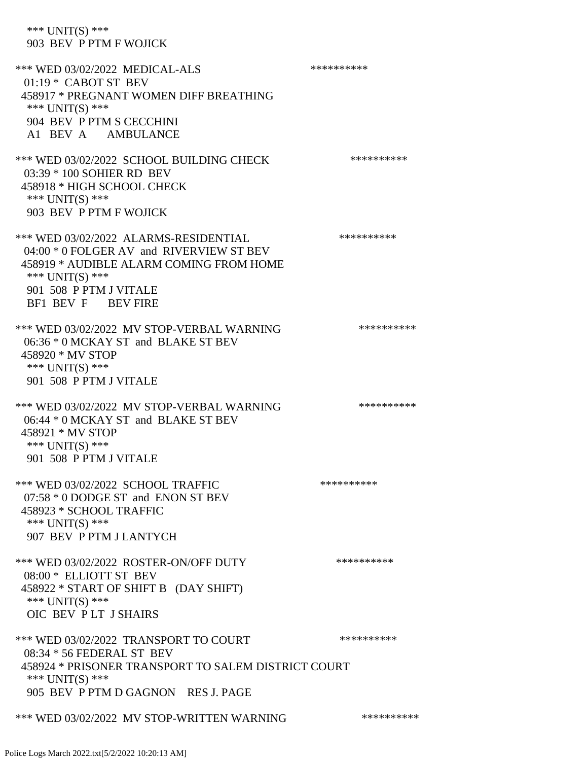\*\*\* UNIT(S) \*\*\*
903 BEV P PTM F WOJICK

\*\*\* WED 03/02/2022 MEDICAL-ALS \*\*\*\*\*\*\*\*\*\*
01:19 \* CABOT ST BEV
458917 \* PREGNANT WOMEN DIFF BREATHING
\*\*\* UNIT(S) \*\*\*
904 BEV P PTM S CECCHINI
A1 BEV A AMBULANCE

\*\*\* WED 03/02/2022 SCHOOL BUILDING CHECK \*\*\*\*\*\*\*\*\*\*
03:39 \* 100 SOHIER RD BEV
458918 \* HIGH SCHOOL CHECK
\*\*\* UNIT(S) \*\*\*
903 BEV P PTM F WOJICK

\*\*\* WED 03/02/2022 ALARMS-RESIDENTIAL \*\*\*\*\*\*\*\*\*\*
04:00 \* 0 FOLGER AV and RIVERVIEW ST BEV
458919 \* AUDIBLE ALARM COMING FROM HOME
\*\*\* UNIT(S) \*\*\*
901 508 P PTM J VITALE
BF1 BEV F BEV FIRE

\*\*\* WED 03/02/2022 MV STOP-VERBAL WARNING \*\*\*\*\*\*\*\*\*\*
06:36 \* 0 MCKAY ST and BLAKE ST BEV
458920 \* MV STOP
\*\*\* UNIT(S) \*\*\*
901 508 P PTM J VITALE

\*\*\* WED 03/02/2022 MV STOP-VERBAL WARNING \*\*\*\*\*\*\*\*\*\*
06:44 \* 0 MCKAY ST and BLAKE ST BEV
458921 \* MV STOP
\*\*\* UNIT(S) \*\*\*
901 508 P PTM J VITALE

\*\*\* WED 03/02/2022 SCHOOL TRAFFIC \*\*\*\*\*\*\*\*\*\*
07:58 \* 0 DODGE ST and ENON ST BEV
458923 \* SCHOOL TRAFFIC
\*\*\* UNIT(S) \*\*\*
907 BEV P PTM J LANTYCH

\*\*\* WED 03/02/2022 ROSTER-ON/OFF DUTY \*\*\*\*\*\*\*\*\*\*
08:00 \* ELLIOTT ST BEV
458922 \* START OF SHIFT B (DAY SHIFT)
\*\*\* UNIT(S) \*\*\*
OIC BEV P LT J SHAIRS

\*\*\* WED 03/02/2022 TRANSPORT TO COURT \*\*\*\*\*\*\*\*\*\*
08:34 \* 56 FEDERAL ST BEV
458924 \* PRISONER TRANSPORT TO SALEM DISTRICT COURT
\*\*\* UNIT(S) \*\*\*
905 BEV P PTM D GAGNON RES J. PAGE

\*\*\* WED 03/02/2022 MV STOP-WRITTEN WARNING \*\*\*\*\*\*\*\*\*\*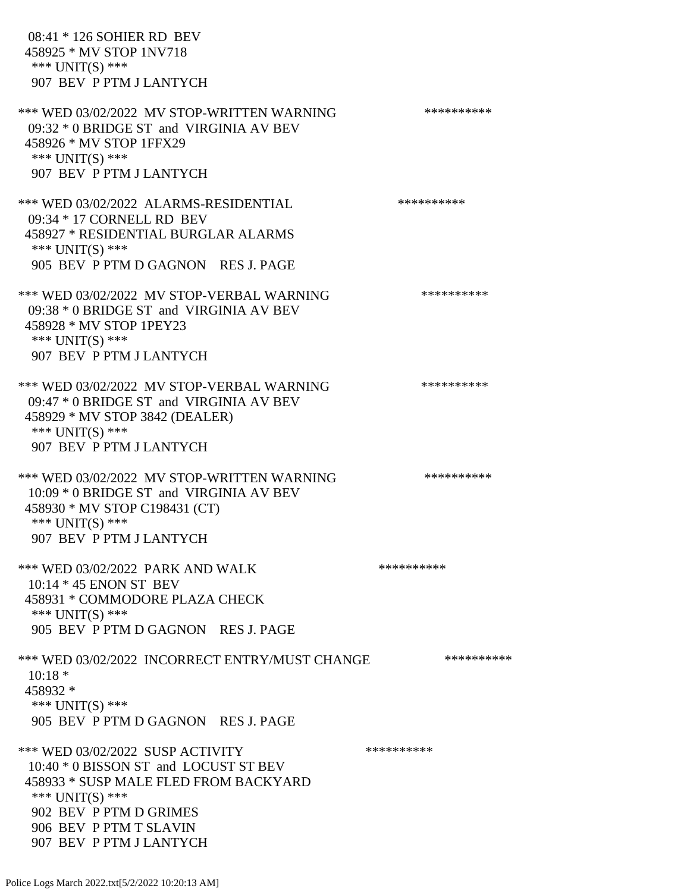08:41 * 126 SOHIER RD BEV
458925 * MV STOP 1NV718
*** UNIT(S) ***
907 BEV P PTM J LANTYCH

*** WED 03/02/2022 MV STOP-WRITTEN WARNING **********
09:32 * 0 BRIDGE ST and VIRGINIA AV BEV
458926 * MV STOP 1FFX29
*** UNIT(S) ***
907 BEV P PTM J LANTYCH

*** WED 03/02/2022 ALARMS-RESIDENTIAL **********
09:34 * 17 CORNELL RD BEV
458927 * RESIDENTIAL BURGLAR ALARMS
*** UNIT(S) ***
905 BEV P PTM D GAGNON RES J. PAGE

*** WED 03/02/2022 MV STOP-VERBAL WARNING **********
09:38 * 0 BRIDGE ST and VIRGINIA AV BEV
458928 * MV STOP 1PEY23
*** UNIT(S) ***
907 BEV P PTM J LANTYCH

*** WED 03/02/2022 MV STOP-VERBAL WARNING **********
09:47 * 0 BRIDGE ST and VIRGINIA AV BEV
458929 * MV STOP 3842 (DEALER)
*** UNIT(S) ***
907 BEV P PTM J LANTYCH

*** WED 03/02/2022 MV STOP-WRITTEN WARNING **********
10:09 * 0 BRIDGE ST and VIRGINIA AV BEV
458930 * MV STOP C198431 (CT)
*** UNIT(S) ***
907 BEV P PTM J LANTYCH

*** WED 03/02/2022 PARK AND WALK **********
10:14 * 45 ENON ST BEV
458931 * COMMODORE PLAZA CHECK
*** UNIT(S) ***
905 BEV P PTM D GAGNON RES J. PAGE

*** WED 03/02/2022 INCORRECT ENTRY/MUST CHANGE **********
10:18 *
458932 *
*** UNIT(S) ***
905 BEV P PTM D GAGNON RES J. PAGE

*** WED 03/02/2022 SUSP ACTIVITY **********
10:40 * 0 BISSON ST and LOCUST ST BEV
458933 * SUSP MALE FLED FROM BACKYARD
*** UNIT(S) ***
902 BEV P PTM D GRIMES
906 BEV P PTM T SLAVIN
907 BEV P PTM J LANTYCH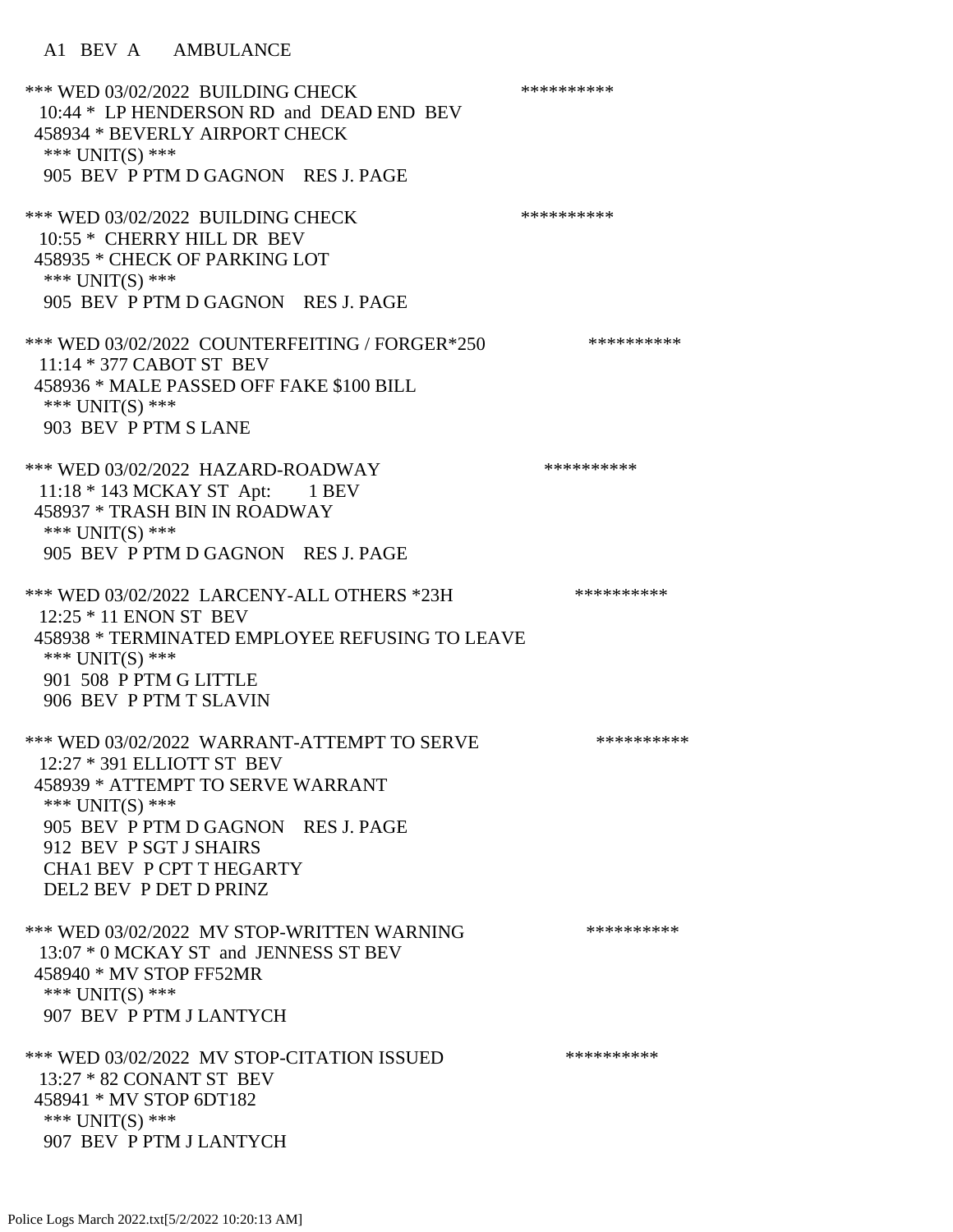A1 BEV A AMBULANCE

*** WED 03/02/2022 BUILDING CHECK **********
10:44 * LP HENDERSON RD and DEAD END BEV
458934 * BEVERLY AIRPORT CHECK
*** UNIT(S) ***
905 BEV P PTM D GAGNON RES J. PAGE

*** WED 03/02/2022 BUILDING CHECK **********
10:55 * CHERRY HILL DR BEV
458935 * CHECK OF PARKING LOT
*** UNIT(S) ***
905 BEV P PTM D GAGNON RES J. PAGE

*** WED 03/02/2022 COUNTERFEITING / FORGER*250 **********
11:14 * 377 CABOT ST BEV
458936 * MALE PASSED OFF FAKE $100 BILL
*** UNIT(S) ***
903 BEV P PTM S LANE

*** WED 03/02/2022 HAZARD-ROADWAY **********
11:18 * 143 MCKAY ST Apt: 1 BEV
458937 * TRASH BIN IN ROADWAY
*** UNIT(S) ***
905 BEV P PTM D GAGNON RES J. PAGE

*** WED 03/02/2022 LARCENY-ALL OTHERS *23H **********
12:25 * 11 ENON ST BEV
458938 * TERMINATED EMPLOYEE REFUSING TO LEAVE
*** UNIT(S) ***
901 508 P PTM G LITTLE
906 BEV P PTM T SLAVIN

*** WED 03/02/2022 WARRANT-ATTEMPT TO SERVE **********
12:27 * 391 ELLIOTT ST BEV
458939 * ATTEMPT TO SERVE WARRANT
*** UNIT(S) ***
905 BEV P PTM D GAGNON RES J. PAGE
912 BEV P SGT J SHAIRS
CHA1 BEV P CPT T HEGARTY
DEL2 BEV P DET D PRINZ

*** WED 03/02/2022 MV STOP-WRITTEN WARNING **********
13:07 * 0 MCKAY ST and JENNESS ST BEV
458940 * MV STOP FF52MR
*** UNIT(S) ***
907 BEV P PTM J LANTYCH

*** WED 03/02/2022 MV STOP-CITATION ISSUED **********
13:27 * 82 CONANT ST BEV
458941 * MV STOP 6DT182
*** UNIT(S) ***
907 BEV P PTM J LANTYCH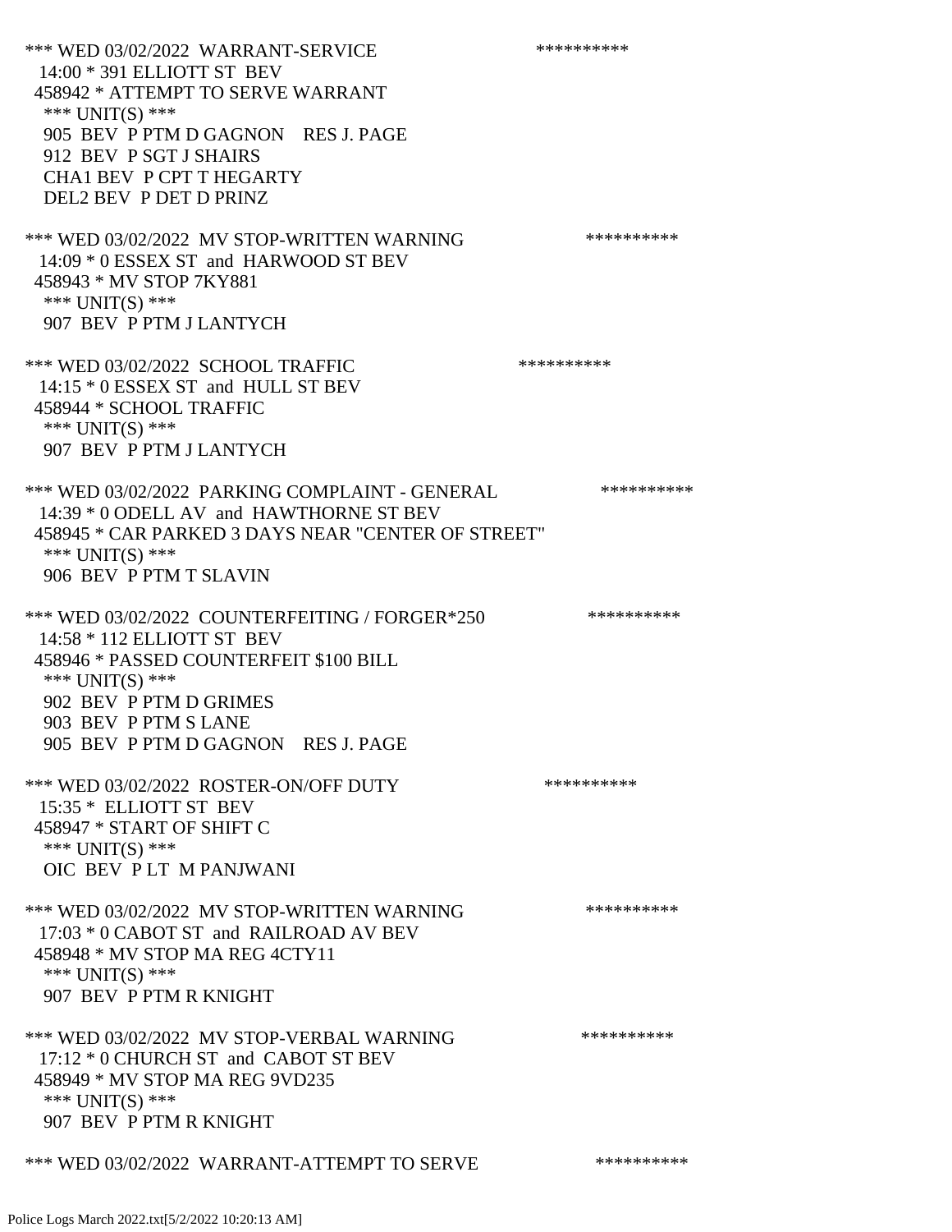*** WED 03/02/2022 WARRANT-SERVICE **********
14:00 * 391 ELLIOTT ST BEV
458942 * ATTEMPT TO SERVE WARRANT
*** UNIT(S) ***
905 BEV P PTM D GAGNON RES J. PAGE
912 BEV P SGT J SHAIRS
CHA1 BEV P CPT T HEGARTY
DEL2 BEV P DET D PRINZ

*** WED 03/02/2022 MV STOP-WRITTEN WARNING **********
14:09 * 0 ESSEX ST and HARWOOD ST BEV
458943 * MV STOP 7KY881
*** UNIT(S) ***
907 BEV P PTM J LANTYCH

*** WED 03/02/2022 SCHOOL TRAFFIC **********
14:15 * 0 ESSEX ST and HULL ST BEV
458944 * SCHOOL TRAFFIC
*** UNIT(S) ***
907 BEV P PTM J LANTYCH

*** WED 03/02/2022 PARKING COMPLAINT - GENERAL **********
14:39 * 0 ODELL AV and HAWTHORNE ST BEV
458945 * CAR PARKED 3 DAYS NEAR "CENTER OF STREET"
*** UNIT(S) ***
906 BEV P PTM T SLAVIN

*** WED 03/02/2022 COUNTERFEITING / FORGER*250 **********
14:58 * 112 ELLIOTT ST BEV
458946 * PASSED COUNTERFEIT $100 BILL
*** UNIT(S) ***
902 BEV P PTM D GRIMES
903 BEV P PTM S LANE
905 BEV P PTM D GAGNON RES J. PAGE

*** WED 03/02/2022 ROSTER-ON/OFF DUTY **********
15:35 * ELLIOTT ST BEV
458947 * START OF SHIFT C
*** UNIT(S) ***
OIC BEV P LT M PANJWANI

*** WED 03/02/2022 MV STOP-WRITTEN WARNING **********
17:03 * 0 CABOT ST and RAILROAD AV BEV
458948 * MV STOP MA REG 4CTY11
*** UNIT(S) ***
907 BEV P PTM R KNIGHT

*** WED 03/02/2022 MV STOP-VERBAL WARNING **********
17:12 * 0 CHURCH ST and CABOT ST BEV
458949 * MV STOP MA REG 9VD235
*** UNIT(S) ***
907 BEV P PTM R KNIGHT

*** WED 03/02/2022 WARRANT-ATTEMPT TO SERVE **********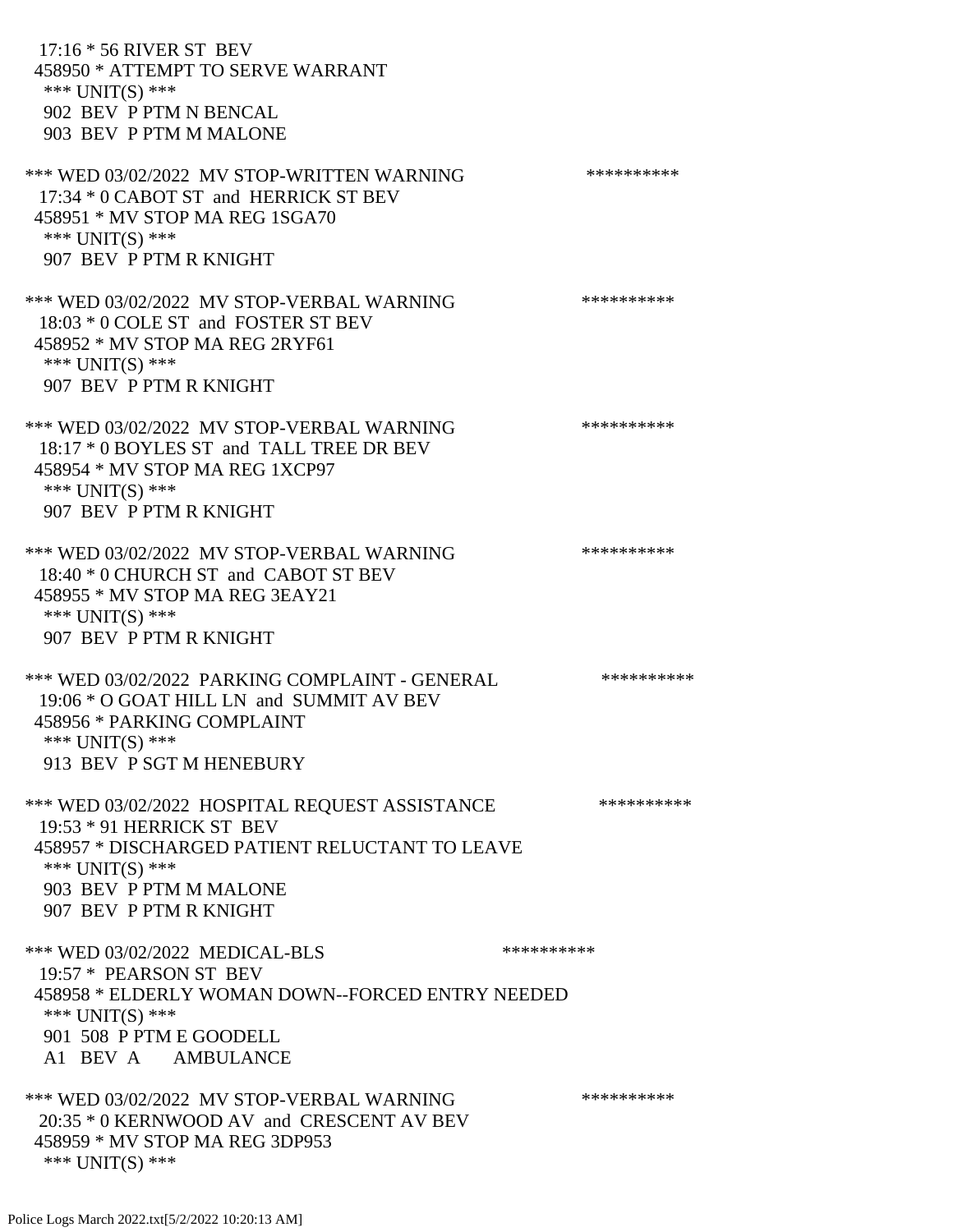17:16 * 56 RIVER ST BEV
458950 * ATTEMPT TO SERVE WARRANT
*** UNIT(S) ***
902 BEV P PTM N BENCAL
903 BEV P PTM M MALONE

*** WED 03/02/2022 MV STOP-WRITTEN WARNING **********
17:34 * 0 CABOT ST and HERRICK ST BEV
458951 * MV STOP MA REG 1SGA70
*** UNIT(S) ***
907 BEV P PTM R KNIGHT

*** WED 03/02/2022 MV STOP-VERBAL WARNING **********
18:03 * 0 COLE ST and FOSTER ST BEV
458952 * MV STOP MA REG 2RYF61
*** UNIT(S) ***
907 BEV P PTM R KNIGHT

*** WED 03/02/2022 MV STOP-VERBAL WARNING **********
18:17 * 0 BOYLES ST and TALL TREE DR BEV
458954 * MV STOP MA REG 1XCP97
*** UNIT(S) ***
907 BEV P PTM R KNIGHT

*** WED 03/02/2022 MV STOP-VERBAL WARNING **********
18:40 * 0 CHURCH ST and CABOT ST BEV
458955 * MV STOP MA REG 3EAY21
*** UNIT(S) ***
907 BEV P PTM R KNIGHT

*** WED 03/02/2022 PARKING COMPLAINT - GENERAL **********
19:06 * O GOAT HILL LN and SUMMIT AV BEV
458956 * PARKING COMPLAINT
*** UNIT(S) ***
913 BEV P SGT M HENEBURY

*** WED 03/02/2022 HOSPITAL REQUEST ASSISTANCE **********
19:53 * 91 HERRICK ST BEV
458957 * DISCHARGED PATIENT RELUCTANT TO LEAVE
*** UNIT(S) ***
903 BEV P PTM M MALONE
907 BEV P PTM R KNIGHT

*** WED 03/02/2022 MEDICAL-BLS **********
19:57 * PEARSON ST BEV
458958 * ELDERLY WOMAN DOWN--FORCED ENTRY NEEDED
*** UNIT(S) ***
901 508 P PTM E GOODELL
A1 BEV A AMBULANCE

*** WED 03/02/2022 MV STOP-VERBAL WARNING **********
20:35 * 0 KERNWOOD AV and CRESCENT AV BEV
458959 * MV STOP MA REG 3DP953
*** UNIT(S) ***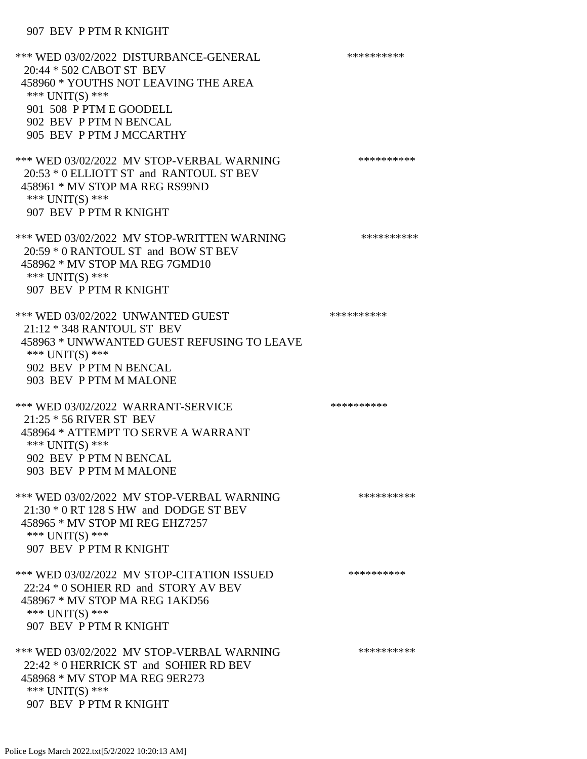907 BEV P PTM R KNIGHT

*** WED 03/02/2022 DISTURBANCE-GENERAL **********
20:44 * 502 CABOT ST BEV
458960 * YOUTHS NOT LEAVING THE AREA
*** UNIT(S) ***
901 508 P PTM E GOODELL
902 BEV P PTM N BENCAL
905 BEV P PTM J MCCARTHY

*** WED 03/02/2022 MV STOP-VERBAL WARNING **********
20:53 * 0 ELLIOTT ST and RANTOUL ST BEV
458961 * MV STOP MA REG RS99ND
*** UNIT(S) ***
907 BEV P PTM R KNIGHT

*** WED 03/02/2022 MV STOP-WRITTEN WARNING **********
20:59 * 0 RANTOUL ST and BOW ST BEV
458962 * MV STOP MA REG 7GMD10
*** UNIT(S) ***
907 BEV P PTM R KNIGHT

*** WED 03/02/2022 UNWANTED GUEST **********
21:12 * 348 RANTOUL ST BEV
458963 * UNWWANTED GUEST REFUSING TO LEAVE
*** UNIT(S) ***
902 BEV P PTM N BENCAL
903 BEV P PTM M MALONE

*** WED 03/02/2022 WARRANT-SERVICE **********
21:25 * 56 RIVER ST BEV
458964 * ATTEMPT TO SERVE A WARRANT
*** UNIT(S) ***
902 BEV P PTM N BENCAL
903 BEV P PTM M MALONE

*** WED 03/02/2022 MV STOP-VERBAL WARNING **********
21:30 * 0 RT 128 S HW and DODGE ST BEV
458965 * MV STOP MI REG EHZ7257
*** UNIT(S) ***
907 BEV P PTM R KNIGHT

*** WED 03/02/2022 MV STOP-CITATION ISSUED **********
22:24 * 0 SOHIER RD and STORY AV BEV
458967 * MV STOP MA REG 1AKD56
*** UNIT(S) ***
907 BEV P PTM R KNIGHT

*** WED 03/02/2022 MV STOP-VERBAL WARNING **********
22:42 * 0 HERRICK ST and SOHIER RD BEV
458968 * MV STOP MA REG 9ER273
*** UNIT(S) ***
907 BEV P PTM R KNIGHT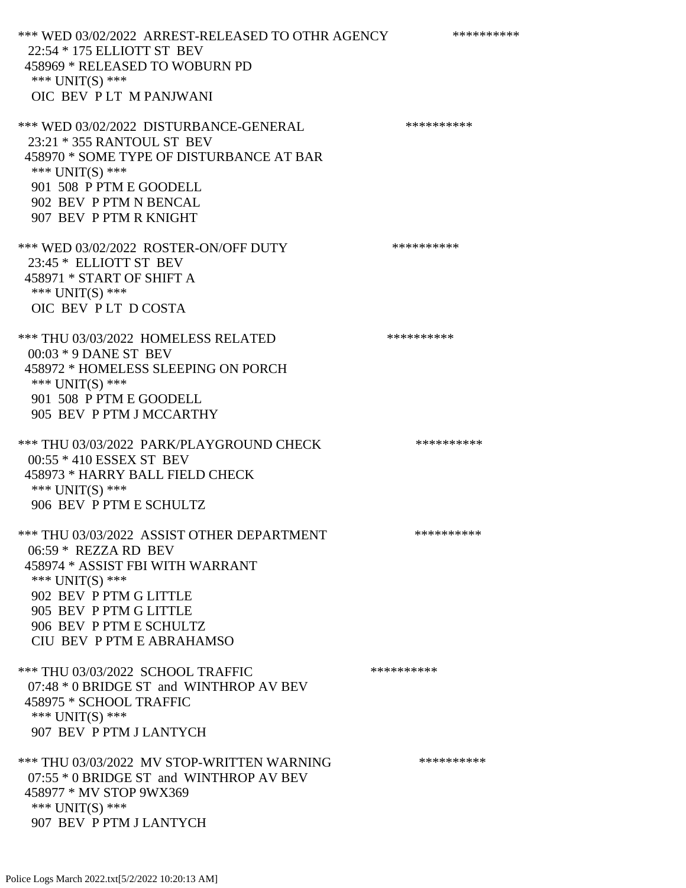*** WED 03/02/2022 ARREST-RELEASED TO OTHR AGENCY **********
22:54 * 175 ELLIOTT ST BEV
458969 * RELEASED TO WOBURN PD
*** UNIT(S) ***
OIC BEV P LT M PANJWANI

*** WED 03/02/2022 DISTURBANCE-GENERAL **********
23:21 * 355 RANTOUL ST BEV
458970 * SOME TYPE OF DISTURBANCE AT BAR
*** UNIT(S) ***
901 508 P PTM E GOODELL
902 BEV P PTM N BENCAL
907 BEV P PTM R KNIGHT

*** WED 03/02/2022 ROSTER-ON/OFF DUTY **********
23:45 * ELLIOTT ST BEV
458971 * START OF SHIFT A
*** UNIT(S) ***
OIC BEV P LT D COSTA

*** THU 03/03/2022 HOMELESS RELATED **********
00:03 * 9 DANE ST BEV
458972 * HOMELESS SLEEPING ON PORCH
*** UNIT(S) ***
901 508 P PTM E GOODELL
905 BEV P PTM J MCCARTHY

*** THU 03/03/2022 PARK/PLAYGROUND CHECK **********
00:55 * 410 ESSEX ST BEV
458973 * HARRY BALL FIELD CHECK
*** UNIT(S) ***
906 BEV P PTM E SCHULTZ

*** THU 03/03/2022 ASSIST OTHER DEPARTMENT **********
06:59 * REZZA RD BEV
458974 * ASSIST FBI WITH WARRANT
*** UNIT(S) ***
902 BEV P PTM G LITTLE
905 BEV P PTM G LITTLE
906 BEV P PTM E SCHULTZ
CIU BEV P PTM E ABRAHAMSO

*** THU 03/03/2022 SCHOOL TRAFFIC **********
07:48 * 0 BRIDGE ST and WINTHROP AV BEV
458975 * SCHOOL TRAFFIC
*** UNIT(S) ***
907 BEV P PTM J LANTYCH

*** THU 03/03/2022 MV STOP-WRITTEN WARNING **********
07:55 * 0 BRIDGE ST and WINTHROP AV BEV
458977 * MV STOP 9WX369
*** UNIT(S) ***
907 BEV P PTM J LANTYCH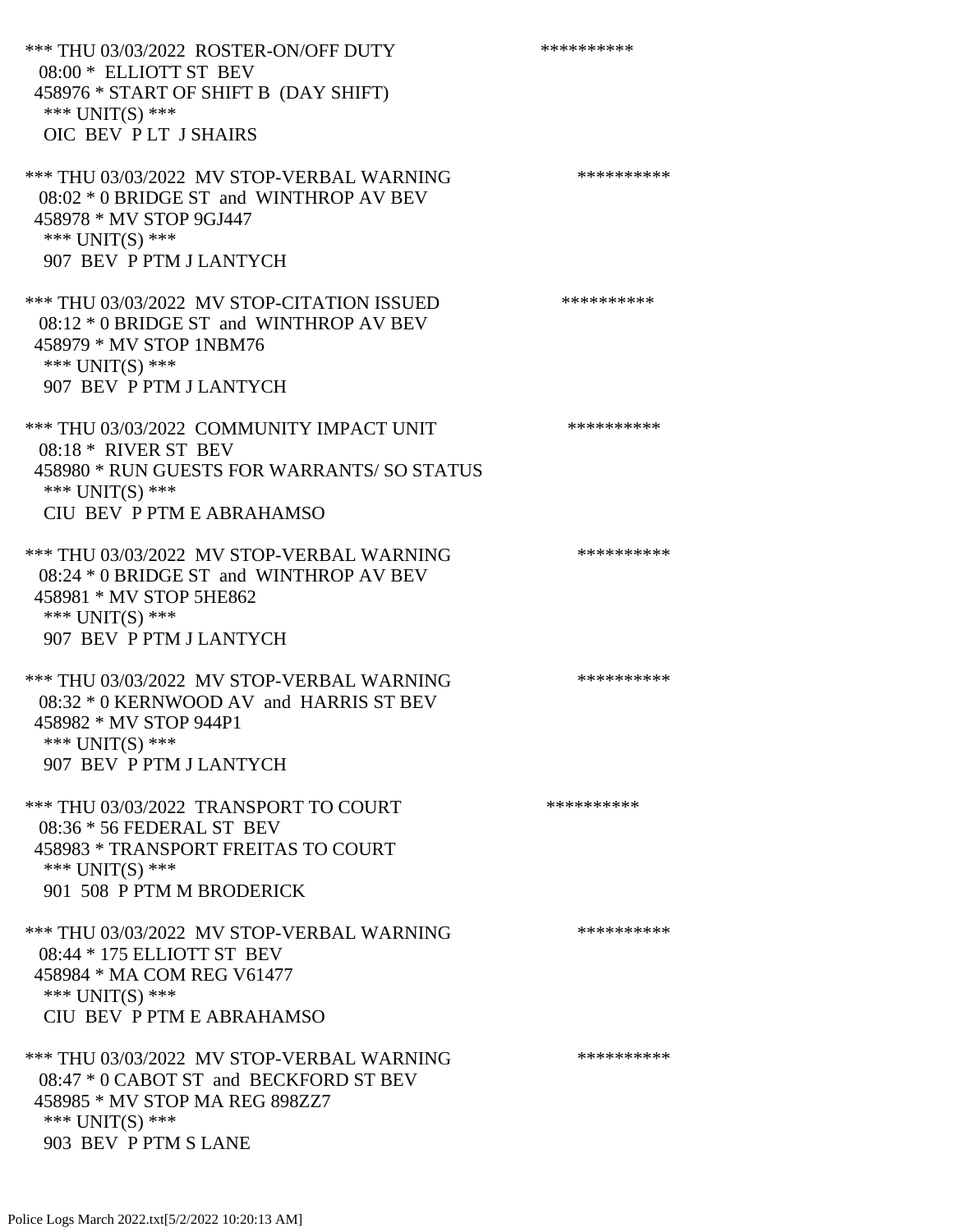*** THU 03/03/2022 ROSTER-ON/OFF DUTY **********
08:00 * ELLIOTT ST BEV
458976 * START OF SHIFT B (DAY SHIFT)
*** UNIT(S) ***
OIC BEV P LT J SHAIRS

*** THU 03/03/2022 MV STOP-VERBAL WARNING **********
08:02 * 0 BRIDGE ST and WINTHROP AV BEV
458978 * MV STOP 9GJ447
*** UNIT(S) ***
907 BEV P PTM J LANTYCH

*** THU 03/03/2022 MV STOP-CITATION ISSUED **********
08:12 * 0 BRIDGE ST and WINTHROP AV BEV
458979 * MV STOP 1NBM76
*** UNIT(S) ***
907 BEV P PTM J LANTYCH

*** THU 03/03/2022 COMMUNITY IMPACT UNIT **********
08:18 * RIVER ST BEV
458980 * RUN GUESTS FOR WARRANTS/ SO STATUS
*** UNIT(S) ***
CIU BEV P PTM E ABRAHAMSO

*** THU 03/03/2022 MV STOP-VERBAL WARNING **********
08:24 * 0 BRIDGE ST and WINTHROP AV BEV
458981 * MV STOP 5HE862
*** UNIT(S) ***
907 BEV P PTM J LANTYCH

*** THU 03/03/2022 MV STOP-VERBAL WARNING **********
08:32 * 0 KERNWOOD AV and HARRIS ST BEV
458982 * MV STOP 944P1
*** UNIT(S) ***
907 BEV P PTM J LANTYCH

*** THU 03/03/2022 TRANSPORT TO COURT **********
08:36 * 56 FEDERAL ST BEV
458983 * TRANSPORT FREITAS TO COURT
*** UNIT(S) ***
901 508 P PTM M BRODERICK

*** THU 03/03/2022 MV STOP-VERBAL WARNING **********
08:44 * 175 ELLIOTT ST BEV
458984 * MA COM REG V61477
*** UNIT(S) ***
CIU BEV P PTM E ABRAHAMSO

*** THU 03/03/2022 MV STOP-VERBAL WARNING **********
08:47 * 0 CABOT ST and BECKFORD ST BEV
458985 * MV STOP MA REG 898ZZ7
*** UNIT(S) ***
903 BEV P PTM S LANE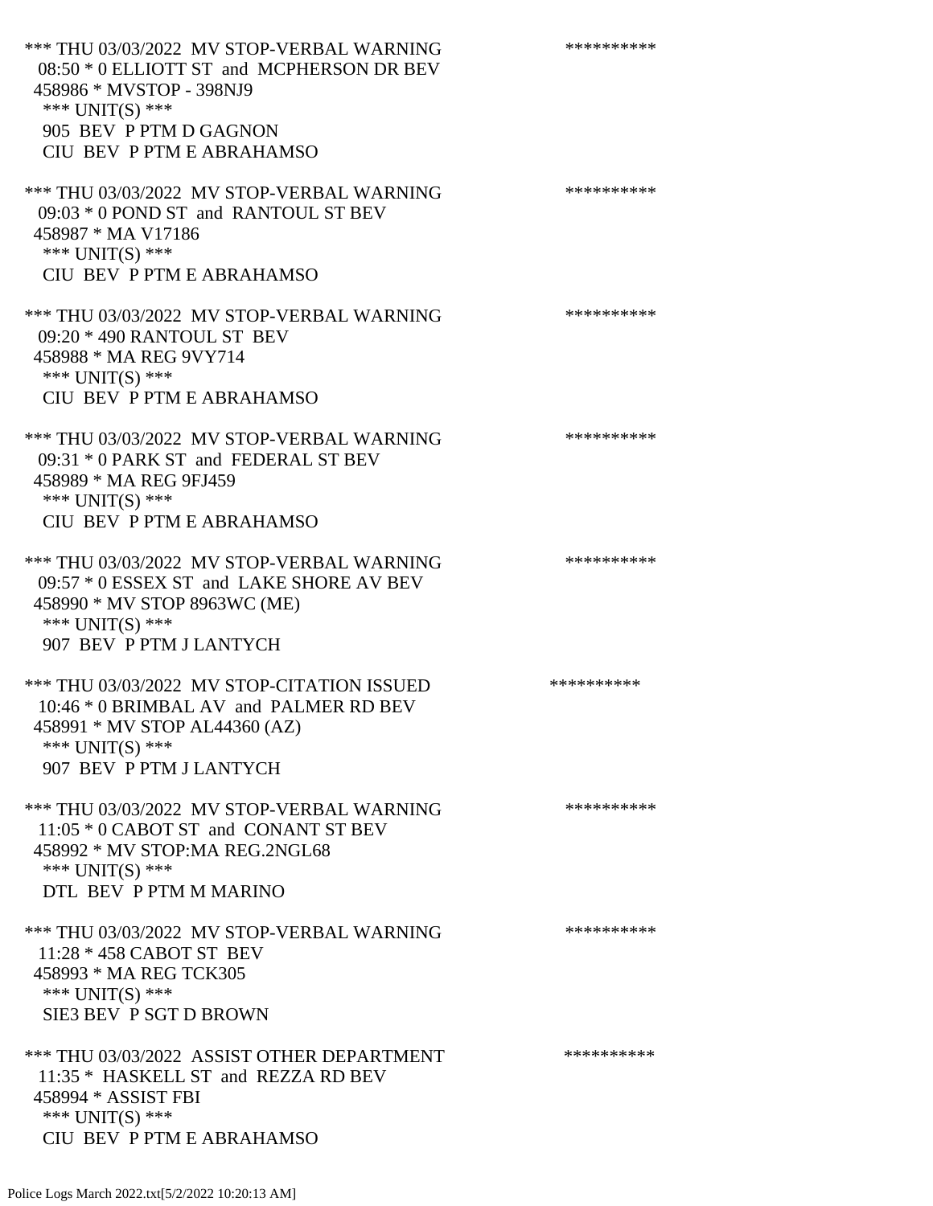*** THU 03/03/2022 MV STOP-VERBAL WARNING **********
08:50 * 0 ELLIOTT ST and MCPHERSON DR BEV
458986 * MVSTOP - 398NJ9
*** UNIT(S) ***
905 BEV P PTM D GAGNON
CIU BEV P PTM E ABRAHAMSO

*** THU 03/03/2022 MV STOP-VERBAL WARNING **********
09:03 * 0 POND ST and RANTOUL ST BEV
458987 * MA V17186
*** UNIT(S) ***
CIU BEV P PTM E ABRAHAMSO

*** THU 03/03/2022 MV STOP-VERBAL WARNING **********
09:20 * 490 RANTOUL ST BEV
458988 * MA REG 9VY714
*** UNIT(S) ***
CIU BEV P PTM E ABRAHAMSO

*** THU 03/03/2022 MV STOP-VERBAL WARNING **********
09:31 * 0 PARK ST and FEDERAL ST BEV
458989 * MA REG 9FJ459
*** UNIT(S) ***
CIU BEV P PTM E ABRAHAMSO

*** THU 03/03/2022 MV STOP-VERBAL WARNING **********
09:57 * 0 ESSEX ST and LAKE SHORE AV BEV
458990 * MV STOP 8963WC (ME)
*** UNIT(S) ***
907 BEV P PTM J LANTYCH

*** THU 03/03/2022 MV STOP-CITATION ISSUED **********
10:46 * 0 BRIMBAL AV and PALMER RD BEV
458991 * MV STOP AL44360 (AZ)
*** UNIT(S) ***
907 BEV P PTM J LANTYCH

*** THU 03/03/2022 MV STOP-VERBAL WARNING **********
11:05 * 0 CABOT ST and CONANT ST BEV
458992 * MV STOP:MA REG.2NGL68
*** UNIT(S) ***
DTL BEV P PTM M MARINO

*** THU 03/03/2022 MV STOP-VERBAL WARNING **********
11:28 * 458 CABOT ST BEV
458993 * MA REG TCK305
*** UNIT(S) ***
SIE3 BEV P SGT D BROWN

*** THU 03/03/2022 ASSIST OTHER DEPARTMENT **********
11:35 * HASKELL ST and REZZA RD BEV
458994 * ASSIST FBI
*** UNIT(S) ***
CIU BEV P PTM E ABRAHAMSO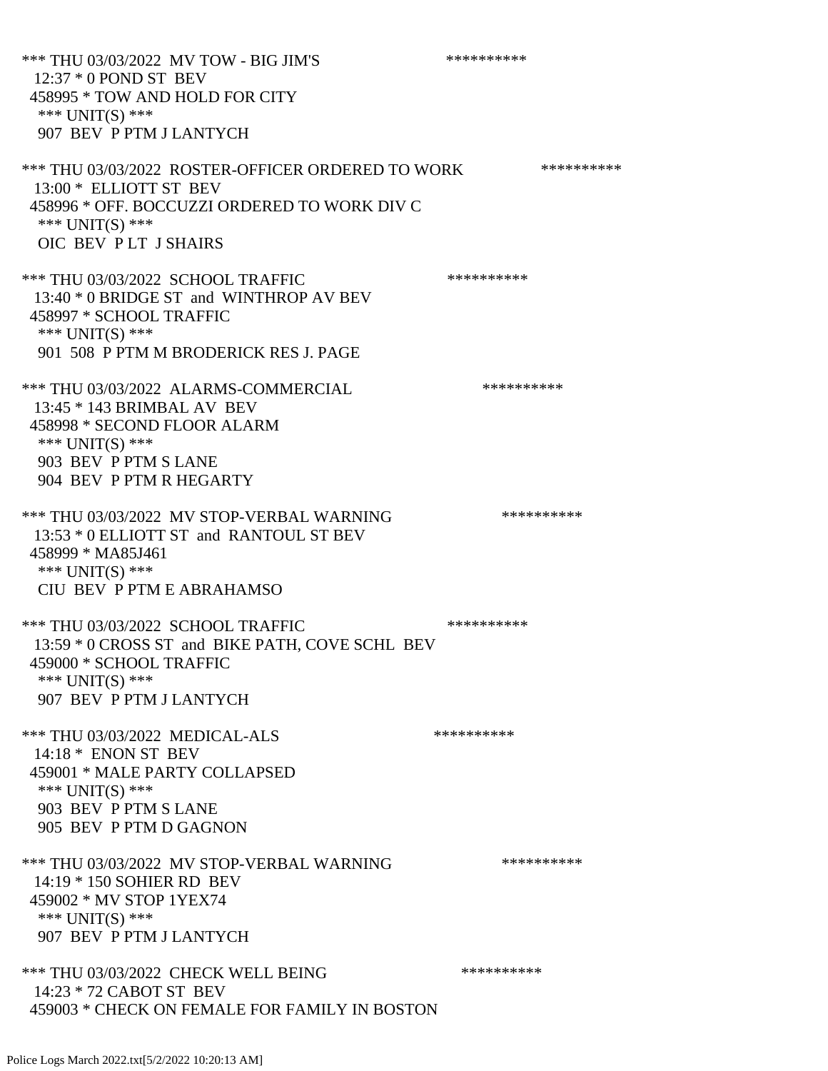*** THU 03/03/2022 MV TOW - BIG JIM'S **********
12:37 * 0 POND ST BEV
458995 * TOW AND HOLD FOR CITY
*** UNIT(S) ***
907 BEV P PTM J LANTYCH

*** THU 03/03/2022 ROSTER-OFFICER ORDERED TO WORK **********
13:00 * ELLIOTT ST BEV
458996 * OFF. BOCCUZZI ORDERED TO WORK DIV C
*** UNIT(S) ***
OIC BEV P LT J SHAIRS

*** THU 03/03/2022 SCHOOL TRAFFIC **********
13:40 * 0 BRIDGE ST and WINTHROP AV BEV
458997 * SCHOOL TRAFFIC
*** UNIT(S) ***
901 508 P PTM M BRODERICK RES J. PAGE

*** THU 03/03/2022 ALARMS-COMMERCIAL **********
13:45 * 143 BRIMBAL AV BEV
458998 * SECOND FLOOR ALARM
*** UNIT(S) ***
903 BEV P PTM S LANE
904 BEV P PTM R HEGARTY

*** THU 03/03/2022 MV STOP-VERBAL WARNING **********
13:53 * 0 ELLIOTT ST and RANTOUL ST BEV
458999 * MA85J461
*** UNIT(S) ***
CIU BEV P PTM E ABRAHAMSO

*** THU 03/03/2022 SCHOOL TRAFFIC **********
13:59 * 0 CROSS ST and BIKE PATH, COVE SCHL BEV
459000 * SCHOOL TRAFFIC
*** UNIT(S) ***
907 BEV P PTM J LANTYCH

*** THU 03/03/2022 MEDICAL-ALS **********
14:18 * ENON ST BEV
459001 * MALE PARTY COLLAPSED
*** UNIT(S) ***
903 BEV P PTM S LANE
905 BEV P PTM D GAGNON

*** THU 03/03/2022 MV STOP-VERBAL WARNING **********
14:19 * 150 SOHIER RD BEV
459002 * MV STOP 1YEX74
*** UNIT(S) ***
907 BEV P PTM J LANTYCH

*** THU 03/03/2022 CHECK WELL BEING **********
14:23 * 72 CABOT ST BEV
459003 * CHECK ON FEMALE FOR FAMILY IN BOSTON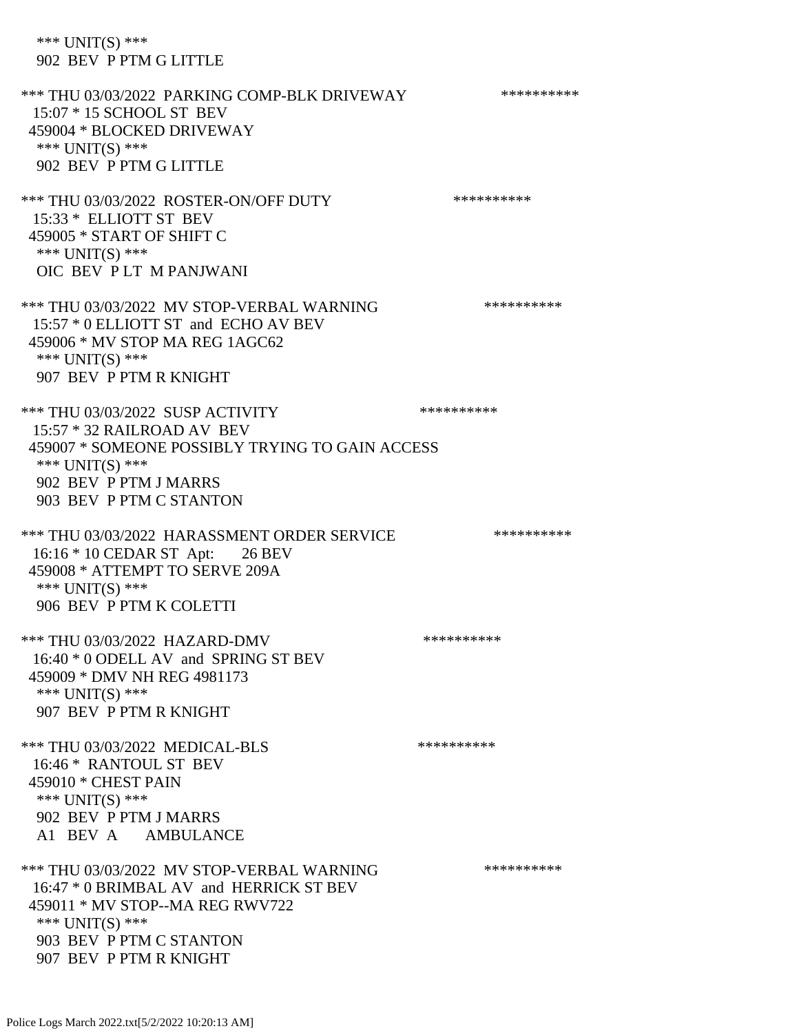*** UNIT(S) ***
902 BEV P PTM G LITTLE

*** THU 03/03/2022 PARKING COMP-BLK DRIVEWAY **********
15:07 * 15 SCHOOL ST BEV
459004 * BLOCKED DRIVEWAY
*** UNIT(S) ***
902 BEV P PTM G LITTLE

*** THU 03/03/2022 ROSTER-ON/OFF DUTY **********
15:33 * ELLIOTT ST BEV
459005 * START OF SHIFT C
*** UNIT(S) ***
OIC BEV P LT M PANJWANI

*** THU 03/03/2022 MV STOP-VERBAL WARNING **********
15:57 * 0 ELLIOTT ST and ECHO AV BEV
459006 * MV STOP MA REG 1AGC62
*** UNIT(S) ***
907 BEV P PTM R KNIGHT

*** THU 03/03/2022 SUSP ACTIVITY **********
15:57 * 32 RAILROAD AV BEV
459007 * SOMEONE POSSIBLY TRYING TO GAIN ACCESS
*** UNIT(S) ***
902 BEV P PTM J MARRS
903 BEV P PTM C STANTON

*** THU 03/03/2022 HARASSMENT ORDER SERVICE **********
16:16 * 10 CEDAR ST Apt: 26 BEV
459008 * ATTEMPT TO SERVE 209A
*** UNIT(S) ***
906 BEV P PTM K COLETTI

*** THU 03/03/2022 HAZARD-DMV **********
16:40 * 0 ODELL AV and SPRING ST BEV
459009 * DMV NH REG 4981173
*** UNIT(S) ***
907 BEV P PTM R KNIGHT

*** THU 03/03/2022 MEDICAL-BLS **********
16:46 * RANTOUL ST BEV
459010 * CHEST PAIN
*** UNIT(S) ***
902 BEV P PTM J MARRS
A1 BEV A AMBULANCE

*** THU 03/03/2022 MV STOP-VERBAL WARNING **********
16:47 * 0 BRIMBAL AV and HERRICK ST BEV
459011 * MV STOP--MA REG RWV722
*** UNIT(S) ***
903 BEV P PTM C STANTON
907 BEV P PTM R KNIGHT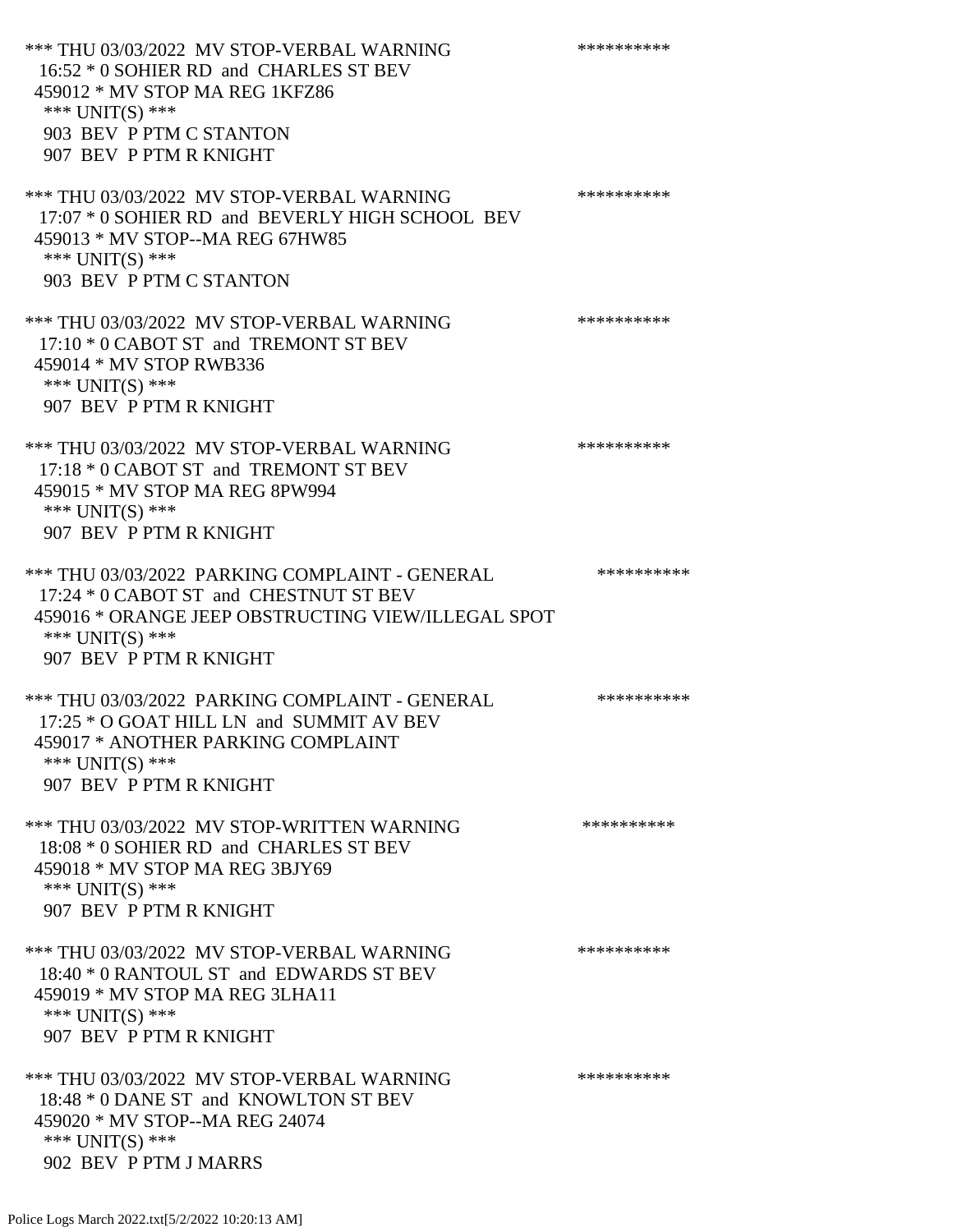*** THU 03/03/2022 MV STOP-VERBAL WARNING **********
16:52 * 0 SOHIER RD and CHARLES ST BEV
459012 * MV STOP MA REG 1KFZ86
*** UNIT(S) ***
903 BEV P PTM C STANTON
907 BEV P PTM R KNIGHT

*** THU 03/03/2022 MV STOP-VERBAL WARNING **********
17:07 * 0 SOHIER RD and BEVERLY HIGH SCHOOL BEV
459013 * MV STOP--MA REG 67HW85
*** UNIT(S) ***
903 BEV P PTM C STANTON

*** THU 03/03/2022 MV STOP-VERBAL WARNING **********
17:10 * 0 CABOT ST and TREMONT ST BEV
459014 * MV STOP RWB336
*** UNIT(S) ***
907 BEV P PTM R KNIGHT

*** THU 03/03/2022 MV STOP-VERBAL WARNING **********
17:18 * 0 CABOT ST and TREMONT ST BEV
459015 * MV STOP MA REG 8PW994
*** UNIT(S) ***
907 BEV P PTM R KNIGHT

*** THU 03/03/2022 PARKING COMPLAINT - GENERAL **********
17:24 * 0 CABOT ST and CHESTNUT ST BEV
459016 * ORANGE JEEP OBSTRUCTING VIEW/ILLEGAL SPOT
*** UNIT(S) ***
907 BEV P PTM R KNIGHT

*** THU 03/03/2022 PARKING COMPLAINT - GENERAL **********
17:25 * O GOAT HILL LN and SUMMIT AV BEV
459017 * ANOTHER PARKING COMPLAINT
*** UNIT(S) ***
907 BEV P PTM R KNIGHT

*** THU 03/03/2022 MV STOP-WRITTEN WARNING **********
18:08 * 0 SOHIER RD and CHARLES ST BEV
459018 * MV STOP MA REG 3BJY69
*** UNIT(S) ***
907 BEV P PTM R KNIGHT

*** THU 03/03/2022 MV STOP-VERBAL WARNING **********
18:40 * 0 RANTOUL ST and EDWARDS ST BEV
459019 * MV STOP MA REG 3LHA11
*** UNIT(S) ***
907 BEV P PTM R KNIGHT

*** THU 03/03/2022 MV STOP-VERBAL WARNING **********
18:48 * 0 DANE ST and KNOWLTON ST BEV
459020 * MV STOP--MA REG 24074
*** UNIT(S) ***
902 BEV P PTM J MARRS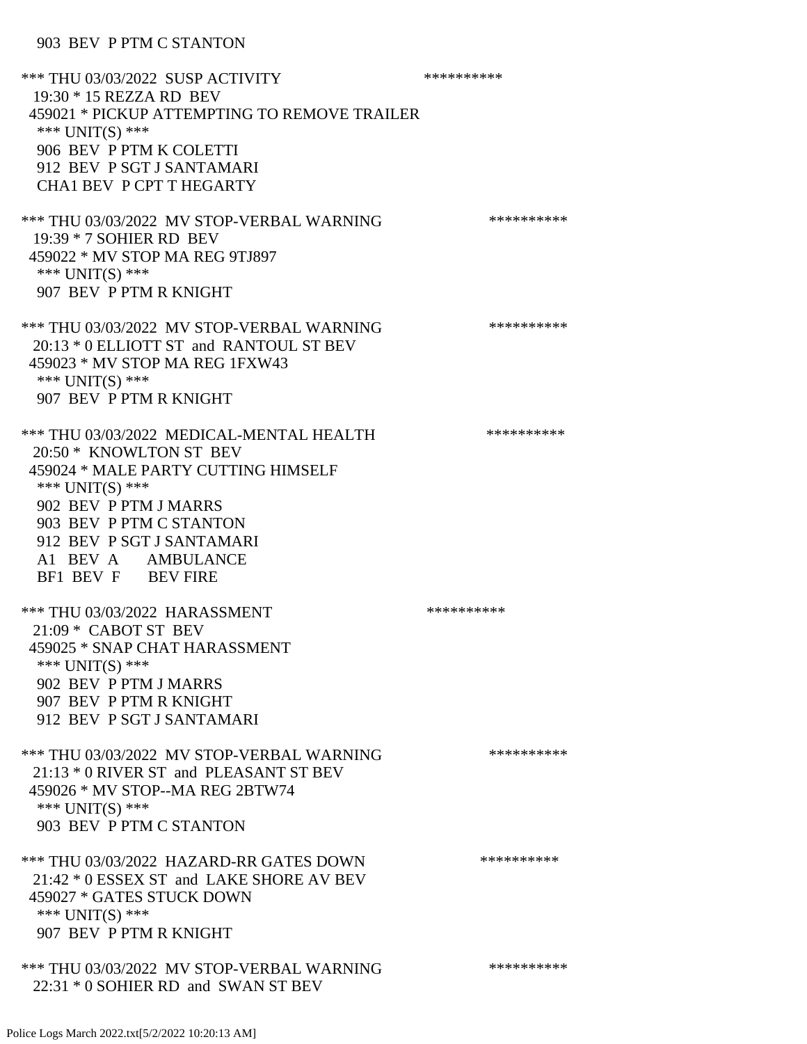903 BEV P PTM C STANTON

*** THU 03/03/2022 SUSP ACTIVITY **********
19:30 * 15 REZZA RD BEV
459021 * PICKUP ATTEMPTING TO REMOVE TRAILER
*** UNIT(S) ***
906 BEV P PTM K COLETTI
912 BEV P SGT J SANTAMARI
CHA1 BEV P CPT T HEGARTY

*** THU 03/03/2022 MV STOP-VERBAL WARNING **********
19:39 * 7 SOHIER RD BEV
459022 * MV STOP MA REG 9TJ897
*** UNIT(S) ***
907 BEV P PTM R KNIGHT

*** THU 03/03/2022 MV STOP-VERBAL WARNING **********
20:13 * 0 ELLIOTT ST and RANTOUL ST BEV
459023 * MV STOP MA REG 1FXW43
*** UNIT(S) ***
907 BEV P PTM R KNIGHT

*** THU 03/03/2022 MEDICAL-MENTAL HEALTH **********
20:50 * KNOWLTON ST BEV
459024 * MALE PARTY CUTTING HIMSELF
*** UNIT(S) ***
902 BEV P PTM J MARRS
903 BEV P PTM C STANTON
912 BEV P SGT J SANTAMARI
A1 BEV A AMBULANCE
BF1 BEV F BEV FIRE

*** THU 03/03/2022 HARASSMENT **********
21:09 * CABOT ST BEV
459025 * SNAP CHAT HARASSMENT
*** UNIT(S) ***
902 BEV P PTM J MARRS
907 BEV P PTM R KNIGHT
912 BEV P SGT J SANTAMARI

*** THU 03/03/2022 MV STOP-VERBAL WARNING **********
21:13 * 0 RIVER ST and PLEASANT ST BEV
459026 * MV STOP--MA REG 2BTW74
*** UNIT(S) ***
903 BEV P PTM C STANTON

*** THU 03/03/2022 HAZARD-RR GATES DOWN **********
21:42 * 0 ESSEX ST and LAKE SHORE AV BEV
459027 * GATES STUCK DOWN
*** UNIT(S) ***
907 BEV P PTM R KNIGHT

*** THU 03/03/2022 MV STOP-VERBAL WARNING **********
22:31 * 0 SOHIER RD and SWAN ST BEV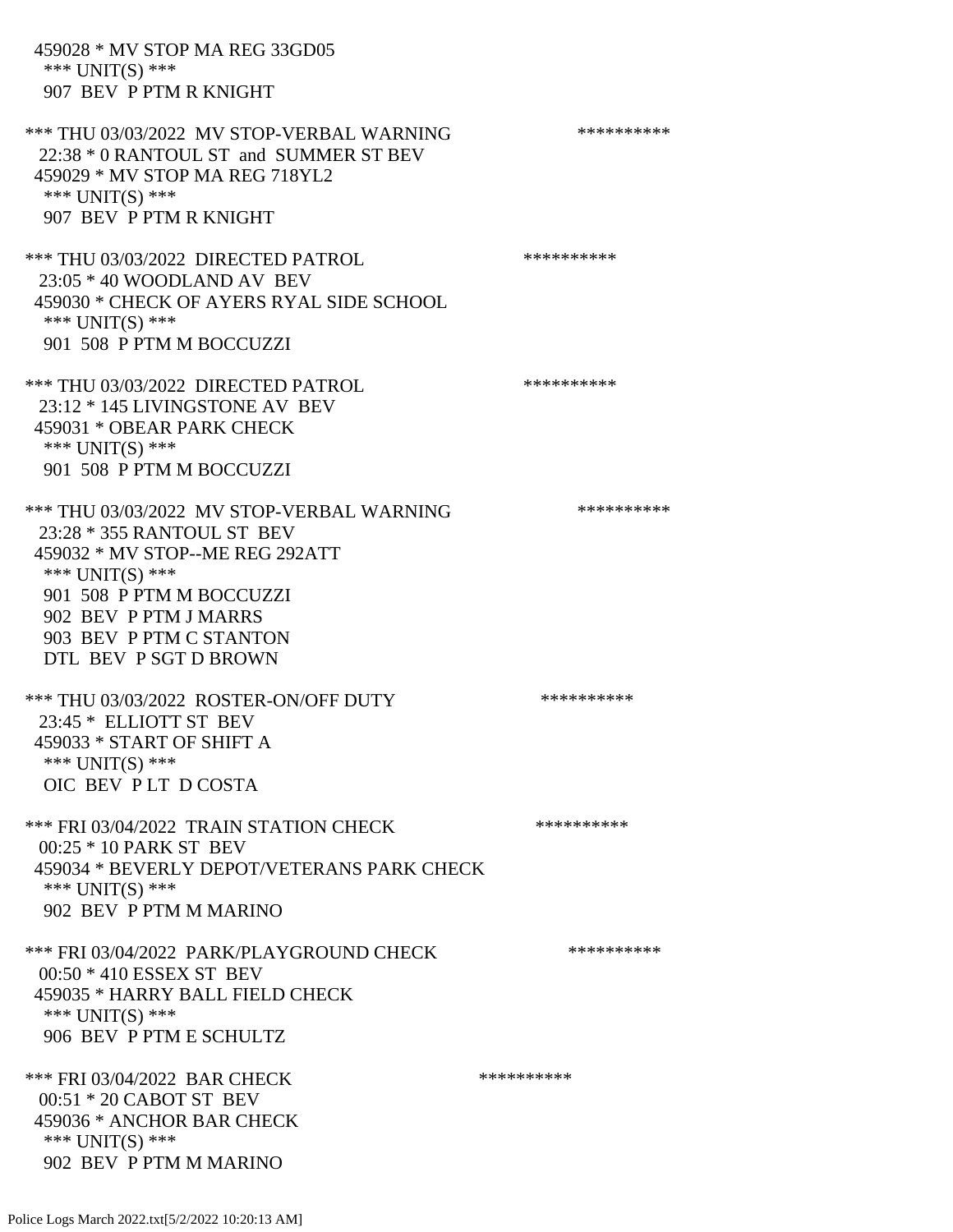459028 * MV STOP MA REG 33GD05
*** UNIT(S) ***
907 BEV P PTM R KNIGHT

*** THU 03/03/2022 MV STOP-VERBAL WARNING **********
22:38 * 0 RANTOUL ST and SUMMER ST BEV
459029 * MV STOP MA REG 718YL2
*** UNIT(S) ***
907 BEV P PTM R KNIGHT

*** THU 03/03/2022 DIRECTED PATROL **********
23:05 * 40 WOODLAND AV BEV
459030 * CHECK OF AYERS RYAL SIDE SCHOOL
*** UNIT(S) ***
901 508 P PTM M BOCCUZZI

*** THU 03/03/2022 DIRECTED PATROL **********
23:12 * 145 LIVINGSTONE AV BEV
459031 * OBEAR PARK CHECK
*** UNIT(S) ***
901 508 P PTM M BOCCUZZI

*** THU 03/03/2022 MV STOP-VERBAL WARNING **********
23:28 * 355 RANTOUL ST BEV
459032 * MV STOP--ME REG 292ATT
*** UNIT(S) ***
901 508 P PTM M BOCCUZZI
902 BEV P PTM J MARRS
903 BEV P PTM C STANTON
DTL BEV P SGT D BROWN

*** THU 03/03/2022 ROSTER-ON/OFF DUTY **********
23:45 * ELLIOTT ST BEV
459033 * START OF SHIFT A
*** UNIT(S) ***
OIC BEV P LT D COSTA

*** FRI 03/04/2022 TRAIN STATION CHECK **********
00:25 * 10 PARK ST BEV
459034 * BEVERLY DEPOT/VETERANS PARK CHECK
*** UNIT(S) ***
902 BEV P PTM M MARINO

*** FRI 03/04/2022 PARK/PLAYGROUND CHECK **********
00:50 * 410 ESSEX ST BEV
459035 * HARRY BALL FIELD CHECK
*** UNIT(S) ***
906 BEV P PTM E SCHULTZ

*** FRI 03/04/2022 BAR CHECK **********
00:51 * 20 CABOT ST BEV
459036 * ANCHOR BAR CHECK
*** UNIT(S) ***
902 BEV P PTM M MARINO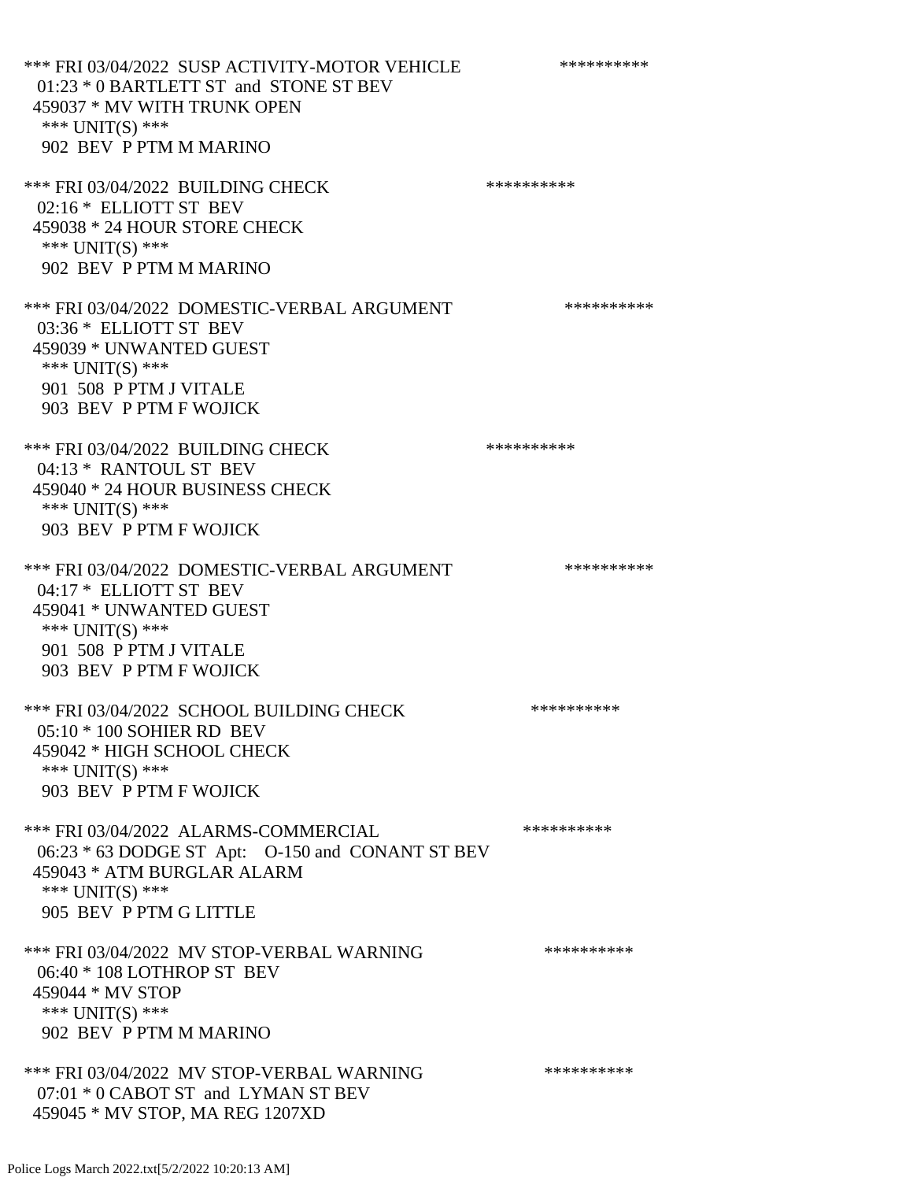*** FRI 03/04/2022 SUSP ACTIVITY-MOTOR VEHICLE **********
01:23 * 0 BARTLETT ST and STONE ST BEV
459037 * MV WITH TRUNK OPEN
*** UNIT(S) ***
902 BEV P PTM M MARINO

*** FRI 03/04/2022 BUILDING CHECK **********
02:16 * ELLIOTT ST BEV
459038 * 24 HOUR STORE CHECK
*** UNIT(S) ***
902 BEV P PTM M MARINO

*** FRI 03/04/2022 DOMESTIC-VERBAL ARGUMENT **********
03:36 * ELLIOTT ST BEV
459039 * UNWANTED GUEST
*** UNIT(S) ***
901 508 P PTM J VITALE
903 BEV P PTM F WOJICK

*** FRI 03/04/2022 BUILDING CHECK **********
04:13 * RANTOUL ST BEV
459040 * 24 HOUR BUSINESS CHECK
*** UNIT(S) ***
903 BEV P PTM F WOJICK

*** FRI 03/04/2022 DOMESTIC-VERBAL ARGUMENT **********
04:17 * ELLIOTT ST BEV
459041 * UNWANTED GUEST
*** UNIT(S) ***
901 508 P PTM J VITALE
903 BEV P PTM F WOJICK

*** FRI 03/04/2022 SCHOOL BUILDING CHECK **********
05:10 * 100 SOHIER RD BEV
459042 * HIGH SCHOOL CHECK
*** UNIT(S) ***
903 BEV P PTM F WOJICK

*** FRI 03/04/2022 ALARMS-COMMERCIAL **********
06:23 * 63 DODGE ST Apt: O-150 and CONANT ST BEV
459043 * ATM BURGLAR ALARM
*** UNIT(S) ***
905 BEV P PTM G LITTLE

*** FRI 03/04/2022 MV STOP-VERBAL WARNING **********
06:40 * 108 LOTHROP ST BEV
459044 * MV STOP
*** UNIT(S) ***
902 BEV P PTM M MARINO

*** FRI 03/04/2022 MV STOP-VERBAL WARNING **********
07:01 * 0 CABOT ST and LYMAN ST BEV
459045 * MV STOP, MA REG 1207XD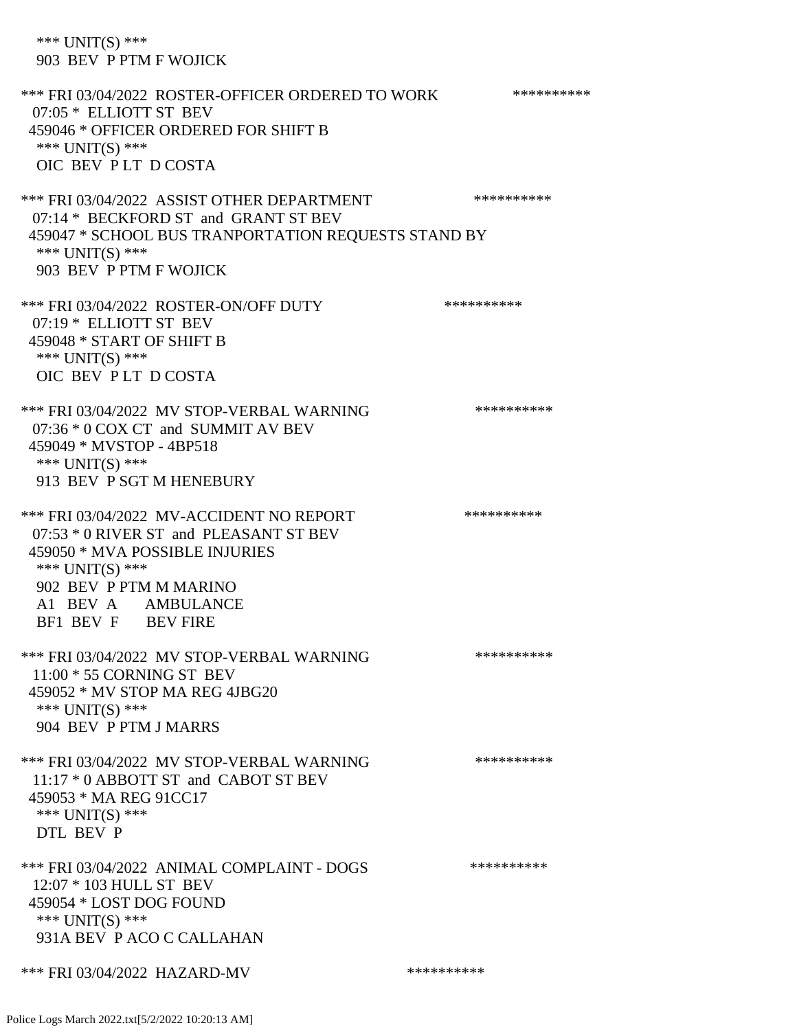\*\*\* UNIT(S) \*\*\*
903 BEV P PTM F WOJICK

\*\*\* FRI 03/04/2022 ROSTER-OFFICER ORDERED TO WORK \*\*\*\*\*\*\*\*\*\*
07:05 * ELLIOTT ST BEV
459046 * OFFICER ORDERED FOR SHIFT B
\*\*\* UNIT(S) \*\*\*
OIC BEV P LT D COSTA

\*\*\* FRI 03/04/2022 ASSIST OTHER DEPARTMENT \*\*\*\*\*\*\*\*\*\*
07:14 * BECKFORD ST and GRANT ST BEV
459047 * SCHOOL BUS TRANPORTATION REQUESTS STAND BY
\*\*\* UNIT(S) \*\*\*
903 BEV P PTM F WOJICK

\*\*\* FRI 03/04/2022 ROSTER-ON/OFF DUTY \*\*\*\*\*\*\*\*\*\*
07:19 * ELLIOTT ST BEV
459048 * START OF SHIFT B
\*\*\* UNIT(S) \*\*\*
OIC BEV P LT D COSTA

\*\*\* FRI 03/04/2022 MV STOP-VERBAL WARNING \*\*\*\*\*\*\*\*\*\*
07:36 * 0 COX CT and SUMMIT AV BEV
459049 * MVSTOP - 4BP518
\*\*\* UNIT(S) \*\*\*
913 BEV P SGT M HENEBURY

\*\*\* FRI 03/04/2022 MV-ACCIDENT NO REPORT \*\*\*\*\*\*\*\*\*\*
07:53 * 0 RIVER ST and PLEASANT ST BEV
459050 * MVA POSSIBLE INJURIES
\*\*\* UNIT(S) \*\*\*
902 BEV P PTM M MARINO
A1 BEV A AMBULANCE
BF1 BEV F BEV FIRE

\*\*\* FRI 03/04/2022 MV STOP-VERBAL WARNING \*\*\*\*\*\*\*\*\*\*
11:00 * 55 CORNING ST BEV
459052 * MV STOP MA REG 4JBG20
\*\*\* UNIT(S) \*\*\*
904 BEV P PTM J MARRS

\*\*\* FRI 03/04/2022 MV STOP-VERBAL WARNING \*\*\*\*\*\*\*\*\*\*
11:17 * 0 ABBOTT ST and CABOT ST BEV
459053 * MA REG 91CC17
\*\*\* UNIT(S) \*\*\*
DTL BEV P

\*\*\* FRI 03/04/2022 ANIMAL COMPLAINT - DOGS \*\*\*\*\*\*\*\*\*\*
12:07 * 103 HULL ST BEV
459054 * LOST DOG FOUND
\*\*\* UNIT(S) \*\*\*
931A BEV P ACO C CALLAHAN

\*\*\* FRI 03/04/2022 HAZARD-MV \*\*\*\*\*\*\*\*\*\*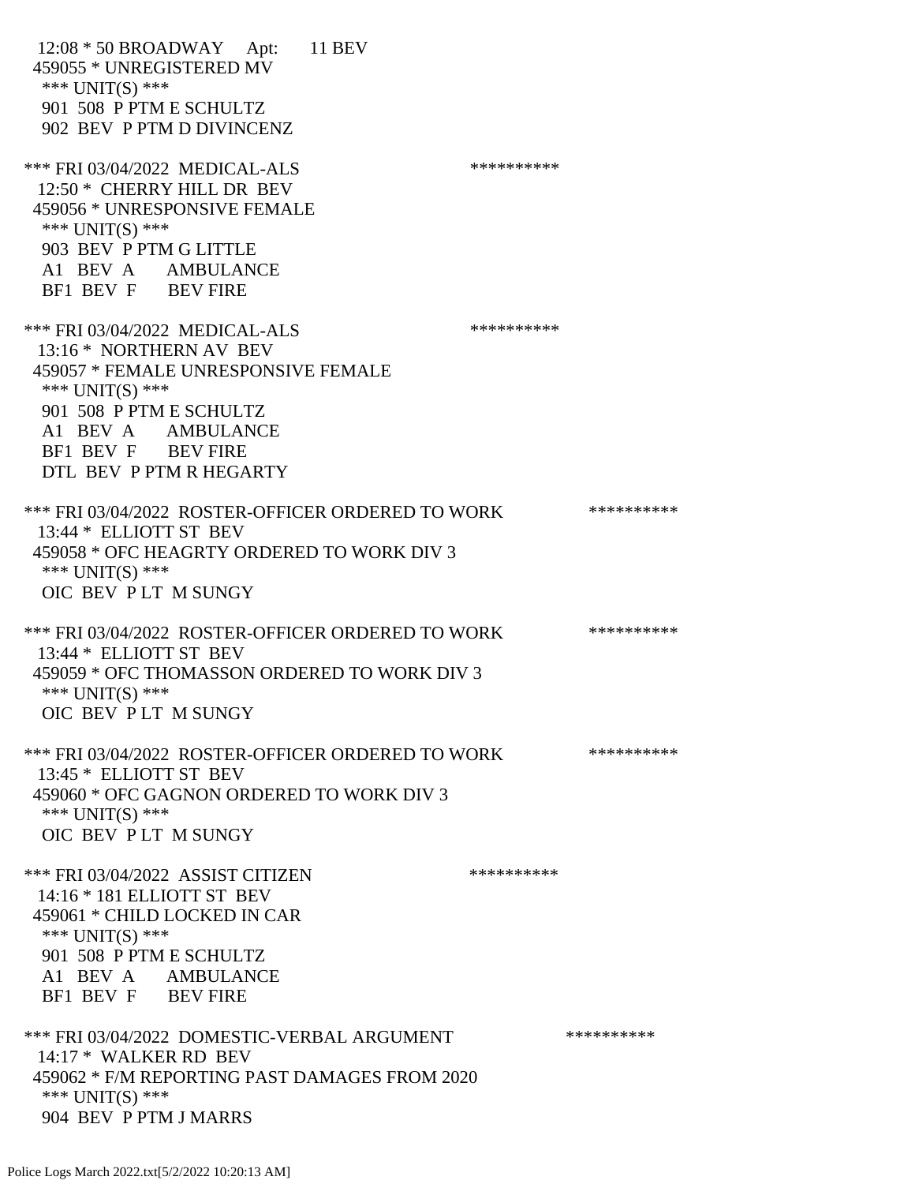12:08 * 50 BROADWAY Apt: 11 BEV
459055 * UNREGISTERED MV
*** UNIT(S) ***
901 508 P PTM E SCHULTZ
902 BEV P PTM D DIVINCENZ

*** FRI 03/04/2022 MEDICAL-ALS **********
12:50 * CHERRY HILL DR BEV
459056 * UNRESPONSIVE FEMALE
*** UNIT(S) ***
903 BEV P PTM G LITTLE
A1 BEV A AMBULANCE
BF1 BEV F BEV FIRE

*** FRI 03/04/2022 MEDICAL-ALS **********
13:16 * NORTHERN AV BEV
459057 * FEMALE UNRESPONSIVE FEMALE
*** UNIT(S) ***
901 508 P PTM E SCHULTZ
A1 BEV A AMBULANCE
BF1 BEV F BEV FIRE
DTL BEV P PTM R HEGARTY

*** FRI 03/04/2022 ROSTER-OFFICER ORDERED TO WORK **********
13:44 * ELLIOTT ST BEV
459058 * OFC HEAGRTY ORDERED TO WORK DIV 3
*** UNIT(S) ***
OIC BEV P LT M SUNGY

*** FRI 03/04/2022 ROSTER-OFFICER ORDERED TO WORK **********
13:44 * ELLIOTT ST BEV
459059 * OFC THOMASSON ORDERED TO WORK DIV 3
*** UNIT(S) ***
OIC BEV P LT M SUNGY

*** FRI 03/04/2022 ROSTER-OFFICER ORDERED TO WORK **********
13:45 * ELLIOTT ST BEV
459060 * OFC GAGNON ORDERED TO WORK DIV 3
*** UNIT(S) ***
OIC BEV P LT M SUNGY

*** FRI 03/04/2022 ASSIST CITIZEN **********
14:16 * 181 ELLIOTT ST BEV
459061 * CHILD LOCKED IN CAR
*** UNIT(S) ***
901 508 P PTM E SCHULTZ
A1 BEV A AMBULANCE
BF1 BEV F BEV FIRE

*** FRI 03/04/2022 DOMESTIC-VERBAL ARGUMENT **********
14:17 * WALKER RD BEV
459062 * F/M REPORTING PAST DAMAGES FROM 2020
*** UNIT(S) ***
904 BEV P PTM J MARRS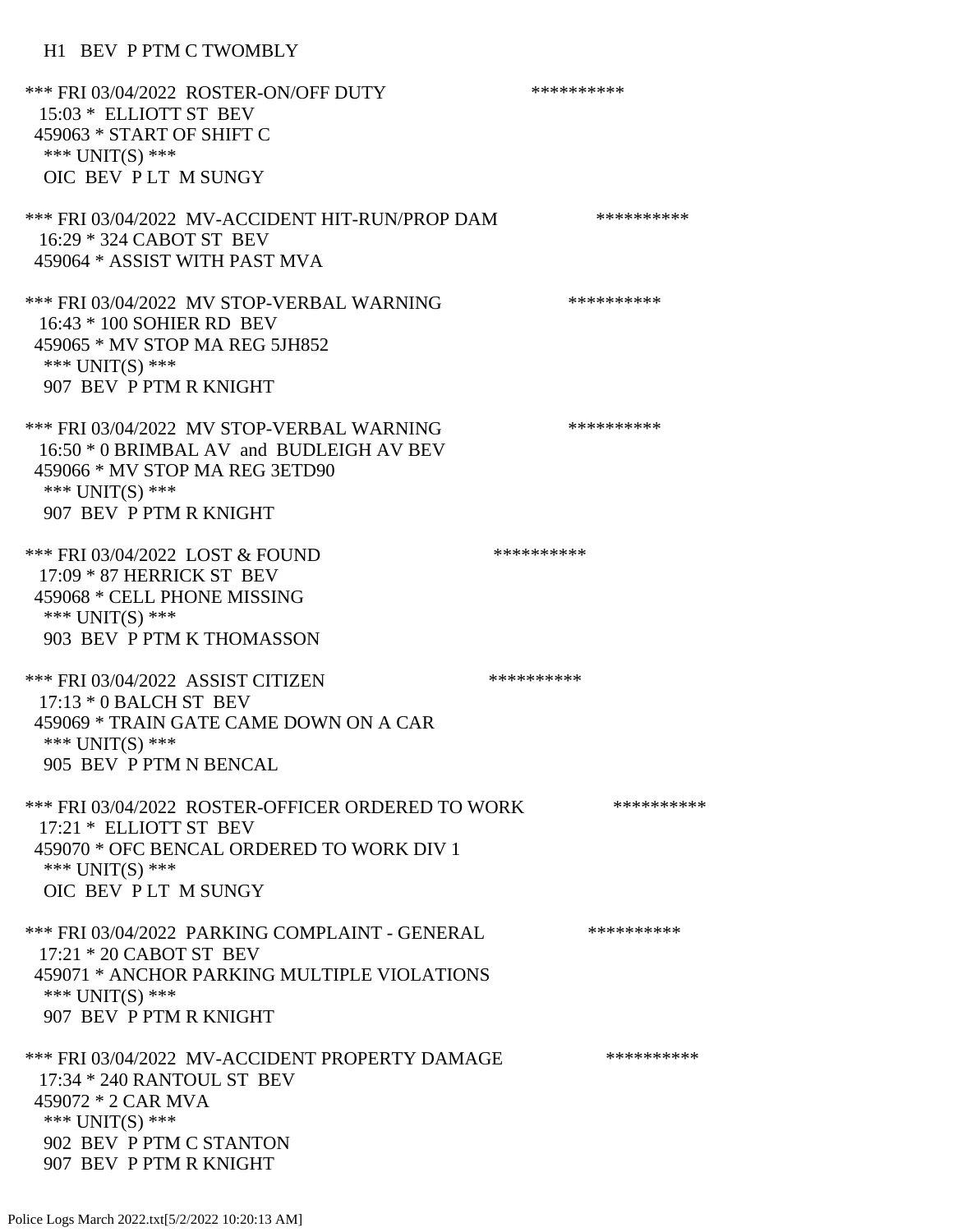H1 BEV P PTM C TWOMBLY

*** FRI 03/04/2022 ROSTER-ON/OFF DUTY **********
15:03 * ELLIOTT ST BEV
459063 * START OF SHIFT C
*** UNIT(S) ***
OIC BEV P LT M SUNGY

*** FRI 03/04/2022 MV-ACCIDENT HIT-RUN/PROP DAM **********
16:29 * 324 CABOT ST BEV
459064 * ASSIST WITH PAST MVA

*** FRI 03/04/2022 MV STOP-VERBAL WARNING **********
16:43 * 100 SOHIER RD BEV
459065 * MV STOP MA REG 5JH852
*** UNIT(S) ***
907 BEV P PTM R KNIGHT

*** FRI 03/04/2022 MV STOP-VERBAL WARNING **********
16:50 * 0 BRIMBAL AV and BUDLEIGH AV BEV
459066 * MV STOP MA REG 3ETD90
*** UNIT(S) ***
907 BEV P PTM R KNIGHT

*** FRI 03/04/2022 LOST & FOUND **********
17:09 * 87 HERRICK ST BEV
459068 * CELL PHONE MISSING
*** UNIT(S) ***
903 BEV P PTM K THOMASSON

*** FRI 03/04/2022 ASSIST CITIZEN **********
17:13 * 0 BALCH ST BEV
459069 * TRAIN GATE CAME DOWN ON A CAR
*** UNIT(S) ***
905 BEV P PTM N BENCAL

*** FRI 03/04/2022 ROSTER-OFFICER ORDERED TO WORK **********
17:21 * ELLIOTT ST BEV
459070 * OFC BENCAL ORDERED TO WORK DIV 1
*** UNIT(S) ***
OIC BEV P LT M SUNGY

*** FRI 03/04/2022 PARKING COMPLAINT - GENERAL **********
17:21 * 20 CABOT ST BEV
459071 * ANCHOR PARKING MULTIPLE VIOLATIONS
*** UNIT(S) ***
907 BEV P PTM R KNIGHT

*** FRI 03/04/2022 MV-ACCIDENT PROPERTY DAMAGE **********
17:34 * 240 RANTOUL ST BEV
459072 * 2 CAR MVA
*** UNIT(S) ***
902 BEV P PTM C STANTON
907 BEV P PTM R KNIGHT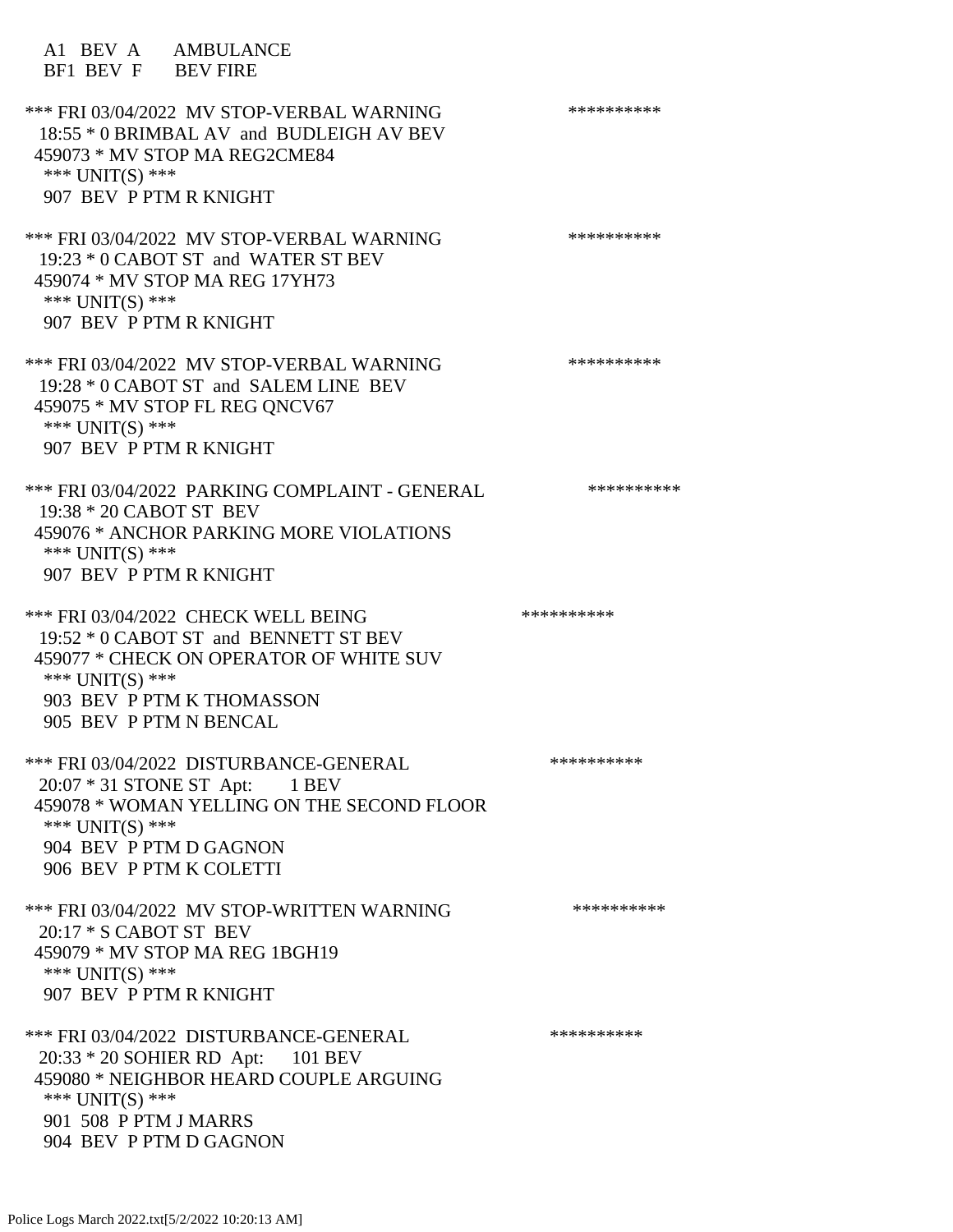A1 BEV A AMBULANCE
BF1 BEV F BEV FIRE

*** FRI 03/04/2022 MV STOP-VERBAL WARNING **********
18:55 * 0 BRIMBAL AV and BUDLEIGH AV BEV
459073 * MV STOP MA REG2CME84
*** UNIT(S) ***
907 BEV P PTM R KNIGHT

*** FRI 03/04/2022 MV STOP-VERBAL WARNING **********
19:23 * 0 CABOT ST and WATER ST BEV
459074 * MV STOP MA REG 17YH73
*** UNIT(S) ***
907 BEV P PTM R KNIGHT

*** FRI 03/04/2022 MV STOP-VERBAL WARNING **********
19:28 * 0 CABOT ST and SALEM LINE BEV
459075 * MV STOP FL REG QNCV67
*** UNIT(S) ***
907 BEV P PTM R KNIGHT

*** FRI 03/04/2022 PARKING COMPLAINT - GENERAL **********
19:38 * 20 CABOT ST BEV
459076 * ANCHOR PARKING MORE VIOLATIONS
*** UNIT(S) ***
907 BEV P PTM R KNIGHT

*** FRI 03/04/2022 CHECK WELL BEING **********
19:52 * 0 CABOT ST and BENNETT ST BEV
459077 * CHECK ON OPERATOR OF WHITE SUV
*** UNIT(S) ***
903 BEV P PTM K THOMASSON
905 BEV P PTM N BENCAL

*** FRI 03/04/2022 DISTURBANCE-GENERAL **********
20:07 * 31 STONE ST Apt: 1 BEV
459078 * WOMAN YELLING ON THE SECOND FLOOR
*** UNIT(S) ***
904 BEV P PTM D GAGNON
906 BEV P PTM K COLETTI

*** FRI 03/04/2022 MV STOP-WRITTEN WARNING **********
20:17 * S CABOT ST BEV
459079 * MV STOP MA REG 1BGH19
*** UNIT(S) ***
907 BEV P PTM R KNIGHT

*** FRI 03/04/2022 DISTURBANCE-GENERAL **********
20:33 * 20 SOHIER RD Apt: 101 BEV
459080 * NEIGHBOR HEARD COUPLE ARGUING
*** UNIT(S) ***
901 508 P PTM J MARRS
904 BEV P PTM D GAGNON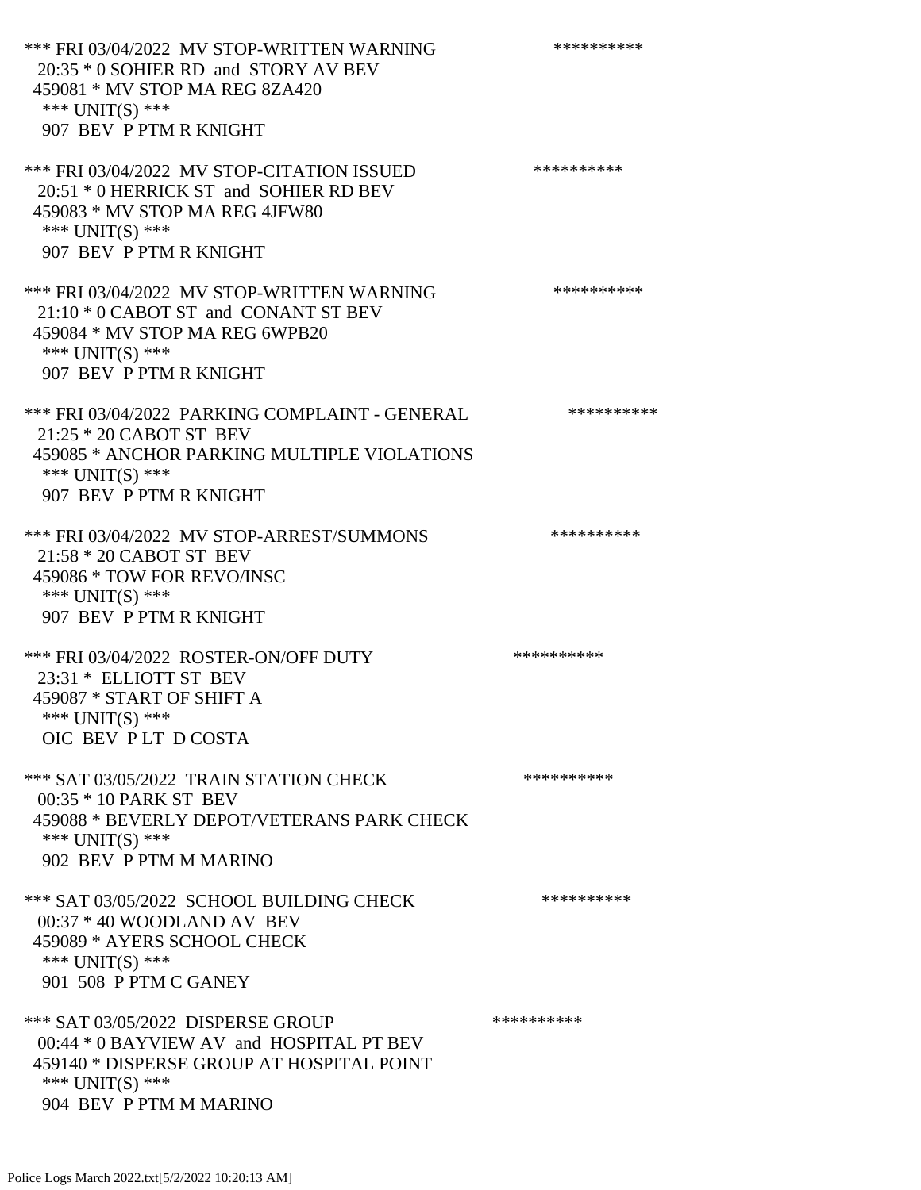*** FRI 03/04/2022 MV STOP-WRITTEN WARNING **********
20:35 * 0 SOHIER RD and STORY AV BEV
459081 * MV STOP MA REG 8ZA420
*** UNIT(S) ***
907 BEV P PTM R KNIGHT

*** FRI 03/04/2022 MV STOP-CITATION ISSUED **********
20:51 * 0 HERRICK ST and SOHIER RD BEV
459083 * MV STOP MA REG 4JFW80
*** UNIT(S) ***
907 BEV P PTM R KNIGHT

*** FRI 03/04/2022 MV STOP-WRITTEN WARNING **********
21:10 * 0 CABOT ST and CONANT ST BEV
459084 * MV STOP MA REG 6WPB20
*** UNIT(S) ***
907 BEV P PTM R KNIGHT

*** FRI 03/04/2022 PARKING COMPLAINT - GENERAL **********
21:25 * 20 CABOT ST BEV
459085 * ANCHOR PARKING MULTIPLE VIOLATIONS
*** UNIT(S) ***
907 BEV P PTM R KNIGHT

*** FRI 03/04/2022 MV STOP-ARREST/SUMMONS **********
21:58 * 20 CABOT ST BEV
459086 * TOW FOR REVO/INSC
*** UNIT(S) ***
907 BEV P PTM R KNIGHT

*** FRI 03/04/2022 ROSTER-ON/OFF DUTY **********
23:31 * ELLIOTT ST BEV
459087 * START OF SHIFT A
*** UNIT(S) ***
OIC BEV P LT D COSTA

*** SAT 03/05/2022 TRAIN STATION CHECK **********
00:35 * 10 PARK ST BEV
459088 * BEVERLY DEPOT/VETERANS PARK CHECK
*** UNIT(S) ***
902 BEV P PTM M MARINO

*** SAT 03/05/2022 SCHOOL BUILDING CHECK **********
00:37 * 40 WOODLAND AV BEV
459089 * AYERS SCHOOL CHECK
*** UNIT(S) ***
901 508 P PTM C GANEY

*** SAT 03/05/2022 DISPERSE GROUP **********
00:44 * 0 BAYVIEW AV and HOSPITAL PT BEV
459140 * DISPERSE GROUP AT HOSPITAL POINT
*** UNIT(S) ***
904 BEV P PTM M MARINO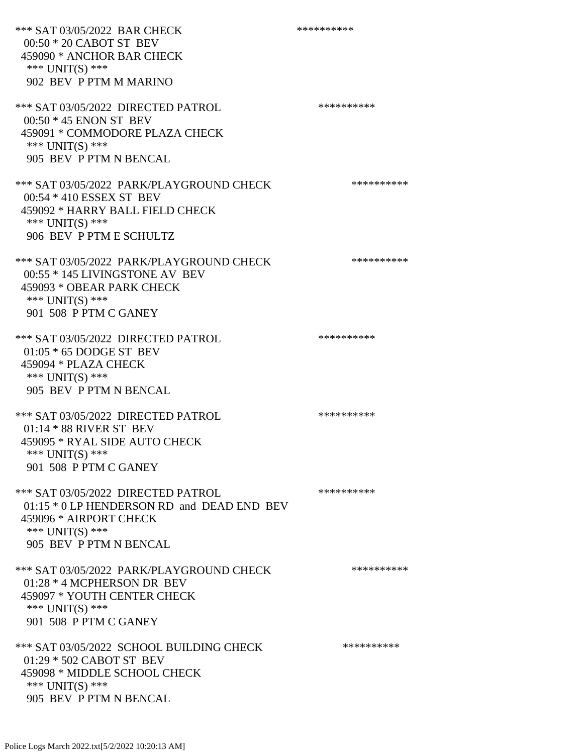*** SAT 03/05/2022 BAR CHECK **********
00:50 * 20 CABOT ST BEV
459090 * ANCHOR BAR CHECK
*** UNIT(S) ***
902 BEV P PTM M MARINO

*** SAT 03/05/2022 DIRECTED PATROL **********
00:50 * 45 ENON ST BEV
459091 * COMMODORE PLAZA CHECK
*** UNIT(S) ***
905 BEV P PTM N BENCAL

*** SAT 03/05/2022 PARK/PLAYGROUND CHECK **********
00:54 * 410 ESSEX ST BEV
459092 * HARRY BALL FIELD CHECK
*** UNIT(S) ***
906 BEV P PTM E SCHULTZ

*** SAT 03/05/2022 PARK/PLAYGROUND CHECK **********
00:55 * 145 LIVINGSTONE AV BEV
459093 * OBEAR PARK CHECK
*** UNIT(S) ***
901 508 P PTM C GANEY

*** SAT 03/05/2022 DIRECTED PATROL **********
01:05 * 65 DODGE ST BEV
459094 * PLAZA CHECK
*** UNIT(S) ***
905 BEV P PTM N BENCAL

*** SAT 03/05/2022 DIRECTED PATROL **********
01:14 * 88 RIVER ST BEV
459095 * RYAL SIDE AUTO CHECK
*** UNIT(S) ***
901 508 P PTM C GANEY

*** SAT 03/05/2022 DIRECTED PATROL **********
01:15 * 0 LP HENDERSON RD and DEAD END BEV
459096 * AIRPORT CHECK
*** UNIT(S) ***
905 BEV P PTM N BENCAL

*** SAT 03/05/2022 PARK/PLAYGROUND CHECK **********
01:28 * 4 MCPHERSON DR BEV
459097 * YOUTH CENTER CHECK
*** UNIT(S) ***
901 508 P PTM C GANEY

*** SAT 03/05/2022 SCHOOL BUILDING CHECK **********
01:29 * 502 CABOT ST BEV
459098 * MIDDLE SCHOOL CHECK
*** UNIT(S) ***
905 BEV P PTM N BENCAL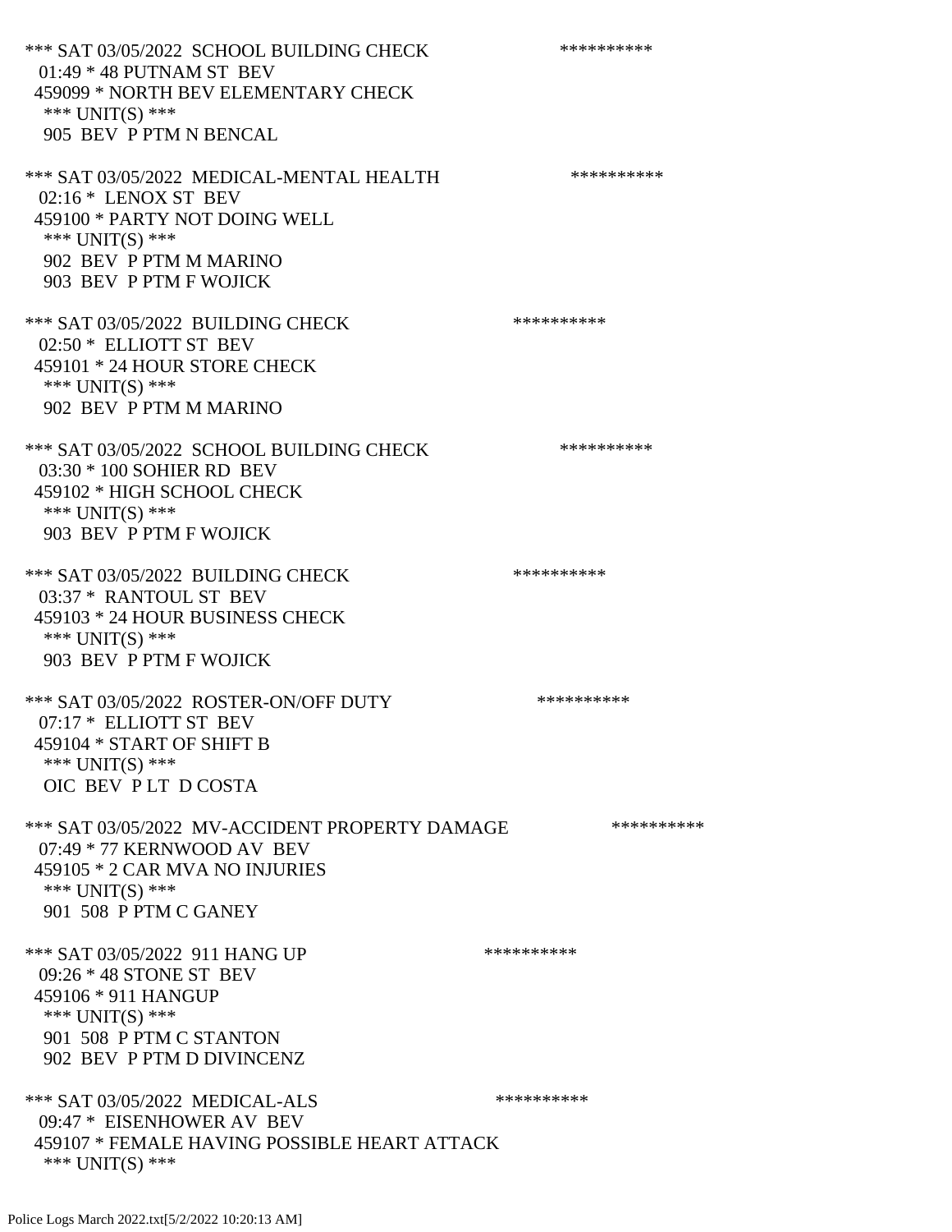*** SAT 03/05/2022 SCHOOL BUILDING CHECK **********
01:49 * 48 PUTNAM ST BEV
459099 * NORTH BEV ELEMENTARY CHECK
*** UNIT(S) ***
905 BEV P PTM N BENCAL

*** SAT 03/05/2022 MEDICAL-MENTAL HEALTH **********
02:16 * LENOX ST BEV
459100 * PARTY NOT DOING WELL
*** UNIT(S) ***
902 BEV P PTM M MARINO
903 BEV P PTM F WOJICK

*** SAT 03/05/2022 BUILDING CHECK **********
02:50 * ELLIOTT ST BEV
459101 * 24 HOUR STORE CHECK
*** UNIT(S) ***
902 BEV P PTM M MARINO

*** SAT 03/05/2022 SCHOOL BUILDING CHECK **********
03:30 * 100 SOHIER RD BEV
459102 * HIGH SCHOOL CHECK
*** UNIT(S) ***
903 BEV P PTM F WOJICK

*** SAT 03/05/2022 BUILDING CHECK **********
03:37 * RANTOUL ST BEV
459103 * 24 HOUR BUSINESS CHECK
*** UNIT(S) ***
903 BEV P PTM F WOJICK

*** SAT 03/05/2022 ROSTER-ON/OFF DUTY **********
07:17 * ELLIOTT ST BEV
459104 * START OF SHIFT B
*** UNIT(S) ***
OIC BEV P LT D COSTA

*** SAT 03/05/2022 MV-ACCIDENT PROPERTY DAMAGE **********
07:49 * 77 KERNWOOD AV BEV
459105 * 2 CAR MVA NO INJURIES
*** UNIT(S) ***
901 508 P PTM C GANEY

*** SAT 03/05/2022 911 HANG UP **********
09:26 * 48 STONE ST BEV
459106 * 911 HANGUP
*** UNIT(S) ***
901 508 P PTM C STANTON
902 BEV P PTM D DIVINCENZ

*** SAT 03/05/2022 MEDICAL-ALS **********
09:47 * EISENHOWER AV BEV
459107 * FEMALE HAVING POSSIBLE HEART ATTACK
*** UNIT(S) ***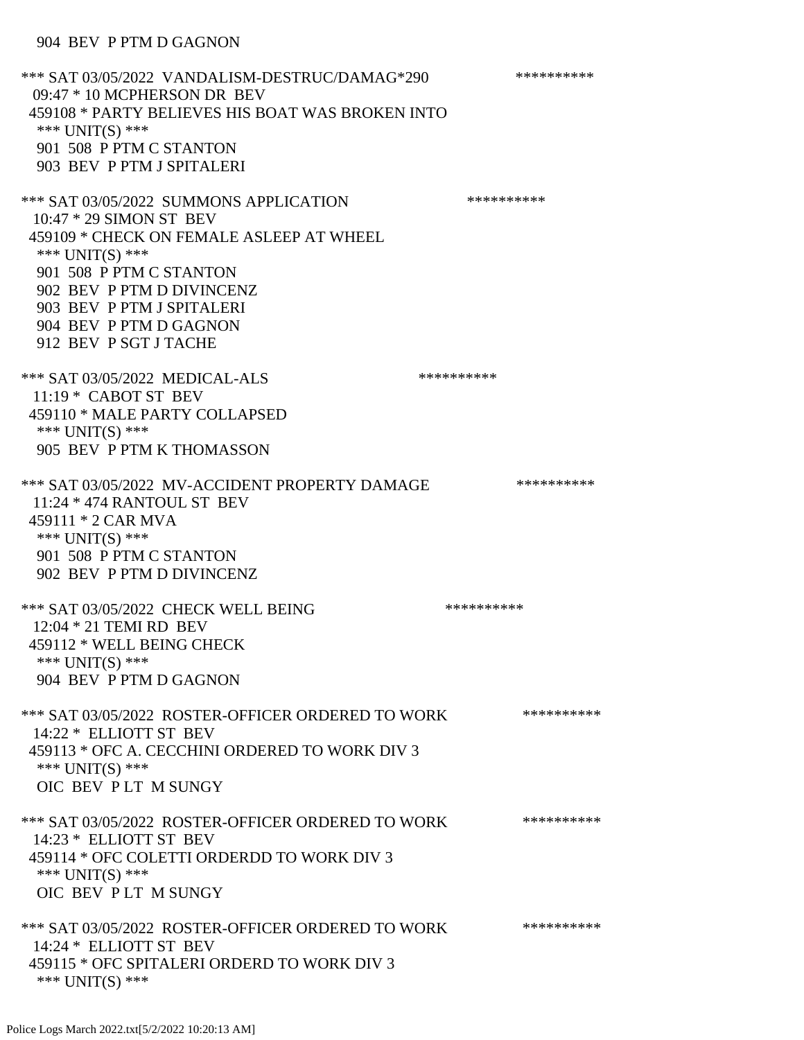904 BEV P PTM D GAGNON

*** SAT 03/05/2022 VANDALISM-DESTRUC/DAMAG*290 **********
09:47 * 10 MCPHERSON DR BEV
459108 * PARTY BELIEVES HIS BOAT WAS BROKEN INTO
*** UNIT(S) ***
901 508 P PTM C STANTON
903 BEV P PTM J SPITALERI

*** SAT 03/05/2022 SUMMONS APPLICATION **********
10:47 * 29 SIMON ST BEV
459109 * CHECK ON FEMALE ASLEEP AT WHEEL
*** UNIT(S) ***
901 508 P PTM C STANTON
902 BEV P PTM D DIVINCENZ
903 BEV P PTM J SPITALERI
904 BEV P PTM D GAGNON
912 BEV P SGT J TACHE

*** SAT 03/05/2022 MEDICAL-ALS **********
11:19 * CABOT ST BEV
459110 * MALE PARTY COLLAPSED
*** UNIT(S) ***
905 BEV P PTM K THOMASSON

*** SAT 03/05/2022 MV-ACCIDENT PROPERTY DAMAGE **********
11:24 * 474 RANTOUL ST BEV
459111 * 2 CAR MVA
*** UNIT(S) ***
901 508 P PTM C STANTON
902 BEV P PTM D DIVINCENZ

*** SAT 03/05/2022 CHECK WELL BEING **********
12:04 * 21 TEMI RD BEV
459112 * WELL BEING CHECK
*** UNIT(S) ***
904 BEV P PTM D GAGNON

*** SAT 03/05/2022 ROSTER-OFFICER ORDERED TO WORK **********
14:22 * ELLIOTT ST BEV
459113 * OFC A. CECCHINI ORDERED TO WORK DIV 3
*** UNIT(S) ***
OIC BEV P LT M SUNGY

*** SAT 03/05/2022 ROSTER-OFFICER ORDERED TO WORK **********
14:23 * ELLIOTT ST BEV
459114 * OFC COLETTI ORDERDD TO WORK DIV 3
*** UNIT(S) ***
OIC BEV P LT M SUNGY

*** SAT 03/05/2022 ROSTER-OFFICER ORDERED TO WORK **********
14:24 * ELLIOTT ST BEV
459115 * OFC SPITALERI ORDERD TO WORK DIV 3
*** UNIT(S) ***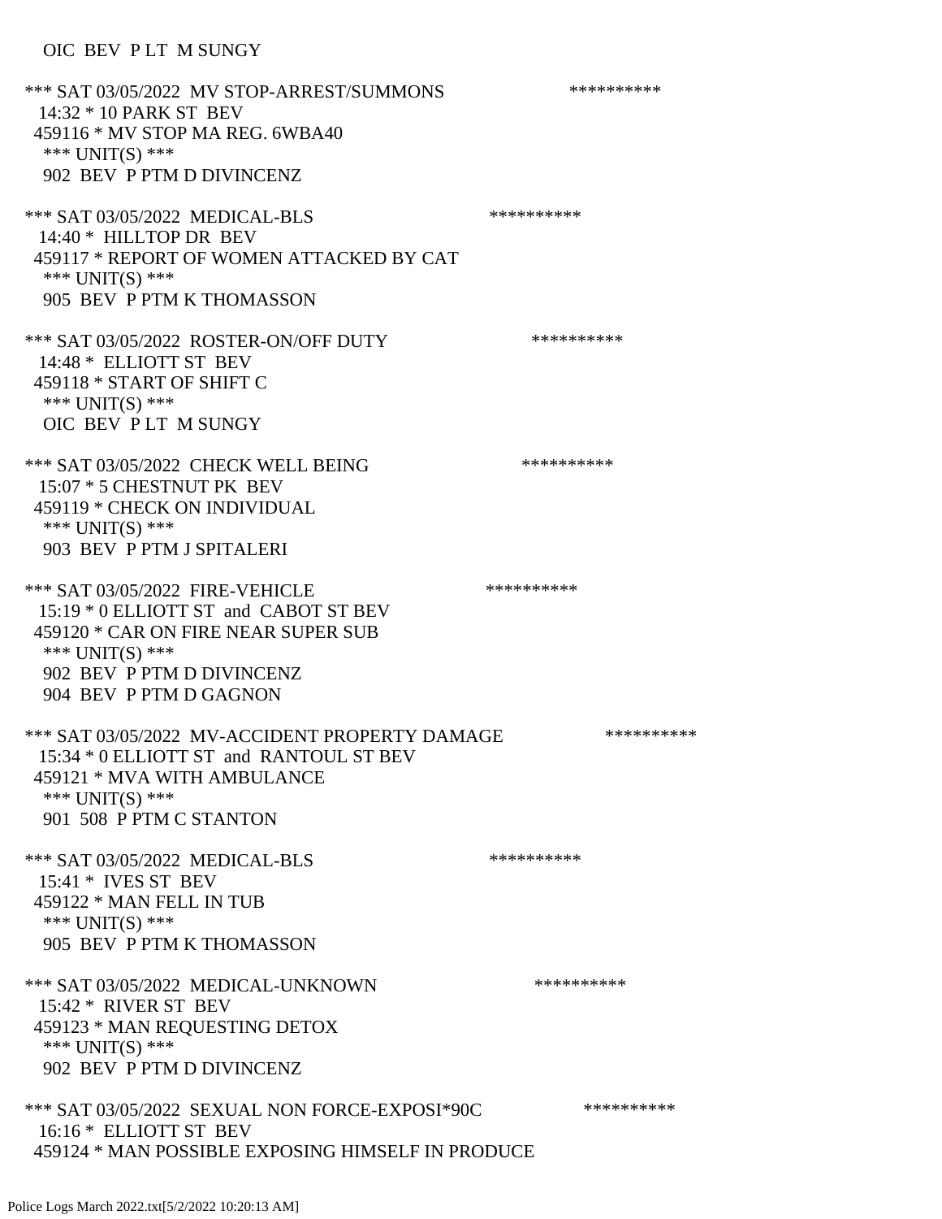OIC BEV P LT M SUNGY

*** SAT 03/05/2022 MV STOP-ARREST/SUMMONS **********
14:32 * 10 PARK ST BEV
459116 * MV STOP MA REG. 6WBA40
*** UNIT(S) ***
902 BEV P PTM D DIVINCENZ

*** SAT 03/05/2022 MEDICAL-BLS **********
14:40 * HILLTOP DR BEV
459117 * REPORT OF WOMEN ATTACKED BY CAT
*** UNIT(S) ***
905 BEV P PTM K THOMASSON

*** SAT 03/05/2022 ROSTER-ON/OFF DUTY **********
14:48 * ELLIOTT ST BEV
459118 * START OF SHIFT C
*** UNIT(S) ***
OIC BEV P LT M SUNGY

*** SAT 03/05/2022 CHECK WELL BEING **********
15:07 * 5 CHESTNUT PK BEV
459119 * CHECK ON INDIVIDUAL
*** UNIT(S) ***
903 BEV P PTM J SPITALERI

*** SAT 03/05/2022 FIRE-VEHICLE **********
15:19 * 0 ELLIOTT ST and CABOT ST BEV
459120 * CAR ON FIRE NEAR SUPER SUB
*** UNIT(S) ***
902 BEV P PTM D DIVINCENZ
904 BEV P PTM D GAGNON

*** SAT 03/05/2022 MV-ACCIDENT PROPERTY DAMAGE **********
15:34 * 0 ELLIOTT ST and RANTOUL ST BEV
459121 * MVA WITH AMBULANCE
*** UNIT(S) ***
901 508 P PTM C STANTON

*** SAT 03/05/2022 MEDICAL-BLS **********
15:41 * IVES ST BEV
459122 * MAN FELL IN TUB
*** UNIT(S) ***
905 BEV P PTM K THOMASSON

*** SAT 03/05/2022 MEDICAL-UNKNOWN **********
15:42 * RIVER ST BEV
459123 * MAN REQUESTING DETOX
*** UNIT(S) ***
902 BEV P PTM D DIVINCENZ

*** SAT 03/05/2022 SEXUAL NON FORCE-EXPOSI*90C **********
16:16 * ELLIOTT ST BEV
459124 * MAN POSSIBLE EXPOSING HIMSELF IN PRODUCE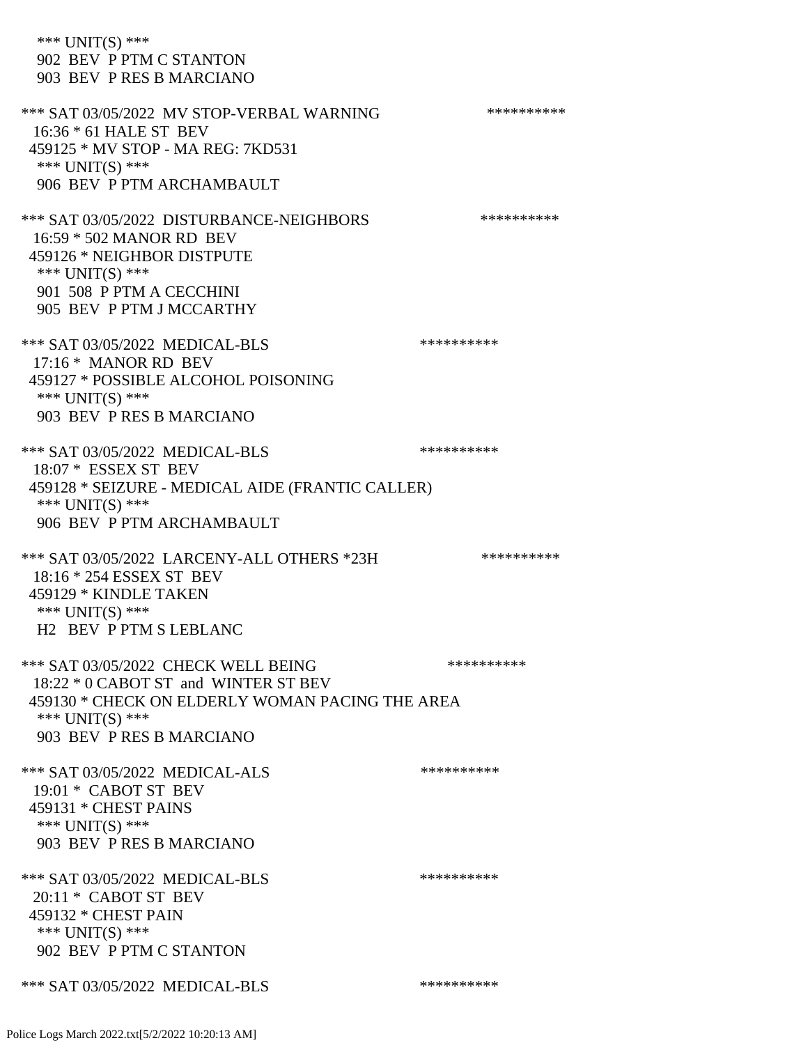\*\*\* UNIT(S) \*\*\*
902 BEV P PTM C STANTON
903 BEV P RES B MARCIANO

\*\*\* SAT 03/05/2022 MV STOP-VERBAL WARNING \*\*\*\*\*\*\*\*\*\*
16:36 \* 61 HALE ST BEV
459125 \* MV STOP - MA REG: 7KD531
\*\*\* UNIT(S) \*\*\*
906 BEV P PTM ARCHAMBAULT

\*\*\* SAT 03/05/2022 DISTURBANCE-NEIGHBORS \*\*\*\*\*\*\*\*\*\*
16:59 \* 502 MANOR RD BEV
459126 \* NEIGHBOR DISTPUTE
\*\*\* UNIT(S) \*\*\*
901 508 P PTM A CECCHINI
905 BEV P PTM J MCCARTHY

\*\*\* SAT 03/05/2022 MEDICAL-BLS \*\*\*\*\*\*\*\*\*\*
17:16 \* MANOR RD BEV
459127 \* POSSIBLE ALCOHOL POISONING
\*\*\* UNIT(S) \*\*\*
903 BEV P RES B MARCIANO

\*\*\* SAT 03/05/2022 MEDICAL-BLS \*\*\*\*\*\*\*\*\*\*
18:07 \* ESSEX ST BEV
459128 \* SEIZURE - MEDICAL AIDE (FRANTIC CALLER)
\*\*\* UNIT(S) \*\*\*
906 BEV P PTM ARCHAMBAULT

\*\*\* SAT 03/05/2022 LARCENY-ALL OTHERS \*23H \*\*\*\*\*\*\*\*\*\*
18:16 \* 254 ESSEX ST BEV
459129 \* KINDLE TAKEN
\*\*\* UNIT(S) \*\*\*
H2 BEV P PTM S LEBLANC

\*\*\* SAT 03/05/2022 CHECK WELL BEING \*\*\*\*\*\*\*\*\*\*
18:22 \* 0 CABOT ST and WINTER ST BEV
459130 \* CHECK ON ELDERLY WOMAN PACING THE AREA
\*\*\* UNIT(S) \*\*\*
903 BEV P RES B MARCIANO

\*\*\* SAT 03/05/2022 MEDICAL-ALS \*\*\*\*\*\*\*\*\*\*
19:01 \* CABOT ST BEV
459131 \* CHEST PAINS
\*\*\* UNIT(S) \*\*\*
903 BEV P RES B MARCIANO

\*\*\* SAT 03/05/2022 MEDICAL-BLS \*\*\*\*\*\*\*\*\*\*
20:11 \* CABOT ST BEV
459132 \* CHEST PAIN
\*\*\* UNIT(S) \*\*\*
902 BEV P PTM C STANTON

\*\*\* SAT 03/05/2022 MEDICAL-BLS \*\*\*\*\*\*\*\*\*\*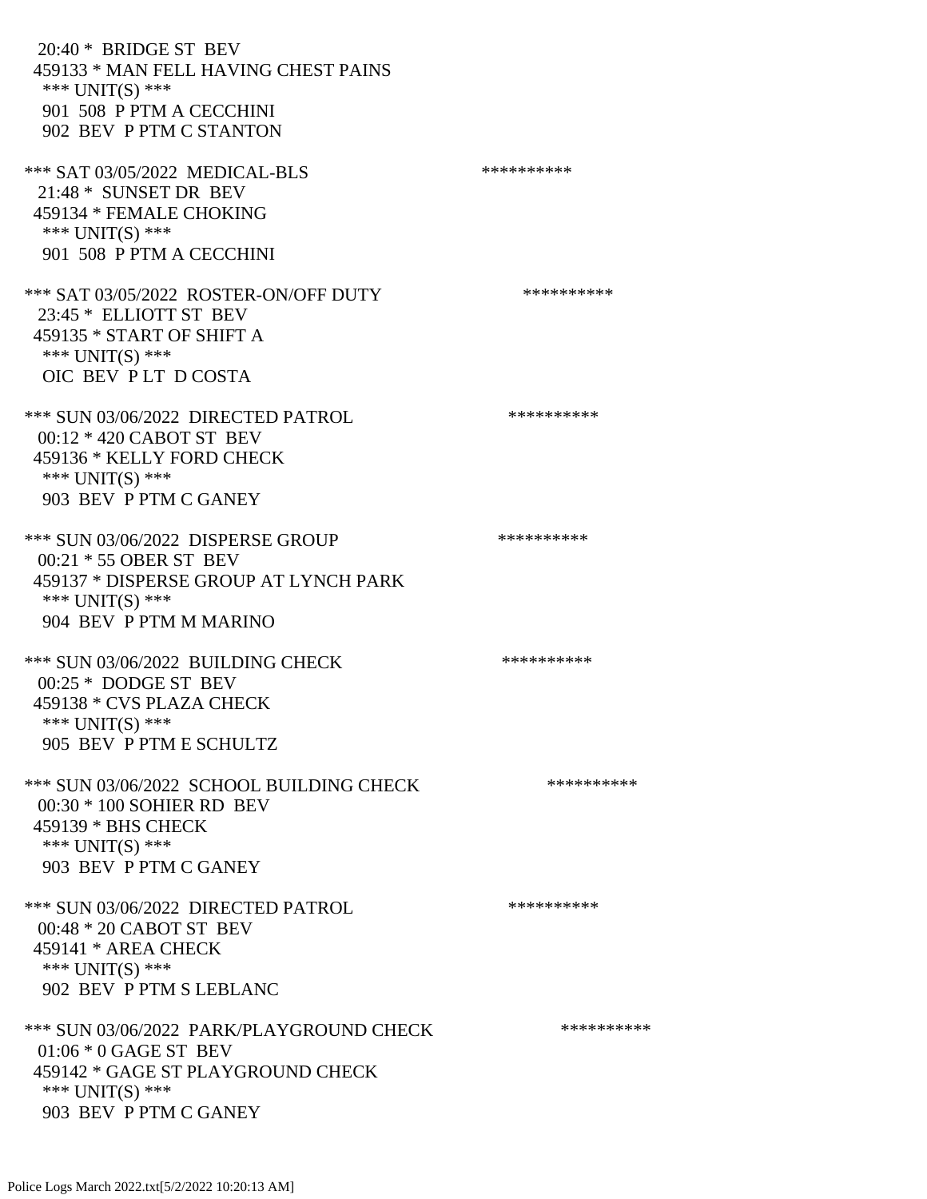20:40 * BRIDGE ST BEV
459133 * MAN FELL HAVING CHEST PAINS
*** UNIT(S) ***
901 508 P PTM A CECCHINI
902 BEV P PTM C STANTON

*** SAT 03/05/2022 MEDICAL-BLS **********
21:48 * SUNSET DR BEV
459134 * FEMALE CHOKING
*** UNIT(S) ***
901 508 P PTM A CECCHINI

*** SAT 03/05/2022 ROSTER-ON/OFF DUTY **********
23:45 * ELLIOTT ST BEV
459135 * START OF SHIFT A
*** UNIT(S) ***
OIC BEV P LT D COSTA

*** SUN 03/06/2022 DIRECTED PATROL **********
00:12 * 420 CABOT ST BEV
459136 * KELLY FORD CHECK
*** UNIT(S) ***
903 BEV P PTM C GANEY

*** SUN 03/06/2022 DISPERSE GROUP **********
00:21 * 55 OBER ST BEV
459137 * DISPERSE GROUP AT LYNCH PARK
*** UNIT(S) ***
904 BEV P PTM M MARINO

*** SUN 03/06/2022 BUILDING CHECK **********
00:25 * DODGE ST BEV
459138 * CVS PLAZA CHECK
*** UNIT(S) ***
905 BEV P PTM E SCHULTZ

*** SUN 03/06/2022 SCHOOL BUILDING CHECK **********
00:30 * 100 SOHIER RD BEV
459139 * BHS CHECK
*** UNIT(S) ***
903 BEV P PTM C GANEY

*** SUN 03/06/2022 DIRECTED PATROL **********
00:48 * 20 CABOT ST BEV
459141 * AREA CHECK
*** UNIT(S) ***
902 BEV P PTM S LEBLANC

*** SUN 03/06/2022 PARK/PLAYGROUND CHECK **********
01:06 * 0 GAGE ST BEV
459142 * GAGE ST PLAYGROUND CHECK
*** UNIT(S) ***
903 BEV P PTM C GANEY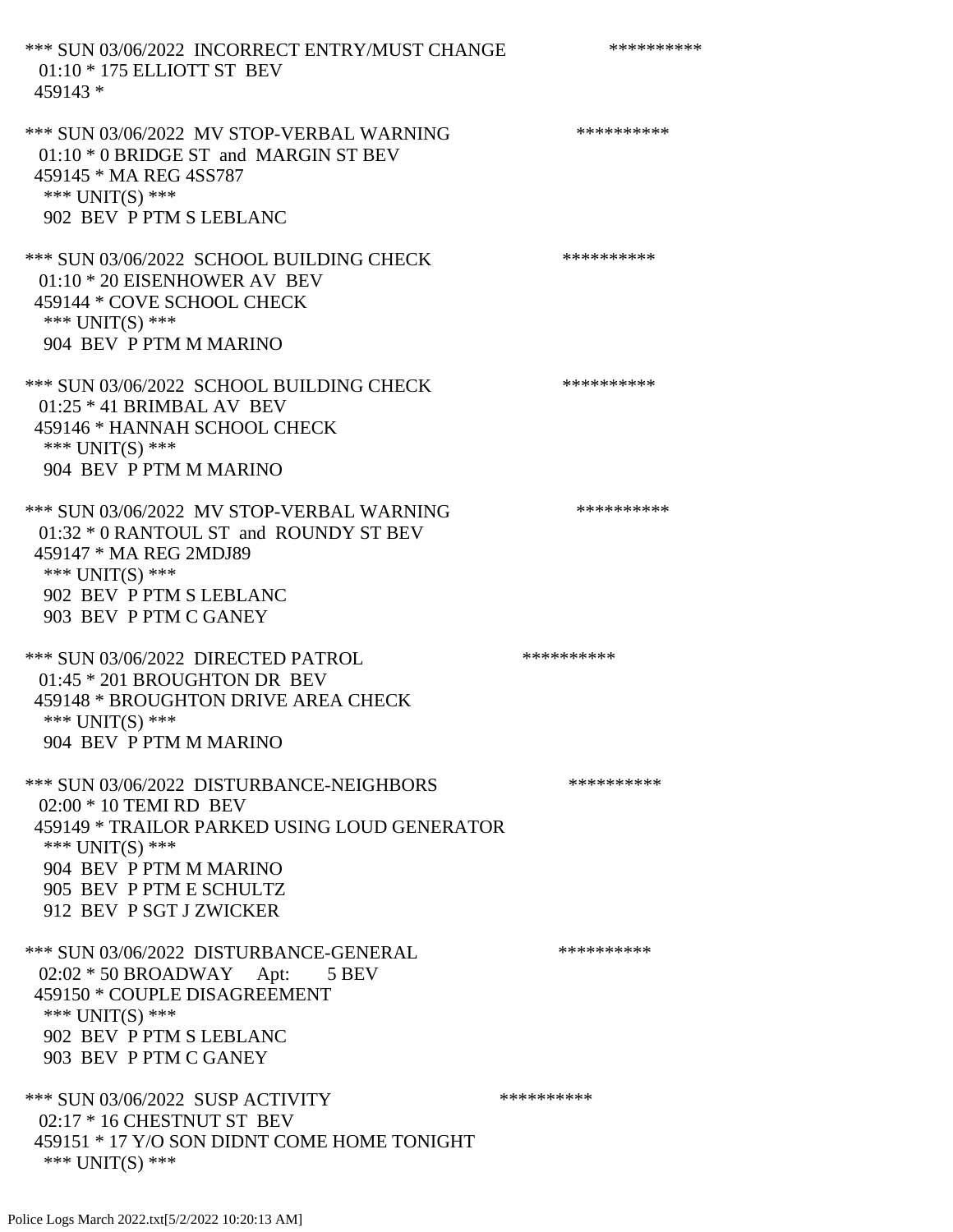*** SUN 03/06/2022 INCORRECT ENTRY/MUST CHANGE **********
01:10 * 175 ELLIOTT ST BEV
459143 *

*** SUN 03/06/2022 MV STOP-VERBAL WARNING **********
01:10 * 0 BRIDGE ST and MARGIN ST BEV
459145 * MA REG 4SS787
*** UNIT(S) ***
902 BEV P PTM S LEBLANC

*** SUN 03/06/2022 SCHOOL BUILDING CHECK **********
01:10 * 20 EISENHOWER AV BEV
459144 * COVE SCHOOL CHECK
*** UNIT(S) ***
904 BEV P PTM M MARINO

*** SUN 03/06/2022 SCHOOL BUILDING CHECK **********
01:25 * 41 BRIMBAL AV BEV
459146 * HANNAH SCHOOL CHECK
*** UNIT(S) ***
904 BEV P PTM M MARINO

*** SUN 03/06/2022 MV STOP-VERBAL WARNING **********
01:32 * 0 RANTOUL ST and ROUNDY ST BEV
459147 * MA REG 2MDJ89
*** UNIT(S) ***
902 BEV P PTM S LEBLANC
903 BEV P PTM C GANEY

*** SUN 03/06/2022 DIRECTED PATROL **********
01:45 * 201 BROUGHTON DR BEV
459148 * BROUGHTON DRIVE AREA CHECK
*** UNIT(S) ***
904 BEV P PTM M MARINO

*** SUN 03/06/2022 DISTURBANCE-NEIGHBORS **********
02:00 * 10 TEMI RD BEV
459149 * TRAILOR PARKED USING LOUD GENERATOR
*** UNIT(S) ***
904 BEV P PTM M MARINO
905 BEV P PTM E SCHULTZ
912 BEV P SGT J ZWICKER

*** SUN 03/06/2022 DISTURBANCE-GENERAL **********
02:02 * 50 BROADWAY Apt: 5 BEV
459150 * COUPLE DISAGREEMENT
*** UNIT(S) ***
902 BEV P PTM S LEBLANC
903 BEV P PTM C GANEY

*** SUN 03/06/2022 SUSP ACTIVITY **********
02:17 * 16 CHESTNUT ST BEV
459151 * 17 Y/O SON DIDNT COME HOME TONIGHT
*** UNIT(S) ***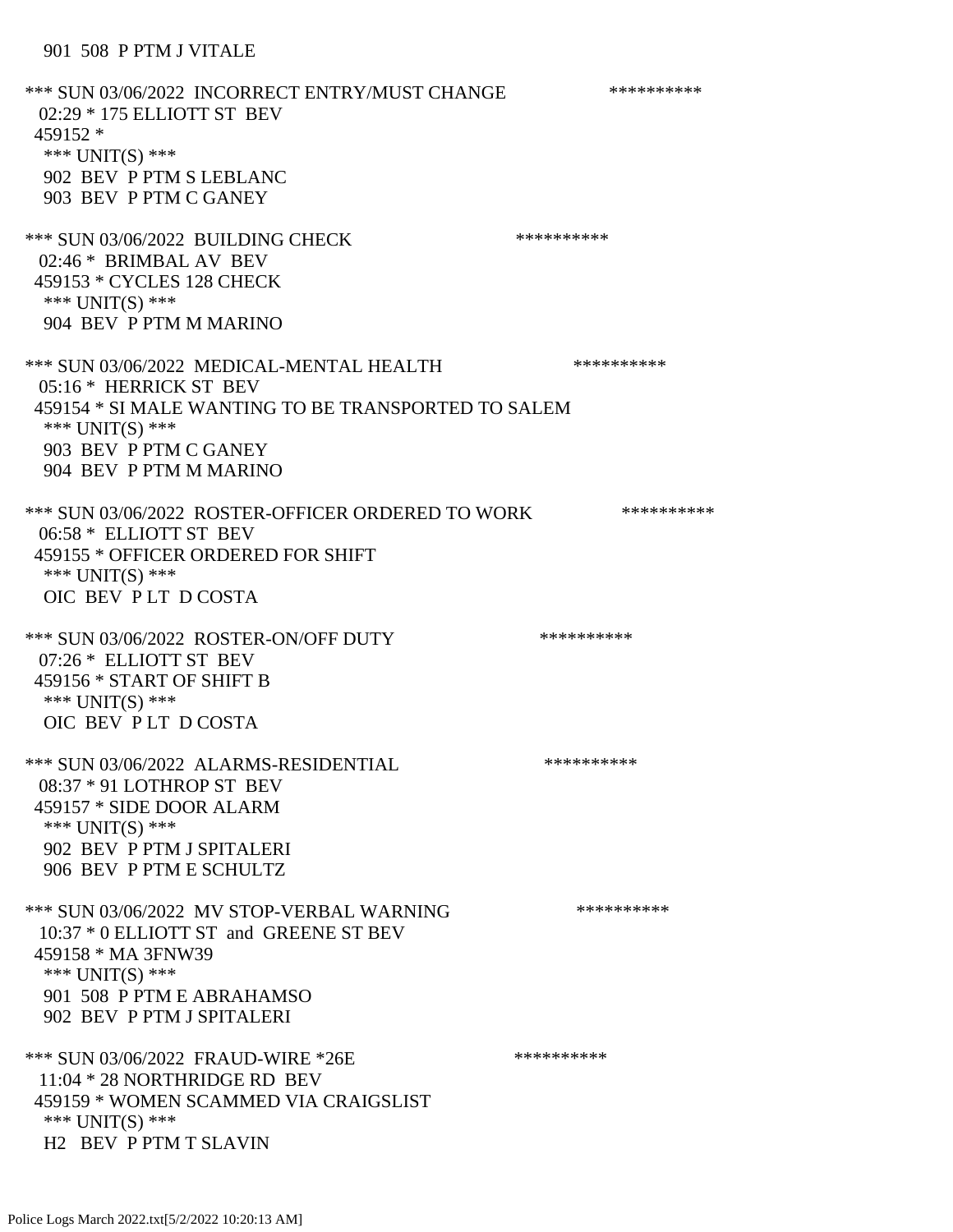901 508 P PTM J VITALE

*** SUN 03/06/2022 INCORRECT ENTRY/MUST CHANGE **********
02:29 * 175 ELLIOTT ST BEV
459152 *
*** UNIT(S) ***
902 BEV P PTM S LEBLANC
903 BEV P PTM C GANEY

*** SUN 03/06/2022 BUILDING CHECK **********
02:46 * BRIMBAL AV BEV
459153 * CYCLES 128 CHECK
*** UNIT(S) ***
904 BEV P PTM M MARINO

*** SUN 03/06/2022 MEDICAL-MENTAL HEALTH **********
05:16 * HERRICK ST BEV
459154 * SI MALE WANTING TO BE TRANSPORTED TO SALEM
*** UNIT(S) ***
903 BEV P PTM C GANEY
904 BEV P PTM M MARINO

*** SUN 03/06/2022 ROSTER-OFFICER ORDERED TO WORK **********
06:58 * ELLIOTT ST BEV
459155 * OFFICER ORDERED FOR SHIFT
*** UNIT(S) ***
OIC BEV P LT D COSTA

*** SUN 03/06/2022 ROSTER-ON/OFF DUTY **********
07:26 * ELLIOTT ST BEV
459156 * START OF SHIFT B
*** UNIT(S) ***
OIC BEV P LT D COSTA

*** SUN 03/06/2022 ALARMS-RESIDENTIAL **********
08:37 * 91 LOTHROP ST BEV
459157 * SIDE DOOR ALARM
*** UNIT(S) ***
902 BEV P PTM J SPITALERI
906 BEV P PTM E SCHULTZ

*** SUN 03/06/2022 MV STOP-VERBAL WARNING **********
10:37 * 0 ELLIOTT ST and GREENE ST BEV
459158 * MA 3FNW39
*** UNIT(S) ***
901 508 P PTM E ABRAHAMSO
902 BEV P PTM J SPITALERI

*** SUN 03/06/2022 FRAUD-WIRE *26E **********
11:04 * 28 NORTHRIDGE RD BEV
459159 * WOMEN SCAMMED VIA CRAIGSLIST
*** UNIT(S) ***
H2 BEV P PTM T SLAVIN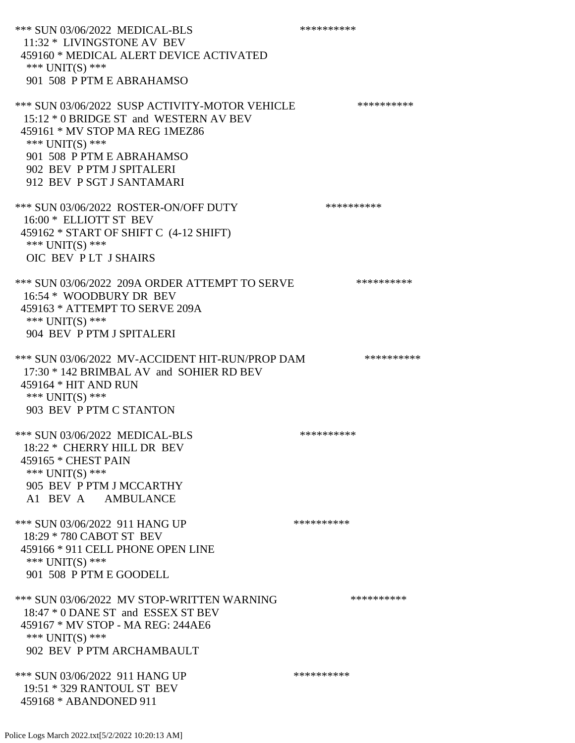*** SUN 03/06/2022 MEDICAL-BLS **********
11:32 * LIVINGSTONE AV BEV
459160 * MEDICAL ALERT DEVICE ACTIVATED
*** UNIT(S) ***
901 508 P PTM E ABRAHAMSO

*** SUN 03/06/2022 SUSP ACTIVITY-MOTOR VEHICLE **********
15:12 * 0 BRIDGE ST and WESTERN AV BEV
459161 * MV STOP MA REG 1MEZ86
*** UNIT(S) ***
901 508 P PTM E ABRAHAMSO
902 BEV P PTM J SPITALERI
912 BEV P SGT J SANTAMARI

*** SUN 03/06/2022 ROSTER-ON/OFF DUTY **********
16:00 * ELLIOTT ST BEV
459162 * START OF SHIFT C (4-12 SHIFT)
*** UNIT(S) ***
OIC BEV P LT J SHAIRS

*** SUN 03/06/2022 209A ORDER ATTEMPT TO SERVE **********
16:54 * WOODBURY DR BEV
459163 * ATTEMPT TO SERVE 209A
*** UNIT(S) ***
904 BEV P PTM J SPITALERI

*** SUN 03/06/2022 MV-ACCIDENT HIT-RUN/PROP DAM **********
17:30 * 142 BRIMBAL AV and SOHIER RD BEV
459164 * HIT AND RUN
*** UNIT(S) ***
903 BEV P PTM C STANTON

*** SUN 03/06/2022 MEDICAL-BLS **********
18:22 * CHERRY HILL DR BEV
459165 * CHEST PAIN
*** UNIT(S) ***
905 BEV P PTM J MCCARTHY
A1 BEV A AMBULANCE

*** SUN 03/06/2022 911 HANG UP **********
18:29 * 780 CABOT ST BEV
459166 * 911 CELL PHONE OPEN LINE
*** UNIT(S) ***
901 508 P PTM E GOODELL

*** SUN 03/06/2022 MV STOP-WRITTEN WARNING **********
18:47 * 0 DANE ST and ESSEX ST BEV
459167 * MV STOP - MA REG: 244AE6
*** UNIT(S) ***
902 BEV P PTM ARCHAMBAULT

*** SUN 03/06/2022 911 HANG UP **********
19:51 * 329 RANTOUL ST BEV
459168 * ABANDONED 911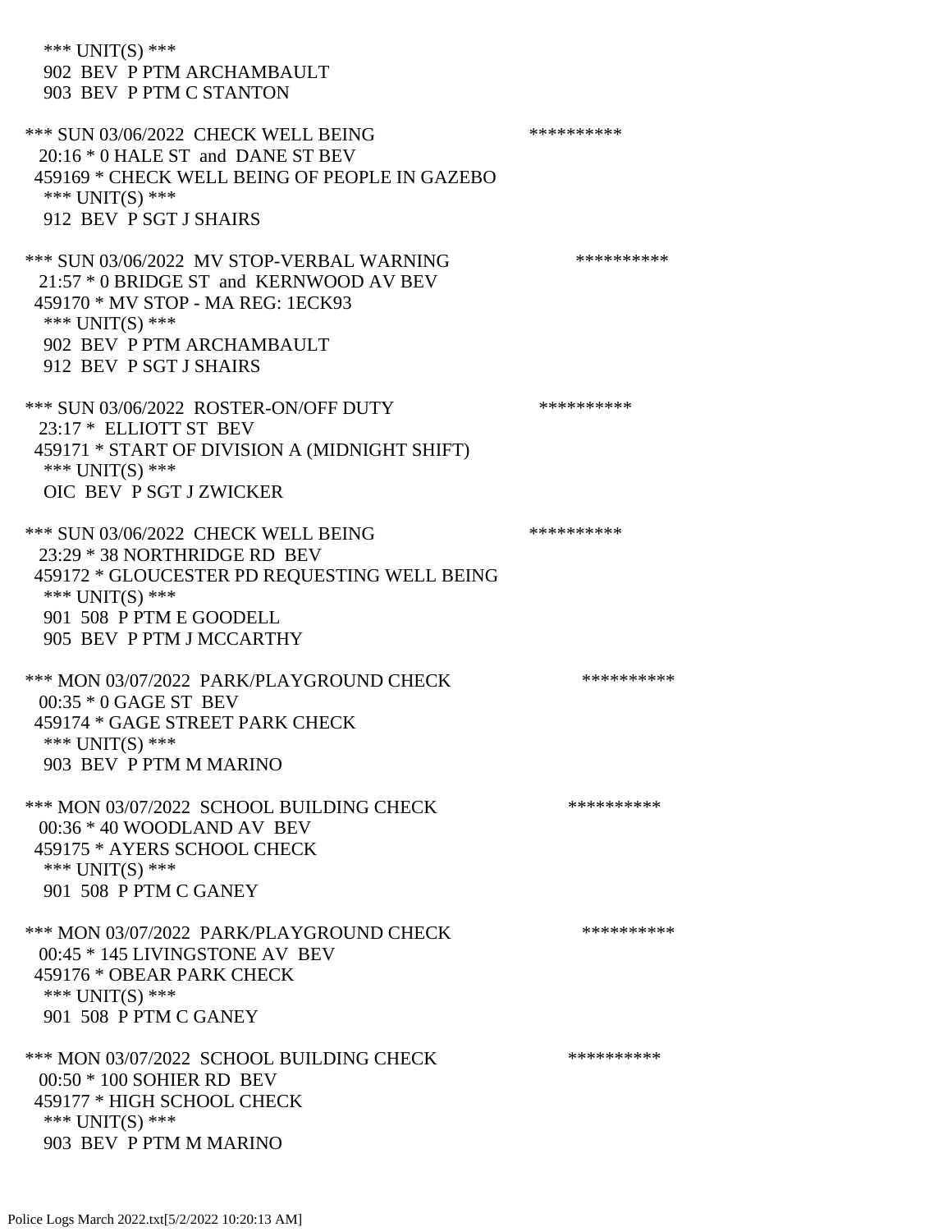*** UNIT(S) ***
 902 BEV P PTM ARCHAMBAULT
 903 BEV P PTM C STANTON

*** SUN 03/06/2022 CHECK WELL BEING **********
 20:16 * 0 HALE ST and DANE ST BEV
 459169 * CHECK WELL BEING OF PEOPLE IN GAZEBO
 *** UNIT(S) ***
 912 BEV P SGT J SHAIRS

*** SUN 03/06/2022 MV STOP-VERBAL WARNING **********
 21:57 * 0 BRIDGE ST and KERNWOOD AV BEV
 459170 * MV STOP - MA REG: 1ECK93
 *** UNIT(S) ***
 902 BEV P PTM ARCHAMBAULT
 912 BEV P SGT J SHAIRS

*** SUN 03/06/2022 ROSTER-ON/OFF DUTY **********
 23:17 * ELLIOTT ST BEV
 459171 * START OF DIVISION A (MIDNIGHT SHIFT)
 *** UNIT(S) ***
 OIC BEV P SGT J ZWICKER

*** SUN 03/06/2022 CHECK WELL BEING **********
 23:29 * 38 NORTHRIDGE RD BEV
 459172 * GLOUCESTER PD REQUESTING WELL BEING
 *** UNIT(S) ***
 901 508 P PTM E GOODELL
 905 BEV P PTM J MCCARTHY

*** MON 03/07/2022 PARK/PLAYGROUND CHECK **********
 00:35 * 0 GAGE ST BEV
 459174 * GAGE STREET PARK CHECK
 *** UNIT(S) ***
 903 BEV P PTM M MARINO

*** MON 03/07/2022 SCHOOL BUILDING CHECK **********
 00:36 * 40 WOODLAND AV BEV
 459175 * AYERS SCHOOL CHECK
 *** UNIT(S) ***
 901 508 P PTM C GANEY

*** MON 03/07/2022 PARK/PLAYGROUND CHECK **********
 00:45 * 145 LIVINGSTONE AV BEV
 459176 * OBEAR PARK CHECK
 *** UNIT(S) ***
 901 508 P PTM C GANEY

*** MON 03/07/2022 SCHOOL BUILDING CHECK **********
 00:50 * 100 SOHIER RD BEV
 459177 * HIGH SCHOOL CHECK
 *** UNIT(S) ***
 903 BEV P PTM M MARINO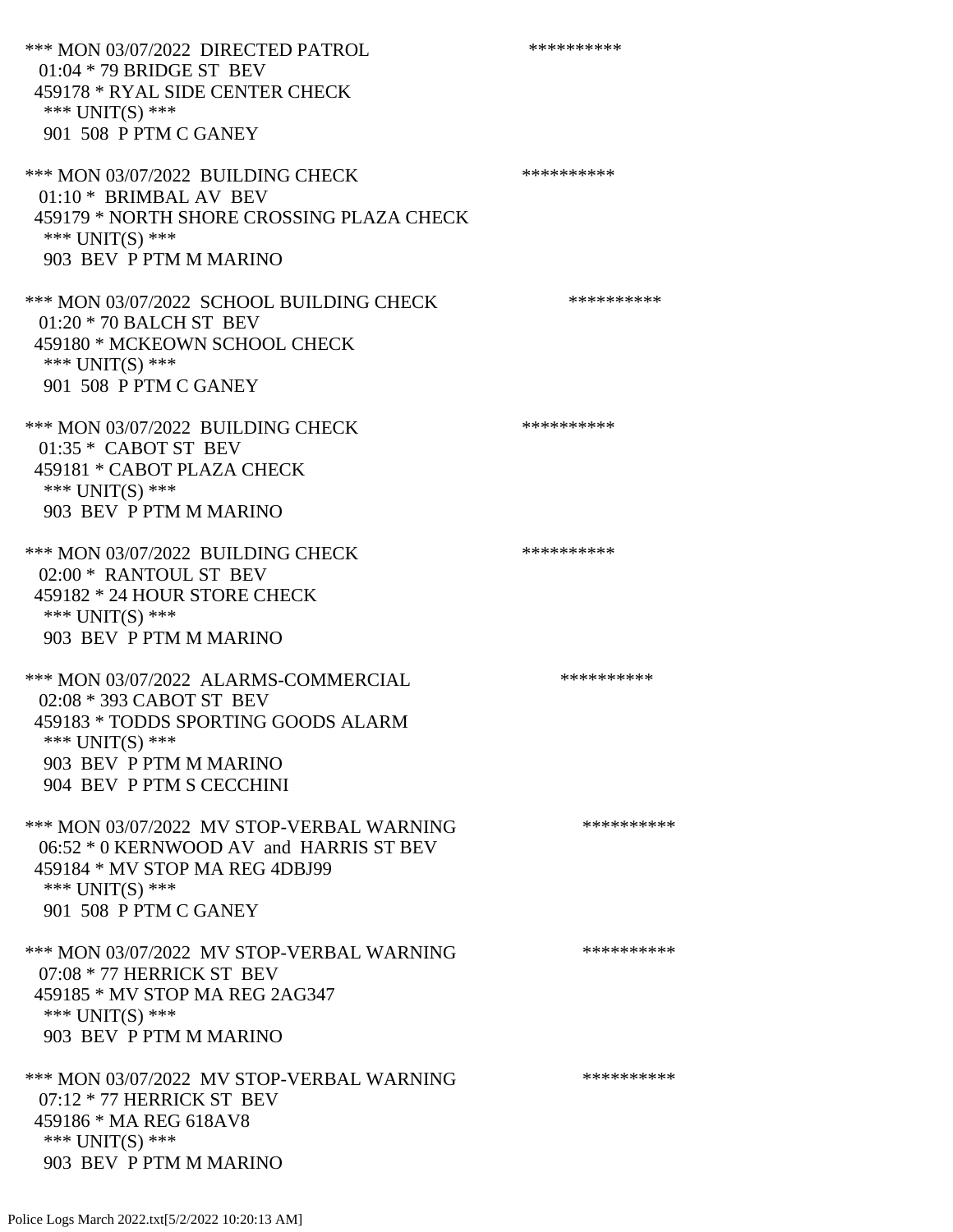*** MON 03/07/2022 DIRECTED PATROL **********
01:04 * 79 BRIDGE ST BEV
459178 * RYAL SIDE CENTER CHECK
*** UNIT(S) ***
901 508 P PTM C GANEY

*** MON 03/07/2022 BUILDING CHECK **********
01:10 * BRIMBAL AV BEV
459179 * NORTH SHORE CROSSING PLAZA CHECK
*** UNIT(S) ***
903 BEV P PTM M MARINO

*** MON 03/07/2022 SCHOOL BUILDING CHECK **********
01:20 * 70 BALCH ST BEV
459180 * MCKEOWN SCHOOL CHECK
*** UNIT(S) ***
901 508 P PTM C GANEY

*** MON 03/07/2022 BUILDING CHECK **********
01:35 * CABOT ST BEV
459181 * CABOT PLAZA CHECK
*** UNIT(S) ***
903 BEV P PTM M MARINO

*** MON 03/07/2022 BUILDING CHECK **********
02:00 * RANTOUL ST BEV
459182 * 24 HOUR STORE CHECK
*** UNIT(S) ***
903 BEV P PTM M MARINO

*** MON 03/07/2022 ALARMS-COMMERCIAL **********
02:08 * 393 CABOT ST BEV
459183 * TODDS SPORTING GOODS ALARM
*** UNIT(S) ***
903 BEV P PTM M MARINO
904 BEV P PTM S CECCHINI

*** MON 03/07/2022 MV STOP-VERBAL WARNING **********
06:52 * 0 KERNWOOD AV and HARRIS ST BEV
459184 * MV STOP MA REG 4DBJ99
*** UNIT(S) ***
901 508 P PTM C GANEY

*** MON 03/07/2022 MV STOP-VERBAL WARNING **********
07:08 * 77 HERRICK ST BEV
459185 * MV STOP MA REG 2AG347
*** UNIT(S) ***
903 BEV P PTM M MARINO

*** MON 03/07/2022 MV STOP-VERBAL WARNING **********
07:12 * 77 HERRICK ST BEV
459186 * MA REG 618AV8
*** UNIT(S) ***
903 BEV P PTM M MARINO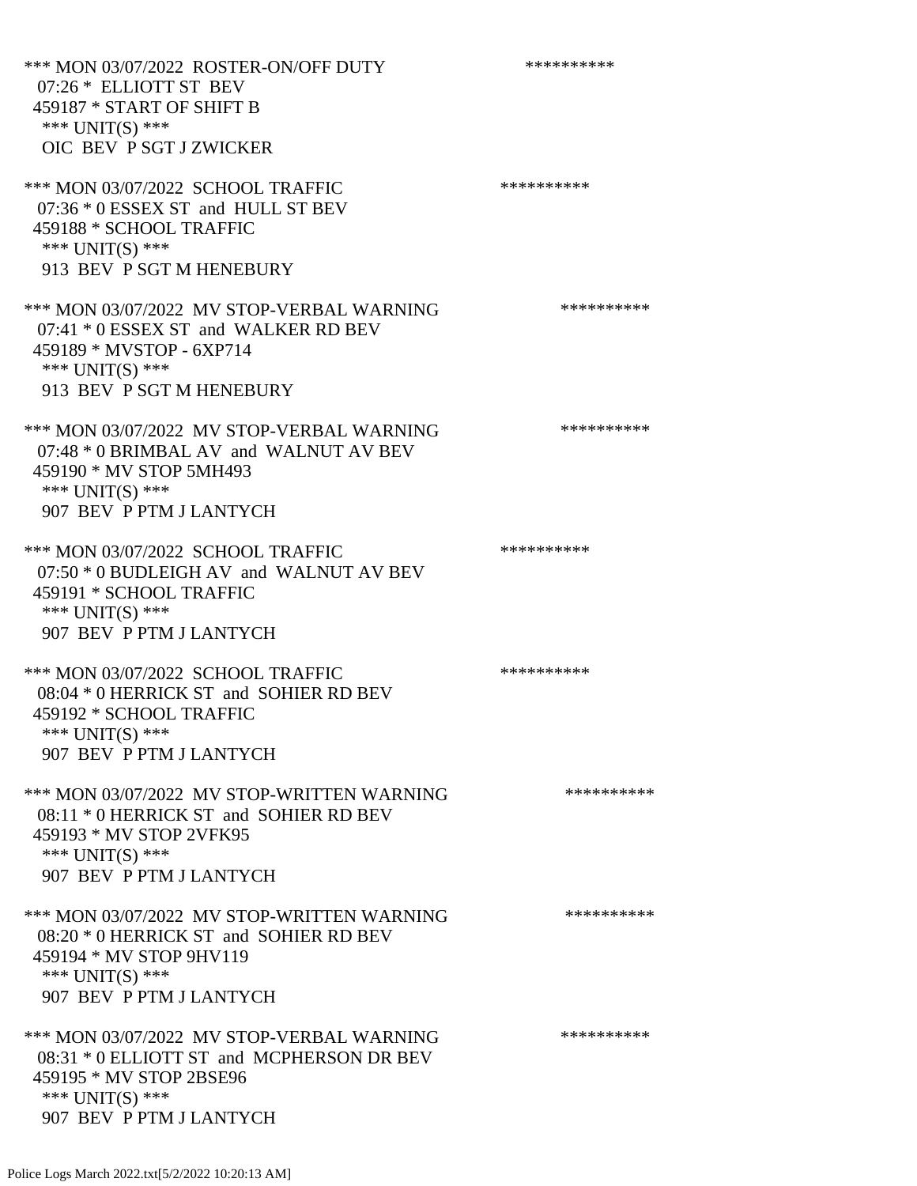*** MON 03/07/2022 ROSTER-ON/OFF DUTY **********
07:26 * ELLIOTT ST BEV
459187 * START OF SHIFT B
*** UNIT(S) ***
OIC BEV P SGT J ZWICKER

*** MON 03/07/2022 SCHOOL TRAFFIC **********
07:36 * 0 ESSEX ST and HULL ST BEV
459188 * SCHOOL TRAFFIC
*** UNIT(S) ***
913 BEV P SGT M HENEBURY

*** MON 03/07/2022 MV STOP-VERBAL WARNING **********
07:41 * 0 ESSEX ST and WALKER RD BEV
459189 * MVSTOP - 6XP714
*** UNIT(S) ***
913 BEV P SGT M HENEBURY

*** MON 03/07/2022 MV STOP-VERBAL WARNING **********
07:48 * 0 BRIMBAL AV and WALNUT AV BEV
459190 * MV STOP 5MH493
*** UNIT(S) ***
907 BEV P PTM J LANTYCH

*** MON 03/07/2022 SCHOOL TRAFFIC **********
07:50 * 0 BUDLEIGH AV and WALNUT AV BEV
459191 * SCHOOL TRAFFIC
*** UNIT(S) ***
907 BEV P PTM J LANTYCH

*** MON 03/07/2022 SCHOOL TRAFFIC **********
08:04 * 0 HERRICK ST and SOHIER RD BEV
459192 * SCHOOL TRAFFIC
*** UNIT(S) ***
907 BEV P PTM J LANTYCH

*** MON 03/07/2022 MV STOP-WRITTEN WARNING **********
08:11 * 0 HERRICK ST and SOHIER RD BEV
459193 * MV STOP 2VFK95
*** UNIT(S) ***
907 BEV P PTM J LANTYCH

*** MON 03/07/2022 MV STOP-WRITTEN WARNING **********
08:20 * 0 HERRICK ST and SOHIER RD BEV
459194 * MV STOP 9HV119
*** UNIT(S) ***
907 BEV P PTM J LANTYCH

*** MON 03/07/2022 MV STOP-VERBAL WARNING **********
08:31 * 0 ELLIOTT ST and MCPHERSON DR BEV
459195 * MV STOP 2BSE96
*** UNIT(S) ***
907 BEV P PTM J LANTYCH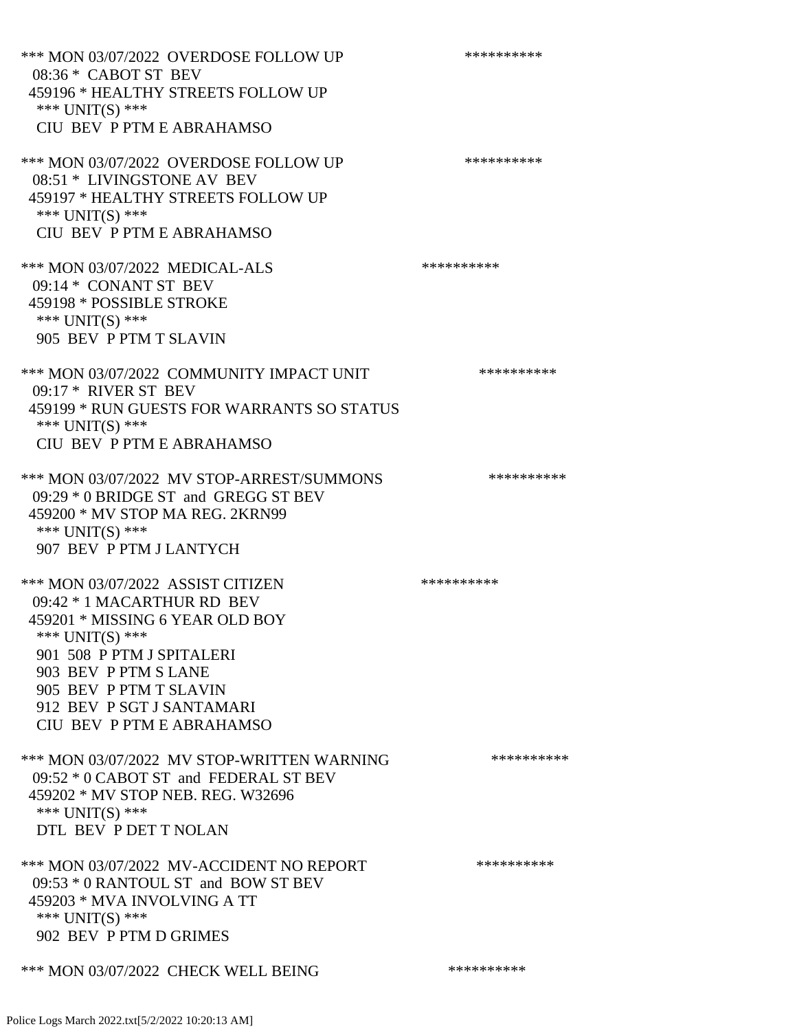*** MON 03/07/2022 OVERDOSE FOLLOW UP **********
08:36 * CABOT ST BEV
459196 * HEALTHY STREETS FOLLOW UP
*** UNIT(S) ***
CIU BEV P PTM E ABRAHAMSO

*** MON 03/07/2022 OVERDOSE FOLLOW UP **********
08:51 * LIVINGSTONE AV BEV
459197 * HEALTHY STREETS FOLLOW UP
*** UNIT(S) ***
CIU BEV P PTM E ABRAHAMSO

*** MON 03/07/2022 MEDICAL-ALS **********
09:14 * CONANT ST BEV
459198 * POSSIBLE STROKE
*** UNIT(S) ***
905 BEV P PTM T SLAVIN

*** MON 03/07/2022 COMMUNITY IMPACT UNIT **********
09:17 * RIVER ST BEV
459199 * RUN GUESTS FOR WARRANTS SO STATUS
*** UNIT(S) ***
CIU BEV P PTM E ABRAHAMSO

*** MON 03/07/2022 MV STOP-ARREST/SUMMONS **********
09:29 * 0 BRIDGE ST and GREGG ST BEV
459200 * MV STOP MA REG. 2KRN99
*** UNIT(S) ***
907 BEV P PTM J LANTYCH

*** MON 03/07/2022 ASSIST CITIZEN **********
09:42 * 1 MACARTHUR RD BEV
459201 * MISSING 6 YEAR OLD BOY
*** UNIT(S) ***
901 508 P PTM J SPITALERI
903 BEV P PTM S LANE
905 BEV P PTM T SLAVIN
912 BEV P SGT J SANTAMARI
CIU BEV P PTM E ABRAHAMSO

*** MON 03/07/2022 MV STOP-WRITTEN WARNING **********
09:52 * 0 CABOT ST and FEDERAL ST BEV
459202 * MV STOP NEB. REG. W32696
*** UNIT(S) ***
DTL BEV P DET T NOLAN

*** MON 03/07/2022 MV-ACCIDENT NO REPORT **********
09:53 * 0 RANTOUL ST and BOW ST BEV
459203 * MVA INVOLVING A TT
*** UNIT(S) ***
902 BEV P PTM D GRIMES

*** MON 03/07/2022 CHECK WELL BEING **********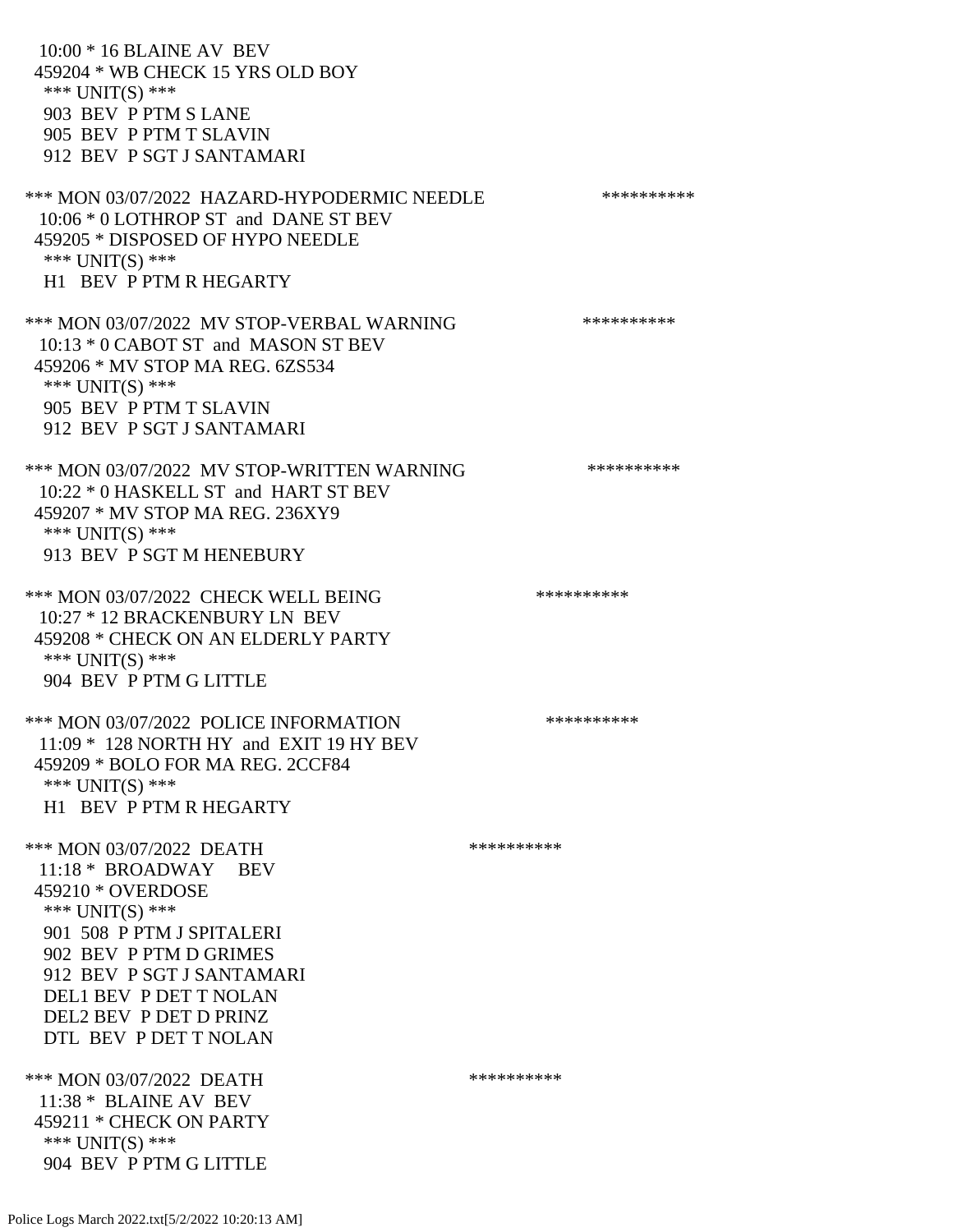10:00 * 16 BLAINE AV BEV
459204 * WB CHECK 15 YRS OLD BOY
*** UNIT(S) ***
903 BEV P PTM S LANE
905 BEV P PTM T SLAVIN
912 BEV P SGT J SANTAMARI

*** MON 03/07/2022 HAZARD-HYPODERMIC NEEDLE **********
10:06 * 0 LOTHROP ST and DANE ST BEV
459205 * DISPOSED OF HYPO NEEDLE
*** UNIT(S) ***
H1 BEV P PTM R HEGARTY

*** MON 03/07/2022 MV STOP-VERBAL WARNING **********
10:13 * 0 CABOT ST and MASON ST BEV
459206 * MV STOP MA REG. 6ZS534
*** UNIT(S) ***
905 BEV P PTM T SLAVIN
912 BEV P SGT J SANTAMARI

*** MON 03/07/2022 MV STOP-WRITTEN WARNING **********
10:22 * 0 HASKELL ST and HART ST BEV
459207 * MV STOP MA REG. 236XY9
*** UNIT(S) ***
913 BEV P SGT M HENEBURY

*** MON 03/07/2022 CHECK WELL BEING **********
10:27 * 12 BRACKENBURY LN BEV
459208 * CHECK ON AN ELDERLY PARTY
*** UNIT(S) ***
904 BEV P PTM G LITTLE

*** MON 03/07/2022 POLICE INFORMATION **********
11:09 * 128 NORTH HY and EXIT 19 HY BEV
459209 * BOLO FOR MA REG. 2CCF84
*** UNIT(S) ***
H1 BEV P PTM R HEGARTY

*** MON 03/07/2022 DEATH **********
11:18 * BROADWAY BEV
459210 * OVERDOSE
*** UNIT(S) ***
901 508 P PTM J SPITALERI
902 BEV P PTM D GRIMES
912 BEV P SGT J SANTAMARI
DEL1 BEV P DET T NOLAN
DEL2 BEV P DET D PRINZ
DTL BEV P DET T NOLAN

*** MON 03/07/2022 DEATH **********
11:38 * BLAINE AV BEV
459211 * CHECK ON PARTY
*** UNIT(S) ***
904 BEV P PTM G LITTLE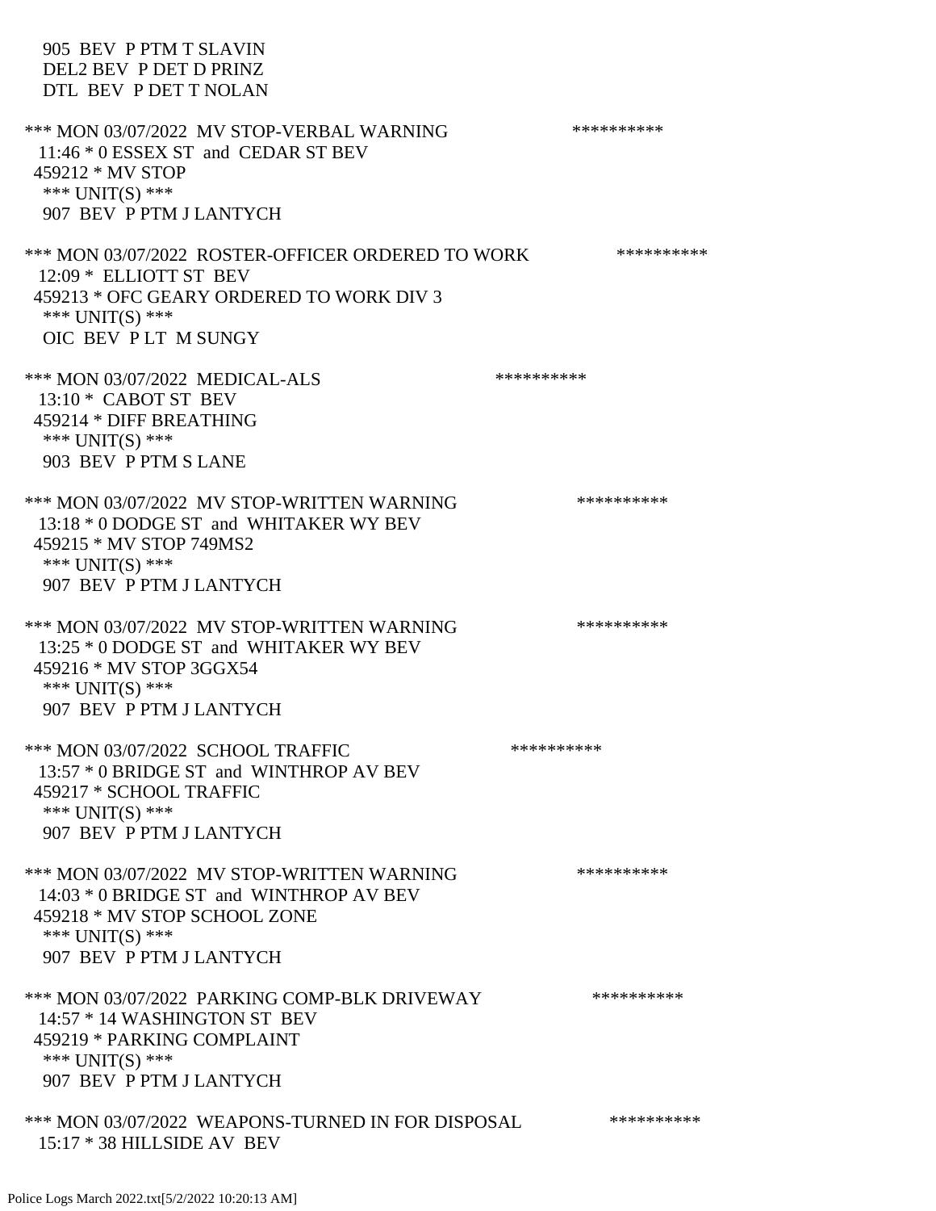905 BEV P PTM T SLAVIN
DEL2 BEV P DET D PRINZ
DTL BEV P DET T NOLAN

*** MON 03/07/2022 MV STOP-VERBAL WARNING **********
11:46 * 0 ESSEX ST and CEDAR ST BEV
459212 * MV STOP
*** UNIT(S) ***
907 BEV P PTM J LANTYCH

*** MON 03/07/2022 ROSTER-OFFICER ORDERED TO WORK **********
12:09 * ELLIOTT ST BEV
459213 * OFC GEARY ORDERED TO WORK DIV 3
*** UNIT(S) ***
OIC BEV P LT M SUNGY

*** MON 03/07/2022 MEDICAL-ALS **********
13:10 * CABOT ST BEV
459214 * DIFF BREATHING
*** UNIT(S) ***
903 BEV P PTM S LANE

*** MON 03/07/2022 MV STOP-WRITTEN WARNING **********
13:18 * 0 DODGE ST and WHITAKER WY BEV
459215 * MV STOP 749MS2
*** UNIT(S) ***
907 BEV P PTM J LANTYCH

*** MON 03/07/2022 MV STOP-WRITTEN WARNING **********
13:25 * 0 DODGE ST and WHITAKER WY BEV
459216 * MV STOP 3GGX54
*** UNIT(S) ***
907 BEV P PTM J LANTYCH

*** MON 03/07/2022 SCHOOL TRAFFIC **********
13:57 * 0 BRIDGE ST and WINTHROP AV BEV
459217 * SCHOOL TRAFFIC
*** UNIT(S) ***
907 BEV P PTM J LANTYCH

*** MON 03/07/2022 MV STOP-WRITTEN WARNING **********
14:03 * 0 BRIDGE ST and WINTHROP AV BEV
459218 * MV STOP SCHOOL ZONE
*** UNIT(S) ***
907 BEV P PTM J LANTYCH

*** MON 03/07/2022 PARKING COMP-BLK DRIVEWAY **********
14:57 * 14 WASHINGTON ST BEV
459219 * PARKING COMPLAINT
*** UNIT(S) ***
907 BEV P PTM J LANTYCH

*** MON 03/07/2022 WEAPONS-TURNED IN FOR DISPOSAL **********
15:17 * 38 HILLSIDE AV BEV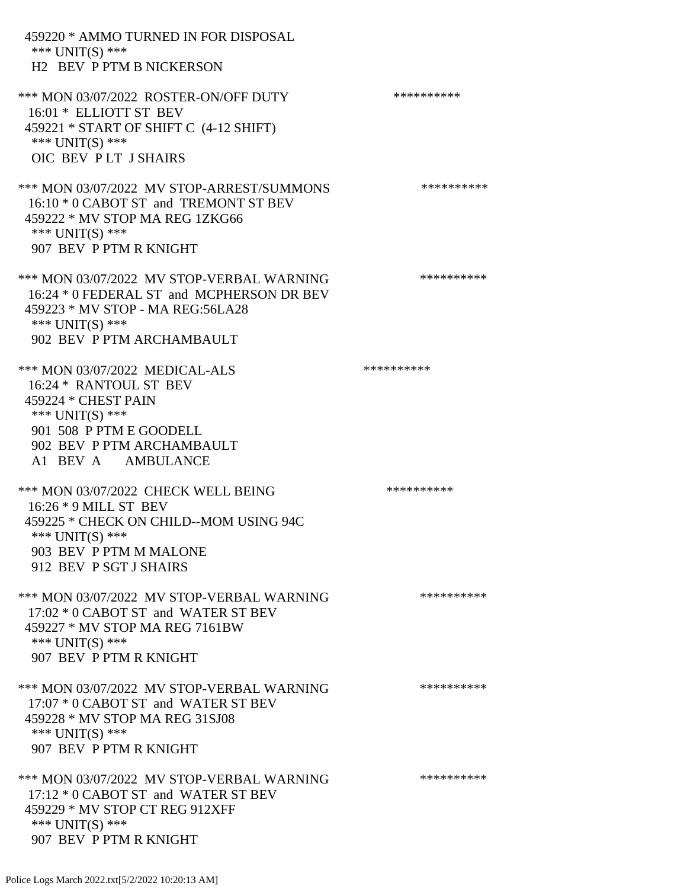459220 * AMMO TURNED IN FOR DISPOSAL
 *** UNIT(S) ***
 H2 BEV P PTM B NICKERSON

*** MON 03/07/2022 ROSTER-ON/OFF DUTY **********
 16:01 * ELLIOTT ST BEV
 459221 * START OF SHIFT C (4-12 SHIFT)
 *** UNIT(S) ***
 OIC BEV P LT J SHAIRS

*** MON 03/07/2022 MV STOP-ARREST/SUMMONS **********
 16:10 * 0 CABOT ST and TREMONT ST BEV
 459222 * MV STOP MA REG 1ZKG66
 *** UNIT(S) ***
 907 BEV P PTM R KNIGHT

*** MON 03/07/2022 MV STOP-VERBAL WARNING **********
 16:24 * 0 FEDERAL ST and MCPHERSON DR BEV
 459223 * MV STOP - MA REG:56LA28
 *** UNIT(S) ***
 902 BEV P PTM ARCHAMBAULT

*** MON 03/07/2022 MEDICAL-ALS **********
 16:24 * RANTOUL ST BEV
 459224 * CHEST PAIN
 *** UNIT(S) ***
 901 508 P PTM E GOODELL
 902 BEV P PTM ARCHAMBAULT
 A1 BEV A AMBULANCE

*** MON 03/07/2022 CHECK WELL BEING **********
 16:26 * 9 MILL ST BEV
 459225 * CHECK ON CHILD--MOM USING 94C
 *** UNIT(S) ***
 903 BEV P PTM M MALONE
 912 BEV P SGT J SHAIRS

*** MON 03/07/2022 MV STOP-VERBAL WARNING **********
 17:02 * 0 CABOT ST and WATER ST BEV
 459227 * MV STOP MA REG 7161BW
 *** UNIT(S) ***
 907 BEV P PTM R KNIGHT

*** MON 03/07/2022 MV STOP-VERBAL WARNING **********
 17:07 * 0 CABOT ST and WATER ST BEV
 459228 * MV STOP MA REG 31SJ08
 *** UNIT(S) ***
 907 BEV P PTM R KNIGHT

*** MON 03/07/2022 MV STOP-VERBAL WARNING **********
 17:12 * 0 CABOT ST and WATER ST BEV
 459229 * MV STOP CT REG 912XFF
 *** UNIT(S) ***
 907 BEV P PTM R KNIGHT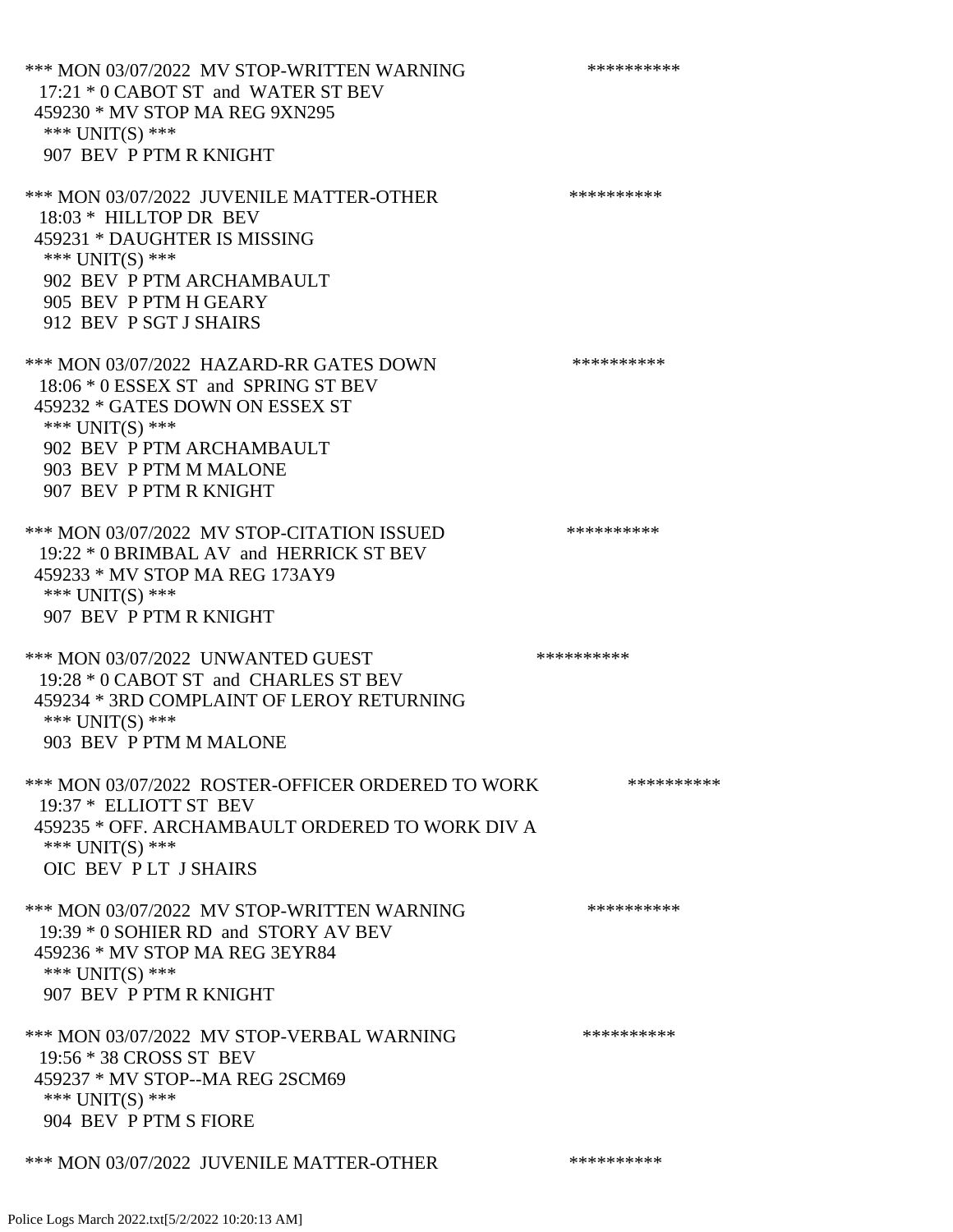*** MON 03/07/2022 MV STOP-WRITTEN WARNING **********
17:21 * 0 CABOT ST and WATER ST BEV
459230 * MV STOP MA REG 9XN295
*** UNIT(S) ***
907 BEV P PTM R KNIGHT

*** MON 03/07/2022 JUVENILE MATTER-OTHER **********
18:03 * HILLTOP DR BEV
459231 * DAUGHTER IS MISSING
*** UNIT(S) ***
902 BEV P PTM ARCHAMBAULT
905 BEV P PTM H GEARY
912 BEV P SGT J SHAIRS

*** MON 03/07/2022 HAZARD-RR GATES DOWN **********
18:06 * 0 ESSEX ST and SPRING ST BEV
459232 * GATES DOWN ON ESSEX ST
*** UNIT(S) ***
902 BEV P PTM ARCHAMBAULT
903 BEV P PTM M MALONE
907 BEV P PTM R KNIGHT

*** MON 03/07/2022 MV STOP-CITATION ISSUED **********
19:22 * 0 BRIMBAL AV and HERRICK ST BEV
459233 * MV STOP MA REG 173AY9
*** UNIT(S) ***
907 BEV P PTM R KNIGHT

*** MON 03/07/2022 UNWANTED GUEST **********
19:28 * 0 CABOT ST and CHARLES ST BEV
459234 * 3RD COMPLAINT OF LEROY RETURNING
*** UNIT(S) ***
903 BEV P PTM M MALONE

*** MON 03/07/2022 ROSTER-OFFICER ORDERED TO WORK **********
19:37 * ELLIOTT ST BEV
459235 * OFF. ARCHAMBAULT ORDERED TO WORK DIV A
*** UNIT(S) ***
OIC BEV P LT J SHAIRS

*** MON 03/07/2022 MV STOP-WRITTEN WARNING **********
19:39 * 0 SOHIER RD and STORY AV BEV
459236 * MV STOP MA REG 3EYR84
*** UNIT(S) ***
907 BEV P PTM R KNIGHT

*** MON 03/07/2022 MV STOP-VERBAL WARNING **********
19:56 * 38 CROSS ST BEV
459237 * MV STOP--MA REG 2SCM69
*** UNIT(S) ***
904 BEV P PTM S FIORE

*** MON 03/07/2022 JUVENILE MATTER-OTHER **********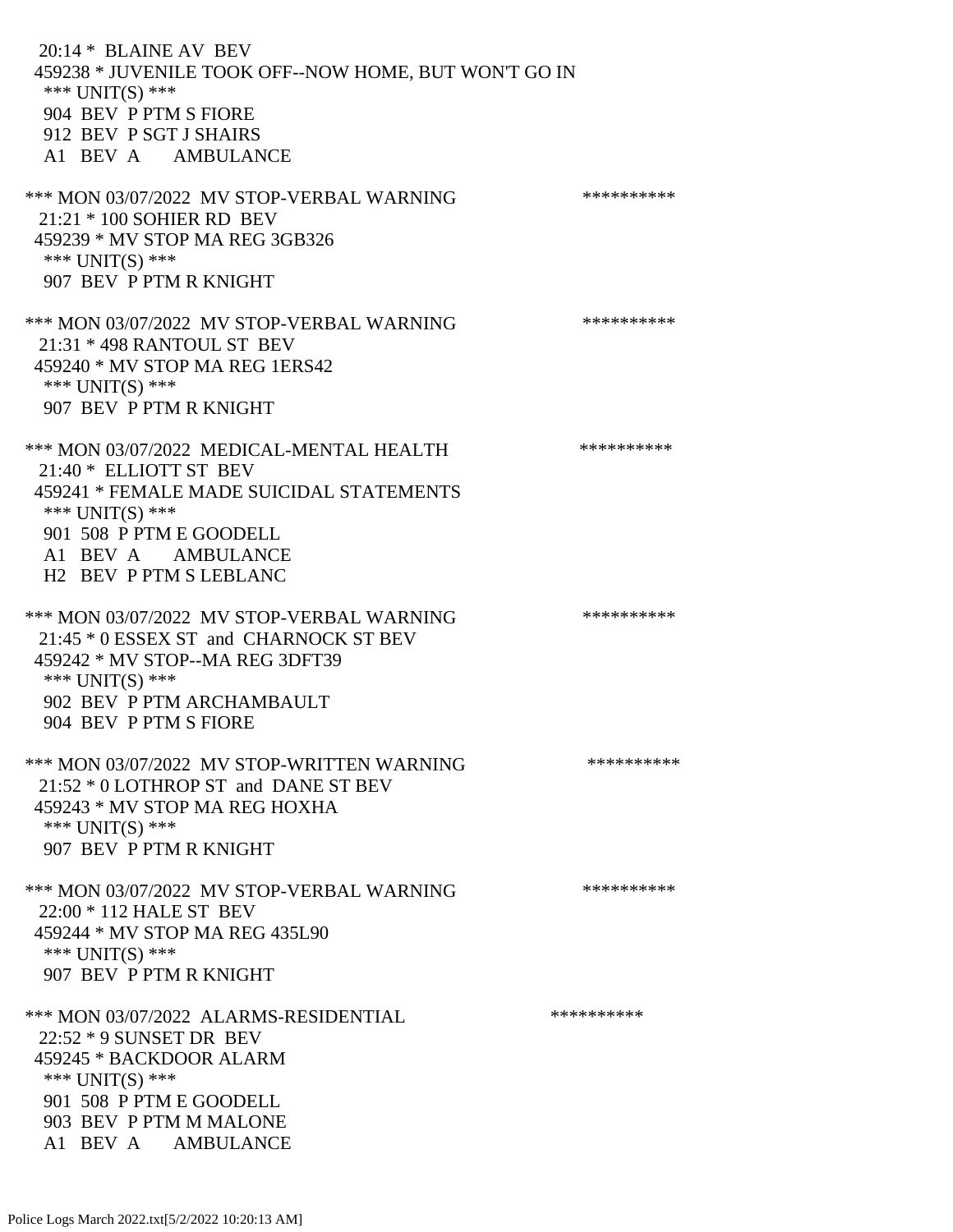20:14 * BLAINE AV BEV
459238 * JUVENILE TOOK OFF--NOW HOME, BUT WON'T GO IN
*** UNIT(S) ***
904 BEV P PTM S FIORE
912 BEV P SGT J SHAIRS
A1 BEV A AMBULANCE

*** MON 03/07/2022 MV STOP-VERBAL WARNING **********
21:21 * 100 SOHIER RD BEV
459239 * MV STOP MA REG 3GB326
*** UNIT(S) ***
907 BEV P PTM R KNIGHT

*** MON 03/07/2022 MV STOP-VERBAL WARNING **********
21:31 * 498 RANTOUL ST BEV
459240 * MV STOP MA REG 1ERS42
*** UNIT(S) ***
907 BEV P PTM R KNIGHT

*** MON 03/07/2022 MEDICAL-MENTAL HEALTH **********
21:40 * ELLIOTT ST BEV
459241 * FEMALE MADE SUICIDAL STATEMENTS
*** UNIT(S) ***
901 508 P PTM E GOODELL
A1 BEV A AMBULANCE
H2 BEV P PTM S LEBLANC

*** MON 03/07/2022 MV STOP-VERBAL WARNING **********
21:45 * 0 ESSEX ST and CHARNOCK ST BEV
459242 * MV STOP--MA REG 3DFT39
*** UNIT(S) ***
902 BEV P PTM ARCHAMBAULT
904 BEV P PTM S FIORE

*** MON 03/07/2022 MV STOP-WRITTEN WARNING **********
21:52 * 0 LOTHROP ST and DANE ST BEV
459243 * MV STOP MA REG HOXHA
*** UNIT(S) ***
907 BEV P PTM R KNIGHT

*** MON 03/07/2022 MV STOP-VERBAL WARNING **********
22:00 * 112 HALE ST BEV
459244 * MV STOP MA REG 435L90
*** UNIT(S) ***
907 BEV P PTM R KNIGHT

*** MON 03/07/2022 ALARMS-RESIDENTIAL **********
22:52 * 9 SUNSET DR BEV
459245 * BACKDOOR ALARM
*** UNIT(S) ***
901 508 P PTM E GOODELL
903 BEV P PTM M MALONE
A1 BEV A AMBULANCE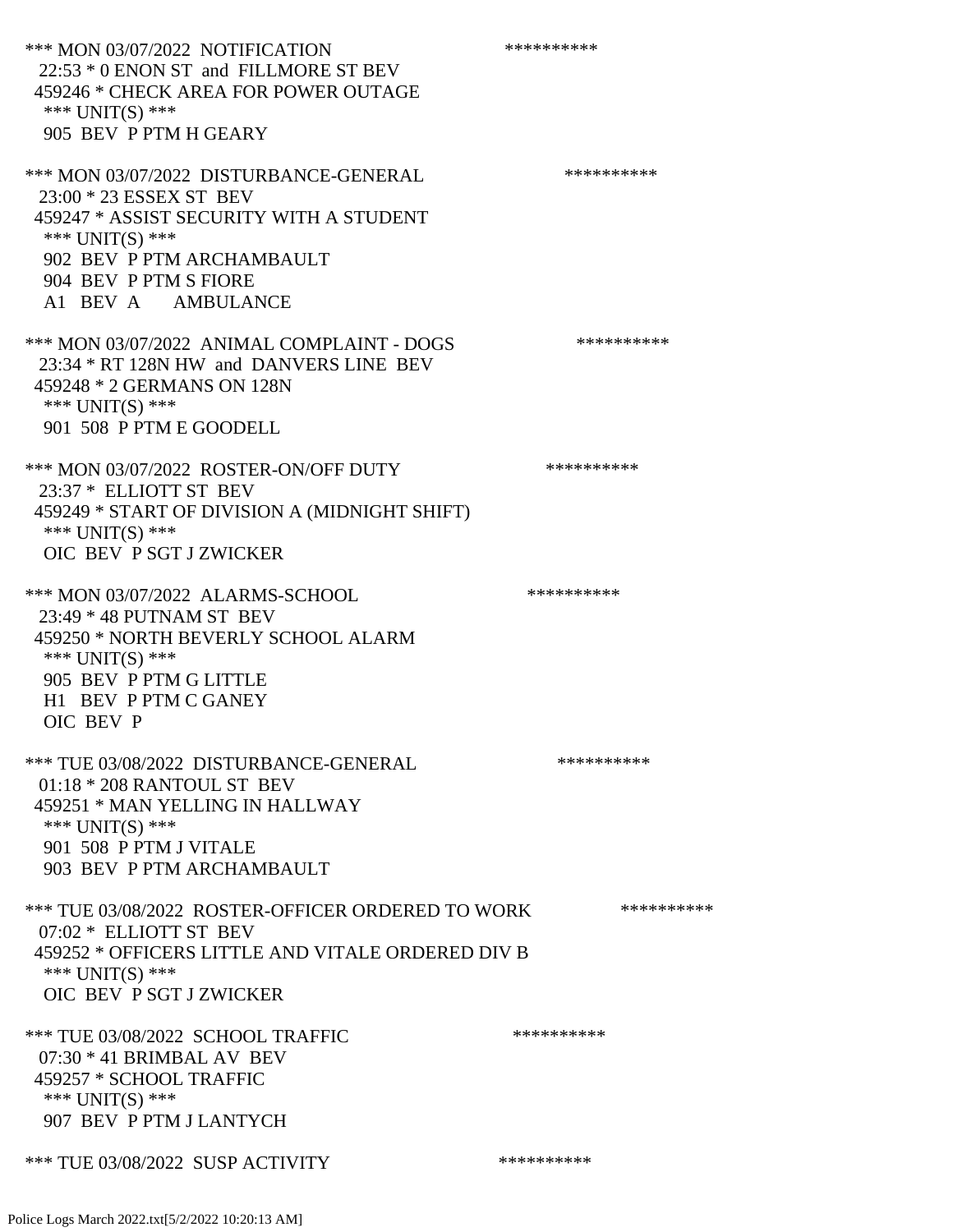*** MON 03/07/2022 NOTIFICATION **********
22:53 * 0 ENON ST and FILLMORE ST BEV
459246 * CHECK AREA FOR POWER OUTAGE
*** UNIT(S) ***
905 BEV P PTM H GEARY

*** MON 03/07/2022 DISTURBANCE-GENERAL **********
23:00 * 23 ESSEX ST BEV
459247 * ASSIST SECURITY WITH A STUDENT
*** UNIT(S) ***
902 BEV P PTM ARCHAMBAULT
904 BEV P PTM S FIORE
A1 BEV A AMBULANCE

*** MON 03/07/2022 ANIMAL COMPLAINT - DOGS **********
23:34 * RT 128N HW and DANVERS LINE BEV
459248 * 2 GERMANS ON 128N
*** UNIT(S) ***
901 508 P PTM E GOODELL

*** MON 03/07/2022 ROSTER-ON/OFF DUTY **********
23:37 * ELLIOTT ST BEV
459249 * START OF DIVISION A (MIDNIGHT SHIFT)
*** UNIT(S) ***
OIC BEV P SGT J ZWICKER

*** MON 03/07/2022 ALARMS-SCHOOL **********
23:49 * 48 PUTNAM ST BEV
459250 * NORTH BEVERLY SCHOOL ALARM
*** UNIT(S) ***
905 BEV P PTM G LITTLE
H1 BEV P PTM C GANEY
OIC BEV P

*** TUE 03/08/2022 DISTURBANCE-GENERAL **********
01:18 * 208 RANTOUL ST BEV
459251 * MAN YELLING IN HALLWAY
*** UNIT(S) ***
901 508 P PTM J VITALE
903 BEV P PTM ARCHAMBAULT

*** TUE 03/08/2022 ROSTER-OFFICER ORDERED TO WORK **********
07:02 * ELLIOTT ST BEV
459252 * OFFICERS LITTLE AND VITALE ORDERED DIV B
*** UNIT(S) ***
OIC BEV P SGT J ZWICKER

*** TUE 03/08/2022 SCHOOL TRAFFIC **********
07:30 * 41 BRIMBAL AV BEV
459257 * SCHOOL TRAFFIC
*** UNIT(S) ***
907 BEV P PTM J LANTYCH

*** TUE 03/08/2022 SUSP ACTIVITY **********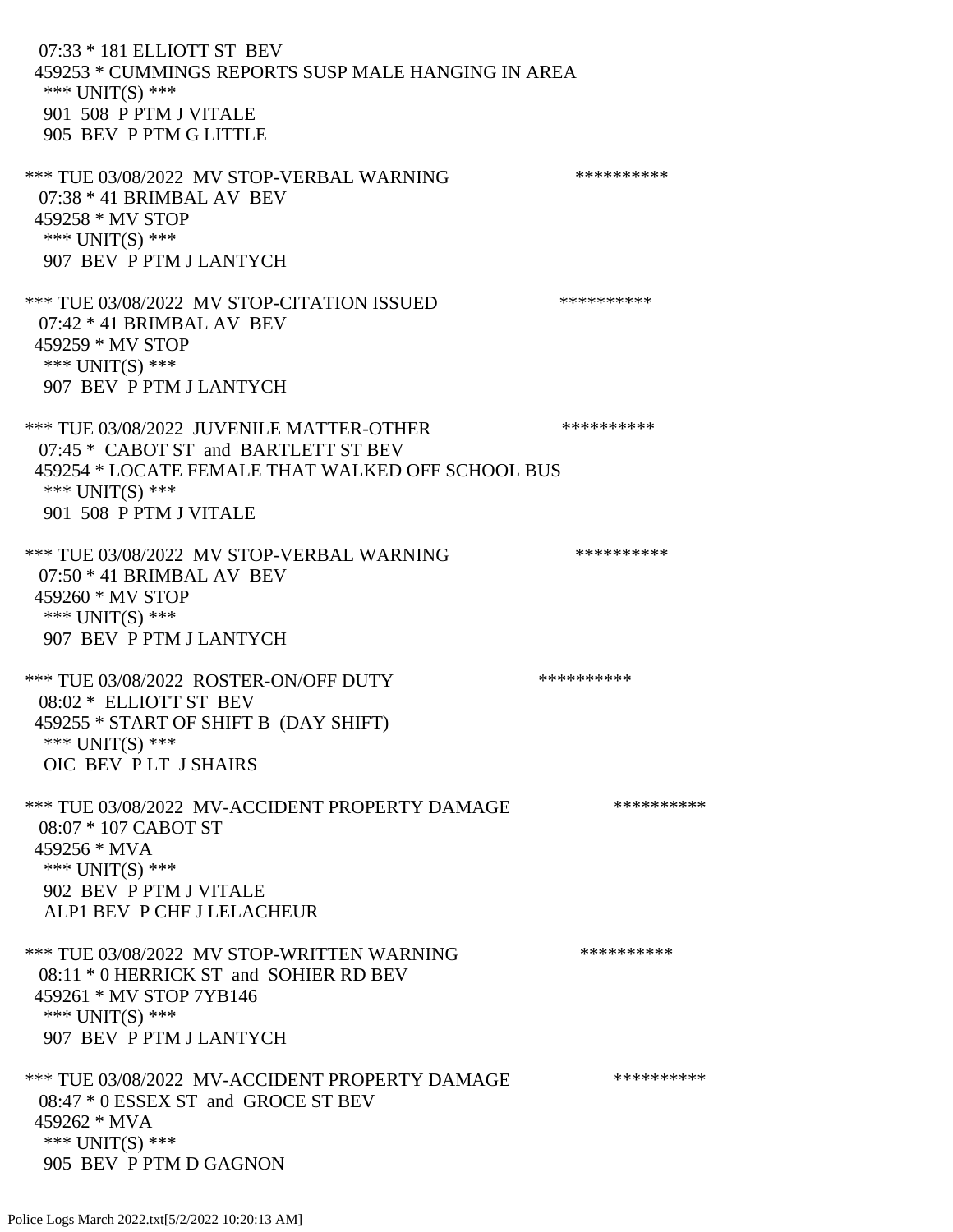07:33 * 181 ELLIOTT ST BEV
459253 * CUMMINGS REPORTS SUSP MALE HANGING IN AREA
*** UNIT(S) ***
901 508 P PTM J VITALE
905 BEV P PTM G LITTLE

*** TUE 03/08/2022 MV STOP-VERBAL WARNING **********
07:38 * 41 BRIMBAL AV BEV
459258 * MV STOP
*** UNIT(S) ***
907 BEV P PTM J LANTYCH

*** TUE 03/08/2022 MV STOP-CITATION ISSUED **********
07:42 * 41 BRIMBAL AV BEV
459259 * MV STOP
*** UNIT(S) ***
907 BEV P PTM J LANTYCH

*** TUE 03/08/2022 JUVENILE MATTER-OTHER **********
07:45 * CABOT ST and BARTLETT ST BEV
459254 * LOCATE FEMALE THAT WALKED OFF SCHOOL BUS
*** UNIT(S) ***
901 508 P PTM J VITALE

*** TUE 03/08/2022 MV STOP-VERBAL WARNING **********
07:50 * 41 BRIMBAL AV BEV
459260 * MV STOP
*** UNIT(S) ***
907 BEV P PTM J LANTYCH

*** TUE 03/08/2022 ROSTER-ON/OFF DUTY **********
08:02 * ELLIOTT ST BEV
459255 * START OF SHIFT B (DAY SHIFT)
*** UNIT(S) ***
OIC BEV P LT J SHAIRS

*** TUE 03/08/2022 MV-ACCIDENT PROPERTY DAMAGE **********
08:07 * 107 CABOT ST
459256 * MVA
*** UNIT(S) ***
902 BEV P PTM J VITALE
ALP1 BEV P CHF J LELACHEUR

*** TUE 03/08/2022 MV STOP-WRITTEN WARNING **********
08:11 * 0 HERRICK ST and SOHIER RD BEV
459261 * MV STOP 7YB146
*** UNIT(S) ***
907 BEV P PTM J LANTYCH

*** TUE 03/08/2022 MV-ACCIDENT PROPERTY DAMAGE **********
08:47 * 0 ESSEX ST and GROCE ST BEV
459262 * MVA
*** UNIT(S) ***
905 BEV P PTM D GAGNON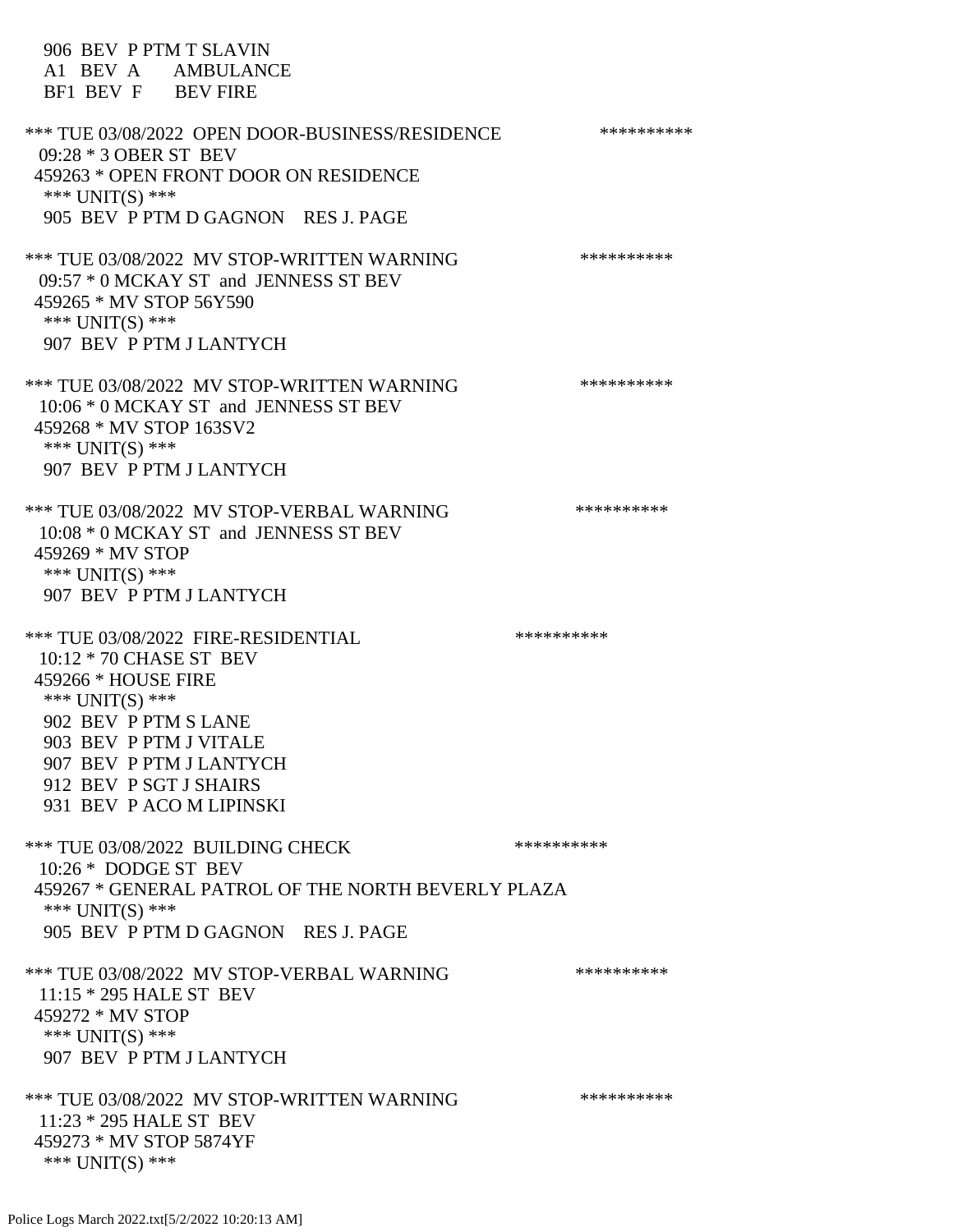906 BEV P PTM T SLAVIN
A1 BEV A AMBULANCE
BF1 BEV F BEV FIRE

*** TUE 03/08/2022 OPEN DOOR-BUSINESS/RESIDENCE **********
09:28 * 3 OBER ST BEV
459263 * OPEN FRONT DOOR ON RESIDENCE
*** UNIT(S) ***
905 BEV P PTM D GAGNON RES J. PAGE

*** TUE 03/08/2022 MV STOP-WRITTEN WARNING **********
09:57 * 0 MCKAY ST and JENNESS ST BEV
459265 * MV STOP 56Y590
*** UNIT(S) ***
907 BEV P PTM J LANTYCH

*** TUE 03/08/2022 MV STOP-WRITTEN WARNING **********
10:06 * 0 MCKAY ST and JENNESS ST BEV
459268 * MV STOP 163SV2
*** UNIT(S) ***
907 BEV P PTM J LANTYCH

*** TUE 03/08/2022 MV STOP-VERBAL WARNING **********
10:08 * 0 MCKAY ST and JENNESS ST BEV
459269 * MV STOP
*** UNIT(S) ***
907 BEV P PTM J LANTYCH

*** TUE 03/08/2022 FIRE-RESIDENTIAL **********
10:12 * 70 CHASE ST BEV
459266 * HOUSE FIRE
*** UNIT(S) ***
902 BEV P PTM S LANE
903 BEV P PTM J VITALE
907 BEV P PTM J LANTYCH
912 BEV P SGT J SHAIRS
931 BEV P ACO M LIPINSKI

*** TUE 03/08/2022 BUILDING CHECK **********
10:26 * DODGE ST BEV
459267 * GENERAL PATROL OF THE NORTH BEVERLY PLAZA
*** UNIT(S) ***
905 BEV P PTM D GAGNON RES J. PAGE

*** TUE 03/08/2022 MV STOP-VERBAL WARNING **********
11:15 * 295 HALE ST BEV
459272 * MV STOP
*** UNIT(S) ***
907 BEV P PTM J LANTYCH

*** TUE 03/08/2022 MV STOP-WRITTEN WARNING **********
11:23 * 295 HALE ST BEV
459273 * MV STOP 5874YF
*** UNIT(S) ***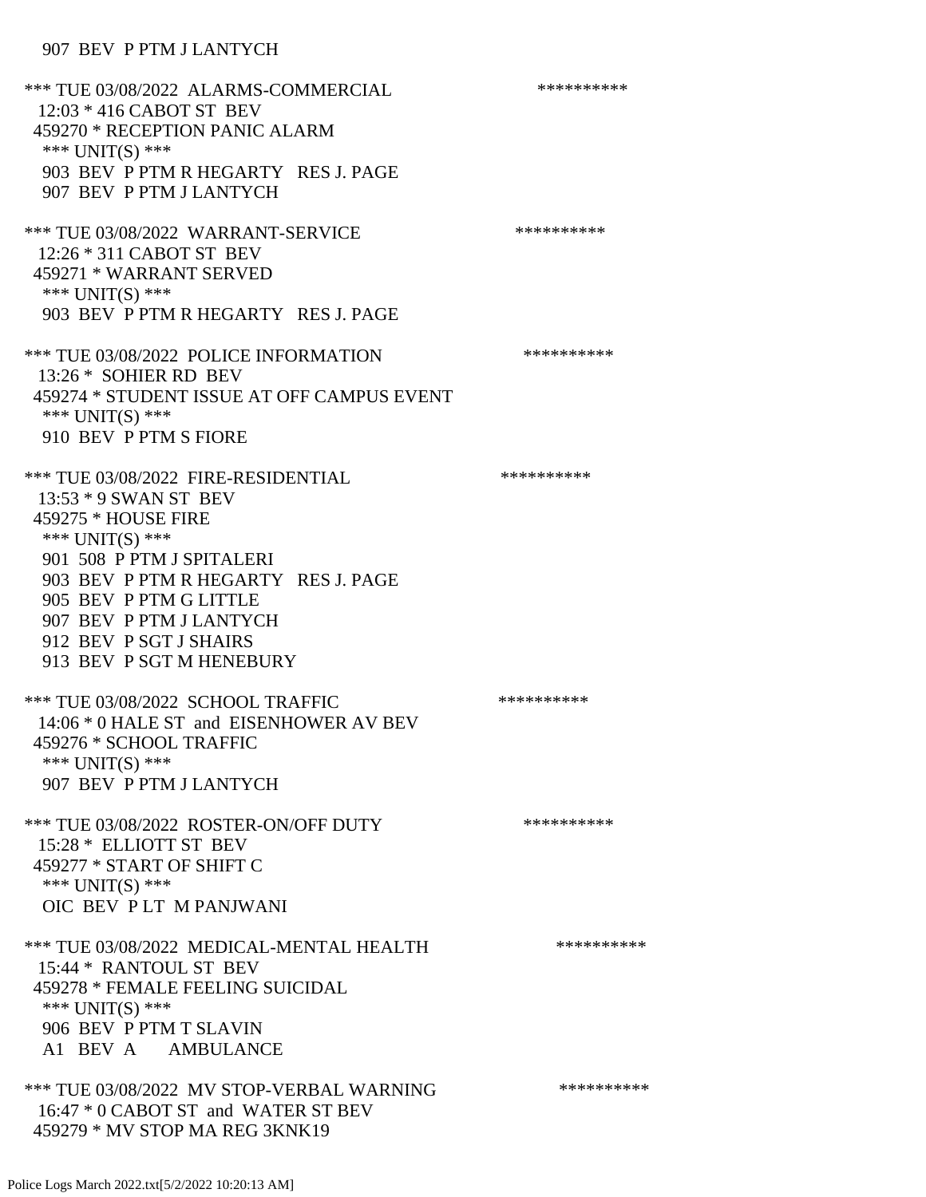907 BEV P PTM J LANTYCH

*** TUE 03/08/2022 ALARMS-COMMERCIAL **********
12:03 * 416 CABOT ST BEV
459270 * RECEPTION PANIC ALARM
*** UNIT(S) ***
903 BEV P PTM R HEGARTY RES J. PAGE
907 BEV P PTM J LANTYCH

*** TUE 03/08/2022 WARRANT-SERVICE **********
12:26 * 311 CABOT ST BEV
459271 * WARRANT SERVED
*** UNIT(S) ***
903 BEV P PTM R HEGARTY RES J. PAGE

*** TUE 03/08/2022 POLICE INFORMATION **********
13:26 * SOHIER RD BEV
459274 * STUDENT ISSUE AT OFF CAMPUS EVENT
*** UNIT(S) ***
910 BEV P PTM S FIORE

*** TUE 03/08/2022 FIRE-RESIDENTIAL **********
13:53 * 9 SWAN ST BEV
459275 * HOUSE FIRE
*** UNIT(S) ***
901 508 P PTM J SPITALERI
903 BEV P PTM R HEGARTY RES J. PAGE
905 BEV P PTM G LITTLE
907 BEV P PTM J LANTYCH
912 BEV P SGT J SHAIRS
913 BEV P SGT M HENEBURY

*** TUE 03/08/2022 SCHOOL TRAFFIC **********
14:06 * 0 HALE ST and EISENHOWER AV BEV
459276 * SCHOOL TRAFFIC
*** UNIT(S) ***
907 BEV P PTM J LANTYCH

*** TUE 03/08/2022 ROSTER-ON/OFF DUTY **********
15:28 * ELLIOTT ST BEV
459277 * START OF SHIFT C
*** UNIT(S) ***
OIC BEV P LT M PANJWANI

*** TUE 03/08/2022 MEDICAL-MENTAL HEALTH **********
15:44 * RANTOUL ST BEV
459278 * FEMALE FEELING SUICIDAL
*** UNIT(S) ***
906 BEV P PTM T SLAVIN
A1 BEV A AMBULANCE

*** TUE 03/08/2022 MV STOP-VERBAL WARNING **********
16:47 * 0 CABOT ST and WATER ST BEV
459279 * MV STOP MA REG 3KNK19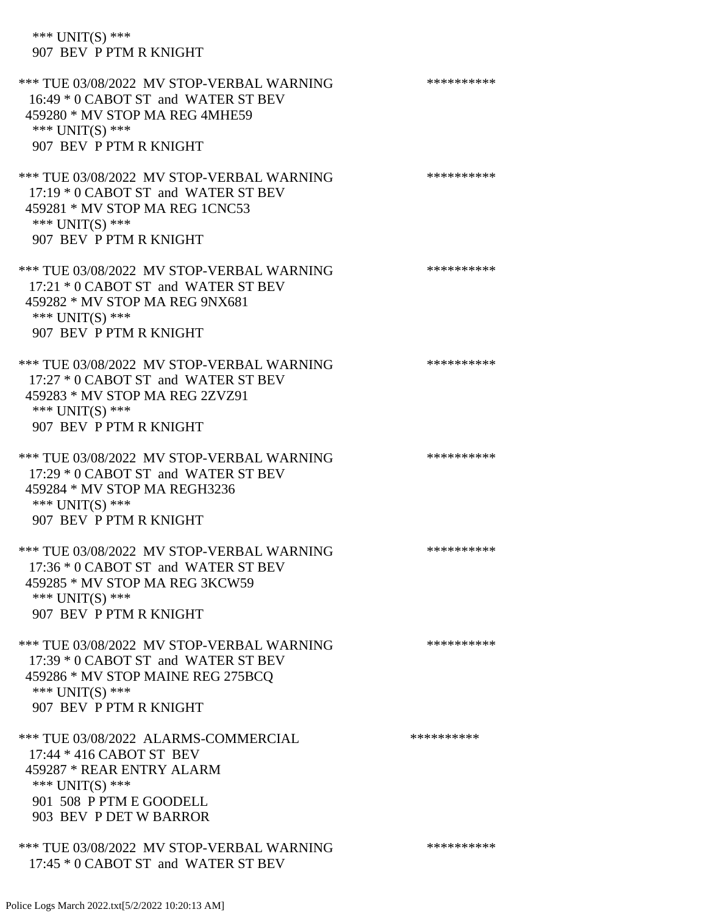\*\*\* UNIT(S) \*\*\*
907 BEV P PTM R KNIGHT

\*\*\* TUE 03/08/2022 MV STOP-VERBAL WARNING \*\*\*\*\*\*\*\*\*\*
16:49 * 0 CABOT ST and WATER ST BEV
459280 * MV STOP MA REG 4MHE59
\*\*\* UNIT(S) \*\*\*
907 BEV P PTM R KNIGHT

\*\*\* TUE 03/08/2022 MV STOP-VERBAL WARNING \*\*\*\*\*\*\*\*\*\*
17:19 * 0 CABOT ST and WATER ST BEV
459281 * MV STOP MA REG 1CNC53
\*\*\* UNIT(S) \*\*\*
907 BEV P PTM R KNIGHT

\*\*\* TUE 03/08/2022 MV STOP-VERBAL WARNING \*\*\*\*\*\*\*\*\*\*
17:21 * 0 CABOT ST and WATER ST BEV
459282 * MV STOP MA REG 9NX681
\*\*\* UNIT(S) \*\*\*
907 BEV P PTM R KNIGHT

\*\*\* TUE 03/08/2022 MV STOP-VERBAL WARNING \*\*\*\*\*\*\*\*\*\*
17:27 * 0 CABOT ST and WATER ST BEV
459283 * MV STOP MA REG 2ZVZ91
\*\*\* UNIT(S) \*\*\*
907 BEV P PTM R KNIGHT

\*\*\* TUE 03/08/2022 MV STOP-VERBAL WARNING \*\*\*\*\*\*\*\*\*\*
17:29 * 0 CABOT ST and WATER ST BEV
459284 * MV STOP MA REGH3236
\*\*\* UNIT(S) \*\*\*
907 BEV P PTM R KNIGHT

\*\*\* TUE 03/08/2022 MV STOP-VERBAL WARNING \*\*\*\*\*\*\*\*\*\*
17:36 * 0 CABOT ST and WATER ST BEV
459285 * MV STOP MA REG 3KCW59
\*\*\* UNIT(S) \*\*\*
907 BEV P PTM R KNIGHT

\*\*\* TUE 03/08/2022 MV STOP-VERBAL WARNING \*\*\*\*\*\*\*\*\*\*
17:39 * 0 CABOT ST and WATER ST BEV
459286 * MV STOP MAINE REG 275BCQ
\*\*\* UNIT(S) \*\*\*
907 BEV P PTM R KNIGHT

\*\*\* TUE 03/08/2022 ALARMS-COMMERCIAL \*\*\*\*\*\*\*\*\*\*
17:44 * 416 CABOT ST BEV
459287 * REAR ENTRY ALARM
\*\*\* UNIT(S) \*\*\*
901 508 P PTM E GOODELL
903 BEV P DET W BARROR

\*\*\* TUE 03/08/2022 MV STOP-VERBAL WARNING \*\*\*\*\*\*\*\*\*\*
17:45 * 0 CABOT ST and WATER ST BEV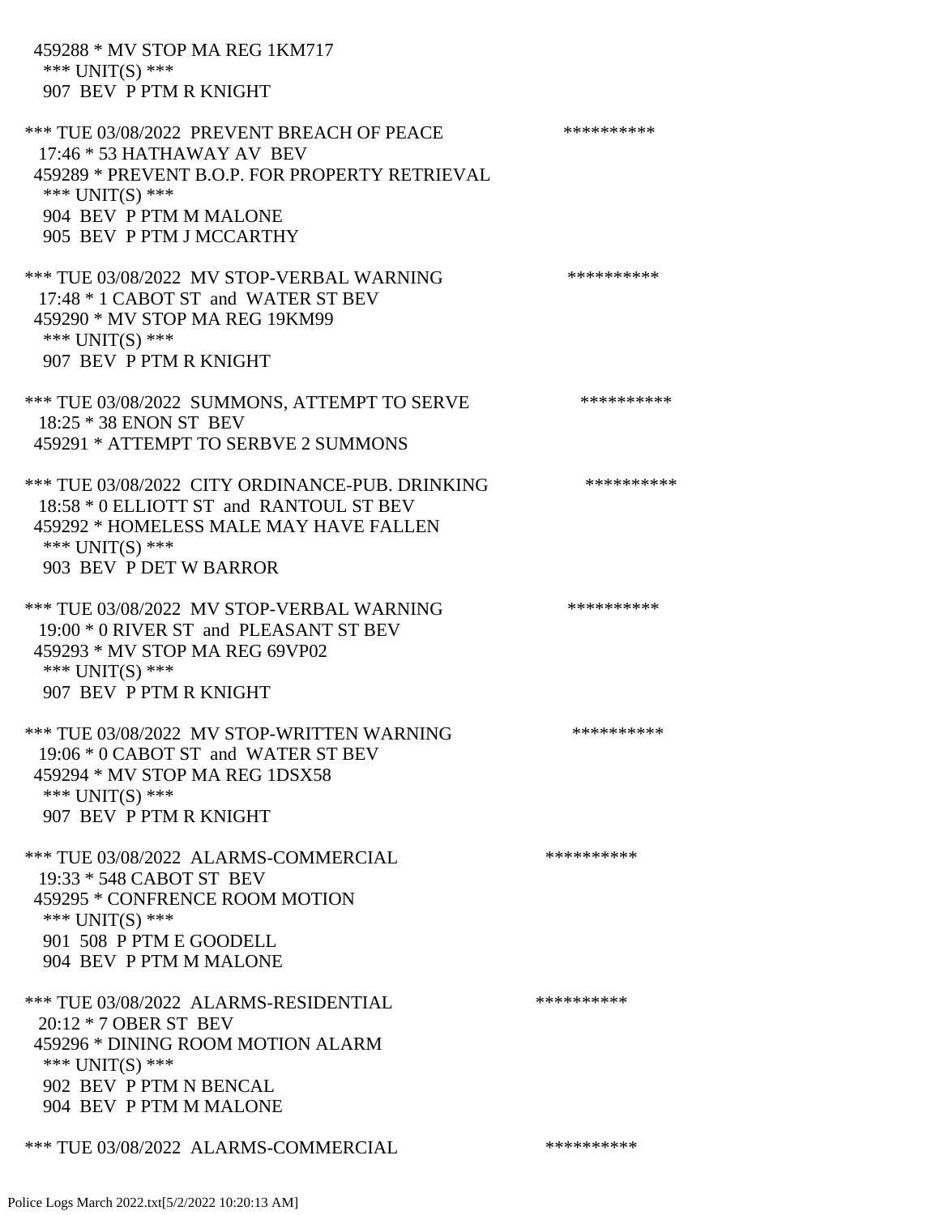459288 * MV STOP MA REG 1KM717
*** UNIT(S) ***
907 BEV P PTM R KNIGHT

*** TUE 03/08/2022 PREVENT BREACH OF PEACE **********
17:46 * 53 HATHAWAY AV BEV
459289 * PREVENT B.O.P. FOR PROPERTY RETRIEVAL
*** UNIT(S) ***
904 BEV P PTM M MALONE
905 BEV P PTM J MCCARTHY

*** TUE 03/08/2022 MV STOP-VERBAL WARNING **********
17:48 * 1 CABOT ST and WATER ST BEV
459290 * MV STOP MA REG 19KM99
*** UNIT(S) ***
907 BEV P PTM R KNIGHT

*** TUE 03/08/2022 SUMMONS, ATTEMPT TO SERVE **********
18:25 * 38 ENON ST BEV
459291 * ATTEMPT TO SERBVE 2 SUMMONS

*** TUE 03/08/2022 CITY ORDINANCE-PUB. DRINKING **********
18:58 * 0 ELLIOTT ST and RANTOUL ST BEV
459292 * HOMELESS MALE MAY HAVE FALLEN
*** UNIT(S) ***
903 BEV P DET W BARROR

*** TUE 03/08/2022 MV STOP-VERBAL WARNING **********
19:00 * 0 RIVER ST and PLEASANT ST BEV
459293 * MV STOP MA REG 69VP02
*** UNIT(S) ***
907 BEV P PTM R KNIGHT

*** TUE 03/08/2022 MV STOP-WRITTEN WARNING **********
19:06 * 0 CABOT ST and WATER ST BEV
459294 * MV STOP MA REG 1DSX58
*** UNIT(S) ***
907 BEV P PTM R KNIGHT

*** TUE 03/08/2022 ALARMS-COMMERCIAL **********
19:33 * 548 CABOT ST BEV
459295 * CONFRENCE ROOM MOTION
*** UNIT(S) ***
901 508 P PTM E GOODELL
904 BEV P PTM M MALONE

*** TUE 03/08/2022 ALARMS-RESIDENTIAL **********
20:12 * 7 OBER ST BEV
459296 * DINING ROOM MOTION ALARM
*** UNIT(S) ***
902 BEV P PTM N BENCAL
904 BEV P PTM M MALONE

*** TUE 03/08/2022 ALARMS-COMMERCIAL **********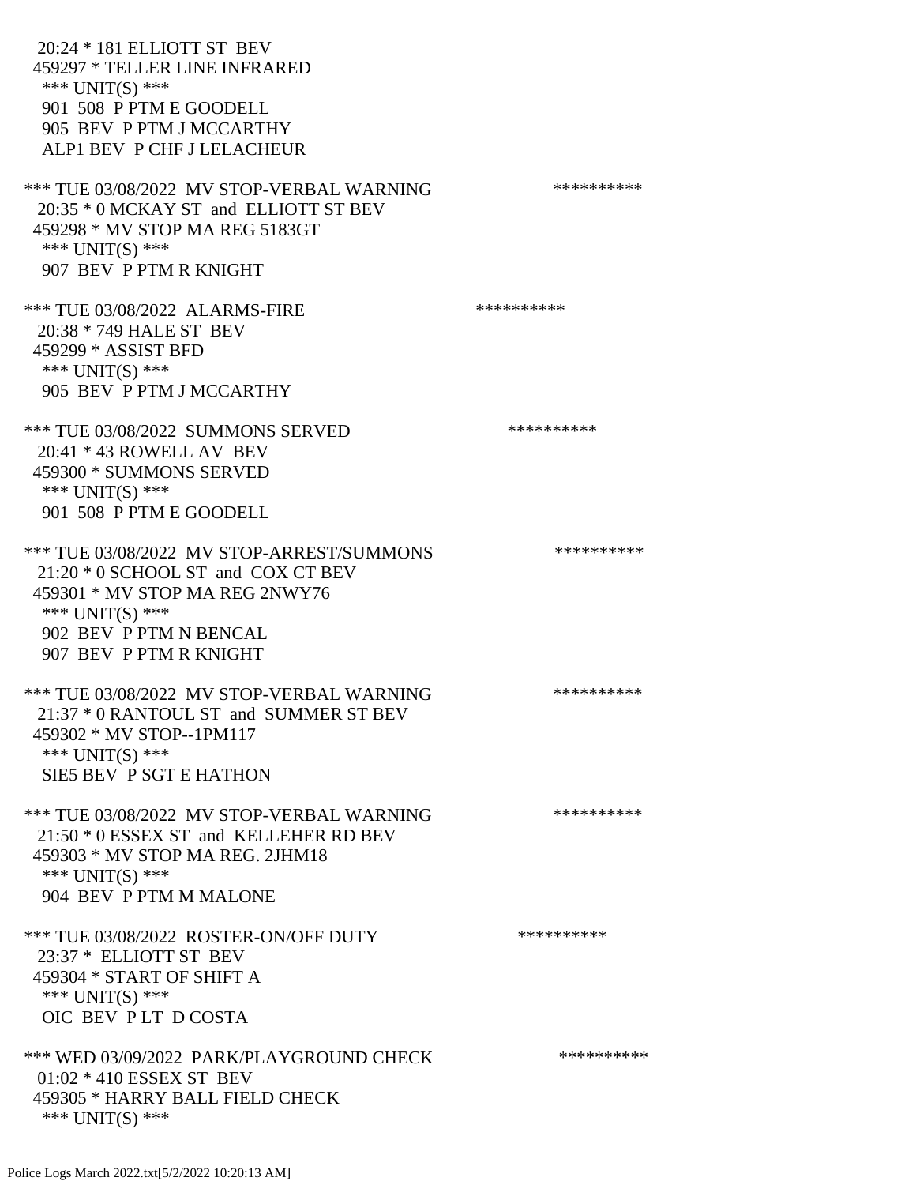20:24 * 181 ELLIOTT ST BEV
459297 * TELLER LINE INFRARED
*** UNIT(S) ***
901 508 P PTM E GOODELL
905 BEV P PTM J MCCARTHY
ALP1 BEV P CHF J LELACHEUR

*** TUE 03/08/2022 MV STOP-VERBAL WARNING **********
20:35 * 0 MCKAY ST and ELLIOTT ST BEV
459298 * MV STOP MA REG 5183GT
*** UNIT(S) ***
907 BEV P PTM R KNIGHT

*** TUE 03/08/2022 ALARMS-FIRE **********
20:38 * 749 HALE ST BEV
459299 * ASSIST BFD
*** UNIT(S) ***
905 BEV P PTM J MCCARTHY

*** TUE 03/08/2022 SUMMONS SERVED **********
20:41 * 43 ROWELL AV BEV
459300 * SUMMONS SERVED
*** UNIT(S) ***
901 508 P PTM E GOODELL

*** TUE 03/08/2022 MV STOP-ARREST/SUMMONS **********
21:20 * 0 SCHOOL ST and COX CT BEV
459301 * MV STOP MA REG 2NWY76
*** UNIT(S) ***
902 BEV P PTM N BENCAL
907 BEV P PTM R KNIGHT

*** TUE 03/08/2022 MV STOP-VERBAL WARNING **********
21:37 * 0 RANTOUL ST and SUMMER ST BEV
459302 * MV STOP--1PM117
*** UNIT(S) ***
SIE5 BEV P SGT E HATHON

*** TUE 03/08/2022 MV STOP-VERBAL WARNING **********
21:50 * 0 ESSEX ST and KELLEHER RD BEV
459303 * MV STOP MA REG. 2JHM18
*** UNIT(S) ***
904 BEV P PTM M MALONE

*** TUE 03/08/2022 ROSTER-ON/OFF DUTY **********
23:37 * ELLIOTT ST BEV
459304 * START OF SHIFT A
*** UNIT(S) ***
OIC BEV P LT D COSTA

*** WED 03/09/2022 PARK/PLAYGROUND CHECK **********
01:02 * 410 ESSEX ST BEV
459305 * HARRY BALL FIELD CHECK
*** UNIT(S) ***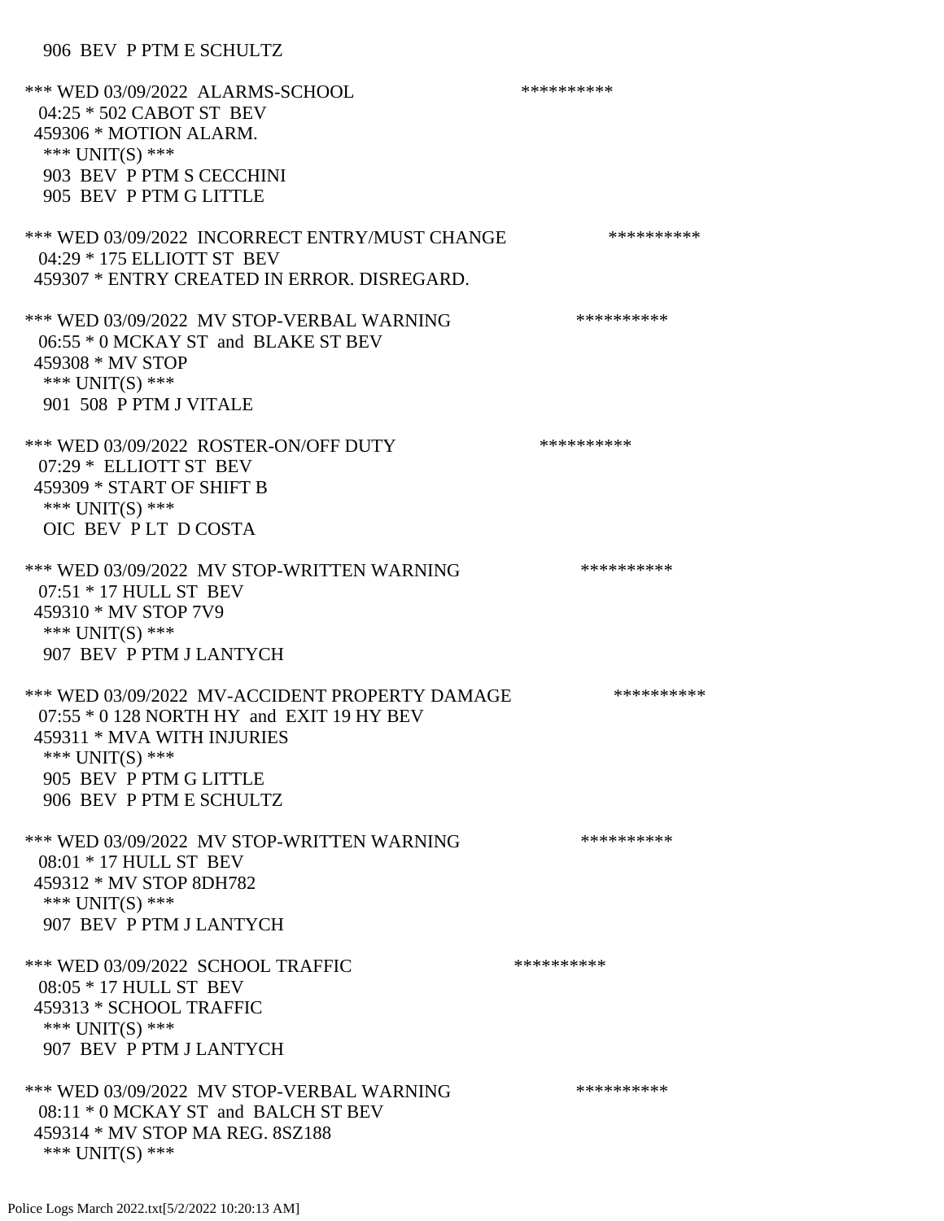906 BEV P PTM E SCHULTZ

*** WED 03/09/2022 ALARMS-SCHOOL **********
04:25 * 502 CABOT ST BEV
459306 * MOTION ALARM.
*** UNIT(S) ***
903 BEV P PTM S CECCHINI
905 BEV P PTM G LITTLE

*** WED 03/09/2022 INCORRECT ENTRY/MUST CHANGE **********
04:29 * 175 ELLIOTT ST BEV
459307 * ENTRY CREATED IN ERROR. DISREGARD.

*** WED 03/09/2022 MV STOP-VERBAL WARNING **********
06:55 * 0 MCKAY ST and BLAKE ST BEV
459308 * MV STOP
*** UNIT(S) ***
901 508 P PTM J VITALE

*** WED 03/09/2022 ROSTER-ON/OFF DUTY **********
07:29 * ELLIOTT ST BEV
459309 * START OF SHIFT B
*** UNIT(S) ***
OIC BEV P LT D COSTA

*** WED 03/09/2022 MV STOP-WRITTEN WARNING **********
07:51 * 17 HULL ST BEV
459310 * MV STOP 7V9
*** UNIT(S) ***
907 BEV P PTM J LANTYCH

*** WED 03/09/2022 MV-ACCIDENT PROPERTY DAMAGE **********
07:55 * 0 128 NORTH HY and EXIT 19 HY BEV
459311 * MVA WITH INJURIES
*** UNIT(S) ***
905 BEV P PTM G LITTLE
906 BEV P PTM E SCHULTZ

*** WED 03/09/2022 MV STOP-WRITTEN WARNING **********
08:01 * 17 HULL ST BEV
459312 * MV STOP 8DH782
*** UNIT(S) ***
907 BEV P PTM J LANTYCH

*** WED 03/09/2022 SCHOOL TRAFFIC **********
08:05 * 17 HULL ST BEV
459313 * SCHOOL TRAFFIC
*** UNIT(S) ***
907 BEV P PTM J LANTYCH

*** WED 03/09/2022 MV STOP-VERBAL WARNING **********
08:11 * 0 MCKAY ST and BALCH ST BEV
459314 * MV STOP MA REG. 8SZ188
*** UNIT(S) ***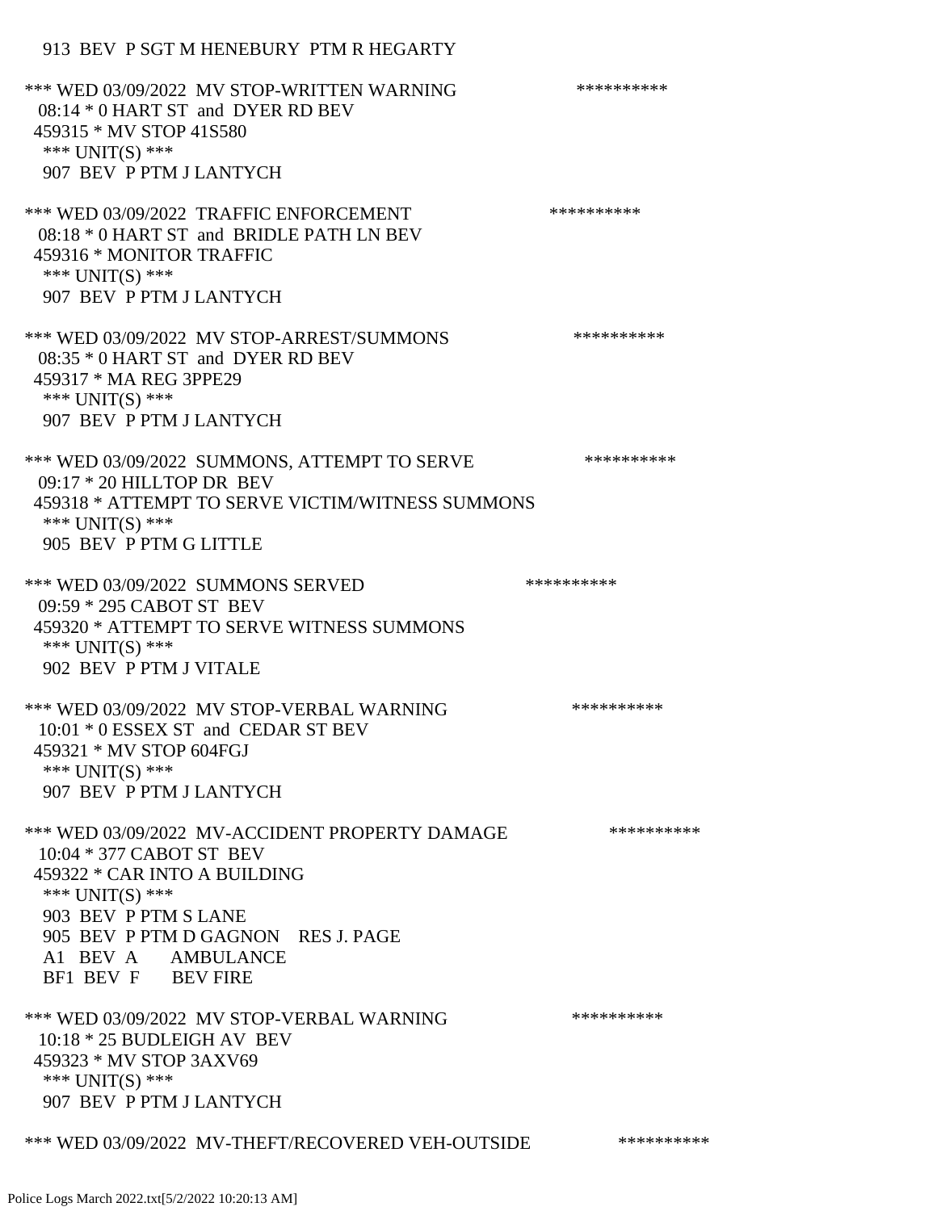913 BEV P SGT M HENEBURY PTM R HEGARTY

*** WED 03/09/2022 MV STOP-WRITTEN WARNING **********
08:14 * 0 HART ST and DYER RD BEV
459315 * MV STOP 41S580
*** UNIT(S) ***
907 BEV P PTM J LANTYCH

*** WED 03/09/2022 TRAFFIC ENFORCEMENT **********
08:18 * 0 HART ST and BRIDLE PATH LN BEV
459316 * MONITOR TRAFFIC
*** UNIT(S) ***
907 BEV P PTM J LANTYCH

*** WED 03/09/2022 MV STOP-ARREST/SUMMONS **********
08:35 * 0 HART ST and DYER RD BEV
459317 * MA REG 3PPE29
*** UNIT(S) ***
907 BEV P PTM J LANTYCH

*** WED 03/09/2022 SUMMONS, ATTEMPT TO SERVE **********
09:17 * 20 HILLTOP DR BEV
459318 * ATTEMPT TO SERVE VICTIM/WITNESS SUMMONS
*** UNIT(S) ***
905 BEV P PTM G LITTLE

*** WED 03/09/2022 SUMMONS SERVED **********
09:59 * 295 CABOT ST BEV
459320 * ATTEMPT TO SERVE WITNESS SUMMONS
*** UNIT(S) ***
902 BEV P PTM J VITALE

*** WED 03/09/2022 MV STOP-VERBAL WARNING **********
10:01 * 0 ESSEX ST and CEDAR ST BEV
459321 * MV STOP 604FGJ
*** UNIT(S) ***
907 BEV P PTM J LANTYCH

*** WED 03/09/2022 MV-ACCIDENT PROPERTY DAMAGE **********
10:04 * 377 CABOT ST BEV
459322 * CAR INTO A BUILDING
*** UNIT(S) ***
903 BEV P PTM S LANE
905 BEV P PTM D GAGNON RES J. PAGE
A1 BEV A AMBULANCE
BF1 BEV F BEV FIRE

*** WED 03/09/2022 MV STOP-VERBAL WARNING **********
10:18 * 25 BUDLEIGH AV BEV
459323 * MV STOP 3AXV69
*** UNIT(S) ***
907 BEV P PTM J LANTYCH

*** WED 03/09/2022 MV-THEFT/RECOVERED VEH-OUTSIDE **********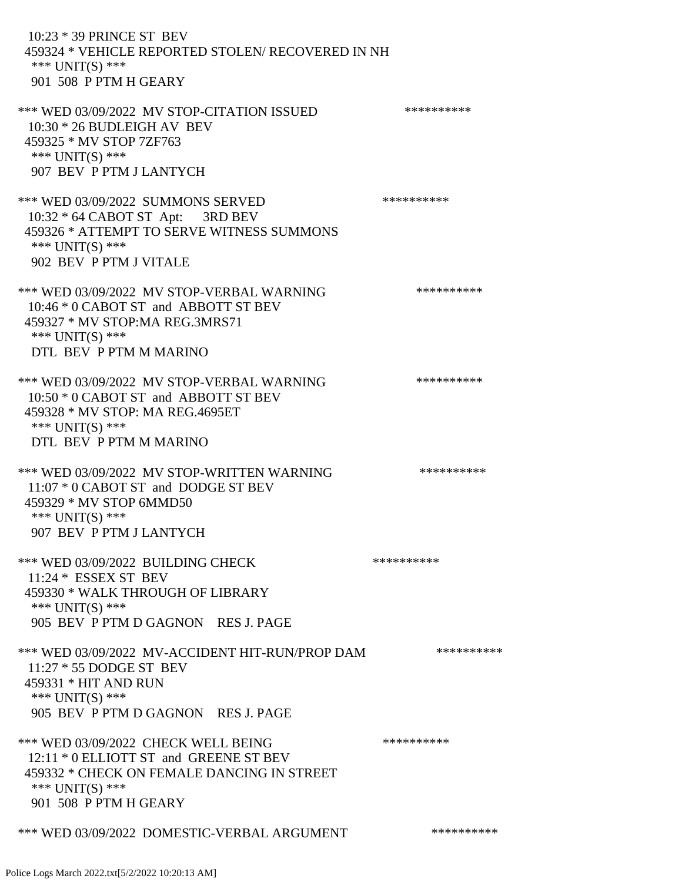10:23 * 39 PRINCE ST BEV
459324 * VEHICLE REPORTED STOLEN/ RECOVERED IN NH
*** UNIT(S) ***
901 508 P PTM H GEARY

*** WED 03/09/2022 MV STOP-CITATION ISSUED **********
10:30 * 26 BUDLEIGH AV BEV
459325 * MV STOP 7ZF763
*** UNIT(S) ***
907 BEV P PTM J LANTYCH

*** WED 03/09/2022 SUMMONS SERVED **********
10:32 * 64 CABOT ST Apt: 3RD BEV
459326 * ATTEMPT TO SERVE WITNESS SUMMONS
*** UNIT(S) ***
902 BEV P PTM J VITALE

*** WED 03/09/2022 MV STOP-VERBAL WARNING **********
10:46 * 0 CABOT ST and ABBOTT ST BEV
459327 * MV STOP:MA REG.3MRS71
*** UNIT(S) ***
DTL BEV P PTM M MARINO

*** WED 03/09/2022 MV STOP-VERBAL WARNING **********
10:50 * 0 CABOT ST and ABBOTT ST BEV
459328 * MV STOP: MA REG.4695ET
*** UNIT(S) ***
DTL BEV P PTM M MARINO

*** WED 03/09/2022 MV STOP-WRITTEN WARNING **********
11:07 * 0 CABOT ST and DODGE ST BEV
459329 * MV STOP 6MMD50
*** UNIT(S) ***
907 BEV P PTM J LANTYCH

*** WED 03/09/2022 BUILDING CHECK **********
11:24 * ESSEX ST BEV
459330 * WALK THROUGH OF LIBRARY
*** UNIT(S) ***
905 BEV P PTM D GAGNON RES J. PAGE

*** WED 03/09/2022 MV-ACCIDENT HIT-RUN/PROP DAM **********
11:27 * 55 DODGE ST BEV
459331 * HIT AND RUN
*** UNIT(S) ***
905 BEV P PTM D GAGNON RES J. PAGE

*** WED 03/09/2022 CHECK WELL BEING **********
12:11 * 0 ELLIOTT ST and GREENE ST BEV
459332 * CHECK ON FEMALE DANCING IN STREET
*** UNIT(S) ***
901 508 P PTM H GEARY

*** WED 03/09/2022 DOMESTIC-VERBAL ARGUMENT **********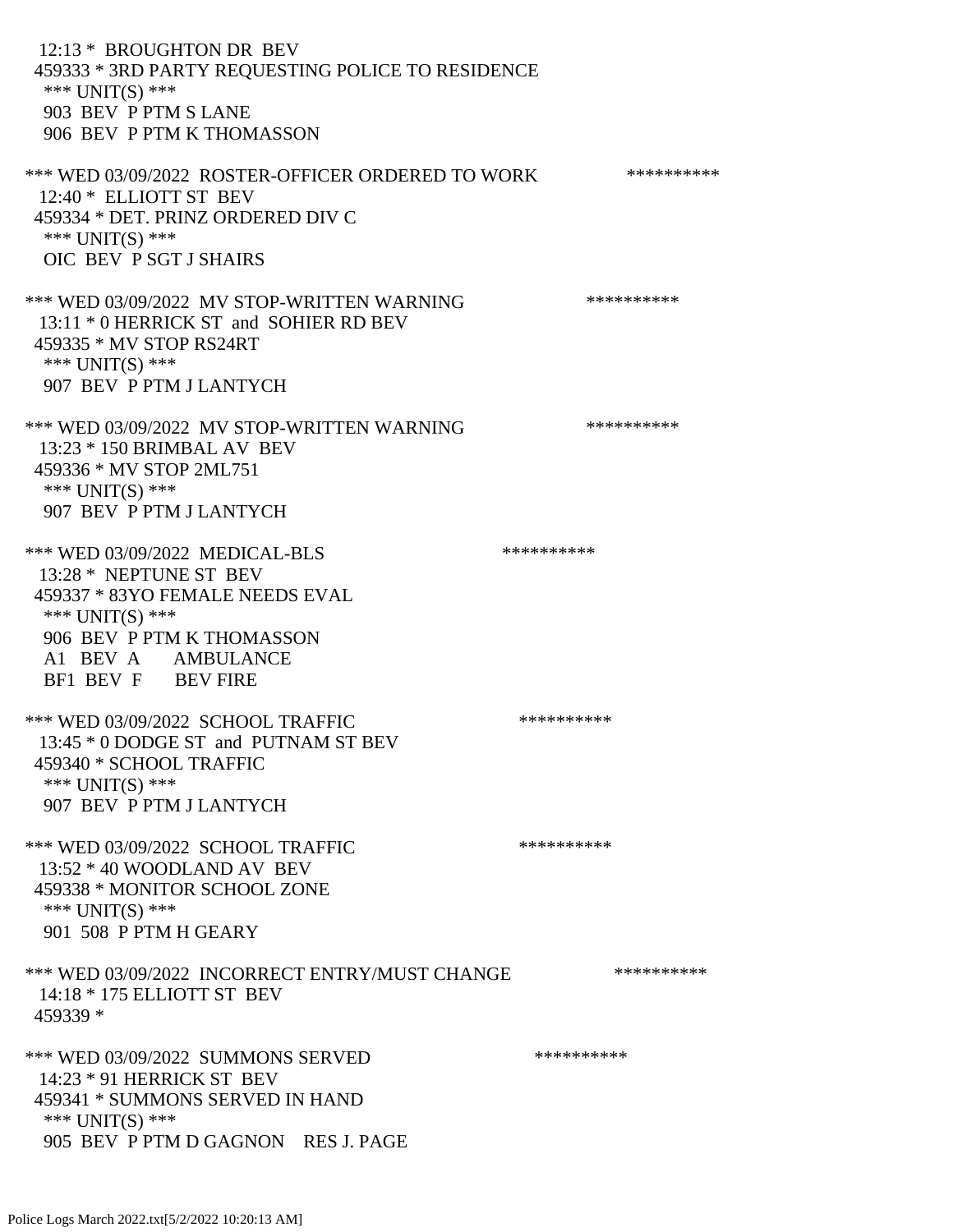12:13 * BROUGHTON DR BEV
459333 * 3RD PARTY REQUESTING POLICE TO RESIDENCE
*** UNIT(S) ***
903 BEV P PTM S LANE
906 BEV P PTM K THOMASSON

*** WED 03/09/2022 ROSTER-OFFICER ORDERED TO WORK **********
12:40 * ELLIOTT ST BEV
459334 * DET. PRINZ ORDERED DIV C
*** UNIT(S) ***
OIC BEV P SGT J SHAIRS

*** WED 03/09/2022 MV STOP-WRITTEN WARNING **********
13:11 * 0 HERRICK ST and SOHIER RD BEV
459335 * MV STOP RS24RT
*** UNIT(S) ***
907 BEV P PTM J LANTYCH

*** WED 03/09/2022 MV STOP-WRITTEN WARNING **********
13:23 * 150 BRIMBAL AV BEV
459336 * MV STOP 2ML751
*** UNIT(S) ***
907 BEV P PTM J LANTYCH

*** WED 03/09/2022 MEDICAL-BLS **********
13:28 * NEPTUNE ST BEV
459337 * 83YO FEMALE NEEDS EVAL
*** UNIT(S) ***
906 BEV P PTM K THOMASSON
A1 BEV A AMBULANCE
BF1 BEV F BEV FIRE

*** WED 03/09/2022 SCHOOL TRAFFIC **********
13:45 * 0 DODGE ST and PUTNAM ST BEV
459340 * SCHOOL TRAFFIC
*** UNIT(S) ***
907 BEV P PTM J LANTYCH

*** WED 03/09/2022 SCHOOL TRAFFIC **********
13:52 * 40 WOODLAND AV BEV
459338 * MONITOR SCHOOL ZONE
*** UNIT(S) ***
901 508 P PTM H GEARY

*** WED 03/09/2022 INCORRECT ENTRY/MUST CHANGE **********
14:18 * 175 ELLIOTT ST BEV
459339 *

*** WED 03/09/2022 SUMMONS SERVED **********
14:23 * 91 HERRICK ST BEV
459341 * SUMMONS SERVED IN HAND
*** UNIT(S) ***
905 BEV P PTM D GAGNON RES J. PAGE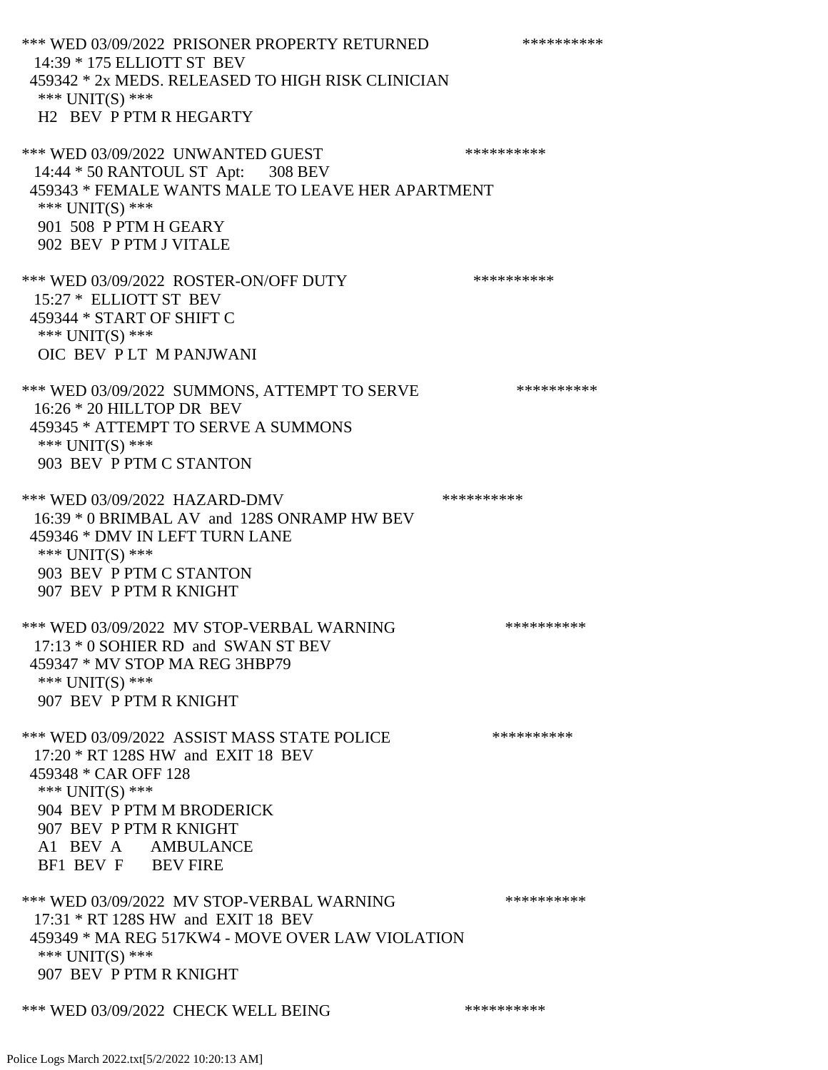*** WED 03/09/2022 PRISONER PROPERTY RETURNED **********
14:39 * 175 ELLIOTT ST BEV
459342 * 2x MEDS. RELEASED TO HIGH RISK CLINICIAN
*** UNIT(S) ***
H2 BEV P PTM R HEGARTY

*** WED 03/09/2022 UNWANTED GUEST **********
14:44 * 50 RANTOUL ST Apt: 308 BEV
459343 * FEMALE WANTS MALE TO LEAVE HER APARTMENT
*** UNIT(S) ***
901 508 P PTM H GEARY
902 BEV P PTM J VITALE

*** WED 03/09/2022 ROSTER-ON/OFF DUTY **********
15:27 * ELLIOTT ST BEV
459344 * START OF SHIFT C
*** UNIT(S) ***
OIC BEV P LT M PANJWANI

*** WED 03/09/2022 SUMMONS, ATTEMPT TO SERVE **********
16:26 * 20 HILLTOP DR BEV
459345 * ATTEMPT TO SERVE A SUMMONS
*** UNIT(S) ***
903 BEV P PTM C STANTON

*** WED 03/09/2022 HAZARD-DMV **********
16:39 * 0 BRIMBAL AV and 128S ONRAMP HW BEV
459346 * DMV IN LEFT TURN LANE
*** UNIT(S) ***
903 BEV P PTM C STANTON
907 BEV P PTM R KNIGHT

*** WED 03/09/2022 MV STOP-VERBAL WARNING **********
17:13 * 0 SOHIER RD and SWAN ST BEV
459347 * MV STOP MA REG 3HBP79
*** UNIT(S) ***
907 BEV P PTM R KNIGHT

*** WED 03/09/2022 ASSIST MASS STATE POLICE **********
17:20 * RT 128S HW and EXIT 18 BEV
459348 * CAR OFF 128
*** UNIT(S) ***
904 BEV P PTM M BRODERICK
907 BEV P PTM R KNIGHT
A1 BEV A AMBULANCE
BF1 BEV F BEV FIRE

*** WED 03/09/2022 MV STOP-VERBAL WARNING **********
17:31 * RT 128S HW and EXIT 18 BEV
459349 * MA REG 517KW4 - MOVE OVER LAW VIOLATION
*** UNIT(S) ***
907 BEV P PTM R KNIGHT

*** WED 03/09/2022 CHECK WELL BEING **********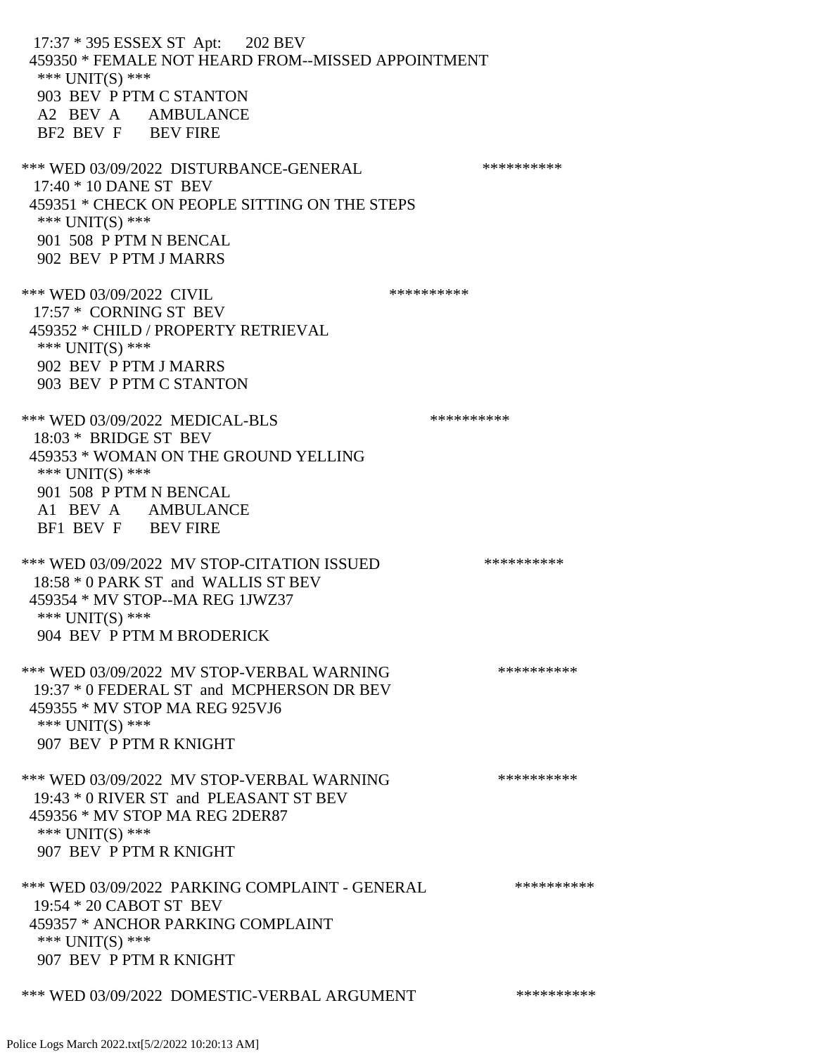17:37 * 395 ESSEX ST Apt: 202 BEV
459350 * FEMALE NOT HEARD FROM--MISSED APPOINTMENT
*** UNIT(S) ***
903 BEV P PTM C STANTON
A2 BEV A AMBULANCE
BF2 BEV F BEV FIRE

*** WED 03/09/2022 DISTURBANCE-GENERAL **********
17:40 * 10 DANE ST BEV
459351 * CHECK ON PEOPLE SITTING ON THE STEPS
*** UNIT(S) ***
901 508 P PTM N BENCAL
902 BEV P PTM J MARRS

*** WED 03/09/2022 CIVIL **********
17:57 * CORNING ST BEV
459352 * CHILD / PROPERTY RETRIEVAL
*** UNIT(S) ***
902 BEV P PTM J MARRS
903 BEV P PTM C STANTON

*** WED 03/09/2022 MEDICAL-BLS **********
18:03 * BRIDGE ST BEV
459353 * WOMAN ON THE GROUND YELLING
*** UNIT(S) ***
901 508 P PTM N BENCAL
A1 BEV A AMBULANCE
BF1 BEV F BEV FIRE

*** WED 03/09/2022 MV STOP-CITATION ISSUED **********
18:58 * 0 PARK ST and WALLIS ST BEV
459354 * MV STOP--MA REG 1JWZ37
*** UNIT(S) ***
904 BEV P PTM M BRODERICK

*** WED 03/09/2022 MV STOP-VERBAL WARNING **********
19:37 * 0 FEDERAL ST and MCPHERSON DR BEV
459355 * MV STOP MA REG 925VJ6
*** UNIT(S) ***
907 BEV P PTM R KNIGHT

*** WED 03/09/2022 MV STOP-VERBAL WARNING **********
19:43 * 0 RIVER ST and PLEASANT ST BEV
459356 * MV STOP MA REG 2DER87
*** UNIT(S) ***
907 BEV P PTM R KNIGHT

*** WED 03/09/2022 PARKING COMPLAINT - GENERAL **********
19:54 * 20 CABOT ST BEV
459357 * ANCHOR PARKING COMPLAINT
*** UNIT(S) ***
907 BEV P PTM R KNIGHT

*** WED 03/09/2022 DOMESTIC-VERBAL ARGUMENT **********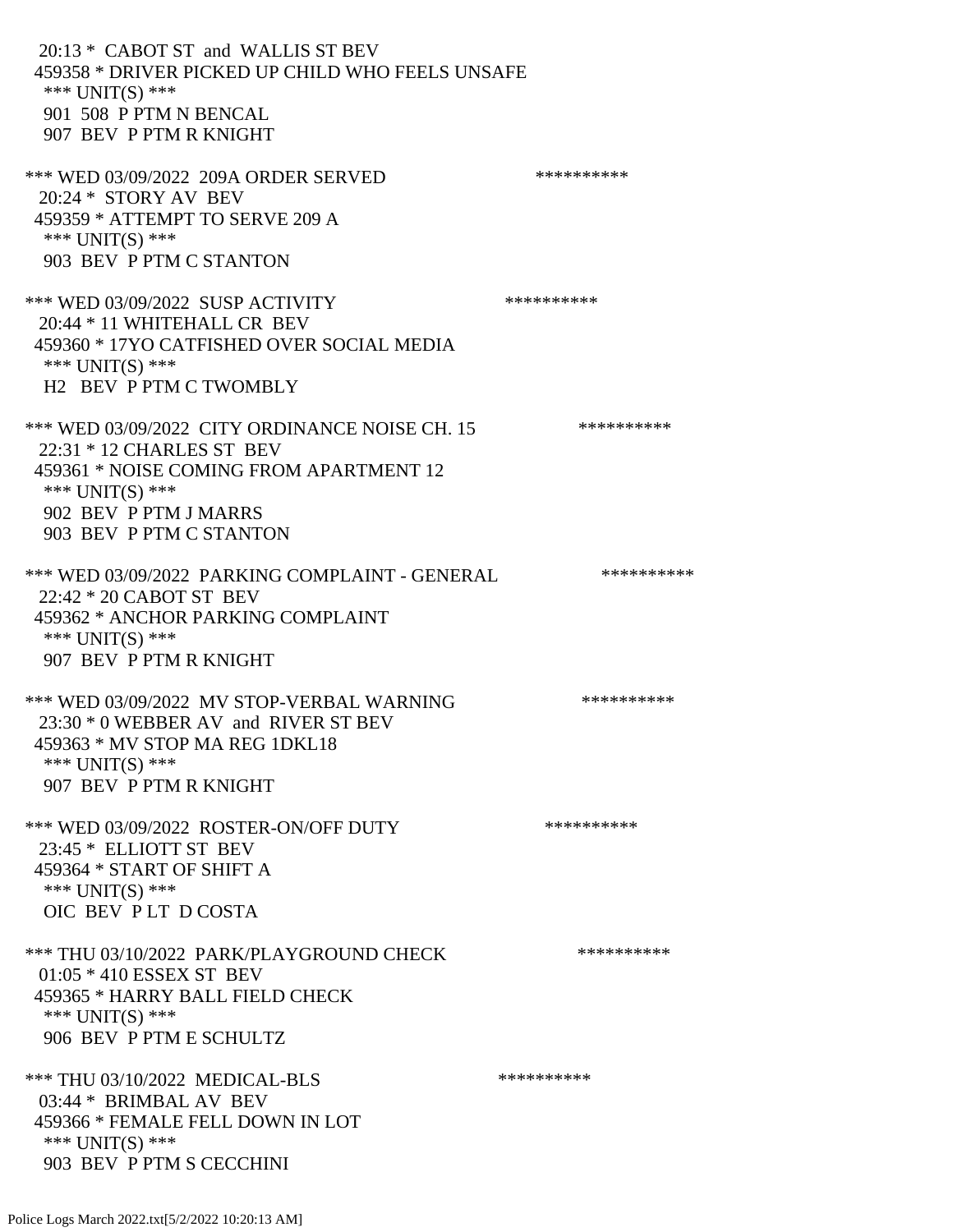20:13 * CABOT ST and WALLIS ST BEV
459358 * DRIVER PICKED UP CHILD WHO FEELS UNSAFE
*** UNIT(S) ***
901 508 P PTM N BENCAL
907 BEV P PTM R KNIGHT

*** WED 03/09/2022 209A ORDER SERVED **********
20:24 * STORY AV BEV
459359 * ATTEMPT TO SERVE 209 A
*** UNIT(S) ***
903 BEV P PTM C STANTON

*** WED 03/09/2022 SUSP ACTIVITY **********
20:44 * 11 WHITEHALL CR BEV
459360 * 17YO CATFISHED OVER SOCIAL MEDIA
*** UNIT(S) ***
H2 BEV P PTM C TWOMBLY

*** WED 03/09/2022 CITY ORDINANCE NOISE CH. 15 **********
22:31 * 12 CHARLES ST BEV
459361 * NOISE COMING FROM APARTMENT 12
*** UNIT(S) ***
902 BEV P PTM J MARRS
903 BEV P PTM C STANTON

*** WED 03/09/2022 PARKING COMPLAINT - GENERAL **********
22:42 * 20 CABOT ST BEV
459362 * ANCHOR PARKING COMPLAINT
*** UNIT(S) ***
907 BEV P PTM R KNIGHT

*** WED 03/09/2022 MV STOP-VERBAL WARNING **********
23:30 * 0 WEBBER AV and RIVER ST BEV
459363 * MV STOP MA REG 1DKL18
*** UNIT(S) ***
907 BEV P PTM R KNIGHT

*** WED 03/09/2022 ROSTER-ON/OFF DUTY **********
23:45 * ELLIOTT ST BEV
459364 * START OF SHIFT A
*** UNIT(S) ***
OIC BEV P LT D COSTA

*** THU 03/10/2022 PARK/PLAYGROUND CHECK **********
01:05 * 410 ESSEX ST BEV
459365 * HARRY BALL FIELD CHECK
*** UNIT(S) ***
906 BEV P PTM E SCHULTZ

*** THU 03/10/2022 MEDICAL-BLS **********
03:44 * BRIMBAL AV BEV
459366 * FEMALE FELL DOWN IN LOT
*** UNIT(S) ***
903 BEV P PTM S CECCHINI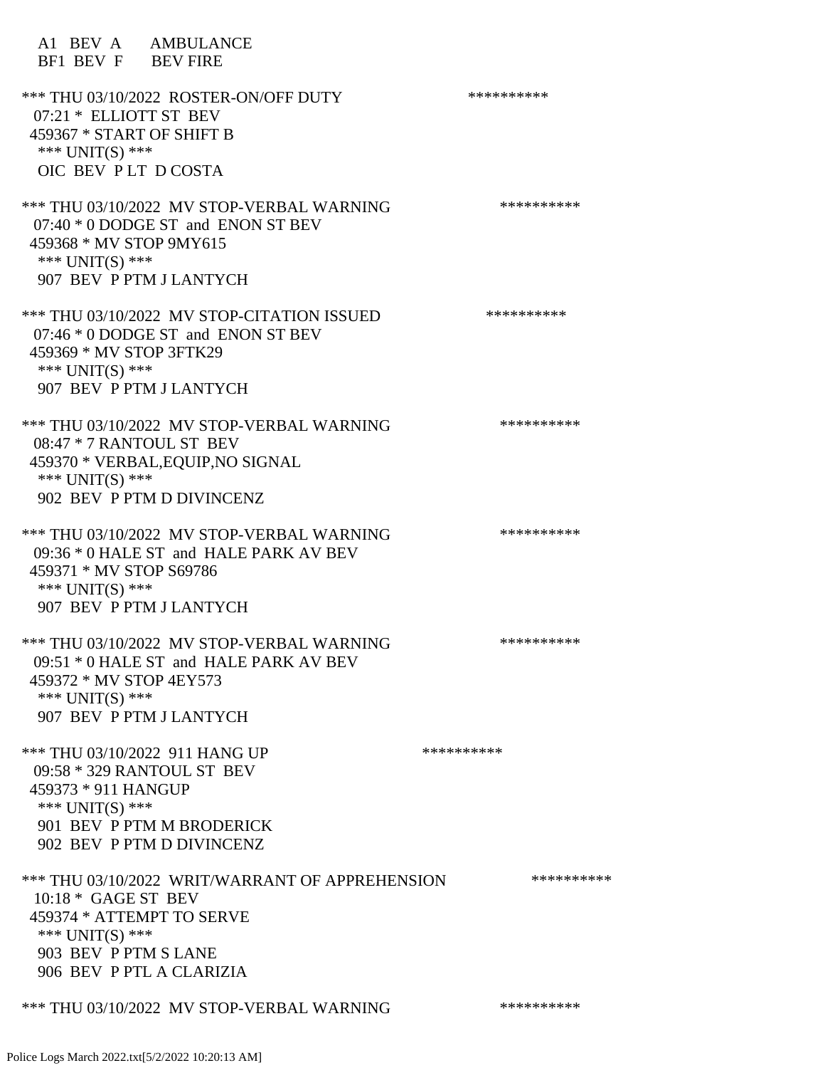A1 BEV A AMBULANCE
BF1 BEV F BEV FIRE

*** THU 03/10/2022 ROSTER-ON/OFF DUTY **********
07:21 * ELLIOTT ST BEV
459367 * START OF SHIFT B
*** UNIT(S) ***
OIC BEV P LT D COSTA

*** THU 03/10/2022 MV STOP-VERBAL WARNING **********
07:40 * 0 DODGE ST and ENON ST BEV
459368 * MV STOP 9MY615
*** UNIT(S) ***
907 BEV P PTM J LANTYCH

*** THU 03/10/2022 MV STOP-CITATION ISSUED **********
07:46 * 0 DODGE ST and ENON ST BEV
459369 * MV STOP 3FTK29
*** UNIT(S) ***
907 BEV P PTM J LANTYCH

*** THU 03/10/2022 MV STOP-VERBAL WARNING **********
08:47 * 7 RANTOUL ST BEV
459370 * VERBAL,EQUIP,NO SIGNAL
*** UNIT(S) ***
902 BEV P PTM D DIVINCENZ

*** THU 03/10/2022 MV STOP-VERBAL WARNING **********
09:36 * 0 HALE ST and HALE PARK AV BEV
459371 * MV STOP S69786
*** UNIT(S) ***
907 BEV P PTM J LANTYCH

*** THU 03/10/2022 MV STOP-VERBAL WARNING **********
09:51 * 0 HALE ST and HALE PARK AV BEV
459372 * MV STOP 4EY573
*** UNIT(S) ***
907 BEV P PTM J LANTYCH

*** THU 03/10/2022 911 HANG UP **********
09:58 * 329 RANTOUL ST BEV
459373 * 911 HANGUP
*** UNIT(S) ***
901 BEV P PTM M BRODERICK
902 BEV P PTM D DIVINCENZ

*** THU 03/10/2022 WRIT/WARRANT OF APPREHENSION **********
10:18 * GAGE ST BEV
459374 * ATTEMPT TO SERVE
*** UNIT(S) ***
903 BEV P PTM S LANE
906 BEV P PTL A CLARIZIA

*** THU 03/10/2022 MV STOP-VERBAL WARNING **********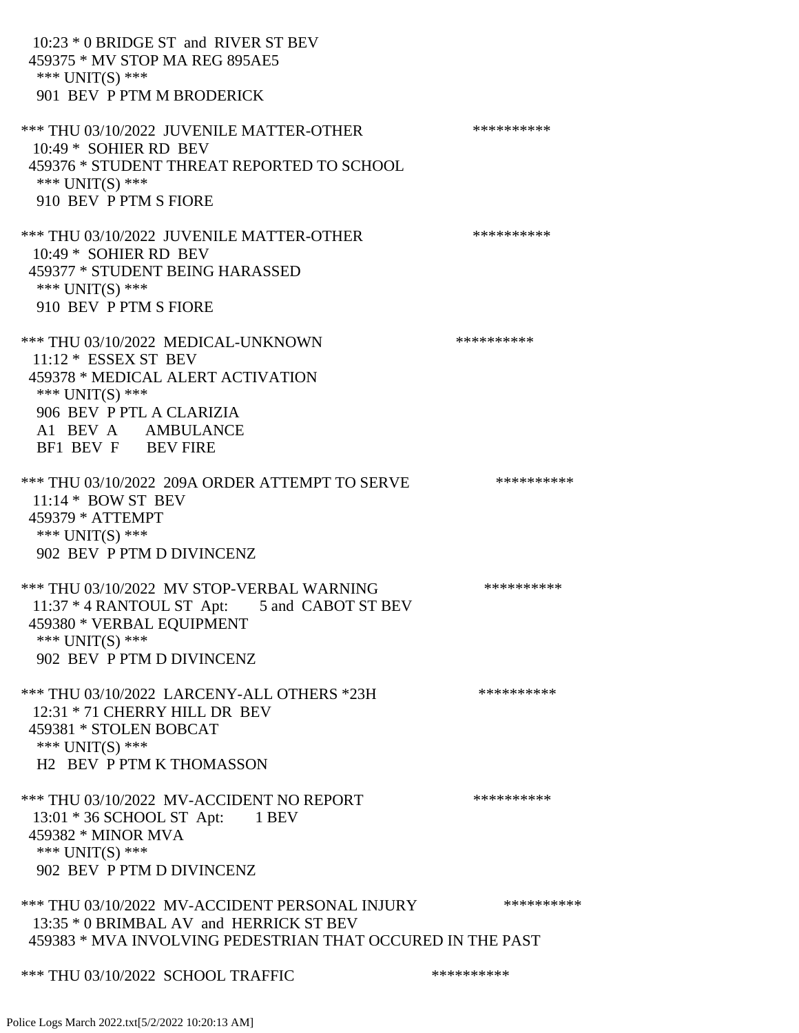10:23 * 0 BRIDGE ST and RIVER ST BEV
459375 * MV STOP MA REG 895AE5
*** UNIT(S) ***
901 BEV P PTM M BRODERICK

*** THU 03/10/2022 JUVENILE MATTER-OTHER **********
10:49 * SOHIER RD BEV
459376 * STUDENT THREAT REPORTED TO SCHOOL
*** UNIT(S) ***
910 BEV P PTM S FIORE

*** THU 03/10/2022 JUVENILE MATTER-OTHER **********
10:49 * SOHIER RD BEV
459377 * STUDENT BEING HARASSED
*** UNIT(S) ***
910 BEV P PTM S FIORE

*** THU 03/10/2022 MEDICAL-UNKNOWN **********
11:12 * ESSEX ST BEV
459378 * MEDICAL ALERT ACTIVATION
*** UNIT(S) ***
906 BEV P PTL A CLARIZIA
A1 BEV A AMBULANCE
BF1 BEV F BEV FIRE

*** THU 03/10/2022 209A ORDER ATTEMPT TO SERVE **********
11:14 * BOW ST BEV
459379 * ATTEMPT
*** UNIT(S) ***
902 BEV P PTM D DIVINCENZ

*** THU 03/10/2022 MV STOP-VERBAL WARNING **********
11:37 * 4 RANTOUL ST Apt: 5 and CABOT ST BEV
459380 * VERBAL EQUIPMENT
*** UNIT(S) ***
902 BEV P PTM D DIVINCENZ

*** THU 03/10/2022 LARCENY-ALL OTHERS *23H **********
12:31 * 71 CHERRY HILL DR BEV
459381 * STOLEN BOBCAT
*** UNIT(S) ***
H2 BEV P PTM K THOMASSON

*** THU 03/10/2022 MV-ACCIDENT NO REPORT **********
13:01 * 36 SCHOOL ST Apt: 1 BEV
459382 * MINOR MVA
*** UNIT(S) ***
902 BEV P PTM D DIVINCENZ

*** THU 03/10/2022 MV-ACCIDENT PERSONAL INJURY **********
13:35 * 0 BRIMBAL AV and HERRICK ST BEV
459383 * MVA INVOLVING PEDESTRIAN THAT OCCURED IN THE PAST

*** THU 03/10/2022 SCHOOL TRAFFIC **********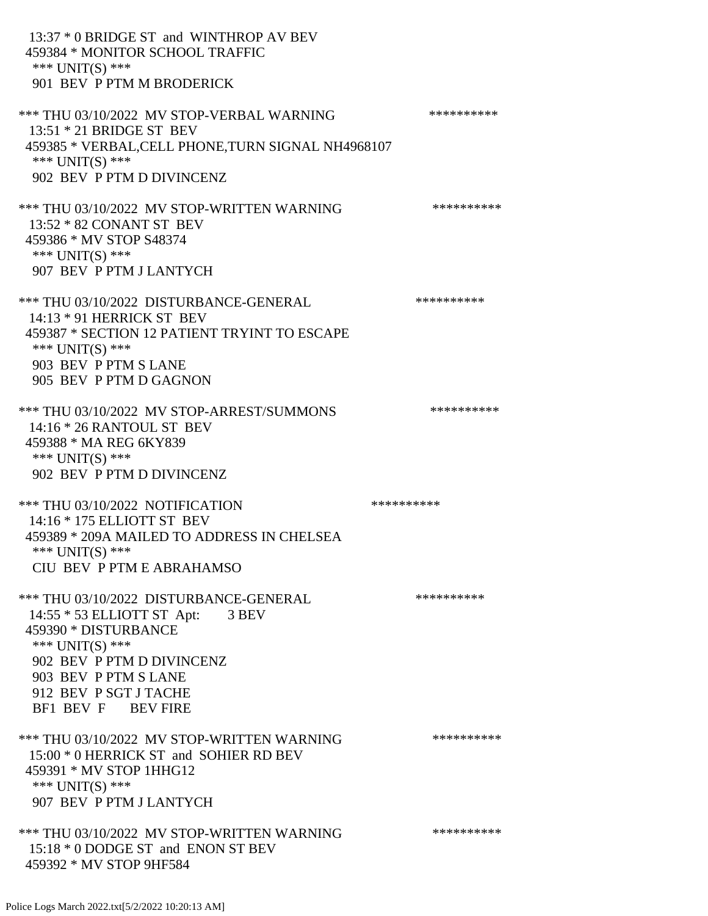13:37 * 0 BRIDGE ST and WINTHROP AV BEV
459384 * MONITOR SCHOOL TRAFFIC
*** UNIT(S) ***
901 BEV P PTM M BRODERICK

*** THU 03/10/2022 MV STOP-VERBAL WARNING **********
13:51 * 21 BRIDGE ST BEV
459385 * VERBAL,CELL PHONE,TURN SIGNAL NH4968107
*** UNIT(S) ***
902 BEV P PTM D DIVINCENZ

*** THU 03/10/2022 MV STOP-WRITTEN WARNING **********
13:52 * 82 CONANT ST BEV
459386 * MV STOP S48374
*** UNIT(S) ***
907 BEV P PTM J LANTYCH

*** THU 03/10/2022 DISTURBANCE-GENERAL **********
14:13 * 91 HERRICK ST BEV
459387 * SECTION 12 PATIENT TRYINT TO ESCAPE
*** UNIT(S) ***
903 BEV P PTM S LANE
905 BEV P PTM D GAGNON

*** THU 03/10/2022 MV STOP-ARREST/SUMMONS **********
14:16 * 26 RANTOUL ST BEV
459388 * MA REG 6KY839
*** UNIT(S) ***
902 BEV P PTM D DIVINCENZ

*** THU 03/10/2022 NOTIFICATION **********
14:16 * 175 ELLIOTT ST BEV
459389 * 209A MAILED TO ADDRESS IN CHELSEA
*** UNIT(S) ***
CIU BEV P PTM E ABRAHAMSO

*** THU 03/10/2022 DISTURBANCE-GENERAL **********
14:55 * 53 ELLIOTT ST Apt: 3 BEV
459390 * DISTURBANCE
*** UNIT(S) ***
902 BEV P PTM D DIVINCENZ
903 BEV P PTM S LANE
912 BEV P SGT J TACHE
BF1 BEV F BEV FIRE

*** THU 03/10/2022 MV STOP-WRITTEN WARNING **********
15:00 * 0 HERRICK ST and SOHIER RD BEV
459391 * MV STOP 1HHG12
*** UNIT(S) ***
907 BEV P PTM J LANTYCH

*** THU 03/10/2022 MV STOP-WRITTEN WARNING **********
15:18 * 0 DODGE ST and ENON ST BEV
459392 * MV STOP 9HF584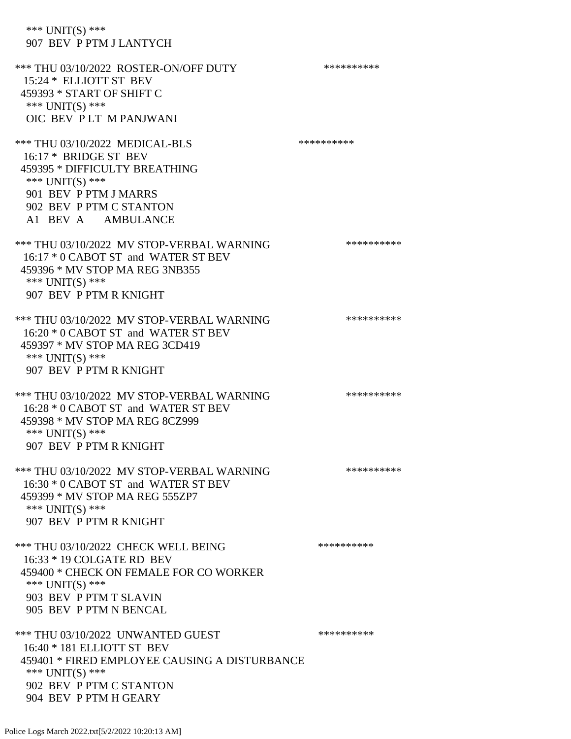\*\*\* UNIT(S) \*\*\*
907 BEV P PTM J LANTYCH

\*\*\* THU 03/10/2022 ROSTER-ON/OFF DUTY \*\*\*\*\*\*\*\*\*\*
15:24 * ELLIOTT ST BEV
459393 * START OF SHIFT C
\*\*\* UNIT(S) \*\*\*
OIC BEV P LT M PANJWANI

\*\*\* THU 03/10/2022 MEDICAL-BLS \*\*\*\*\*\*\*\*\*\*
16:17 * BRIDGE ST BEV
459395 * DIFFICULTY BREATHING
\*\*\* UNIT(S) \*\*\*
901 BEV P PTM J MARRS
902 BEV P PTM C STANTON
A1 BEV A AMBULANCE

\*\*\* THU 03/10/2022 MV STOP-VERBAL WARNING \*\*\*\*\*\*\*\*\*\*
16:17 * 0 CABOT ST and WATER ST BEV
459396 * MV STOP MA REG 3NB355
\*\*\* UNIT(S) \*\*\*
907 BEV P PTM R KNIGHT

\*\*\* THU 03/10/2022 MV STOP-VERBAL WARNING \*\*\*\*\*\*\*\*\*\*
16:20 * 0 CABOT ST and WATER ST BEV
459397 * MV STOP MA REG 3CD419
\*\*\* UNIT(S) \*\*\*
907 BEV P PTM R KNIGHT

\*\*\* THU 03/10/2022 MV STOP-VERBAL WARNING \*\*\*\*\*\*\*\*\*\*
16:28 * 0 CABOT ST and WATER ST BEV
459398 * MV STOP MA REG 8CZ999
\*\*\* UNIT(S) \*\*\*
907 BEV P PTM R KNIGHT

\*\*\* THU 03/10/2022 MV STOP-VERBAL WARNING \*\*\*\*\*\*\*\*\*\*
16:30 * 0 CABOT ST and WATER ST BEV
459399 * MV STOP MA REG 555ZP7
\*\*\* UNIT(S) \*\*\*
907 BEV P PTM R KNIGHT

\*\*\* THU 03/10/2022 CHECK WELL BEING \*\*\*\*\*\*\*\*\*\*
16:33 * 19 COLGATE RD BEV
459400 * CHECK ON FEMALE FOR CO WORKER
\*\*\* UNIT(S) \*\*\*
903 BEV P PTM T SLAVIN
905 BEV P PTM N BENCAL

\*\*\* THU 03/10/2022 UNWANTED GUEST \*\*\*\*\*\*\*\*\*\*
16:40 * 181 ELLIOTT ST BEV
459401 * FIRED EMPLOYEE CAUSING A DISTURBANCE
\*\*\* UNIT(S) \*\*\*
902 BEV P PTM C STANTON
904 BEV P PTM H GEARY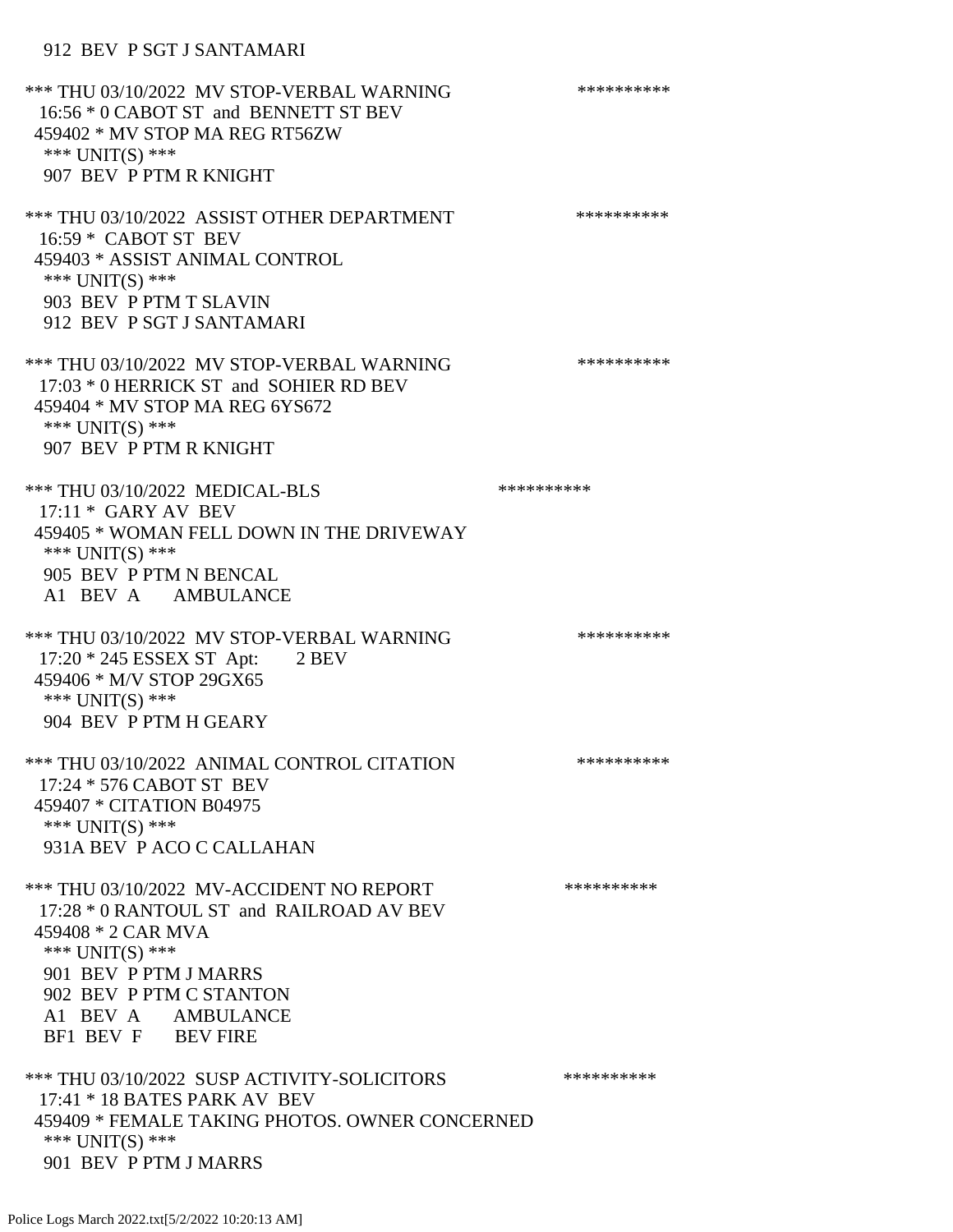912 BEV P SGT J SANTAMARI

*** THU 03/10/2022 MV STOP-VERBAL WARNING **********
16:56 * 0 CABOT ST and BENNETT ST BEV
459402 * MV STOP MA REG RT56ZW
*** UNIT(S) ***
907 BEV P PTM R KNIGHT

*** THU 03/10/2022 ASSIST OTHER DEPARTMENT **********
16:59 * CABOT ST BEV
459403 * ASSIST ANIMAL CONTROL
*** UNIT(S) ***
903 BEV P PTM T SLAVIN
912 BEV P SGT J SANTAMARI

*** THU 03/10/2022 MV STOP-VERBAL WARNING **********
17:03 * 0 HERRICK ST and SOHIER RD BEV
459404 * MV STOP MA REG 6YS672
*** UNIT(S) ***
907 BEV P PTM R KNIGHT

*** THU 03/10/2022 MEDICAL-BLS **********
17:11 * GARY AV BEV
459405 * WOMAN FELL DOWN IN THE DRIVEWAY
*** UNIT(S) ***
905 BEV P PTM N BENCAL
A1 BEV A AMBULANCE

*** THU 03/10/2022 MV STOP-VERBAL WARNING **********
17:20 * 245 ESSEX ST Apt: 2 BEV
459406 * M/V STOP 29GX65
*** UNIT(S) ***
904 BEV P PTM H GEARY

*** THU 03/10/2022 ANIMAL CONTROL CITATION **********
17:24 * 576 CABOT ST BEV
459407 * CITATION B04975
*** UNIT(S) ***
931A BEV P ACO C CALLAHAN

*** THU 03/10/2022 MV-ACCIDENT NO REPORT **********
17:28 * 0 RANTOUL ST and RAILROAD AV BEV
459408 * 2 CAR MVA
*** UNIT(S) ***
901 BEV P PTM J MARRS
902 BEV P PTM C STANTON
A1 BEV A AMBULANCE
BF1 BEV F BEV FIRE

*** THU 03/10/2022 SUSP ACTIVITY-SOLICITORS **********
17:41 * 18 BATES PARK AV BEV
459409 * FEMALE TAKING PHOTOS. OWNER CONCERNED
*** UNIT(S) ***
901 BEV P PTM J MARRS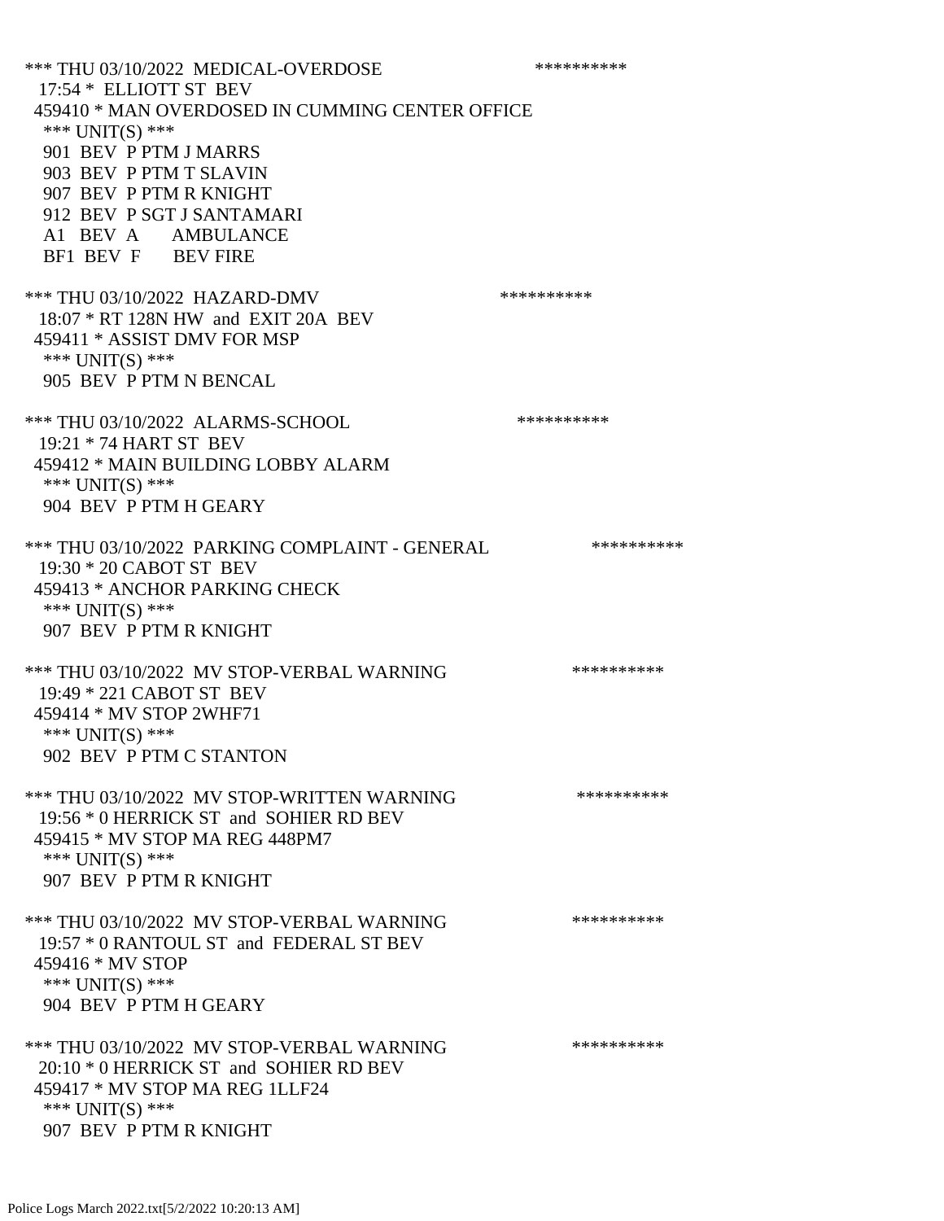```
*** THU 03/10/2022  MEDICAL-OVERDOSE                          **********
  17:54 *  ELLIOTT ST  BEV
 459410 * MAN OVERDOSED IN CUMMING CENTER OFFICE
   *** UNIT(S) ***
   901  BEV  P PTM J MARRS
   903  BEV  P PTM T SLAVIN
   907  BEV  P PTM R KNIGHT
   912  BEV  P SGT J SANTAMARI
   A1  BEV  A      AMBULANCE
   BF1  BEV  F      BEV FIRE

*** THU 03/10/2022  HAZARD-DMV                              **********
  18:07 * RT 128N HW  and  EXIT 20A  BEV
 459411 * ASSIST DMV FOR MSP
   *** UNIT(S) ***
   905  BEV  P PTM N BENCAL

*** THU 03/10/2022  ALARMS-SCHOOL                           **********
  19:21 * 74 HART ST  BEV
 459412 * MAIN BUILDING LOBBY ALARM
   *** UNIT(S) ***
   904  BEV  P PTM H GEARY

*** THU 03/10/2022  PARKING COMPLAINT - GENERAL                  **********
  19:30 * 20 CABOT ST  BEV
 459413 * ANCHOR PARKING CHECK
   *** UNIT(S) ***
   907  BEV  P PTM R KNIGHT

*** THU 03/10/2022  MV STOP-VERBAL WARNING                    **********
  19:49 * 221 CABOT ST  BEV
 459414 * MV STOP 2WHF71
   *** UNIT(S) ***
   902  BEV  P PTM C STANTON

*** THU 03/10/2022  MV STOP-WRITTEN WARNING                   **********
  19:56 * 0 HERRICK ST  and  SOHIER RD BEV
 459415 * MV STOP MA REG 448PM7
   *** UNIT(S) ***
   907  BEV  P PTM R KNIGHT

*** THU 03/10/2022  MV STOP-VERBAL WARNING                    **********
  19:57 * 0 RANTOUL ST  and  FEDERAL ST BEV
 459416 * MV STOP
   *** UNIT(S) ***
   904  BEV  P PTM H GEARY

*** THU 03/10/2022  MV STOP-VERBAL WARNING                    **********
  20:10 * 0 HERRICK ST  and  SOHIER RD BEV
 459417 * MV STOP MA REG 1LLF24
   *** UNIT(S) ***
   907  BEV  P PTM R KNIGHT
```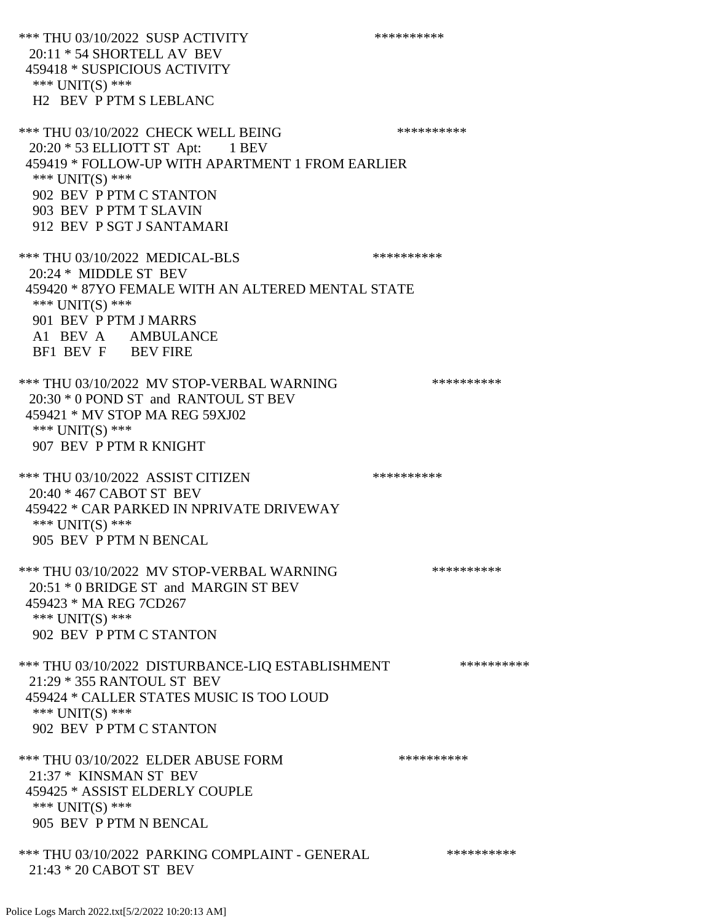*** THU 03/10/2022 SUSP ACTIVITY **********
20:11 * 54 SHORTELL AV BEV
459418 * SUSPICIOUS ACTIVITY
*** UNIT(S) ***
H2 BEV P PTM S LEBLANC

*** THU 03/10/2022 CHECK WELL BEING **********
20:20 * 53 ELLIOTT ST Apt: 1 BEV
459419 * FOLLOW-UP WITH APARTMENT 1 FROM EARLIER
*** UNIT(S) ***
902 BEV P PTM C STANTON
903 BEV P PTM T SLAVIN
912 BEV P SGT J SANTAMARI

*** THU 03/10/2022 MEDICAL-BLS **********
20:24 * MIDDLE ST BEV
459420 * 87YO FEMALE WITH AN ALTERED MENTAL STATE
*** UNIT(S) ***
901 BEV P PTM J MARRS
A1 BEV A AMBULANCE
BF1 BEV F BEV FIRE

*** THU 03/10/2022 MV STOP-VERBAL WARNING **********
20:30 * 0 POND ST and RANTOUL ST BEV
459421 * MV STOP MA REG 59XJ02
*** UNIT(S) ***
907 BEV P PTM R KNIGHT

*** THU 03/10/2022 ASSIST CITIZEN **********
20:40 * 467 CABOT ST BEV
459422 * CAR PARKED IN NPRIVATE DRIVEWAY
*** UNIT(S) ***
905 BEV P PTM N BENCAL

*** THU 03/10/2022 MV STOP-VERBAL WARNING **********
20:51 * 0 BRIDGE ST and MARGIN ST BEV
459423 * MA REG 7CD267
*** UNIT(S) ***
902 BEV P PTM C STANTON

*** THU 03/10/2022 DISTURBANCE-LIQ ESTABLISHMENT **********
21:29 * 355 RANTOUL ST BEV
459424 * CALLER STATES MUSIC IS TOO LOUD
*** UNIT(S) ***
902 BEV P PTM C STANTON

*** THU 03/10/2022 ELDER ABUSE FORM **********
21:37 * KINSMAN ST BEV
459425 * ASSIST ELDERLY COUPLE
*** UNIT(S) ***
905 BEV P PTM N BENCAL

*** THU 03/10/2022 PARKING COMPLAINT - GENERAL **********
21:43 * 20 CABOT ST BEV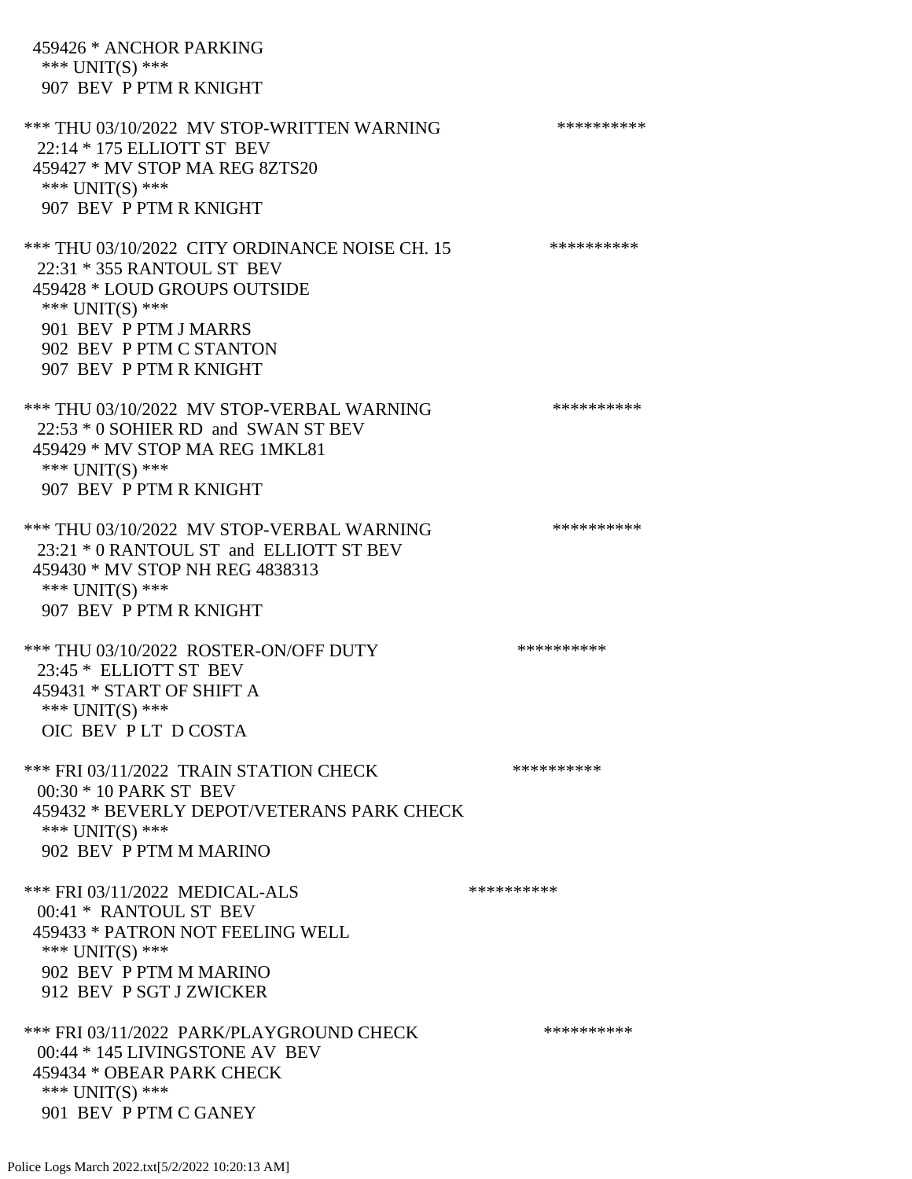459426 * ANCHOR PARKING
 *** UNIT(S) ***
 907 BEV P PTM R KNIGHT

*** THU 03/10/2022 MV STOP-WRITTEN WARNING **********
 22:14 * 175 ELLIOTT ST BEV
 459427 * MV STOP MA REG 8ZTS20
 *** UNIT(S) ***
 907 BEV P PTM R KNIGHT

*** THU 03/10/2022 CITY ORDINANCE NOISE CH. 15 **********
 22:31 * 355 RANTOUL ST BEV
 459428 * LOUD GROUPS OUTSIDE
 *** UNIT(S) ***
 901 BEV P PTM J MARRS
 902 BEV P PTM C STANTON
 907 BEV P PTM R KNIGHT

*** THU 03/10/2022 MV STOP-VERBAL WARNING **********
 22:53 * 0 SOHIER RD and SWAN ST BEV
 459429 * MV STOP MA REG 1MKL81
 *** UNIT(S) ***
 907 BEV P PTM R KNIGHT

*** THU 03/10/2022 MV STOP-VERBAL WARNING **********
 23:21 * 0 RANTOUL ST and ELLIOTT ST BEV
 459430 * MV STOP NH REG 4838313
 *** UNIT(S) ***
 907 BEV P PTM R KNIGHT

*** THU 03/10/2022 ROSTER-ON/OFF DUTY **********
 23:45 * ELLIOTT ST BEV
 459431 * START OF SHIFT A
 *** UNIT(S) ***
 OIC BEV P LT D COSTA

*** FRI 03/11/2022 TRAIN STATION CHECK **********
 00:30 * 10 PARK ST BEV
 459432 * BEVERLY DEPOT/VETERANS PARK CHECK
 *** UNIT(S) ***
 902 BEV P PTM M MARINO

*** FRI 03/11/2022 MEDICAL-ALS **********
 00:41 * RANTOUL ST BEV
 459433 * PATRON NOT FEELING WELL
 *** UNIT(S) ***
 902 BEV P PTM M MARINO
 912 BEV P SGT J ZWICKER

*** FRI 03/11/2022 PARK/PLAYGROUND CHECK **********
 00:44 * 145 LIVINGSTONE AV BEV
 459434 * OBEAR PARK CHECK
 *** UNIT(S) ***
 901 BEV P PTM C GANEY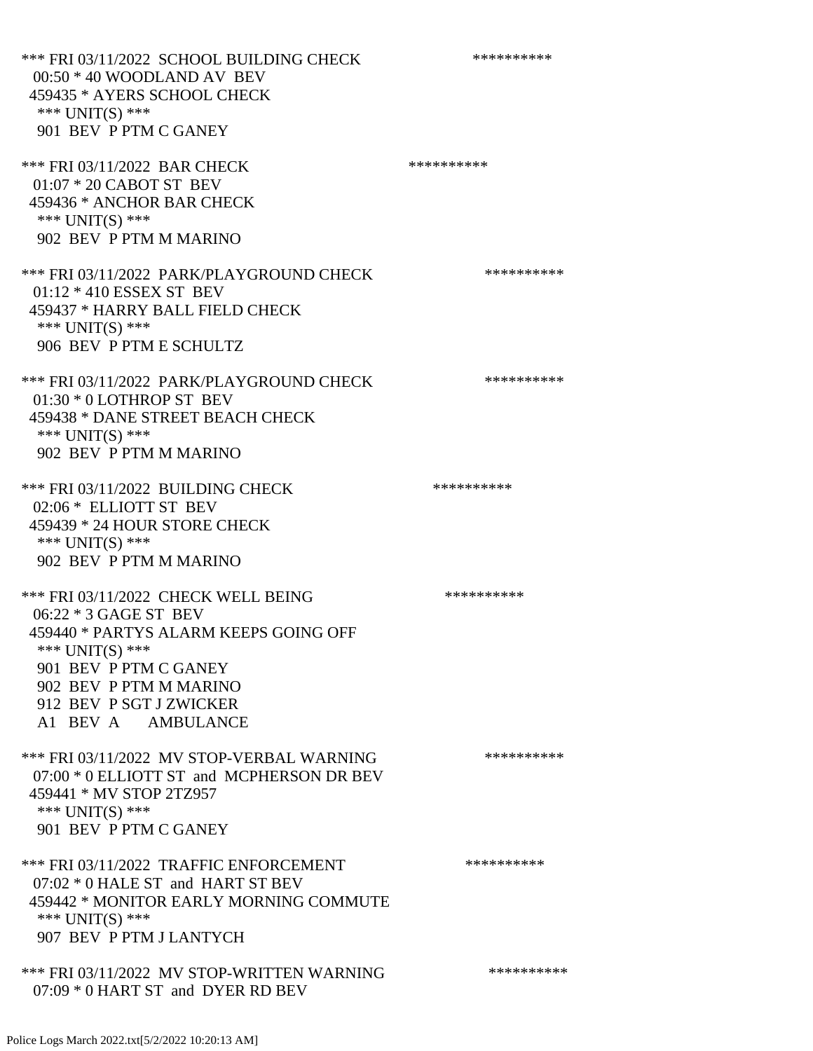*** FRI 03/11/2022 SCHOOL BUILDING CHECK **********
00:50 * 40 WOODLAND AV BEV
459435 * AYERS SCHOOL CHECK
*** UNIT(S) ***
901 BEV P PTM C GANEY

*** FRI 03/11/2022 BAR CHECK **********
01:07 * 20 CABOT ST BEV
459436 * ANCHOR BAR CHECK
*** UNIT(S) ***
902 BEV P PTM M MARINO

*** FRI 03/11/2022 PARK/PLAYGROUND CHECK **********
01:12 * 410 ESSEX ST BEV
459437 * HARRY BALL FIELD CHECK
*** UNIT(S) ***
906 BEV P PTM E SCHULTZ

*** FRI 03/11/2022 PARK/PLAYGROUND CHECK **********
01:30 * 0 LOTHROP ST BEV
459438 * DANE STREET BEACH CHECK
*** UNIT(S) ***
902 BEV P PTM M MARINO

*** FRI 03/11/2022 BUILDING CHECK **********
02:06 * ELLIOTT ST BEV
459439 * 24 HOUR STORE CHECK
*** UNIT(S) ***
902 BEV P PTM M MARINO

*** FRI 03/11/2022 CHECK WELL BEING **********
06:22 * 3 GAGE ST BEV
459440 * PARTYS ALARM KEEPS GOING OFF
*** UNIT(S) ***
901 BEV P PTM C GANEY
902 BEV P PTM M MARINO
912 BEV P SGT J ZWICKER
A1 BEV A AMBULANCE

*** FRI 03/11/2022 MV STOP-VERBAL WARNING **********
07:00 * 0 ELLIOTT ST and MCPHERSON DR BEV
459441 * MV STOP 2TZ957
*** UNIT(S) ***
901 BEV P PTM C GANEY

*** FRI 03/11/2022 TRAFFIC ENFORCEMENT **********
07:02 * 0 HALE ST and HART ST BEV
459442 * MONITOR EARLY MORNING COMMUTE
*** UNIT(S) ***
907 BEV P PTM J LANTYCH

*** FRI 03/11/2022 MV STOP-WRITTEN WARNING **********
07:09 * 0 HART ST and DYER RD BEV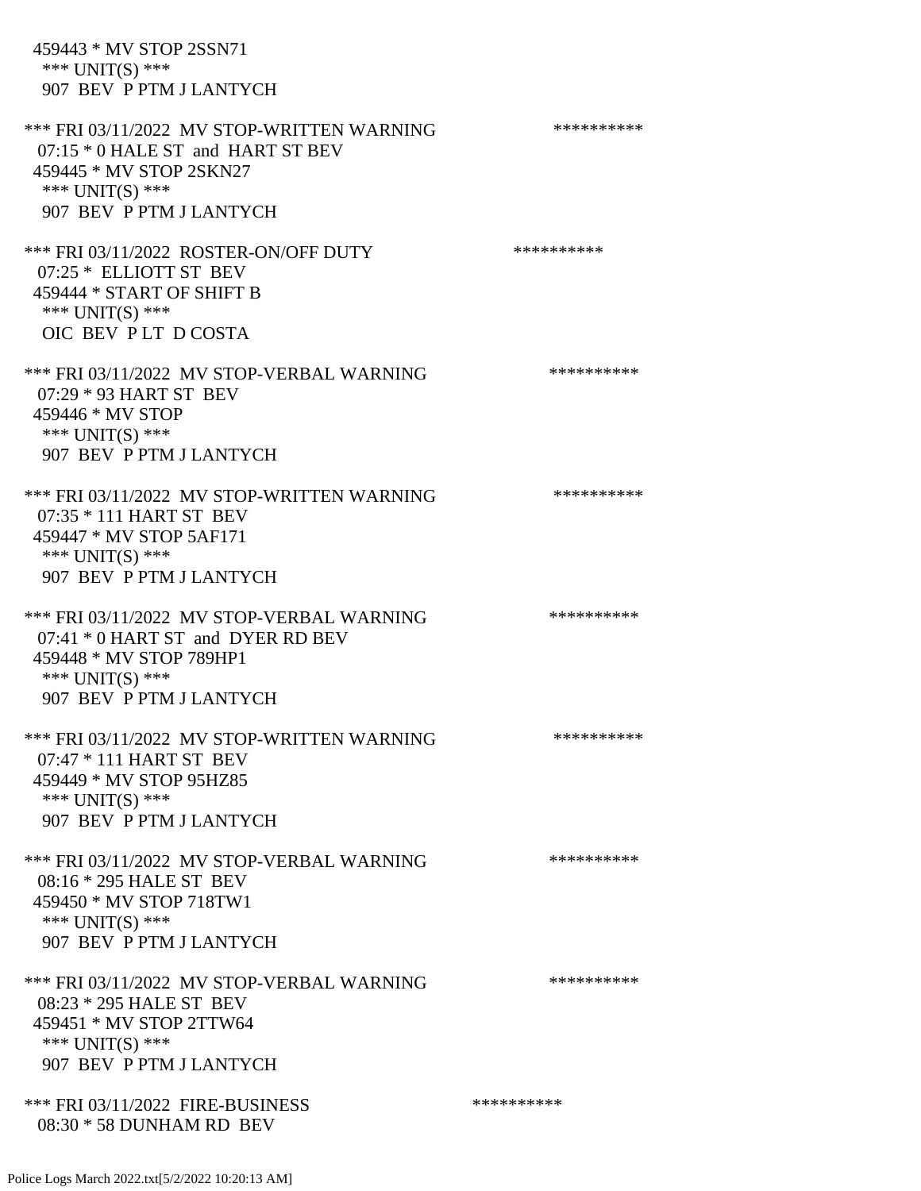459443 * MV STOP 2SSN71
 *** UNIT(S) ***
 907 BEV P PTM J LANTYCH

*** FRI 03/11/2022 MV STOP-WRITTEN WARNING **********
 07:15 * 0 HALE ST and HART ST BEV
 459445 * MV STOP 2SKN27
 *** UNIT(S) ***
 907 BEV P PTM J LANTYCH

*** FRI 03/11/2022 ROSTER-ON/OFF DUTY **********
 07:25 * ELLIOTT ST BEV
 459444 * START OF SHIFT B
 *** UNIT(S) ***
 OIC BEV P LT D COSTA

*** FRI 03/11/2022 MV STOP-VERBAL WARNING **********
 07:29 * 93 HART ST BEV
 459446 * MV STOP
 *** UNIT(S) ***
 907 BEV P PTM J LANTYCH

*** FRI 03/11/2022 MV STOP-WRITTEN WARNING **********
 07:35 * 111 HART ST BEV
 459447 * MV STOP 5AF171
 *** UNIT(S) ***
 907 BEV P PTM J LANTYCH

*** FRI 03/11/2022 MV STOP-VERBAL WARNING **********
 07:41 * 0 HART ST and DYER RD BEV
 459448 * MV STOP 789HP1
 *** UNIT(S) ***
 907 BEV P PTM J LANTYCH

*** FRI 03/11/2022 MV STOP-WRITTEN WARNING **********
 07:47 * 111 HART ST BEV
 459449 * MV STOP 95HZ85
 *** UNIT(S) ***
 907 BEV P PTM J LANTYCH

*** FRI 03/11/2022 MV STOP-VERBAL WARNING **********
 08:16 * 295 HALE ST BEV
 459450 * MV STOP 718TW1
 *** UNIT(S) ***
 907 BEV P PTM J LANTYCH

*** FRI 03/11/2022 MV STOP-VERBAL WARNING **********
 08:23 * 295 HALE ST BEV
 459451 * MV STOP 2TTW64
 *** UNIT(S) ***
 907 BEV P PTM J LANTYCH

*** FRI 03/11/2022 FIRE-BUSINESS **********
 08:30 * 58 DUNHAM RD BEV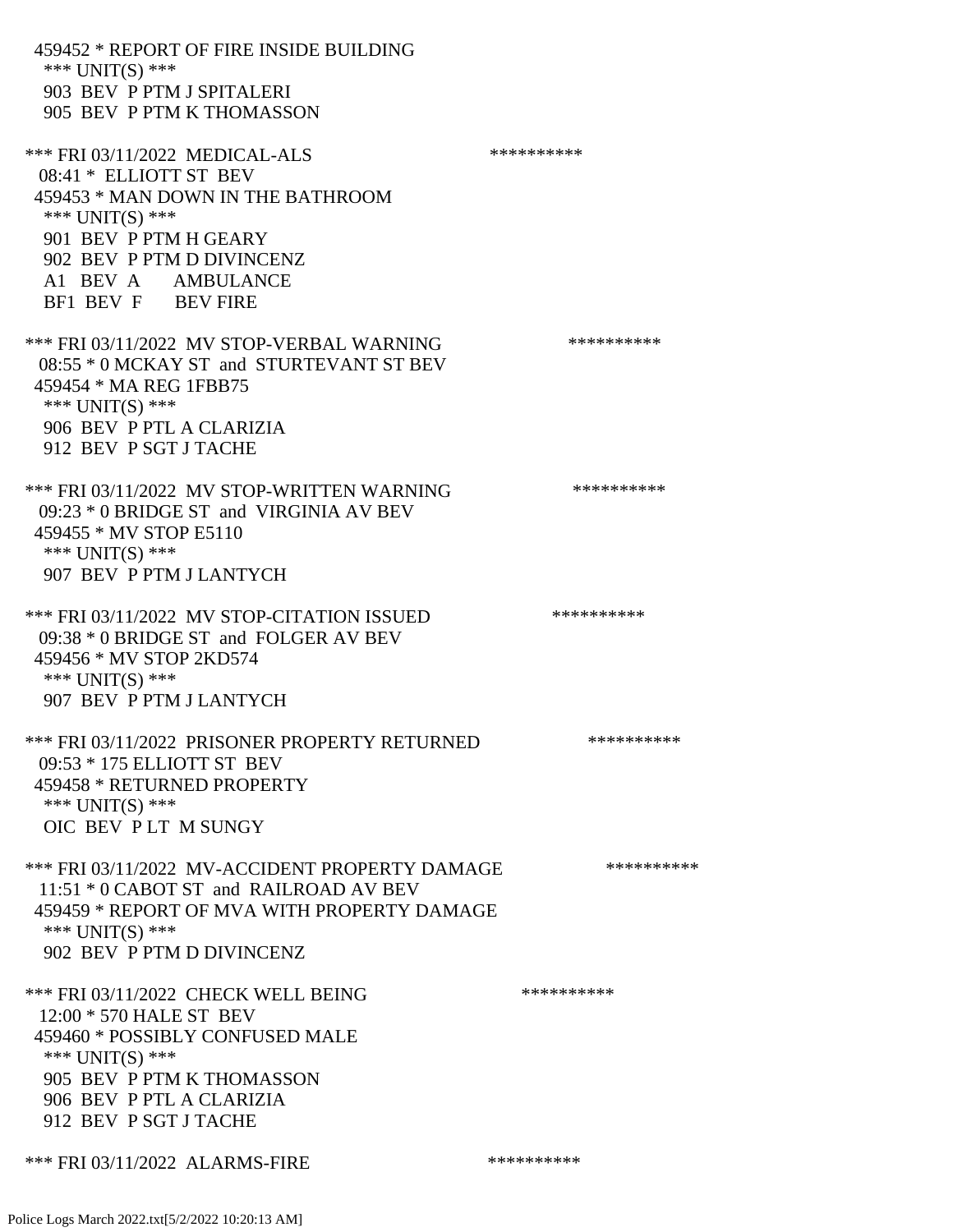459452 * REPORT OF FIRE INSIDE BUILDING
 *** UNIT(S) ***
 903 BEV P PTM J SPITALERI
 905 BEV P PTM K THOMASSON

*** FRI 03/11/2022 MEDICAL-ALS **********
 08:41 * ELLIOTT ST BEV
 459453 * MAN DOWN IN THE BATHROOM
 *** UNIT(S) ***
 901 BEV P PTM H GEARY
 902 BEV P PTM D DIVINCENZ
 A1 BEV A AMBULANCE
 BF1 BEV F BEV FIRE

*** FRI 03/11/2022 MV STOP-VERBAL WARNING **********
 08:55 * 0 MCKAY ST and STURTEVANT ST BEV
 459454 * MA REG 1FBB75
 *** UNIT(S) ***
 906 BEV P PTL A CLARIZIA
 912 BEV P SGT J TACHE

*** FRI 03/11/2022 MV STOP-WRITTEN WARNING **********
 09:23 * 0 BRIDGE ST and VIRGINIA AV BEV
 459455 * MV STOP E5110
 *** UNIT(S) ***
 907 BEV P PTM J LANTYCH

*** FRI 03/11/2022 MV STOP-CITATION ISSUED **********
 09:38 * 0 BRIDGE ST and FOLGER AV BEV
 459456 * MV STOP 2KD574
 *** UNIT(S) ***
 907 BEV P PTM J LANTYCH

*** FRI 03/11/2022 PRISONER PROPERTY RETURNED **********
 09:53 * 175 ELLIOTT ST BEV
 459458 * RETURNED PROPERTY
 *** UNIT(S) ***
 OIC BEV P LT M SUNGY

*** FRI 03/11/2022 MV-ACCIDENT PROPERTY DAMAGE **********
 11:51 * 0 CABOT ST and RAILROAD AV BEV
 459459 * REPORT OF MVA WITH PROPERTY DAMAGE
 *** UNIT(S) ***
 902 BEV P PTM D DIVINCENZ

*** FRI 03/11/2022 CHECK WELL BEING **********
 12:00 * 570 HALE ST BEV
 459460 * POSSIBLY CONFUSED MALE
 *** UNIT(S) ***
 905 BEV P PTM K THOMASSON
 906 BEV P PTL A CLARIZIA
 912 BEV P SGT J TACHE

*** FRI 03/11/2022 ALARMS-FIRE **********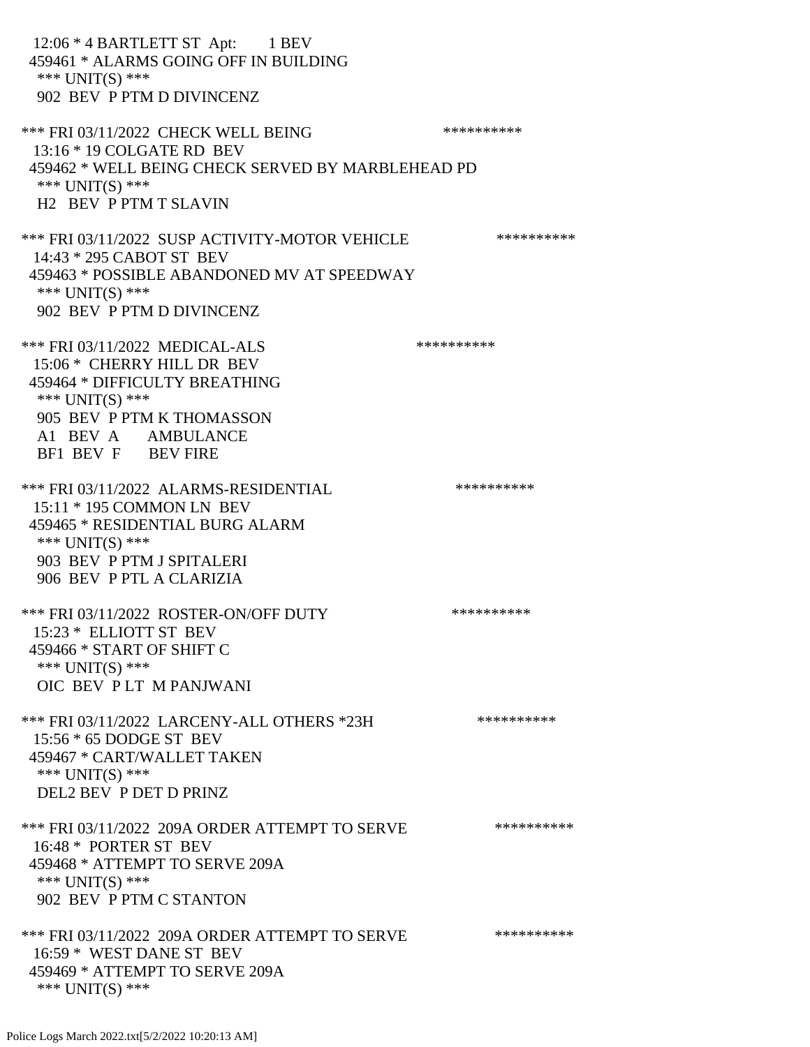12:06 * 4 BARTLETT ST Apt: 1 BEV
459461 * ALARMS GOING OFF IN BUILDING
*** UNIT(S) ***
902 BEV P PTM D DIVINCENZ

*** FRI 03/11/2022 CHECK WELL BEING **********
13:16 * 19 COLGATE RD BEV
459462 * WELL BEING CHECK SERVED BY MARBLEHEAD PD
*** UNIT(S) ***
H2 BEV P PTM T SLAVIN

*** FRI 03/11/2022 SUSP ACTIVITY-MOTOR VEHICLE **********
14:43 * 295 CABOT ST BEV
459463 * POSSIBLE ABANDONED MV AT SPEEDWAY
*** UNIT(S) ***
902 BEV P PTM D DIVINCENZ

*** FRI 03/11/2022 MEDICAL-ALS **********
15:06 * CHERRY HILL DR BEV
459464 * DIFFICULTY BREATHING
*** UNIT(S) ***
905 BEV P PTM K THOMASSON
A1 BEV A AMBULANCE
BF1 BEV F BEV FIRE

*** FRI 03/11/2022 ALARMS-RESIDENTIAL **********
15:11 * 195 COMMON LN BEV
459465 * RESIDENTIAL BURG ALARM
*** UNIT(S) ***
903 BEV P PTM J SPITALERI
906 BEV P PTL A CLARIZIA

*** FRI 03/11/2022 ROSTER-ON/OFF DUTY **********
15:23 * ELLIOTT ST BEV
459466 * START OF SHIFT C
*** UNIT(S) ***
OIC BEV P LT M PANJWANI

*** FRI 03/11/2022 LARCENY-ALL OTHERS *23H **********
15:56 * 65 DODGE ST BEV
459467 * CART/WALLET TAKEN
*** UNIT(S) ***
DEL2 BEV P DET D PRINZ

*** FRI 03/11/2022 209A ORDER ATTEMPT TO SERVE **********
16:48 * PORTER ST BEV
459468 * ATTEMPT TO SERVE 209A
*** UNIT(S) ***
902 BEV P PTM C STANTON

*** FRI 03/11/2022 209A ORDER ATTEMPT TO SERVE **********
16:59 * WEST DANE ST BEV
459469 * ATTEMPT TO SERVE 209A
*** UNIT(S) ***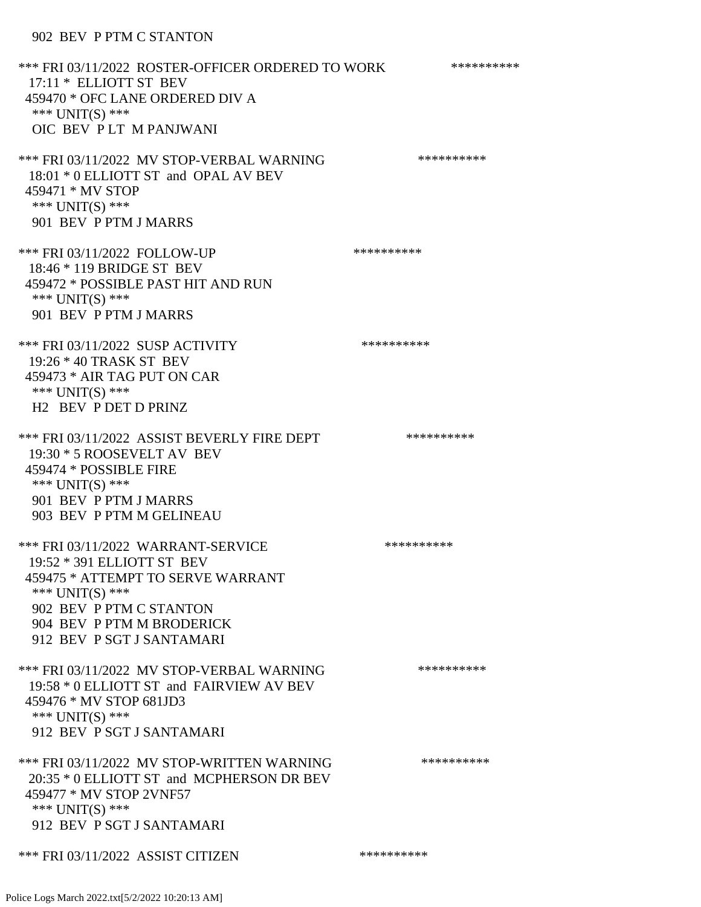902 BEV P PTM C STANTON

*** FRI 03/11/2022 ROSTER-OFFICER ORDERED TO WORK **********
17:11 * ELLIOTT ST BEV
459470 * OFC LANE ORDERED DIV A
*** UNIT(S) ***
OIC BEV P LT M PANJWANI

*** FRI 03/11/2022 MV STOP-VERBAL WARNING **********
18:01 * 0 ELLIOTT ST and OPAL AV BEV
459471 * MV STOP
*** UNIT(S) ***
901 BEV P PTM J MARRS

*** FRI 03/11/2022 FOLLOW-UP **********
18:46 * 119 BRIDGE ST BEV
459472 * POSSIBLE PAST HIT AND RUN
*** UNIT(S) ***
901 BEV P PTM J MARRS

*** FRI 03/11/2022 SUSP ACTIVITY **********
19:26 * 40 TRASK ST BEV
459473 * AIR TAG PUT ON CAR
*** UNIT(S) ***
H2 BEV P DET D PRINZ

*** FRI 03/11/2022 ASSIST BEVERLY FIRE DEPT **********
19:30 * 5 ROOSEVELT AV BEV
459474 * POSSIBLE FIRE
*** UNIT(S) ***
901 BEV P PTM J MARRS
903 BEV P PTM M GELINEAU

*** FRI 03/11/2022 WARRANT-SERVICE **********
19:52 * 391 ELLIOTT ST BEV
459475 * ATTEMPT TO SERVE WARRANT
*** UNIT(S) ***
902 BEV P PTM C STANTON
904 BEV P PTM M BRODERICK
912 BEV P SGT J SANTAMARI

*** FRI 03/11/2022 MV STOP-VERBAL WARNING **********
19:58 * 0 ELLIOTT ST and FAIRVIEW AV BEV
459476 * MV STOP 681JD3
*** UNIT(S) ***
912 BEV P SGT J SANTAMARI

*** FRI 03/11/2022 MV STOP-WRITTEN WARNING **********
20:35 * 0 ELLIOTT ST and MCPHERSON DR BEV
459477 * MV STOP 2VNF57
*** UNIT(S) ***
912 BEV P SGT J SANTAMARI

*** FRI 03/11/2022 ASSIST CITIZEN **********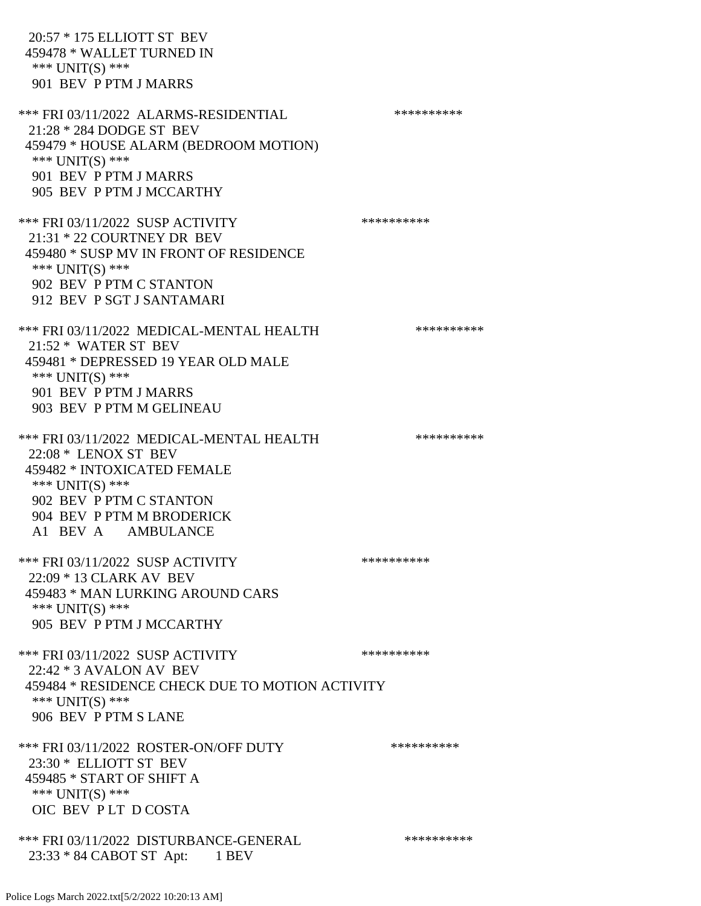20:57 * 175 ELLIOTT ST BEV
459478 * WALLET TURNED IN
*** UNIT(S) ***
901 BEV P PTM J MARRS

*** FRI 03/11/2022 ALARMS-RESIDENTIAL **********
21:28 * 284 DODGE ST BEV
459479 * HOUSE ALARM (BEDROOM MOTION)
*** UNIT(S) ***
901 BEV P PTM J MARRS
905 BEV P PTM J MCCARTHY

*** FRI 03/11/2022 SUSP ACTIVITY **********
21:31 * 22 COURTNEY DR BEV
459480 * SUSP MV IN FRONT OF RESIDENCE
*** UNIT(S) ***
902 BEV P PTM C STANTON
912 BEV P SGT J SANTAMARI

*** FRI 03/11/2022 MEDICAL-MENTAL HEALTH **********
21:52 * WATER ST BEV
459481 * DEPRESSED 19 YEAR OLD MALE
*** UNIT(S) ***
901 BEV P PTM J MARRS
903 BEV P PTM M GELINEAU

*** FRI 03/11/2022 MEDICAL-MENTAL HEALTH **********
22:08 * LENOX ST BEV
459482 * INTOXICATED FEMALE
*** UNIT(S) ***
902 BEV P PTM C STANTON
904 BEV P PTM M BRODERICK
A1 BEV A AMBULANCE

*** FRI 03/11/2022 SUSP ACTIVITY **********
22:09 * 13 CLARK AV BEV
459483 * MAN LURKING AROUND CARS
*** UNIT(S) ***
905 BEV P PTM J MCCARTHY

*** FRI 03/11/2022 SUSP ACTIVITY **********
22:42 * 3 AVALON AV BEV
459484 * RESIDENCE CHECK DUE TO MOTION ACTIVITY
*** UNIT(S) ***
906 BEV P PTM S LANE

*** FRI 03/11/2022 ROSTER-ON/OFF DUTY **********
23:30 * ELLIOTT ST BEV
459485 * START OF SHIFT A
*** UNIT(S) ***
OIC BEV P LT D COSTA

*** FRI 03/11/2022 DISTURBANCE-GENERAL **********
23:33 * 84 CABOT ST Apt: 1 BEV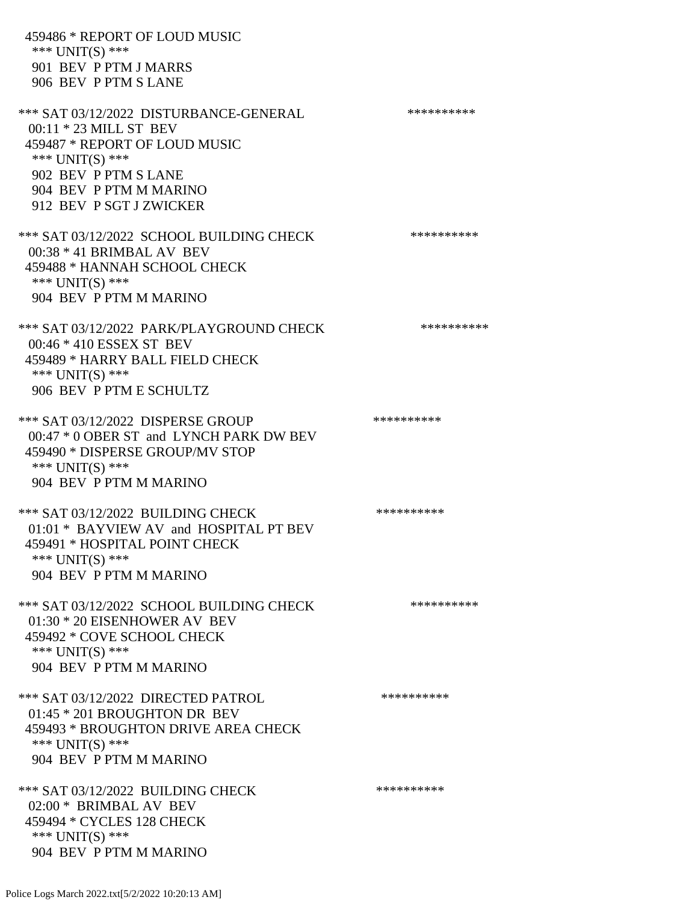459486 * REPORT OF LOUD MUSIC
 *** UNIT(S) ***
 901 BEV P PTM J MARRS
 906 BEV P PTM S LANE

*** SAT 03/12/2022 DISTURBANCE-GENERAL **********
 00:11 * 23 MILL ST BEV
 459487 * REPORT OF LOUD MUSIC
 *** UNIT(S) ***
 902 BEV P PTM S LANE
 904 BEV P PTM M MARINO
 912 BEV P SGT J ZWICKER

*** SAT 03/12/2022 SCHOOL BUILDING CHECK **********
 00:38 * 41 BRIMBAL AV BEV
 459488 * HANNAH SCHOOL CHECK
 *** UNIT(S) ***
 904 BEV P PTM M MARINO

*** SAT 03/12/2022 PARK/PLAYGROUND CHECK **********
 00:46 * 410 ESSEX ST BEV
 459489 * HARRY BALL FIELD CHECK
 *** UNIT(S) ***
 906 BEV P PTM E SCHULTZ

*** SAT 03/12/2022 DISPERSE GROUP **********
 00:47 * 0 OBER ST and LYNCH PARK DW BEV
 459490 * DISPERSE GROUP/MV STOP
 *** UNIT(S) ***
 904 BEV P PTM M MARINO

*** SAT 03/12/2022 BUILDING CHECK **********
 01:01 * BAYVIEW AV and HOSPITAL PT BEV
 459491 * HOSPITAL POINT CHECK
 *** UNIT(S) ***
 904 BEV P PTM M MARINO

*** SAT 03/12/2022 SCHOOL BUILDING CHECK **********
 01:30 * 20 EISENHOWER AV BEV
 459492 * COVE SCHOOL CHECK
 *** UNIT(S) ***
 904 BEV P PTM M MARINO

*** SAT 03/12/2022 DIRECTED PATROL **********
 01:45 * 201 BROUGHTON DR BEV
 459493 * BROUGHTON DRIVE AREA CHECK
 *** UNIT(S) ***
 904 BEV P PTM M MARINO

*** SAT 03/12/2022 BUILDING CHECK **********
 02:00 * BRIMBAL AV BEV
 459494 * CYCLES 128 CHECK
 *** UNIT(S) ***
 904 BEV P PTM M MARINO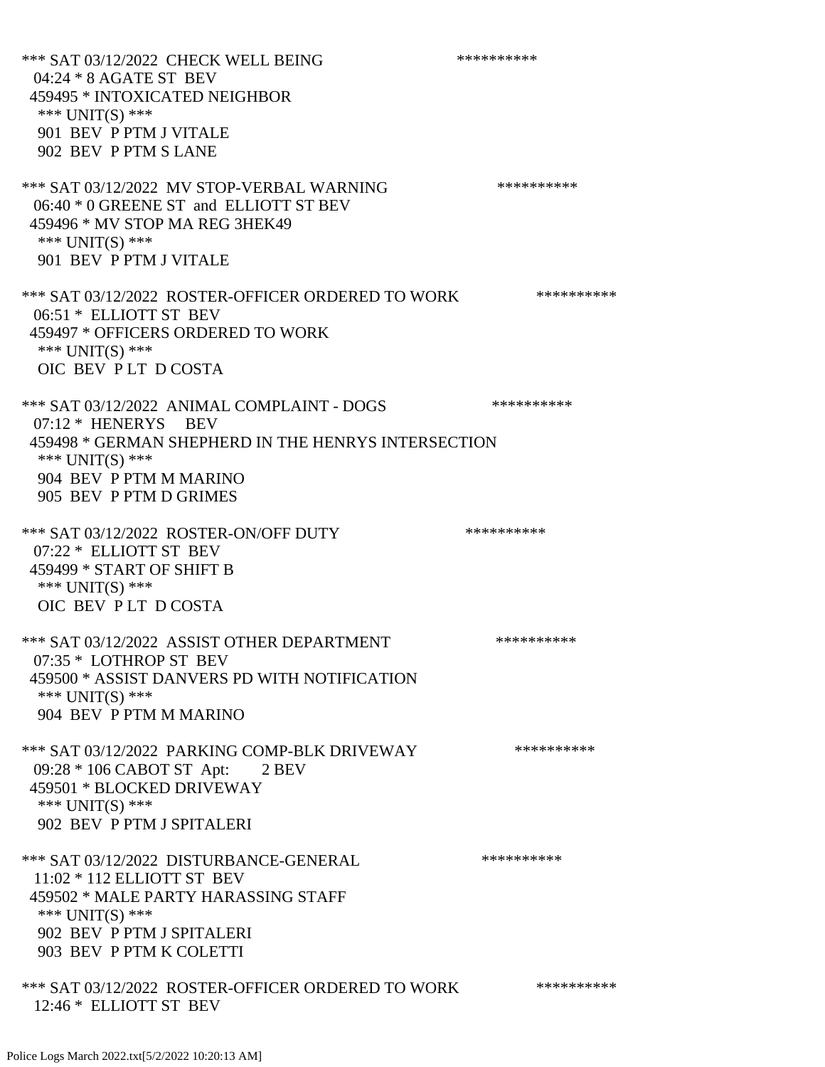*** SAT 03/12/2022 CHECK WELL BEING **********
04:24 * 8 AGATE ST BEV
459495 * INTOXICATED NEIGHBOR
*** UNIT(S) ***
901 BEV P PTM J VITALE
902 BEV P PTM S LANE

*** SAT 03/12/2022 MV STOP-VERBAL WARNING **********
06:40 * 0 GREENE ST and ELLIOTT ST BEV
459496 * MV STOP MA REG 3HEK49
*** UNIT(S) ***
901 BEV P PTM J VITALE

*** SAT 03/12/2022 ROSTER-OFFICER ORDERED TO WORK **********
06:51 * ELLIOTT ST BEV
459497 * OFFICERS ORDERED TO WORK
*** UNIT(S) ***
OIC BEV P LT D COSTA

*** SAT 03/12/2022 ANIMAL COMPLAINT - DOGS **********
07:12 * HENERYS BEV
459498 * GERMAN SHEPHERD IN THE HENRYS INTERSECTION
*** UNIT(S) ***
904 BEV P PTM M MARINO
905 BEV P PTM D GRIMES

*** SAT 03/12/2022 ROSTER-ON/OFF DUTY **********
07:22 * ELLIOTT ST BEV
459499 * START OF SHIFT B
*** UNIT(S) ***
OIC BEV P LT D COSTA

*** SAT 03/12/2022 ASSIST OTHER DEPARTMENT **********
07:35 * LOTHROP ST BEV
459500 * ASSIST DANVERS PD WITH NOTIFICATION
*** UNIT(S) ***
904 BEV P PTM M MARINO

*** SAT 03/12/2022 PARKING COMP-BLK DRIVEWAY **********
09:28 * 106 CABOT ST Apt: 2 BEV
459501 * BLOCKED DRIVEWAY
*** UNIT(S) ***
902 BEV P PTM J SPITALERI

*** SAT 03/12/2022 DISTURBANCE-GENERAL **********
11:02 * 112 ELLIOTT ST BEV
459502 * MALE PARTY HARASSING STAFF
*** UNIT(S) ***
902 BEV P PTM J SPITALERI
903 BEV P PTM K COLETTI

*** SAT 03/12/2022 ROSTER-OFFICER ORDERED TO WORK **********
12:46 * ELLIOTT ST BEV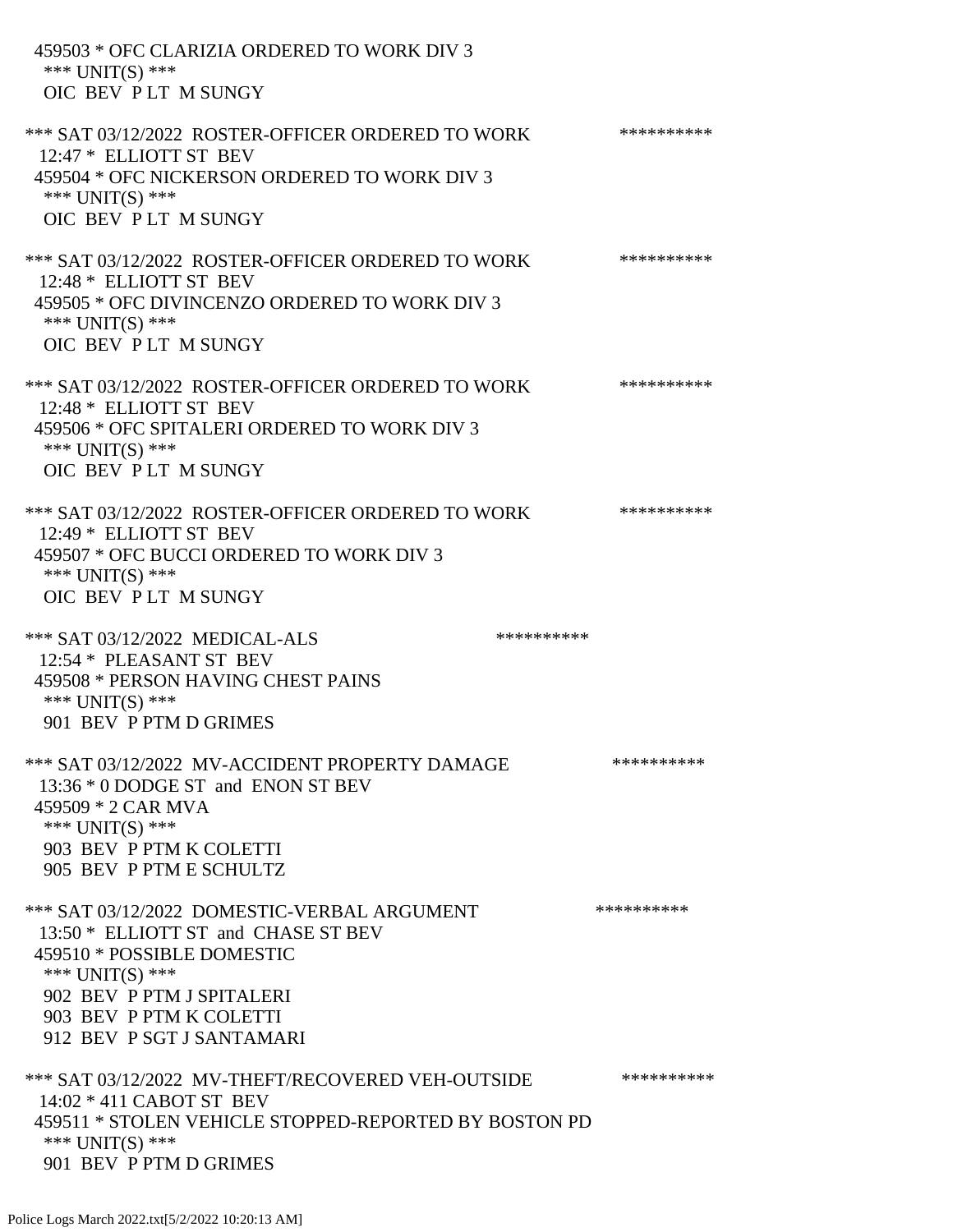459503 * OFC CLARIZIA ORDERED TO WORK DIV 3
*** UNIT(S) ***
OIC BEV P LT M SUNGY

*** SAT 03/12/2022 ROSTER-OFFICER ORDERED TO WORK **********
12:47 * ELLIOTT ST BEV
459504 * OFC NICKERSON ORDERED TO WORK DIV 3
*** UNIT(S) ***
OIC BEV P LT M SUNGY

*** SAT 03/12/2022 ROSTER-OFFICER ORDERED TO WORK **********
12:48 * ELLIOTT ST BEV
459505 * OFC DIVINCENZO ORDERED TO WORK DIV 3
*** UNIT(S) ***
OIC BEV P LT M SUNGY

*** SAT 03/12/2022 ROSTER-OFFICER ORDERED TO WORK **********
12:48 * ELLIOTT ST BEV
459506 * OFC SPITALERI ORDERED TO WORK DIV 3
*** UNIT(S) ***
OIC BEV P LT M SUNGY

*** SAT 03/12/2022 ROSTER-OFFICER ORDERED TO WORK **********
12:49 * ELLIOTT ST BEV
459507 * OFC BUCCI ORDERED TO WORK DIV 3
*** UNIT(S) ***
OIC BEV P LT M SUNGY

*** SAT 03/12/2022 MEDICAL-ALS **********
12:54 * PLEASANT ST BEV
459508 * PERSON HAVING CHEST PAINS
*** UNIT(S) ***
901 BEV P PTM D GRIMES

*** SAT 03/12/2022 MV-ACCIDENT PROPERTY DAMAGE **********
13:36 * 0 DODGE ST and ENON ST BEV
459509 * 2 CAR MVA
*** UNIT(S) ***
903 BEV P PTM K COLETTI
905 BEV P PTM E SCHULTZ

*** SAT 03/12/2022 DOMESTIC-VERBAL ARGUMENT **********
13:50 * ELLIOTT ST and CHASE ST BEV
459510 * POSSIBLE DOMESTIC
*** UNIT(S) ***
902 BEV P PTM J SPITALERI
903 BEV P PTM K COLETTI
912 BEV P SGT J SANTAMARI

*** SAT 03/12/2022 MV-THEFT/RECOVERED VEH-OUTSIDE **********
14:02 * 411 CABOT ST BEV
459511 * STOLEN VEHICLE STOPPED-REPORTED BY BOSTON PD
*** UNIT(S) ***
901 BEV P PTM D GRIMES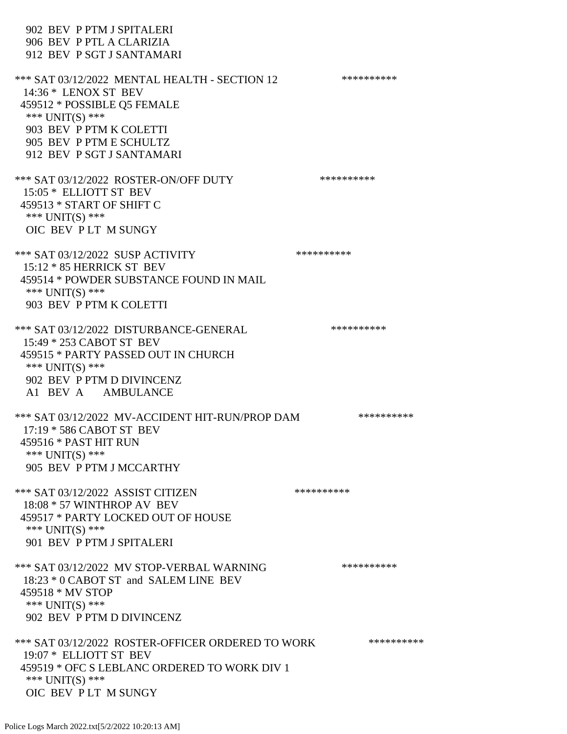902 BEV P PTM J SPITALERI
906 BEV P PTL A CLARIZIA
912 BEV P SGT J SANTAMARI

*** SAT 03/12/2022 MENTAL HEALTH - SECTION 12 **********
14:36 * LENOX ST BEV
459512 * POSSIBLE Q5 FEMALE
*** UNIT(S) ***
903 BEV P PTM K COLETTI
905 BEV P PTM E SCHULTZ
912 BEV P SGT J SANTAMARI

*** SAT 03/12/2022 ROSTER-ON/OFF DUTY **********
15:05 * ELLIOTT ST BEV
459513 * START OF SHIFT C
*** UNIT(S) ***
OIC BEV P LT M SUNGY

*** SAT 03/12/2022 SUSP ACTIVITY **********
15:12 * 85 HERRICK ST BEV
459514 * POWDER SUBSTANCE FOUND IN MAIL
*** UNIT(S) ***
903 BEV P PTM K COLETTI

*** SAT 03/12/2022 DISTURBANCE-GENERAL **********
15:49 * 253 CABOT ST BEV
459515 * PARTY PASSED OUT IN CHURCH
*** UNIT(S) ***
902 BEV P PTM D DIVINCENZ
A1 BEV A AMBULANCE

*** SAT 03/12/2022 MV-ACCIDENT HIT-RUN/PROP DAM **********
17:19 * 586 CABOT ST BEV
459516 * PAST HIT RUN
*** UNIT(S) ***
905 BEV P PTM J MCCARTHY

*** SAT 03/12/2022 ASSIST CITIZEN **********
18:08 * 57 WINTHROP AV BEV
459517 * PARTY LOCKED OUT OF HOUSE
*** UNIT(S) ***
901 BEV P PTM J SPITALERI

*** SAT 03/12/2022 MV STOP-VERBAL WARNING **********
18:23 * 0 CABOT ST and SALEM LINE BEV
459518 * MV STOP
*** UNIT(S) ***
902 BEV P PTM D DIVINCENZ

*** SAT 03/12/2022 ROSTER-OFFICER ORDERED TO WORK **********
19:07 * ELLIOTT ST BEV
459519 * OFC S LEBLANC ORDERED TO WORK DIV 1
*** UNIT(S) ***
OIC BEV P LT M SUNGY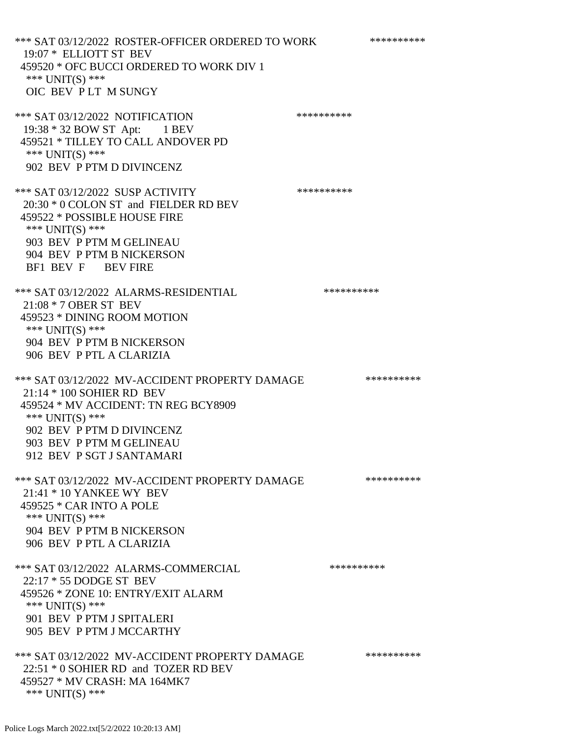*** SAT 03/12/2022 ROSTER-OFFICER ORDERED TO WORK **********
19:07 * ELLIOTT ST BEV
459520 * OFC BUCCI ORDERED TO WORK DIV 1
*** UNIT(S) ***
OIC BEV P LT M SUNGY

*** SAT 03/12/2022 NOTIFICATION **********
19:38 * 32 BOW ST Apt: 1 BEV
459521 * TILLEY TO CALL ANDOVER PD
*** UNIT(S) ***
902 BEV P PTM D DIVINCENZ

*** SAT 03/12/2022 SUSP ACTIVITY **********
20:30 * 0 COLON ST and FIELDER RD BEV
459522 * POSSIBLE HOUSE FIRE
*** UNIT(S) ***
903 BEV P PTM M GELINEAU
904 BEV P PTM B NICKERSON
BF1 BEV F BEV FIRE

*** SAT 03/12/2022 ALARMS-RESIDENTIAL **********
21:08 * 7 OBER ST BEV
459523 * DINING ROOM MOTION
*** UNIT(S) ***
904 BEV P PTM B NICKERSON
906 BEV P PTL A CLARIZIA

*** SAT 03/12/2022 MV-ACCIDENT PROPERTY DAMAGE **********
21:14 * 100 SOHIER RD BEV
459524 * MV ACCIDENT: TN REG BCY8909
*** UNIT(S) ***
902 BEV P PTM D DIVINCENZ
903 BEV P PTM M GELINEAU
912 BEV P SGT J SANTAMARI

*** SAT 03/12/2022 MV-ACCIDENT PROPERTY DAMAGE **********
21:41 * 10 YANKEE WY BEV
459525 * CAR INTO A POLE
*** UNIT(S) ***
904 BEV P PTM B NICKERSON
906 BEV P PTL A CLARIZIA

*** SAT 03/12/2022 ALARMS-COMMERCIAL **********
22:17 * 55 DODGE ST BEV
459526 * ZONE 10: ENTRY/EXIT ALARM
*** UNIT(S) ***
901 BEV P PTM J SPITALERI
905 BEV P PTM J MCCARTHY

*** SAT 03/12/2022 MV-ACCIDENT PROPERTY DAMAGE **********
22:51 * 0 SOHIER RD and TOZER RD BEV
459527 * MV CRASH: MA 164MK7
*** UNIT(S) ***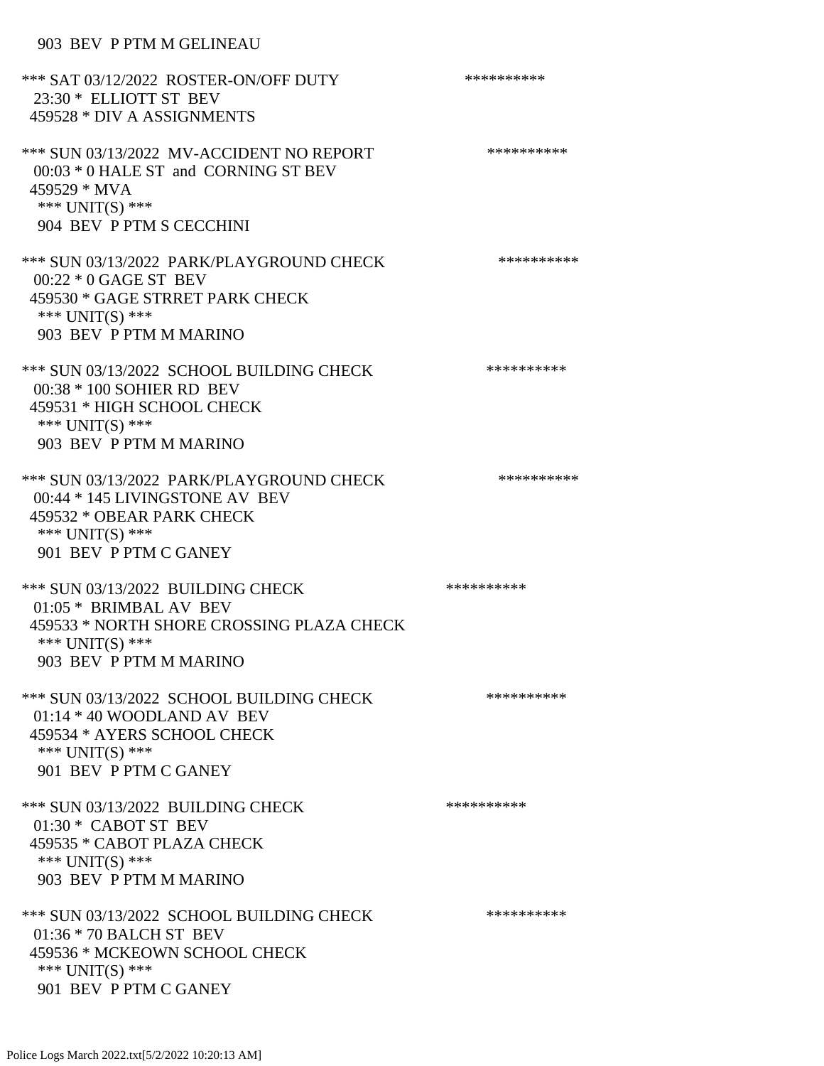903 BEV P PTM M GELINEAU

*** SAT 03/12/2022 ROSTER-ON/OFF DUTY **********
23:30 * ELLIOTT ST BEV
459528 * DIV A ASSIGNMENTS

*** SUN 03/13/2022 MV-ACCIDENT NO REPORT **********
00:03 * 0 HALE ST and CORNING ST BEV
459529 * MVA
*** UNIT(S) ***
904 BEV P PTM S CECCHINI

*** SUN 03/13/2022 PARK/PLAYGROUND CHECK **********
00:22 * 0 GAGE ST BEV
459530 * GAGE STRRET PARK CHECK
*** UNIT(S) ***
903 BEV P PTM M MARINO

*** SUN 03/13/2022 SCHOOL BUILDING CHECK **********
00:38 * 100 SOHIER RD BEV
459531 * HIGH SCHOOL CHECK
*** UNIT(S) ***
903 BEV P PTM M MARINO

*** SUN 03/13/2022 PARK/PLAYGROUND CHECK **********
00:44 * 145 LIVINGSTONE AV BEV
459532 * OBEAR PARK CHECK
*** UNIT(S) ***
901 BEV P PTM C GANEY

*** SUN 03/13/2022 BUILDING CHECK **********
01:05 * BRIMBAL AV BEV
459533 * NORTH SHORE CROSSING PLAZA CHECK
*** UNIT(S) ***
903 BEV P PTM M MARINO

*** SUN 03/13/2022 SCHOOL BUILDING CHECK **********
01:14 * 40 WOODLAND AV BEV
459534 * AYERS SCHOOL CHECK
*** UNIT(S) ***
901 BEV P PTM C GANEY

*** SUN 03/13/2022 BUILDING CHECK **********
01:30 * CABOT ST BEV
459535 * CABOT PLAZA CHECK
*** UNIT(S) ***
903 BEV P PTM M MARINO

*** SUN 03/13/2022 SCHOOL BUILDING CHECK **********
01:36 * 70 BALCH ST BEV
459536 * MCKEOWN SCHOOL CHECK
*** UNIT(S) ***
901 BEV P PTM C GANEY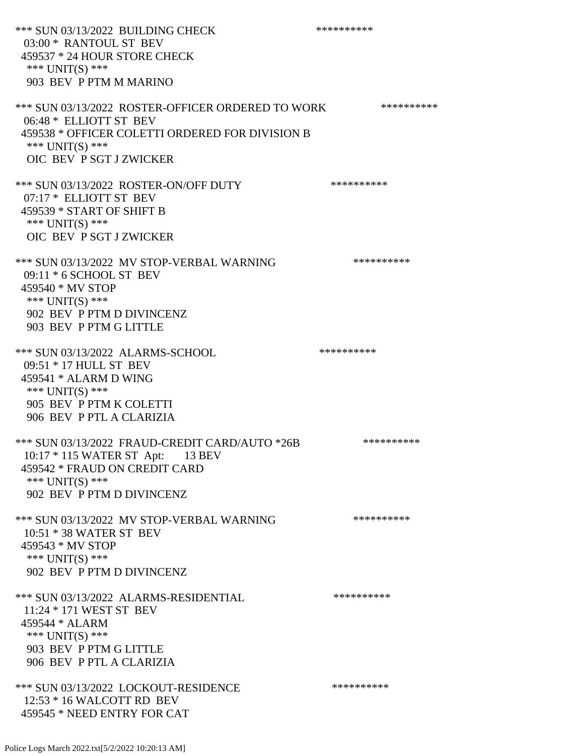*** SUN 03/13/2022 BUILDING CHECK **********
03:00 * RANTOUL ST BEV
459537 * 24 HOUR STORE CHECK
*** UNIT(S) ***
903 BEV P PTM M MARINO

*** SUN 03/13/2022 ROSTER-OFFICER ORDERED TO WORK **********
06:48 * ELLIOTT ST BEV
459538 * OFFICER COLETTI ORDERED FOR DIVISION B
*** UNIT(S) ***
OIC BEV P SGT J ZWICKER

*** SUN 03/13/2022 ROSTER-ON/OFF DUTY **********
07:17 * ELLIOTT ST BEV
459539 * START OF SHIFT B
*** UNIT(S) ***
OIC BEV P SGT J ZWICKER

*** SUN 03/13/2022 MV STOP-VERBAL WARNING **********
09:11 * 6 SCHOOL ST BEV
459540 * MV STOP
*** UNIT(S) ***
902 BEV P PTM D DIVINCENZ
903 BEV P PTM G LITTLE

*** SUN 03/13/2022 ALARMS-SCHOOL **********
09:51 * 17 HULL ST BEV
459541 * ALARM D WING
*** UNIT(S) ***
905 BEV P PTM K COLETTI
906 BEV P PTL A CLARIZIA

*** SUN 03/13/2022 FRAUD-CREDIT CARD/AUTO *26B **********
10:17 * 115 WATER ST Apt: 13 BEV
459542 * FRAUD ON CREDIT CARD
*** UNIT(S) ***
902 BEV P PTM D DIVINCENZ

*** SUN 03/13/2022 MV STOP-VERBAL WARNING **********
10:51 * 38 WATER ST BEV
459543 * MV STOP
*** UNIT(S) ***
902 BEV P PTM D DIVINCENZ

*** SUN 03/13/2022 ALARMS-RESIDENTIAL **********
11:24 * 171 WEST ST BEV
459544 * ALARM
*** UNIT(S) ***
903 BEV P PTM G LITTLE
906 BEV P PTL A CLARIZIA

*** SUN 03/13/2022 LOCKOUT-RESIDENCE **********
12:53 * 16 WALCOTT RD BEV
459545 * NEED ENTRY FOR CAT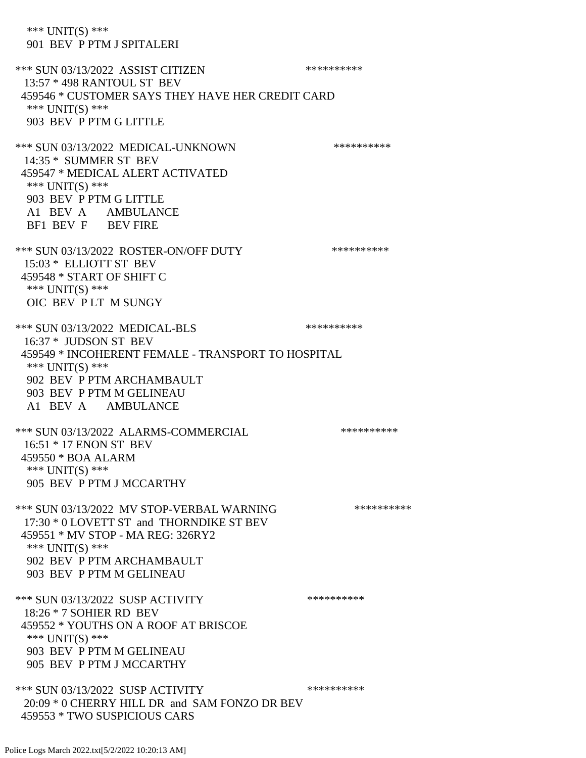\*\*\* UNIT(S) \*\*\*
901 BEV P PTM J SPITALERI

\*\*\* SUN 03/13/2022 ASSIST CITIZEN \*\*\*\*\*\*\*\*\*\*
13:57 * 498 RANTOUL ST BEV
459546 * CUSTOMER SAYS THEY HAVE HER CREDIT CARD
\*\*\* UNIT(S) \*\*\*
903 BEV P PTM G LITTLE

\*\*\* SUN 03/13/2022 MEDICAL-UNKNOWN \*\*\*\*\*\*\*\*\*\*
14:35 * SUMMER ST BEV
459547 * MEDICAL ALERT ACTIVATED
\*\*\* UNIT(S) \*\*\*
903 BEV P PTM G LITTLE
A1 BEV A AMBULANCE
BF1 BEV F BEV FIRE

\*\*\* SUN 03/13/2022 ROSTER-ON/OFF DUTY \*\*\*\*\*\*\*\*\*\*
15:03 * ELLIOTT ST BEV
459548 * START OF SHIFT C
\*\*\* UNIT(S) \*\*\*
OIC BEV P LT M SUNGY

\*\*\* SUN 03/13/2022 MEDICAL-BLS \*\*\*\*\*\*\*\*\*\*
16:37 * JUDSON ST BEV
459549 * INCOHERENT FEMALE - TRANSPORT TO HOSPITAL
\*\*\* UNIT(S) \*\*\*
902 BEV P PTM ARCHAMBAULT
903 BEV P PTM M GELINEAU
A1 BEV A AMBULANCE

\*\*\* SUN 03/13/2022 ALARMS-COMMERCIAL \*\*\*\*\*\*\*\*\*\*
16:51 * 17 ENON ST BEV
459550 * BOA ALARM
\*\*\* UNIT(S) \*\*\*
905 BEV P PTM J MCCARTHY

\*\*\* SUN 03/13/2022 MV STOP-VERBAL WARNING \*\*\*\*\*\*\*\*\*\*
17:30 * 0 LOVETT ST and THORNDIKE ST BEV
459551 * MV STOP - MA REG: 326RY2
\*\*\* UNIT(S) \*\*\*
902 BEV P PTM ARCHAMBAULT
903 BEV P PTM M GELINEAU

\*\*\* SUN 03/13/2022 SUSP ACTIVITY \*\*\*\*\*\*\*\*\*\*
18:26 * 7 SOHIER RD BEV
459552 * YOUTHS ON A ROOF AT BRISCOE
\*\*\* UNIT(S) \*\*\*
903 BEV P PTM M GELINEAU
905 BEV P PTM J MCCARTHY

\*\*\* SUN 03/13/2022 SUSP ACTIVITY \*\*\*\*\*\*\*\*\*\*
20:09 * 0 CHERRY HILL DR and SAM FONZO DR BEV
459553 * TWO SUSPICIOUS CARS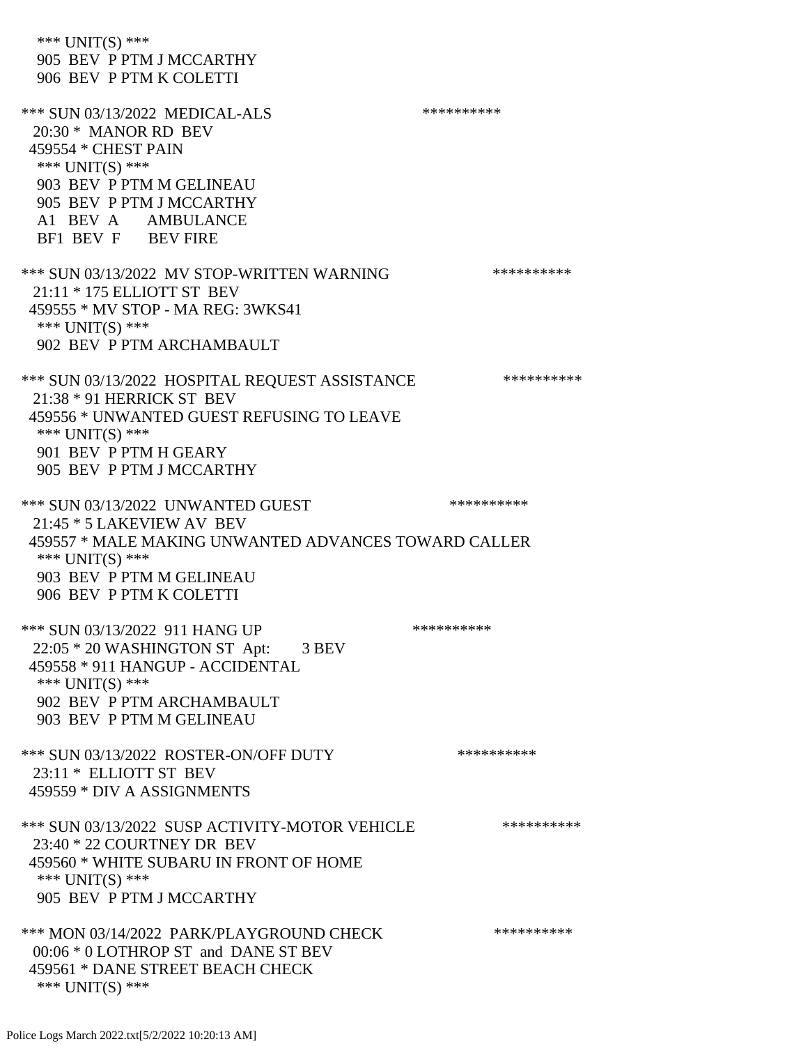*** UNIT(S) ***
905 BEV P PTM J MCCARTHY
906 BEV P PTM K COLETTI

*** SUN 03/13/2022 MEDICAL-ALS **********
20:30 * MANOR RD BEV
459554 * CHEST PAIN
*** UNIT(S) ***
903 BEV P PTM M GELINEAU
905 BEV P PTM J MCCARTHY
A1 BEV A AMBULANCE
BF1 BEV F BEV FIRE

*** SUN 03/13/2022 MV STOP-WRITTEN WARNING **********
21:11 * 175 ELLIOTT ST BEV
459555 * MV STOP - MA REG: 3WKS41
*** UNIT(S) ***
902 BEV P PTM ARCHAMBAULT

*** SUN 03/13/2022 HOSPITAL REQUEST ASSISTANCE **********
21:38 * 91 HERRICK ST BEV
459556 * UNWANTED GUEST REFUSING TO LEAVE
*** UNIT(S) ***
901 BEV P PTM H GEARY
905 BEV P PTM J MCCARTHY

*** SUN 03/13/2022 UNWANTED GUEST **********
21:45 * 5 LAKEVIEW AV BEV
459557 * MALE MAKING UNWANTED ADVANCES TOWARD CALLER
*** UNIT(S) ***
903 BEV P PTM M GELINEAU
906 BEV P PTM K COLETTI

*** SUN 03/13/2022 911 HANG UP **********
22:05 * 20 WASHINGTON ST Apt: 3 BEV
459558 * 911 HANGUP - ACCIDENTAL
*** UNIT(S) ***
902 BEV P PTM ARCHAMBAULT
903 BEV P PTM M GELINEAU

*** SUN 03/13/2022 ROSTER-ON/OFF DUTY **********
23:11 * ELLIOTT ST BEV
459559 * DIV A ASSIGNMENTS

*** SUN 03/13/2022 SUSP ACTIVITY-MOTOR VEHICLE **********
23:40 * 22 COURTNEY DR BEV
459560 * WHITE SUBARU IN FRONT OF HOME
*** UNIT(S) ***
905 BEV P PTM J MCCARTHY

*** MON 03/14/2022 PARK/PLAYGROUND CHECK **********
00:06 * 0 LOTHROP ST and DANE ST BEV
459561 * DANE STREET BEACH CHECK
*** UNIT(S) ***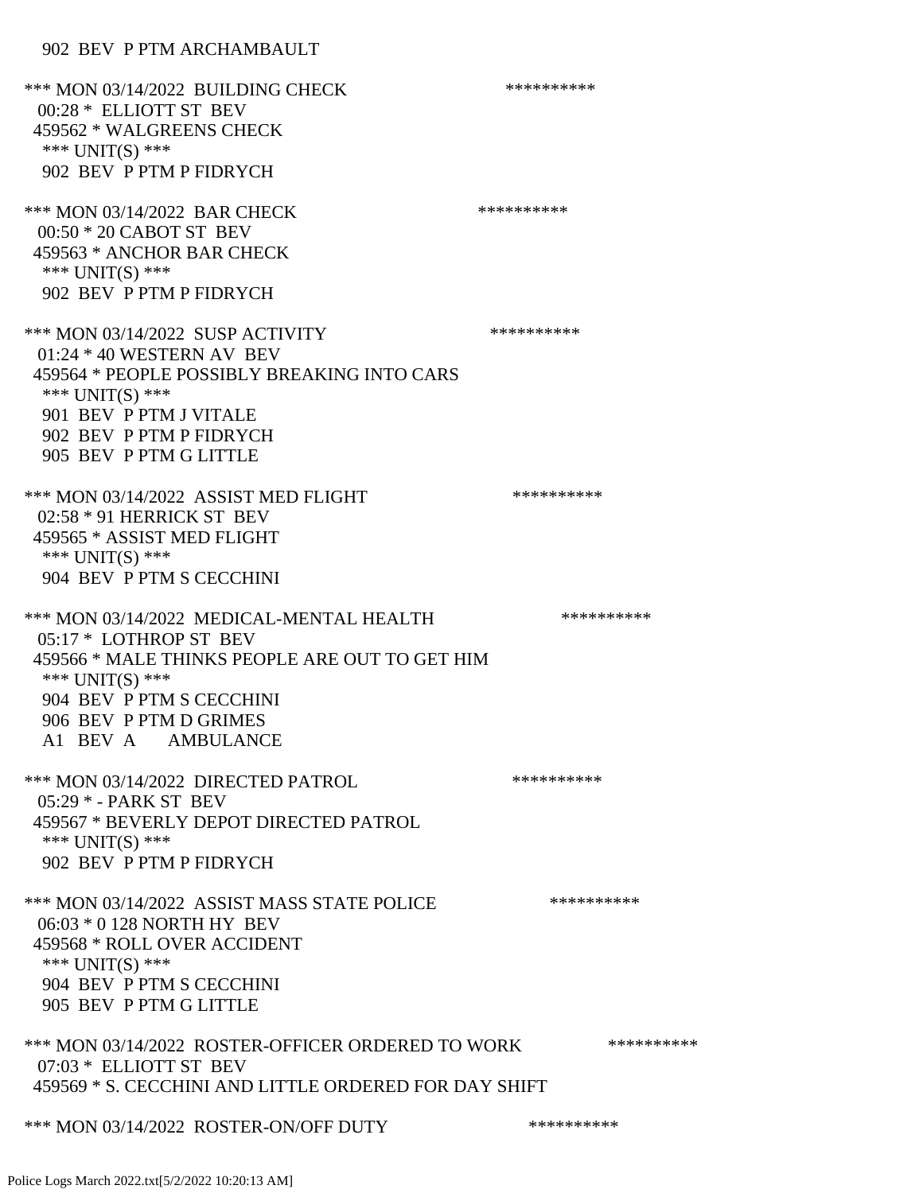902 BEV P PTM ARCHAMBAULT

*** MON 03/14/2022 BUILDING CHECK **********
00:28 * ELLIOTT ST BEV
459562 * WALGREENS CHECK
*** UNIT(S) ***
902 BEV P PTM P FIDRYCH

*** MON 03/14/2022 BAR CHECK **********
00:50 * 20 CABOT ST BEV
459563 * ANCHOR BAR CHECK
*** UNIT(S) ***
902 BEV P PTM P FIDRYCH

*** MON 03/14/2022 SUSP ACTIVITY **********
01:24 * 40 WESTERN AV BEV
459564 * PEOPLE POSSIBLY BREAKING INTO CARS
*** UNIT(S) ***
901 BEV P PTM J VITALE
902 BEV P PTM P FIDRYCH
905 BEV P PTM G LITTLE

*** MON 03/14/2022 ASSIST MED FLIGHT **********
02:58 * 91 HERRICK ST BEV
459565 * ASSIST MED FLIGHT
*** UNIT(S) ***
904 BEV P PTM S CECCHINI

*** MON 03/14/2022 MEDICAL-MENTAL HEALTH **********
05:17 * LOTHROP ST BEV
459566 * MALE THINKS PEOPLE ARE OUT TO GET HIM
*** UNIT(S) ***
904 BEV P PTM S CECCHINI
906 BEV P PTM D GRIMES
A1 BEV A AMBULANCE

*** MON 03/14/2022 DIRECTED PATROL **********
05:29 * - PARK ST BEV
459567 * BEVERLY DEPOT DIRECTED PATROL
*** UNIT(S) ***
902 BEV P PTM P FIDRYCH

*** MON 03/14/2022 ASSIST MASS STATE POLICE **********
06:03 * 0 128 NORTH HY BEV
459568 * ROLL OVER ACCIDENT
*** UNIT(S) ***
904 BEV P PTM S CECCHINI
905 BEV P PTM G LITTLE

*** MON 03/14/2022 ROSTER-OFFICER ORDERED TO WORK **********
07:03 * ELLIOTT ST BEV
459569 * S. CECCHINI AND LITTLE ORDERED FOR DAY SHIFT

*** MON 03/14/2022 ROSTER-ON/OFF DUTY **********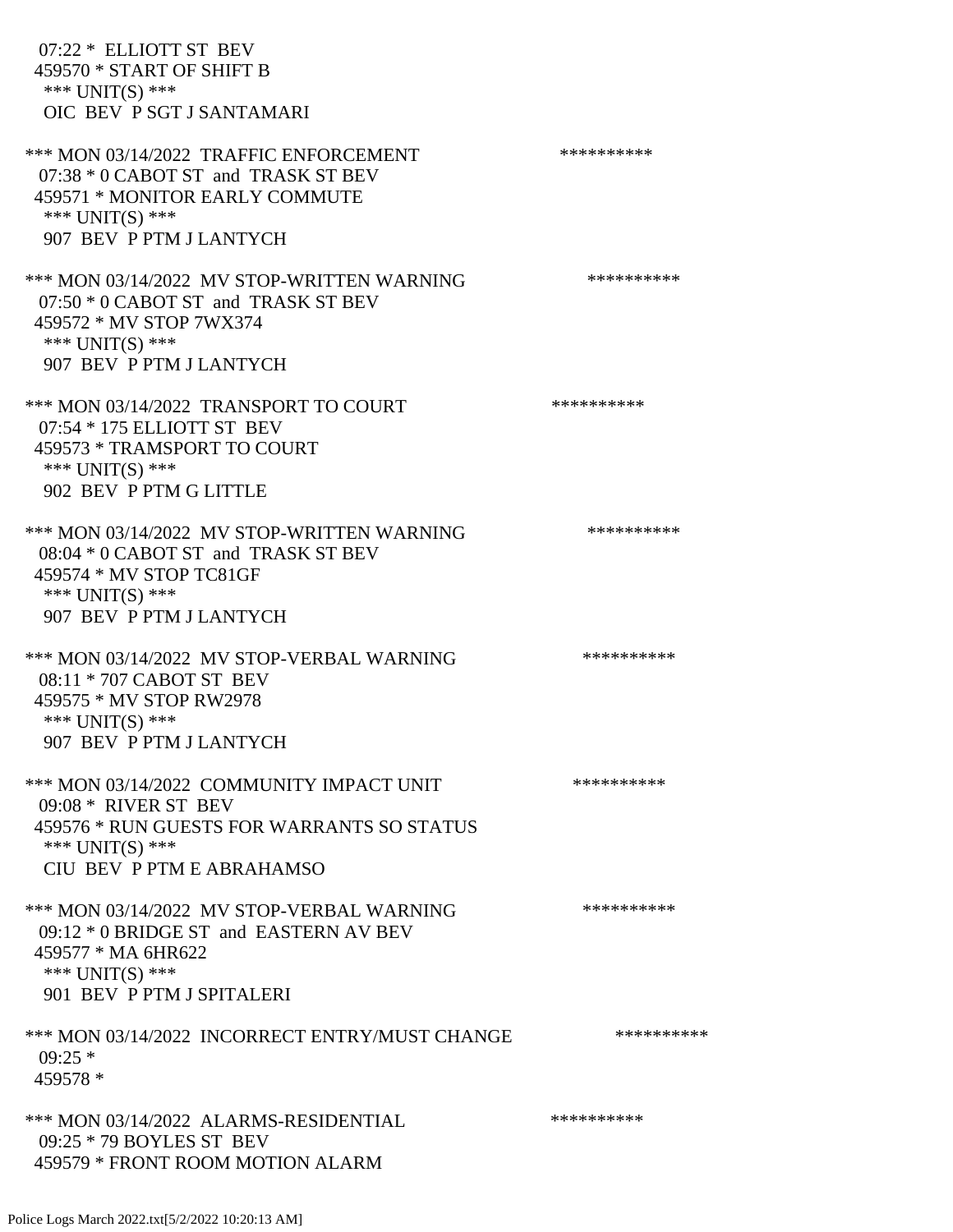07:22 * ELLIOTT ST BEV
459570 * START OF SHIFT B
*** UNIT(S) ***
OIC BEV P SGT J SANTAMARI

*** MON 03/14/2022 TRAFFIC ENFORCEMENT **********
07:38 * 0 CABOT ST and TRASK ST BEV
459571 * MONITOR EARLY COMMUTE
*** UNIT(S) ***
907 BEV P PTM J LANTYCH

*** MON 03/14/2022 MV STOP-WRITTEN WARNING **********
07:50 * 0 CABOT ST and TRASK ST BEV
459572 * MV STOP 7WX374
*** UNIT(S) ***
907 BEV P PTM J LANTYCH

*** MON 03/14/2022 TRANSPORT TO COURT **********
07:54 * 175 ELLIOTT ST BEV
459573 * TRAMSPORT TO COURT
*** UNIT(S) ***
902 BEV P PTM G LITTLE

*** MON 03/14/2022 MV STOP-WRITTEN WARNING **********
08:04 * 0 CABOT ST and TRASK ST BEV
459574 * MV STOP TC81GF
*** UNIT(S) ***
907 BEV P PTM J LANTYCH

*** MON 03/14/2022 MV STOP-VERBAL WARNING **********
08:11 * 707 CABOT ST BEV
459575 * MV STOP RW2978
*** UNIT(S) ***
907 BEV P PTM J LANTYCH

*** MON 03/14/2022 COMMUNITY IMPACT UNIT **********
09:08 * RIVER ST BEV
459576 * RUN GUESTS FOR WARRANTS SO STATUS
*** UNIT(S) ***
CIU BEV P PTM E ABRAHAMSO

*** MON 03/14/2022 MV STOP-VERBAL WARNING **********
09:12 * 0 BRIDGE ST and EASTERN AV BEV
459577 * MA 6HR622
*** UNIT(S) ***
901 BEV P PTM J SPITALERI

*** MON 03/14/2022 INCORRECT ENTRY/MUST CHANGE **********
09:25 *
459578 *

*** MON 03/14/2022 ALARMS-RESIDENTIAL **********
09:25 * 79 BOYLES ST BEV
459579 * FRONT ROOM MOTION ALARM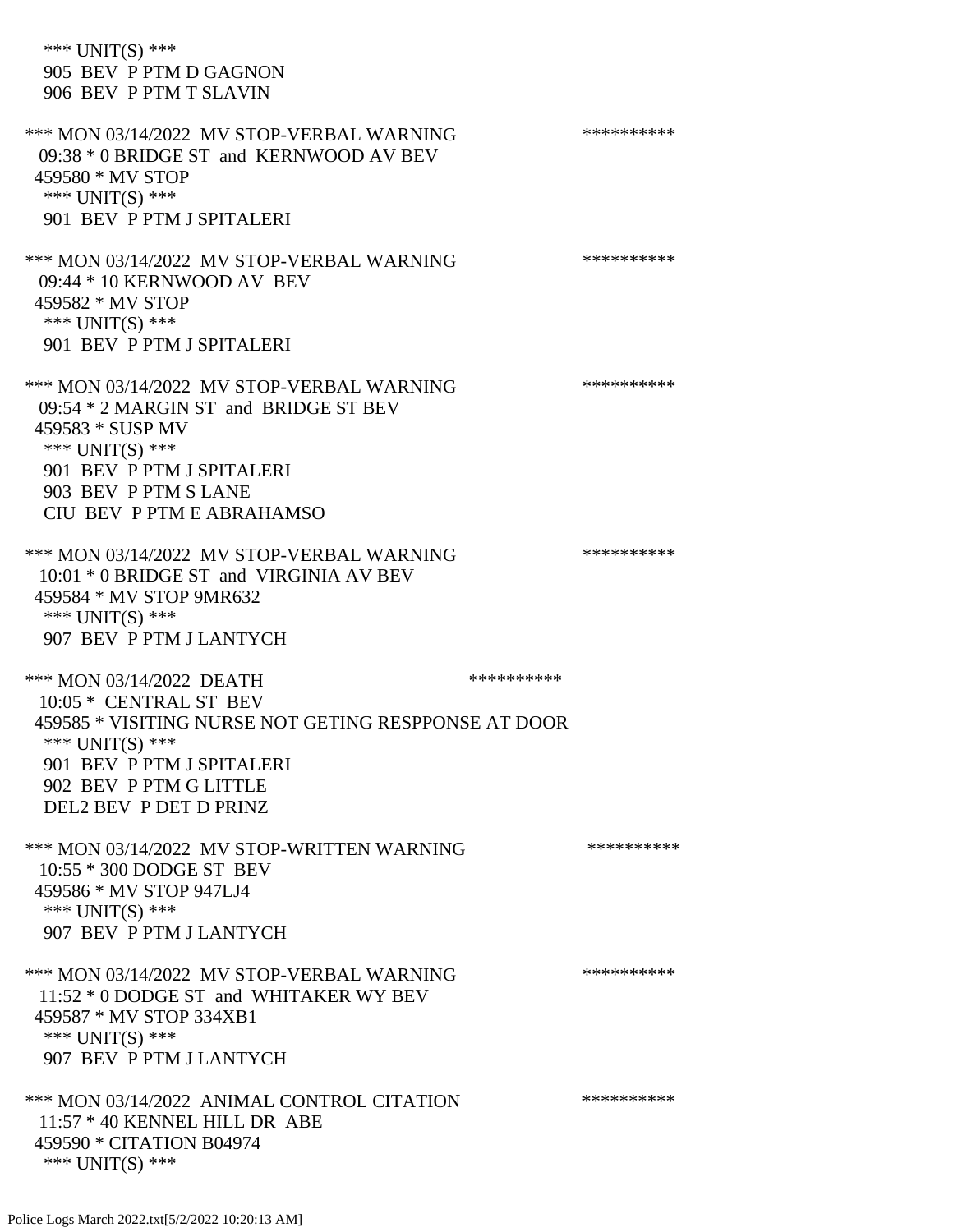\*\*\* UNIT(S) \*\*\*
905 BEV P PTM D GAGNON
906 BEV P PTM T SLAVIN

\*\*\* MON 03/14/2022 MV STOP-VERBAL WARNING \*\*\*\*\*\*\*\*\*\*
09:38 * 0 BRIDGE ST and KERNWOOD AV BEV
459580 * MV STOP
\*\*\* UNIT(S) \*\*\*
901 BEV P PTM J SPITALERI

\*\*\* MON 03/14/2022 MV STOP-VERBAL WARNING \*\*\*\*\*\*\*\*\*\*
09:44 * 10 KERNWOOD AV BEV
459582 * MV STOP
\*\*\* UNIT(S) \*\*\*
901 BEV P PTM J SPITALERI

\*\*\* MON 03/14/2022 MV STOP-VERBAL WARNING \*\*\*\*\*\*\*\*\*\*
09:54 * 2 MARGIN ST and BRIDGE ST BEV
459583 * SUSP MV
\*\*\* UNIT(S) \*\*\*
901 BEV P PTM J SPITALERI
903 BEV P PTM S LANE
CIU BEV P PTM E ABRAHAMSO

\*\*\* MON 03/14/2022 MV STOP-VERBAL WARNING \*\*\*\*\*\*\*\*\*\*
10:01 * 0 BRIDGE ST and VIRGINIA AV BEV
459584 * MV STOP 9MR632
\*\*\* UNIT(S) \*\*\*
907 BEV P PTM J LANTYCH

\*\*\* MON 03/14/2022 DEATH \*\*\*\*\*\*\*\*\*\*
10:05 * CENTRAL ST BEV
459585 * VISITING NURSE NOT GETING RESPPONSE AT DOOR
\*\*\* UNIT(S) \*\*\*
901 BEV P PTM J SPITALERI
902 BEV P PTM G LITTLE
DEL2 BEV P DET D PRINZ

\*\*\* MON 03/14/2022 MV STOP-WRITTEN WARNING \*\*\*\*\*\*\*\*\*\*
10:55 * 300 DODGE ST BEV
459586 * MV STOP 947LJ4
\*\*\* UNIT(S) \*\*\*
907 BEV P PTM J LANTYCH

\*\*\* MON 03/14/2022 MV STOP-VERBAL WARNING \*\*\*\*\*\*\*\*\*\*
11:52 * 0 DODGE ST and WHITAKER WY BEV
459587 * MV STOP 334XB1
\*\*\* UNIT(S) \*\*\*
907 BEV P PTM J LANTYCH

\*\*\* MON 03/14/2022 ANIMAL CONTROL CITATION \*\*\*\*\*\*\*\*\*\*
11:57 * 40 KENNEL HILL DR ABE
459590 * CITATION B04974
\*\*\* UNIT(S) \*\*\*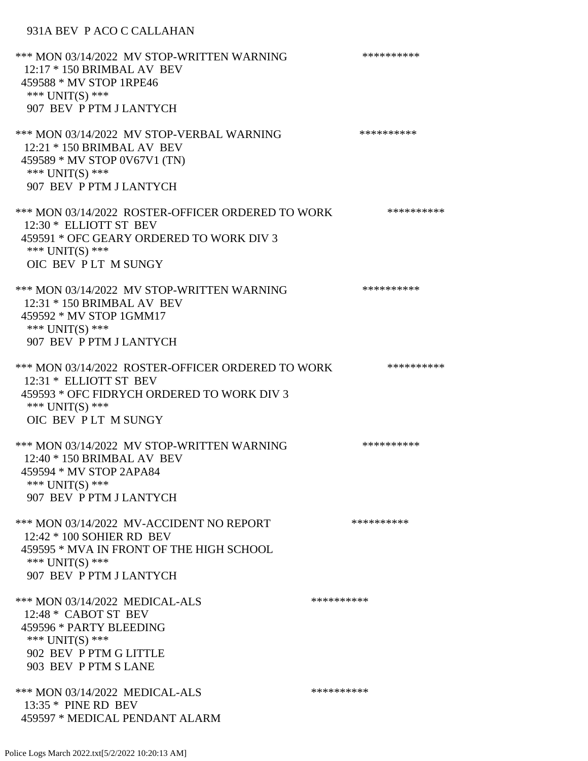931A BEV P ACO C CALLAHAN

*** MON 03/14/2022 MV STOP-WRITTEN WARNING **********
12:17 * 150 BRIMBAL AV BEV
459588 * MV STOP 1RPE46
*** UNIT(S) ***
907 BEV P PTM J LANTYCH

*** MON 03/14/2022 MV STOP-VERBAL WARNING **********
12:21 * 150 BRIMBAL AV BEV
459589 * MV STOP 0V67V1 (TN)
*** UNIT(S) ***
907 BEV P PTM J LANTYCH

*** MON 03/14/2022 ROSTER-OFFICER ORDERED TO WORK **********
12:30 * ELLIOTT ST BEV
459591 * OFC GEARY ORDERED TO WORK DIV 3
*** UNIT(S) ***
OIC BEV P LT M SUNGY

*** MON 03/14/2022 MV STOP-WRITTEN WARNING **********
12:31 * 150 BRIMBAL AV BEV
459592 * MV STOP 1GMM17
*** UNIT(S) ***
907 BEV P PTM J LANTYCH

*** MON 03/14/2022 ROSTER-OFFICER ORDERED TO WORK **********
12:31 * ELLIOTT ST BEV
459593 * OFC FIDRYCH ORDERED TO WORK DIV 3
*** UNIT(S) ***
OIC BEV P LT M SUNGY

*** MON 03/14/2022 MV STOP-WRITTEN WARNING **********
12:40 * 150 BRIMBAL AV BEV
459594 * MV STOP 2APA84
*** UNIT(S) ***
907 BEV P PTM J LANTYCH

*** MON 03/14/2022 MV-ACCIDENT NO REPORT **********
12:42 * 100 SOHIER RD BEV
459595 * MVA IN FRONT OF THE HIGH SCHOOL
*** UNIT(S) ***
907 BEV P PTM J LANTYCH

*** MON 03/14/2022 MEDICAL-ALS **********
12:48 * CABOT ST BEV
459596 * PARTY BLEEDING
*** UNIT(S) ***
902 BEV P PTM G LITTLE
903 BEV P PTM S LANE

*** MON 03/14/2022 MEDICAL-ALS **********
13:35 * PINE RD BEV
459597 * MEDICAL PENDANT ALARM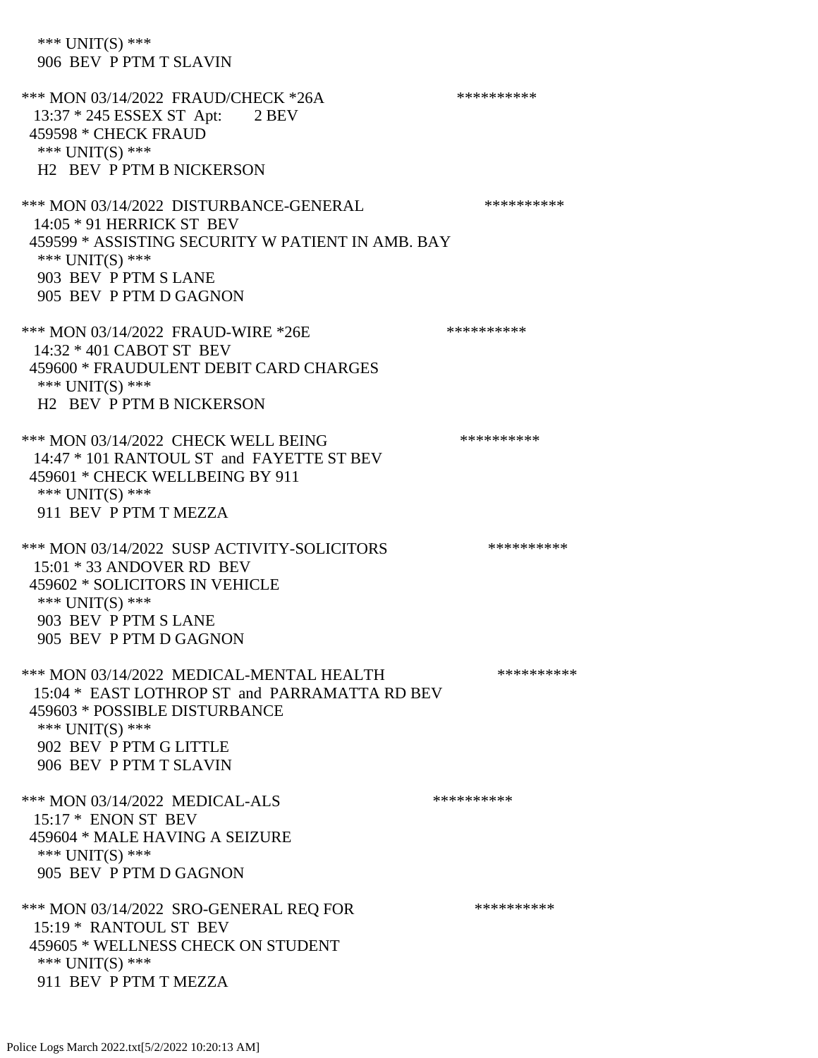*** UNIT(S) ***
906 BEV P PTM T SLAVIN

*** MON 03/14/2022 FRAUD/CHECK *26A **********
13:37 * 245 ESSEX ST Apt: 2 BEV
459598 * CHECK FRAUD
*** UNIT(S) ***
H2 BEV P PTM B NICKERSON

*** MON 03/14/2022 DISTURBANCE-GENERAL **********
14:05 * 91 HERRICK ST BEV
459599 * ASSISTING SECURITY W PATIENT IN AMB. BAY
*** UNIT(S) ***
903 BEV P PTM S LANE
905 BEV P PTM D GAGNON

*** MON 03/14/2022 FRAUD-WIRE *26E **********
14:32 * 401 CABOT ST BEV
459600 * FRAUDULENT DEBIT CARD CHARGES
*** UNIT(S) ***
H2 BEV P PTM B NICKERSON

*** MON 03/14/2022 CHECK WELL BEING **********
14:47 * 101 RANTOUL ST and FAYETTE ST BEV
459601 * CHECK WELLBEING BY 911
*** UNIT(S) ***
911 BEV P PTM T MEZZA

*** MON 03/14/2022 SUSP ACTIVITY-SOLICITORS **********
15:01 * 33 ANDOVER RD BEV
459602 * SOLICITORS IN VEHICLE
*** UNIT(S) ***
903 BEV P PTM S LANE
905 BEV P PTM D GAGNON

*** MON 03/14/2022 MEDICAL-MENTAL HEALTH **********
15:04 * EAST LOTHROP ST and PARRAMATTA RD BEV
459603 * POSSIBLE DISTURBANCE
*** UNIT(S) ***
902 BEV P PTM G LITTLE
906 BEV P PTM T SLAVIN

*** MON 03/14/2022 MEDICAL-ALS **********
15:17 * ENON ST BEV
459604 * MALE HAVING A SEIZURE
*** UNIT(S) ***
905 BEV P PTM D GAGNON

*** MON 03/14/2022 SRO-GENERAL REQ FOR **********
15:19 * RANTOUL ST BEV
459605 * WELLNESS CHECK ON STUDENT
*** UNIT(S) ***
911 BEV P PTM T MEZZA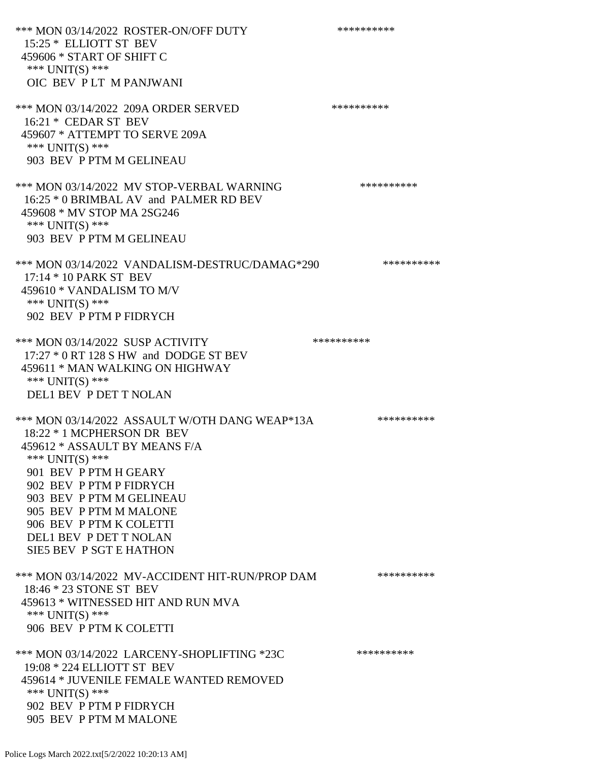*** MON 03/14/2022 ROSTER-ON/OFF DUTY **********
15:25 * ELLIOTT ST BEV
459606 * START OF SHIFT C
*** UNIT(S) ***
OIC BEV P LT M PANJWANI

*** MON 03/14/2022 209A ORDER SERVED **********
16:21 * CEDAR ST BEV
459607 * ATTEMPT TO SERVE 209A
*** UNIT(S) ***
903 BEV P PTM M GELINEAU

*** MON 03/14/2022 MV STOP-VERBAL WARNING **********
16:25 * 0 BRIMBAL AV and PALMER RD BEV
459608 * MV STOP MA 2SG246
*** UNIT(S) ***
903 BEV P PTM M GELINEAU

*** MON 03/14/2022 VANDALISM-DESTRUC/DAMAG*290 **********
17:14 * 10 PARK ST BEV
459610 * VANDALISM TO M/V
*** UNIT(S) ***
902 BEV P PTM P FIDRYCH

*** MON 03/14/2022 SUSP ACTIVITY **********
17:27 * 0 RT 128 S HW and DODGE ST BEV
459611 * MAN WALKING ON HIGHWAY
*** UNIT(S) ***
DEL1 BEV P DET T NOLAN

*** MON 03/14/2022 ASSAULT W/OTH DANG WEAP*13A **********
18:22 * 1 MCPHERSON DR BEV
459612 * ASSAULT BY MEANS F/A
*** UNIT(S) ***
901 BEV P PTM H GEARY
902 BEV P PTM P FIDRYCH
903 BEV P PTM M GELINEAU
905 BEV P PTM M MALONE
906 BEV P PTM K COLETTI
DEL1 BEV P DET T NOLAN
SIE5 BEV P SGT E HATHON

*** MON 03/14/2022 MV-ACCIDENT HIT-RUN/PROP DAM **********
18:46 * 23 STONE ST BEV
459613 * WITNESSED HIT AND RUN MVA
*** UNIT(S) ***
906 BEV P PTM K COLETTI

*** MON 03/14/2022 LARCENY-SHOPLIFTING *23C **********
19:08 * 224 ELLIOTT ST BEV
459614 * JUVENILE FEMALE WANTED REMOVED
*** UNIT(S) ***
902 BEV P PTM P FIDRYCH
905 BEV P PTM M MALONE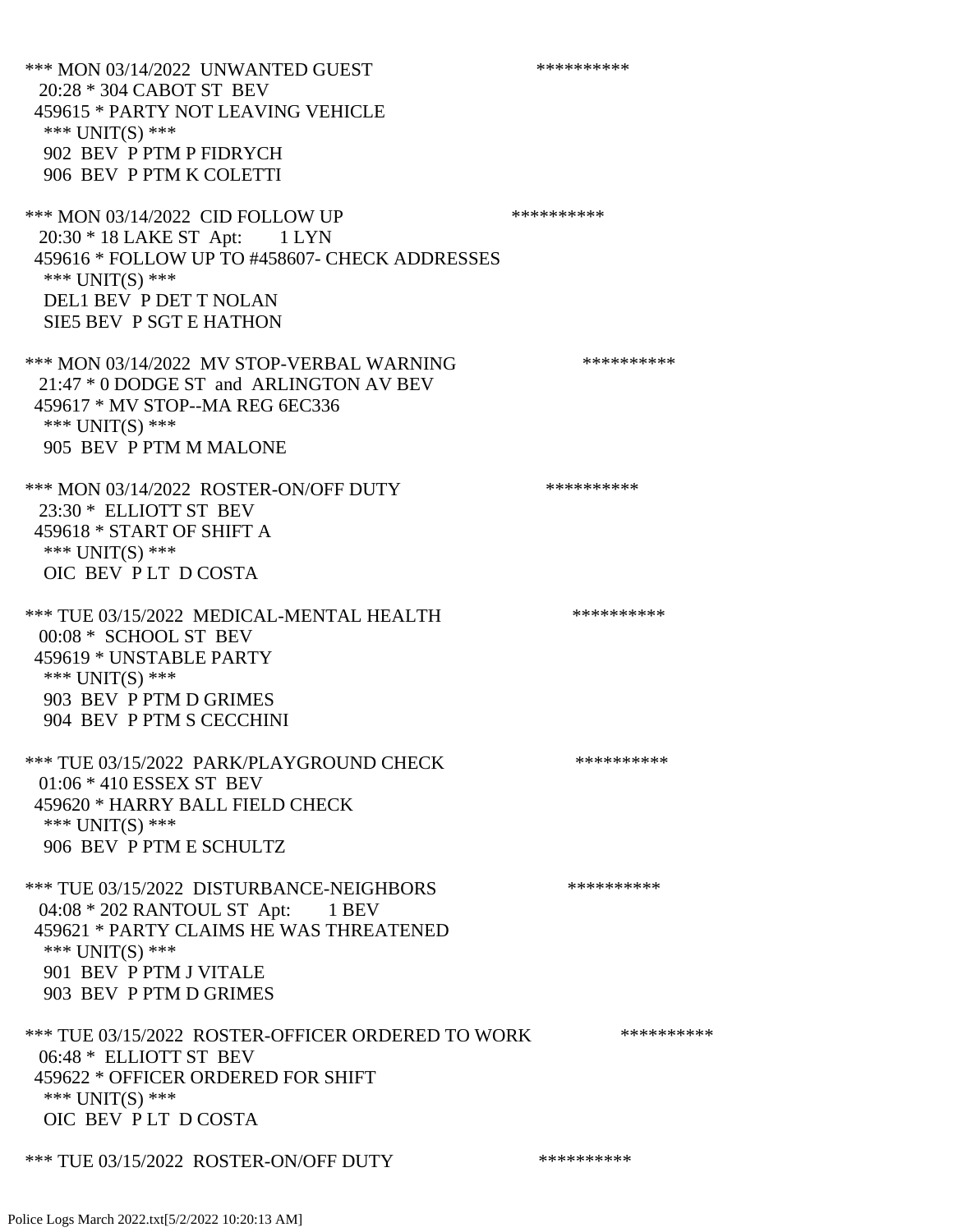*** MON 03/14/2022 UNWANTED GUEST **********
20:28 * 304 CABOT ST BEV
459615 * PARTY NOT LEAVING VEHICLE
*** UNIT(S) ***
902 BEV P PTM P FIDRYCH
906 BEV P PTM K COLETTI

*** MON 03/14/2022 CID FOLLOW UP **********
20:30 * 18 LAKE ST Apt: 1 LYN
459616 * FOLLOW UP TO #458607- CHECK ADDRESSES
*** UNIT(S) ***
DEL1 BEV P DET T NOLAN
SIE5 BEV P SGT E HATHON

*** MON 03/14/2022 MV STOP-VERBAL WARNING **********
21:47 * 0 DODGE ST and ARLINGTON AV BEV
459617 * MV STOP--MA REG 6EC336
*** UNIT(S) ***
905 BEV P PTM M MALONE

*** MON 03/14/2022 ROSTER-ON/OFF DUTY **********
23:30 * ELLIOTT ST BEV
459618 * START OF SHIFT A
*** UNIT(S) ***
OIC BEV P LT D COSTA

*** TUE 03/15/2022 MEDICAL-MENTAL HEALTH **********
00:08 * SCHOOL ST BEV
459619 * UNSTABLE PARTY
*** UNIT(S) ***
903 BEV P PTM D GRIMES
904 BEV P PTM S CECCHINI

*** TUE 03/15/2022 PARK/PLAYGROUND CHECK **********
01:06 * 410 ESSEX ST BEV
459620 * HARRY BALL FIELD CHECK
*** UNIT(S) ***
906 BEV P PTM E SCHULTZ

*** TUE 03/15/2022 DISTURBANCE-NEIGHBORS **********
04:08 * 202 RANTOUL ST Apt: 1 BEV
459621 * PARTY CLAIMS HE WAS THREATENED
*** UNIT(S) ***
901 BEV P PTM J VITALE
903 BEV P PTM D GRIMES

*** TUE 03/15/2022 ROSTER-OFFICER ORDERED TO WORK **********
06:48 * ELLIOTT ST BEV
459622 * OFFICER ORDERED FOR SHIFT
*** UNIT(S) ***
OIC BEV P LT D COSTA

*** TUE 03/15/2022 ROSTER-ON/OFF DUTY **********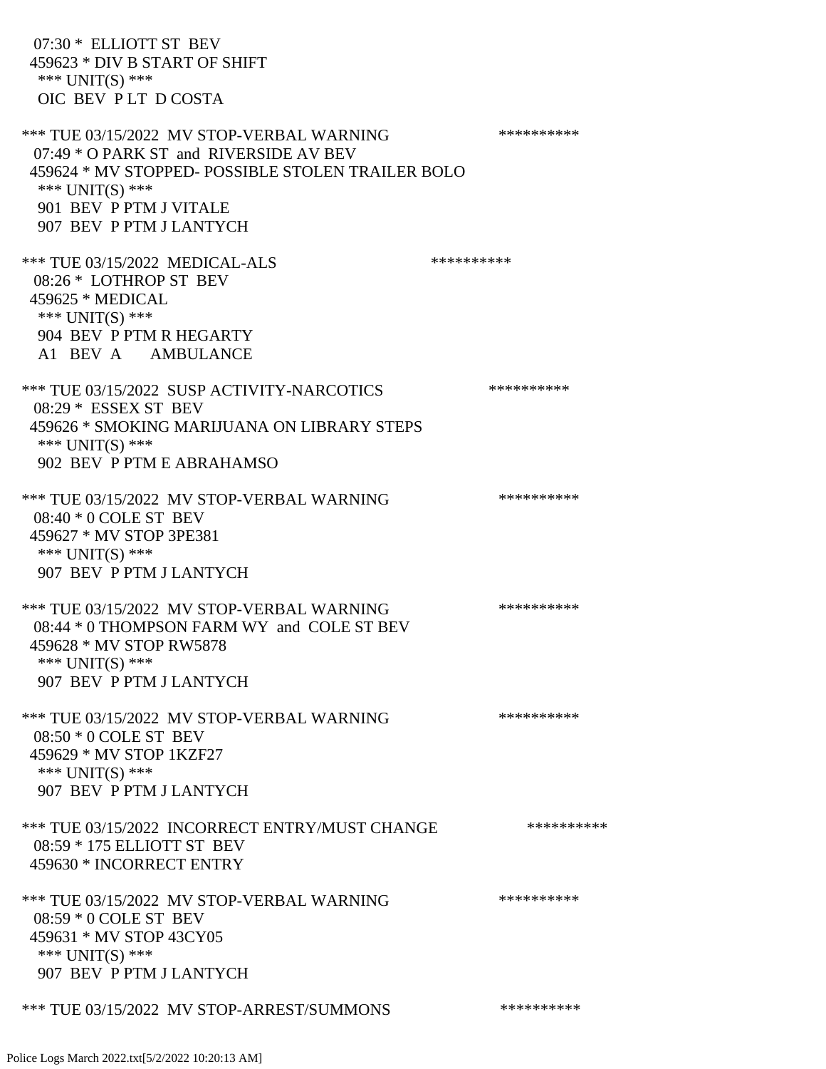07:30 * ELLIOTT ST BEV
459623 * DIV B START OF SHIFT
*** UNIT(S) ***
OIC BEV P LT D COSTA

*** TUE 03/15/2022 MV STOP-VERBAL WARNING **********
07:49 * O PARK ST and RIVERSIDE AV BEV
459624 * MV STOPPED- POSSIBLE STOLEN TRAILER BOLO
*** UNIT(S) ***
901 BEV P PTM J VITALE
907 BEV P PTM J LANTYCH

*** TUE 03/15/2022 MEDICAL-ALS **********
08:26 * LOTHROP ST BEV
459625 * MEDICAL
*** UNIT(S) ***
904 BEV P PTM R HEGARTY
A1 BEV A AMBULANCE

*** TUE 03/15/2022 SUSP ACTIVITY-NARCOTICS **********
08:29 * ESSEX ST BEV
459626 * SMOKING MARIJUANA ON LIBRARY STEPS
*** UNIT(S) ***
902 BEV P PTM E ABRAHAMSO

*** TUE 03/15/2022 MV STOP-VERBAL WARNING **********
08:40 * 0 COLE ST BEV
459627 * MV STOP 3PE381
*** UNIT(S) ***
907 BEV P PTM J LANTYCH

*** TUE 03/15/2022 MV STOP-VERBAL WARNING **********
08:44 * 0 THOMPSON FARM WY and COLE ST BEV
459628 * MV STOP RW5878
*** UNIT(S) ***
907 BEV P PTM J LANTYCH

*** TUE 03/15/2022 MV STOP-VERBAL WARNING **********
08:50 * 0 COLE ST BEV
459629 * MV STOP 1KZF27
*** UNIT(S) ***
907 BEV P PTM J LANTYCH

*** TUE 03/15/2022 INCORRECT ENTRY/MUST CHANGE **********
08:59 * 175 ELLIOTT ST BEV
459630 * INCORRECT ENTRY

*** TUE 03/15/2022 MV STOP-VERBAL WARNING **********
08:59 * 0 COLE ST BEV
459631 * MV STOP 43CY05
*** UNIT(S) ***
907 BEV P PTM J LANTYCH

*** TUE 03/15/2022 MV STOP-ARREST/SUMMONS **********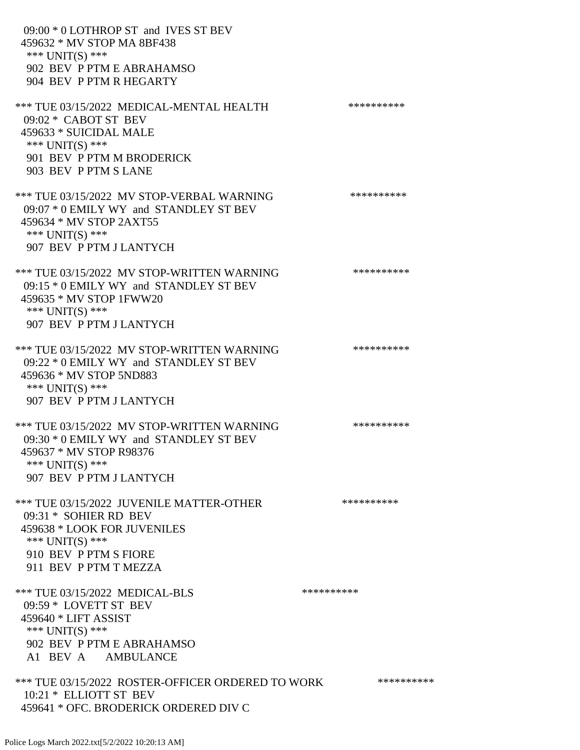09:00 * 0 LOTHROP ST and IVES ST BEV
459632 * MV STOP MA 8BF438
*** UNIT(S) ***
902 BEV P PTM E ABRAHAMSO
904 BEV P PTM R HEGARTY

*** TUE 03/15/2022 MEDICAL-MENTAL HEALTH **********
09:02 * CABOT ST BEV
459633 * SUICIDAL MALE
*** UNIT(S) ***
901 BEV P PTM M BRODERICK
903 BEV P PTM S LANE

*** TUE 03/15/2022 MV STOP-VERBAL WARNING **********
09:07 * 0 EMILY WY and STANDLEY ST BEV
459634 * MV STOP 2AXT55
*** UNIT(S) ***
907 BEV P PTM J LANTYCH

*** TUE 03/15/2022 MV STOP-WRITTEN WARNING **********
09:15 * 0 EMILY WY and STANDLEY ST BEV
459635 * MV STOP 1FWW20
*** UNIT(S) ***
907 BEV P PTM J LANTYCH

*** TUE 03/15/2022 MV STOP-WRITTEN WARNING **********
09:22 * 0 EMILY WY and STANDLEY ST BEV
459636 * MV STOP 5ND883
*** UNIT(S) ***
907 BEV P PTM J LANTYCH

*** TUE 03/15/2022 MV STOP-WRITTEN WARNING **********
09:30 * 0 EMILY WY and STANDLEY ST BEV
459637 * MV STOP R98376
*** UNIT(S) ***
907 BEV P PTM J LANTYCH

*** TUE 03/15/2022 JUVENILE MATTER-OTHER **********
09:31 * SOHIER RD BEV
459638 * LOOK FOR JUVENILES
*** UNIT(S) ***
910 BEV P PTM S FIORE
911 BEV P PTM T MEZZA

*** TUE 03/15/2022 MEDICAL-BLS **********
09:59 * LOVETT ST BEV
459640 * LIFT ASSIST
*** UNIT(S) ***
902 BEV P PTM E ABRAHAMSO
A1 BEV A AMBULANCE

*** TUE 03/15/2022 ROSTER-OFFICER ORDERED TO WORK **********
10:21 * ELLIOTT ST BEV
459641 * OFC. BRODERICK ORDERED DIV C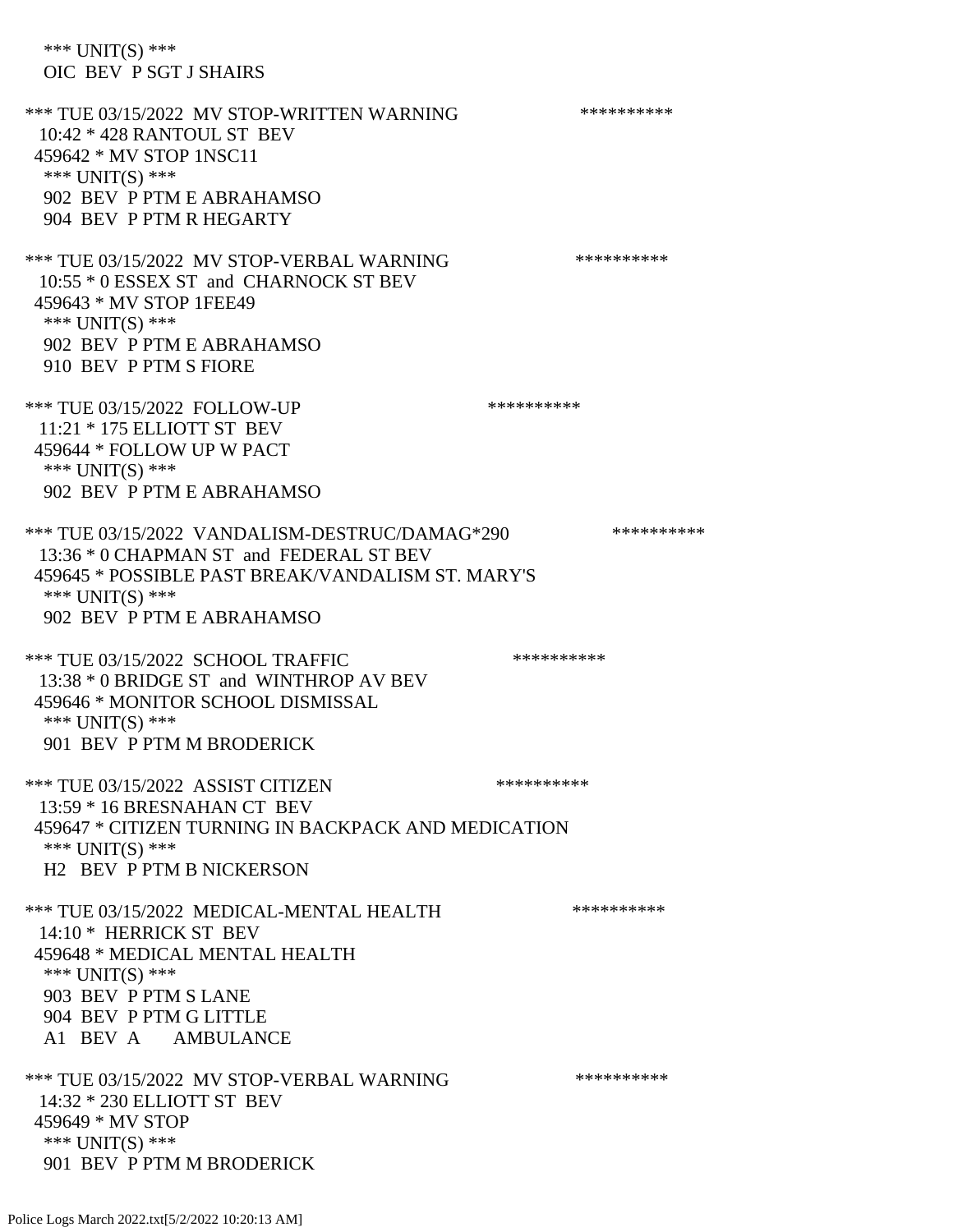*** UNIT(S) ***
OIC BEV P SGT J SHAIRS

*** TUE 03/15/2022 MV STOP-WRITTEN WARNING **********
10:42 * 428 RANTOUL ST BEV
459642 * MV STOP 1NSC11
*** UNIT(S) ***
902 BEV P PTM E ABRAHAMSO
904 BEV P PTM R HEGARTY

*** TUE 03/15/2022 MV STOP-VERBAL WARNING **********
10:55 * 0 ESSEX ST and CHARNOCK ST BEV
459643 * MV STOP 1FEE49
*** UNIT(S) ***
902 BEV P PTM E ABRAHAMSO
910 BEV P PTM S FIORE

*** TUE 03/15/2022 FOLLOW-UP **********
11:21 * 175 ELLIOTT ST BEV
459644 * FOLLOW UP W PACT
*** UNIT(S) ***
902 BEV P PTM E ABRAHAMSO

*** TUE 03/15/2022 VANDALISM-DESTRUC/DAMAG*290 **********
13:36 * 0 CHAPMAN ST and FEDERAL ST BEV
459645 * POSSIBLE PAST BREAK/VANDALISM ST. MARY'S
*** UNIT(S) ***
902 BEV P PTM E ABRAHAMSO

*** TUE 03/15/2022 SCHOOL TRAFFIC **********
13:38 * 0 BRIDGE ST and WINTHROP AV BEV
459646 * MONITOR SCHOOL DISMISSAL
*** UNIT(S) ***
901 BEV P PTM M BRODERICK

*** TUE 03/15/2022 ASSIST CITIZEN **********
13:59 * 16 BRESNAHAN CT BEV
459647 * CITIZEN TURNING IN BACKPACK AND MEDICATION
*** UNIT(S) ***
H2 BEV P PTM B NICKERSON

*** TUE 03/15/2022 MEDICAL-MENTAL HEALTH **********
14:10 * HERRICK ST BEV
459648 * MEDICAL MENTAL HEALTH
*** UNIT(S) ***
903 BEV P PTM S LANE
904 BEV P PTM G LITTLE
A1 BEV A AMBULANCE

*** TUE 03/15/2022 MV STOP-VERBAL WARNING **********
14:32 * 230 ELLIOTT ST BEV
459649 * MV STOP
*** UNIT(S) ***
901 BEV P PTM M BRODERICK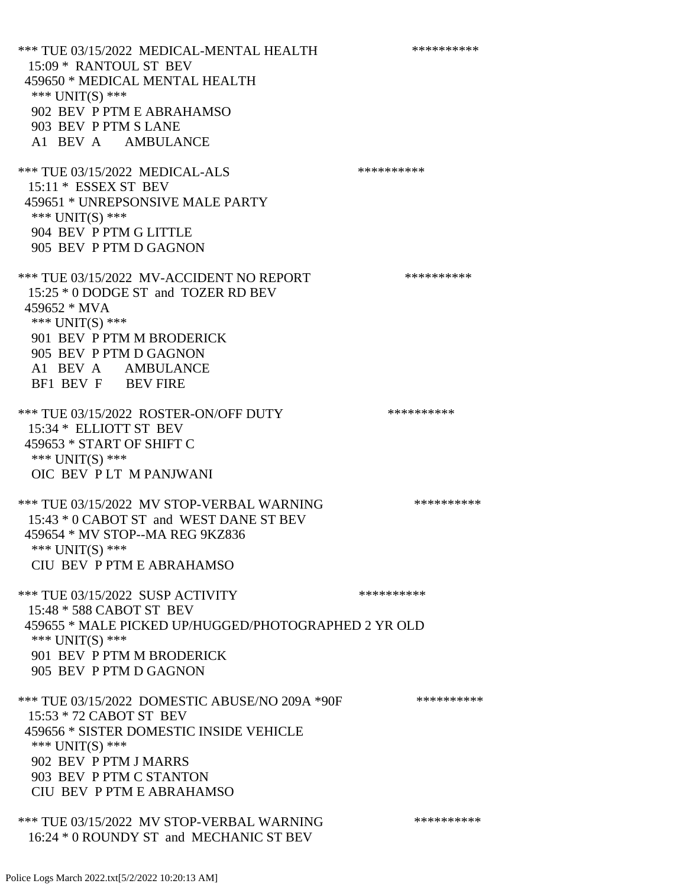*** TUE 03/15/2022 MEDICAL-MENTAL HEALTH **********
15:09 * RANTOUL ST BEV
459650 * MEDICAL MENTAL HEALTH
*** UNIT(S) ***
902 BEV P PTM E ABRAHAMSO
903 BEV P PTM S LANE
A1 BEV A AMBULANCE

*** TUE 03/15/2022 MEDICAL-ALS **********
15:11 * ESSEX ST BEV
459651 * UNREPSONSIVE MALE PARTY
*** UNIT(S) ***
904 BEV P PTM G LITTLE
905 BEV P PTM D GAGNON

*** TUE 03/15/2022 MV-ACCIDENT NO REPORT **********
15:25 * 0 DODGE ST and TOZER RD BEV
459652 * MVA
*** UNIT(S) ***
901 BEV P PTM M BRODERICK
905 BEV P PTM D GAGNON
A1 BEV A AMBULANCE
BF1 BEV F BEV FIRE

*** TUE 03/15/2022 ROSTER-ON/OFF DUTY **********
15:34 * ELLIOTT ST BEV
459653 * START OF SHIFT C
*** UNIT(S) ***
OIC BEV P LT M PANJWANI

*** TUE 03/15/2022 MV STOP-VERBAL WARNING **********
15:43 * 0 CABOT ST and WEST DANE ST BEV
459654 * MV STOP--MA REG 9KZ836
*** UNIT(S) ***
CIU BEV P PTM E ABRAHAMSO

*** TUE 03/15/2022 SUSP ACTIVITY **********
15:48 * 588 CABOT ST BEV
459655 * MALE PICKED UP/HUGGED/PHOTOGRAPHED 2 YR OLD
*** UNIT(S) ***
901 BEV P PTM M BRODERICK
905 BEV P PTM D GAGNON

*** TUE 03/15/2022 DOMESTIC ABUSE/NO 209A *90F **********
15:53 * 72 CABOT ST BEV
459656 * SISTER DOMESTIC INSIDE VEHICLE
*** UNIT(S) ***
902 BEV P PTM J MARRS
903 BEV P PTM C STANTON
CIU BEV P PTM E ABRAHAMSO

*** TUE 03/15/2022 MV STOP-VERBAL WARNING **********
16:24 * 0 ROUNDY ST and MECHANIC ST BEV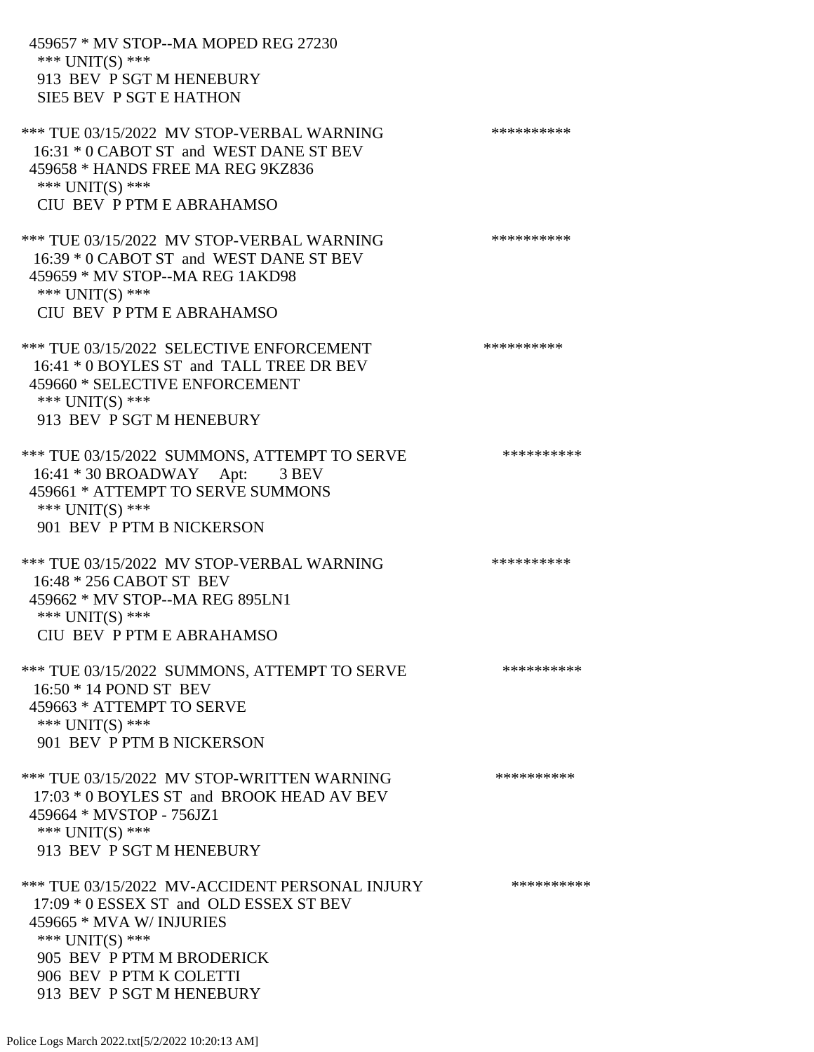459657 * MV STOP--MA MOPED REG 27230
*** UNIT(S) ***
913 BEV P SGT M HENEBURY
SIE5 BEV P SGT E HATHON

*** TUE 03/15/2022 MV STOP-VERBAL WARNING **********
16:31 * 0 CABOT ST and WEST DANE ST BEV
459658 * HANDS FREE MA REG 9KZ836
*** UNIT(S) ***
CIU BEV P PTM E ABRAHAMSO

*** TUE 03/15/2022 MV STOP-VERBAL WARNING **********
16:39 * 0 CABOT ST and WEST DANE ST BEV
459659 * MV STOP--MA REG 1AKD98
*** UNIT(S) ***
CIU BEV P PTM E ABRAHAMSO

*** TUE 03/15/2022 SELECTIVE ENFORCEMENT **********
16:41 * 0 BOYLES ST and TALL TREE DR BEV
459660 * SELECTIVE ENFORCEMENT
*** UNIT(S) ***
913 BEV P SGT M HENEBURY

*** TUE 03/15/2022 SUMMONS, ATTEMPT TO SERVE **********
16:41 * 30 BROADWAY Apt: 3 BEV
459661 * ATTEMPT TO SERVE SUMMONS
*** UNIT(S) ***
901 BEV P PTM B NICKERSON

*** TUE 03/15/2022 MV STOP-VERBAL WARNING **********
16:48 * 256 CABOT ST BEV
459662 * MV STOP--MA REG 895LN1
*** UNIT(S) ***
CIU BEV P PTM E ABRAHAMSO

*** TUE 03/15/2022 SUMMONS, ATTEMPT TO SERVE **********
16:50 * 14 POND ST BEV
459663 * ATTEMPT TO SERVE
*** UNIT(S) ***
901 BEV P PTM B NICKERSON

*** TUE 03/15/2022 MV STOP-WRITTEN WARNING **********
17:03 * 0 BOYLES ST and BROOK HEAD AV BEV
459664 * MVSTOP - 756JZ1
*** UNIT(S) ***
913 BEV P SGT M HENEBURY

*** TUE 03/15/2022 MV-ACCIDENT PERSONAL INJURY **********
17:09 * 0 ESSEX ST and OLD ESSEX ST BEV
459665 * MVA W/ INJURIES
*** UNIT(S) ***
905 BEV P PTM M BRODERICK
906 BEV P PTM K COLETTI
913 BEV P SGT M HENEBURY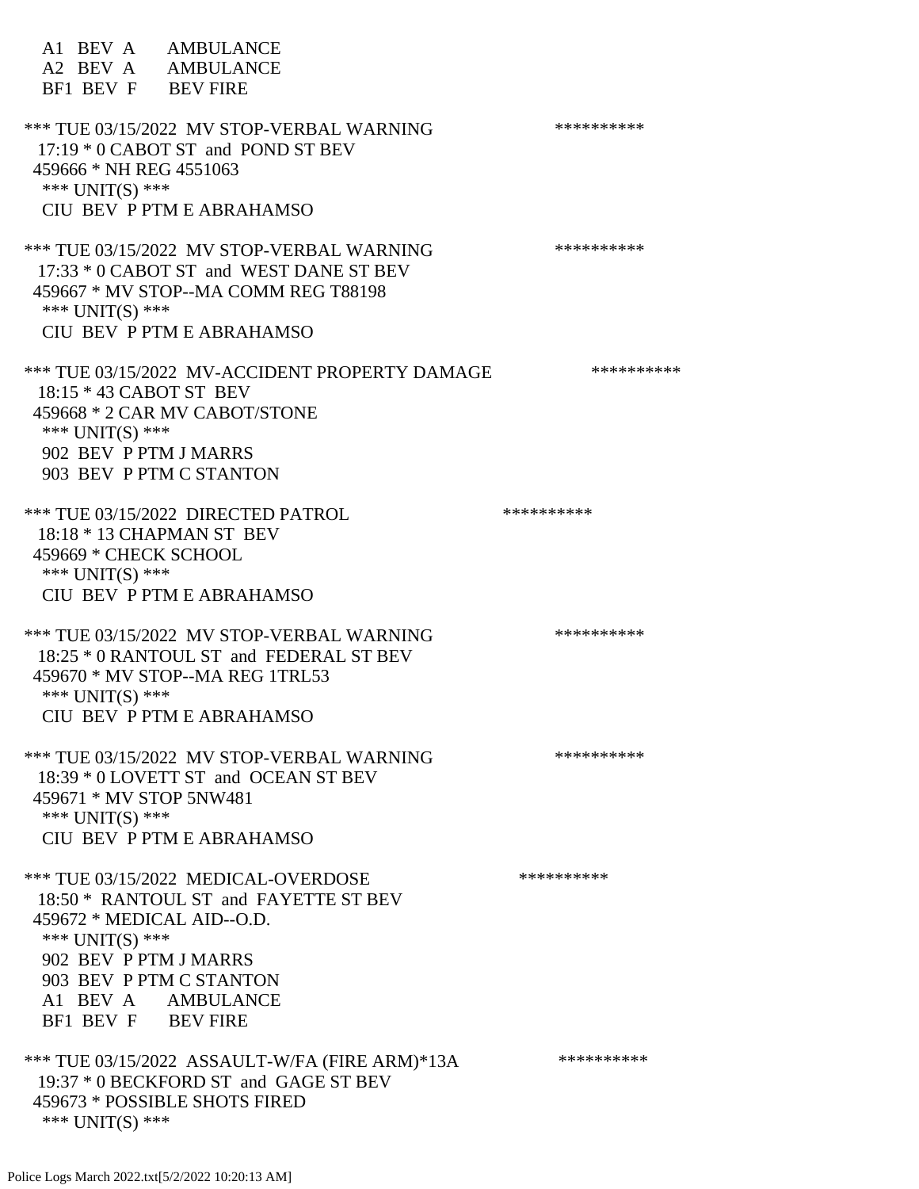A1 BEV A AMBULANCE
A2 BEV A AMBULANCE
BF1 BEV F BEV FIRE

*** TUE 03/15/2022 MV STOP-VERBAL WARNING **********
17:19 * 0 CABOT ST and POND ST BEV
459666 * NH REG 4551063
*** UNIT(S) ***
CIU BEV P PTM E ABRAHAMSO

*** TUE 03/15/2022 MV STOP-VERBAL WARNING **********
17:33 * 0 CABOT ST and WEST DANE ST BEV
459667 * MV STOP--MA COMM REG T88198
*** UNIT(S) ***
CIU BEV P PTM E ABRAHAMSO

*** TUE 03/15/2022 MV-ACCIDENT PROPERTY DAMAGE **********
18:15 * 43 CABOT ST BEV
459668 * 2 CAR MV CABOT/STONE
*** UNIT(S) ***
902 BEV P PTM J MARRS
903 BEV P PTM C STANTON

*** TUE 03/15/2022 DIRECTED PATROL **********
18:18 * 13 CHAPMAN ST BEV
459669 * CHECK SCHOOL
*** UNIT(S) ***
CIU BEV P PTM E ABRAHAMSO

*** TUE 03/15/2022 MV STOP-VERBAL WARNING **********
18:25 * 0 RANTOUL ST and FEDERAL ST BEV
459670 * MV STOP--MA REG 1TRL53
*** UNIT(S) ***
CIU BEV P PTM E ABRAHAMSO

*** TUE 03/15/2022 MV STOP-VERBAL WARNING **********
18:39 * 0 LOVETT ST and OCEAN ST BEV
459671 * MV STOP 5NW481
*** UNIT(S) ***
CIU BEV P PTM E ABRAHAMSO

*** TUE 03/15/2022 MEDICAL-OVERDOSE **********
18:50 * RANTOUL ST and FAYETTE ST BEV
459672 * MEDICAL AID--O.D.
*** UNIT(S) ***
902 BEV P PTM J MARRS
903 BEV P PTM C STANTON
A1 BEV A AMBULANCE
BF1 BEV F BEV FIRE

*** TUE 03/15/2022 ASSAULT-W/FA (FIRE ARM)*13A **********
19:37 * 0 BECKFORD ST and GAGE ST BEV
459673 * POSSIBLE SHOTS FIRED
*** UNIT(S) ***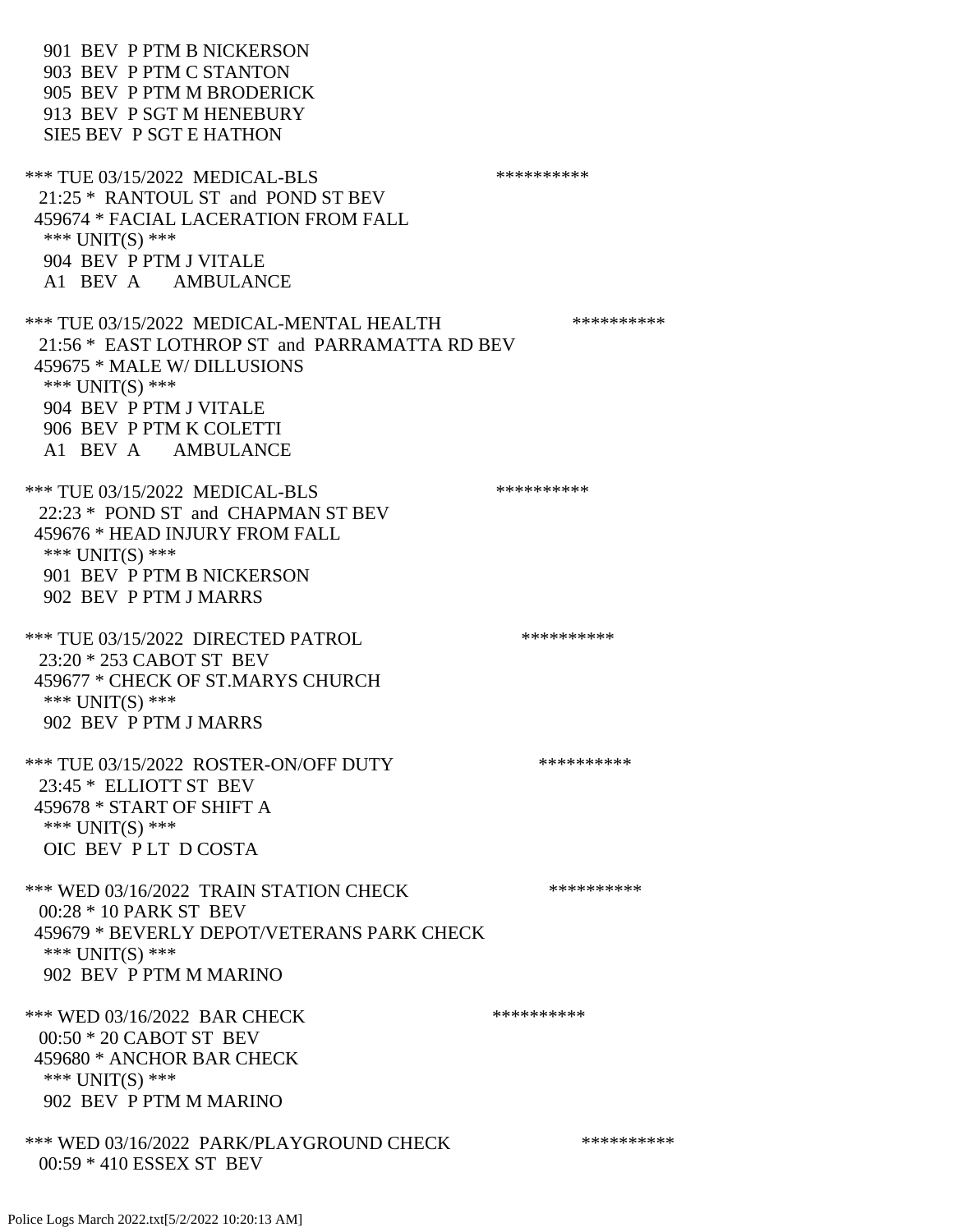901 BEV P PTM B NICKERSON
903 BEV P PTM C STANTON
905 BEV P PTM M BRODERICK
913 BEV P SGT M HENEBURY
SIE5 BEV P SGT E HATHON

*** TUE 03/15/2022 MEDICAL-BLS **********
21:25 * RANTOUL ST and POND ST BEV
459674 * FACIAL LACERATION FROM FALL
*** UNIT(S) ***
904 BEV P PTM J VITALE
A1 BEV A AMBULANCE

*** TUE 03/15/2022 MEDICAL-MENTAL HEALTH **********
21:56 * EAST LOTHROP ST and PARRAMATTA RD BEV
459675 * MALE W/ DILLUSIONS
*** UNIT(S) ***
904 BEV P PTM J VITALE
906 BEV P PTM K COLETTI
A1 BEV A AMBULANCE

*** TUE 03/15/2022 MEDICAL-BLS **********
22:23 * POND ST and CHAPMAN ST BEV
459676 * HEAD INJURY FROM FALL
*** UNIT(S) ***
901 BEV P PTM B NICKERSON
902 BEV P PTM J MARRS

*** TUE 03/15/2022 DIRECTED PATROL **********
23:20 * 253 CABOT ST BEV
459677 * CHECK OF ST.MARYS CHURCH
*** UNIT(S) ***
902 BEV P PTM J MARRS

*** TUE 03/15/2022 ROSTER-ON/OFF DUTY **********
23:45 * ELLIOTT ST BEV
459678 * START OF SHIFT A
*** UNIT(S) ***
OIC BEV P LT D COSTA

*** WED 03/16/2022 TRAIN STATION CHECK **********
00:28 * 10 PARK ST BEV
459679 * BEVERLY DEPOT/VETERANS PARK CHECK
*** UNIT(S) ***
902 BEV P PTM M MARINO

*** WED 03/16/2022 BAR CHECK **********
00:50 * 20 CABOT ST BEV
459680 * ANCHOR BAR CHECK
*** UNIT(S) ***
902 BEV P PTM M MARINO

*** WED 03/16/2022 PARK/PLAYGROUND CHECK **********
00:59 * 410 ESSEX ST BEV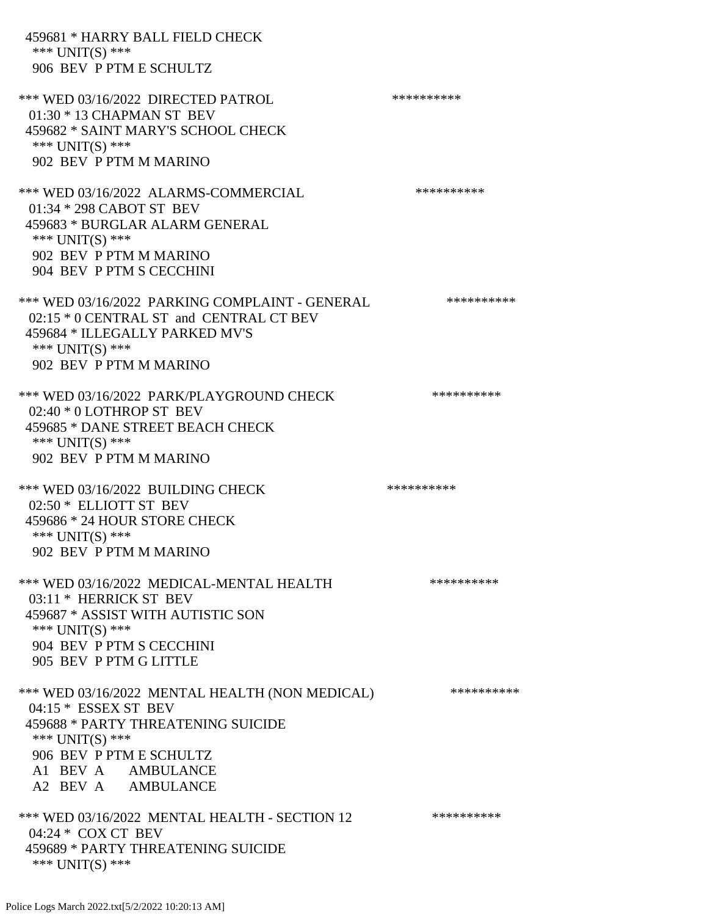459681 * HARRY BALL FIELD CHECK
*** UNIT(S) ***
906 BEV P PTM E SCHULTZ

*** WED 03/16/2022 DIRECTED PATROL **********
01:30 * 13 CHAPMAN ST BEV
459682 * SAINT MARY'S SCHOOL CHECK
*** UNIT(S) ***
902 BEV P PTM M MARINO

*** WED 03/16/2022 ALARMS-COMMERCIAL **********
01:34 * 298 CABOT ST BEV
459683 * BURGLAR ALARM GENERAL
*** UNIT(S) ***
902 BEV P PTM M MARINO
904 BEV P PTM S CECCHINI

*** WED 03/16/2022 PARKING COMPLAINT - GENERAL **********
02:15 * 0 CENTRAL ST and CENTRAL CT BEV
459684 * ILLEGALLY PARKED MV'S
*** UNIT(S) ***
902 BEV P PTM M MARINO

*** WED 03/16/2022 PARK/PLAYGROUND CHECK **********
02:40 * 0 LOTHROP ST BEV
459685 * DANE STREET BEACH CHECK
*** UNIT(S) ***
902 BEV P PTM M MARINO

*** WED 03/16/2022 BUILDING CHECK **********
02:50 * ELLIOTT ST BEV
459686 * 24 HOUR STORE CHECK
*** UNIT(S) ***
902 BEV P PTM M MARINO

*** WED 03/16/2022 MEDICAL-MENTAL HEALTH **********
03:11 * HERRICK ST BEV
459687 * ASSIST WITH AUTISTIC SON
*** UNIT(S) ***
904 BEV P PTM S CECCHINI
905 BEV P PTM G LITTLE

*** WED 03/16/2022 MENTAL HEALTH (NON MEDICAL) **********
04:15 * ESSEX ST BEV
459688 * PARTY THREATENING SUICIDE
*** UNIT(S) ***
906 BEV P PTM E SCHULTZ
A1 BEV A AMBULANCE
A2 BEV A AMBULANCE

*** WED 03/16/2022 MENTAL HEALTH - SECTION 12 **********
04:24 * COX CT BEV
459689 * PARTY THREATENING SUICIDE
*** UNIT(S) ***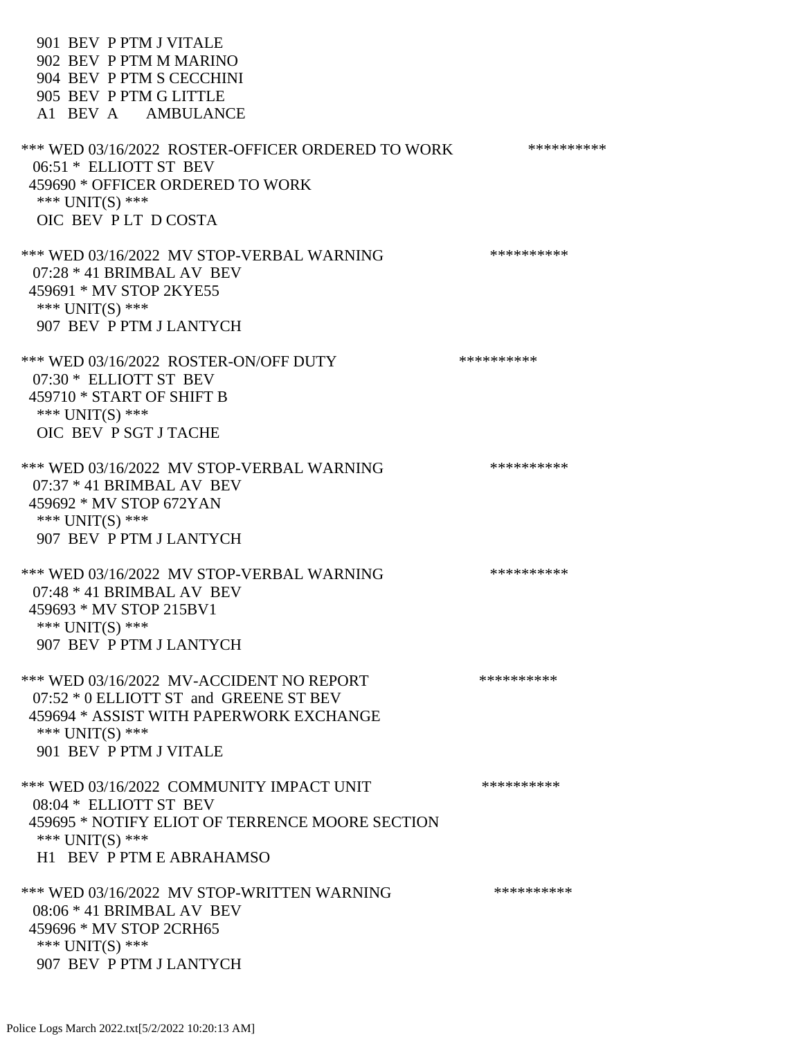901 BEV P PTM J VITALE
902 BEV P PTM M MARINO
904 BEV P PTM S CECCHINI
905 BEV P PTM G LITTLE
A1 BEV A AMBULANCE

*** WED 03/16/2022 ROSTER-OFFICER ORDERED TO WORK **********
06:51 * ELLIOTT ST BEV
459690 * OFFICER ORDERED TO WORK
*** UNIT(S) ***
OIC BEV P LT D COSTA

*** WED 03/16/2022 MV STOP-VERBAL WARNING **********
07:28 * 41 BRIMBAL AV BEV
459691 * MV STOP 2KYE55
*** UNIT(S) ***
907 BEV P PTM J LANTYCH

*** WED 03/16/2022 ROSTER-ON/OFF DUTY **********
07:30 * ELLIOTT ST BEV
459710 * START OF SHIFT B
*** UNIT(S) ***
OIC BEV P SGT J TACHE

*** WED 03/16/2022 MV STOP-VERBAL WARNING **********
07:37 * 41 BRIMBAL AV BEV
459692 * MV STOP 672YAN
*** UNIT(S) ***
907 BEV P PTM J LANTYCH

*** WED 03/16/2022 MV STOP-VERBAL WARNING **********
07:48 * 41 BRIMBAL AV BEV
459693 * MV STOP 215BV1
*** UNIT(S) ***
907 BEV P PTM J LANTYCH

*** WED 03/16/2022 MV-ACCIDENT NO REPORT **********
07:52 * 0 ELLIOTT ST and GREENE ST BEV
459694 * ASSIST WITH PAPERWORK EXCHANGE
*** UNIT(S) ***
901 BEV P PTM J VITALE

*** WED 03/16/2022 COMMUNITY IMPACT UNIT **********
08:04 * ELLIOTT ST BEV
459695 * NOTIFY ELIOT OF TERRENCE MOORE SECTION
*** UNIT(S) ***
H1 BEV P PTM E ABRAHAMSO

*** WED 03/16/2022 MV STOP-WRITTEN WARNING **********
08:06 * 41 BRIMBAL AV BEV
459696 * MV STOP 2CRH65
*** UNIT(S) ***
907 BEV P PTM J LANTYCH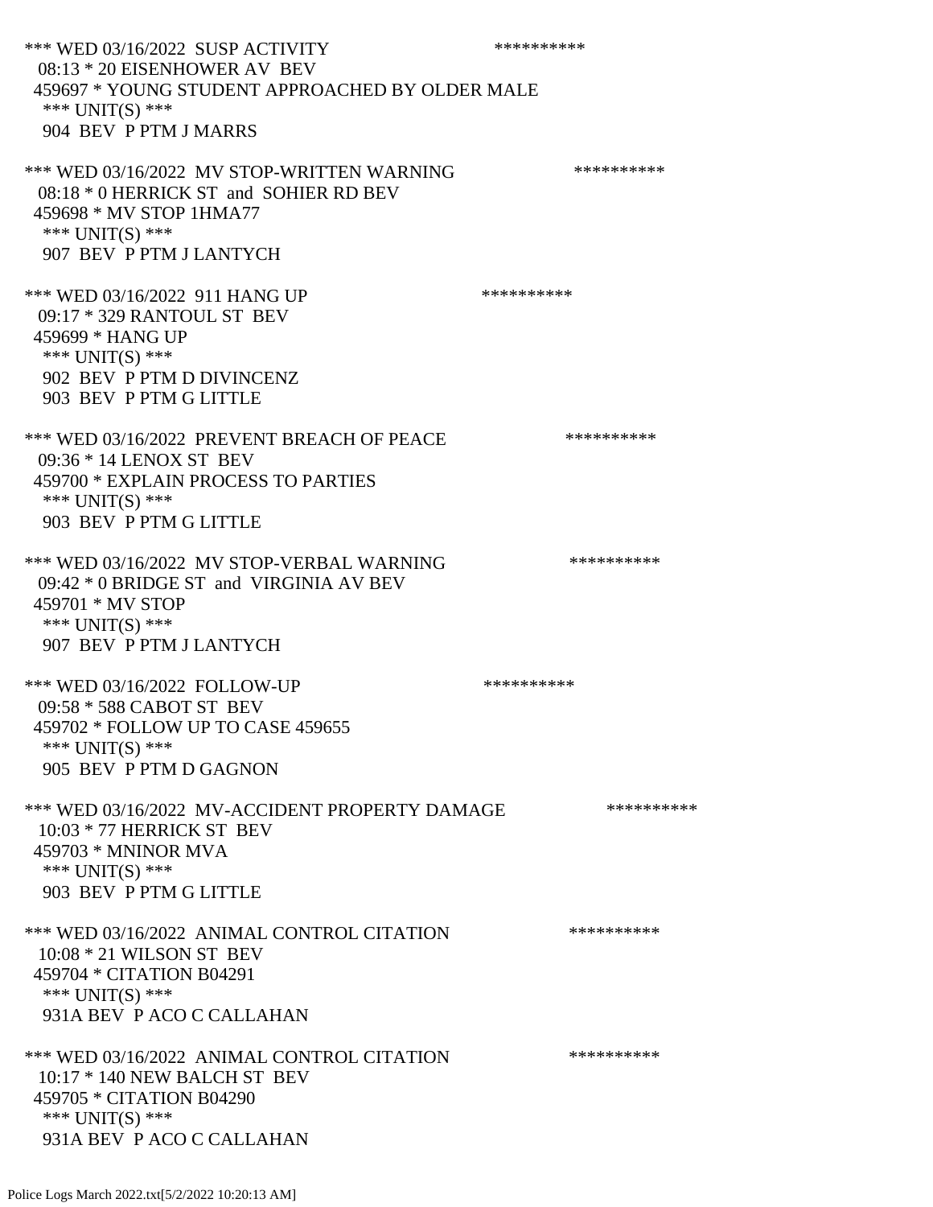*** WED 03/16/2022 SUSP ACTIVITY **********
08:13 * 20 EISENHOWER AV BEV
459697 * YOUNG STUDENT APPROACHED BY OLDER MALE
*** UNIT(S) ***
904 BEV P PTM J MARRS

*** WED 03/16/2022 MV STOP-WRITTEN WARNING **********
08:18 * 0 HERRICK ST and SOHIER RD BEV
459698 * MV STOP 1HMA77
*** UNIT(S) ***
907 BEV P PTM J LANTYCH

*** WED 03/16/2022 911 HANG UP **********
09:17 * 329 RANTOUL ST BEV
459699 * HANG UP
*** UNIT(S) ***
902 BEV P PTM D DIVINCENZ
903 BEV P PTM G LITTLE

*** WED 03/16/2022 PREVENT BREACH OF PEACE **********
09:36 * 14 LENOX ST BEV
459700 * EXPLAIN PROCESS TO PARTIES
*** UNIT(S) ***
903 BEV P PTM G LITTLE

*** WED 03/16/2022 MV STOP-VERBAL WARNING **********
09:42 * 0 BRIDGE ST and VIRGINIA AV BEV
459701 * MV STOP
*** UNIT(S) ***
907 BEV P PTM J LANTYCH

*** WED 03/16/2022 FOLLOW-UP **********
09:58 * 588 CABOT ST BEV
459702 * FOLLOW UP TO CASE 459655
*** UNIT(S) ***
905 BEV P PTM D GAGNON

*** WED 03/16/2022 MV-ACCIDENT PROPERTY DAMAGE **********
10:03 * 77 HERRICK ST BEV
459703 * MNINOR MVA
*** UNIT(S) ***
903 BEV P PTM G LITTLE

*** WED 03/16/2022 ANIMAL CONTROL CITATION **********
10:08 * 21 WILSON ST BEV
459704 * CITATION B04291
*** UNIT(S) ***
931A BEV P ACO C CALLAHAN

*** WED 03/16/2022 ANIMAL CONTROL CITATION **********
10:17 * 140 NEW BALCH ST BEV
459705 * CITATION B04290
*** UNIT(S) ***
931A BEV P ACO C CALLAHAN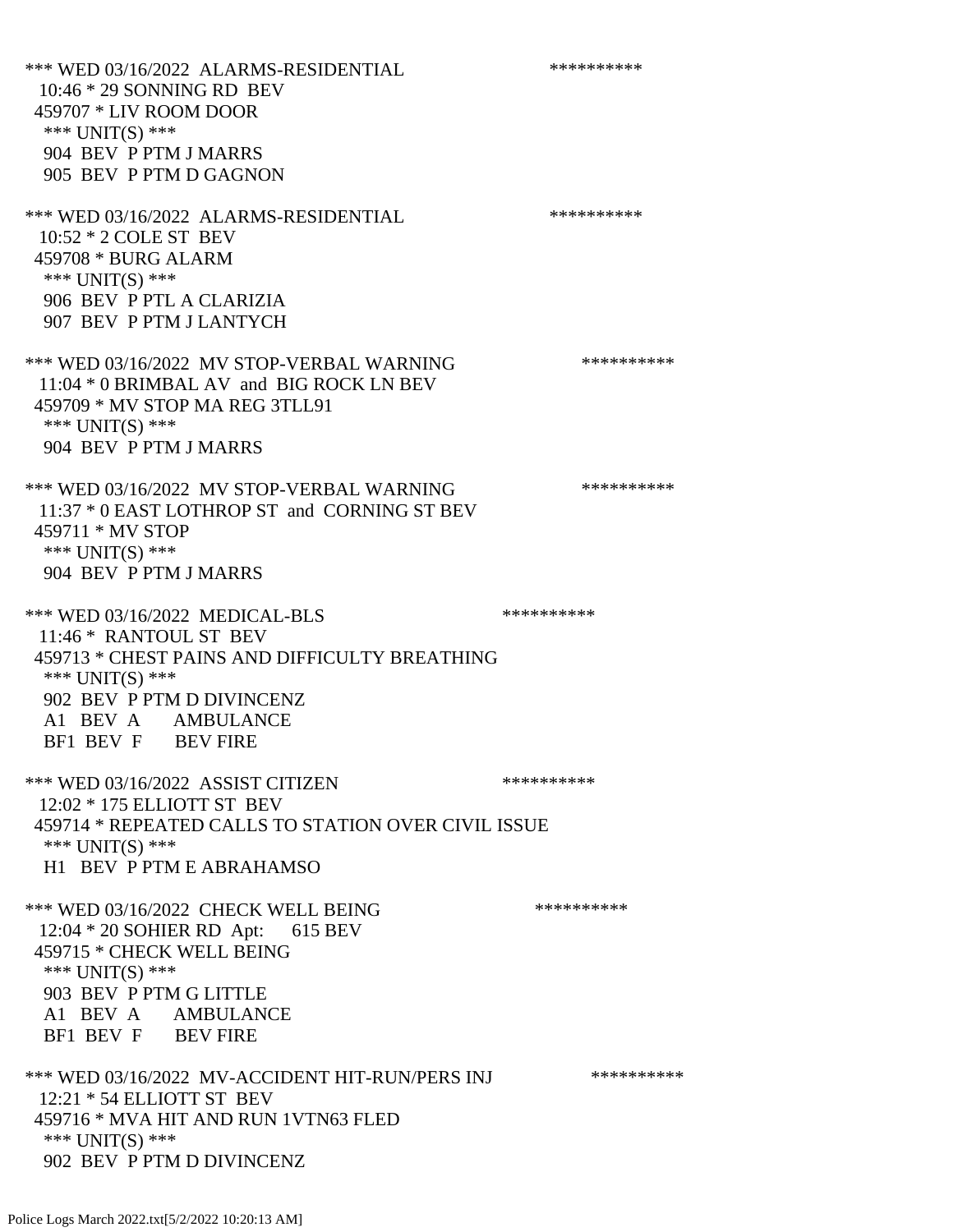*** WED 03/16/2022 ALARMS-RESIDENTIAL **********
10:46 * 29 SONNING RD BEV
459707 * LIV ROOM DOOR
*** UNIT(S) ***
904 BEV P PTM J MARRS
905 BEV P PTM D GAGNON

*** WED 03/16/2022 ALARMS-RESIDENTIAL **********
10:52 * 2 COLE ST BEV
459708 * BURG ALARM
*** UNIT(S) ***
906 BEV P PTL A CLARIZIA
907 BEV P PTM J LANTYCH

*** WED 03/16/2022 MV STOP-VERBAL WARNING **********
11:04 * 0 BRIMBAL AV and BIG ROCK LN BEV
459709 * MV STOP MA REG 3TLL91
*** UNIT(S) ***
904 BEV P PTM J MARRS

*** WED 03/16/2022 MV STOP-VERBAL WARNING **********
11:37 * 0 EAST LOTHROP ST and CORNING ST BEV
459711 * MV STOP
*** UNIT(S) ***
904 BEV P PTM J MARRS

*** WED 03/16/2022 MEDICAL-BLS **********
11:46 * RANTOUL ST BEV
459713 * CHEST PAINS AND DIFFICULTY BREATHING
*** UNIT(S) ***
902 BEV P PTM D DIVINCENZ
A1 BEV A AMBULANCE
BF1 BEV F BEV FIRE

*** WED 03/16/2022 ASSIST CITIZEN **********
12:02 * 175 ELLIOTT ST BEV
459714 * REPEATED CALLS TO STATION OVER CIVIL ISSUE
*** UNIT(S) ***
H1 BEV P PTM E ABRAHAMSO

*** WED 03/16/2022 CHECK WELL BEING **********
12:04 * 20 SOHIER RD Apt: 615 BEV
459715 * CHECK WELL BEING
*** UNIT(S) ***
903 BEV P PTM G LITTLE
A1 BEV A AMBULANCE
BF1 BEV F BEV FIRE

*** WED 03/16/2022 MV-ACCIDENT HIT-RUN/PERS INJ **********
12:21 * 54 ELLIOTT ST BEV
459716 * MVA HIT AND RUN 1VTN63 FLED
*** UNIT(S) ***
902 BEV P PTM D DIVINCENZ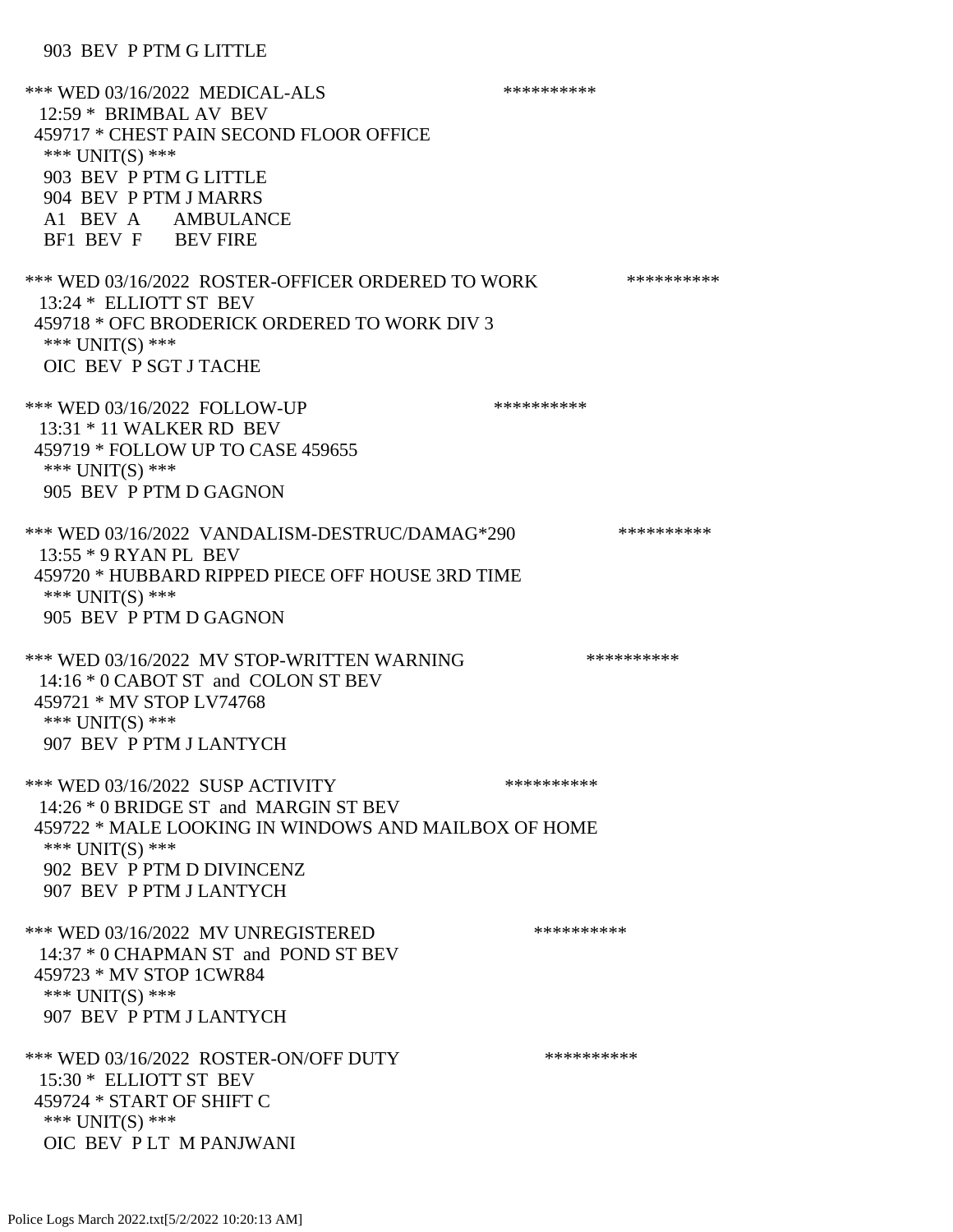903 BEV P PTM G LITTLE

*** WED 03/16/2022 MEDICAL-ALS **********
12:59 * BRIMBAL AV BEV
459717 * CHEST PAIN SECOND FLOOR OFFICE
*** UNIT(S) ***
903 BEV P PTM G LITTLE
904 BEV P PTM J MARRS
A1 BEV A AMBULANCE
BF1 BEV F BEV FIRE

*** WED 03/16/2022 ROSTER-OFFICER ORDERED TO WORK **********
13:24 * ELLIOTT ST BEV
459718 * OFC BRODERICK ORDERED TO WORK DIV 3
*** UNIT(S) ***
OIC BEV P SGT J TACHE

*** WED 03/16/2022 FOLLOW-UP **********
13:31 * 11 WALKER RD BEV
459719 * FOLLOW UP TO CASE 459655
*** UNIT(S) ***
905 BEV P PTM D GAGNON

*** WED 03/16/2022 VANDALISM-DESTRUC/DAMAG*290 **********
13:55 * 9 RYAN PL BEV
459720 * HUBBARD RIPPED PIECE OFF HOUSE 3RD TIME
*** UNIT(S) ***
905 BEV P PTM D GAGNON

*** WED 03/16/2022 MV STOP-WRITTEN WARNING **********
14:16 * 0 CABOT ST and COLON ST BEV
459721 * MV STOP LV74768
*** UNIT(S) ***
907 BEV P PTM J LANTYCH

*** WED 03/16/2022 SUSP ACTIVITY **********
14:26 * 0 BRIDGE ST and MARGIN ST BEV
459722 * MALE LOOKING IN WINDOWS AND MAILBOX OF HOME
*** UNIT(S) ***
902 BEV P PTM D DIVINCENZ
907 BEV P PTM J LANTYCH

*** WED 03/16/2022 MV UNREGISTERED **********
14:37 * 0 CHAPMAN ST and POND ST BEV
459723 * MV STOP 1CWR84
*** UNIT(S) ***
907 BEV P PTM J LANTYCH

*** WED 03/16/2022 ROSTER-ON/OFF DUTY **********
15:30 * ELLIOTT ST BEV
459724 * START OF SHIFT C
*** UNIT(S) ***
OIC BEV P LT M PANJWANI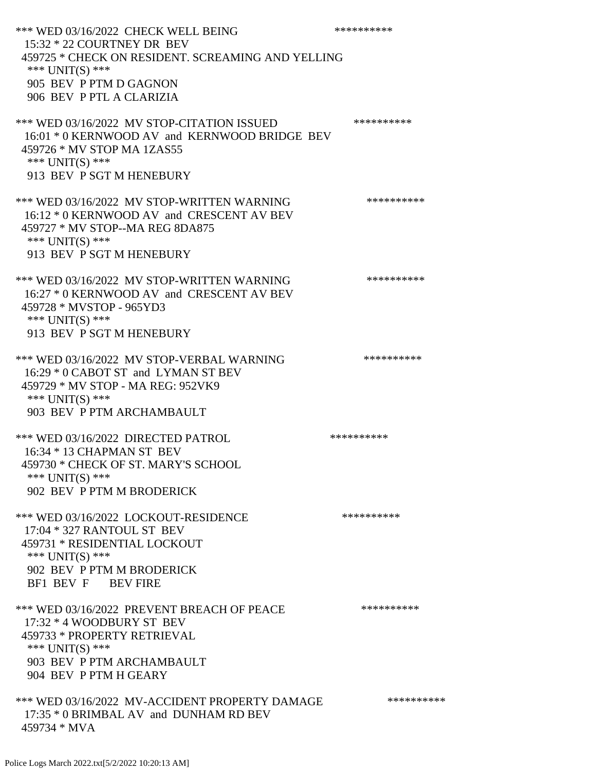*** WED 03/16/2022 CHECK WELL BEING **********
15:32 * 22 COURTNEY DR BEV
459725 * CHECK ON RESIDENT. SCREAMING AND YELLING
*** UNIT(S) ***
905 BEV P PTM D GAGNON
906 BEV P PTL A CLARIZIA

*** WED 03/16/2022 MV STOP-CITATION ISSUED **********
16:01 * 0 KERNWOOD AV and KERNWOOD BRIDGE BEV
459726 * MV STOP MA 1ZAS55
*** UNIT(S) ***
913 BEV P SGT M HENEBURY

*** WED 03/16/2022 MV STOP-WRITTEN WARNING **********
16:12 * 0 KERNWOOD AV and CRESCENT AV BEV
459727 * MV STOP--MA REG 8DA875
*** UNIT(S) ***
913 BEV P SGT M HENEBURY

*** WED 03/16/2022 MV STOP-WRITTEN WARNING **********
16:27 * 0 KERNWOOD AV and CRESCENT AV BEV
459728 * MVSTOP - 965YD3
*** UNIT(S) ***
913 BEV P SGT M HENEBURY

*** WED 03/16/2022 MV STOP-VERBAL WARNING **********
16:29 * 0 CABOT ST and LYMAN ST BEV
459729 * MV STOP - MA REG: 952VK9
*** UNIT(S) ***
903 BEV P PTM ARCHAMBAULT

*** WED 03/16/2022 DIRECTED PATROL **********
16:34 * 13 CHAPMAN ST BEV
459730 * CHECK OF ST. MARY'S SCHOOL
*** UNIT(S) ***
902 BEV P PTM M BRODERICK

*** WED 03/16/2022 LOCKOUT-RESIDENCE **********
17:04 * 327 RANTOUL ST BEV
459731 * RESIDENTIAL LOCKOUT
*** UNIT(S) ***
902 BEV P PTM M BRODERICK
BF1 BEV F BEV FIRE

*** WED 03/16/2022 PREVENT BREACH OF PEACE **********
17:32 * 4 WOODBURY ST BEV
459733 * PROPERTY RETRIEVAL
*** UNIT(S) ***
903 BEV P PTM ARCHAMBAULT
904 BEV P PTM H GEARY

*** WED 03/16/2022 MV-ACCIDENT PROPERTY DAMAGE **********
17:35 * 0 BRIMBAL AV and DUNHAM RD BEV
459734 * MVA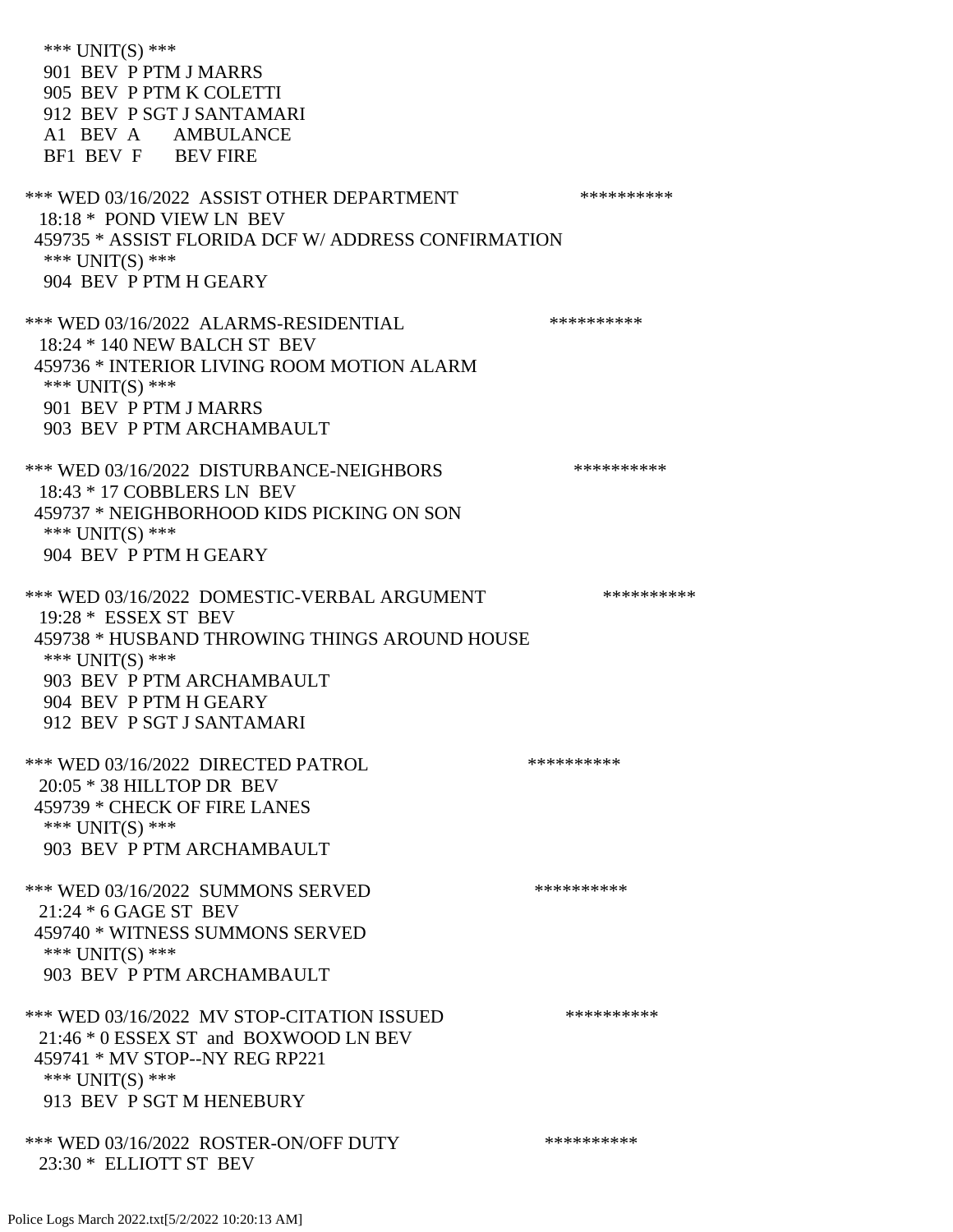*** UNIT(S) ***
901 BEV P PTM J MARRS
905 BEV P PTM K COLETTI
912 BEV P SGT J SANTAMARI
A1 BEV A AMBULANCE
BF1 BEV F BEV FIRE

*** WED 03/16/2022 ASSIST OTHER DEPARTMENT **********
18:18 * POND VIEW LN BEV
459735 * ASSIST FLORIDA DCF W/ ADDRESS CONFIRMATION
*** UNIT(S) ***
904 BEV P PTM H GEARY

*** WED 03/16/2022 ALARMS-RESIDENTIAL **********
18:24 * 140 NEW BALCH ST BEV
459736 * INTERIOR LIVING ROOM MOTION ALARM
*** UNIT(S) ***
901 BEV P PTM J MARRS
903 BEV P PTM ARCHAMBAULT

*** WED 03/16/2022 DISTURBANCE-NEIGHBORS **********
18:43 * 17 COBBLERS LN BEV
459737 * NEIGHBORHOOD KIDS PICKING ON SON
*** UNIT(S) ***
904 BEV P PTM H GEARY

*** WED 03/16/2022 DOMESTIC-VERBAL ARGUMENT **********
19:28 * ESSEX ST BEV
459738 * HUSBAND THROWING THINGS AROUND HOUSE
*** UNIT(S) ***
903 BEV P PTM ARCHAMBAULT
904 BEV P PTM H GEARY
912 BEV P SGT J SANTAMARI

*** WED 03/16/2022 DIRECTED PATROL **********
20:05 * 38 HILLTOP DR BEV
459739 * CHECK OF FIRE LANES
*** UNIT(S) ***
903 BEV P PTM ARCHAMBAULT

*** WED 03/16/2022 SUMMONS SERVED **********
21:24 * 6 GAGE ST BEV
459740 * WITNESS SUMMONS SERVED
*** UNIT(S) ***
903 BEV P PTM ARCHAMBAULT

*** WED 03/16/2022 MV STOP-CITATION ISSUED **********
21:46 * 0 ESSEX ST and BOXWOOD LN BEV
459741 * MV STOP--NY REG RP221
*** UNIT(S) ***
913 BEV P SGT M HENEBURY

*** WED 03/16/2022 ROSTER-ON/OFF DUTY **********
23:30 * ELLIOTT ST BEV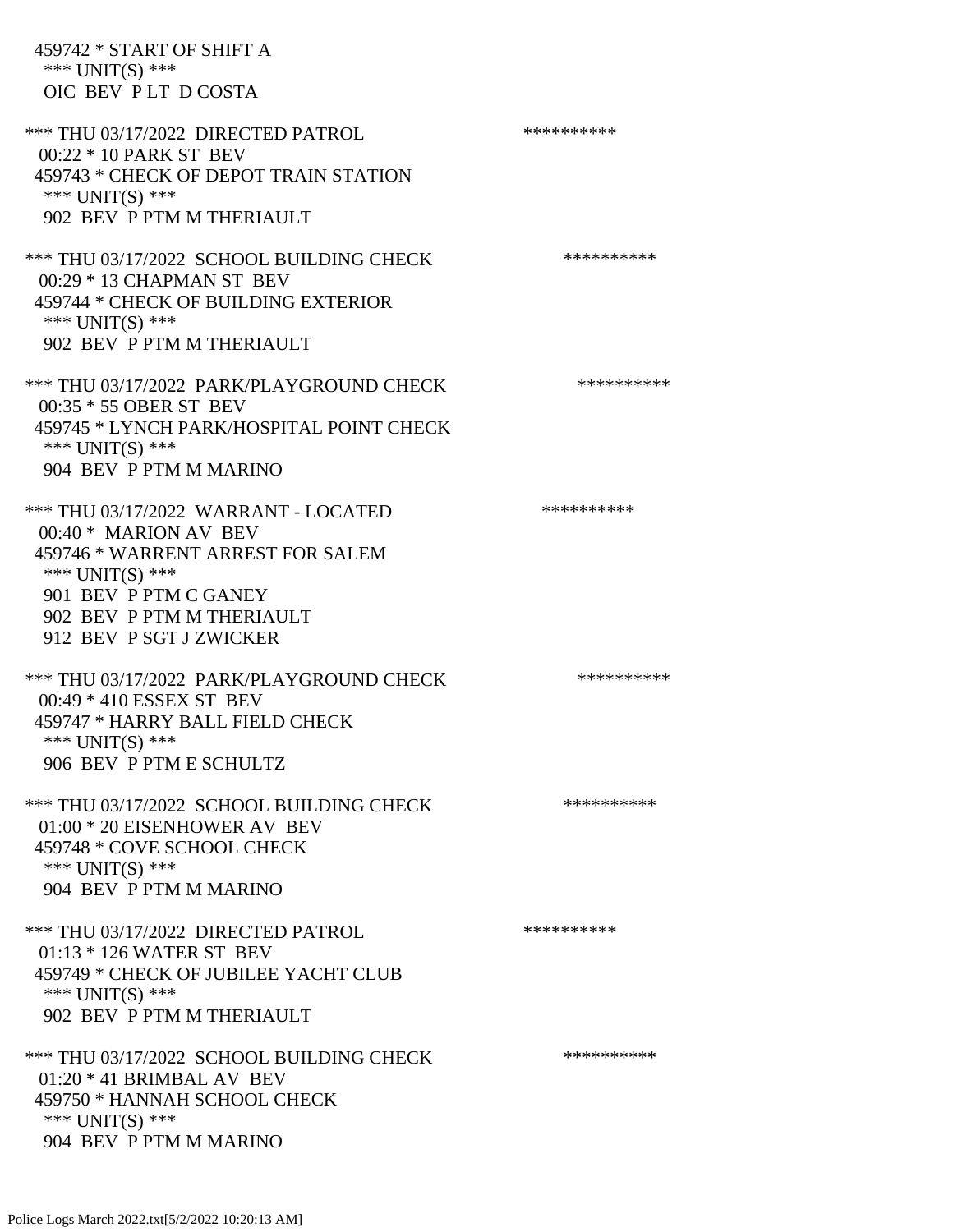459742 * START OF SHIFT A
*** UNIT(S) ***
OIC BEV P LT D COSTA

*** THU 03/17/2022 DIRECTED PATROL **********
00:22 * 10 PARK ST BEV
459743 * CHECK OF DEPOT TRAIN STATION
*** UNIT(S) ***
902 BEV P PTM M THERIAULT

*** THU 03/17/2022 SCHOOL BUILDING CHECK **********
00:29 * 13 CHAPMAN ST BEV
459744 * CHECK OF BUILDING EXTERIOR
*** UNIT(S) ***
902 BEV P PTM M THERIAULT

*** THU 03/17/2022 PARK/PLAYGROUND CHECK **********
00:35 * 55 OBER ST BEV
459745 * LYNCH PARK/HOSPITAL POINT CHECK
*** UNIT(S) ***
904 BEV P PTM M MARINO

*** THU 03/17/2022 WARRANT - LOCATED **********
00:40 * MARION AV BEV
459746 * WARRENT ARREST FOR SALEM
*** UNIT(S) ***
901 BEV P PTM C GANEY
902 BEV P PTM M THERIAULT
912 BEV P SGT J ZWICKER

*** THU 03/17/2022 PARK/PLAYGROUND CHECK **********
00:49 * 410 ESSEX ST BEV
459747 * HARRY BALL FIELD CHECK
*** UNIT(S) ***
906 BEV P PTM E SCHULTZ

*** THU 03/17/2022 SCHOOL BUILDING CHECK **********
01:00 * 20 EISENHOWER AV BEV
459748 * COVE SCHOOL CHECK
*** UNIT(S) ***
904 BEV P PTM M MARINO

*** THU 03/17/2022 DIRECTED PATROL **********
01:13 * 126 WATER ST BEV
459749 * CHECK OF JUBILEE YACHT CLUB
*** UNIT(S) ***
902 BEV P PTM M THERIAULT

*** THU 03/17/2022 SCHOOL BUILDING CHECK **********
01:20 * 41 BRIMBAL AV BEV
459750 * HANNAH SCHOOL CHECK
*** UNIT(S) ***
904 BEV P PTM M MARINO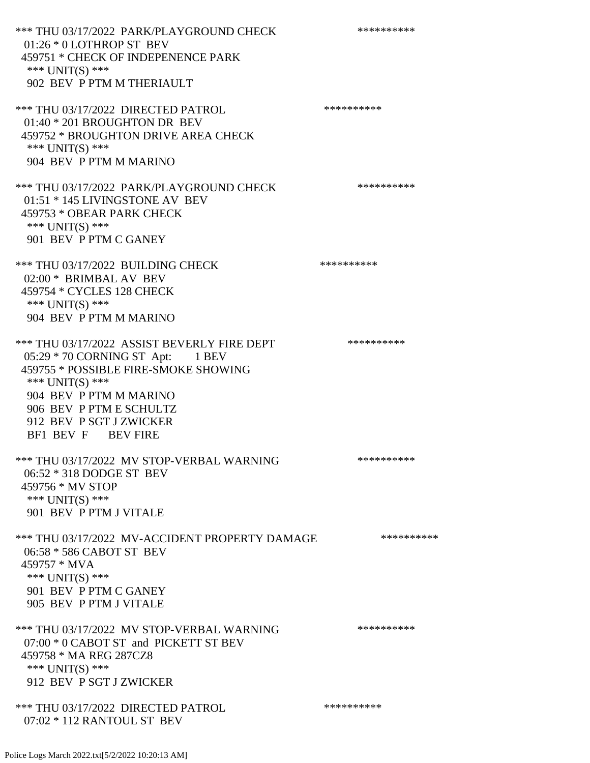*** THU 03/17/2022 PARK/PLAYGROUND CHECK **********
01:26 * 0 LOTHROP ST BEV
459751 * CHECK OF INDEPENENCE PARK
*** UNIT(S) ***
902 BEV P PTM M THERIAULT

*** THU 03/17/2022 DIRECTED PATROL **********
01:40 * 201 BROUGHTON DR BEV
459752 * BROUGHTON DRIVE AREA CHECK
*** UNIT(S) ***
904 BEV P PTM M MARINO

*** THU 03/17/2022 PARK/PLAYGROUND CHECK **********
01:51 * 145 LIVINGSTONE AV BEV
459753 * OBEAR PARK CHECK
*** UNIT(S) ***
901 BEV P PTM C GANEY

*** THU 03/17/2022 BUILDING CHECK **********
02:00 * BRIMBAL AV BEV
459754 * CYCLES 128 CHECK
*** UNIT(S) ***
904 BEV P PTM M MARINO

*** THU 03/17/2022 ASSIST BEVERLY FIRE DEPT **********
05:29 * 70 CORNING ST Apt: 1 BEV
459755 * POSSIBLE FIRE-SMOKE SHOWING
*** UNIT(S) ***
904 BEV P PTM M MARINO
906 BEV P PTM E SCHULTZ
912 BEV P SGT J ZWICKER
BF1 BEV F BEV FIRE

*** THU 03/17/2022 MV STOP-VERBAL WARNING **********
06:52 * 318 DODGE ST BEV
459756 * MV STOP
*** UNIT(S) ***
901 BEV P PTM J VITALE

*** THU 03/17/2022 MV-ACCIDENT PROPERTY DAMAGE **********
06:58 * 586 CABOT ST BEV
459757 * MVA
*** UNIT(S) ***
901 BEV P PTM C GANEY
905 BEV P PTM J VITALE

*** THU 03/17/2022 MV STOP-VERBAL WARNING **********
07:00 * 0 CABOT ST and PICKETT ST BEV
459758 * MA REG 287CZ8
*** UNIT(S) ***
912 BEV P SGT J ZWICKER

*** THU 03/17/2022 DIRECTED PATROL **********
07:02 * 112 RANTOUL ST BEV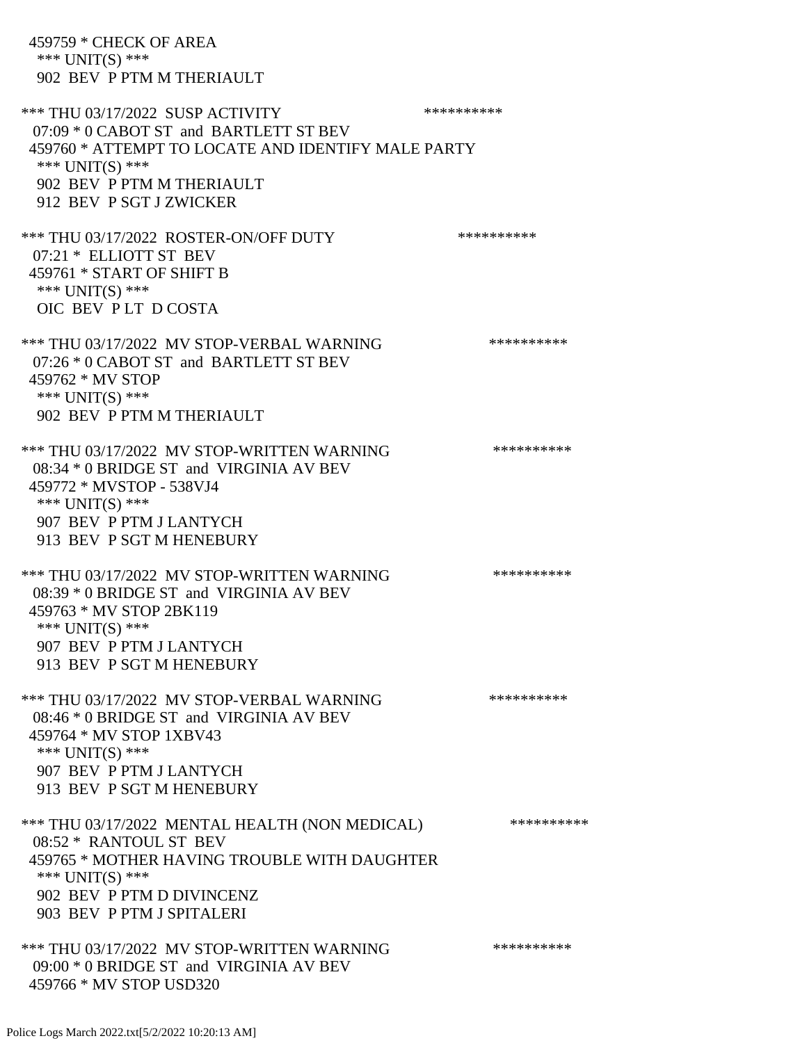459759 * CHECK OF AREA
*** UNIT(S) ***
902 BEV P PTM M THERIAULT

*** THU 03/17/2022 SUSP ACTIVITY **********
07:09 * 0 CABOT ST and BARTLETT ST BEV
459760 * ATTEMPT TO LOCATE AND IDENTIFY MALE PARTY
*** UNIT(S) ***
902 BEV P PTM M THERIAULT
912 BEV P SGT J ZWICKER

*** THU 03/17/2022 ROSTER-ON/OFF DUTY **********
07:21 * ELLIOTT ST BEV
459761 * START OF SHIFT B
*** UNIT(S) ***
OIC BEV P LT D COSTA

*** THU 03/17/2022 MV STOP-VERBAL WARNING **********
07:26 * 0 CABOT ST and BARTLETT ST BEV
459762 * MV STOP
*** UNIT(S) ***
902 BEV P PTM M THERIAULT

*** THU 03/17/2022 MV STOP-WRITTEN WARNING **********
08:34 * 0 BRIDGE ST and VIRGINIA AV BEV
459772 * MVSTOP - 538VJ4
*** UNIT(S) ***
907 BEV P PTM J LANTYCH
913 BEV P SGT M HENEBURY

*** THU 03/17/2022 MV STOP-WRITTEN WARNING **********
08:39 * 0 BRIDGE ST and VIRGINIA AV BEV
459763 * MV STOP 2BK119
*** UNIT(S) ***
907 BEV P PTM J LANTYCH
913 BEV P SGT M HENEBURY

*** THU 03/17/2022 MV STOP-VERBAL WARNING **********
08:46 * 0 BRIDGE ST and VIRGINIA AV BEV
459764 * MV STOP 1XBV43
*** UNIT(S) ***
907 BEV P PTM J LANTYCH
913 BEV P SGT M HENEBURY

*** THU 03/17/2022 MENTAL HEALTH (NON MEDICAL) **********
08:52 * RANTOUL ST BEV
459765 * MOTHER HAVING TROUBLE WITH DAUGHTER
*** UNIT(S) ***
902 BEV P PTM D DIVINCENZ
903 BEV P PTM J SPITALERI

*** THU 03/17/2022 MV STOP-WRITTEN WARNING **********
09:00 * 0 BRIDGE ST and VIRGINIA AV BEV
459766 * MV STOP USD320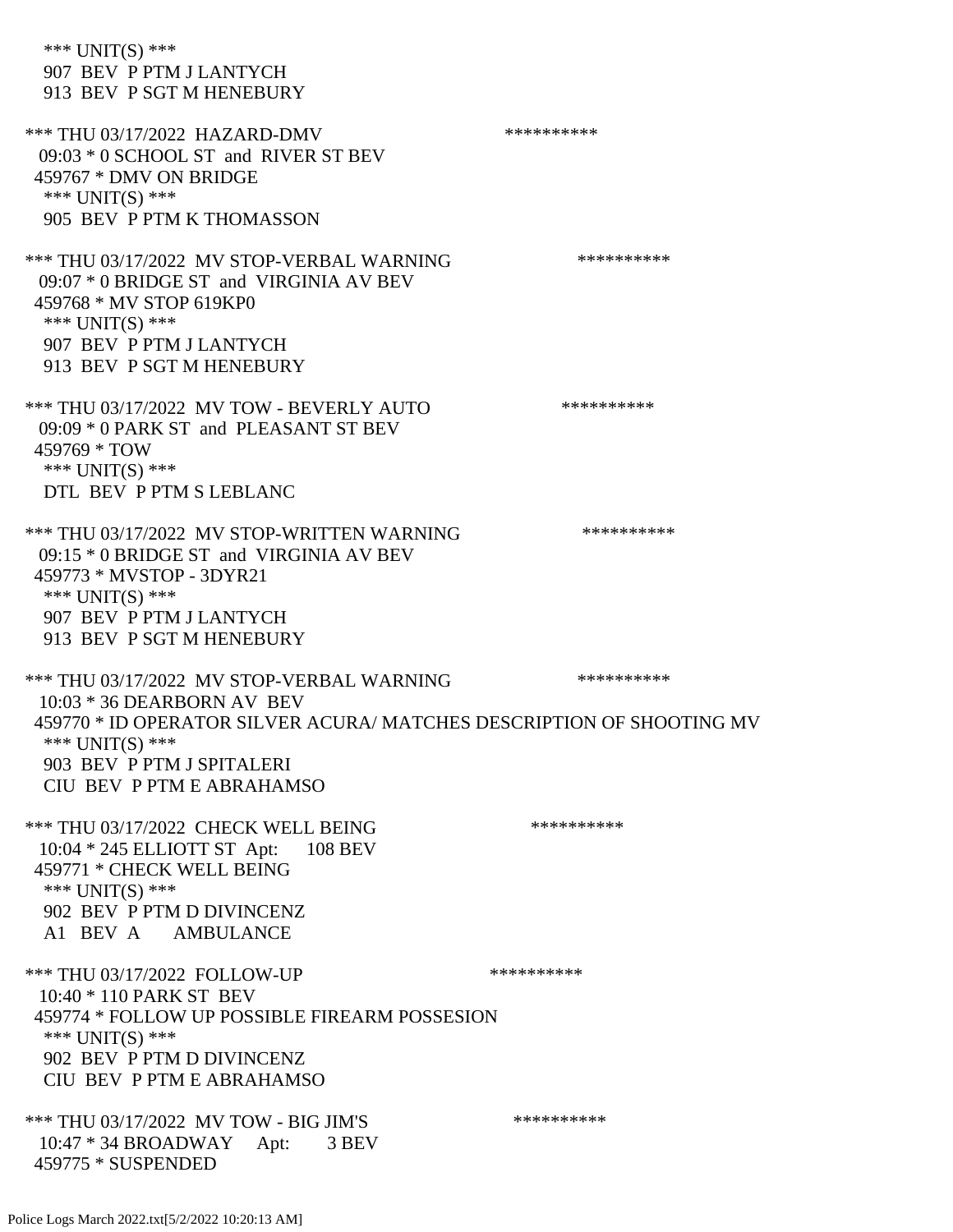*** UNIT(S) ***
907 BEV P PTM J LANTYCH
913 BEV P SGT M HENEBURY

*** THU 03/17/2022 HAZARD-DMV **********
09:03 * 0 SCHOOL ST and RIVER ST BEV
459767 * DMV ON BRIDGE
*** UNIT(S) ***
905 BEV P PTM K THOMASSON

*** THU 03/17/2022 MV STOP-VERBAL WARNING **********
09:07 * 0 BRIDGE ST and VIRGINIA AV BEV
459768 * MV STOP 619KP0
*** UNIT(S) ***
907 BEV P PTM J LANTYCH
913 BEV P SGT M HENEBURY

*** THU 03/17/2022 MV TOW - BEVERLY AUTO **********
09:09 * 0 PARK ST and PLEASANT ST BEV
459769 * TOW
*** UNIT(S) ***
DTL BEV P PTM S LEBLANC

*** THU 03/17/2022 MV STOP-WRITTEN WARNING **********
09:15 * 0 BRIDGE ST and VIRGINIA AV BEV
459773 * MVSTOP - 3DYR21
*** UNIT(S) ***
907 BEV P PTM J LANTYCH
913 BEV P SGT M HENEBURY

*** THU 03/17/2022 MV STOP-VERBAL WARNING **********
10:03 * 36 DEARBORN AV BEV
459770 * ID OPERATOR SILVER ACURA/ MATCHES DESCRIPTION OF SHOOTING MV
*** UNIT(S) ***
903 BEV P PTM J SPITALERI
CIU BEV P PTM E ABRAHAMSO

*** THU 03/17/2022 CHECK WELL BEING **********
10:04 * 245 ELLIOTT ST Apt: 108 BEV
459771 * CHECK WELL BEING
*** UNIT(S) ***
902 BEV P PTM D DIVINCENZ
A1 BEV A AMBULANCE

*** THU 03/17/2022 FOLLOW-UP **********
10:40 * 110 PARK ST BEV
459774 * FOLLOW UP POSSIBLE FIREARM POSSESION
*** UNIT(S) ***
902 BEV P PTM D DIVINCENZ
CIU BEV P PTM E ABRAHAMSO

*** THU 03/17/2022 MV TOW - BIG JIM'S **********
10:47 * 34 BROADWAY Apt: 3 BEV
459775 * SUSPENDED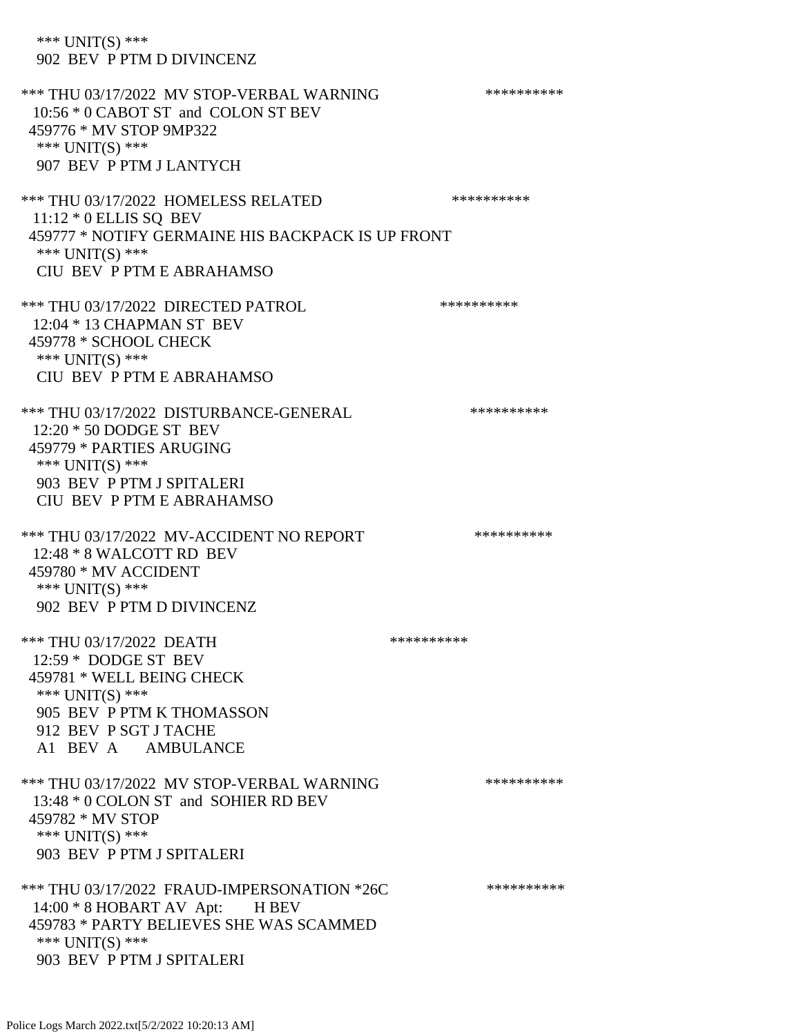*** UNIT(S) ***
902 BEV P PTM D DIVINCENZ

*** THU 03/17/2022 MV STOP-VERBAL WARNING **********
10:56 * 0 CABOT ST and COLON ST BEV
459776 * MV STOP 9MP322
*** UNIT(S) ***
907 BEV P PTM J LANTYCH

*** THU 03/17/2022 HOMELESS RELATED **********
11:12 * 0 ELLIS SQ BEV
459777 * NOTIFY GERMAINE HIS BACKPACK IS UP FRONT
*** UNIT(S) ***
CIU BEV P PTM E ABRAHAMSO

*** THU 03/17/2022 DIRECTED PATROL **********
12:04 * 13 CHAPMAN ST BEV
459778 * SCHOOL CHECK
*** UNIT(S) ***
CIU BEV P PTM E ABRAHAMSO

*** THU 03/17/2022 DISTURBANCE-GENERAL **********
12:20 * 50 DODGE ST BEV
459779 * PARTIES ARUGING
*** UNIT(S) ***
903 BEV P PTM J SPITALERI
CIU BEV P PTM E ABRAHAMSO

*** THU 03/17/2022 MV-ACCIDENT NO REPORT **********
12:48 * 8 WALCOTT RD BEV
459780 * MV ACCIDENT
*** UNIT(S) ***
902 BEV P PTM D DIVINCENZ

*** THU 03/17/2022 DEATH **********
12:59 * DODGE ST BEV
459781 * WELL BEING CHECK
*** UNIT(S) ***
905 BEV P PTM K THOMASSON
912 BEV P SGT J TACHE
A1 BEV A AMBULANCE

*** THU 03/17/2022 MV STOP-VERBAL WARNING **********
13:48 * 0 COLON ST and SOHIER RD BEV
459782 * MV STOP
*** UNIT(S) ***
903 BEV P PTM J SPITALERI

*** THU 03/17/2022 FRAUD-IMPERSONATION *26C **********
14:00 * 8 HOBART AV Apt: H BEV
459783 * PARTY BELIEVES SHE WAS SCAMMED
*** UNIT(S) ***
903 BEV P PTM J SPITALERI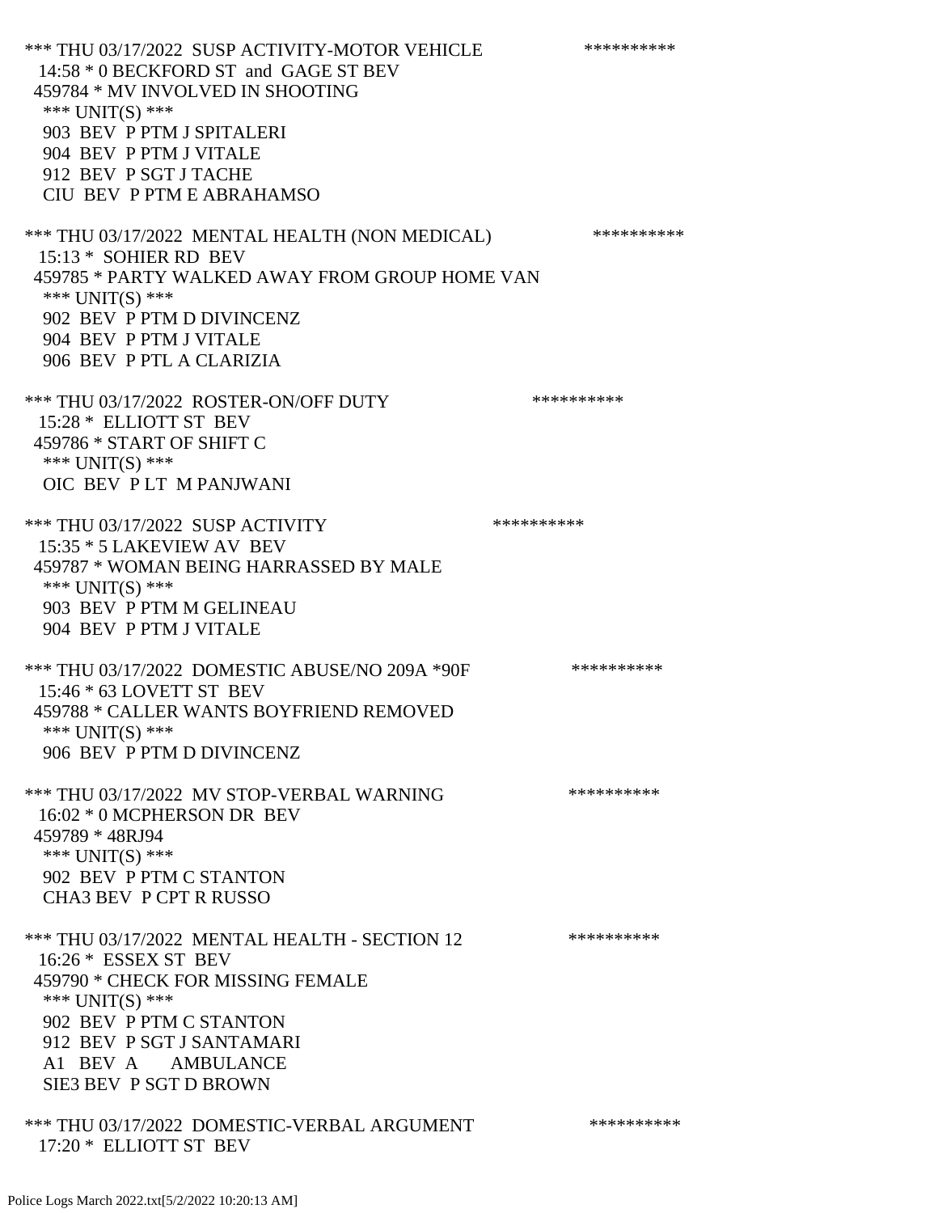*** THU 03/17/2022 SUSP ACTIVITY-MOTOR VEHICLE **********
14:58 * 0 BECKFORD ST and GAGE ST BEV
459784 * MV INVOLVED IN SHOOTING
*** UNIT(S) ***
903 BEV P PTM J SPITALERI
904 BEV P PTM J VITALE
912 BEV P SGT J TACHE
CIU BEV P PTM E ABRAHAMSO

*** THU 03/17/2022 MENTAL HEALTH (NON MEDICAL) **********
15:13 * SOHIER RD BEV
459785 * PARTY WALKED AWAY FROM GROUP HOME VAN
*** UNIT(S) ***
902 BEV P PTM D DIVINCENZ
904 BEV P PTM J VITALE
906 BEV P PTL A CLARIZIA

*** THU 03/17/2022 ROSTER-ON/OFF DUTY **********
15:28 * ELLIOTT ST BEV
459786 * START OF SHIFT C
*** UNIT(S) ***
OIC BEV P LT M PANJWANI

*** THU 03/17/2022 SUSP ACTIVITY **********
15:35 * 5 LAKEVIEW AV BEV
459787 * WOMAN BEING HARRASSED BY MALE
*** UNIT(S) ***
903 BEV P PTM M GELINEAU
904 BEV P PTM J VITALE

*** THU 03/17/2022 DOMESTIC ABUSE/NO 209A *90F **********
15:46 * 63 LOVETT ST BEV
459788 * CALLER WANTS BOYFRIEND REMOVED
*** UNIT(S) ***
906 BEV P PTM D DIVINCENZ

*** THU 03/17/2022 MV STOP-VERBAL WARNING **********
16:02 * 0 MCPHERSON DR BEV
459789 * 48RJ94
*** UNIT(S) ***
902 BEV P PTM C STANTON
CHA3 BEV P CPT R RUSSO

*** THU 03/17/2022 MENTAL HEALTH - SECTION 12 **********
16:26 * ESSEX ST BEV
459790 * CHECK FOR MISSING FEMALE
*** UNIT(S) ***
902 BEV P PTM C STANTON
912 BEV P SGT J SANTAMARI
A1 BEV A AMBULANCE
SIE3 BEV P SGT D BROWN

*** THU 03/17/2022 DOMESTIC-VERBAL ARGUMENT **********
17:20 * ELLIOTT ST BEV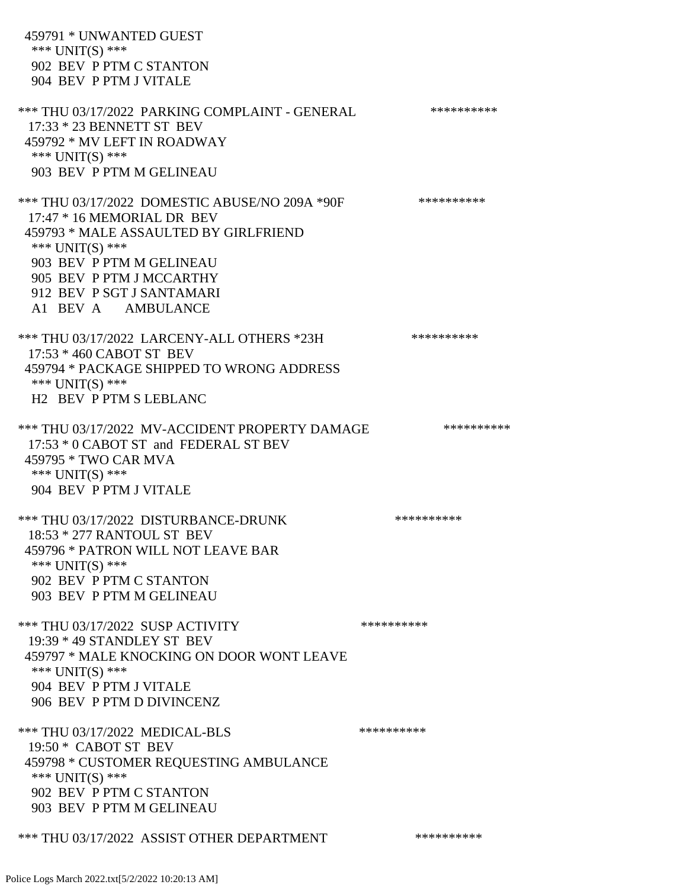459791 * UNWANTED GUEST
*** UNIT(S) ***
902 BEV P PTM C STANTON
904 BEV P PTM J VITALE

*** THU 03/17/2022 PARKING COMPLAINT - GENERAL **********
17:33 * 23 BENNETT ST BEV
459792 * MV LEFT IN ROADWAY
*** UNIT(S) ***
903 BEV P PTM M GELINEAU

*** THU 03/17/2022 DOMESTIC ABUSE/NO 209A *90F **********
17:47 * 16 MEMORIAL DR BEV
459793 * MALE ASSAULTED BY GIRLFRIEND
*** UNIT(S) ***
903 BEV P PTM M GELINEAU
905 BEV P PTM J MCCARTHY
912 BEV P SGT J SANTAMARI
A1 BEV A AMBULANCE

*** THU 03/17/2022 LARCENY-ALL OTHERS *23H **********
17:53 * 460 CABOT ST BEV
459794 * PACKAGE SHIPPED TO WRONG ADDRESS
*** UNIT(S) ***
H2 BEV P PTM S LEBLANC

*** THU 03/17/2022 MV-ACCIDENT PROPERTY DAMAGE **********
17:53 * 0 CABOT ST and FEDERAL ST BEV
459795 * TWO CAR MVA
*** UNIT(S) ***
904 BEV P PTM J VITALE

*** THU 03/17/2022 DISTURBANCE-DRUNK **********
18:53 * 277 RANTOUL ST BEV
459796 * PATRON WILL NOT LEAVE BAR
*** UNIT(S) ***
902 BEV P PTM C STANTON
903 BEV P PTM M GELINEAU

*** THU 03/17/2022 SUSP ACTIVITY **********
19:39 * 49 STANDLEY ST BEV
459797 * MALE KNOCKING ON DOOR WONT LEAVE
*** UNIT(S) ***
904 BEV P PTM J VITALE
906 BEV P PTM D DIVINCENZ

*** THU 03/17/2022 MEDICAL-BLS **********
19:50 * CABOT ST BEV
459798 * CUSTOMER REQUESTING AMBULANCE
*** UNIT(S) ***
902 BEV P PTM C STANTON
903 BEV P PTM M GELINEAU

*** THU 03/17/2022 ASSIST OTHER DEPARTMENT **********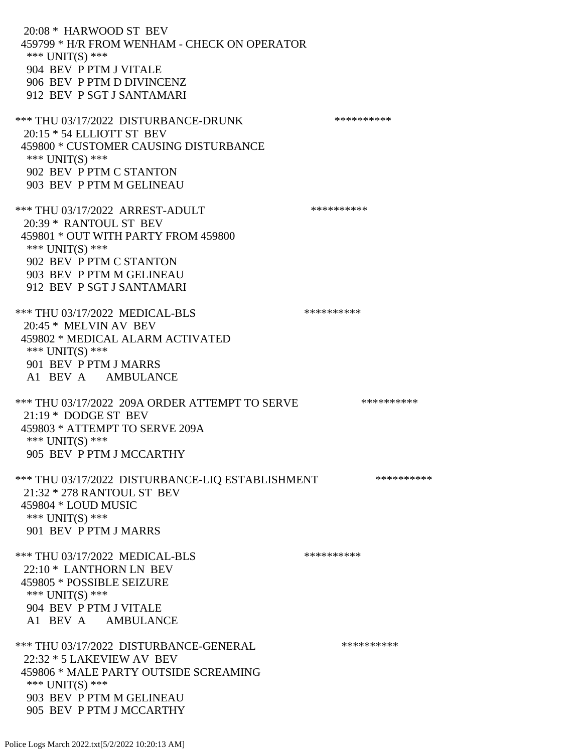20:08 * HARWOOD ST BEV
459799 * H/R FROM WENHAM - CHECK ON OPERATOR
*** UNIT(S) ***
904 BEV P PTM J VITALE
906 BEV P PTM D DIVINCENZ
912 BEV P SGT J SANTAMARI

*** THU 03/17/2022 DISTURBANCE-DRUNK **********
20:15 * 54 ELLIOTT ST BEV
459800 * CUSTOMER CAUSING DISTURBANCE
*** UNIT(S) ***
902 BEV P PTM C STANTON
903 BEV P PTM M GELINEAU

*** THU 03/17/2022 ARREST-ADULT **********
20:39 * RANTOUL ST BEV
459801 * OUT WITH PARTY FROM 459800
*** UNIT(S) ***
902 BEV P PTM C STANTON
903 BEV P PTM M GELINEAU
912 BEV P SGT J SANTAMARI

*** THU 03/17/2022 MEDICAL-BLS **********
20:45 * MELVIN AV BEV
459802 * MEDICAL ALARM ACTIVATED
*** UNIT(S) ***
901 BEV P PTM J MARRS
A1 BEV A AMBULANCE

*** THU 03/17/2022 209A ORDER ATTEMPT TO SERVE **********
21:19 * DODGE ST BEV
459803 * ATTEMPT TO SERVE 209A
*** UNIT(S) ***
905 BEV P PTM J MCCARTHY

*** THU 03/17/2022 DISTURBANCE-LIQ ESTABLISHMENT **********
21:32 * 278 RANTOUL ST BEV
459804 * LOUD MUSIC
*** UNIT(S) ***
901 BEV P PTM J MARRS

*** THU 03/17/2022 MEDICAL-BLS **********
22:10 * LANTHORN LN BEV
459805 * POSSIBLE SEIZURE
*** UNIT(S) ***
904 BEV P PTM J VITALE
A1 BEV A AMBULANCE

*** THU 03/17/2022 DISTURBANCE-GENERAL **********
22:32 * 5 LAKEVIEW AV BEV
459806 * MALE PARTY OUTSIDE SCREAMING
*** UNIT(S) ***
903 BEV P PTM M GELINEAU
905 BEV P PTM J MCCARTHY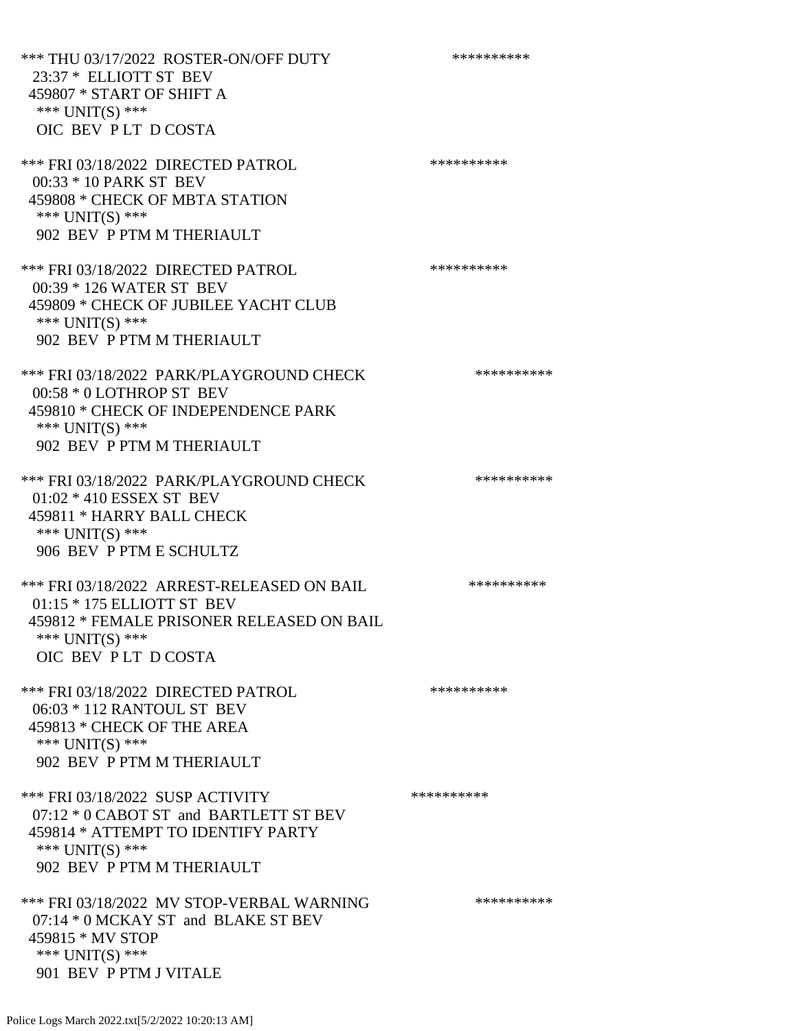*** THU 03/17/2022 ROSTER-ON/OFF DUTY **********
23:37 * ELLIOTT ST BEV
459807 * START OF SHIFT A
*** UNIT(S) ***
OIC BEV P LT D COSTA

*** FRI 03/18/2022 DIRECTED PATROL **********
00:33 * 10 PARK ST BEV
459808 * CHECK OF MBTA STATION
*** UNIT(S) ***
902 BEV P PTM M THERIAULT

*** FRI 03/18/2022 DIRECTED PATROL **********
00:39 * 126 WATER ST BEV
459809 * CHECK OF JUBILEE YACHT CLUB
*** UNIT(S) ***
902 BEV P PTM M THERIAULT

*** FRI 03/18/2022 PARK/PLAYGROUND CHECK **********
00:58 * 0 LOTHROP ST BEV
459810 * CHECK OF INDEPENDENCE PARK
*** UNIT(S) ***
902 BEV P PTM M THERIAULT

*** FRI 03/18/2022 PARK/PLAYGROUND CHECK **********
01:02 * 410 ESSEX ST BEV
459811 * HARRY BALL CHECK
*** UNIT(S) ***
906 BEV P PTM E SCHULTZ

*** FRI 03/18/2022 ARREST-RELEASED ON BAIL **********
01:15 * 175 ELLIOTT ST BEV
459812 * FEMALE PRISONER RELEASED ON BAIL
*** UNIT(S) ***
OIC BEV P LT D COSTA

*** FRI 03/18/2022 DIRECTED PATROL **********
06:03 * 112 RANTOUL ST BEV
459813 * CHECK OF THE AREA
*** UNIT(S) ***
902 BEV P PTM M THERIAULT

*** FRI 03/18/2022 SUSP ACTIVITY **********
07:12 * 0 CABOT ST and BARTLETT ST BEV
459814 * ATTEMPT TO IDENTIFY PARTY
*** UNIT(S) ***
902 BEV P PTM M THERIAULT

*** FRI 03/18/2022 MV STOP-VERBAL WARNING **********
07:14 * 0 MCKAY ST and BLAKE ST BEV
459815 * MV STOP
*** UNIT(S) ***
901 BEV P PTM J VITALE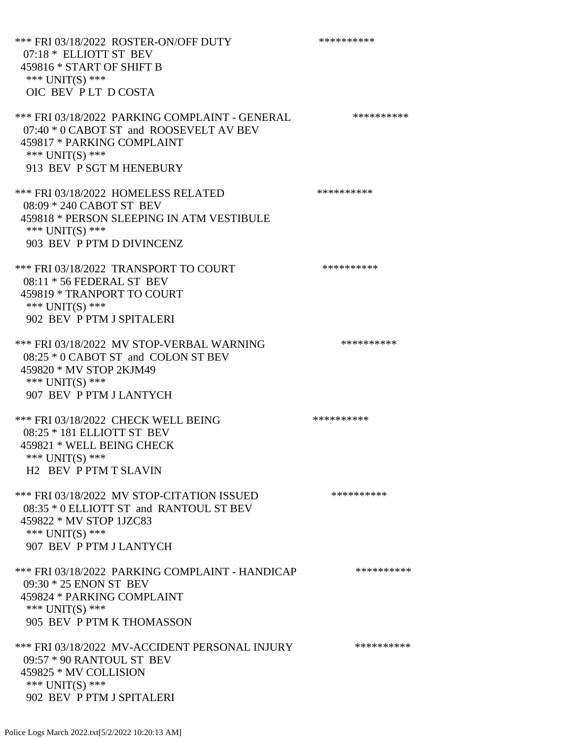*** FRI 03/18/2022 ROSTER-ON/OFF DUTY **********
07:18 * ELLIOTT ST BEV
459816 * START OF SHIFT B
*** UNIT(S) ***
OIC BEV P LT D COSTA

*** FRI 03/18/2022 PARKING COMPLAINT - GENERAL **********
07:40 * 0 CABOT ST and ROOSEVELT AV BEV
459817 * PARKING COMPLAINT
*** UNIT(S) ***
913 BEV P SGT M HENEBURY

*** FRI 03/18/2022 HOMELESS RELATED **********
08:09 * 240 CABOT ST BEV
459818 * PERSON SLEEPING IN ATM VESTIBULE
*** UNIT(S) ***
903 BEV P PTM D DIVINCENZ

*** FRI 03/18/2022 TRANSPORT TO COURT **********
08:11 * 56 FEDERAL ST BEV
459819 * TRANPORT TO COURT
*** UNIT(S) ***
902 BEV P PTM J SPITALERI

*** FRI 03/18/2022 MV STOP-VERBAL WARNING **********
08:25 * 0 CABOT ST and COLON ST BEV
459820 * MV STOP 2KJM49
*** UNIT(S) ***
907 BEV P PTM J LANTYCH

*** FRI 03/18/2022 CHECK WELL BEING **********
08:25 * 181 ELLIOTT ST BEV
459821 * WELL BEING CHECK
*** UNIT(S) ***
H2 BEV P PTM T SLAVIN

*** FRI 03/18/2022 MV STOP-CITATION ISSUED **********
08:35 * 0 ELLIOTT ST and RANTOUL ST BEV
459822 * MV STOP 1JZC83
*** UNIT(S) ***
907 BEV P PTM J LANTYCH

*** FRI 03/18/2022 PARKING COMPLAINT - HANDICAP **********
09:30 * 25 ENON ST BEV
459824 * PARKING COMPLAINT
*** UNIT(S) ***
905 BEV P PTM K THOMASSON

*** FRI 03/18/2022 MV-ACCIDENT PERSONAL INJURY **********
09:57 * 90 RANTOUL ST BEV
459825 * MV COLLISION
*** UNIT(S) ***
902 BEV P PTM J SPITALERI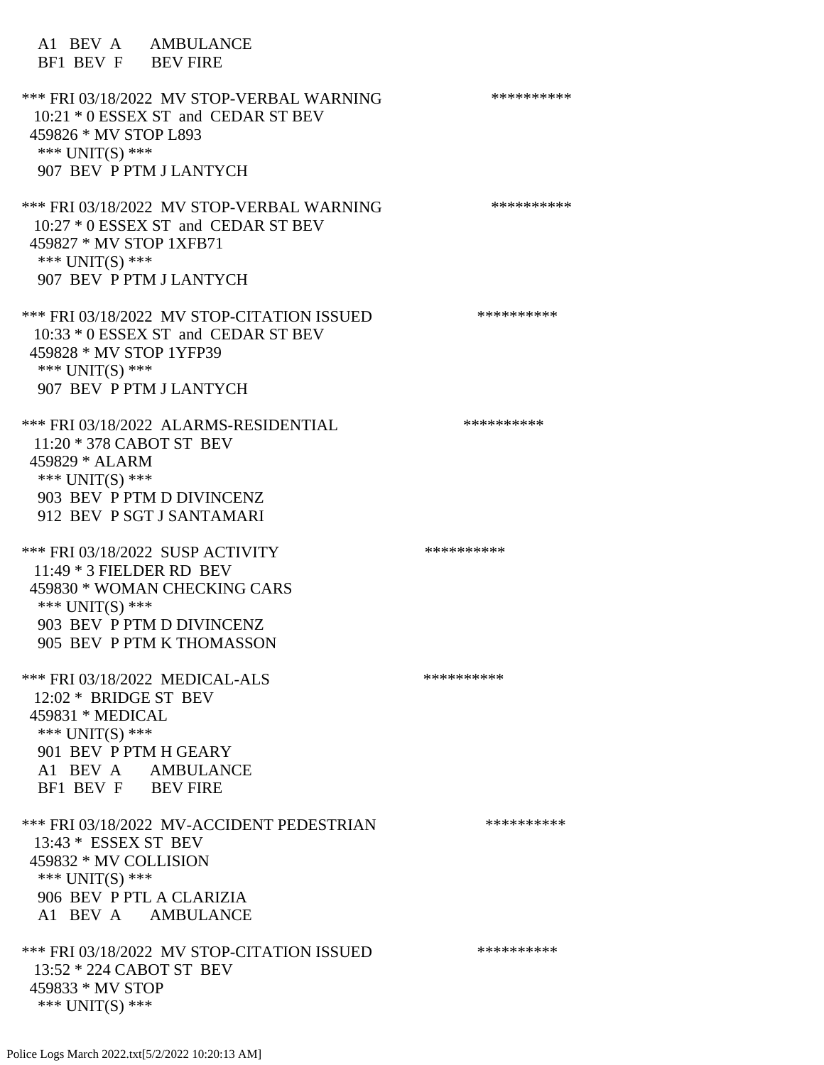A1 BEV A AMBULANCE
BF1 BEV F BEV FIRE

*** FRI 03/18/2022 MV STOP-VERBAL WARNING **********
10:21 * 0 ESSEX ST and CEDAR ST BEV
459826 * MV STOP L893
*** UNIT(S) ***
907 BEV P PTM J LANTYCH

*** FRI 03/18/2022 MV STOP-VERBAL WARNING **********
10:27 * 0 ESSEX ST and CEDAR ST BEV
459827 * MV STOP 1XFB71
*** UNIT(S) ***
907 BEV P PTM J LANTYCH

*** FRI 03/18/2022 MV STOP-CITATION ISSUED **********
10:33 * 0 ESSEX ST and CEDAR ST BEV
459828 * MV STOP 1YFP39
*** UNIT(S) ***
907 BEV P PTM J LANTYCH

*** FRI 03/18/2022 ALARMS-RESIDENTIAL **********
11:20 * 378 CABOT ST BEV
459829 * ALARM
*** UNIT(S) ***
903 BEV P PTM D DIVINCENZ
912 BEV P SGT J SANTAMARI

*** FRI 03/18/2022 SUSP ACTIVITY **********
11:49 * 3 FIELDER RD BEV
459830 * WOMAN CHECKING CARS
*** UNIT(S) ***
903 BEV P PTM D DIVINCENZ
905 BEV P PTM K THOMASSON

*** FRI 03/18/2022 MEDICAL-ALS **********
12:02 * BRIDGE ST BEV
459831 * MEDICAL
*** UNIT(S) ***
901 BEV P PTM H GEARY
A1 BEV A AMBULANCE
BF1 BEV F BEV FIRE

*** FRI 03/18/2022 MV-ACCIDENT PEDESTRIAN **********
13:43 * ESSEX ST BEV
459832 * MV COLLISION
*** UNIT(S) ***
906 BEV P PTL A CLARIZIA
A1 BEV A AMBULANCE

*** FRI 03/18/2022 MV STOP-CITATION ISSUED **********
13:52 * 224 CABOT ST BEV
459833 * MV STOP
*** UNIT(S) ***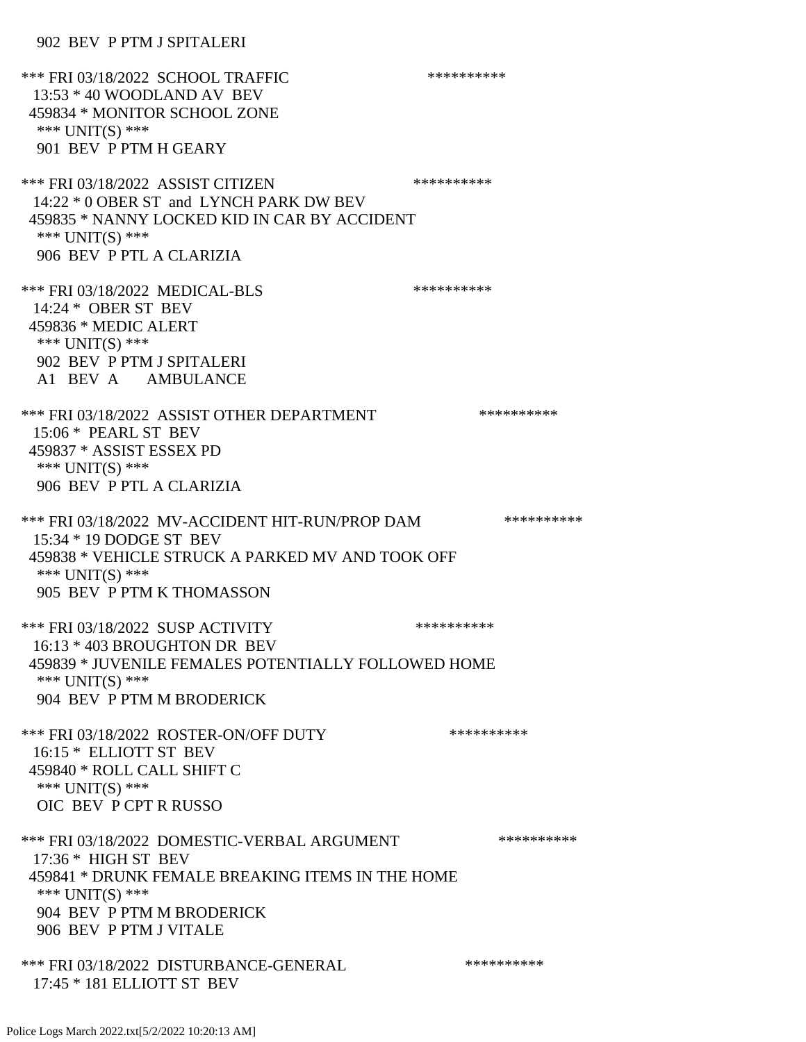902  BEV  P PTM J SPITALERI

*** FRI 03/18/2022  SCHOOL TRAFFIC                    **********
13:53 * 40 WOODLAND AV  BEV
459834 * MONITOR SCHOOL ZONE
*** UNIT(S) ***
901  BEV  P PTM H GEARY

*** FRI 03/18/2022  ASSIST CITIZEN                    **********
14:22 * 0 OBER ST  and  LYNCH PARK DW BEV
459835 * NANNY LOCKED KID IN CAR BY ACCIDENT
*** UNIT(S) ***
906  BEV  P PTL A CLARIZIA

*** FRI 03/18/2022  MEDICAL-BLS                    **********
14:24 *  OBER ST  BEV
459836 * MEDIC ALERT
*** UNIT(S) ***
902  BEV  P PTM J SPITALERI
A1   BEV  A      AMBULANCE

*** FRI 03/18/2022  ASSIST OTHER DEPARTMENT                    **********
15:06 *  PEARL ST  BEV
459837 * ASSIST ESSEX PD
*** UNIT(S) ***
906  BEV  P PTL A CLARIZIA

*** FRI 03/18/2022  MV-ACCIDENT HIT-RUN/PROP DAM                    **********
15:34 * 19 DODGE ST  BEV
459838 * VEHICLE STRUCK A PARKED MV AND TOOK OFF
*** UNIT(S) ***
905  BEV  P PTM K THOMASSON

*** FRI 03/18/2022  SUSP ACTIVITY                    **********
16:13 * 403 BROUGHTON DR  BEV
459839 * JUVENILE FEMALES POTENTIALLY FOLLOWED HOME
*** UNIT(S) ***
904  BEV  P PTM M BRODERICK

*** FRI 03/18/2022  ROSTER-ON/OFF DUTY                    **********
16:15 *  ELLIOTT ST  BEV
459840 * ROLL CALL SHIFT C
*** UNIT(S) ***
OIC  BEV  P CPT R RUSSO

*** FRI 03/18/2022  DOMESTIC-VERBAL ARGUMENT                    **********
17:36 *  HIGH ST  BEV
459841 * DRUNK FEMALE BREAKING ITEMS IN THE HOME
*** UNIT(S) ***
904  BEV  P PTM M BRODERICK
906  BEV  P PTM J VITALE

*** FRI 03/18/2022  DISTURBANCE-GENERAL                    **********
17:45 * 181 ELLIOTT ST  BEV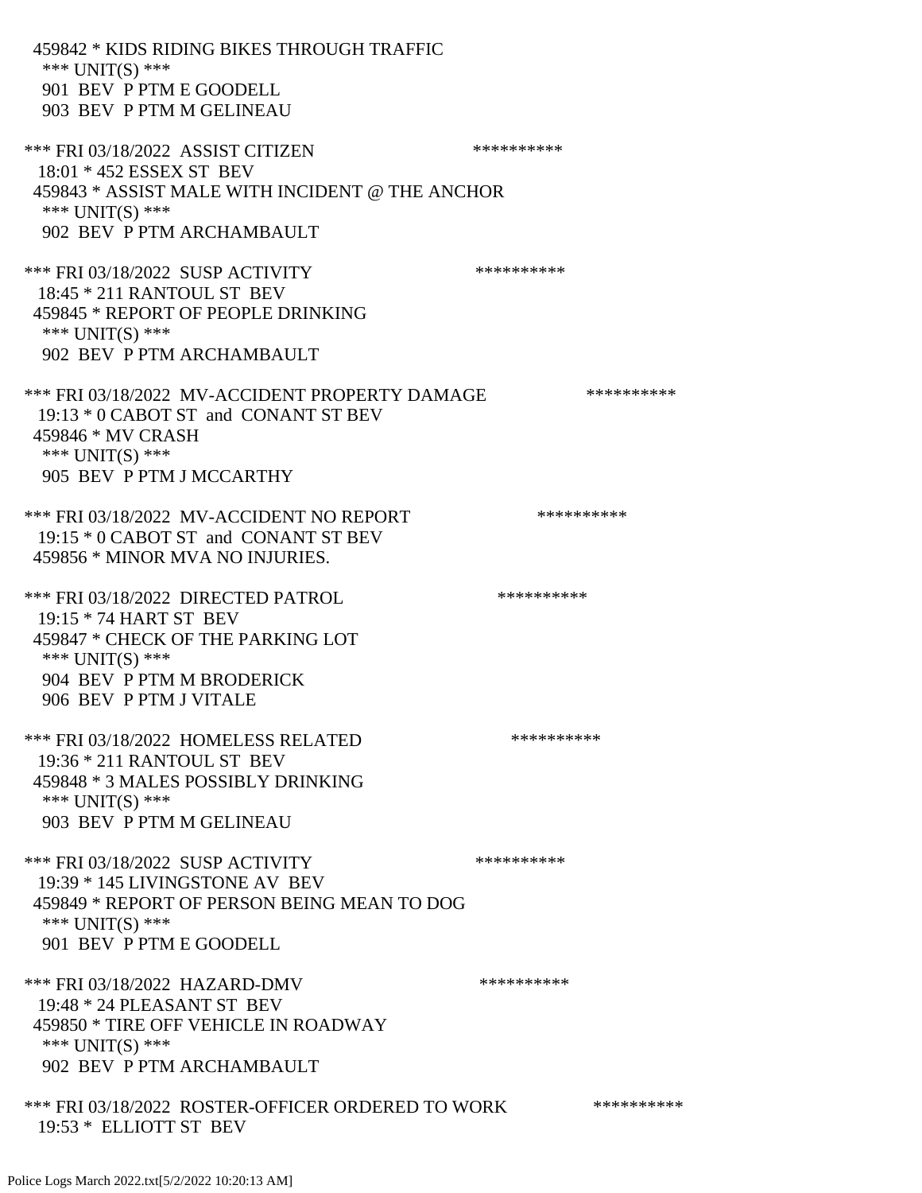459842 * KIDS RIDING BIKES THROUGH TRAFFIC
*** UNIT(S) ***
901 BEV P PTM E GOODELL
903 BEV P PTM M GELINEAU

*** FRI 03/18/2022 ASSIST CITIZEN **********
18:01 * 452 ESSEX ST BEV
459843 * ASSIST MALE WITH INCIDENT @ THE ANCHOR
*** UNIT(S) ***
902 BEV P PTM ARCHAMBAULT

*** FRI 03/18/2022 SUSP ACTIVITY **********
18:45 * 211 RANTOUL ST BEV
459845 * REPORT OF PEOPLE DRINKING
*** UNIT(S) ***
902 BEV P PTM ARCHAMBAULT

*** FRI 03/18/2022 MV-ACCIDENT PROPERTY DAMAGE **********
19:13 * 0 CABOT ST and CONANT ST BEV
459846 * MV CRASH
*** UNIT(S) ***
905 BEV P PTM J MCCARTHY

*** FRI 03/18/2022 MV-ACCIDENT NO REPORT **********
19:15 * 0 CABOT ST and CONANT ST BEV
459856 * MINOR MVA NO INJURIES.

*** FRI 03/18/2022 DIRECTED PATROL **********
19:15 * 74 HART ST BEV
459847 * CHECK OF THE PARKING LOT
*** UNIT(S) ***
904 BEV P PTM M BRODERICK
906 BEV P PTM J VITALE

*** FRI 03/18/2022 HOMELESS RELATED **********
19:36 * 211 RANTOUL ST BEV
459848 * 3 MALES POSSIBLY DRINKING
*** UNIT(S) ***
903 BEV P PTM M GELINEAU

*** FRI 03/18/2022 SUSP ACTIVITY **********
19:39 * 145 LIVINGSTONE AV BEV
459849 * REPORT OF PERSON BEING MEAN TO DOG
*** UNIT(S) ***
901 BEV P PTM E GOODELL

*** FRI 03/18/2022 HAZARD-DMV **********
19:48 * 24 PLEASANT ST BEV
459850 * TIRE OFF VEHICLE IN ROADWAY
*** UNIT(S) ***
902 BEV P PTM ARCHAMBAULT

*** FRI 03/18/2022 ROSTER-OFFICER ORDERED TO WORK **********
19:53 * ELLIOTT ST BEV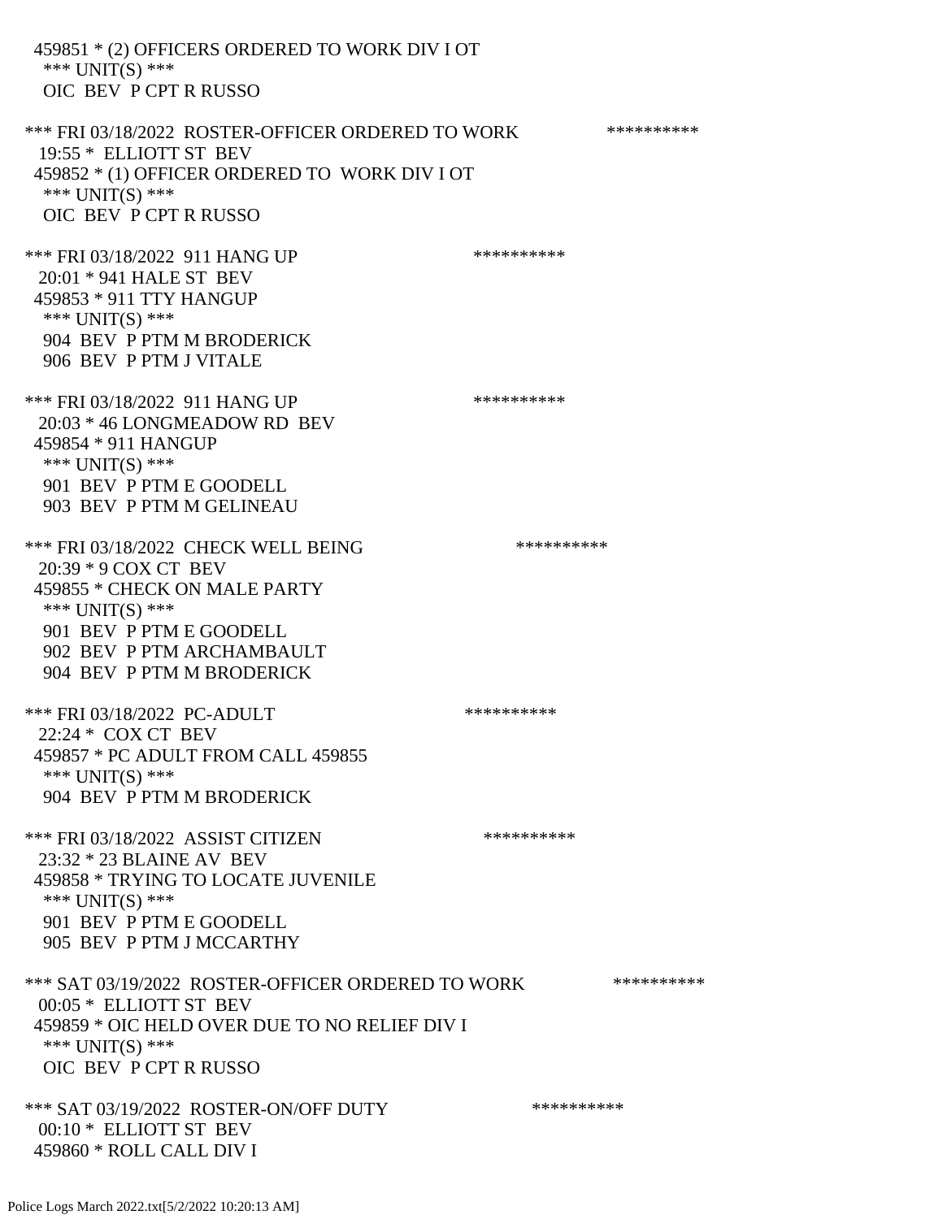459851 * (2) OFFICERS ORDERED TO WORK DIV I OT
*** UNIT(S) ***
OIC BEV P CPT R RUSSO

*** FRI 03/18/2022 ROSTER-OFFICER ORDERED TO WORK **********
19:55 * ELLIOTT ST BEV
459852 * (1) OFFICER ORDERED TO WORK DIV I OT
*** UNIT(S) ***
OIC BEV P CPT R RUSSO

*** FRI 03/18/2022 911 HANG UP **********
20:01 * 941 HALE ST BEV
459853 * 911 TTY HANGUP
*** UNIT(S) ***
904 BEV P PTM M BRODERICK
906 BEV P PTM J VITALE

*** FRI 03/18/2022 911 HANG UP **********
20:03 * 46 LONGMEADOW RD BEV
459854 * 911 HANGUP
*** UNIT(S) ***
901 BEV P PTM E GOODELL
903 BEV P PTM M GELINEAU

*** FRI 03/18/2022 CHECK WELL BEING **********
20:39 * 9 COX CT BEV
459855 * CHECK ON MALE PARTY
*** UNIT(S) ***
901 BEV P PTM E GOODELL
902 BEV P PTM ARCHAMBAULT
904 BEV P PTM M BRODERICK

*** FRI 03/18/2022 PC-ADULT **********
22:24 * COX CT BEV
459857 * PC ADULT FROM CALL 459855
*** UNIT(S) ***
904 BEV P PTM M BRODERICK

*** FRI 03/18/2022 ASSIST CITIZEN **********
23:32 * 23 BLAINE AV BEV
459858 * TRYING TO LOCATE JUVENILE
*** UNIT(S) ***
901 BEV P PTM E GOODELL
905 BEV P PTM J MCCARTHY

*** SAT 03/19/2022 ROSTER-OFFICER ORDERED TO WORK **********
00:05 * ELLIOTT ST BEV
459859 * OIC HELD OVER DUE TO NO RELIEF DIV I
*** UNIT(S) ***
OIC BEV P CPT R RUSSO

*** SAT 03/19/2022 ROSTER-ON/OFF DUTY **********
00:10 * ELLIOTT ST BEV
459860 * ROLL CALL DIV I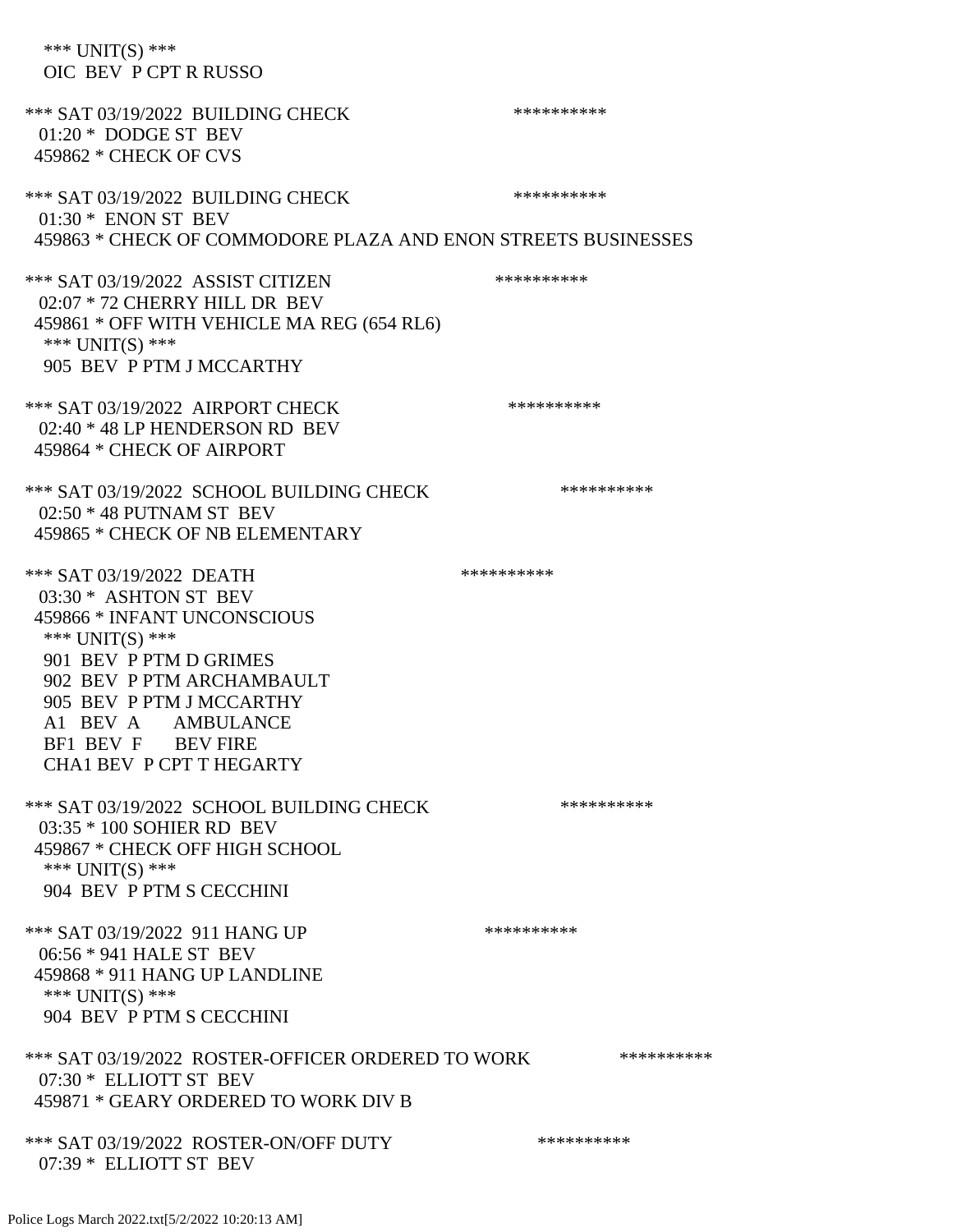\*\*\* UNIT(S) \*\*\*
OIC BEV P CPT R RUSSO

\*\*\* SAT 03/19/2022 BUILDING CHECK \*\*\*\*\*\*\*\*\*\*
01:20 \* DODGE ST BEV
459862 \* CHECK OF CVS

\*\*\* SAT 03/19/2022 BUILDING CHECK \*\*\*\*\*\*\*\*\*\*
01:30 \* ENON ST BEV
459863 \* CHECK OF COMMODORE PLAZA AND ENON STREETS BUSINESSES

\*\*\* SAT 03/19/2022 ASSIST CITIZEN \*\*\*\*\*\*\*\*\*\*
02:07 \* 72 CHERRY HILL DR BEV
459861 \* OFF WITH VEHICLE MA REG (654 RL6)
\*\*\* UNIT(S) \*\*\*
905 BEV P PTM J MCCARTHY

\*\*\* SAT 03/19/2022 AIRPORT CHECK \*\*\*\*\*\*\*\*\*\*
02:40 \* 48 LP HENDERSON RD BEV
459864 \* CHECK OF AIRPORT

\*\*\* SAT 03/19/2022 SCHOOL BUILDING CHECK \*\*\*\*\*\*\*\*\*\*
02:50 \* 48 PUTNAM ST BEV
459865 \* CHECK OF NB ELEMENTARY

\*\*\* SAT 03/19/2022 DEATH \*\*\*\*\*\*\*\*\*\*
03:30 \* ASHTON ST BEV
459866 \* INFANT UNCONSCIOUS
\*\*\* UNIT(S) \*\*\*
901 BEV P PTM D GRIMES
902 BEV P PTM ARCHAMBAULT
905 BEV P PTM J MCCARTHY
A1 BEV A AMBULANCE
BF1 BEV F BEV FIRE
CHA1 BEV P CPT T HEGARTY

\*\*\* SAT 03/19/2022 SCHOOL BUILDING CHECK \*\*\*\*\*\*\*\*\*\*
03:35 \* 100 SOHIER RD BEV
459867 \* CHECK OFF HIGH SCHOOL
\*\*\* UNIT(S) \*\*\*
904 BEV P PTM S CECCHINI

\*\*\* SAT 03/19/2022 911 HANG UP \*\*\*\*\*\*\*\*\*\*
06:56 \* 941 HALE ST BEV
459868 \* 911 HANG UP LANDLINE
\*\*\* UNIT(S) \*\*\*
904 BEV P PTM S CECCHINI

\*\*\* SAT 03/19/2022 ROSTER-OFFICER ORDERED TO WORK \*\*\*\*\*\*\*\*\*\*
07:30 \* ELLIOTT ST BEV
459871 \* GEARY ORDERED TO WORK DIV B

\*\*\* SAT 03/19/2022 ROSTER-ON/OFF DUTY \*\*\*\*\*\*\*\*\*\*
07:39 \* ELLIOTT ST BEV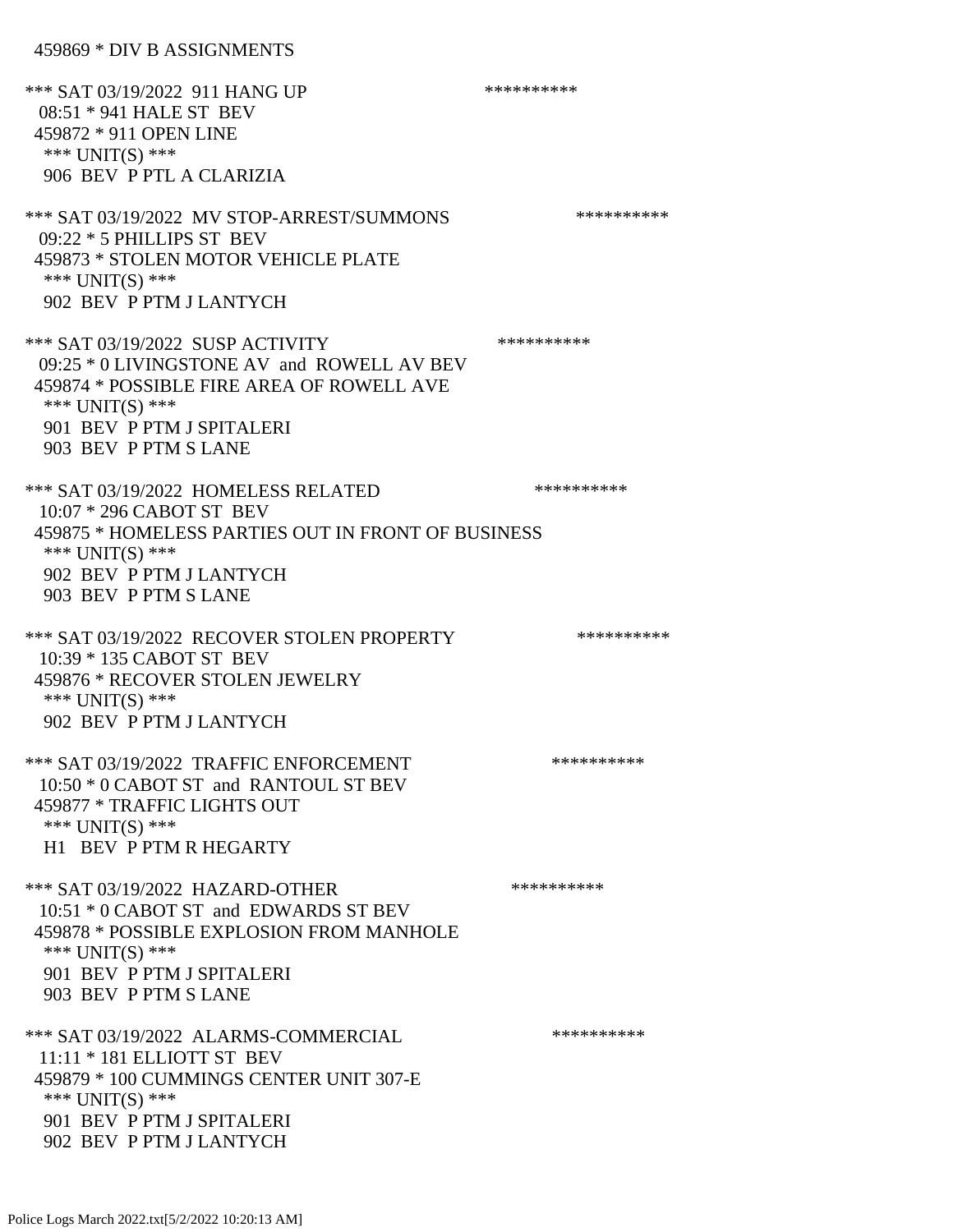459869 * DIV B ASSIGNMENTS

*** SAT 03/19/2022 911 HANG UP **********
08:51 * 941 HALE ST BEV
459872 * 911 OPEN LINE
*** UNIT(S) ***
906 BEV P PTL A CLARIZIA

*** SAT 03/19/2022 MV STOP-ARREST/SUMMONS **********
09:22 * 5 PHILLIPS ST BEV
459873 * STOLEN MOTOR VEHICLE PLATE
*** UNIT(S) ***
902 BEV P PTM J LANTYCH

*** SAT 03/19/2022 SUSP ACTIVITY **********
09:25 * 0 LIVINGSTONE AV and ROWELL AV BEV
459874 * POSSIBLE FIRE AREA OF ROWELL AVE
*** UNIT(S) ***
901 BEV P PTM J SPITALERI
903 BEV P PTM S LANE

*** SAT 03/19/2022 HOMELESS RELATED **********
10:07 * 296 CABOT ST BEV
459875 * HOMELESS PARTIES OUT IN FRONT OF BUSINESS
*** UNIT(S) ***
902 BEV P PTM J LANTYCH
903 BEV P PTM S LANE

*** SAT 03/19/2022 RECOVER STOLEN PROPERTY **********
10:39 * 135 CABOT ST BEV
459876 * RECOVER STOLEN JEWELRY
*** UNIT(S) ***
902 BEV P PTM J LANTYCH

*** SAT 03/19/2022 TRAFFIC ENFORCEMENT **********
10:50 * 0 CABOT ST and RANTOUL ST BEV
459877 * TRAFFIC LIGHTS OUT
*** UNIT(S) ***
H1 BEV P PTM R HEGARTY

*** SAT 03/19/2022 HAZARD-OTHER **********
10:51 * 0 CABOT ST and EDWARDS ST BEV
459878 * POSSIBLE EXPLOSION FROM MANHOLE
*** UNIT(S) ***
901 BEV P PTM J SPITALERI
903 BEV P PTM S LANE

*** SAT 03/19/2022 ALARMS-COMMERCIAL **********
11:11 * 181 ELLIOTT ST BEV
459879 * 100 CUMMINGS CENTER UNIT 307-E
*** UNIT(S) ***
901 BEV P PTM J SPITALERI
902 BEV P PTM J LANTYCH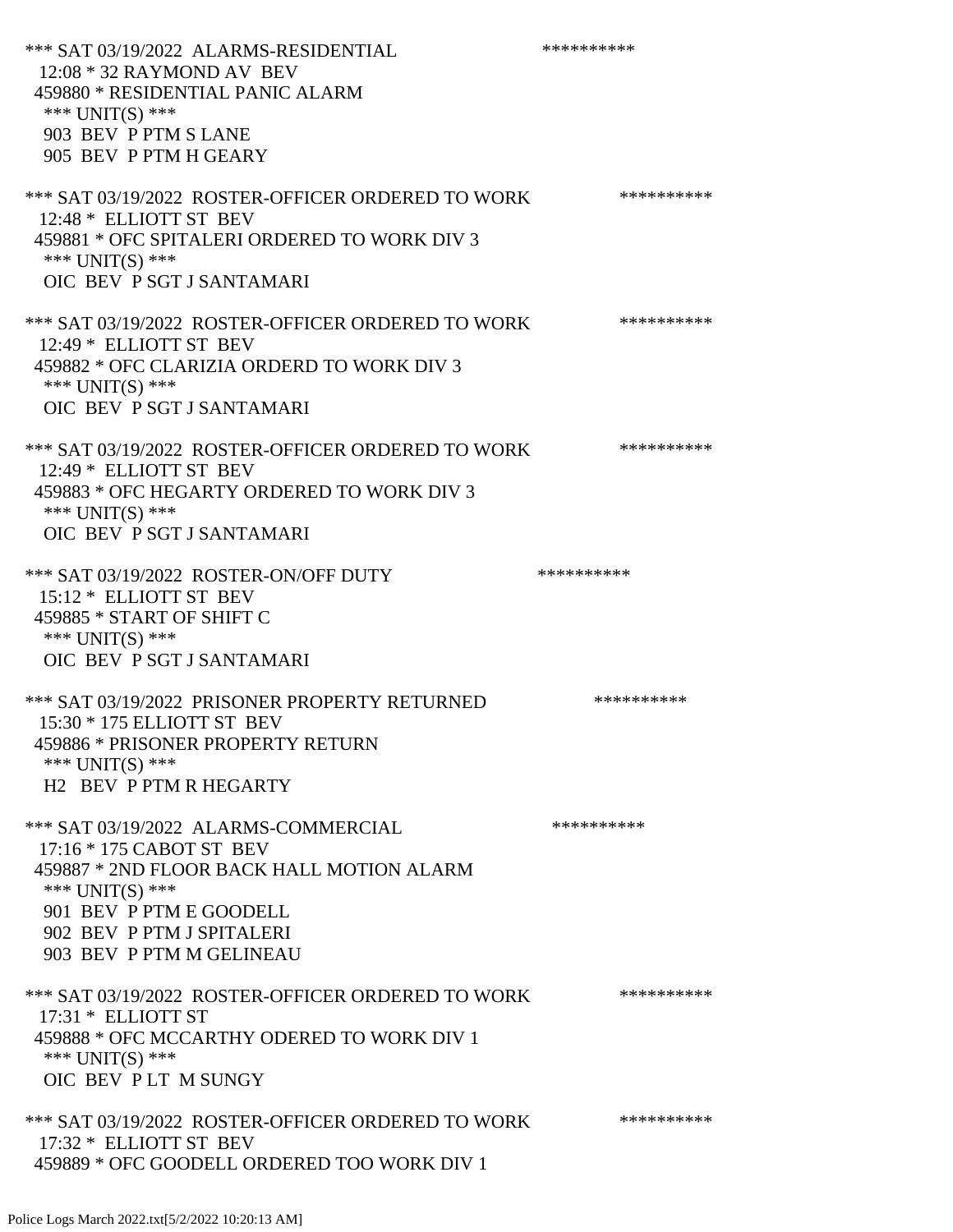*** SAT 03/19/2022 ALARMS-RESIDENTIAL **********
12:08 * 32 RAYMOND AV BEV
459880 * RESIDENTIAL PANIC ALARM
*** UNIT(S) ***
903 BEV P PTM S LANE
905 BEV P PTM H GEARY

*** SAT 03/19/2022 ROSTER-OFFICER ORDERED TO WORK **********
12:48 * ELLIOTT ST BEV
459881 * OFC SPITALERI ORDERED TO WORK DIV 3
*** UNIT(S) ***
OIC BEV P SGT J SANTAMARI

*** SAT 03/19/2022 ROSTER-OFFICER ORDERED TO WORK **********
12:49 * ELLIOTT ST BEV
459882 * OFC CLARIZIA ORDERD TO WORK DIV 3
*** UNIT(S) ***
OIC BEV P SGT J SANTAMARI

*** SAT 03/19/2022 ROSTER-OFFICER ORDERED TO WORK **********
12:49 * ELLIOTT ST BEV
459883 * OFC HEGARTY ORDERED TO WORK DIV 3
*** UNIT(S) ***
OIC BEV P SGT J SANTAMARI

*** SAT 03/19/2022 ROSTER-ON/OFF DUTY **********
15:12 * ELLIOTT ST BEV
459885 * START OF SHIFT C
*** UNIT(S) ***
OIC BEV P SGT J SANTAMARI

*** SAT 03/19/2022 PRISONER PROPERTY RETURNED **********
15:30 * 175 ELLIOTT ST BEV
459886 * PRISONER PROPERTY RETURN
*** UNIT(S) ***
H2 BEV P PTM R HEGARTY

*** SAT 03/19/2022 ALARMS-COMMERCIAL **********
17:16 * 175 CABOT ST BEV
459887 * 2ND FLOOR BACK HALL MOTION ALARM
*** UNIT(S) ***
901 BEV P PTM E GOODELL
902 BEV P PTM J SPITALERI
903 BEV P PTM M GELINEAU

*** SAT 03/19/2022 ROSTER-OFFICER ORDERED TO WORK **********
17:31 * ELLIOTT ST
459888 * OFC MCCARTHY ODERED TO WORK DIV 1
*** UNIT(S) ***
OIC BEV P LT M SUNGY

*** SAT 03/19/2022 ROSTER-OFFICER ORDERED TO WORK **********
17:32 * ELLIOTT ST BEV
459889 * OFC GOODELL ORDERED TOO WORK DIV 1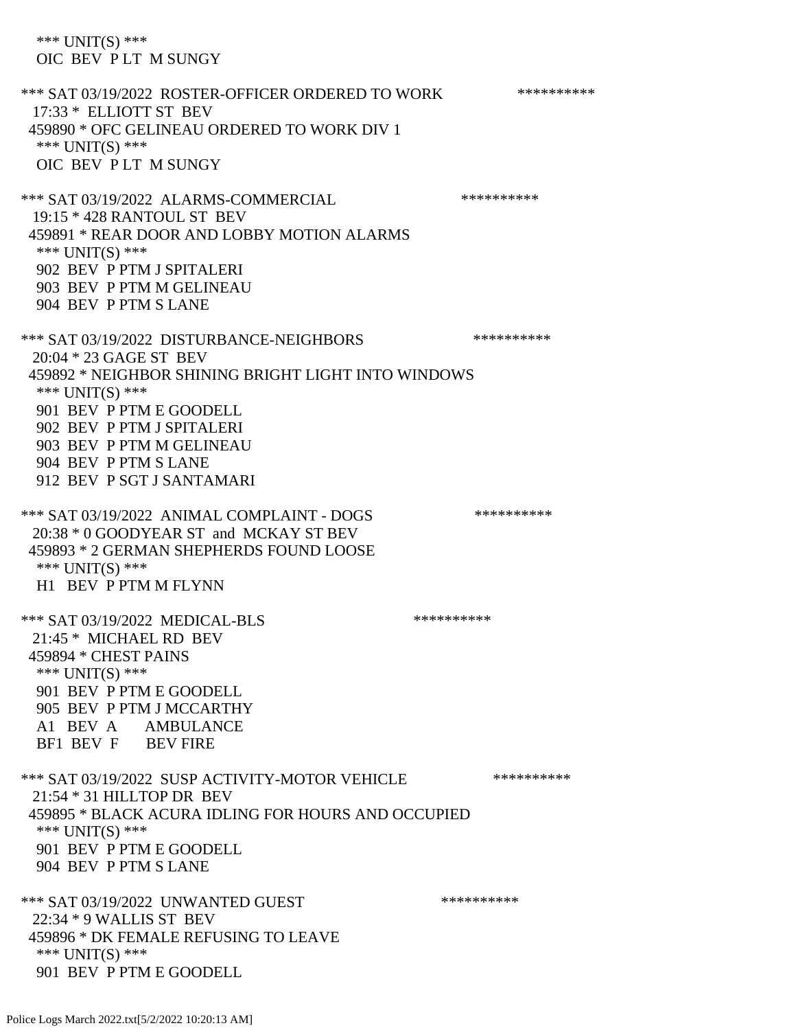*** UNIT(S) ***
OIC BEV P LT M SUNGY

*** SAT 03/19/2022 ROSTER-OFFICER ORDERED TO WORK **********
17:33 * ELLIOTT ST BEV
459890 * OFC GELINEAU ORDERED TO WORK DIV 1
*** UNIT(S) ***
OIC BEV P LT M SUNGY

*** SAT 03/19/2022 ALARMS-COMMERCIAL **********
19:15 * 428 RANTOUL ST BEV
459891 * REAR DOOR AND LOBBY MOTION ALARMS
*** UNIT(S) ***
902 BEV P PTM J SPITALERI
903 BEV P PTM M GELINEAU
904 BEV P PTM S LANE

*** SAT 03/19/2022 DISTURBANCE-NEIGHBORS **********
20:04 * 23 GAGE ST BEV
459892 * NEIGHBOR SHINING BRIGHT LIGHT INTO WINDOWS
*** UNIT(S) ***
901 BEV P PTM E GOODELL
902 BEV P PTM J SPITALERI
903 BEV P PTM M GELINEAU
904 BEV P PTM S LANE
912 BEV P SGT J SANTAMARI

*** SAT 03/19/2022 ANIMAL COMPLAINT - DOGS **********
20:38 * 0 GOODYEAR ST and MCKAY ST BEV
459893 * 2 GERMAN SHEPHERDS FOUND LOOSE
*** UNIT(S) ***
H1 BEV P PTM M FLYNN

*** SAT 03/19/2022 MEDICAL-BLS **********
21:45 * MICHAEL RD BEV
459894 * CHEST PAINS
*** UNIT(S) ***
901 BEV P PTM E GOODELL
905 BEV P PTM J MCCARTHY
A1 BEV A AMBULANCE
BF1 BEV F BEV FIRE

*** SAT 03/19/2022 SUSP ACTIVITY-MOTOR VEHICLE **********
21:54 * 31 HILLTOP DR BEV
459895 * BLACK ACURA IDLING FOR HOURS AND OCCUPIED
*** UNIT(S) ***
901 BEV P PTM E GOODELL
904 BEV P PTM S LANE

*** SAT 03/19/2022 UNWANTED GUEST **********
22:34 * 9 WALLIS ST BEV
459896 * DK FEMALE REFUSING TO LEAVE
*** UNIT(S) ***
901 BEV P PTM E GOODELL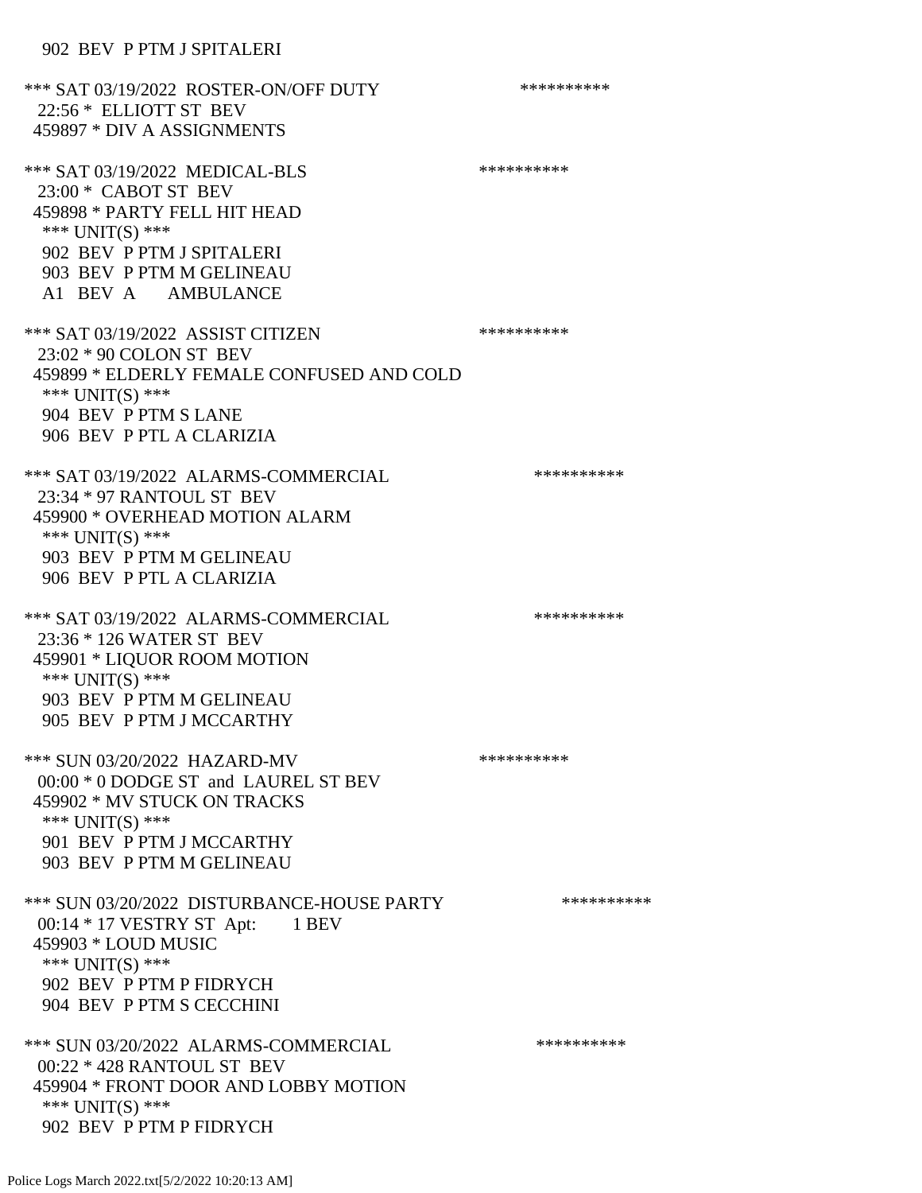902 BEV P PTM J SPITALERI

*** SAT 03/19/2022 ROSTER-ON/OFF DUTY **********
22:56 * ELLIOTT ST BEV
459897 * DIV A ASSIGNMENTS

*** SAT 03/19/2022 MEDICAL-BLS **********
23:00 * CABOT ST BEV
459898 * PARTY FELL HIT HEAD
*** UNIT(S) ***
902 BEV P PTM J SPITALERI
903 BEV P PTM M GELINEAU
A1 BEV A AMBULANCE

*** SAT 03/19/2022 ASSIST CITIZEN **********
23:02 * 90 COLON ST BEV
459899 * ELDERLY FEMALE CONFUSED AND COLD
*** UNIT(S) ***
904 BEV P PTM S LANE
906 BEV P PTL A CLARIZIA

*** SAT 03/19/2022 ALARMS-COMMERCIAL **********
23:34 * 97 RANTOUL ST BEV
459900 * OVERHEAD MOTION ALARM
*** UNIT(S) ***
903 BEV P PTM M GELINEAU
906 BEV P PTL A CLARIZIA

*** SAT 03/19/2022 ALARMS-COMMERCIAL **********
23:36 * 126 WATER ST BEV
459901 * LIQUOR ROOM MOTION
*** UNIT(S) ***
903 BEV P PTM M GELINEAU
905 BEV P PTM J MCCARTHY

*** SUN 03/20/2022 HAZARD-MV **********
00:00 * 0 DODGE ST and LAUREL ST BEV
459902 * MV STUCK ON TRACKS
*** UNIT(S) ***
901 BEV P PTM J MCCARTHY
903 BEV P PTM M GELINEAU

*** SUN 03/20/2022 DISTURBANCE-HOUSE PARTY **********
00:14 * 17 VESTRY ST Apt: 1 BEV
459903 * LOUD MUSIC
*** UNIT(S) ***
902 BEV P PTM P FIDRYCH
904 BEV P PTM S CECCHINI

*** SUN 03/20/2022 ALARMS-COMMERCIAL **********
00:22 * 428 RANTOUL ST BEV
459904 * FRONT DOOR AND LOBBY MOTION
*** UNIT(S) ***
902 BEV P PTM P FIDRYCH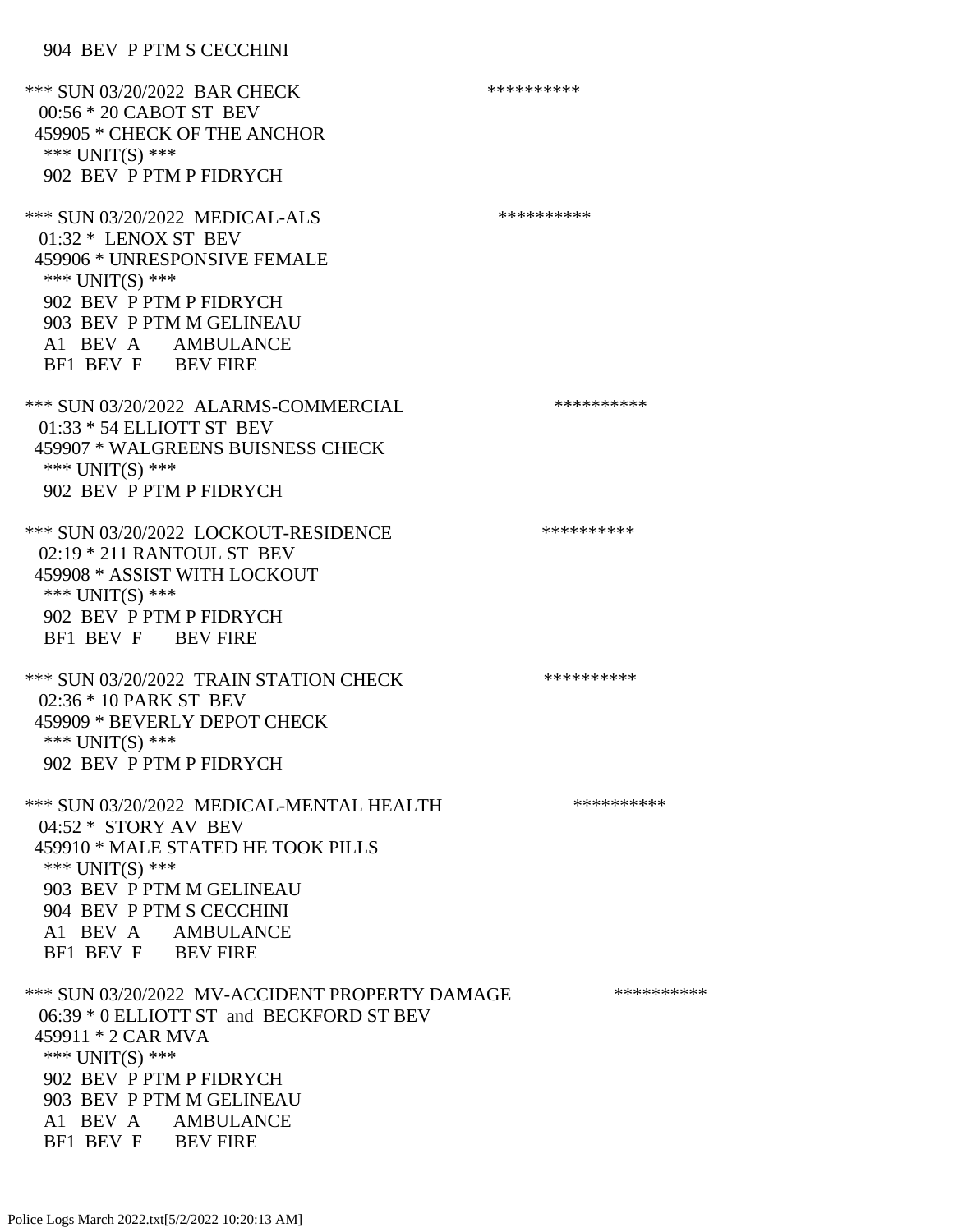904 BEV P PTM S CECCHINI

*** SUN 03/20/2022 BAR CHECK **********
00:56 * 20 CABOT ST BEV
459905 * CHECK OF THE ANCHOR
*** UNIT(S) ***
902 BEV P PTM P FIDRYCH

*** SUN 03/20/2022 MEDICAL-ALS **********
01:32 * LENOX ST BEV
459906 * UNRESPONSIVE FEMALE
*** UNIT(S) ***
902 BEV P PTM P FIDRYCH
903 BEV P PTM M GELINEAU
A1 BEV A AMBULANCE
BF1 BEV F BEV FIRE

*** SUN 03/20/2022 ALARMS-COMMERCIAL **********
01:33 * 54 ELLIOTT ST BEV
459907 * WALGREENS BUISNESS CHECK
*** UNIT(S) ***
902 BEV P PTM P FIDRYCH

*** SUN 03/20/2022 LOCKOUT-RESIDENCE **********
02:19 * 211 RANTOUL ST BEV
459908 * ASSIST WITH LOCKOUT
*** UNIT(S) ***
902 BEV P PTM P FIDRYCH
BF1 BEV F BEV FIRE

*** SUN 03/20/2022 TRAIN STATION CHECK **********
02:36 * 10 PARK ST BEV
459909 * BEVERLY DEPOT CHECK
*** UNIT(S) ***
902 BEV P PTM P FIDRYCH

*** SUN 03/20/2022 MEDICAL-MENTAL HEALTH **********
04:52 * STORY AV BEV
459910 * MALE STATED HE TOOK PILLS
*** UNIT(S) ***
903 BEV P PTM M GELINEAU
904 BEV P PTM S CECCHINI
A1 BEV A AMBULANCE
BF1 BEV F BEV FIRE

*** SUN 03/20/2022 MV-ACCIDENT PROPERTY DAMAGE **********
06:39 * 0 ELLIOTT ST and BECKFORD ST BEV
459911 * 2 CAR MVA
*** UNIT(S) ***
902 BEV P PTM P FIDRYCH
903 BEV P PTM M GELINEAU
A1 BEV A AMBULANCE
BF1 BEV F BEV FIRE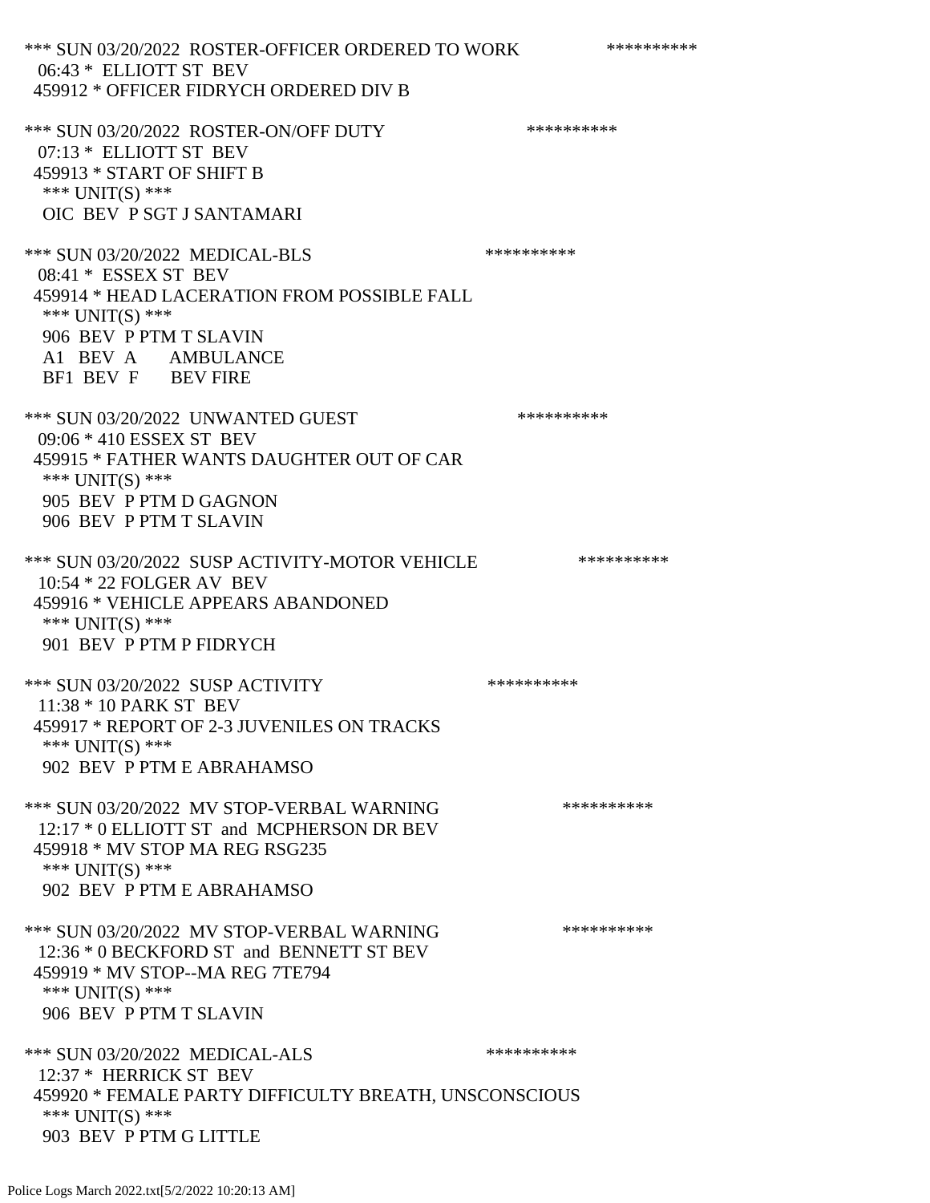*** SUN 03/20/2022 ROSTER-OFFICER ORDERED TO WORK **********
06:43 * ELLIOTT ST BEV
459912 * OFFICER FIDRYCH ORDERED DIV B

*** SUN 03/20/2022 ROSTER-ON/OFF DUTY **********
07:13 * ELLIOTT ST BEV
459913 * START OF SHIFT B
*** UNIT(S) ***
OIC BEV P SGT J SANTAMARI

*** SUN 03/20/2022 MEDICAL-BLS **********
08:41 * ESSEX ST BEV
459914 * HEAD LACERATION FROM POSSIBLE FALL
*** UNIT(S) ***
906 BEV P PTM T SLAVIN
A1 BEV A AMBULANCE
BF1 BEV F BEV FIRE

*** SUN 03/20/2022 UNWANTED GUEST **********
09:06 * 410 ESSEX ST BEV
459915 * FATHER WANTS DAUGHTER OUT OF CAR
*** UNIT(S) ***
905 BEV P PTM D GAGNON
906 BEV P PTM T SLAVIN

*** SUN 03/20/2022 SUSP ACTIVITY-MOTOR VEHICLE **********
10:54 * 22 FOLGER AV BEV
459916 * VEHICLE APPEARS ABANDONED
*** UNIT(S) ***
901 BEV P PTM P FIDRYCH

*** SUN 03/20/2022 SUSP ACTIVITY **********
11:38 * 10 PARK ST BEV
459917 * REPORT OF 2-3 JUVENILES ON TRACKS
*** UNIT(S) ***
902 BEV P PTM E ABRAHAMSO

*** SUN 03/20/2022 MV STOP-VERBAL WARNING **********
12:17 * 0 ELLIOTT ST and MCPHERSON DR BEV
459918 * MV STOP MA REG RSG235
*** UNIT(S) ***
902 BEV P PTM E ABRAHAMSO

*** SUN 03/20/2022 MV STOP-VERBAL WARNING **********
12:36 * 0 BECKFORD ST and BENNETT ST BEV
459919 * MV STOP--MA REG 7TE794
*** UNIT(S) ***
906 BEV P PTM T SLAVIN

*** SUN 03/20/2022 MEDICAL-ALS **********
12:37 * HERRICK ST BEV
459920 * FEMALE PARTY DIFFICULTY BREATH, UNSCONSCIOUS
*** UNIT(S) ***
903 BEV P PTM G LITTLE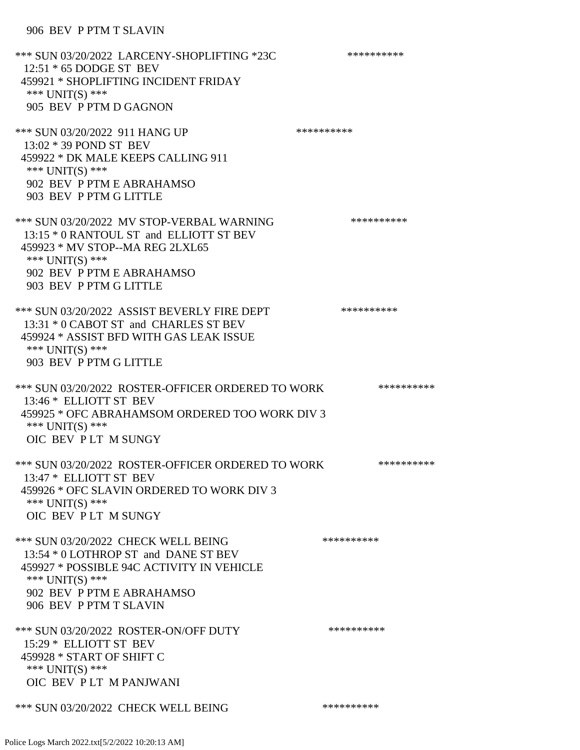906 BEV P PTM T SLAVIN

*** SUN 03/20/2022 LARCENY-SHOPLIFTING *23C **********
12:51 * 65 DODGE ST BEV
459921 * SHOPLIFTING INCIDENT FRIDAY
*** UNIT(S) ***
905 BEV P PTM D GAGNON

*** SUN 03/20/2022 911 HANG UP **********
13:02 * 39 POND ST BEV
459922 * DK MALE KEEPS CALLING 911
*** UNIT(S) ***
902 BEV P PTM E ABRAHAMSO
903 BEV P PTM G LITTLE

*** SUN 03/20/2022 MV STOP-VERBAL WARNING **********
13:15 * 0 RANTOUL ST and ELLIOTT ST BEV
459923 * MV STOP--MA REG 2LXL65
*** UNIT(S) ***
902 BEV P PTM E ABRAHAMSO
903 BEV P PTM G LITTLE

*** SUN 03/20/2022 ASSIST BEVERLY FIRE DEPT **********
13:31 * 0 CABOT ST and CHARLES ST BEV
459924 * ASSIST BFD WITH GAS LEAK ISSUE
*** UNIT(S) ***
903 BEV P PTM G LITTLE

*** SUN 03/20/2022 ROSTER-OFFICER ORDERED TO WORK **********
13:46 * ELLIOTT ST BEV
459925 * OFC ABRAHAMSOM ORDERED TOO WORK DIV 3
*** UNIT(S) ***
OIC BEV P LT M SUNGY

*** SUN 03/20/2022 ROSTER-OFFICER ORDERED TO WORK **********
13:47 * ELLIOTT ST BEV
459926 * OFC SLAVIN ORDERED TO WORK DIV 3
*** UNIT(S) ***
OIC BEV P LT M SUNGY

*** SUN 03/20/2022 CHECK WELL BEING **********
13:54 * 0 LOTHROP ST and DANE ST BEV
459927 * POSSIBLE 94C ACTIVITY IN VEHICLE
*** UNIT(S) ***
902 BEV P PTM E ABRAHAMSO
906 BEV P PTM T SLAVIN

*** SUN 03/20/2022 ROSTER-ON/OFF DUTY **********
15:29 * ELLIOTT ST BEV
459928 * START OF SHIFT C
*** UNIT(S) ***
OIC BEV P LT M PANJWANI

*** SUN 03/20/2022 CHECK WELL BEING **********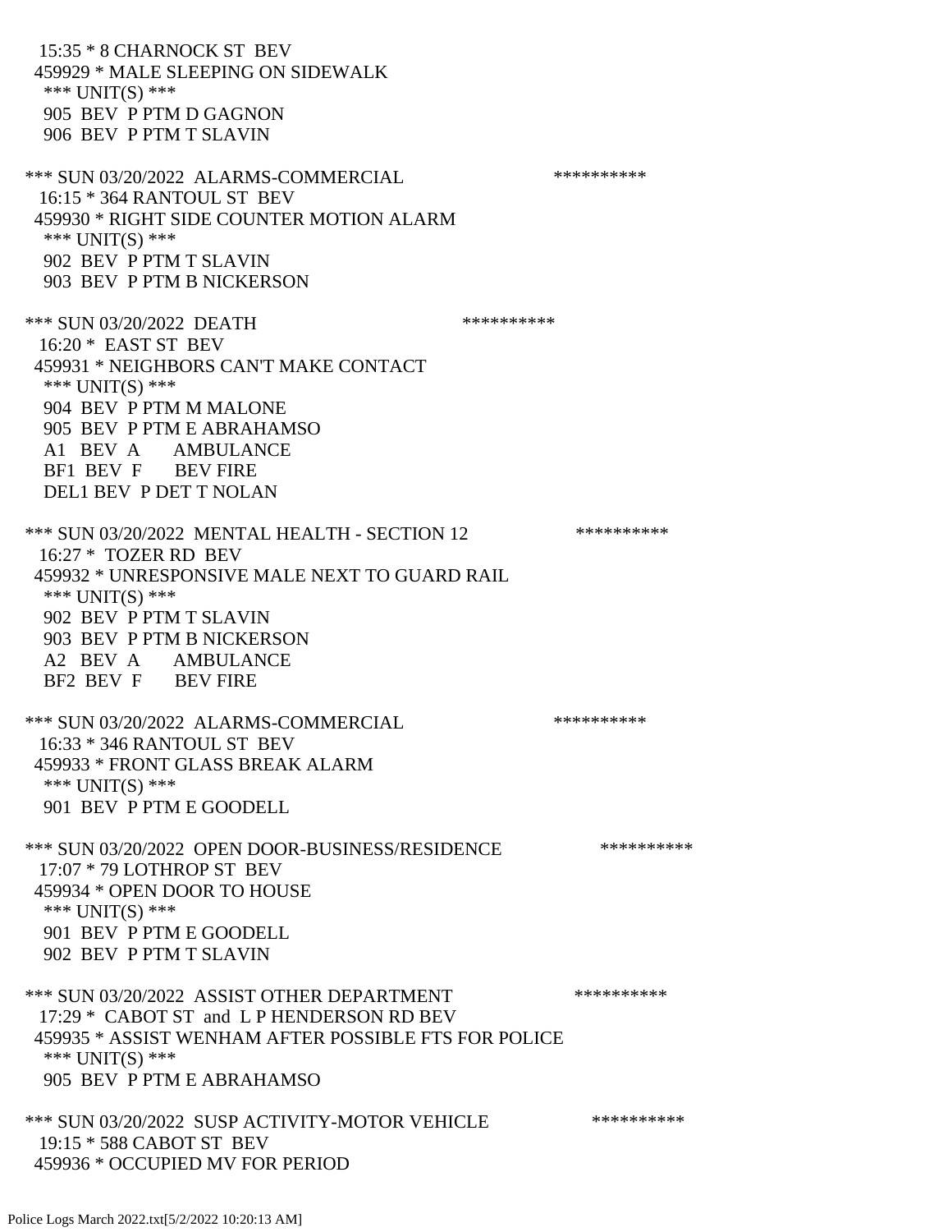15:35 * 8 CHARNOCK ST BEV
459929 * MALE SLEEPING ON SIDEWALK
*** UNIT(S) ***
905 BEV P PTM D GAGNON
906 BEV P PTM T SLAVIN

*** SUN 03/20/2022 ALARMS-COMMERCIAL **********
16:15 * 364 RANTOUL ST BEV
459930 * RIGHT SIDE COUNTER MOTION ALARM
*** UNIT(S) ***
902 BEV P PTM T SLAVIN
903 BEV P PTM B NICKERSON

*** SUN 03/20/2022 DEATH **********
16:20 * EAST ST BEV
459931 * NEIGHBORS CAN'T MAKE CONTACT
*** UNIT(S) ***
904 BEV P PTM M MALONE
905 BEV P PTM E ABRAHAMSO
A1 BEV A AMBULANCE
BF1 BEV F BEV FIRE
DEL1 BEV P DET T NOLAN

*** SUN 03/20/2022 MENTAL HEALTH - SECTION 12 **********
16:27 * TOZER RD BEV
459932 * UNRESPONSIVE MALE NEXT TO GUARD RAIL
*** UNIT(S) ***
902 BEV P PTM T SLAVIN
903 BEV P PTM B NICKERSON
A2 BEV A AMBULANCE
BF2 BEV F BEV FIRE

*** SUN 03/20/2022 ALARMS-COMMERCIAL **********
16:33 * 346 RANTOUL ST BEV
459933 * FRONT GLASS BREAK ALARM
*** UNIT(S) ***
901 BEV P PTM E GOODELL

*** SUN 03/20/2022 OPEN DOOR-BUSINESS/RESIDENCE **********
17:07 * 79 LOTHROP ST BEV
459934 * OPEN DOOR TO HOUSE
*** UNIT(S) ***
901 BEV P PTM E GOODELL
902 BEV P PTM T SLAVIN

*** SUN 03/20/2022 ASSIST OTHER DEPARTMENT **********
17:29 * CABOT ST and L P HENDERSON RD BEV
459935 * ASSIST WENHAM AFTER POSSIBLE FTS FOR POLICE
*** UNIT(S) ***
905 BEV P PTM E ABRAHAMSO

*** SUN 03/20/2022 SUSP ACTIVITY-MOTOR VEHICLE **********
19:15 * 588 CABOT ST BEV
459936 * OCCUPIED MV FOR PERIOD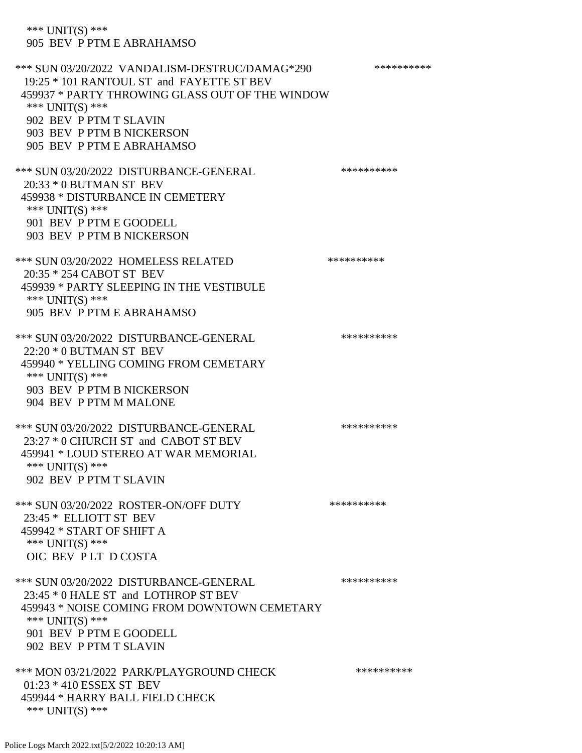*** UNIT(S) ***
905 BEV P PTM E ABRAHAMSO

*** SUN 03/20/2022 VANDALISM-DESTRUC/DAMAG*290 **********
19:25 * 101 RANTOUL ST and FAYETTE ST BEV
459937 * PARTY THROWING GLASS OUT OF THE WINDOW
*** UNIT(S) ***
902 BEV P PTM T SLAVIN
903 BEV P PTM B NICKERSON
905 BEV P PTM E ABRAHAMSO

*** SUN 03/20/2022 DISTURBANCE-GENERAL **********
20:33 * 0 BUTMAN ST BEV
459938 * DISTURBANCE IN CEMETERY
*** UNIT(S) ***
901 BEV P PTM E GOODELL
903 BEV P PTM B NICKERSON

*** SUN 03/20/2022 HOMELESS RELATED **********
20:35 * 254 CABOT ST BEV
459939 * PARTY SLEEPING IN THE VESTIBULE
*** UNIT(S) ***
905 BEV P PTM E ABRAHAMSO

*** SUN 03/20/2022 DISTURBANCE-GENERAL **********
22:20 * 0 BUTMAN ST BEV
459940 * YELLING COMING FROM CEMETARY
*** UNIT(S) ***
903 BEV P PTM B NICKERSON
904 BEV P PTM M MALONE

*** SUN 03/20/2022 DISTURBANCE-GENERAL **********
23:27 * 0 CHURCH ST and CABOT ST BEV
459941 * LOUD STEREO AT WAR MEMORIAL
*** UNIT(S) ***
902 BEV P PTM T SLAVIN

*** SUN 03/20/2022 ROSTER-ON/OFF DUTY **********
23:45 * ELLIOTT ST BEV
459942 * START OF SHIFT A
*** UNIT(S) ***
OIC BEV P LT D COSTA

*** SUN 03/20/2022 DISTURBANCE-GENERAL **********
23:45 * 0 HALE ST and LOTHROP ST BEV
459943 * NOISE COMING FROM DOWNTOWN CEMETARY
*** UNIT(S) ***
901 BEV P PTM E GOODELL
902 BEV P PTM T SLAVIN

*** MON 03/21/2022 PARK/PLAYGROUND CHECK **********
01:23 * 410 ESSEX ST BEV
459944 * HARRY BALL FIELD CHECK
*** UNIT(S) ***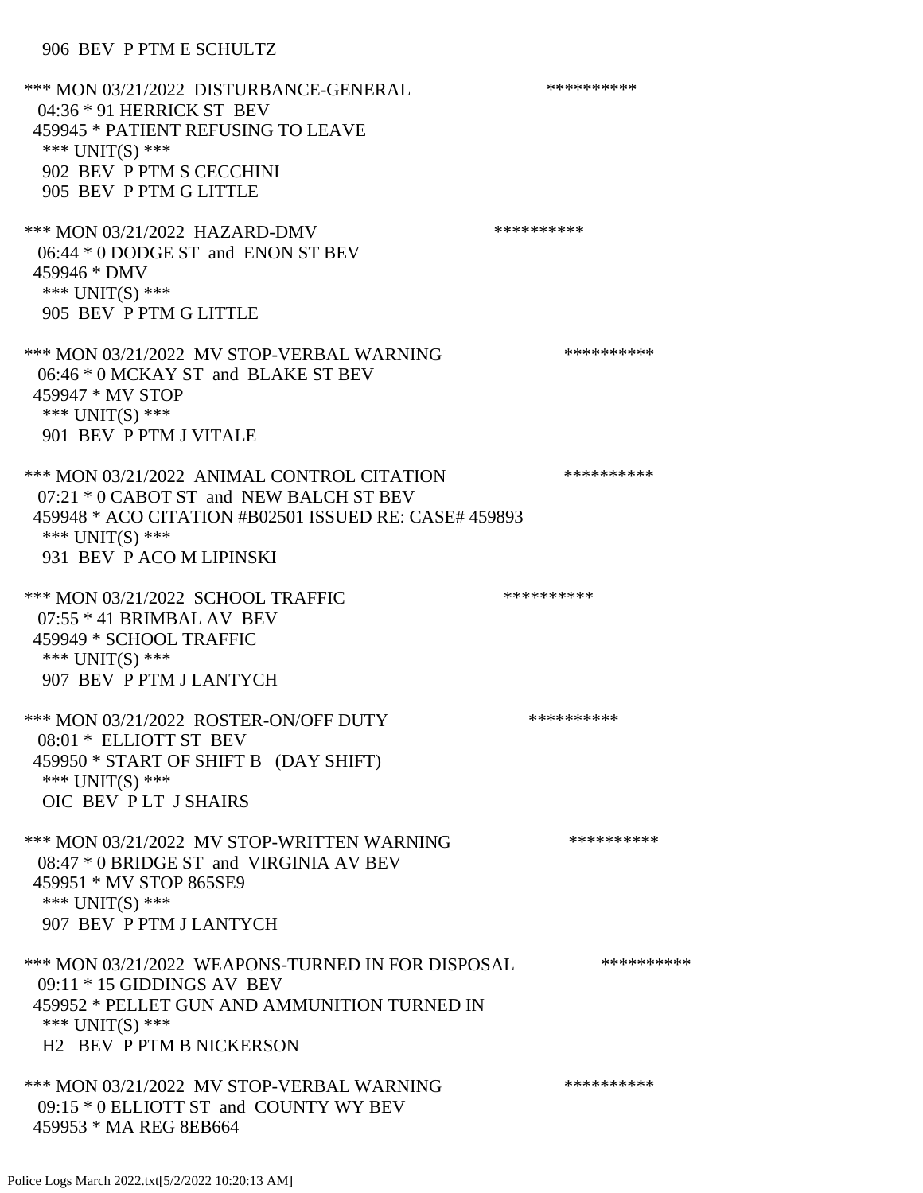906 BEV P PTM E SCHULTZ

*** MON 03/21/2022 DISTURBANCE-GENERAL **********
04:36 * 91 HERRICK ST BEV
459945 * PATIENT REFUSING TO LEAVE
*** UNIT(S) ***
902 BEV P PTM S CECCHINI
905 BEV P PTM G LITTLE

*** MON 03/21/2022 HAZARD-DMV **********
06:44 * 0 DODGE ST and ENON ST BEV
459946 * DMV
*** UNIT(S) ***
905 BEV P PTM G LITTLE

*** MON 03/21/2022 MV STOP-VERBAL WARNING **********
06:46 * 0 MCKAY ST and BLAKE ST BEV
459947 * MV STOP
*** UNIT(S) ***
901 BEV P PTM J VITALE

*** MON 03/21/2022 ANIMAL CONTROL CITATION **********
07:21 * 0 CABOT ST and NEW BALCH ST BEV
459948 * ACO CITATION #B02501 ISSUED RE: CASE# 459893
*** UNIT(S) ***
931 BEV P ACO M LIPINSKI

*** MON 03/21/2022 SCHOOL TRAFFIC **********
07:55 * 41 BRIMBAL AV BEV
459949 * SCHOOL TRAFFIC
*** UNIT(S) ***
907 BEV P PTM J LANTYCH

*** MON 03/21/2022 ROSTER-ON/OFF DUTY **********
08:01 * ELLIOTT ST BEV
459950 * START OF SHIFT B (DAY SHIFT)
*** UNIT(S) ***
OIC BEV P LT J SHAIRS

*** MON 03/21/2022 MV STOP-WRITTEN WARNING **********
08:47 * 0 BRIDGE ST and VIRGINIA AV BEV
459951 * MV STOP 865SE9
*** UNIT(S) ***
907 BEV P PTM J LANTYCH

*** MON 03/21/2022 WEAPONS-TURNED IN FOR DISPOSAL **********
09:11 * 15 GIDDINGS AV BEV
459952 * PELLET GUN AND AMMUNITION TURNED IN
*** UNIT(S) ***
H2 BEV P PTM B NICKERSON

*** MON 03/21/2022 MV STOP-VERBAL WARNING **********
09:15 * 0 ELLIOTT ST and COUNTY WY BEV
459953 * MA REG 8EB664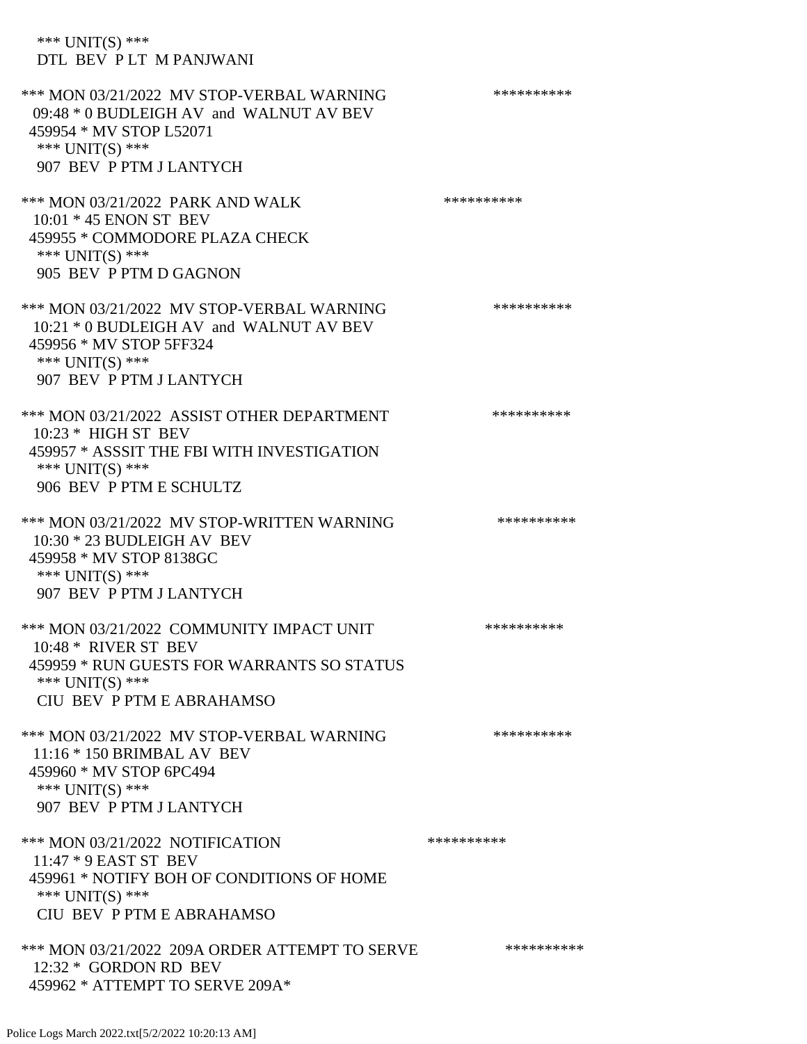*** UNIT(S) ***
DTL BEV P LT M PANJWANI

*** MON 03/21/2022 MV STOP-VERBAL WARNING **********
09:48 * 0 BUDLEIGH AV and WALNUT AV BEV
459954 * MV STOP L52071
*** UNIT(S) ***
907 BEV P PTM J LANTYCH

*** MON 03/21/2022 PARK AND WALK **********
10:01 * 45 ENON ST BEV
459955 * COMMODORE PLAZA CHECK
*** UNIT(S) ***
905 BEV P PTM D GAGNON

*** MON 03/21/2022 MV STOP-VERBAL WARNING **********
10:21 * 0 BUDLEIGH AV and WALNUT AV BEV
459956 * MV STOP 5FF324
*** UNIT(S) ***
907 BEV P PTM J LANTYCH

*** MON 03/21/2022 ASSIST OTHER DEPARTMENT **********
10:23 * HIGH ST BEV
459957 * ASSSIT THE FBI WITH INVESTIGATION
*** UNIT(S) ***
906 BEV P PTM E SCHULTZ

*** MON 03/21/2022 MV STOP-WRITTEN WARNING **********
10:30 * 23 BUDLEIGH AV BEV
459958 * MV STOP 8138GC
*** UNIT(S) ***
907 BEV P PTM J LANTYCH

*** MON 03/21/2022 COMMUNITY IMPACT UNIT **********
10:48 * RIVER ST BEV
459959 * RUN GUESTS FOR WARRANTS SO STATUS
*** UNIT(S) ***
CIU BEV P PTM E ABRAHAMSO

*** MON 03/21/2022 MV STOP-VERBAL WARNING **********
11:16 * 150 BRIMBAL AV BEV
459960 * MV STOP 6PC494
*** UNIT(S) ***
907 BEV P PTM J LANTYCH

*** MON 03/21/2022 NOTIFICATION **********
11:47 * 9 EAST ST BEV
459961 * NOTIFY BOH OF CONDITIONS OF HOME
*** UNIT(S) ***
CIU BEV P PTM E ABRAHAMSO

*** MON 03/21/2022 209A ORDER ATTEMPT TO SERVE **********
12:32 * GORDON RD BEV
459962 * ATTEMPT TO SERVE 209A*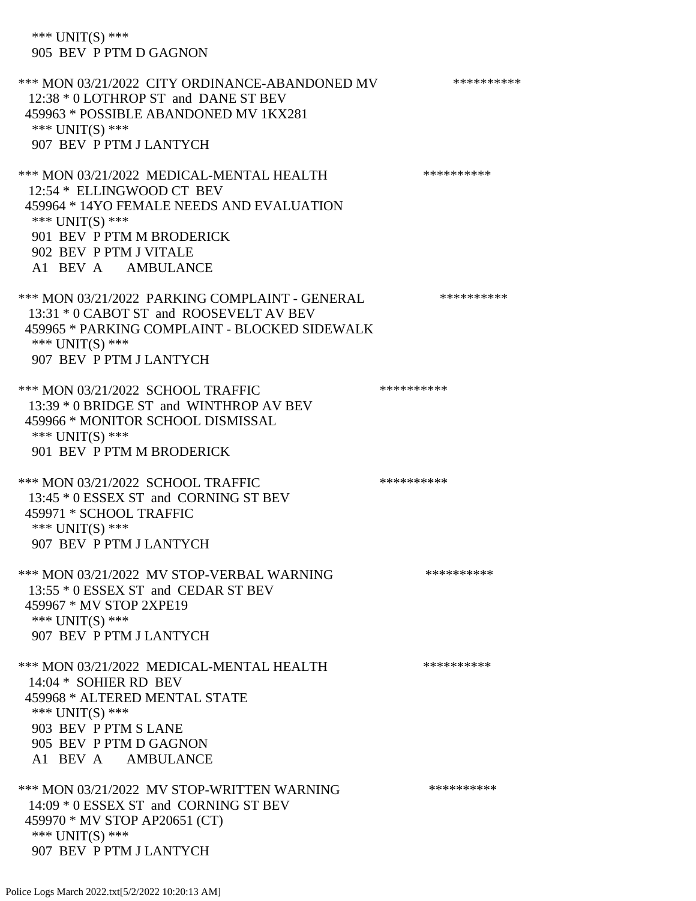*** UNIT(S) ***
905 BEV P PTM D GAGNON

*** MON 03/21/2022 CITY ORDINANCE-ABANDONED MV **********
12:38 * 0 LOTHROP ST and DANE ST BEV
459963 * POSSIBLE ABANDONED MV 1KX281
*** UNIT(S) ***
907 BEV P PTM J LANTYCH

*** MON 03/21/2022 MEDICAL-MENTAL HEALTH **********
12:54 * ELLINGWOOD CT BEV
459964 * 14YO FEMALE NEEDS AND EVALUATION
*** UNIT(S) ***
901 BEV P PTM M BRODERICK
902 BEV P PTM J VITALE
A1 BEV A AMBULANCE

*** MON 03/21/2022 PARKING COMPLAINT - GENERAL **********
13:31 * 0 CABOT ST and ROOSEVELT AV BEV
459965 * PARKING COMPLAINT - BLOCKED SIDEWALK
*** UNIT(S) ***
907 BEV P PTM J LANTYCH

*** MON 03/21/2022 SCHOOL TRAFFIC **********
13:39 * 0 BRIDGE ST and WINTHROP AV BEV
459966 * MONITOR SCHOOL DISMISSAL
*** UNIT(S) ***
901 BEV P PTM M BRODERICK

*** MON 03/21/2022 SCHOOL TRAFFIC **********
13:45 * 0 ESSEX ST and CORNING ST BEV
459971 * SCHOOL TRAFFIC
*** UNIT(S) ***
907 BEV P PTM J LANTYCH

*** MON 03/21/2022 MV STOP-VERBAL WARNING **********
13:55 * 0 ESSEX ST and CEDAR ST BEV
459967 * MV STOP 2XPE19
*** UNIT(S) ***
907 BEV P PTM J LANTYCH

*** MON 03/21/2022 MEDICAL-MENTAL HEALTH **********
14:04 * SOHIER RD BEV
459968 * ALTERED MENTAL STATE
*** UNIT(S) ***
903 BEV P PTM S LANE
905 BEV P PTM D GAGNON
A1 BEV A AMBULANCE

*** MON 03/21/2022 MV STOP-WRITTEN WARNING **********
14:09 * 0 ESSEX ST and CORNING ST BEV
459970 * MV STOP AP20651 (CT)
*** UNIT(S) ***
907 BEV P PTM J LANTYCH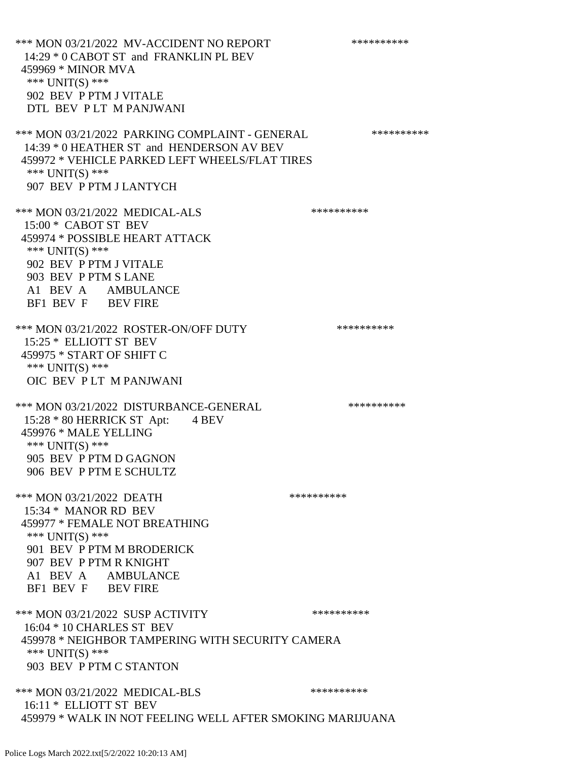\*\*\* MON 03/21/2022 MV-ACCIDENT NO REPORT \*\*\*\*\*\*\*\*\*\*
14:29 * 0 CABOT ST and FRANKLIN PL BEV
459969 * MINOR MVA
\*\*\* UNIT(S) \*\*\*
902 BEV P PTM J VITALE
DTL BEV P LT M PANJWANI

\*\*\* MON 03/21/2022 PARKING COMPLAINT - GENERAL \*\*\*\*\*\*\*\*\*\*
14:39 * 0 HEATHER ST and HENDERSON AV BEV
459972 * VEHICLE PARKED LEFT WHEELS/FLAT TIRES
\*\*\* UNIT(S) \*\*\*
907 BEV P PTM J LANTYCH

\*\*\* MON 03/21/2022 MEDICAL-ALS \*\*\*\*\*\*\*\*\*\*
15:00 * CABOT ST BEV
459974 * POSSIBLE HEART ATTACK
\*\*\* UNIT(S) \*\*\*
902 BEV P PTM J VITALE
903 BEV P PTM S LANE
A1 BEV A AMBULANCE
BF1 BEV F BEV FIRE

\*\*\* MON 03/21/2022 ROSTER-ON/OFF DUTY \*\*\*\*\*\*\*\*\*\*
15:25 * ELLIOTT ST BEV
459975 * START OF SHIFT C
\*\*\* UNIT(S) \*\*\*
OIC BEV P LT M PANJWANI

\*\*\* MON 03/21/2022 DISTURBANCE-GENERAL \*\*\*\*\*\*\*\*\*\*
15:28 * 80 HERRICK ST Apt: 4 BEV
459976 * MALE YELLING
\*\*\* UNIT(S) \*\*\*
905 BEV P PTM D GAGNON
906 BEV P PTM E SCHULTZ

\*\*\* MON 03/21/2022 DEATH \*\*\*\*\*\*\*\*\*\*
15:34 * MANOR RD BEV
459977 * FEMALE NOT BREATHING
\*\*\* UNIT(S) \*\*\*
901 BEV P PTM M BRODERICK
907 BEV P PTM R KNIGHT
A1 BEV A AMBULANCE
BF1 BEV F BEV FIRE

\*\*\* MON 03/21/2022 SUSP ACTIVITY \*\*\*\*\*\*\*\*\*\*
16:04 * 10 CHARLES ST BEV
459978 * NEIGHBOR TAMPERING WITH SECURITY CAMERA
\*\*\* UNIT(S) \*\*\*
903 BEV P PTM C STANTON

\*\*\* MON 03/21/2022 MEDICAL-BLS \*\*\*\*\*\*\*\*\*\*
16:11 * ELLIOTT ST BEV
459979 * WALK IN NOT FEELING WELL AFTER SMOKING MARIJUANA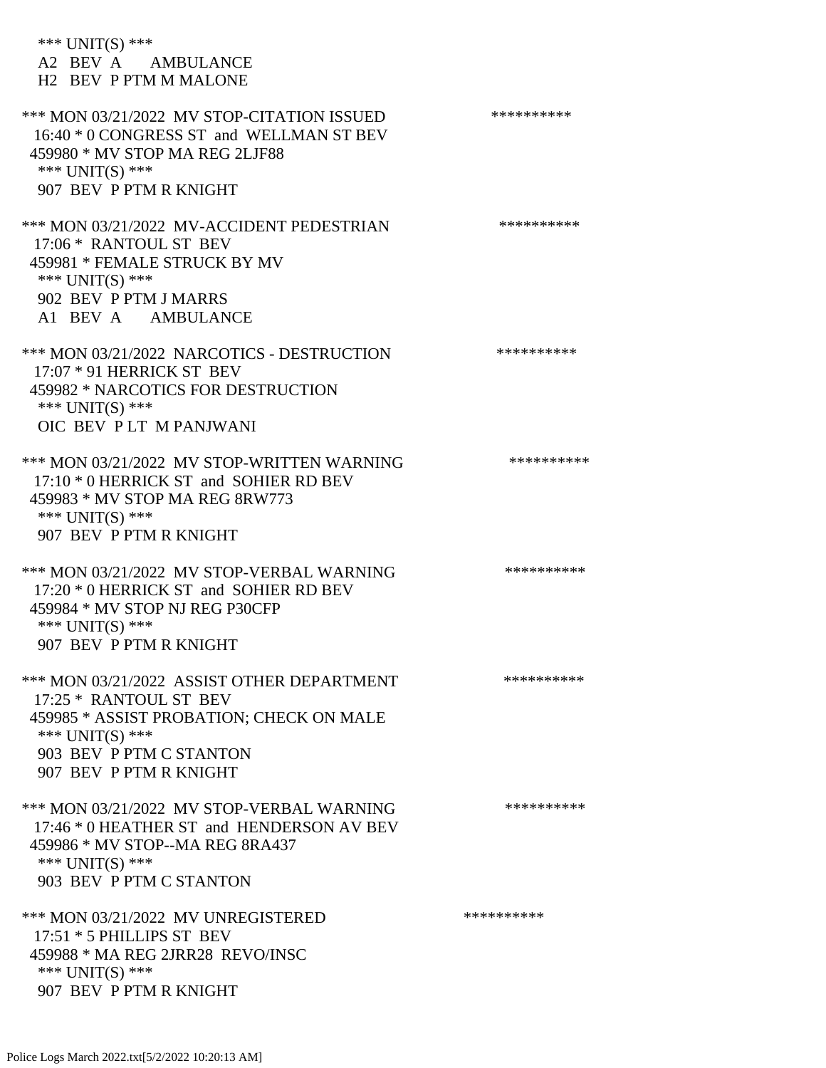*** UNIT(S) ***
A2 BEV A AMBULANCE
H2 BEV P PTM M MALONE

*** MON 03/21/2022 MV STOP-CITATION ISSUED **********
16:40 * 0 CONGRESS ST and WELLMAN ST BEV
459980 * MV STOP MA REG 2LJF88
*** UNIT(S) ***
907 BEV P PTM R KNIGHT

*** MON 03/21/2022 MV-ACCIDENT PEDESTRIAN **********
17:06 * RANTOUL ST BEV
459981 * FEMALE STRUCK BY MV
*** UNIT(S) ***
902 BEV P PTM J MARRS
A1 BEV A AMBULANCE

*** MON 03/21/2022 NARCOTICS - DESTRUCTION **********
17:07 * 91 HERRICK ST BEV
459982 * NARCOTICS FOR DESTRUCTION
*** UNIT(S) ***
OIC BEV P LT M PANJWANI

*** MON 03/21/2022 MV STOP-WRITTEN WARNING **********
17:10 * 0 HERRICK ST and SOHIER RD BEV
459983 * MV STOP MA REG 8RW773
*** UNIT(S) ***
907 BEV P PTM R KNIGHT

*** MON 03/21/2022 MV STOP-VERBAL WARNING **********
17:20 * 0 HERRICK ST and SOHIER RD BEV
459984 * MV STOP NJ REG P30CFP
*** UNIT(S) ***
907 BEV P PTM R KNIGHT

*** MON 03/21/2022 ASSIST OTHER DEPARTMENT **********
17:25 * RANTOUL ST BEV
459985 * ASSIST PROBATION; CHECK ON MALE
*** UNIT(S) ***
903 BEV P PTM C STANTON
907 BEV P PTM R KNIGHT

*** MON 03/21/2022 MV STOP-VERBAL WARNING **********
17:46 * 0 HEATHER ST and HENDERSON AV BEV
459986 * MV STOP--MA REG 8RA437
*** UNIT(S) ***
903 BEV P PTM C STANTON

*** MON 03/21/2022 MV UNREGISTERED **********
17:51 * 5 PHILLIPS ST BEV
459988 * MA REG 2JRR28 REVO/INSC
*** UNIT(S) ***
907 BEV P PTM R KNIGHT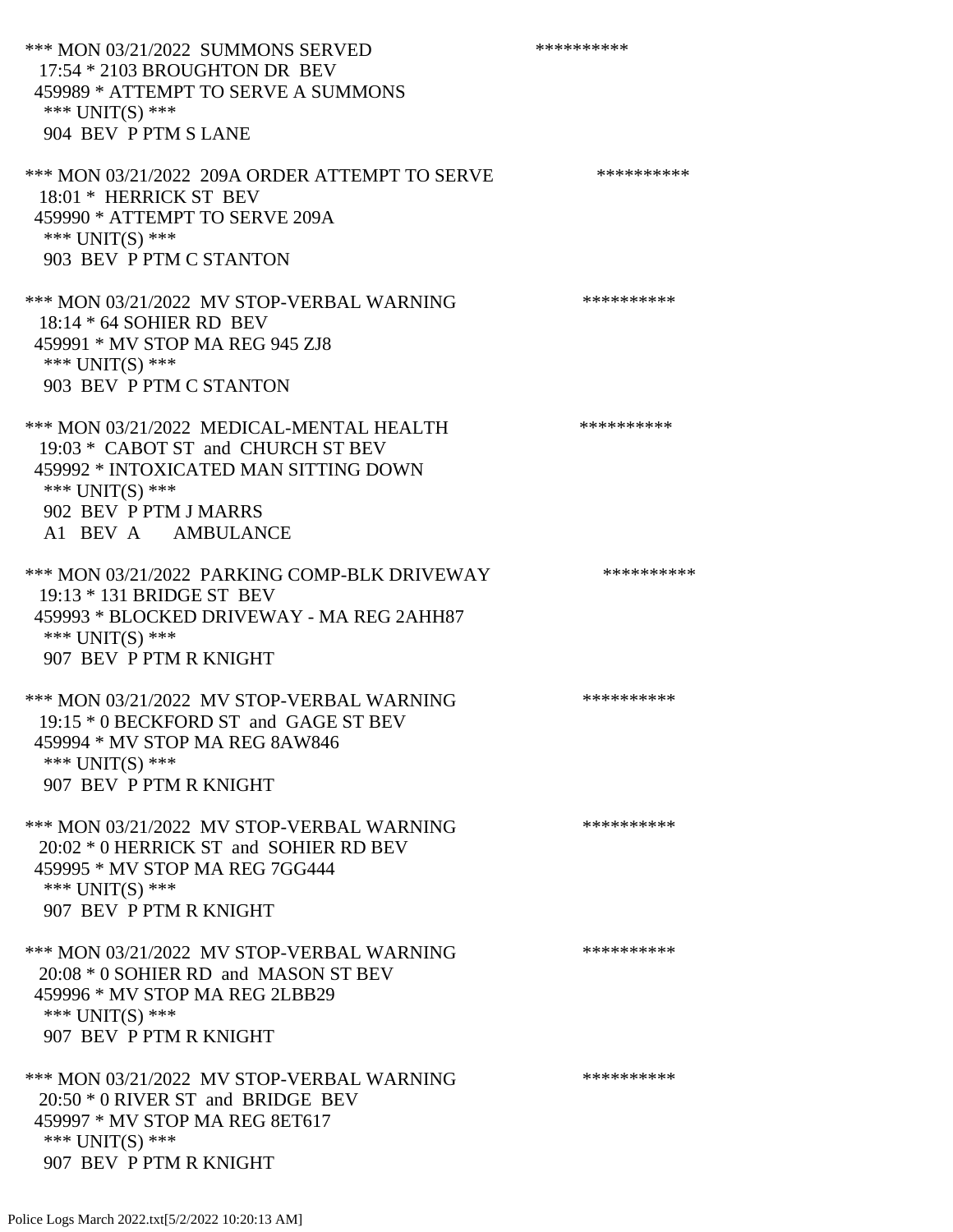*** MON 03/21/2022 SUMMONS SERVED **********
17:54 * 2103 BROUGHTON DR BEV
459989 * ATTEMPT TO SERVE A SUMMONS
*** UNIT(S) ***
904 BEV P PTM S LANE

*** MON 03/21/2022 209A ORDER ATTEMPT TO SERVE **********
18:01 * HERRICK ST BEV
459990 * ATTEMPT TO SERVE 209A
*** UNIT(S) ***
903 BEV P PTM C STANTON

*** MON 03/21/2022 MV STOP-VERBAL WARNING **********
18:14 * 64 SOHIER RD BEV
459991 * MV STOP MA REG 945 ZJ8
*** UNIT(S) ***
903 BEV P PTM C STANTON

*** MON 03/21/2022 MEDICAL-MENTAL HEALTH **********
19:03 * CABOT ST and CHURCH ST BEV
459992 * INTOXICATED MAN SITTING DOWN
*** UNIT(S) ***
902 BEV P PTM J MARRS
A1 BEV A AMBULANCE

*** MON 03/21/2022 PARKING COMP-BLK DRIVEWAY **********
19:13 * 131 BRIDGE ST BEV
459993 * BLOCKED DRIVEWAY - MA REG 2AHH87
*** UNIT(S) ***
907 BEV P PTM R KNIGHT

*** MON 03/21/2022 MV STOP-VERBAL WARNING **********
19:15 * 0 BECKFORD ST and GAGE ST BEV
459994 * MV STOP MA REG 8AW846
*** UNIT(S) ***
907 BEV P PTM R KNIGHT

*** MON 03/21/2022 MV STOP-VERBAL WARNING **********
20:02 * 0 HERRICK ST and SOHIER RD BEV
459995 * MV STOP MA REG 7GG444
*** UNIT(S) ***
907 BEV P PTM R KNIGHT

*** MON 03/21/2022 MV STOP-VERBAL WARNING **********
20:08 * 0 SOHIER RD and MASON ST BEV
459996 * MV STOP MA REG 2LBB29
*** UNIT(S) ***
907 BEV P PTM R KNIGHT

*** MON 03/21/2022 MV STOP-VERBAL WARNING **********
20:50 * 0 RIVER ST and BRIDGE BEV
459997 * MV STOP MA REG 8ET617
*** UNIT(S) ***
907 BEV P PTM R KNIGHT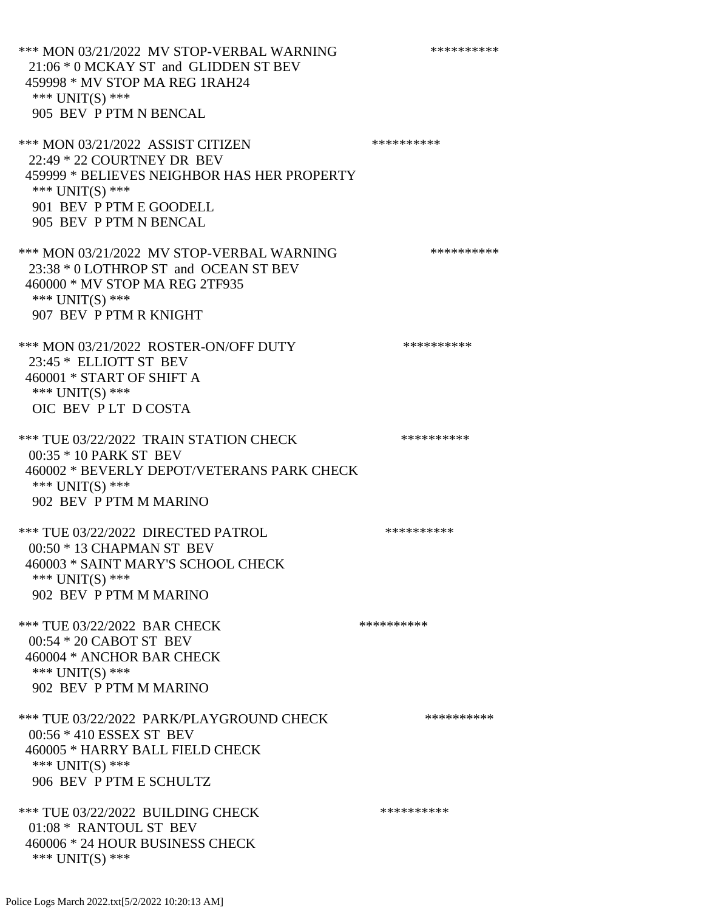*** MON 03/21/2022 MV STOP-VERBAL WARNING **********
21:06 * 0 MCKAY ST and GLIDDEN ST BEV
459998 * MV STOP MA REG 1RAH24
*** UNIT(S) ***
905 BEV P PTM N BENCAL

*** MON 03/21/2022 ASSIST CITIZEN **********
22:49 * 22 COURTNEY DR BEV
459999 * BELIEVES NEIGHBOR HAS HER PROPERTY
*** UNIT(S) ***
901 BEV P PTM E GOODELL
905 BEV P PTM N BENCAL

*** MON 03/21/2022 MV STOP-VERBAL WARNING **********
23:38 * 0 LOTHROP ST and OCEAN ST BEV
460000 * MV STOP MA REG 2TF935
*** UNIT(S) ***
907 BEV P PTM R KNIGHT

*** MON 03/21/2022 ROSTER-ON/OFF DUTY **********
23:45 * ELLIOTT ST BEV
460001 * START OF SHIFT A
*** UNIT(S) ***
OIC BEV P LT D COSTA

*** TUE 03/22/2022 TRAIN STATION CHECK **********
00:35 * 10 PARK ST BEV
460002 * BEVERLY DEPOT/VETERANS PARK CHECK
*** UNIT(S) ***
902 BEV P PTM M MARINO

*** TUE 03/22/2022 DIRECTED PATROL **********
00:50 * 13 CHAPMAN ST BEV
460003 * SAINT MARY'S SCHOOL CHECK
*** UNIT(S) ***
902 BEV P PTM M MARINO

*** TUE 03/22/2022 BAR CHECK **********
00:54 * 20 CABOT ST BEV
460004 * ANCHOR BAR CHECK
*** UNIT(S) ***
902 BEV P PTM M MARINO

*** TUE 03/22/2022 PARK/PLAYGROUND CHECK **********
00:56 * 410 ESSEX ST BEV
460005 * HARRY BALL FIELD CHECK
*** UNIT(S) ***
906 BEV P PTM E SCHULTZ

*** TUE 03/22/2022 BUILDING CHECK **********
01:08 * RANTOUL ST BEV
460006 * 24 HOUR BUSINESS CHECK
*** UNIT(S) ***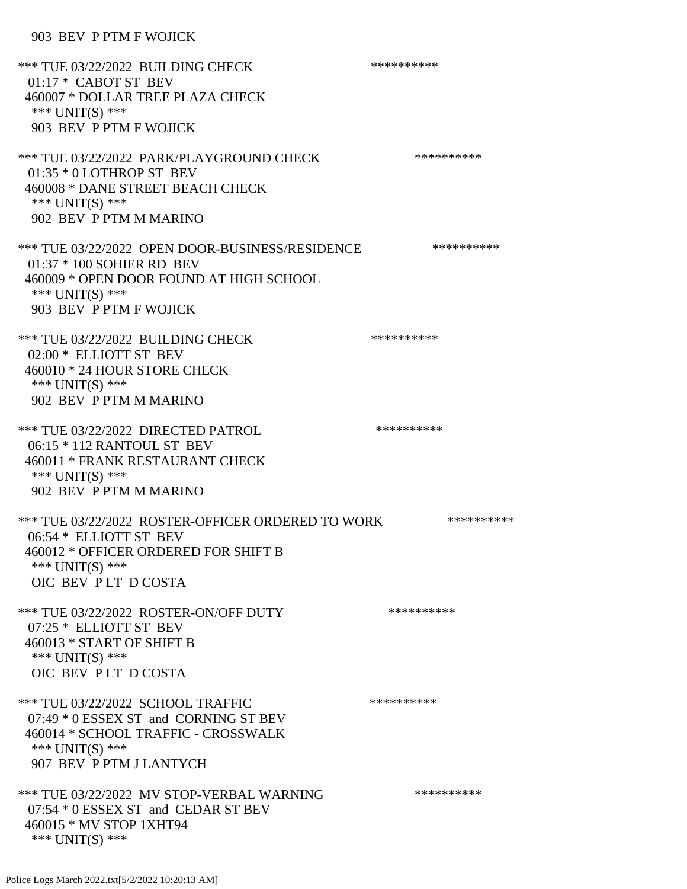903 BEV P PTM F WOJICK

*** TUE 03/22/2022 BUILDING CHECK **********
01:17 * CABOT ST BEV
460007 * DOLLAR TREE PLAZA CHECK
*** UNIT(S) ***
903 BEV P PTM F WOJICK

*** TUE 03/22/2022 PARK/PLAYGROUND CHECK **********
01:35 * 0 LOTHROP ST BEV
460008 * DANE STREET BEACH CHECK
*** UNIT(S) ***
902 BEV P PTM M MARINO

*** TUE 03/22/2022 OPEN DOOR-BUSINESS/RESIDENCE **********
01:37 * 100 SOHIER RD BEV
460009 * OPEN DOOR FOUND AT HIGH SCHOOL
*** UNIT(S) ***
903 BEV P PTM F WOJICK

*** TUE 03/22/2022 BUILDING CHECK **********
02:00 * ELLIOTT ST BEV
460010 * 24 HOUR STORE CHECK
*** UNIT(S) ***
902 BEV P PTM M MARINO

*** TUE 03/22/2022 DIRECTED PATROL **********
06:15 * 112 RANTOUL ST BEV
460011 * FRANK RESTAURANT CHECK
*** UNIT(S) ***
902 BEV P PTM M MARINO

*** TUE 03/22/2022 ROSTER-OFFICER ORDERED TO WORK **********
06:54 * ELLIOTT ST BEV
460012 * OFFICER ORDERED FOR SHIFT B
*** UNIT(S) ***
OIC BEV P LT D COSTA

*** TUE 03/22/2022 ROSTER-ON/OFF DUTY **********
07:25 * ELLIOTT ST BEV
460013 * START OF SHIFT B
*** UNIT(S) ***
OIC BEV P LT D COSTA

*** TUE 03/22/2022 SCHOOL TRAFFIC **********
07:49 * 0 ESSEX ST and CORNING ST BEV
460014 * SCHOOL TRAFFIC - CROSSWALK
*** UNIT(S) ***
907 BEV P PTM J LANTYCH

*** TUE 03/22/2022 MV STOP-VERBAL WARNING **********
07:54 * 0 ESSEX ST and CEDAR ST BEV
460015 * MV STOP 1XHT94
*** UNIT(S) ***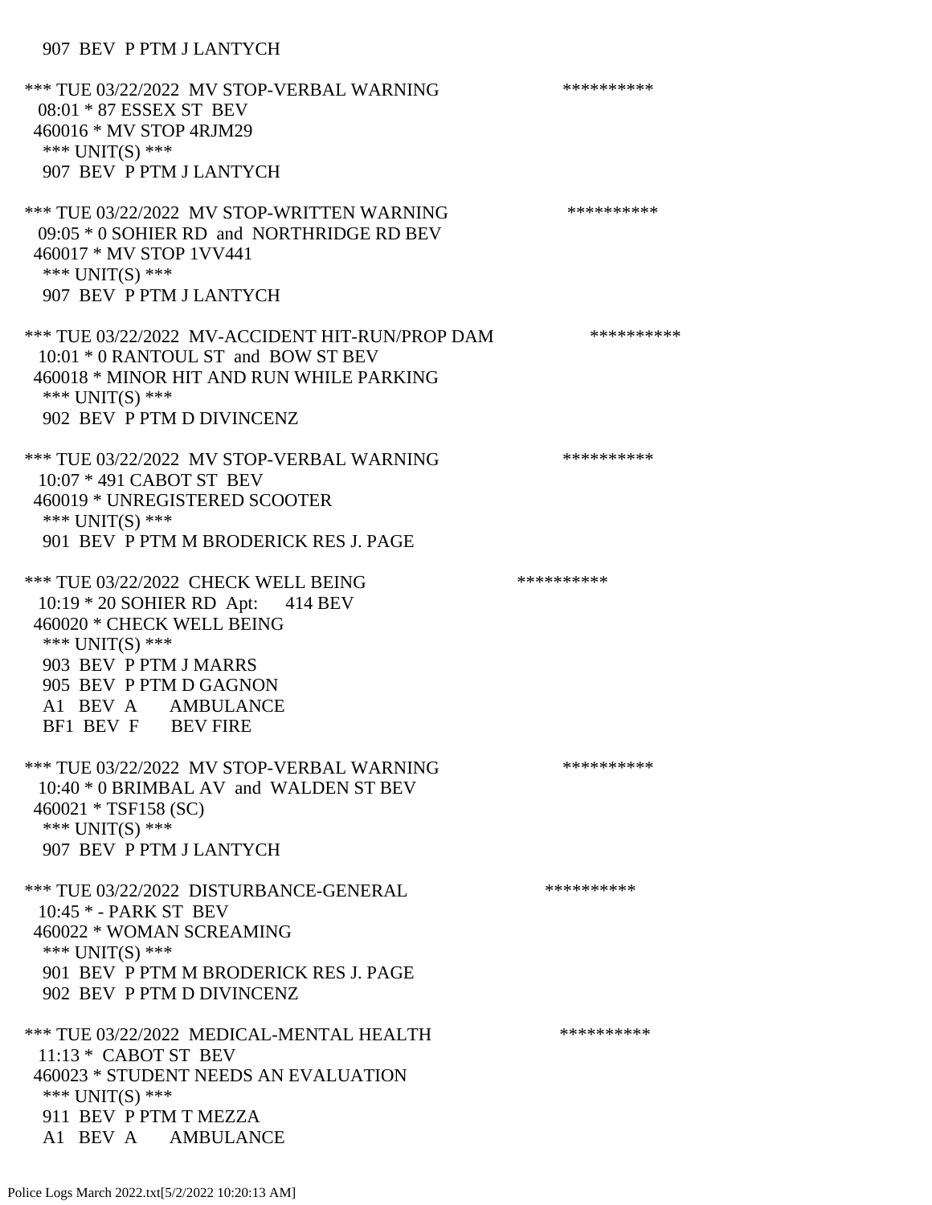907 BEV P PTM J LANTYCH

*** TUE 03/22/2022 MV STOP-VERBAL WARNING **********
08:01 * 87 ESSEX ST BEV
460016 * MV STOP 4RJM29
*** UNIT(S) ***
907 BEV P PTM J LANTYCH

*** TUE 03/22/2022 MV STOP-WRITTEN WARNING **********
09:05 * 0 SOHIER RD and NORTHRIDGE RD BEV
460017 * MV STOP 1VV441
*** UNIT(S) ***
907 BEV P PTM J LANTYCH

*** TUE 03/22/2022 MV-ACCIDENT HIT-RUN/PROP DAM **********
10:01 * 0 RANTOUL ST and BOW ST BEV
460018 * MINOR HIT AND RUN WHILE PARKING
*** UNIT(S) ***
902 BEV P PTM D DIVINCENZ

*** TUE 03/22/2022 MV STOP-VERBAL WARNING **********
10:07 * 491 CABOT ST BEV
460019 * UNREGISTERED SCOOTER
*** UNIT(S) ***
901 BEV P PTM M BRODERICK RES J. PAGE

*** TUE 03/22/2022 CHECK WELL BEING **********
10:19 * 20 SOHIER RD Apt: 414 BEV
460020 * CHECK WELL BEING
*** UNIT(S) ***
903 BEV P PTM J MARRS
905 BEV P PTM D GAGNON
A1 BEV A AMBULANCE
BF1 BEV F BEV FIRE

*** TUE 03/22/2022 MV STOP-VERBAL WARNING **********
10:40 * 0 BRIMBAL AV and WALDEN ST BEV
460021 * TSF158 (SC)
*** UNIT(S) ***
907 BEV P PTM J LANTYCH

*** TUE 03/22/2022 DISTURBANCE-GENERAL **********
10:45 * - PARK ST BEV
460022 * WOMAN SCREAMING
*** UNIT(S) ***
901 BEV P PTM M BRODERICK RES J. PAGE
902 BEV P PTM D DIVINCENZ

*** TUE 03/22/2022 MEDICAL-MENTAL HEALTH **********
11:13 * CABOT ST BEV
460023 * STUDENT NEEDS AN EVALUATION
*** UNIT(S) ***
911 BEV P PTM T MEZZA
A1 BEV A AMBULANCE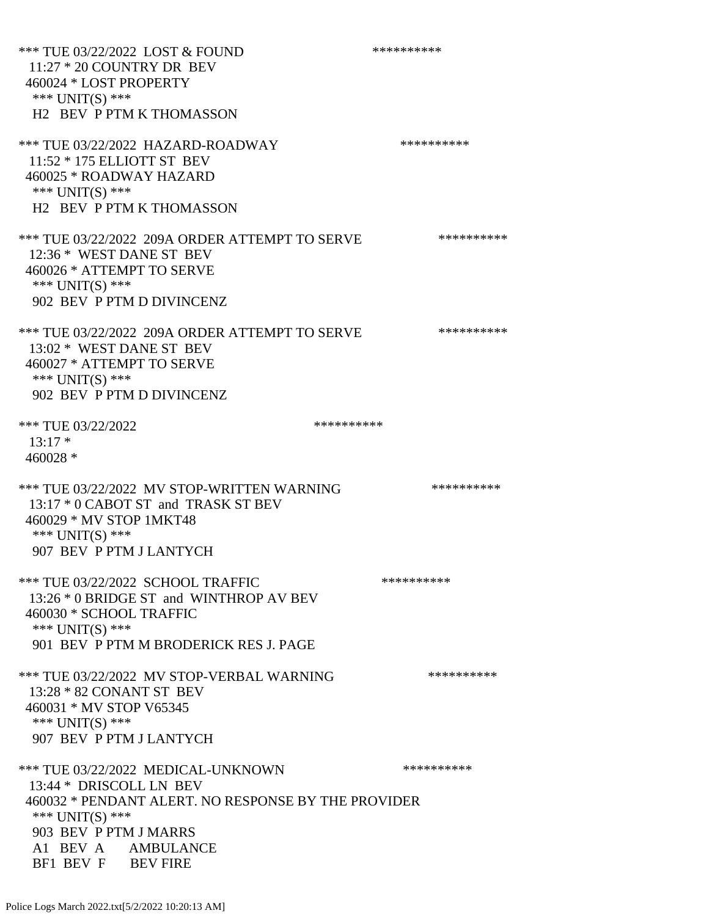*** TUE 03/22/2022 LOST & FOUND **********
11:27 * 20 COUNTRY DR BEV
460024 * LOST PROPERTY
*** UNIT(S) ***
H2 BEV P PTM K THOMASSON

*** TUE 03/22/2022 HAZARD-ROADWAY **********
11:52 * 175 ELLIOTT ST BEV
460025 * ROADWAY HAZARD
*** UNIT(S) ***
H2 BEV P PTM K THOMASSON

*** TUE 03/22/2022 209A ORDER ATTEMPT TO SERVE **********
12:36 * WEST DANE ST BEV
460026 * ATTEMPT TO SERVE
*** UNIT(S) ***
902 BEV P PTM D DIVINCENZ

*** TUE 03/22/2022 209A ORDER ATTEMPT TO SERVE **********
13:02 * WEST DANE ST BEV
460027 * ATTEMPT TO SERVE
*** UNIT(S) ***
902 BEV P PTM D DIVINCENZ

*** TUE 03/22/2022 **********
13:17 *
460028 *

*** TUE 03/22/2022 MV STOP-WRITTEN WARNING **********
13:17 * 0 CABOT ST and TRASK ST BEV
460029 * MV STOP 1MKT48
*** UNIT(S) ***
907 BEV P PTM J LANTYCH

*** TUE 03/22/2022 SCHOOL TRAFFIC **********
13:26 * 0 BRIDGE ST and WINTHROP AV BEV
460030 * SCHOOL TRAFFIC
*** UNIT(S) ***
901 BEV P PTM M BRODERICK RES J. PAGE

*** TUE 03/22/2022 MV STOP-VERBAL WARNING **********
13:28 * 82 CONANT ST BEV
460031 * MV STOP V65345
*** UNIT(S) ***
907 BEV P PTM J LANTYCH

*** TUE 03/22/2022 MEDICAL-UNKNOWN **********
13:44 * DRISCOLL LN BEV
460032 * PENDANT ALERT. NO RESPONSE BY THE PROVIDER
*** UNIT(S) ***
903 BEV P PTM J MARRS
A1 BEV A AMBULANCE
BF1 BEV F BEV FIRE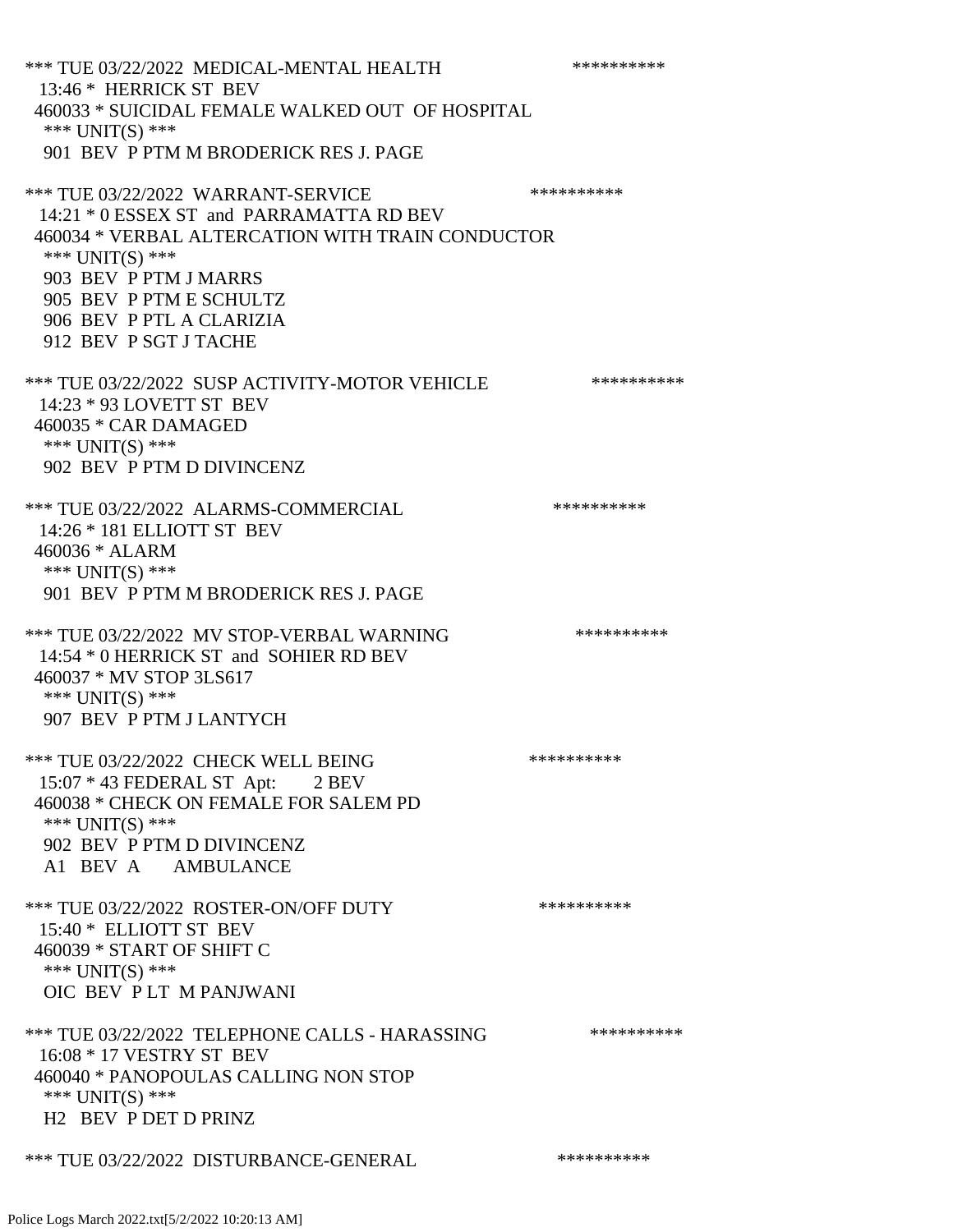*** TUE 03/22/2022 MEDICAL-MENTAL HEALTH **********
13:46 * HERRICK ST BEV
460033 * SUICIDAL FEMALE WALKED OUT OF HOSPITAL
*** UNIT(S) ***
901 BEV P PTM M BRODERICK RES J. PAGE

*** TUE 03/22/2022 WARRANT-SERVICE **********
14:21 * 0 ESSEX ST and PARRAMATTA RD BEV
460034 * VERBAL ALTERCATION WITH TRAIN CONDUCTOR
*** UNIT(S) ***
903 BEV P PTM J MARRS
905 BEV P PTM E SCHULTZ
906 BEV P PTL A CLARIZIA
912 BEV P SGT J TACHE

*** TUE 03/22/2022 SUSP ACTIVITY-MOTOR VEHICLE **********
14:23 * 93 LOVETT ST BEV
460035 * CAR DAMAGED
*** UNIT(S) ***
902 BEV P PTM D DIVINCENZ

*** TUE 03/22/2022 ALARMS-COMMERCIAL **********
14:26 * 181 ELLIOTT ST BEV
460036 * ALARM
*** UNIT(S) ***
901 BEV P PTM M BRODERICK RES J. PAGE

*** TUE 03/22/2022 MV STOP-VERBAL WARNING **********
14:54 * 0 HERRICK ST and SOHIER RD BEV
460037 * MV STOP 3LS617
*** UNIT(S) ***
907 BEV P PTM J LANTYCH

*** TUE 03/22/2022 CHECK WELL BEING **********
15:07 * 43 FEDERAL ST Apt: 2 BEV
460038 * CHECK ON FEMALE FOR SALEM PD
*** UNIT(S) ***
902 BEV P PTM D DIVINCENZ
A1 BEV A AMBULANCE

*** TUE 03/22/2022 ROSTER-ON/OFF DUTY **********
15:40 * ELLIOTT ST BEV
460039 * START OF SHIFT C
*** UNIT(S) ***
OIC BEV P LT M PANJWANI

*** TUE 03/22/2022 TELEPHONE CALLS - HARASSING **********
16:08 * 17 VESTRY ST BEV
460040 * PANOPOULAS CALLING NON STOP
*** UNIT(S) ***
H2 BEV P DET D PRINZ

*** TUE 03/22/2022 DISTURBANCE-GENERAL **********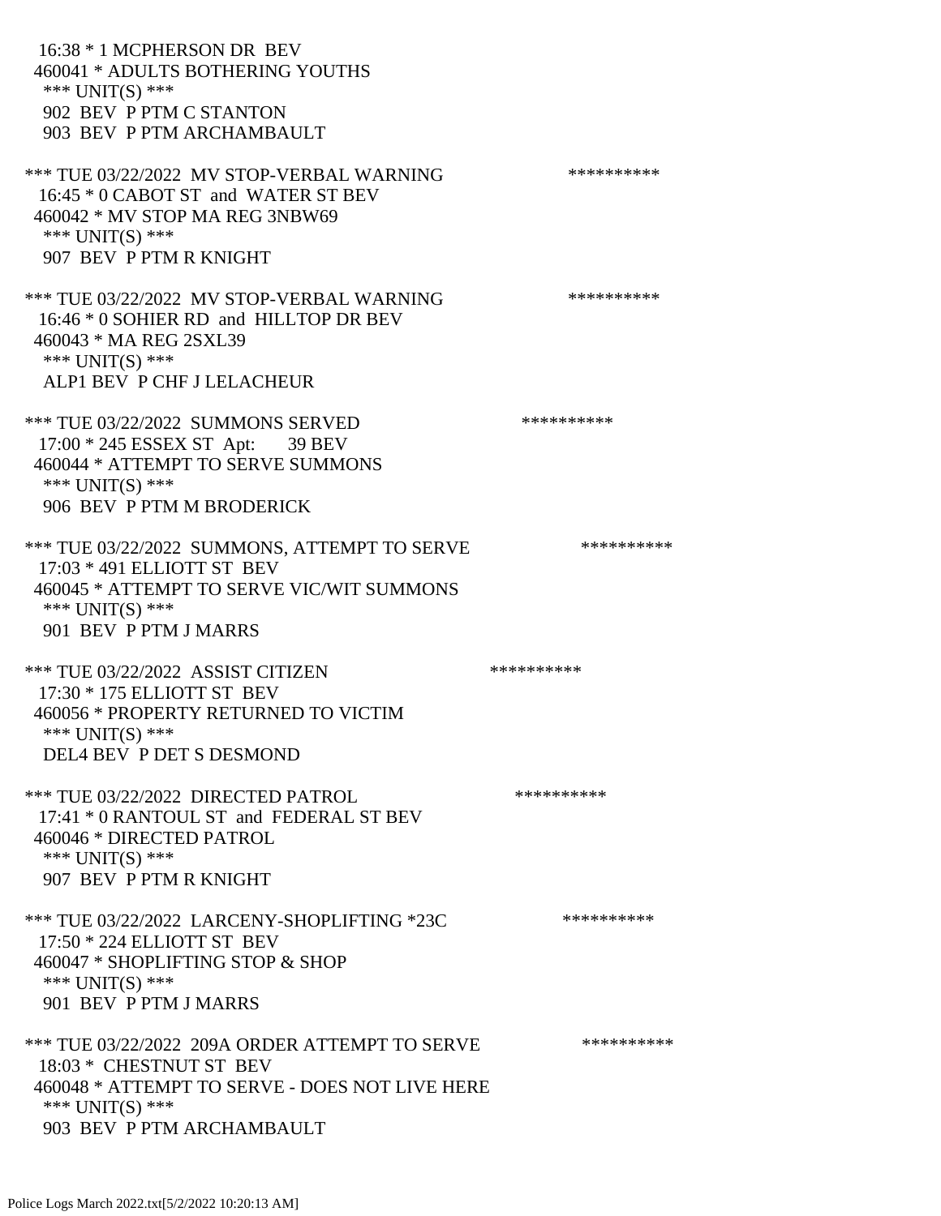16:38 * 1 MCPHERSON DR BEV
460041 * ADULTS BOTHERING YOUTHS
*** UNIT(S) ***
902 BEV P PTM C STANTON
903 BEV P PTM ARCHAMBAULT

*** TUE 03/22/2022 MV STOP-VERBAL WARNING **********
16:45 * 0 CABOT ST and WATER ST BEV
460042 * MV STOP MA REG 3NBW69
*** UNIT(S) ***
907 BEV P PTM R KNIGHT

*** TUE 03/22/2022 MV STOP-VERBAL WARNING **********
16:46 * 0 SOHIER RD and HILLTOP DR BEV
460043 * MA REG 2SXL39
*** UNIT(S) ***
ALP1 BEV P CHF J LELACHEUR

*** TUE 03/22/2022 SUMMONS SERVED **********
17:00 * 245 ESSEX ST Apt: 39 BEV
460044 * ATTEMPT TO SERVE SUMMONS
*** UNIT(S) ***
906 BEV P PTM M BRODERICK

*** TUE 03/22/2022 SUMMONS, ATTEMPT TO SERVE **********
17:03 * 491 ELLIOTT ST BEV
460045 * ATTEMPT TO SERVE VIC/WIT SUMMONS
*** UNIT(S) ***
901 BEV P PTM J MARRS

*** TUE 03/22/2022 ASSIST CITIZEN **********
17:30 * 175 ELLIOTT ST BEV
460056 * PROPERTY RETURNED TO VICTIM
*** UNIT(S) ***
DEL4 BEV P DET S DESMOND

*** TUE 03/22/2022 DIRECTED PATROL **********
17:41 * 0 RANTOUL ST and FEDERAL ST BEV
460046 * DIRECTED PATROL
*** UNIT(S) ***
907 BEV P PTM R KNIGHT

*** TUE 03/22/2022 LARCENY-SHOPLIFTING *23C **********
17:50 * 224 ELLIOTT ST BEV
460047 * SHOPLIFTING STOP & SHOP
*** UNIT(S) ***
901 BEV P PTM J MARRS

*** TUE 03/22/2022 209A ORDER ATTEMPT TO SERVE **********
18:03 * CHESTNUT ST BEV
460048 * ATTEMPT TO SERVE - DOES NOT LIVE HERE
*** UNIT(S) ***
903 BEV P PTM ARCHAMBAULT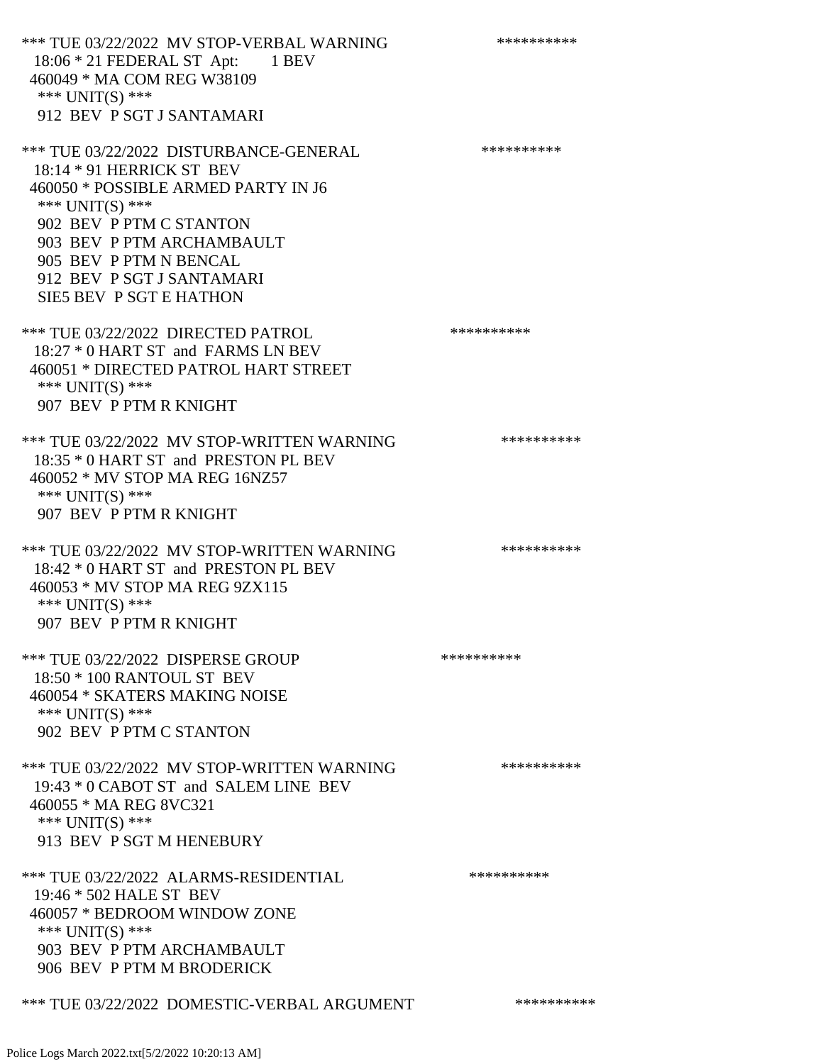*** TUE 03/22/2022 MV STOP-VERBAL WARNING **********
18:06 * 21 FEDERAL ST Apt: 1 BEV
460049 * MA COM REG W38109
*** UNIT(S) ***
912 BEV P SGT J SANTAMARI

*** TUE 03/22/2022 DISTURBANCE-GENERAL **********
18:14 * 91 HERRICK ST BEV
460050 * POSSIBLE ARMED PARTY IN J6
*** UNIT(S) ***
902 BEV P PTM C STANTON
903 BEV P PTM ARCHAMBAULT
905 BEV P PTM N BENCAL
912 BEV P SGT J SANTAMARI
SIE5 BEV P SGT E HATHON

*** TUE 03/22/2022 DIRECTED PATROL **********
18:27 * 0 HART ST and FARMS LN BEV
460051 * DIRECTED PATROL HART STREET
*** UNIT(S) ***
907 BEV P PTM R KNIGHT

*** TUE 03/22/2022 MV STOP-WRITTEN WARNING **********
18:35 * 0 HART ST and PRESTON PL BEV
460052 * MV STOP MA REG 16NZ57
*** UNIT(S) ***
907 BEV P PTM R KNIGHT

*** TUE 03/22/2022 MV STOP-WRITTEN WARNING **********
18:42 * 0 HART ST and PRESTON PL BEV
460053 * MV STOP MA REG 9ZX115
*** UNIT(S) ***
907 BEV P PTM R KNIGHT

*** TUE 03/22/2022 DISPERSE GROUP **********
18:50 * 100 RANTOUL ST BEV
460054 * SKATERS MAKING NOISE
*** UNIT(S) ***
902 BEV P PTM C STANTON

*** TUE 03/22/2022 MV STOP-WRITTEN WARNING **********
19:43 * 0 CABOT ST and SALEM LINE BEV
460055 * MA REG 8VC321
*** UNIT(S) ***
913 BEV P SGT M HENEBURY

*** TUE 03/22/2022 ALARMS-RESIDENTIAL **********
19:46 * 502 HALE ST BEV
460057 * BEDROOM WINDOW ZONE
*** UNIT(S) ***
903 BEV P PTM ARCHAMBAULT
906 BEV P PTM M BRODERICK

*** TUE 03/22/2022 DOMESTIC-VERBAL ARGUMENT **********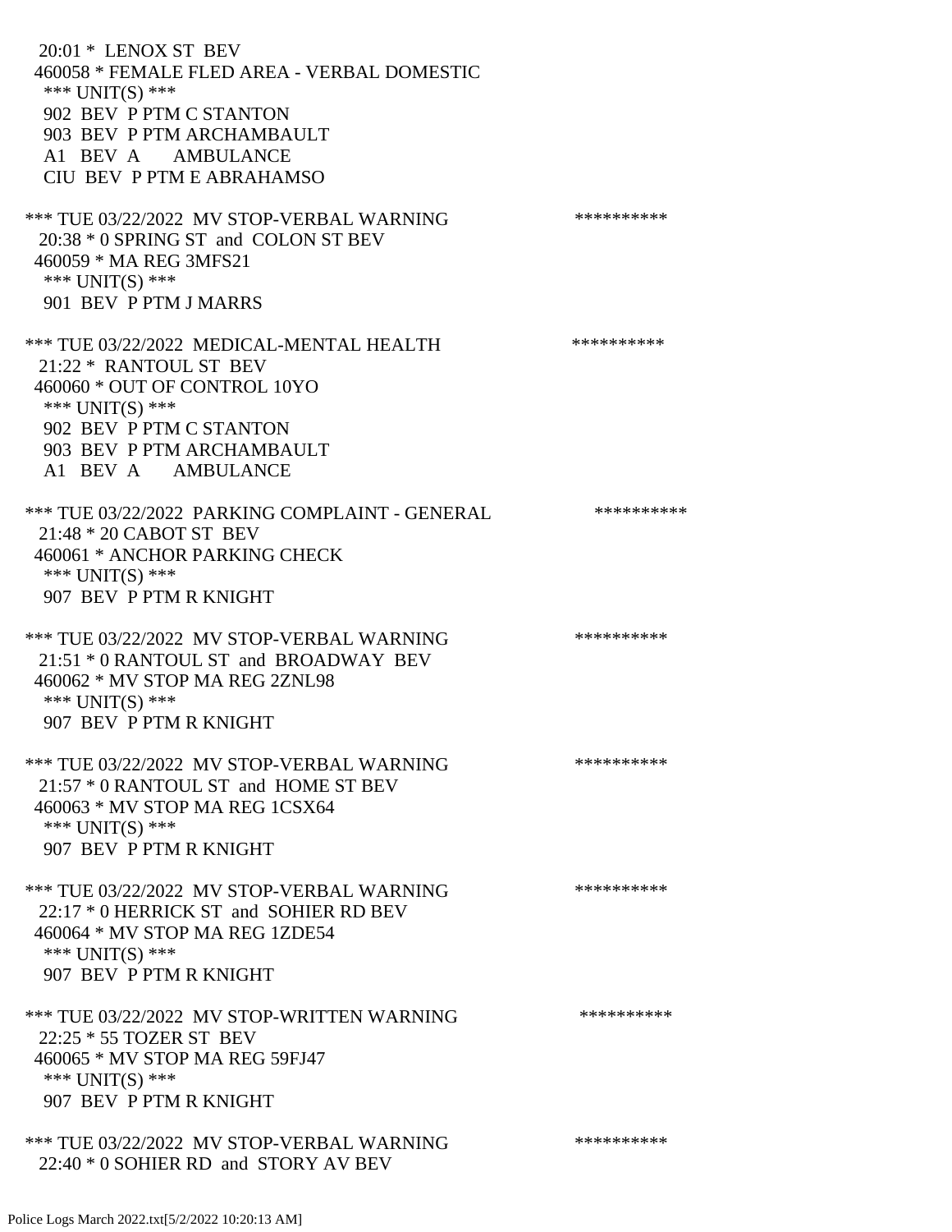20:01 * LENOX ST BEV
460058 * FEMALE FLED AREA - VERBAL DOMESTIC
*** UNIT(S) ***
902 BEV P PTM C STANTON
903 BEV P PTM ARCHAMBAULT
A1 BEV A AMBULANCE
CIU BEV P PTM E ABRAHAMSO

*** TUE 03/22/2022 MV STOP-VERBAL WARNING **********
20:38 * 0 SPRING ST and COLON ST BEV
460059 * MA REG 3MFS21
*** UNIT(S) ***
901 BEV P PTM J MARRS

*** TUE 03/22/2022 MEDICAL-MENTAL HEALTH **********
21:22 * RANTOUL ST BEV
460060 * OUT OF CONTROL 10YO
*** UNIT(S) ***
902 BEV P PTM C STANTON
903 BEV P PTM ARCHAMBAULT
A1 BEV A AMBULANCE

*** TUE 03/22/2022 PARKING COMPLAINT - GENERAL **********
21:48 * 20 CABOT ST BEV
460061 * ANCHOR PARKING CHECK
*** UNIT(S) ***
907 BEV P PTM R KNIGHT

*** TUE 03/22/2022 MV STOP-VERBAL WARNING **********
21:51 * 0 RANTOUL ST and BROADWAY BEV
460062 * MV STOP MA REG 2ZNL98
*** UNIT(S) ***
907 BEV P PTM R KNIGHT

*** TUE 03/22/2022 MV STOP-VERBAL WARNING **********
21:57 * 0 RANTOUL ST and HOME ST BEV
460063 * MV STOP MA REG 1CSX64
*** UNIT(S) ***
907 BEV P PTM R KNIGHT

*** TUE 03/22/2022 MV STOP-VERBAL WARNING **********
22:17 * 0 HERRICK ST and SOHIER RD BEV
460064 * MV STOP MA REG 1ZDE54
*** UNIT(S) ***
907 BEV P PTM R KNIGHT

*** TUE 03/22/2022 MV STOP-WRITTEN WARNING **********
22:25 * 55 TOZER ST BEV
460065 * MV STOP MA REG 59FJ47
*** UNIT(S) ***
907 BEV P PTM R KNIGHT

*** TUE 03/22/2022 MV STOP-VERBAL WARNING **********
22:40 * 0 SOHIER RD and STORY AV BEV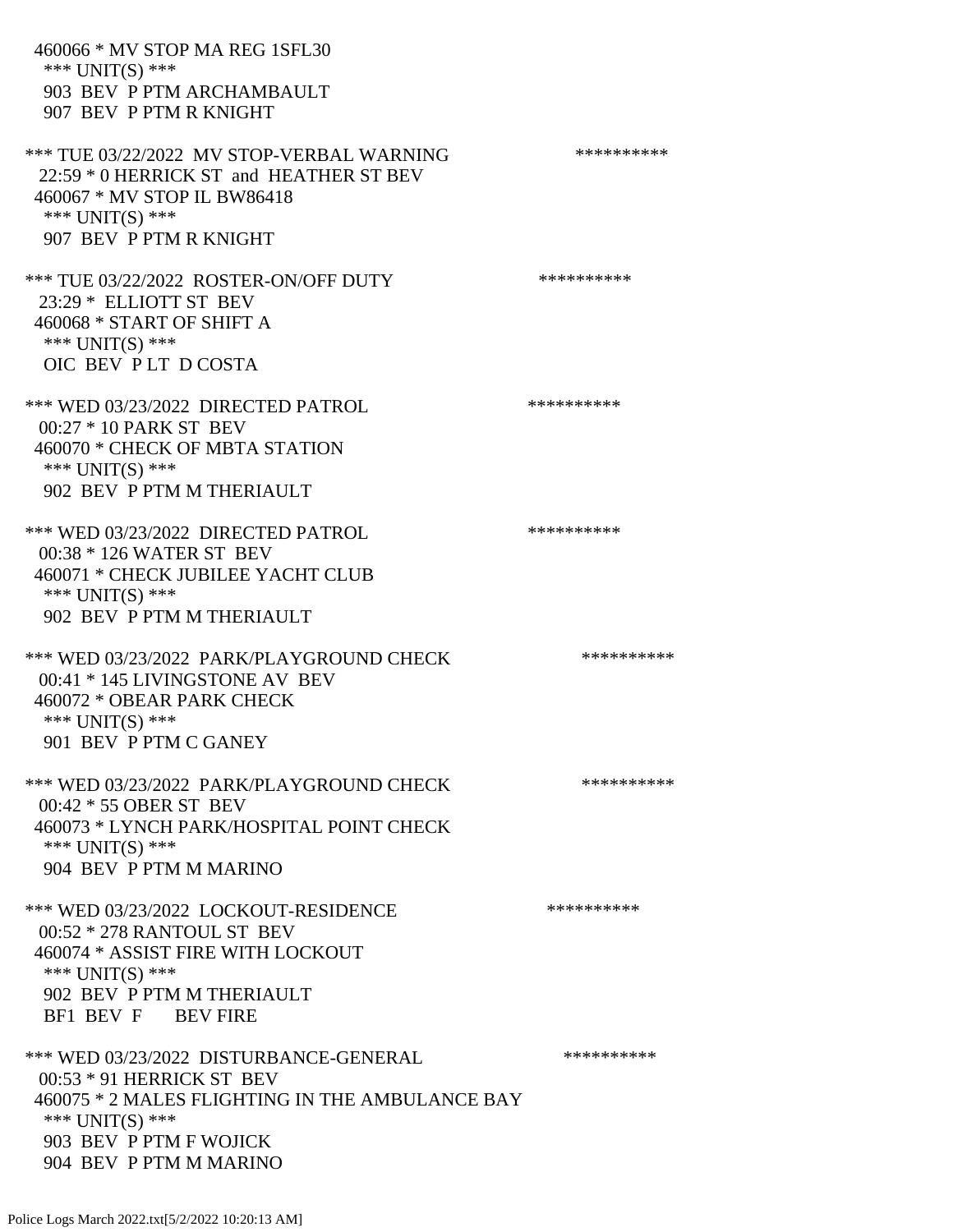460066 * MV STOP MA REG 1SFL30
*** UNIT(S) ***
903 BEV P PTM ARCHAMBAULT
907 BEV P PTM R KNIGHT

*** TUE 03/22/2022 MV STOP-VERBAL WARNING **********
22:59 * 0 HERRICK ST and HEATHER ST BEV
460067 * MV STOP IL BW86418
*** UNIT(S) ***
907 BEV P PTM R KNIGHT

*** TUE 03/22/2022 ROSTER-ON/OFF DUTY **********
23:29 * ELLIOTT ST BEV
460068 * START OF SHIFT A
*** UNIT(S) ***
OIC BEV P LT D COSTA

*** WED 03/23/2022 DIRECTED PATROL **********
00:27 * 10 PARK ST BEV
460070 * CHECK OF MBTA STATION
*** UNIT(S) ***
902 BEV P PTM M THERIAULT

*** WED 03/23/2022 DIRECTED PATROL **********
00:38 * 126 WATER ST BEV
460071 * CHECK JUBILEE YACHT CLUB
*** UNIT(S) ***
902 BEV P PTM M THERIAULT

*** WED 03/23/2022 PARK/PLAYGROUND CHECK **********
00:41 * 145 LIVINGSTONE AV BEV
460072 * OBEAR PARK CHECK
*** UNIT(S) ***
901 BEV P PTM C GANEY

*** WED 03/23/2022 PARK/PLAYGROUND CHECK **********
00:42 * 55 OBER ST BEV
460073 * LYNCH PARK/HOSPITAL POINT CHECK
*** UNIT(S) ***
904 BEV P PTM M MARINO

*** WED 03/23/2022 LOCKOUT-RESIDENCE **********
00:52 * 278 RANTOUL ST BEV
460074 * ASSIST FIRE WITH LOCKOUT
*** UNIT(S) ***
902 BEV P PTM M THERIAULT
BF1 BEV F BEV FIRE

*** WED 03/23/2022 DISTURBANCE-GENERAL **********
00:53 * 91 HERRICK ST BEV
460075 * 2 MALES FLIGHTING IN THE AMBULANCE BAY
*** UNIT(S) ***
903 BEV P PTM F WOJICK
904 BEV P PTM M MARINO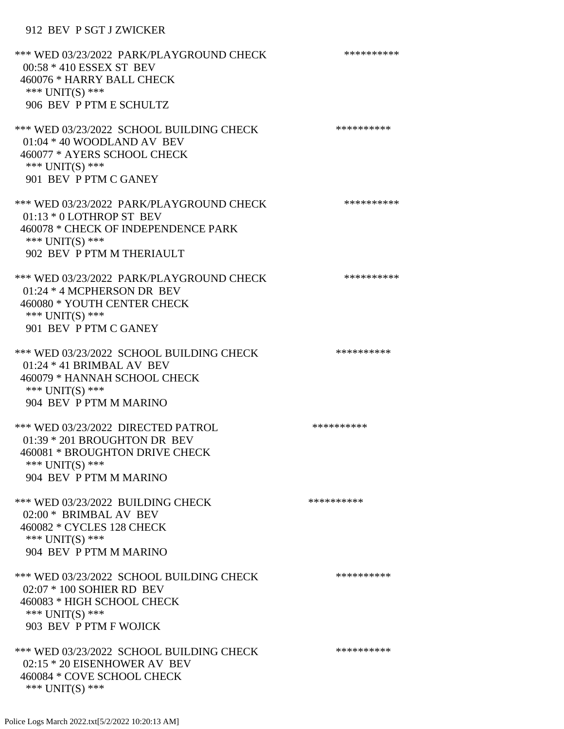912 BEV P SGT J ZWICKER

*** WED 03/23/2022 PARK/PLAYGROUND CHECK **********
00:58 * 410 ESSEX ST BEV
460076 * HARRY BALL CHECK
*** UNIT(S) ***
906 BEV P PTM E SCHULTZ

*** WED 03/23/2022 SCHOOL BUILDING CHECK **********
01:04 * 40 WOODLAND AV BEV
460077 * AYERS SCHOOL CHECK
*** UNIT(S) ***
901 BEV P PTM C GANEY

*** WED 03/23/2022 PARK/PLAYGROUND CHECK **********
01:13 * 0 LOTHROP ST BEV
460078 * CHECK OF INDEPENDENCE PARK
*** UNIT(S) ***
902 BEV P PTM M THERIAULT

*** WED 03/23/2022 PARK/PLAYGROUND CHECK **********
01:24 * 4 MCPHERSON DR BEV
460080 * YOUTH CENTER CHECK
*** UNIT(S) ***
901 BEV P PTM C GANEY

*** WED 03/23/2022 SCHOOL BUILDING CHECK **********
01:24 * 41 BRIMBAL AV BEV
460079 * HANNAH SCHOOL CHECK
*** UNIT(S) ***
904 BEV P PTM M MARINO

*** WED 03/23/2022 DIRECTED PATROL **********
01:39 * 201 BROUGHTON DR BEV
460081 * BROUGHTON DRIVE CHECK
*** UNIT(S) ***
904 BEV P PTM M MARINO

*** WED 03/23/2022 BUILDING CHECK **********
02:00 * BRIMBAL AV BEV
460082 * CYCLES 128 CHECK
*** UNIT(S) ***
904 BEV P PTM M MARINO

*** WED 03/23/2022 SCHOOL BUILDING CHECK **********
02:07 * 100 SOHIER RD BEV
460083 * HIGH SCHOOL CHECK
*** UNIT(S) ***
903 BEV P PTM F WOJICK

*** WED 03/23/2022 SCHOOL BUILDING CHECK **********
02:15 * 20 EISENHOWER AV BEV
460084 * COVE SCHOOL CHECK
*** UNIT(S) ***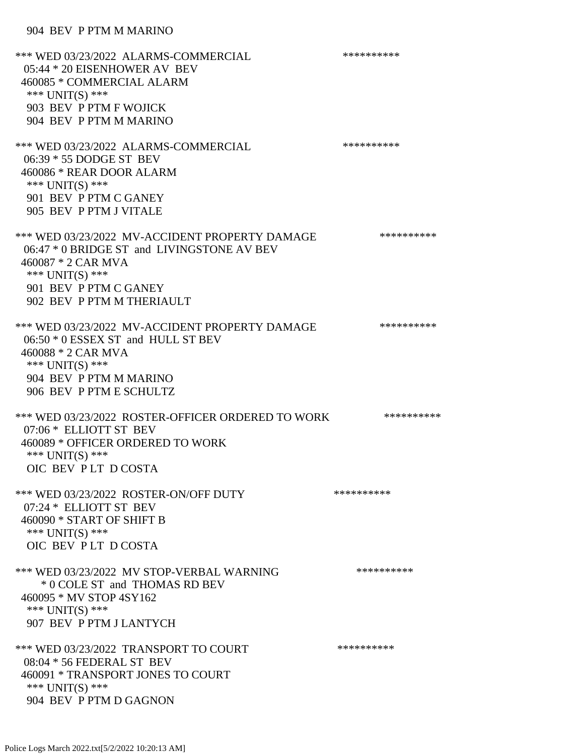904 BEV P PTM M MARINO

*** WED 03/23/2022 ALARMS-COMMERCIAL **********
05:44 * 20 EISENHOWER AV BEV
460085 * COMMERCIAL ALARM
*** UNIT(S) ***
903 BEV P PTM F WOJICK
904 BEV P PTM M MARINO

*** WED 03/23/2022 ALARMS-COMMERCIAL **********
06:39 * 55 DODGE ST BEV
460086 * REAR DOOR ALARM
*** UNIT(S) ***
901 BEV P PTM C GANEY
905 BEV P PTM J VITALE

*** WED 03/23/2022 MV-ACCIDENT PROPERTY DAMAGE **********
06:47 * 0 BRIDGE ST and LIVINGSTONE AV BEV
460087 * 2 CAR MVA
*** UNIT(S) ***
901 BEV P PTM C GANEY
902 BEV P PTM M THERIAULT

*** WED 03/23/2022 MV-ACCIDENT PROPERTY DAMAGE **********
06:50 * 0 ESSEX ST and HULL ST BEV
460088 * 2 CAR MVA
*** UNIT(S) ***
904 BEV P PTM M MARINO
906 BEV P PTM E SCHULTZ

*** WED 03/23/2022 ROSTER-OFFICER ORDERED TO WORK **********
07:06 * ELLIOTT ST BEV
460089 * OFFICER ORDERED TO WORK
*** UNIT(S) ***
OIC BEV P LT D COSTA

*** WED 03/23/2022 ROSTER-ON/OFF DUTY **********
07:24 * ELLIOTT ST BEV
460090 * START OF SHIFT B
*** UNIT(S) ***
OIC BEV P LT D COSTA

*** WED 03/23/2022 MV STOP-VERBAL WARNING **********
* 0 COLE ST and THOMAS RD BEV
460095 * MV STOP 4SY162
*** UNIT(S) ***
907 BEV P PTM J LANTYCH

*** WED 03/23/2022 TRANSPORT TO COURT **********
08:04 * 56 FEDERAL ST BEV
460091 * TRANSPORT JONES TO COURT
*** UNIT(S) ***
904 BEV P PTM D GAGNON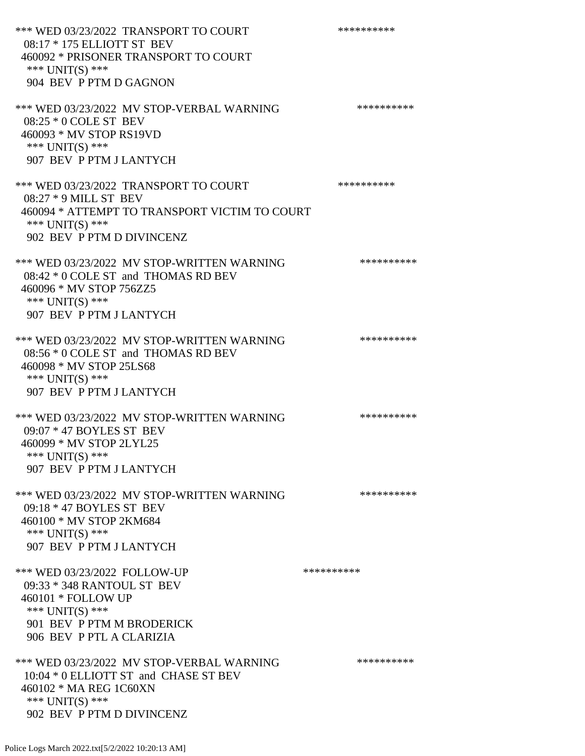*** WED 03/23/2022 TRANSPORT TO COURT **********
08:17 * 175 ELLIOTT ST BEV
460092 * PRISONER TRANSPORT TO COURT
*** UNIT(S) ***
904 BEV P PTM D GAGNON

*** WED 03/23/2022 MV STOP-VERBAL WARNING **********
08:25 * 0 COLE ST BEV
460093 * MV STOP RS19VD
*** UNIT(S) ***
907 BEV P PTM J LANTYCH

*** WED 03/23/2022 TRANSPORT TO COURT **********
08:27 * 9 MILL ST BEV
460094 * ATTEMPT TO TRANSPORT VICTIM TO COURT
*** UNIT(S) ***
902 BEV P PTM D DIVINCENZ

*** WED 03/23/2022 MV STOP-WRITTEN WARNING **********
08:42 * 0 COLE ST and THOMAS RD BEV
460096 * MV STOP 756ZZ5
*** UNIT(S) ***
907 BEV P PTM J LANTYCH

*** WED 03/23/2022 MV STOP-WRITTEN WARNING **********
08:56 * 0 COLE ST and THOMAS RD BEV
460098 * MV STOP 25LS68
*** UNIT(S) ***
907 BEV P PTM J LANTYCH

*** WED 03/23/2022 MV STOP-WRITTEN WARNING **********
09:07 * 47 BOYLES ST BEV
460099 * MV STOP 2LYL25
*** UNIT(S) ***
907 BEV P PTM J LANTYCH

*** WED 03/23/2022 MV STOP-WRITTEN WARNING **********
09:18 * 47 BOYLES ST BEV
460100 * MV STOP 2KM684
*** UNIT(S) ***
907 BEV P PTM J LANTYCH

*** WED 03/23/2022 FOLLOW-UP **********
09:33 * 348 RANTOUL ST BEV
460101 * FOLLOW UP
*** UNIT(S) ***
901 BEV P PTM M BRODERICK
906 BEV P PTL A CLARIZIA

*** WED 03/23/2022 MV STOP-VERBAL WARNING **********
10:04 * 0 ELLIOTT ST and CHASE ST BEV
460102 * MA REG 1C60XN
*** UNIT(S) ***
902 BEV P PTM D DIVINCENZ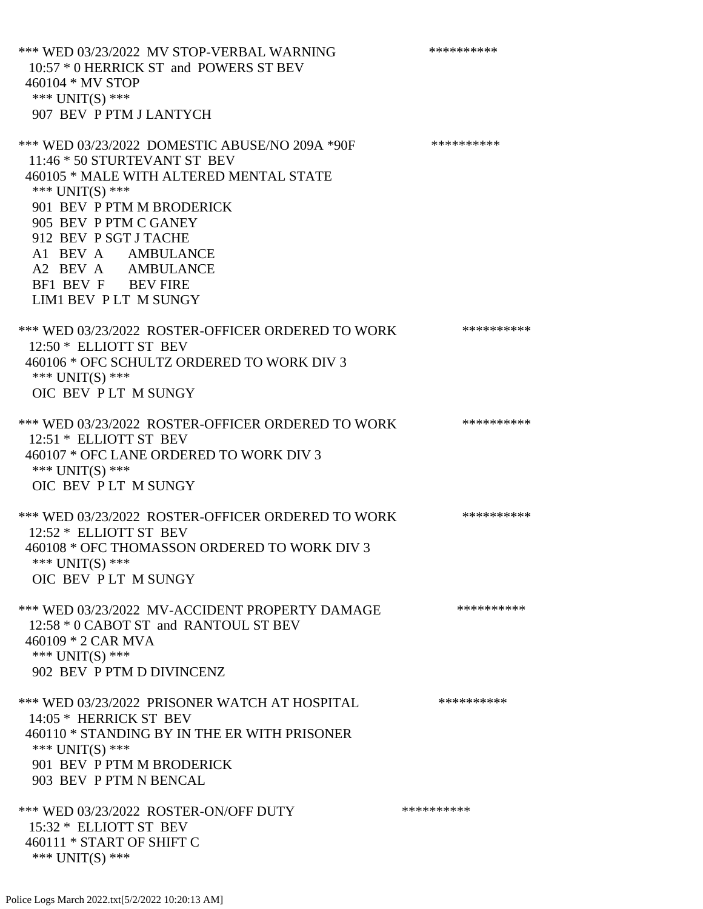*** WED 03/23/2022 MV STOP-VERBAL WARNING **********
10:57 * 0 HERRICK ST and POWERS ST BEV
460104 * MV STOP
*** UNIT(S) ***
907 BEV P PTM J LANTYCH

*** WED 03/23/2022 DOMESTIC ABUSE/NO 209A *90F **********
11:46 * 50 STURTEVANT ST BEV
460105 * MALE WITH ALTERED MENTAL STATE
*** UNIT(S) ***
901 BEV P PTM M BRODERICK
905 BEV P PTM C GANEY
912 BEV P SGT J TACHE
A1 BEV A AMBULANCE
A2 BEV A AMBULANCE
BF1 BEV F BEV FIRE
LIM1 BEV P LT M SUNGY

*** WED 03/23/2022 ROSTER-OFFICER ORDERED TO WORK **********
12:50 * ELLIOTT ST BEV
460106 * OFC SCHULTZ ORDERED TO WORK DIV 3
*** UNIT(S) ***
OIC BEV P LT M SUNGY

*** WED 03/23/2022 ROSTER-OFFICER ORDERED TO WORK **********
12:51 * ELLIOTT ST BEV
460107 * OFC LANE ORDERED TO WORK DIV 3
*** UNIT(S) ***
OIC BEV P LT M SUNGY

*** WED 03/23/2022 ROSTER-OFFICER ORDERED TO WORK **********
12:52 * ELLIOTT ST BEV
460108 * OFC THOMASSON ORDERED TO WORK DIV 3
*** UNIT(S) ***
OIC BEV P LT M SUNGY

*** WED 03/23/2022 MV-ACCIDENT PROPERTY DAMAGE **********
12:58 * 0 CABOT ST and RANTOUL ST BEV
460109 * 2 CAR MVA
*** UNIT(S) ***
902 BEV P PTM D DIVINCENZ

*** WED 03/23/2022 PRISONER WATCH AT HOSPITAL **********
14:05 * HERRICK ST BEV
460110 * STANDING BY IN THE ER WITH PRISONER
*** UNIT(S) ***
901 BEV P PTM M BRODERICK
903 BEV P PTM N BENCAL

*** WED 03/23/2022 ROSTER-ON/OFF DUTY **********
15:32 * ELLIOTT ST BEV
460111 * START OF SHIFT C
*** UNIT(S) ***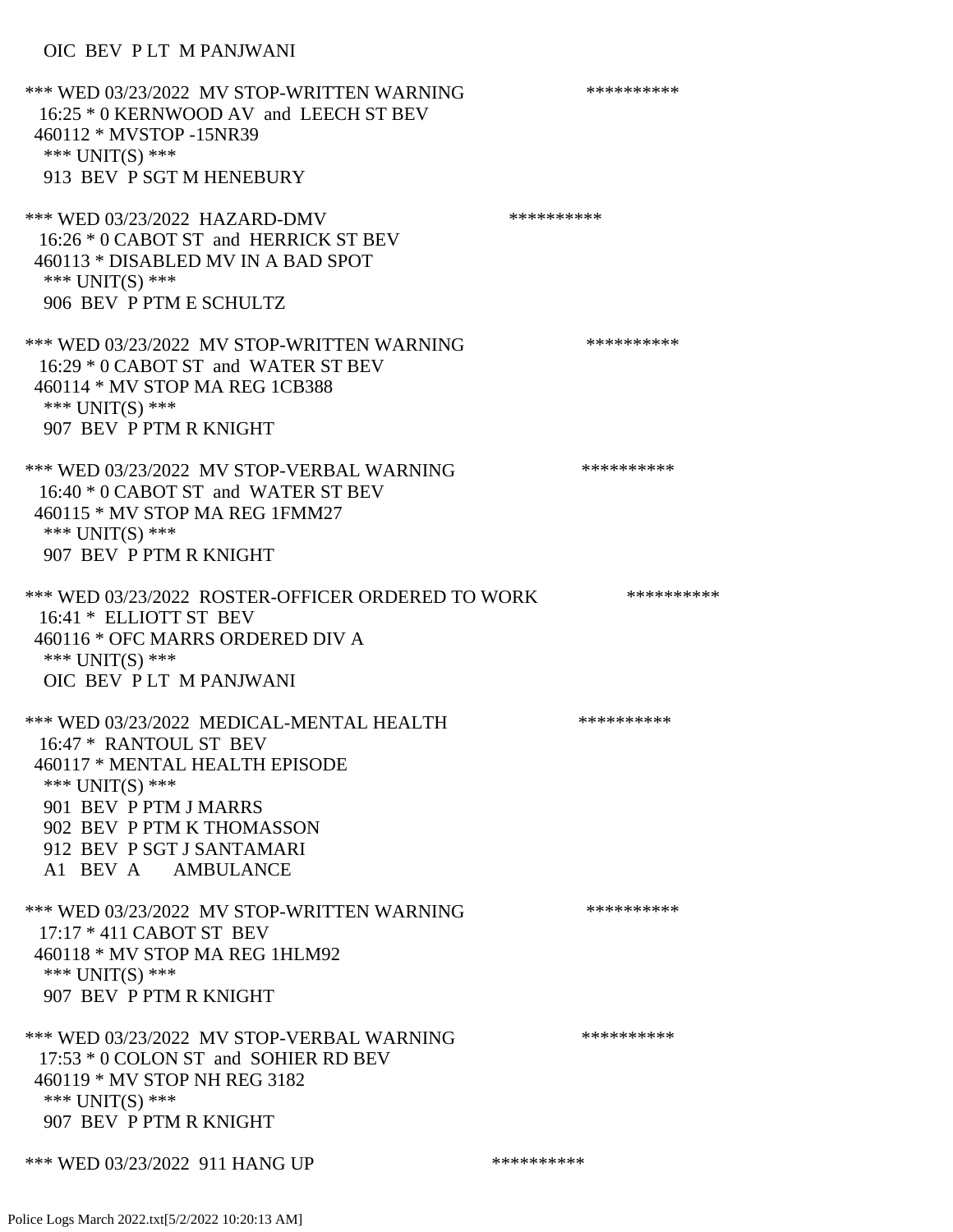OIC BEV P LT M PANJWANI

*** WED 03/23/2022 MV STOP-WRITTEN WARNING **********
16:25 * 0 KERNWOOD AV and LEECH ST BEV
460112 * MVSTOP -15NR39
*** UNIT(S) ***
913 BEV P SGT M HENEBURY

*** WED 03/23/2022 HAZARD-DMV **********
16:26 * 0 CABOT ST and HERRICK ST BEV
460113 * DISABLED MV IN A BAD SPOT
*** UNIT(S) ***
906 BEV P PTM E SCHULTZ

*** WED 03/23/2022 MV STOP-WRITTEN WARNING **********
16:29 * 0 CABOT ST and WATER ST BEV
460114 * MV STOP MA REG 1CB388
*** UNIT(S) ***
907 BEV P PTM R KNIGHT

*** WED 03/23/2022 MV STOP-VERBAL WARNING **********
16:40 * 0 CABOT ST and WATER ST BEV
460115 * MV STOP MA REG 1FMM27
*** UNIT(S) ***
907 BEV P PTM R KNIGHT

*** WED 03/23/2022 ROSTER-OFFICER ORDERED TO WORK **********
16:41 * ELLIOTT ST BEV
460116 * OFC MARRS ORDERED DIV A
*** UNIT(S) ***
OIC BEV P LT M PANJWANI

*** WED 03/23/2022 MEDICAL-MENTAL HEALTH **********
16:47 * RANTOUL ST BEV
460117 * MENTAL HEALTH EPISODE
*** UNIT(S) ***
901 BEV P PTM J MARRS
902 BEV P PTM K THOMASSON
912 BEV P SGT J SANTAMARI
A1 BEV A AMBULANCE

*** WED 03/23/2022 MV STOP-WRITTEN WARNING **********
17:17 * 411 CABOT ST BEV
460118 * MV STOP MA REG 1HLM92
*** UNIT(S) ***
907 BEV P PTM R KNIGHT

*** WED 03/23/2022 MV STOP-VERBAL WARNING **********
17:53 * 0 COLON ST and SOHIER RD BEV
460119 * MV STOP NH REG 3182
*** UNIT(S) ***
907 BEV P PTM R KNIGHT

*** WED 03/23/2022 911 HANG UP **********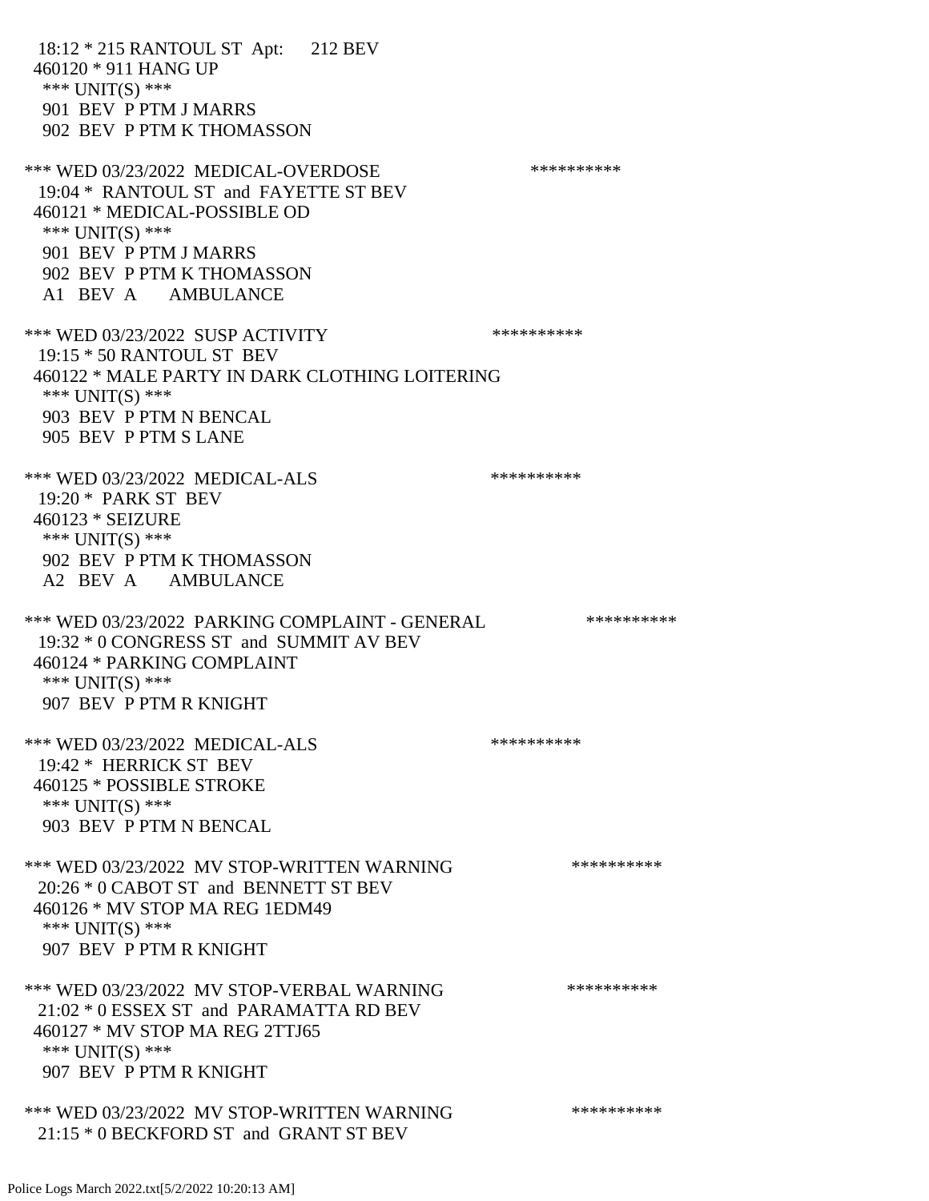18:12 * 215 RANTOUL ST Apt: 212 BEV
460120 * 911 HANG UP
*** UNIT(S) ***
901 BEV P PTM J MARRS
902 BEV P PTM K THOMASSON

*** WED 03/23/2022 MEDICAL-OVERDOSE **********
19:04 * RANTOUL ST and FAYETTE ST BEV
460121 * MEDICAL-POSSIBLE OD
*** UNIT(S) ***
901 BEV P PTM J MARRS
902 BEV P PTM K THOMASSON
A1 BEV A AMBULANCE

*** WED 03/23/2022 SUSP ACTIVITY **********
19:15 * 50 RANTOUL ST BEV
460122 * MALE PARTY IN DARK CLOTHING LOITERING
*** UNIT(S) ***
903 BEV P PTM N BENCAL
905 BEV P PTM S LANE

*** WED 03/23/2022 MEDICAL-ALS **********
19:20 * PARK ST BEV
460123 * SEIZURE
*** UNIT(S) ***
902 BEV P PTM K THOMASSON
A2 BEV A AMBULANCE

*** WED 03/23/2022 PARKING COMPLAINT - GENERAL **********
19:32 * 0 CONGRESS ST and SUMMIT AV BEV
460124 * PARKING COMPLAINT
*** UNIT(S) ***
907 BEV P PTM R KNIGHT

*** WED 03/23/2022 MEDICAL-ALS **********
19:42 * HERRICK ST BEV
460125 * POSSIBLE STROKE
*** UNIT(S) ***
903 BEV P PTM N BENCAL

*** WED 03/23/2022 MV STOP-WRITTEN WARNING **********
20:26 * 0 CABOT ST and BENNETT ST BEV
460126 * MV STOP MA REG 1EDM49
*** UNIT(S) ***
907 BEV P PTM R KNIGHT

*** WED 03/23/2022 MV STOP-VERBAL WARNING **********
21:02 * 0 ESSEX ST and PARAMATTA RD BEV
460127 * MV STOP MA REG 2TTJ65
*** UNIT(S) ***
907 BEV P PTM R KNIGHT

*** WED 03/23/2022 MV STOP-WRITTEN WARNING **********
21:15 * 0 BECKFORD ST and GRANT ST BEV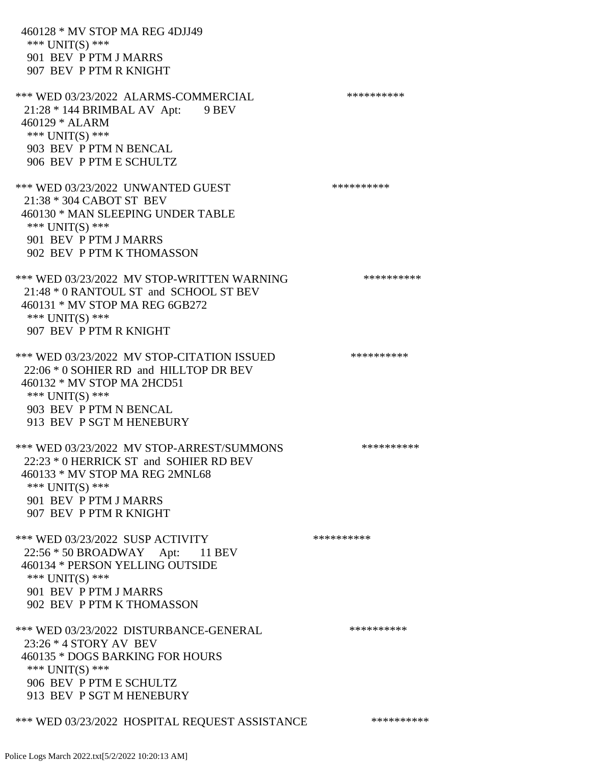460128 * MV STOP MA REG 4DJJ49
*** UNIT(S) ***
901 BEV P PTM J MARRS
907 BEV P PTM R KNIGHT

*** WED 03/23/2022 ALARMS-COMMERCIAL **********
21:28 * 144 BRIMBAL AV Apt: 9 BEV
460129 * ALARM
*** UNIT(S) ***
903 BEV P PTM N BENCAL
906 BEV P PTM E SCHULTZ

*** WED 03/23/2022 UNWANTED GUEST **********
21:38 * 304 CABOT ST BEV
460130 * MAN SLEEPING UNDER TABLE
*** UNIT(S) ***
901 BEV P PTM J MARRS
902 BEV P PTM K THOMASSON

*** WED 03/23/2022 MV STOP-WRITTEN WARNING **********
21:48 * 0 RANTOUL ST and SCHOOL ST BEV
460131 * MV STOP MA REG 6GB272
*** UNIT(S) ***
907 BEV P PTM R KNIGHT

*** WED 03/23/2022 MV STOP-CITATION ISSUED **********
22:06 * 0 SOHIER RD and HILLTOP DR BEV
460132 * MV STOP MA 2HCD51
*** UNIT(S) ***
903 BEV P PTM N BENCAL
913 BEV P SGT M HENEBURY

*** WED 03/23/2022 MV STOP-ARREST/SUMMONS **********
22:23 * 0 HERRICK ST and SOHIER RD BEV
460133 * MV STOP MA REG 2MNL68
*** UNIT(S) ***
901 BEV P PTM J MARRS
907 BEV P PTM R KNIGHT

*** WED 03/23/2022 SUSP ACTIVITY **********
22:56 * 50 BROADWAY Apt: 11 BEV
460134 * PERSON YELLING OUTSIDE
*** UNIT(S) ***
901 BEV P PTM J MARRS
902 BEV P PTM K THOMASSON

*** WED 03/23/2022 DISTURBANCE-GENERAL **********
23:26 * 4 STORY AV BEV
460135 * DOGS BARKING FOR HOURS
*** UNIT(S) ***
906 BEV P PTM E SCHULTZ
913 BEV P SGT M HENEBURY

*** WED 03/23/2022 HOSPITAL REQUEST ASSISTANCE **********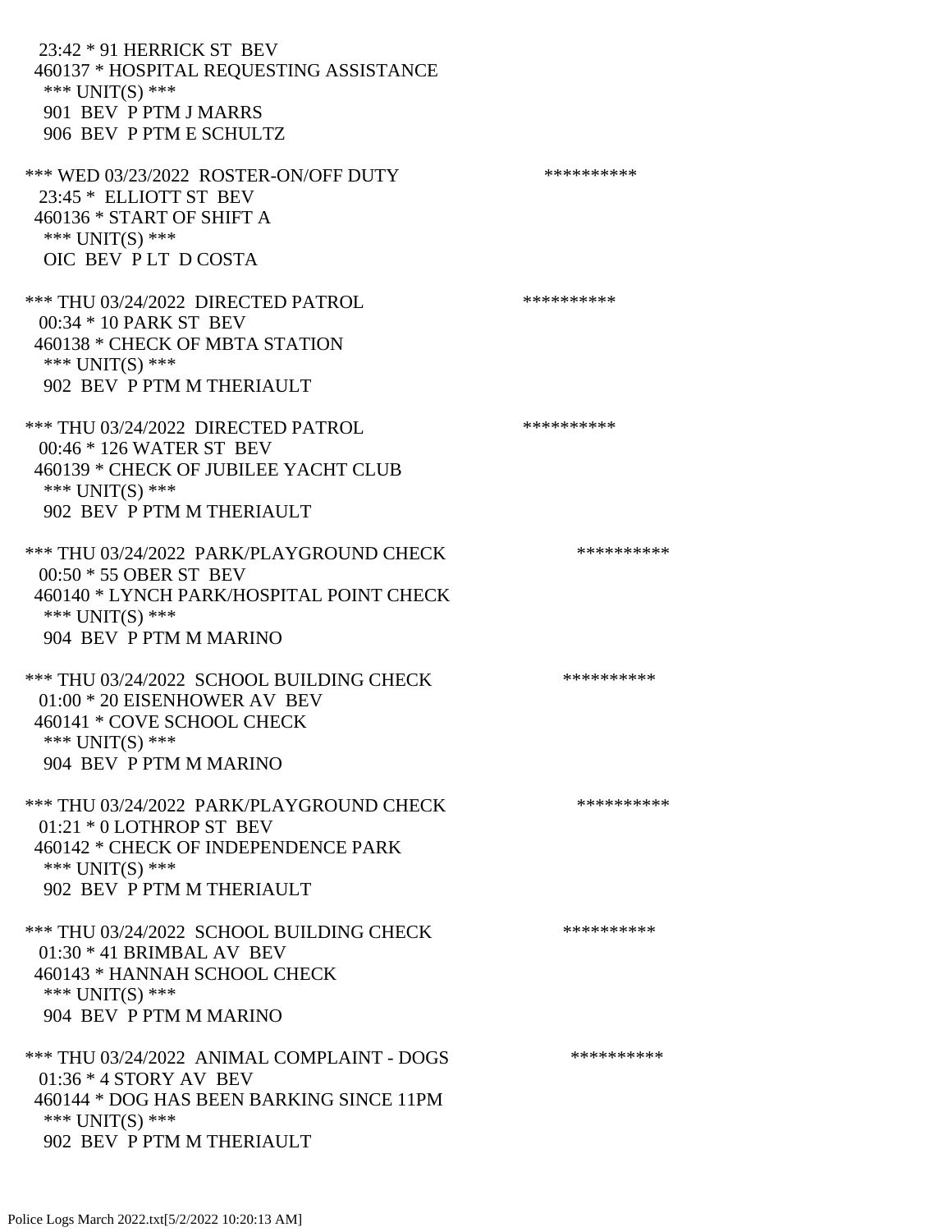23:42 * 91 HERRICK ST BEV
460137 * HOSPITAL REQUESTING ASSISTANCE
*** UNIT(S) ***
901 BEV P PTM J MARRS
906 BEV P PTM E SCHULTZ

*** WED 03/23/2022 ROSTER-ON/OFF DUTY **********
23:45 * ELLIOTT ST BEV
460136 * START OF SHIFT A
*** UNIT(S) ***
OIC BEV P LT D COSTA

*** THU 03/24/2022 DIRECTED PATROL **********
00:34 * 10 PARK ST BEV
460138 * CHECK OF MBTA STATION
*** UNIT(S) ***
902 BEV P PTM M THERIAULT

*** THU 03/24/2022 DIRECTED PATROL **********
00:46 * 126 WATER ST BEV
460139 * CHECK OF JUBILEE YACHT CLUB
*** UNIT(S) ***
902 BEV P PTM M THERIAULT

*** THU 03/24/2022 PARK/PLAYGROUND CHECK **********
00:50 * 55 OBER ST BEV
460140 * LYNCH PARK/HOSPITAL POINT CHECK
*** UNIT(S) ***
904 BEV P PTM M MARINO

*** THU 03/24/2022 SCHOOL BUILDING CHECK **********
01:00 * 20 EISENHOWER AV BEV
460141 * COVE SCHOOL CHECK
*** UNIT(S) ***
904 BEV P PTM M MARINO

*** THU 03/24/2022 PARK/PLAYGROUND CHECK **********
01:21 * 0 LOTHROP ST BEV
460142 * CHECK OF INDEPENDENCE PARK
*** UNIT(S) ***
902 BEV P PTM M THERIAULT

*** THU 03/24/2022 SCHOOL BUILDING CHECK **********
01:30 * 41 BRIMBAL AV BEV
460143 * HANNAH SCHOOL CHECK
*** UNIT(S) ***
904 BEV P PTM M MARINO

*** THU 03/24/2022 ANIMAL COMPLAINT - DOGS **********
01:36 * 4 STORY AV BEV
460144 * DOG HAS BEEN BARKING SINCE 11PM
*** UNIT(S) ***
902 BEV P PTM M THERIAULT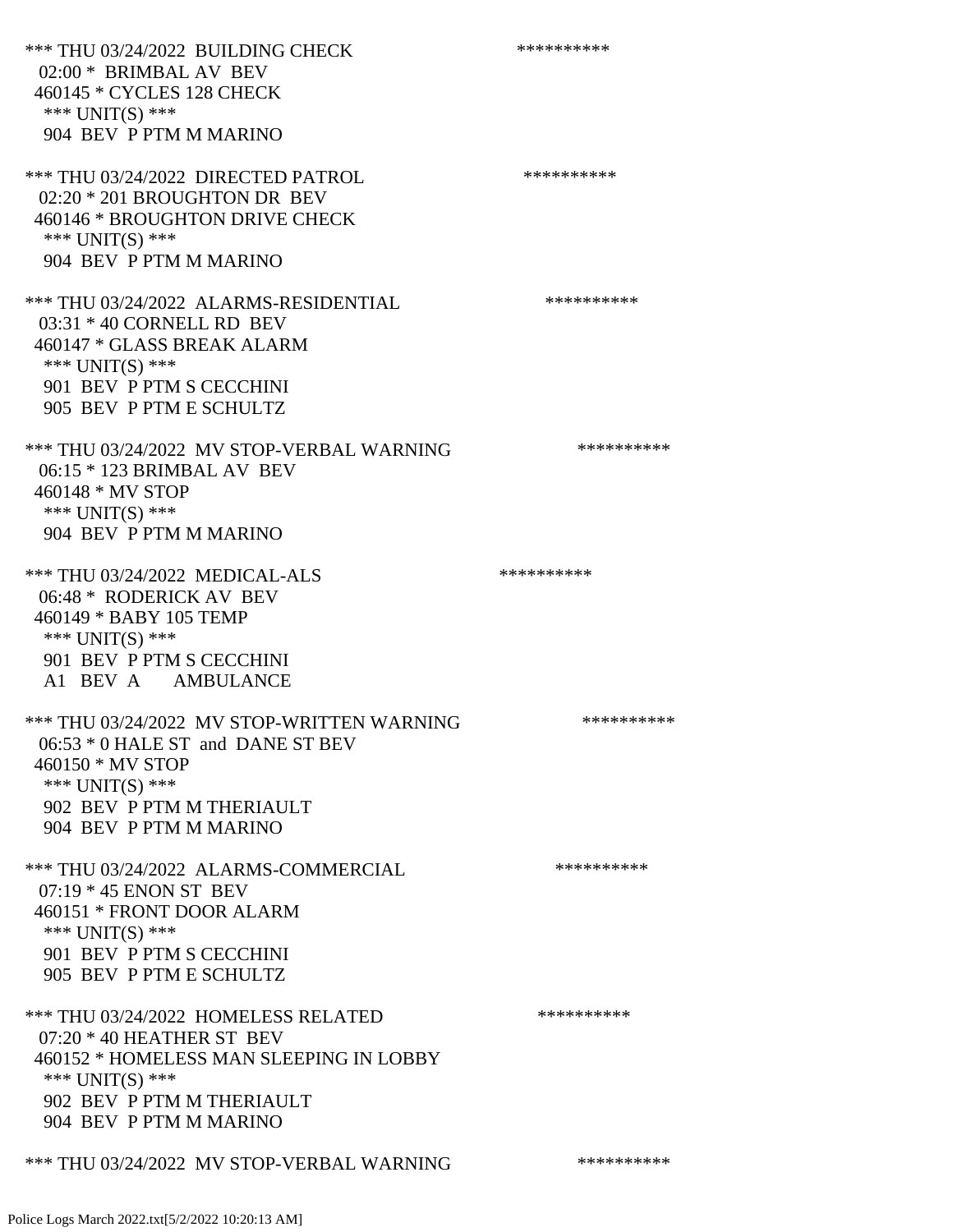*** THU 03/24/2022 BUILDING CHECK **********
02:00 * BRIMBAL AV BEV
460145 * CYCLES 128 CHECK
*** UNIT(S) ***
904 BEV P PTM M MARINO

*** THU 03/24/2022 DIRECTED PATROL **********
02:20 * 201 BROUGHTON DR BEV
460146 * BROUGHTON DRIVE CHECK
*** UNIT(S) ***
904 BEV P PTM M MARINO

*** THU 03/24/2022 ALARMS-RESIDENTIAL **********
03:31 * 40 CORNELL RD BEV
460147 * GLASS BREAK ALARM
*** UNIT(S) ***
901 BEV P PTM S CECCHINI
905 BEV P PTM E SCHULTZ

*** THU 03/24/2022 MV STOP-VERBAL WARNING **********
06:15 * 123 BRIMBAL AV BEV
460148 * MV STOP
*** UNIT(S) ***
904 BEV P PTM M MARINO

*** THU 03/24/2022 MEDICAL-ALS **********
06:48 * RODERICK AV BEV
460149 * BABY 105 TEMP
*** UNIT(S) ***
901 BEV P PTM S CECCHINI
A1 BEV A AMBULANCE

*** THU 03/24/2022 MV STOP-WRITTEN WARNING **********
06:53 * 0 HALE ST and DANE ST BEV
460150 * MV STOP
*** UNIT(S) ***
902 BEV P PTM M THERIAULT
904 BEV P PTM M MARINO

*** THU 03/24/2022 ALARMS-COMMERCIAL **********
07:19 * 45 ENON ST BEV
460151 * FRONT DOOR ALARM
*** UNIT(S) ***
901 BEV P PTM S CECCHINI
905 BEV P PTM E SCHULTZ

*** THU 03/24/2022 HOMELESS RELATED **********
07:20 * 40 HEATHER ST BEV
460152 * HOMELESS MAN SLEEPING IN LOBBY
*** UNIT(S) ***
902 BEV P PTM M THERIAULT
904 BEV P PTM M MARINO

*** THU 03/24/2022 MV STOP-VERBAL WARNING **********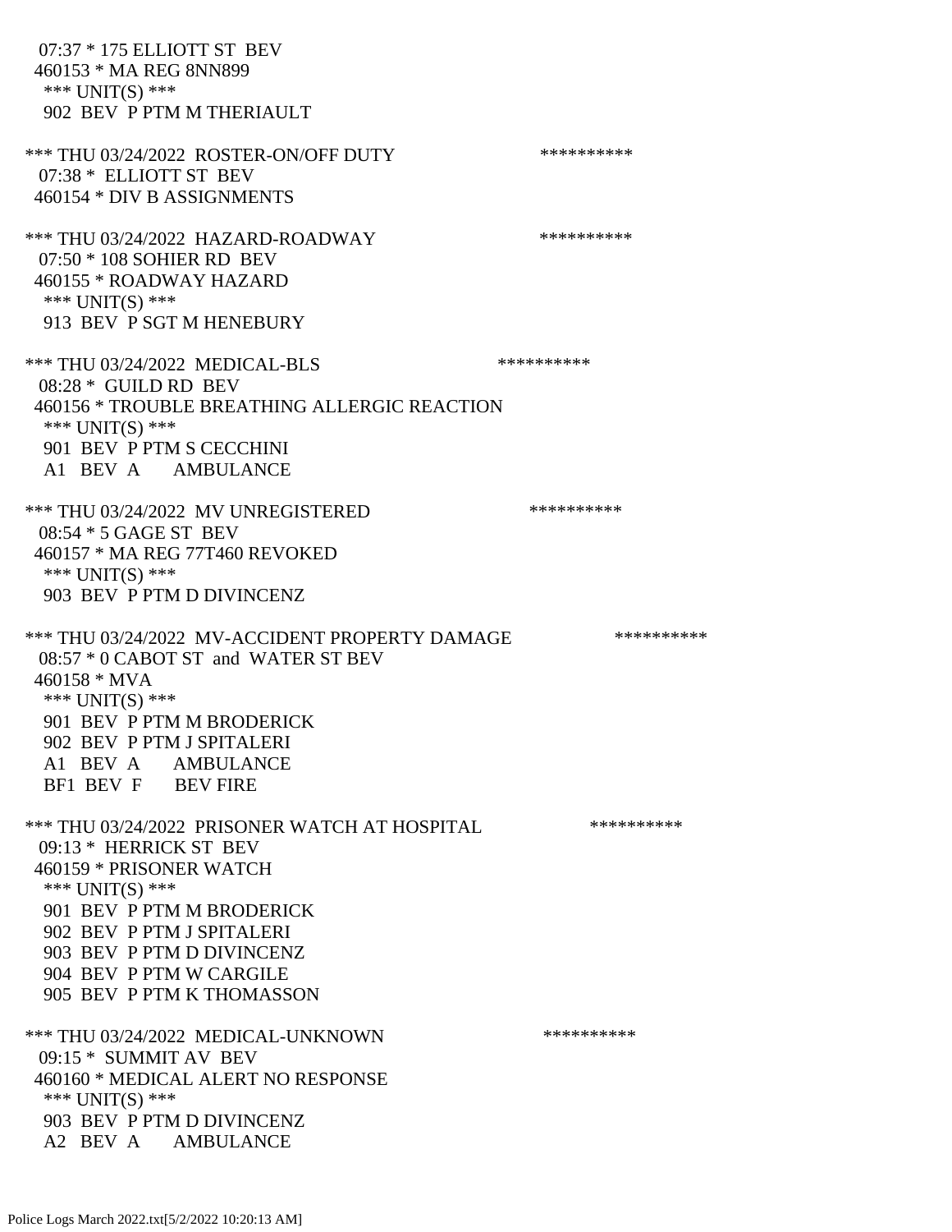07:37 * 175 ELLIOTT ST BEV
460153 * MA REG 8NN899
*** UNIT(S) ***
902 BEV P PTM M THERIAULT

*** THU 03/24/2022 ROSTER-ON/OFF DUTY **********
07:38 * ELLIOTT ST BEV
460154 * DIV B ASSIGNMENTS

*** THU 03/24/2022 HAZARD-ROADWAY **********
07:50 * 108 SOHIER RD BEV
460155 * ROADWAY HAZARD
*** UNIT(S) ***
913 BEV P SGT M HENEBURY

*** THU 03/24/2022 MEDICAL-BLS **********
08:28 * GUILD RD BEV
460156 * TROUBLE BREATHING ALLERGIC REACTION
*** UNIT(S) ***
901 BEV P PTM S CECCHINI
A1 BEV A AMBULANCE

*** THU 03/24/2022 MV UNREGISTERED **********
08:54 * 5 GAGE ST BEV
460157 * MA REG 77T460 REVOKED
*** UNIT(S) ***
903 BEV P PTM D DIVINCENZ

*** THU 03/24/2022 MV-ACCIDENT PROPERTY DAMAGE **********
08:57 * 0 CABOT ST and WATER ST BEV
460158 * MVA
*** UNIT(S) ***
901 BEV P PTM M BRODERICK
902 BEV P PTM J SPITALERI
A1 BEV A AMBULANCE
BF1 BEV F BEV FIRE

*** THU 03/24/2022 PRISONER WATCH AT HOSPITAL **********
09:13 * HERRICK ST BEV
460159 * PRISONER WATCH
*** UNIT(S) ***
901 BEV P PTM M BRODERICK
902 BEV P PTM J SPITALERI
903 BEV P PTM D DIVINCENZ
904 BEV P PTM W CARGILE
905 BEV P PTM K THOMASSON

*** THU 03/24/2022 MEDICAL-UNKNOWN **********
09:15 * SUMMIT AV BEV
460160 * MEDICAL ALERT NO RESPONSE
*** UNIT(S) ***
903 BEV P PTM D DIVINCENZ
A2 BEV A AMBULANCE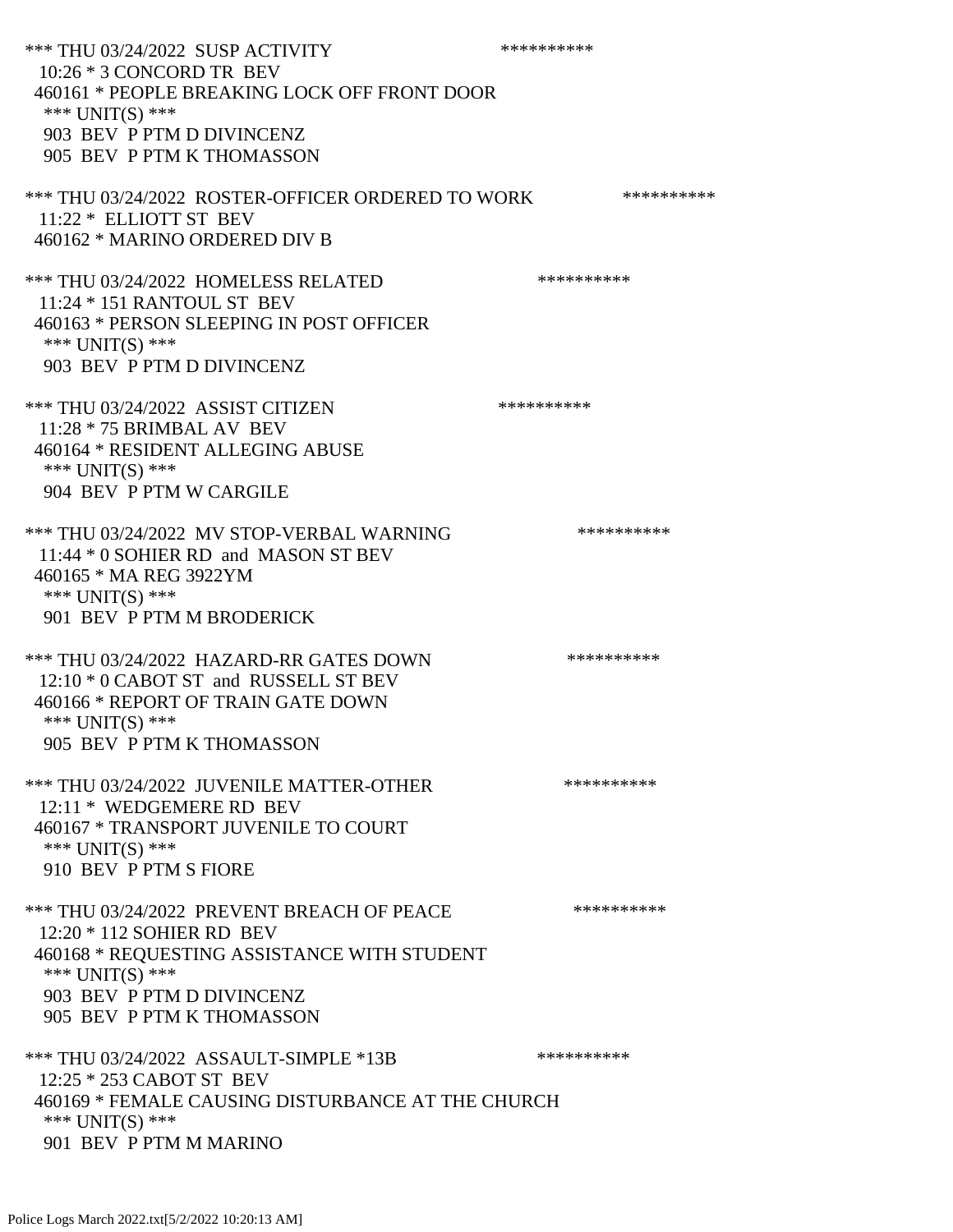*** THU 03/24/2022 SUSP ACTIVITY **********
10:26 * 3 CONCORD TR BEV
460161 * PEOPLE BREAKING LOCK OFF FRONT DOOR
*** UNIT(S) ***
903 BEV P PTM D DIVINCENZ
905 BEV P PTM K THOMASSON

*** THU 03/24/2022 ROSTER-OFFICER ORDERED TO WORK **********
11:22 * ELLIOTT ST BEV
460162 * MARINO ORDERED DIV B

*** THU 03/24/2022 HOMELESS RELATED **********
11:24 * 151 RANTOUL ST BEV
460163 * PERSON SLEEPING IN POST OFFICER
*** UNIT(S) ***
903 BEV P PTM D DIVINCENZ

*** THU 03/24/2022 ASSIST CITIZEN **********
11:28 * 75 BRIMBAL AV BEV
460164 * RESIDENT ALLEGING ABUSE
*** UNIT(S) ***
904 BEV P PTM W CARGILE

*** THU 03/24/2022 MV STOP-VERBAL WARNING **********
11:44 * 0 SOHIER RD and MASON ST BEV
460165 * MA REG 3922YM
*** UNIT(S) ***
901 BEV P PTM M BRODERICK

*** THU 03/24/2022 HAZARD-RR GATES DOWN **********
12:10 * 0 CABOT ST and RUSSELL ST BEV
460166 * REPORT OF TRAIN GATE DOWN
*** UNIT(S) ***
905 BEV P PTM K THOMASSON

*** THU 03/24/2022 JUVENILE MATTER-OTHER **********
12:11 * WEDGEMERE RD BEV
460167 * TRANSPORT JUVENILE TO COURT
*** UNIT(S) ***
910 BEV P PTM S FIORE

*** THU 03/24/2022 PREVENT BREACH OF PEACE **********
12:20 * 112 SOHIER RD BEV
460168 * REQUESTING ASSISTANCE WITH STUDENT
*** UNIT(S) ***
903 BEV P PTM D DIVINCENZ
905 BEV P PTM K THOMASSON

*** THU 03/24/2022 ASSAULT-SIMPLE *13B **********
12:25 * 253 CABOT ST BEV
460169 * FEMALE CAUSING DISTURBANCE AT THE CHURCH
*** UNIT(S) ***
901 BEV P PTM M MARINO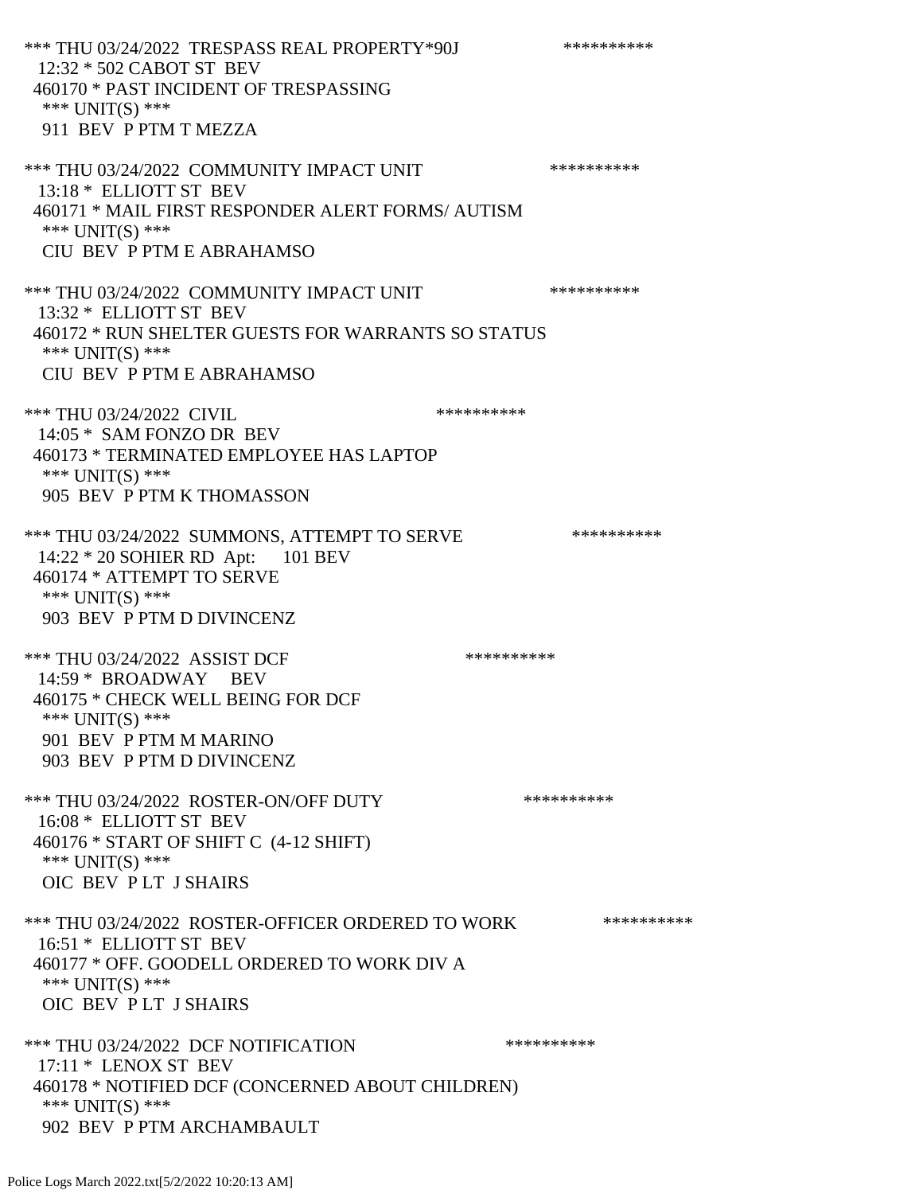*** THU 03/24/2022 TRESPASS REAL PROPERTY*90J **********
12:32 * 502 CABOT ST BEV
460170 * PAST INCIDENT OF TRESPASSING
*** UNIT(S) ***
911 BEV P PTM T MEZZA

*** THU 03/24/2022 COMMUNITY IMPACT UNIT **********
13:18 * ELLIOTT ST BEV
460171 * MAIL FIRST RESPONDER ALERT FORMS/ AUTISM
*** UNIT(S) ***
CIU BEV P PTM E ABRAHAMSO

*** THU 03/24/2022 COMMUNITY IMPACT UNIT **********
13:32 * ELLIOTT ST BEV
460172 * RUN SHELTER GUESTS FOR WARRANTS SO STATUS
*** UNIT(S) ***
CIU BEV P PTM E ABRAHAMSO

*** THU 03/24/2022 CIVIL **********
14:05 * SAM FONZO DR BEV
460173 * TERMINATED EMPLOYEE HAS LAPTOP
*** UNIT(S) ***
905 BEV P PTM K THOMASSON

*** THU 03/24/2022 SUMMONS, ATTEMPT TO SERVE **********
14:22 * 20 SOHIER RD Apt: 101 BEV
460174 * ATTEMPT TO SERVE
*** UNIT(S) ***
903 BEV P PTM D DIVINCENZ

*** THU 03/24/2022 ASSIST DCF **********
14:59 * BROADWAY BEV
460175 * CHECK WELL BEING FOR DCF
*** UNIT(S) ***
901 BEV P PTM M MARINO
903 BEV P PTM D DIVINCENZ

*** THU 03/24/2022 ROSTER-ON/OFF DUTY **********
16:08 * ELLIOTT ST BEV
460176 * START OF SHIFT C (4-12 SHIFT)
*** UNIT(S) ***
OIC BEV P LT J SHAIRS

*** THU 03/24/2022 ROSTER-OFFICER ORDERED TO WORK **********
16:51 * ELLIOTT ST BEV
460177 * OFF. GOODELL ORDERED TO WORK DIV A
*** UNIT(S) ***
OIC BEV P LT J SHAIRS

*** THU 03/24/2022 DCF NOTIFICATION **********
17:11 * LENOX ST BEV
460178 * NOTIFIED DCF (CONCERNED ABOUT CHILDREN)
*** UNIT(S) ***
902 BEV P PTM ARCHAMBAULT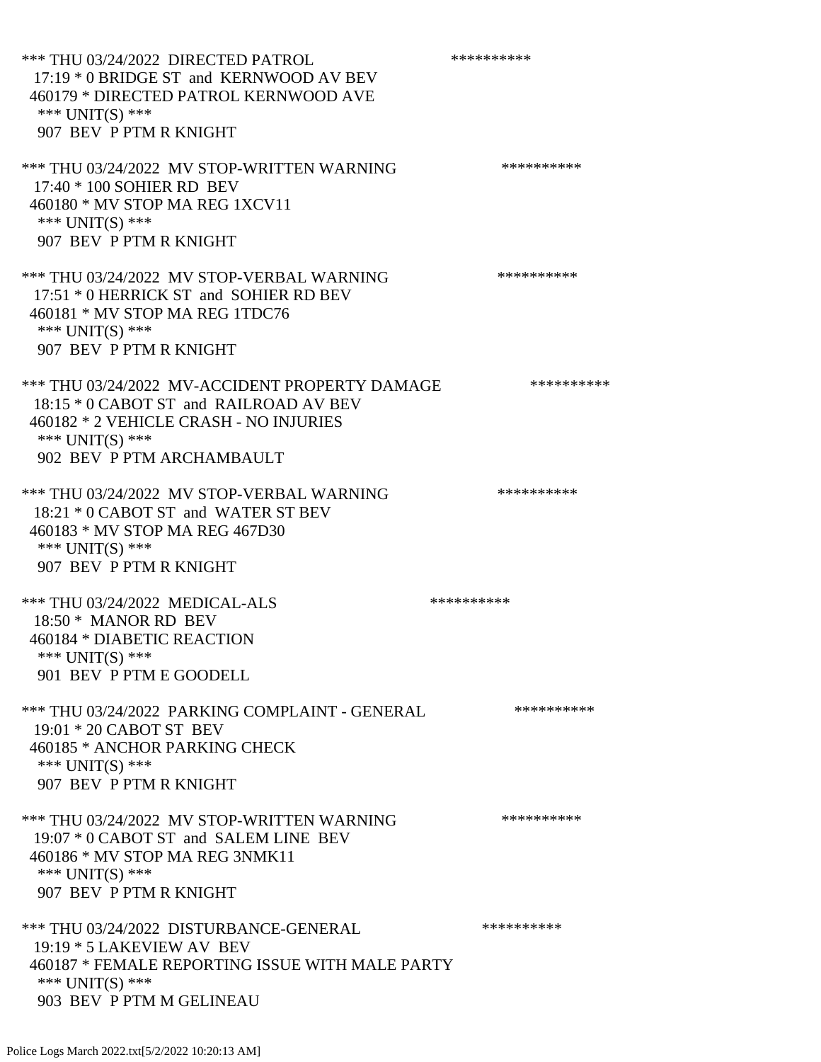*** THU 03/24/2022 DIRECTED PATROL **********
17:19 * 0 BRIDGE ST and KERNWOOD AV BEV
460179 * DIRECTED PATROL KERNWOOD AVE
*** UNIT(S) ***
907 BEV P PTM R KNIGHT

*** THU 03/24/2022 MV STOP-WRITTEN WARNING **********
17:40 * 100 SOHIER RD BEV
460180 * MV STOP MA REG 1XCV11
*** UNIT(S) ***
907 BEV P PTM R KNIGHT

*** THU 03/24/2022 MV STOP-VERBAL WARNING **********
17:51 * 0 HERRICK ST and SOHIER RD BEV
460181 * MV STOP MA REG 1TDC76
*** UNIT(S) ***
907 BEV P PTM R KNIGHT

*** THU 03/24/2022 MV-ACCIDENT PROPERTY DAMAGE **********
18:15 * 0 CABOT ST and RAILROAD AV BEV
460182 * 2 VEHICLE CRASH - NO INJURIES
*** UNIT(S) ***
902 BEV P PTM ARCHAMBAULT

*** THU 03/24/2022 MV STOP-VERBAL WARNING **********
18:21 * 0 CABOT ST and WATER ST BEV
460183 * MV STOP MA REG 467D30
*** UNIT(S) ***
907 BEV P PTM R KNIGHT

*** THU 03/24/2022 MEDICAL-ALS **********
18:50 * MANOR RD BEV
460184 * DIABETIC REACTION
*** UNIT(S) ***
901 BEV P PTM E GOODELL

*** THU 03/24/2022 PARKING COMPLAINT - GENERAL **********
19:01 * 20 CABOT ST BEV
460185 * ANCHOR PARKING CHECK
*** UNIT(S) ***
907 BEV P PTM R KNIGHT

*** THU 03/24/2022 MV STOP-WRITTEN WARNING **********
19:07 * 0 CABOT ST and SALEM LINE BEV
460186 * MV STOP MA REG 3NMK11
*** UNIT(S) ***
907 BEV P PTM R KNIGHT

*** THU 03/24/2022 DISTURBANCE-GENERAL **********
19:19 * 5 LAKEVIEW AV BEV
460187 * FEMALE REPORTING ISSUE WITH MALE PARTY
*** UNIT(S) ***
903 BEV P PTM M GELINEAU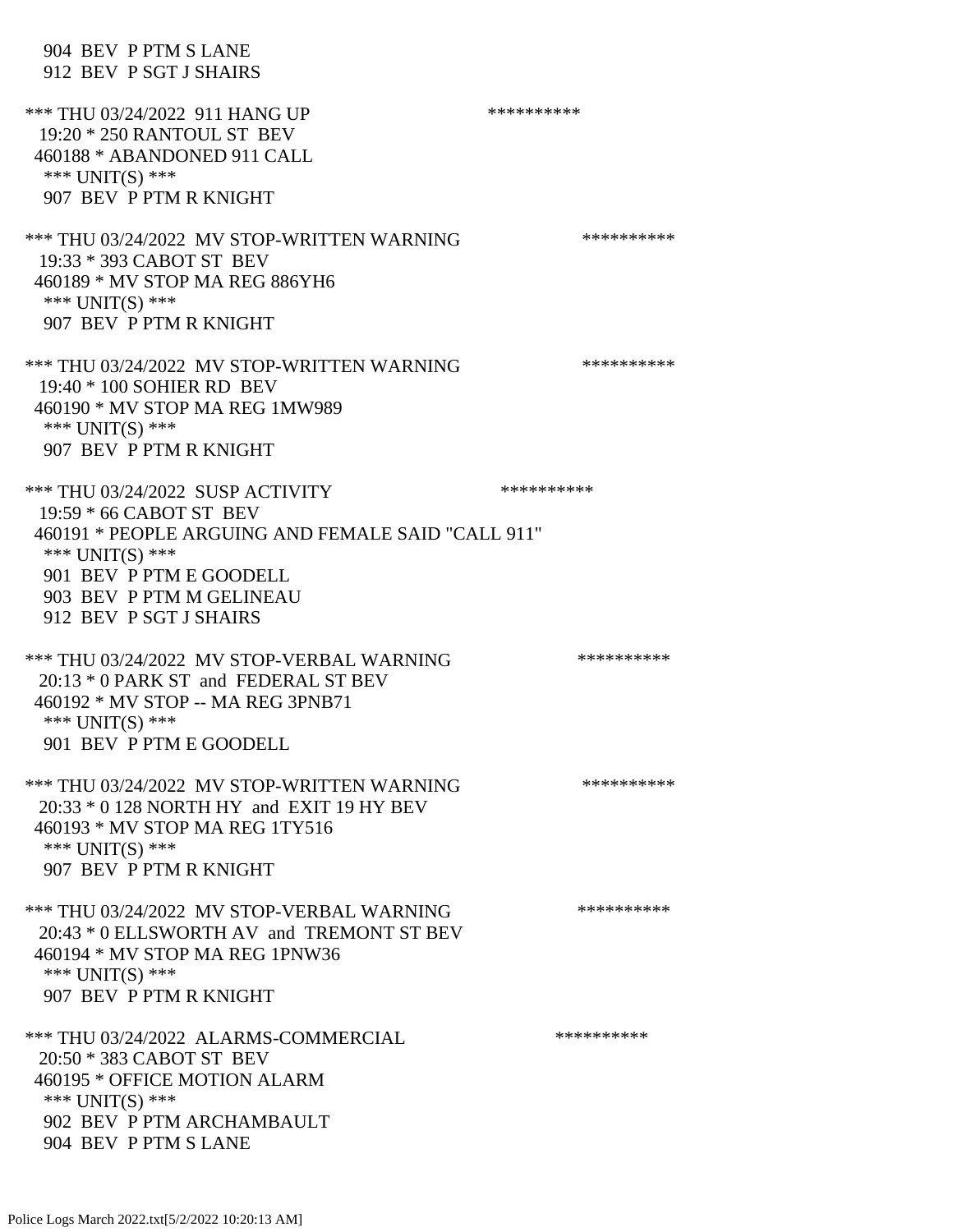904 BEV P PTM S LANE
912 BEV P SGT J SHAIRS

*** THU 03/24/2022 911 HANG UP **********
19:20 * 250 RANTOUL ST BEV
460188 * ABANDONED 911 CALL
*** UNIT(S) ***
907 BEV P PTM R KNIGHT

*** THU 03/24/2022 MV STOP-WRITTEN WARNING **********
19:33 * 393 CABOT ST BEV
460189 * MV STOP MA REG 886YH6
*** UNIT(S) ***
907 BEV P PTM R KNIGHT

*** THU 03/24/2022 MV STOP-WRITTEN WARNING **********
19:40 * 100 SOHIER RD BEV
460190 * MV STOP MA REG 1MW989
*** UNIT(S) ***
907 BEV P PTM R KNIGHT

*** THU 03/24/2022 SUSP ACTIVITY **********
19:59 * 66 CABOT ST BEV
460191 * PEOPLE ARGUING AND FEMALE SAID "CALL 911"
*** UNIT(S) ***
901 BEV P PTM E GOODELL
903 BEV P PTM M GELINEAU
912 BEV P SGT J SHAIRS

*** THU 03/24/2022 MV STOP-VERBAL WARNING **********
20:13 * 0 PARK ST and FEDERAL ST BEV
460192 * MV STOP -- MA REG 3PNB71
*** UNIT(S) ***
901 BEV P PTM E GOODELL

*** THU 03/24/2022 MV STOP-WRITTEN WARNING **********
20:33 * 0 128 NORTH HY and EXIT 19 HY BEV
460193 * MV STOP MA REG 1TY516
*** UNIT(S) ***
907 BEV P PTM R KNIGHT

*** THU 03/24/2022 MV STOP-VERBAL WARNING **********
20:43 * 0 ELLSWORTH AV and TREMONT ST BEV
460194 * MV STOP MA REG 1PNW36
*** UNIT(S) ***
907 BEV P PTM R KNIGHT

*** THU 03/24/2022 ALARMS-COMMERCIAL **********
20:50 * 383 CABOT ST BEV
460195 * OFFICE MOTION ALARM
*** UNIT(S) ***
902 BEV P PTM ARCHAMBAULT
904 BEV P PTM S LANE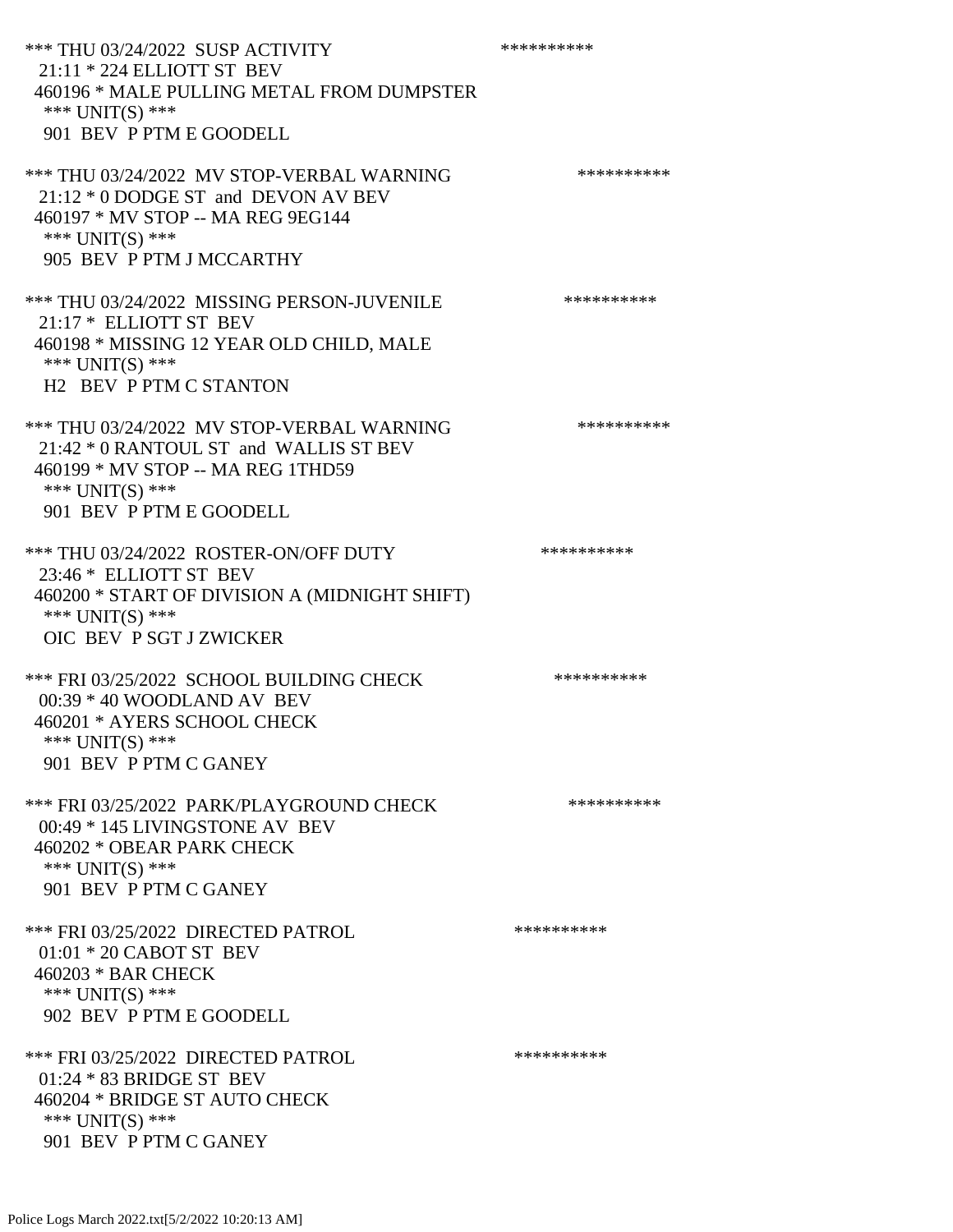*** THU 03/24/2022 SUSP ACTIVITY **********
21:11 * 224 ELLIOTT ST BEV
460196 * MALE PULLING METAL FROM DUMPSTER
*** UNIT(S) ***
901 BEV P PTM E GOODELL

*** THU 03/24/2022 MV STOP-VERBAL WARNING **********
21:12 * 0 DODGE ST and DEVON AV BEV
460197 * MV STOP -- MA REG 9EG144
*** UNIT(S) ***
905 BEV P PTM J MCCARTHY

*** THU 03/24/2022 MISSING PERSON-JUVENILE **********
21:17 * ELLIOTT ST BEV
460198 * MISSING 12 YEAR OLD CHILD, MALE
*** UNIT(S) ***
H2 BEV P PTM C STANTON

*** THU 03/24/2022 MV STOP-VERBAL WARNING **********
21:42 * 0 RANTOUL ST and WALLIS ST BEV
460199 * MV STOP -- MA REG 1THD59
*** UNIT(S) ***
901 BEV P PTM E GOODELL

*** THU 03/24/2022 ROSTER-ON/OFF DUTY **********
23:46 * ELLIOTT ST BEV
460200 * START OF DIVISION A (MIDNIGHT SHIFT)
*** UNIT(S) ***
OIC BEV P SGT J ZWICKER

*** FRI 03/25/2022 SCHOOL BUILDING CHECK **********
00:39 * 40 WOODLAND AV BEV
460201 * AYERS SCHOOL CHECK
*** UNIT(S) ***
901 BEV P PTM C GANEY

*** FRI 03/25/2022 PARK/PLAYGROUND CHECK **********
00:49 * 145 LIVINGSTONE AV BEV
460202 * OBEAR PARK CHECK
*** UNIT(S) ***
901 BEV P PTM C GANEY

*** FRI 03/25/2022 DIRECTED PATROL **********
01:01 * 20 CABOT ST BEV
460203 * BAR CHECK
*** UNIT(S) ***
902 BEV P PTM E GOODELL

*** FRI 03/25/2022 DIRECTED PATROL **********
01:24 * 83 BRIDGE ST BEV
460204 * BRIDGE ST AUTO CHECK
*** UNIT(S) ***
901 BEV P PTM C GANEY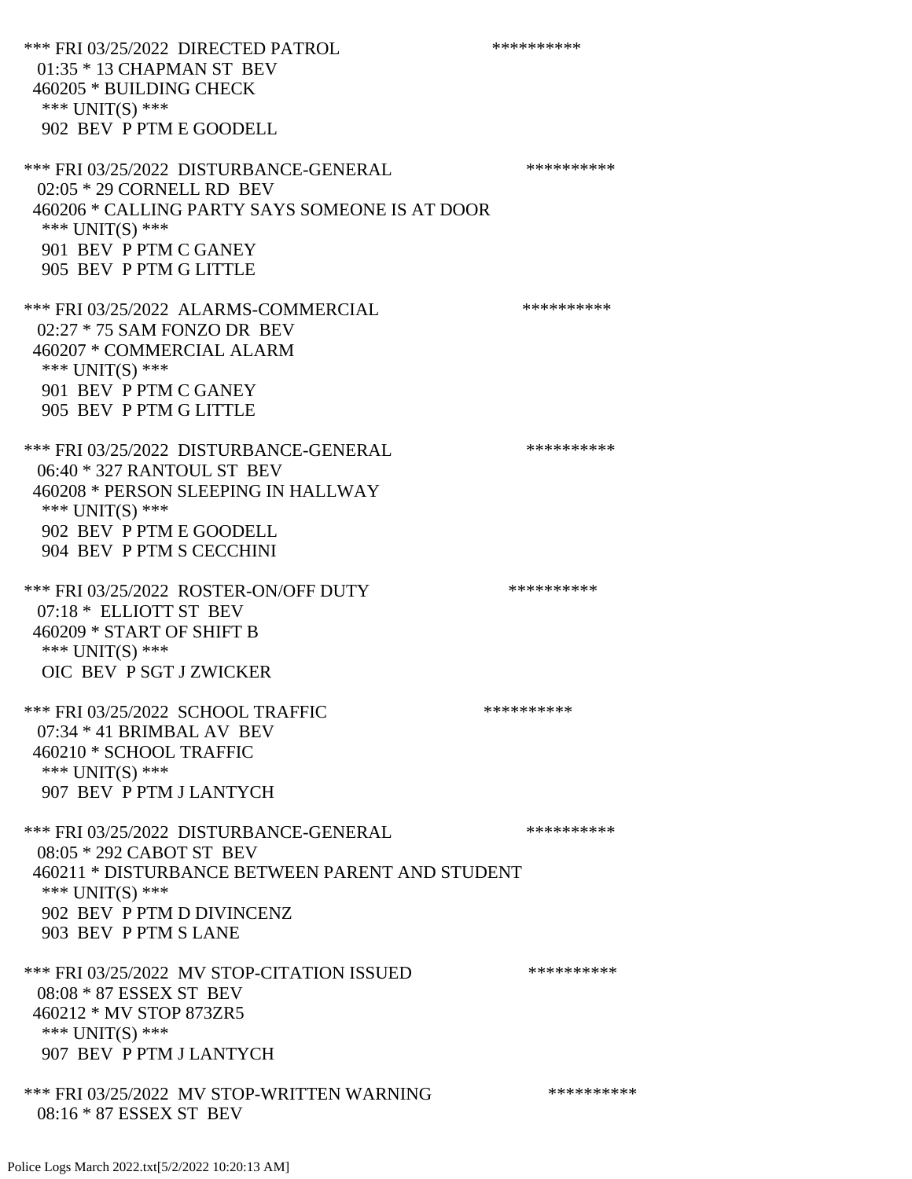*** FRI 03/25/2022 DIRECTED PATROL **********
01:35 * 13 CHAPMAN ST BEV
460205 * BUILDING CHECK
*** UNIT(S) ***
902 BEV P PTM E GOODELL

*** FRI 03/25/2022 DISTURBANCE-GENERAL **********
02:05 * 29 CORNELL RD BEV
460206 * CALLING PARTY SAYS SOMEONE IS AT DOOR
*** UNIT(S) ***
901 BEV P PTM C GANEY
905 BEV P PTM G LITTLE

*** FRI 03/25/2022 ALARMS-COMMERCIAL **********
02:27 * 75 SAM FONZO DR BEV
460207 * COMMERCIAL ALARM
*** UNIT(S) ***
901 BEV P PTM C GANEY
905 BEV P PTM G LITTLE

*** FRI 03/25/2022 DISTURBANCE-GENERAL **********
06:40 * 327 RANTOUL ST BEV
460208 * PERSON SLEEPING IN HALLWAY
*** UNIT(S) ***
902 BEV P PTM E GOODELL
904 BEV P PTM S CECCHINI

*** FRI 03/25/2022 ROSTER-ON/OFF DUTY **********
07:18 * ELLIOTT ST BEV
460209 * START OF SHIFT B
*** UNIT(S) ***
OIC BEV P SGT J ZWICKER

*** FRI 03/25/2022 SCHOOL TRAFFIC **********
07:34 * 41 BRIMBAL AV BEV
460210 * SCHOOL TRAFFIC
*** UNIT(S) ***
907 BEV P PTM J LANTYCH

*** FRI 03/25/2022 DISTURBANCE-GENERAL **********
08:05 * 292 CABOT ST BEV
460211 * DISTURBANCE BETWEEN PARENT AND STUDENT
*** UNIT(S) ***
902 BEV P PTM D DIVINCENZ
903 BEV P PTM S LANE

*** FRI 03/25/2022 MV STOP-CITATION ISSUED **********
08:08 * 87 ESSEX ST BEV
460212 * MV STOP 873ZR5
*** UNIT(S) ***
907 BEV P PTM J LANTYCH

*** FRI 03/25/2022 MV STOP-WRITTEN WARNING **********
08:16 * 87 ESSEX ST BEV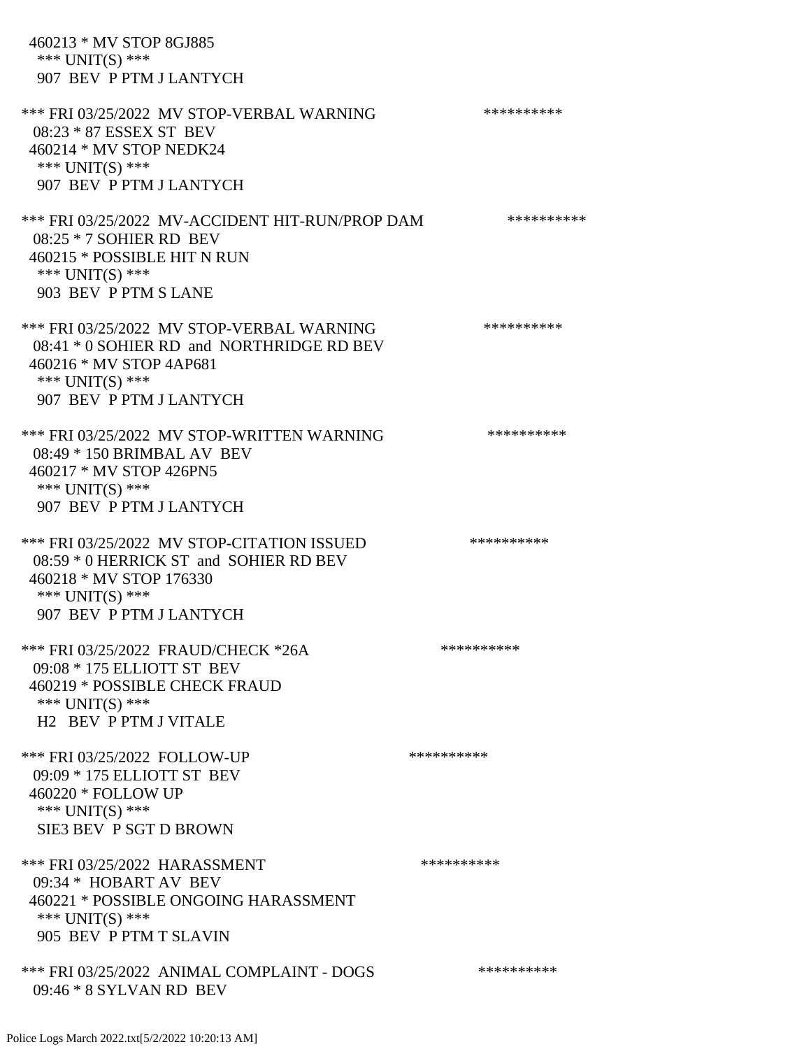460213 * MV STOP 8GJ885
*** UNIT(S) ***
907 BEV P PTM J LANTYCH

*** FRI 03/25/2022 MV STOP-VERBAL WARNING **********
08:23 * 87 ESSEX ST BEV
460214 * MV STOP NEDK24
*** UNIT(S) ***
907 BEV P PTM J LANTYCH

*** FRI 03/25/2022 MV-ACCIDENT HIT-RUN/PROP DAM **********
08:25 * 7 SOHIER RD BEV
460215 * POSSIBLE HIT N RUN
*** UNIT(S) ***
903 BEV P PTM S LANE

*** FRI 03/25/2022 MV STOP-VERBAL WARNING **********
08:41 * 0 SOHIER RD and NORTHRIDGE RD BEV
460216 * MV STOP 4AP681
*** UNIT(S) ***
907 BEV P PTM J LANTYCH

*** FRI 03/25/2022 MV STOP-WRITTEN WARNING **********
08:49 * 150 BRIMBAL AV BEV
460217 * MV STOP 426PN5
*** UNIT(S) ***
907 BEV P PTM J LANTYCH

*** FRI 03/25/2022 MV STOP-CITATION ISSUED **********
08:59 * 0 HERRICK ST and SOHIER RD BEV
460218 * MV STOP 176330
*** UNIT(S) ***
907 BEV P PTM J LANTYCH

*** FRI 03/25/2022 FRAUD/CHECK *26A **********
09:08 * 175 ELLIOTT ST BEV
460219 * POSSIBLE CHECK FRAUD
*** UNIT(S) ***
H2 BEV P PTM J VITALE

*** FRI 03/25/2022 FOLLOW-UP **********
09:09 * 175 ELLIOTT ST BEV
460220 * FOLLOW UP
*** UNIT(S) ***
SIE3 BEV P SGT D BROWN

*** FRI 03/25/2022 HARASSMENT **********
09:34 * HOBART AV BEV
460221 * POSSIBLE ONGOING HARASSMENT
*** UNIT(S) ***
905 BEV P PTM T SLAVIN

*** FRI 03/25/2022 ANIMAL COMPLAINT - DOGS **********
09:46 * 8 SYLVAN RD BEV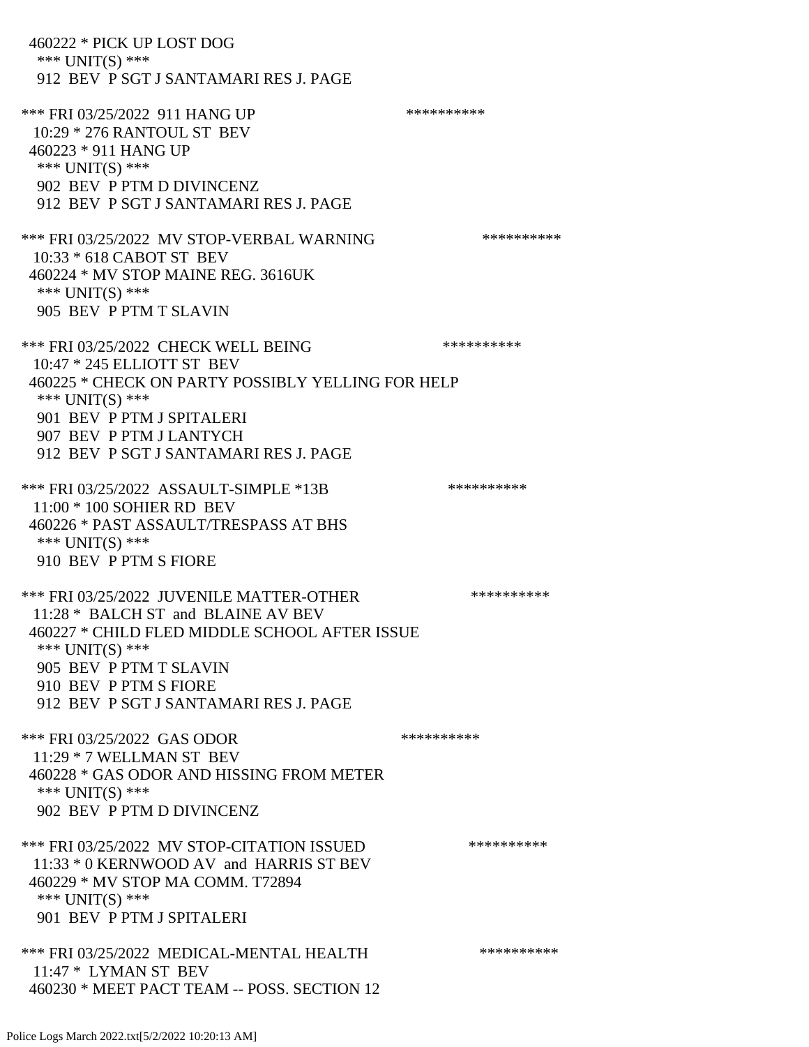460222 * PICK UP LOST DOG
*** UNIT(S) ***
912 BEV P SGT J SANTAMARI RES J. PAGE

*** FRI 03/25/2022 911 HANG UP **********
10:29 * 276 RANTOUL ST BEV
460223 * 911 HANG UP
*** UNIT(S) ***
902 BEV P PTM D DIVINCENZ
912 BEV P SGT J SANTAMARI RES J. PAGE

*** FRI 03/25/2022 MV STOP-VERBAL WARNING **********
10:33 * 618 CABOT ST BEV
460224 * MV STOP MAINE REG. 3616UK
*** UNIT(S) ***
905 BEV P PTM T SLAVIN

*** FRI 03/25/2022 CHECK WELL BEING **********
10:47 * 245 ELLIOTT ST BEV
460225 * CHECK ON PARTY POSSIBLY YELLING FOR HELP
*** UNIT(S) ***
901 BEV P PTM J SPITALERI
907 BEV P PTM J LANTYCH
912 BEV P SGT J SANTAMARI RES J. PAGE

*** FRI 03/25/2022 ASSAULT-SIMPLE *13B **********
11:00 * 100 SOHIER RD BEV
460226 * PAST ASSAULT/TRESPASS AT BHS
*** UNIT(S) ***
910 BEV P PTM S FIORE

*** FRI 03/25/2022 JUVENILE MATTER-OTHER **********
11:28 * BALCH ST and BLAINE AV BEV
460227 * CHILD FLED MIDDLE SCHOOL AFTER ISSUE
*** UNIT(S) ***
905 BEV P PTM T SLAVIN
910 BEV P PTM S FIORE
912 BEV P SGT J SANTAMARI RES J. PAGE

*** FRI 03/25/2022 GAS ODOR **********
11:29 * 7 WELLMAN ST BEV
460228 * GAS ODOR AND HISSING FROM METER
*** UNIT(S) ***
902 BEV P PTM D DIVINCENZ

*** FRI 03/25/2022 MV STOP-CITATION ISSUED **********
11:33 * 0 KERNWOOD AV and HARRIS ST BEV
460229 * MV STOP MA COMM. T72894
*** UNIT(S) ***
901 BEV P PTM J SPITALERI

*** FRI 03/25/2022 MEDICAL-MENTAL HEALTH **********
11:47 * LYMAN ST BEV
460230 * MEET PACT TEAM -- POSS. SECTION 12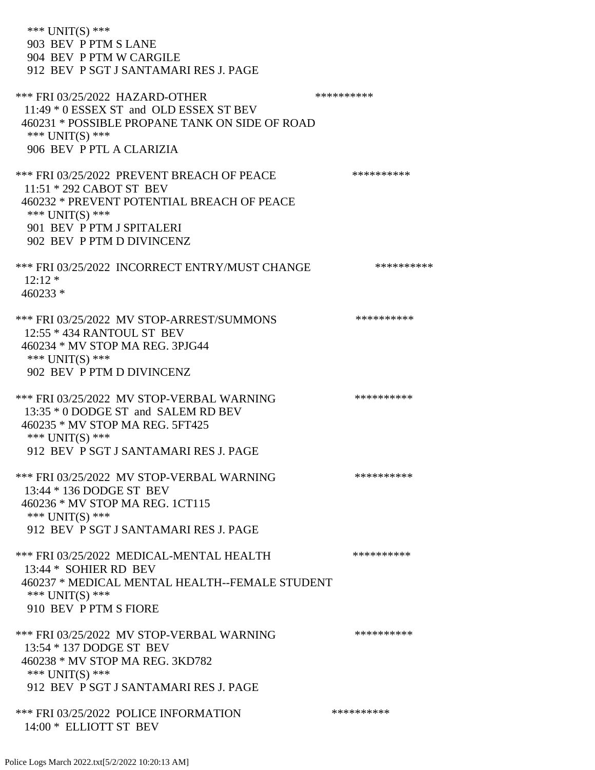*** UNIT(S) ***
903 BEV P PTM S LANE
904 BEV P PTM W CARGILE
912 BEV P SGT J SANTAMARI RES J. PAGE

*** FRI 03/25/2022 HAZARD-OTHER **********
11:49 * 0 ESSEX ST and OLD ESSEX ST BEV
460231 * POSSIBLE PROPANE TANK ON SIDE OF ROAD
*** UNIT(S) ***
906 BEV P PTL A CLARIZIA

*** FRI 03/25/2022 PREVENT BREACH OF PEACE **********
11:51 * 292 CABOT ST BEV
460232 * PREVENT POTENTIAL BREACH OF PEACE
*** UNIT(S) ***
901 BEV P PTM J SPITALERI
902 BEV P PTM D DIVINCENZ

*** FRI 03/25/2022 INCORRECT ENTRY/MUST CHANGE **********
12:12 *
460233 *

*** FRI 03/25/2022 MV STOP-ARREST/SUMMONS **********
12:55 * 434 RANTOUL ST BEV
460234 * MV STOP MA REG. 3PJG44
*** UNIT(S) ***
902 BEV P PTM D DIVINCENZ

*** FRI 03/25/2022 MV STOP-VERBAL WARNING **********
13:35 * 0 DODGE ST and SALEM RD BEV
460235 * MV STOP MA REG. 5FT425
*** UNIT(S) ***
912 BEV P SGT J SANTAMARI RES J. PAGE

*** FRI 03/25/2022 MV STOP-VERBAL WARNING **********
13:44 * 136 DODGE ST BEV
460236 * MV STOP MA REG. 1CT115
*** UNIT(S) ***
912 BEV P SGT J SANTAMARI RES J. PAGE

*** FRI 03/25/2022 MEDICAL-MENTAL HEALTH **********
13:44 * SOHIER RD BEV
460237 * MEDICAL MENTAL HEALTH--FEMALE STUDENT
*** UNIT(S) ***
910 BEV P PTM S FIORE

*** FRI 03/25/2022 MV STOP-VERBAL WARNING **********
13:54 * 137 DODGE ST BEV
460238 * MV STOP MA REG. 3KD782
*** UNIT(S) ***
912 BEV P SGT J SANTAMARI RES J. PAGE

*** FRI 03/25/2022 POLICE INFORMATION **********
14:00 * ELLIOTT ST BEV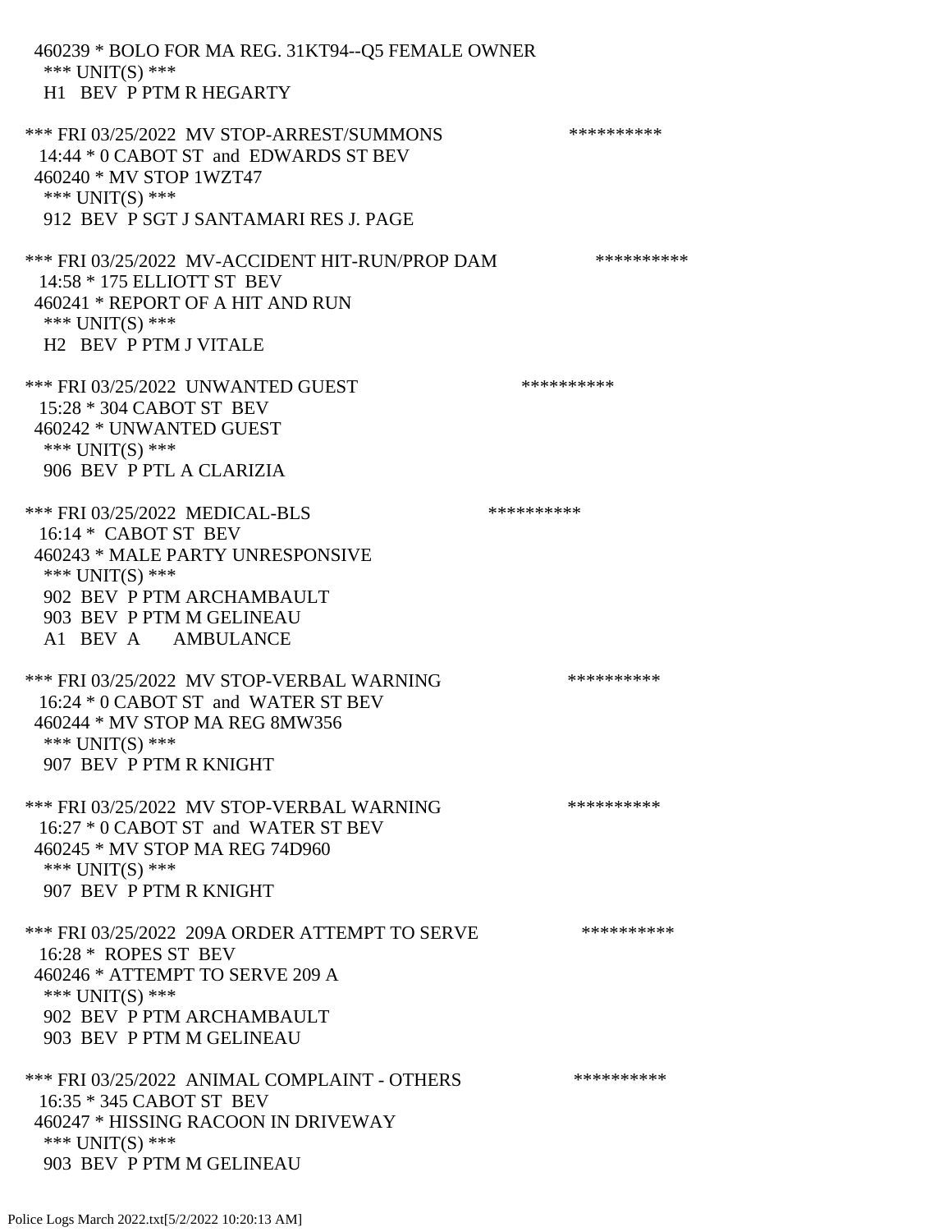460239 * BOLO FOR MA REG. 31KT94--Q5 FEMALE OWNER
*** UNIT(S) ***
H1 BEV P PTM R HEGARTY

*** FRI 03/25/2022 MV STOP-ARREST/SUMMONS **********
14:44 * 0 CABOT ST and EDWARDS ST BEV
460240 * MV STOP 1WZT47
*** UNIT(S) ***
912 BEV P SGT J SANTAMARI RES J. PAGE

*** FRI 03/25/2022 MV-ACCIDENT HIT-RUN/PROP DAM **********
14:58 * 175 ELLIOTT ST BEV
460241 * REPORT OF A HIT AND RUN
*** UNIT(S) ***
H2 BEV P PTM J VITALE

*** FRI 03/25/2022 UNWANTED GUEST **********
15:28 * 304 CABOT ST BEV
460242 * UNWANTED GUEST
*** UNIT(S) ***
906 BEV P PTL A CLARIZIA

*** FRI 03/25/2022 MEDICAL-BLS **********
16:14 * CABOT ST BEV
460243 * MALE PARTY UNRESPONSIVE
*** UNIT(S) ***
902 BEV P PTM ARCHAMBAULT
903 BEV P PTM M GELINEAU
A1 BEV A AMBULANCE

*** FRI 03/25/2022 MV STOP-VERBAL WARNING **********
16:24 * 0 CABOT ST and WATER ST BEV
460244 * MV STOP MA REG 8MW356
*** UNIT(S) ***
907 BEV P PTM R KNIGHT

*** FRI 03/25/2022 MV STOP-VERBAL WARNING **********
16:27 * 0 CABOT ST and WATER ST BEV
460245 * MV STOP MA REG 74D960
*** UNIT(S) ***
907 BEV P PTM R KNIGHT

*** FRI 03/25/2022 209A ORDER ATTEMPT TO SERVE **********
16:28 * ROPES ST BEV
460246 * ATTEMPT TO SERVE 209 A
*** UNIT(S) ***
902 BEV P PTM ARCHAMBAULT
903 BEV P PTM M GELINEAU

*** FRI 03/25/2022 ANIMAL COMPLAINT - OTHERS **********
16:35 * 345 CABOT ST BEV
460247 * HISSING RACOON IN DRIVEWAY
*** UNIT(S) ***
903 BEV P PTM M GELINEAU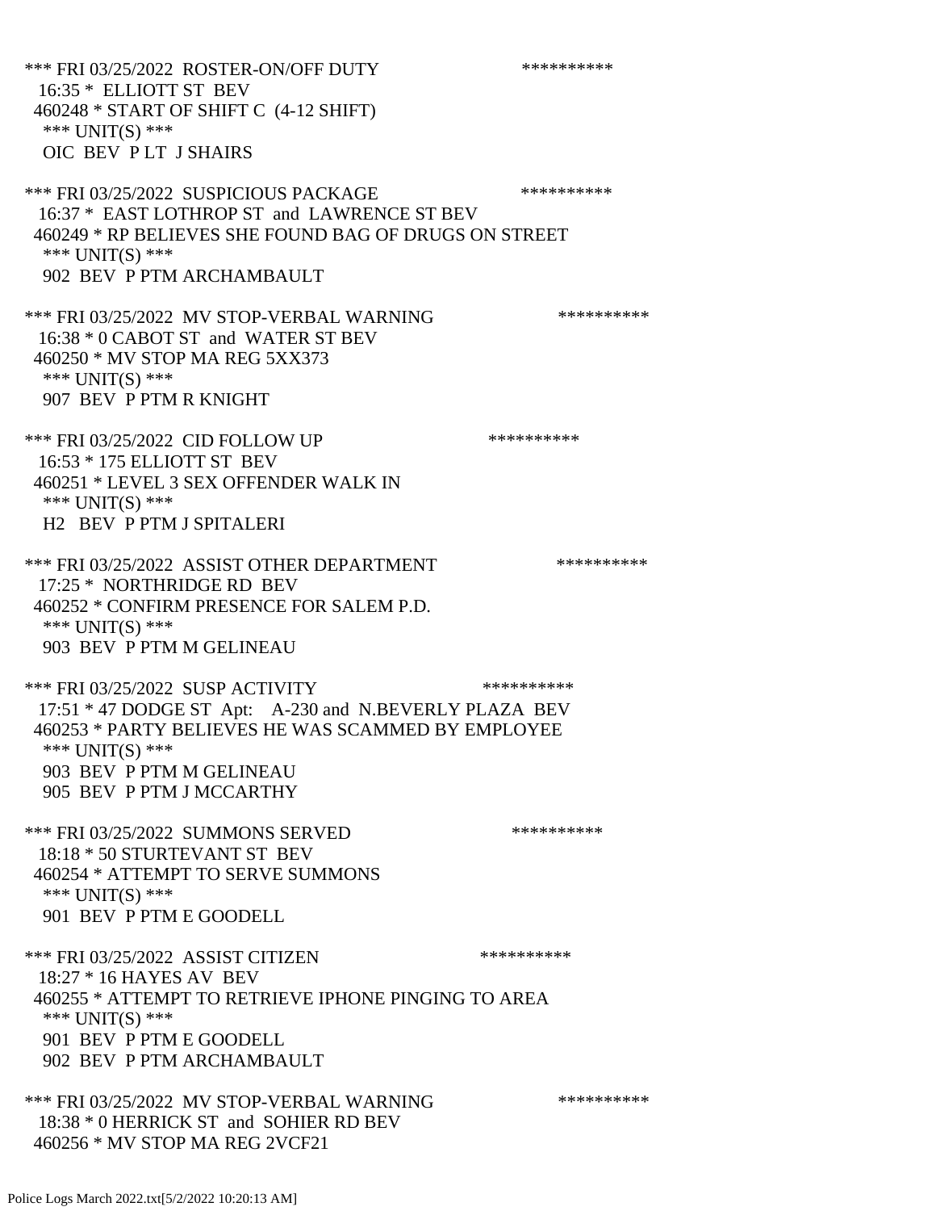*** FRI 03/25/2022 ROSTER-ON/OFF DUTY **********
16:35 * ELLIOTT ST BEV
460248 * START OF SHIFT C (4-12 SHIFT)
*** UNIT(S) ***
OIC BEV P LT J SHAIRS

*** FRI 03/25/2022 SUSPICIOUS PACKAGE **********
16:37 * EAST LOTHROP ST and LAWRENCE ST BEV
460249 * RP BELIEVES SHE FOUND BAG OF DRUGS ON STREET
*** UNIT(S) ***
902 BEV P PTM ARCHAMBAULT

*** FRI 03/25/2022 MV STOP-VERBAL WARNING **********
16:38 * 0 CABOT ST and WATER ST BEV
460250 * MV STOP MA REG 5XX373
*** UNIT(S) ***
907 BEV P PTM R KNIGHT

*** FRI 03/25/2022 CID FOLLOW UP **********
16:53 * 175 ELLIOTT ST BEV
460251 * LEVEL 3 SEX OFFENDER WALK IN
*** UNIT(S) ***
H2 BEV P PTM J SPITALERI

*** FRI 03/25/2022 ASSIST OTHER DEPARTMENT **********
17:25 * NORTHRIDGE RD BEV
460252 * CONFIRM PRESENCE FOR SALEM P.D.
*** UNIT(S) ***
903 BEV P PTM M GELINEAU

*** FRI 03/25/2022 SUSP ACTIVITY **********
17:51 * 47 DODGE ST Apt: A-230 and N.BEVERLY PLAZA BEV
460253 * PARTY BELIEVES HE WAS SCAMMED BY EMPLOYEE
*** UNIT(S) ***
903 BEV P PTM M GELINEAU
905 BEV P PTM J MCCARTHY

*** FRI 03/25/2022 SUMMONS SERVED **********
18:18 * 50 STURTEVANT ST BEV
460254 * ATTEMPT TO SERVE SUMMONS
*** UNIT(S) ***
901 BEV P PTM E GOODELL

*** FRI 03/25/2022 ASSIST CITIZEN **********
18:27 * 16 HAYES AV BEV
460255 * ATTEMPT TO RETRIEVE IPHONE PINGING TO AREA
*** UNIT(S) ***
901 BEV P PTM E GOODELL
902 BEV P PTM ARCHAMBAULT

*** FRI 03/25/2022 MV STOP-VERBAL WARNING **********
18:38 * 0 HERRICK ST and SOHIER RD BEV
460256 * MV STOP MA REG 2VCF21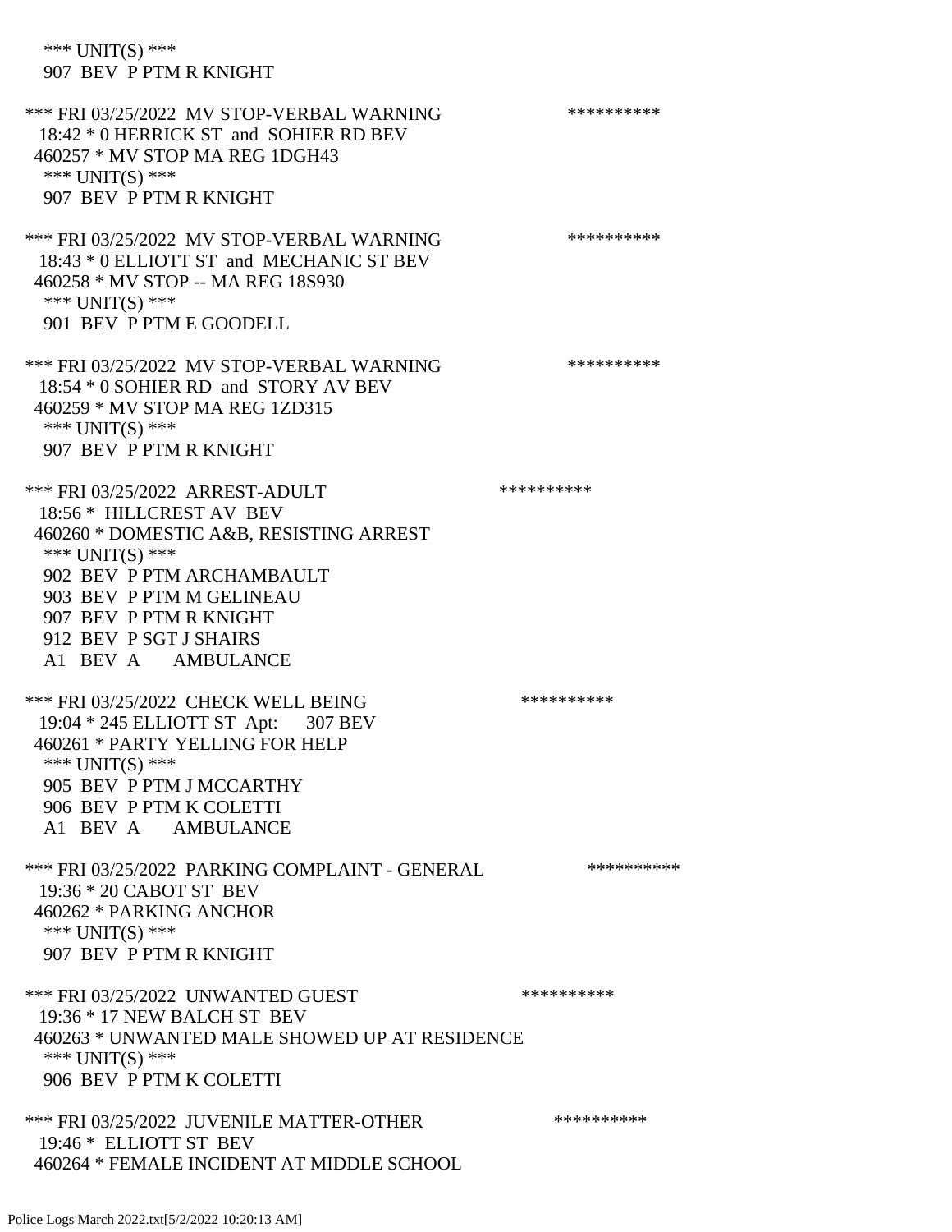*** UNIT(S) ***
907 BEV P PTM R KNIGHT

*** FRI 03/25/2022 MV STOP-VERBAL WARNING **********
18:42 * 0 HERRICK ST and SOHIER RD BEV
460257 * MV STOP MA REG 1DGH43
*** UNIT(S) ***
907 BEV P PTM R KNIGHT

*** FRI 03/25/2022 MV STOP-VERBAL WARNING **********
18:43 * 0 ELLIOTT ST and MECHANIC ST BEV
460258 * MV STOP -- MA REG 18S930
*** UNIT(S) ***
901 BEV P PTM E GOODELL

*** FRI 03/25/2022 MV STOP-VERBAL WARNING **********
18:54 * 0 SOHIER RD and STORY AV BEV
460259 * MV STOP MA REG 1ZD315
*** UNIT(S) ***
907 BEV P PTM R KNIGHT

*** FRI 03/25/2022 ARREST-ADULT **********
18:56 * HILLCREST AV BEV
460260 * DOMESTIC A&B, RESISTING ARREST
*** UNIT(S) ***
902 BEV P PTM ARCHAMBAULT
903 BEV P PTM M GELINEAU
907 BEV P PTM R KNIGHT
912 BEV P SGT J SHAIRS
A1 BEV A AMBULANCE

*** FRI 03/25/2022 CHECK WELL BEING **********
19:04 * 245 ELLIOTT ST Apt: 307 BEV
460261 * PARTY YELLING FOR HELP
*** UNIT(S) ***
905 BEV P PTM J MCCARTHY
906 BEV P PTM K COLETTI
A1 BEV A AMBULANCE

*** FRI 03/25/2022 PARKING COMPLAINT - GENERAL **********
19:36 * 20 CABOT ST BEV
460262 * PARKING ANCHOR
*** UNIT(S) ***
907 BEV P PTM R KNIGHT

*** FRI 03/25/2022 UNWANTED GUEST **********
19:36 * 17 NEW BALCH ST BEV
460263 * UNWANTED MALE SHOWED UP AT RESIDENCE
*** UNIT(S) ***
906 BEV P PTM K COLETTI

*** FRI 03/25/2022 JUVENILE MATTER-OTHER **********
19:46 * ELLIOTT ST BEV
460264 * FEMALE INCIDENT AT MIDDLE SCHOOL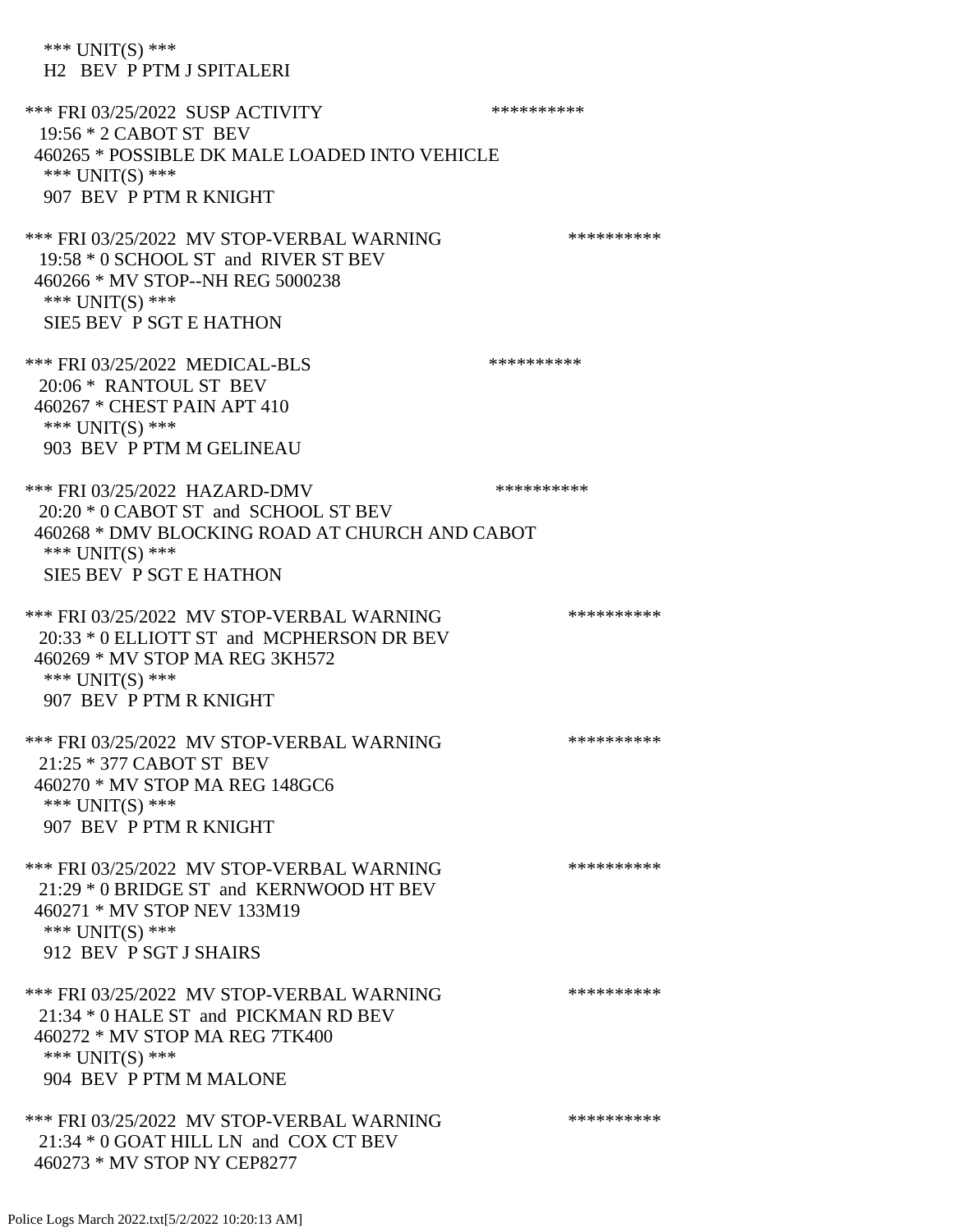*** UNIT(S) ***
H2 BEV P PTM J SPITALERI

*** FRI 03/25/2022 SUSP ACTIVITY **********
19:56 * 2 CABOT ST BEV
460265 * POSSIBLE DK MALE LOADED INTO VEHICLE
*** UNIT(S) ***
907 BEV P PTM R KNIGHT

*** FRI 03/25/2022 MV STOP-VERBAL WARNING **********
19:58 * 0 SCHOOL ST and RIVER ST BEV
460266 * MV STOP--NH REG 5000238
*** UNIT(S) ***
SIE5 BEV P SGT E HATHON

*** FRI 03/25/2022 MEDICAL-BLS **********
20:06 * RANTOUL ST BEV
460267 * CHEST PAIN APT 410
*** UNIT(S) ***
903 BEV P PTM M GELINEAU

*** FRI 03/25/2022 HAZARD-DMV **********
20:20 * 0 CABOT ST and SCHOOL ST BEV
460268 * DMV BLOCKING ROAD AT CHURCH AND CABOT
*** UNIT(S) ***
SIE5 BEV P SGT E HATHON

*** FRI 03/25/2022 MV STOP-VERBAL WARNING **********
20:33 * 0 ELLIOTT ST and MCPHERSON DR BEV
460269 * MV STOP MA REG 3KH572
*** UNIT(S) ***
907 BEV P PTM R KNIGHT

*** FRI 03/25/2022 MV STOP-VERBAL WARNING **********
21:25 * 377 CABOT ST BEV
460270 * MV STOP MA REG 148GC6
*** UNIT(S) ***
907 BEV P PTM R KNIGHT

*** FRI 03/25/2022 MV STOP-VERBAL WARNING **********
21:29 * 0 BRIDGE ST and KERNWOOD HT BEV
460271 * MV STOP NEV 133M19
*** UNIT(S) ***
912 BEV P SGT J SHAIRS

*** FRI 03/25/2022 MV STOP-VERBAL WARNING **********
21:34 * 0 HALE ST and PICKMAN RD BEV
460272 * MV STOP MA REG 7TK400
*** UNIT(S) ***
904 BEV P PTM M MALONE

*** FRI 03/25/2022 MV STOP-VERBAL WARNING **********
21:34 * 0 GOAT HILL LN and COX CT BEV
460273 * MV STOP NY CEP8277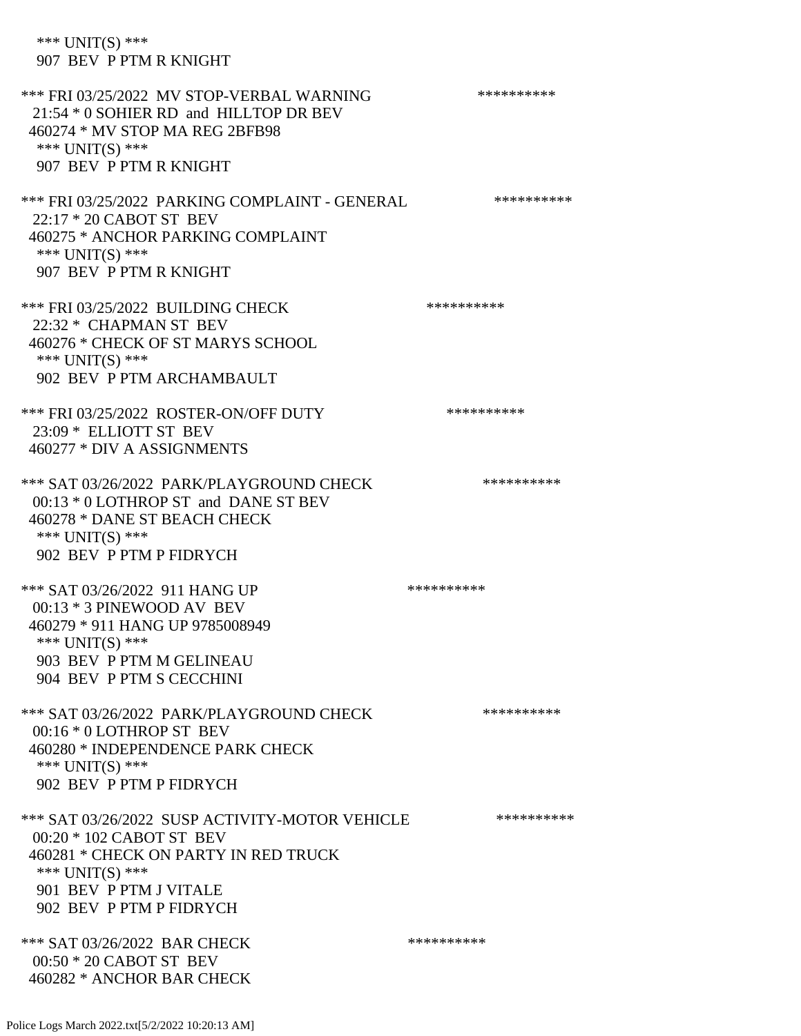*** UNIT(S) ***
907 BEV P PTM R KNIGHT

*** FRI 03/25/2022 MV STOP-VERBAL WARNING **********
21:54 * 0 SOHIER RD and HILLTOP DR BEV
460274 * MV STOP MA REG 2BFB98
*** UNIT(S) ***
907 BEV P PTM R KNIGHT

*** FRI 03/25/2022 PARKING COMPLAINT - GENERAL **********
22:17 * 20 CABOT ST BEV
460275 * ANCHOR PARKING COMPLAINT
*** UNIT(S) ***
907 BEV P PTM R KNIGHT

*** FRI 03/25/2022 BUILDING CHECK **********
22:32 * CHAPMAN ST BEV
460276 * CHECK OF ST MARYS SCHOOL
*** UNIT(S) ***
902 BEV P PTM ARCHAMBAULT

*** FRI 03/25/2022 ROSTER-ON/OFF DUTY **********
23:09 * ELLIOTT ST BEV
460277 * DIV A ASSIGNMENTS

*** SAT 03/26/2022 PARK/PLAYGROUND CHECK **********
00:13 * 0 LOTHROP ST and DANE ST BEV
460278 * DANE ST BEACH CHECK
*** UNIT(S) ***
902 BEV P PTM P FIDRYCH

*** SAT 03/26/2022 911 HANG UP **********
00:13 * 3 PINEWOOD AV BEV
460279 * 911 HANG UP 9785008949
*** UNIT(S) ***
903 BEV P PTM M GELINEAU
904 BEV P PTM S CECCHINI

*** SAT 03/26/2022 PARK/PLAYGROUND CHECK **********
00:16 * 0 LOTHROP ST BEV
460280 * INDEPENDENCE PARK CHECK
*** UNIT(S) ***
902 BEV P PTM P FIDRYCH

*** SAT 03/26/2022 SUSP ACTIVITY-MOTOR VEHICLE **********
00:20 * 102 CABOT ST BEV
460281 * CHECK ON PARTY IN RED TRUCK
*** UNIT(S) ***
901 BEV P PTM J VITALE
902 BEV P PTM P FIDRYCH

*** SAT 03/26/2022 BAR CHECK **********
00:50 * 20 CABOT ST BEV
460282 * ANCHOR BAR CHECK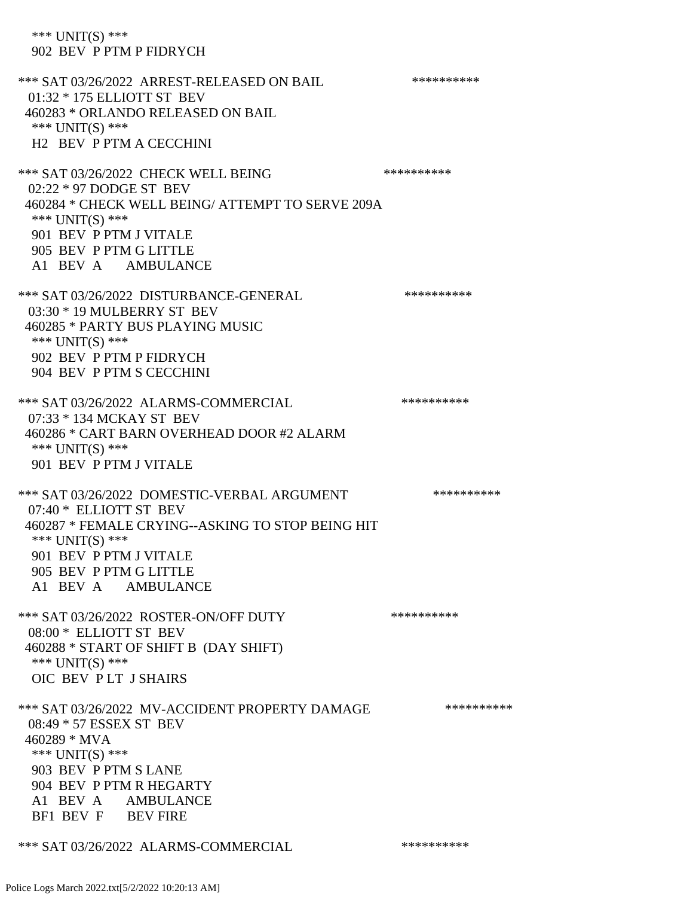\*\*\* UNIT(S) \*\*\*
902 BEV P PTM P FIDRYCH

\*\*\* SAT 03/26/2022 ARREST-RELEASED ON BAIL \*\*\*\*\*\*\*\*\*\*
01:32 * 175 ELLIOTT ST BEV
460283 * ORLANDO RELEASED ON BAIL
\*\*\* UNIT(S) \*\*\*
H2 BEV P PTM A CECCHINI

\*\*\* SAT 03/26/2022 CHECK WELL BEING \*\*\*\*\*\*\*\*\*\*
02:22 * 97 DODGE ST BEV
460284 * CHECK WELL BEING/ ATTEMPT TO SERVE 209A
\*\*\* UNIT(S) \*\*\*
901 BEV P PTM J VITALE
905 BEV P PTM G LITTLE
A1 BEV A AMBULANCE

\*\*\* SAT 03/26/2022 DISTURBANCE-GENERAL \*\*\*\*\*\*\*\*\*\*
03:30 * 19 MULBERRY ST BEV
460285 * PARTY BUS PLAYING MUSIC
\*\*\* UNIT(S) \*\*\*
902 BEV P PTM P FIDRYCH
904 BEV P PTM S CECCHINI

\*\*\* SAT 03/26/2022 ALARMS-COMMERCIAL \*\*\*\*\*\*\*\*\*\*
07:33 * 134 MCKAY ST BEV
460286 * CART BARN OVERHEAD DOOR #2 ALARM
\*\*\* UNIT(S) \*\*\*
901 BEV P PTM J VITALE

\*\*\* SAT 03/26/2022 DOMESTIC-VERBAL ARGUMENT \*\*\*\*\*\*\*\*\*\*
07:40 * ELLIOTT ST BEV
460287 * FEMALE CRYING--ASKING TO STOP BEING HIT
\*\*\* UNIT(S) \*\*\*
901 BEV P PTM J VITALE
905 BEV P PTM G LITTLE
A1 BEV A AMBULANCE

\*\*\* SAT 03/26/2022 ROSTER-ON/OFF DUTY \*\*\*\*\*\*\*\*\*\*
08:00 * ELLIOTT ST BEV
460288 * START OF SHIFT B (DAY SHIFT)
\*\*\* UNIT(S) \*\*\*
OIC BEV P LT J SHAIRS

\*\*\* SAT 03/26/2022 MV-ACCIDENT PROPERTY DAMAGE \*\*\*\*\*\*\*\*\*\*
08:49 * 57 ESSEX ST BEV
460289 * MVA
\*\*\* UNIT(S) \*\*\*
903 BEV P PTM S LANE
904 BEV P PTM R HEGARTY
A1 BEV A AMBULANCE
BF1 BEV F BEV FIRE

\*\*\* SAT 03/26/2022 ALARMS-COMMERCIAL \*\*\*\*\*\*\*\*\*\*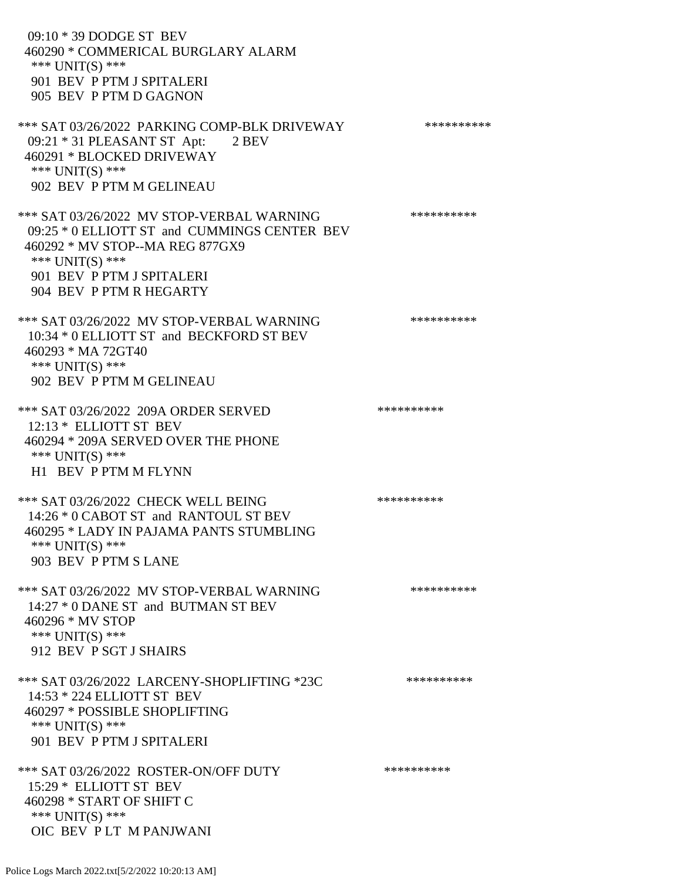09:10 * 39 DODGE ST BEV
460290 * COMMERICAL BURGLARY ALARM
*** UNIT(S) ***
901 BEV P PTM J SPITALERI
905 BEV P PTM D GAGNON

*** SAT 03/26/2022 PARKING COMP-BLK DRIVEWAY **********
09:21 * 31 PLEASANT ST Apt: 2 BEV
460291 * BLOCKED DRIVEWAY
*** UNIT(S) ***
902 BEV P PTM M GELINEAU

*** SAT 03/26/2022 MV STOP-VERBAL WARNING **********
09:25 * 0 ELLIOTT ST and CUMMINGS CENTER BEV
460292 * MV STOP--MA REG 877GX9
*** UNIT(S) ***
901 BEV P PTM J SPITALERI
904 BEV P PTM R HEGARTY

*** SAT 03/26/2022 MV STOP-VERBAL WARNING **********
10:34 * 0 ELLIOTT ST and BECKFORD ST BEV
460293 * MA 72GT40
*** UNIT(S) ***
902 BEV P PTM M GELINEAU

*** SAT 03/26/2022 209A ORDER SERVED **********
12:13 * ELLIOTT ST BEV
460294 * 209A SERVED OVER THE PHONE
*** UNIT(S) ***
H1 BEV P PTM M FLYNN

*** SAT 03/26/2022 CHECK WELL BEING **********
14:26 * 0 CABOT ST and RANTOUL ST BEV
460295 * LADY IN PAJAMA PANTS STUMBLING
*** UNIT(S) ***
903 BEV P PTM S LANE

*** SAT 03/26/2022 MV STOP-VERBAL WARNING **********
14:27 * 0 DANE ST and BUTMAN ST BEV
460296 * MV STOP
*** UNIT(S) ***
912 BEV P SGT J SHAIRS

*** SAT 03/26/2022 LARCENY-SHOPLIFTING *23C **********
14:53 * 224 ELLIOTT ST BEV
460297 * POSSIBLE SHOPLIFTING
*** UNIT(S) ***
901 BEV P PTM J SPITALERI

*** SAT 03/26/2022 ROSTER-ON/OFF DUTY **********
15:29 * ELLIOTT ST BEV
460298 * START OF SHIFT C
*** UNIT(S) ***
OIC BEV P LT M PANJWANI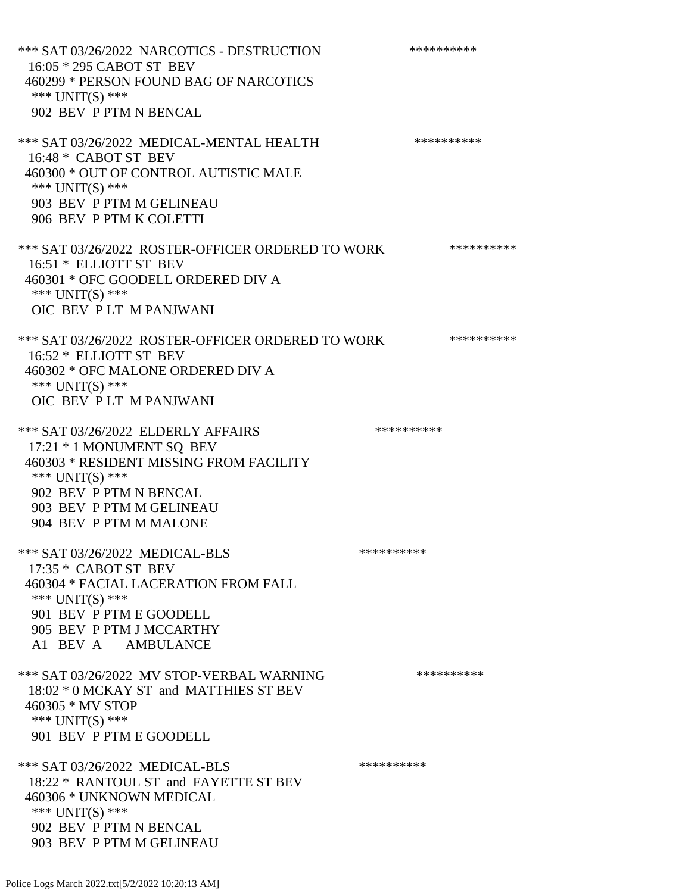*** SAT 03/26/2022 NARCOTICS - DESTRUCTION **********
16:05 * 295 CABOT ST BEV
460299 * PERSON FOUND BAG OF NARCOTICS
*** UNIT(S) ***
902 BEV P PTM N BENCAL

*** SAT 03/26/2022 MEDICAL-MENTAL HEALTH **********
16:48 * CABOT ST BEV
460300 * OUT OF CONTROL AUTISTIC MALE
*** UNIT(S) ***
903 BEV P PTM M GELINEAU
906 BEV P PTM K COLETTI

*** SAT 03/26/2022 ROSTER-OFFICER ORDERED TO WORK **********
16:51 * ELLIOTT ST BEV
460301 * OFC GOODELL ORDERED DIV A
*** UNIT(S) ***
OIC BEV P LT M PANJWANI

*** SAT 03/26/2022 ROSTER-OFFICER ORDERED TO WORK **********
16:52 * ELLIOTT ST BEV
460302 * OFC MALONE ORDERED DIV A
*** UNIT(S) ***
OIC BEV P LT M PANJWANI

*** SAT 03/26/2022 ELDERLY AFFAIRS **********
17:21 * 1 MONUMENT SQ BEV
460303 * RESIDENT MISSING FROM FACILITY
*** UNIT(S) ***
902 BEV P PTM N BENCAL
903 BEV P PTM M GELINEAU
904 BEV P PTM M MALONE

*** SAT 03/26/2022 MEDICAL-BLS **********
17:35 * CABOT ST BEV
460304 * FACIAL LACERATION FROM FALL
*** UNIT(S) ***
901 BEV P PTM E GOODELL
905 BEV P PTM J MCCARTHY
A1 BEV A AMBULANCE

*** SAT 03/26/2022 MV STOP-VERBAL WARNING **********
18:02 * 0 MCKAY ST and MATTHIES ST BEV
460305 * MV STOP
*** UNIT(S) ***
901 BEV P PTM E GOODELL

*** SAT 03/26/2022 MEDICAL-BLS **********
18:22 * RANTOUL ST and FAYETTE ST BEV
460306 * UNKNOWN MEDICAL
*** UNIT(S) ***
902 BEV P PTM N BENCAL
903 BEV P PTM M GELINEAU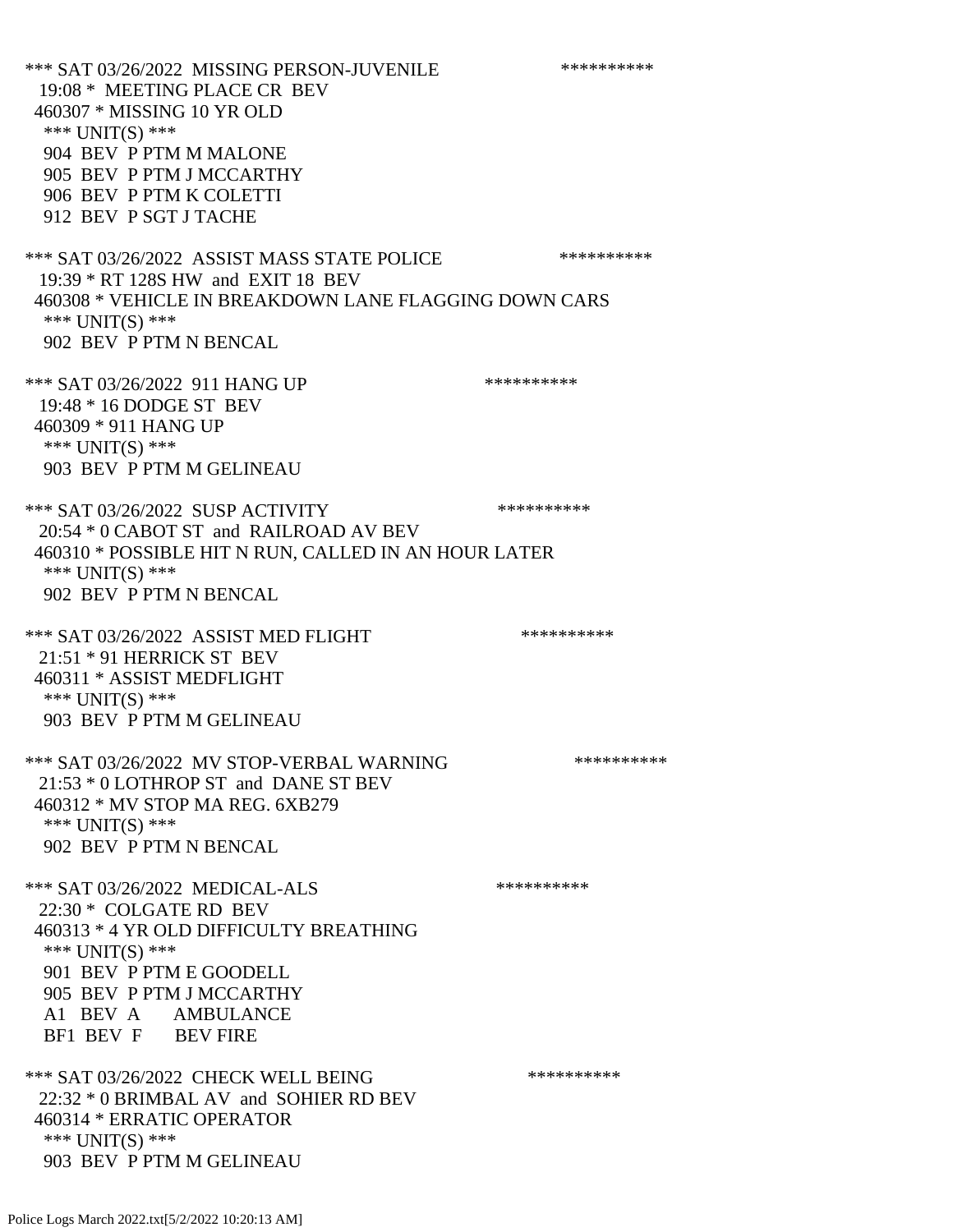*** SAT 03/26/2022 MISSING PERSON-JUVENILE **********
19:08 * MEETING PLACE CR BEV
460307 * MISSING 10 YR OLD
*** UNIT(S) ***
904 BEV P PTM M MALONE
905 BEV P PTM J MCCARTHY
906 BEV P PTM K COLETTI
912 BEV P SGT J TACHE

*** SAT 03/26/2022 ASSIST MASS STATE POLICE **********
19:39 * RT 128S HW and EXIT 18 BEV
460308 * VEHICLE IN BREAKDOWN LANE FLAGGING DOWN CARS
*** UNIT(S) ***
902 BEV P PTM N BENCAL

*** SAT 03/26/2022 911 HANG UP **********
19:48 * 16 DODGE ST BEV
460309 * 911 HANG UP
*** UNIT(S) ***
903 BEV P PTM M GELINEAU

*** SAT 03/26/2022 SUSP ACTIVITY **********
20:54 * 0 CABOT ST and RAILROAD AV BEV
460310 * POSSIBLE HIT N RUN, CALLED IN AN HOUR LATER
*** UNIT(S) ***
902 BEV P PTM N BENCAL

*** SAT 03/26/2022 ASSIST MED FLIGHT **********
21:51 * 91 HERRICK ST BEV
460311 * ASSIST MEDFLIGHT
*** UNIT(S) ***
903 BEV P PTM M GELINEAU

*** SAT 03/26/2022 MV STOP-VERBAL WARNING **********
21:53 * 0 LOTHROP ST and DANE ST BEV
460312 * MV STOP MA REG. 6XB279
*** UNIT(S) ***
902 BEV P PTM N BENCAL

*** SAT 03/26/2022 MEDICAL-ALS **********
22:30 * COLGATE RD BEV
460313 * 4 YR OLD DIFFICULTY BREATHING
*** UNIT(S) ***
901 BEV P PTM E GOODELL
905 BEV P PTM J MCCARTHY
A1 BEV A AMBULANCE
BF1 BEV F BEV FIRE

*** SAT 03/26/2022 CHECK WELL BEING **********
22:32 * 0 BRIMBAL AV and SOHIER RD BEV
460314 * ERRATIC OPERATOR
*** UNIT(S) ***
903 BEV P PTM M GELINEAU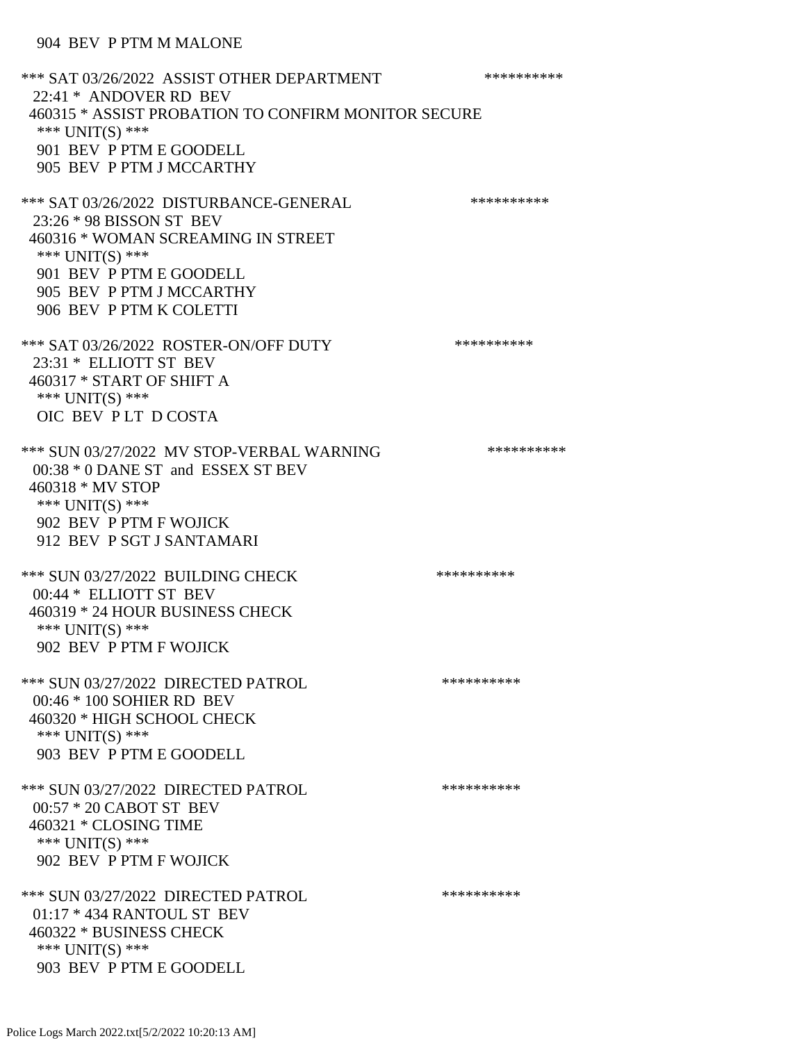904 BEV P PTM M MALONE

*** SAT 03/26/2022 ASSIST OTHER DEPARTMENT **********
22:41 * ANDOVER RD BEV
460315 * ASSIST PROBATION TO CONFIRM MONITOR SECURE
*** UNIT(S) ***
901 BEV P PTM E GOODELL
905 BEV P PTM J MCCARTHY

*** SAT 03/26/2022 DISTURBANCE-GENERAL **********
23:26 * 98 BISSON ST BEV
460316 * WOMAN SCREAMING IN STREET
*** UNIT(S) ***
901 BEV P PTM E GOODELL
905 BEV P PTM J MCCARTHY
906 BEV P PTM K COLETTI

*** SAT 03/26/2022 ROSTER-ON/OFF DUTY **********
23:31 * ELLIOTT ST BEV
460317 * START OF SHIFT A
*** UNIT(S) ***
OIC BEV P LT D COSTA

*** SUN 03/27/2022 MV STOP-VERBAL WARNING **********
00:38 * 0 DANE ST and ESSEX ST BEV
460318 * MV STOP
*** UNIT(S) ***
902 BEV P PTM F WOJICK
912 BEV P SGT J SANTAMARI

*** SUN 03/27/2022 BUILDING CHECK **********
00:44 * ELLIOTT ST BEV
460319 * 24 HOUR BUSINESS CHECK
*** UNIT(S) ***
902 BEV P PTM F WOJICK

*** SUN 03/27/2022 DIRECTED PATROL **********
00:46 * 100 SOHIER RD BEV
460320 * HIGH SCHOOL CHECK
*** UNIT(S) ***
903 BEV P PTM E GOODELL

*** SUN 03/27/2022 DIRECTED PATROL **********
00:57 * 20 CABOT ST BEV
460321 * CLOSING TIME
*** UNIT(S) ***
902 BEV P PTM F WOJICK

*** SUN 03/27/2022 DIRECTED PATROL **********
01:17 * 434 RANTOUL ST BEV
460322 * BUSINESS CHECK
*** UNIT(S) ***
903 BEV P PTM E GOODELL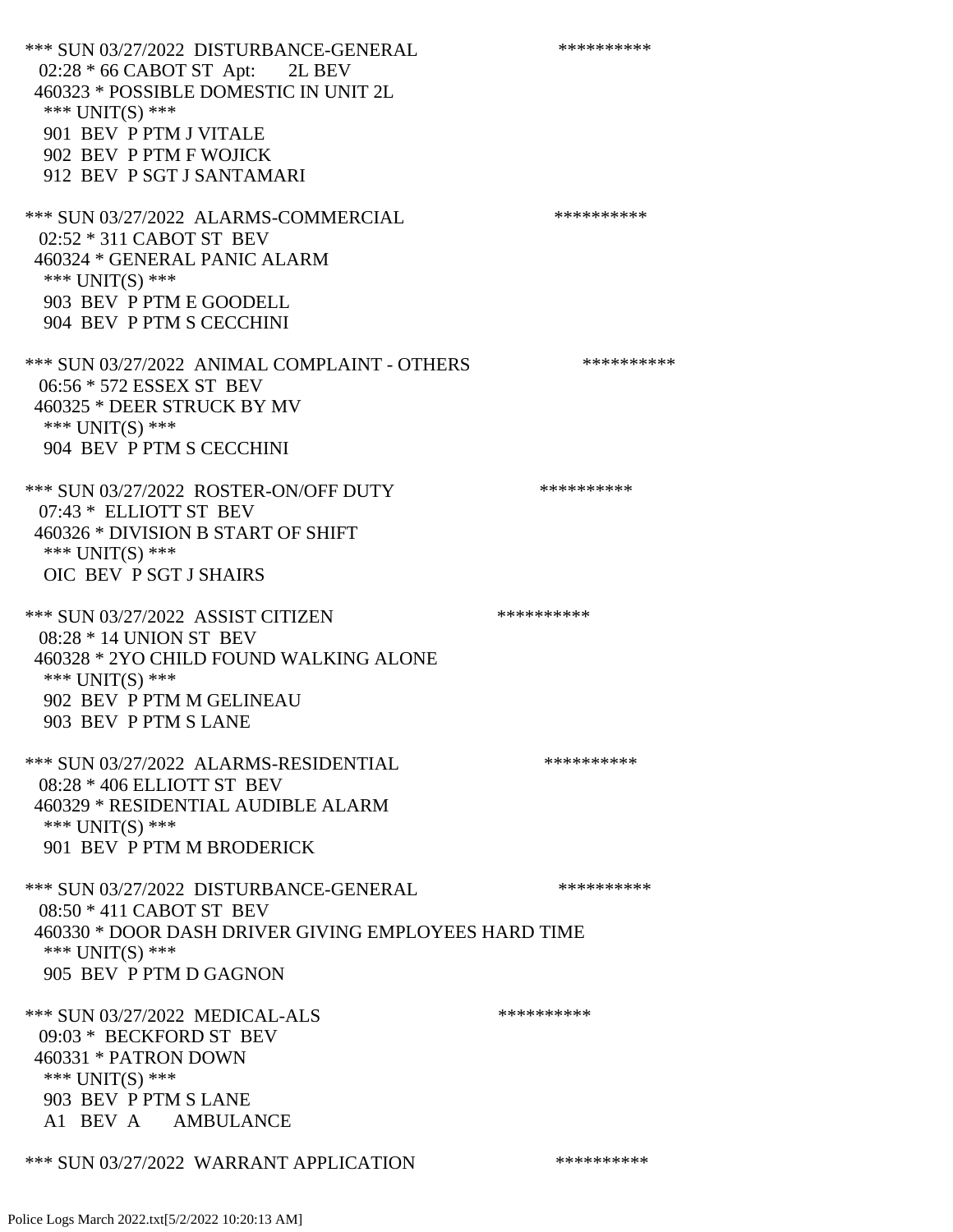*** SUN 03/27/2022 DISTURBANCE-GENERAL **********
02:28 * 66 CABOT ST Apt: 2L BEV
460323 * POSSIBLE DOMESTIC IN UNIT 2L
*** UNIT(S) ***
901 BEV P PTM J VITALE
902 BEV P PTM F WOJICK
912 BEV P SGT J SANTAMARI

*** SUN 03/27/2022 ALARMS-COMMERCIAL **********
02:52 * 311 CABOT ST BEV
460324 * GENERAL PANIC ALARM
*** UNIT(S) ***
903 BEV P PTM E GOODELL
904 BEV P PTM S CECCHINI

*** SUN 03/27/2022 ANIMAL COMPLAINT - OTHERS **********
06:56 * 572 ESSEX ST BEV
460325 * DEER STRUCK BY MV
*** UNIT(S) ***
904 BEV P PTM S CECCHINI

*** SUN 03/27/2022 ROSTER-ON/OFF DUTY **********
07:43 * ELLIOTT ST BEV
460326 * DIVISION B START OF SHIFT
*** UNIT(S) ***
OIC BEV P SGT J SHAIRS

*** SUN 03/27/2022 ASSIST CITIZEN **********
08:28 * 14 UNION ST BEV
460328 * 2YO CHILD FOUND WALKING ALONE
*** UNIT(S) ***
902 BEV P PTM M GELINEAU
903 BEV P PTM S LANE

*** SUN 03/27/2022 ALARMS-RESIDENTIAL **********
08:28 * 406 ELLIOTT ST BEV
460329 * RESIDENTIAL AUDIBLE ALARM
*** UNIT(S) ***
901 BEV P PTM M BRODERICK

*** SUN 03/27/2022 DISTURBANCE-GENERAL **********
08:50 * 411 CABOT ST BEV
460330 * DOOR DASH DRIVER GIVING EMPLOYEES HARD TIME
*** UNIT(S) ***
905 BEV P PTM D GAGNON

*** SUN 03/27/2022 MEDICAL-ALS **********
09:03 * BECKFORD ST BEV
460331 * PATRON DOWN
*** UNIT(S) ***
903 BEV P PTM S LANE
A1 BEV A AMBULANCE

*** SUN 03/27/2022 WARRANT APPLICATION **********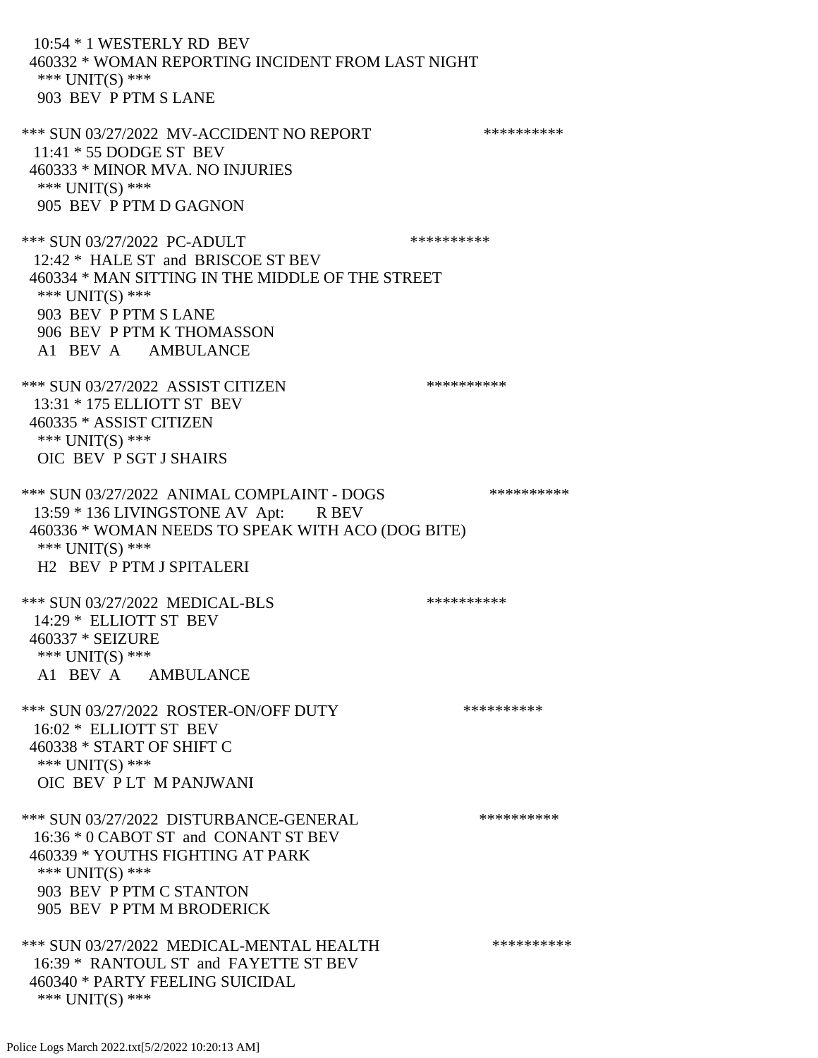10:54 * 1 WESTERLY RD BEV
460332 * WOMAN REPORTING INCIDENT FROM LAST NIGHT
*** UNIT(S) ***
903 BEV P PTM S LANE

*** SUN 03/27/2022 MV-ACCIDENT NO REPORT **********
11:41 * 55 DODGE ST BEV
460333 * MINOR MVA. NO INJURIES
*** UNIT(S) ***
905 BEV P PTM D GAGNON

*** SUN 03/27/2022 PC-ADULT **********
12:42 * HALE ST and BRISCOE ST BEV
460334 * MAN SITTING IN THE MIDDLE OF THE STREET
*** UNIT(S) ***
903 BEV P PTM S LANE
906 BEV P PTM K THOMASSON
A1 BEV A AMBULANCE

*** SUN 03/27/2022 ASSIST CITIZEN **********
13:31 * 175 ELLIOTT ST BEV
460335 * ASSIST CITIZEN
*** UNIT(S) ***
OIC BEV P SGT J SHAIRS

*** SUN 03/27/2022 ANIMAL COMPLAINT - DOGS **********
13:59 * 136 LIVINGSTONE AV Apt: R BEV
460336 * WOMAN NEEDS TO SPEAK WITH ACO (DOG BITE)
*** UNIT(S) ***
H2 BEV P PTM J SPITALERI

*** SUN 03/27/2022 MEDICAL-BLS **********
14:29 * ELLIOTT ST BEV
460337 * SEIZURE
*** UNIT(S) ***
A1 BEV A AMBULANCE

*** SUN 03/27/2022 ROSTER-ON/OFF DUTY **********
16:02 * ELLIOTT ST BEV
460338 * START OF SHIFT C
*** UNIT(S) ***
OIC BEV P LT M PANJWANI

*** SUN 03/27/2022 DISTURBANCE-GENERAL **********
16:36 * 0 CABOT ST and CONANT ST BEV
460339 * YOUTHS FIGHTING AT PARK
*** UNIT(S) ***
903 BEV P PTM C STANTON
905 BEV P PTM M BRODERICK

*** SUN 03/27/2022 MEDICAL-MENTAL HEALTH **********
16:39 * RANTOUL ST and FAYETTE ST BEV
460340 * PARTY FEELING SUICIDAL
*** UNIT(S) ***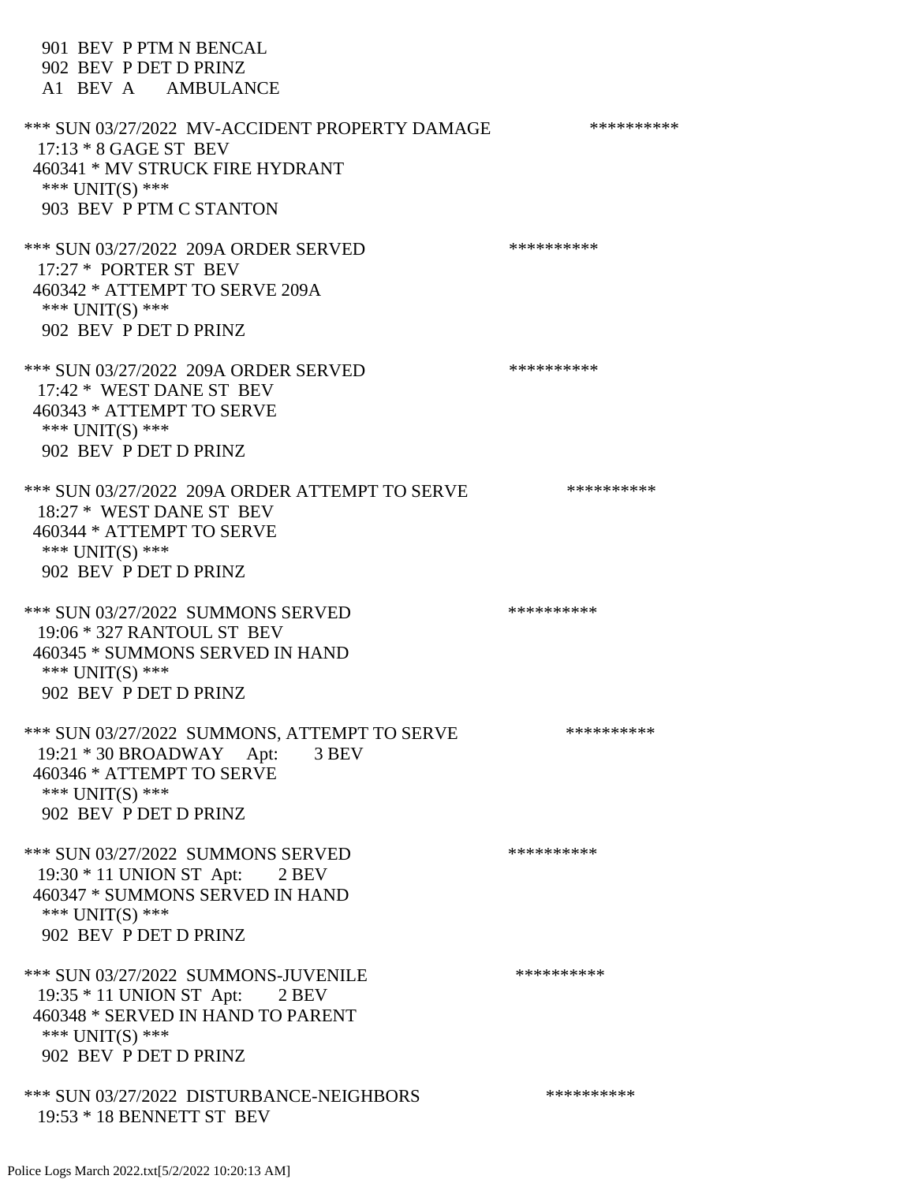901 BEV P PTM N BENCAL
902 BEV P DET D PRINZ
A1 BEV A AMBULANCE

*** SUN 03/27/2022 MV-ACCIDENT PROPERTY DAMAGE **********
17:13 * 8 GAGE ST BEV
460341 * MV STRUCK FIRE HYDRANT
*** UNIT(S) ***
903 BEV P PTM C STANTON

*** SUN 03/27/2022 209A ORDER SERVED **********
17:27 * PORTER ST BEV
460342 * ATTEMPT TO SERVE 209A
*** UNIT(S) ***
902 BEV P DET D PRINZ

*** SUN 03/27/2022 209A ORDER SERVED **********
17:42 * WEST DANE ST BEV
460343 * ATTEMPT TO SERVE
*** UNIT(S) ***
902 BEV P DET D PRINZ

*** SUN 03/27/2022 209A ORDER ATTEMPT TO SERVE **********
18:27 * WEST DANE ST BEV
460344 * ATTEMPT TO SERVE
*** UNIT(S) ***
902 BEV P DET D PRINZ

*** SUN 03/27/2022 SUMMONS SERVED **********
19:06 * 327 RANTOUL ST BEV
460345 * SUMMONS SERVED IN HAND
*** UNIT(S) ***
902 BEV P DET D PRINZ

*** SUN 03/27/2022 SUMMONS, ATTEMPT TO SERVE **********
19:21 * 30 BROADWAY Apt: 3 BEV
460346 * ATTEMPT TO SERVE
*** UNIT(S) ***
902 BEV P DET D PRINZ

*** SUN 03/27/2022 SUMMONS SERVED **********
19:30 * 11 UNION ST Apt: 2 BEV
460347 * SUMMONS SERVED IN HAND
*** UNIT(S) ***
902 BEV P DET D PRINZ

*** SUN 03/27/2022 SUMMONS-JUVENILE **********
19:35 * 11 UNION ST Apt: 2 BEV
460348 * SERVED IN HAND TO PARENT
*** UNIT(S) ***
902 BEV P DET D PRINZ

*** SUN 03/27/2022 DISTURBANCE-NEIGHBORS **********
19:53 * 18 BENNETT ST BEV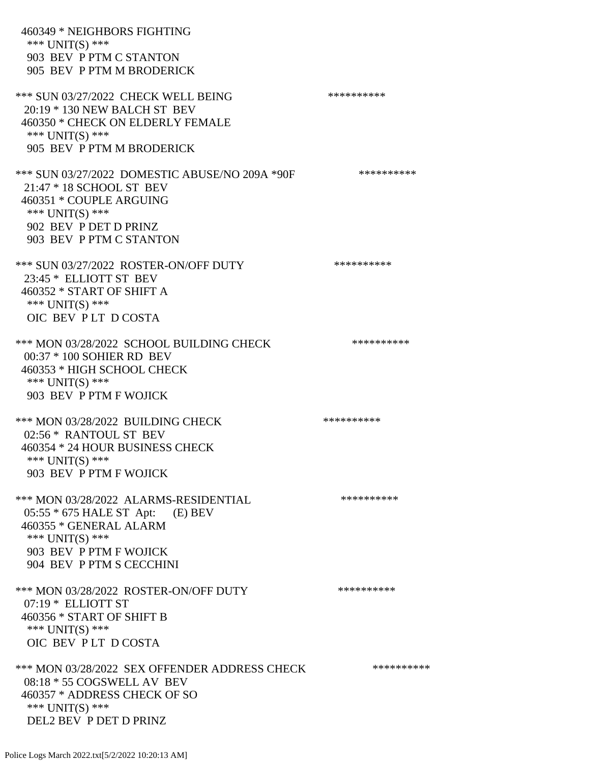460349 * NEIGHBORS FIGHTING
*** UNIT(S) ***
903 BEV P PTM C STANTON
905 BEV P PTM M BRODERICK

*** SUN 03/27/2022 CHECK WELL BEING **********
20:19 * 130 NEW BALCH ST BEV
460350 * CHECK ON ELDERLY FEMALE
*** UNIT(S) ***
905 BEV P PTM M BRODERICK

*** SUN 03/27/2022 DOMESTIC ABUSE/NO 209A *90F **********
21:47 * 18 SCHOOL ST BEV
460351 * COUPLE ARGUING
*** UNIT(S) ***
902 BEV P DET D PRINZ
903 BEV P PTM C STANTON

*** SUN 03/27/2022 ROSTER-ON/OFF DUTY **********
23:45 * ELLIOTT ST BEV
460352 * START OF SHIFT A
*** UNIT(S) ***
OIC BEV P LT D COSTA

*** MON 03/28/2022 SCHOOL BUILDING CHECK **********
00:37 * 100 SOHIER RD BEV
460353 * HIGH SCHOOL CHECK
*** UNIT(S) ***
903 BEV P PTM F WOJICK

*** MON 03/28/2022 BUILDING CHECK **********
02:56 * RANTOUL ST BEV
460354 * 24 HOUR BUSINESS CHECK
*** UNIT(S) ***
903 BEV P PTM F WOJICK

*** MON 03/28/2022 ALARMS-RESIDENTIAL **********
05:55 * 675 HALE ST Apt: (E) BEV
460355 * GENERAL ALARM
*** UNIT(S) ***
903 BEV P PTM F WOJICK
904 BEV P PTM S CECCHINI

*** MON 03/28/2022 ROSTER-ON/OFF DUTY **********
07:19 * ELLIOTT ST
460356 * START OF SHIFT B
*** UNIT(S) ***
OIC BEV P LT D COSTA

*** MON 03/28/2022 SEX OFFENDER ADDRESS CHECK **********
08:18 * 55 COGSWELL AV BEV
460357 * ADDRESS CHECK OF SO
*** UNIT(S) ***
DEL2 BEV P DET D PRINZ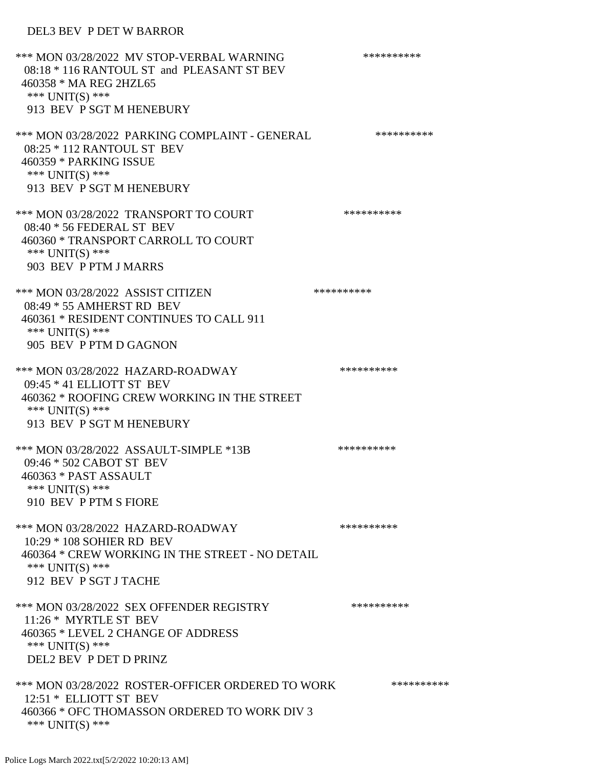DEL3 BEV P DET W BARROR

*** MON 03/28/2022 MV STOP-VERBAL WARNING **********
08:18 * 116 RANTOUL ST and PLEASANT ST BEV
460358 * MA REG 2HZL65
*** UNIT(S) ***
913 BEV P SGT M HENEBURY

*** MON 03/28/2022 PARKING COMPLAINT - GENERAL **********
08:25 * 112 RANTOUL ST BEV
460359 * PARKING ISSUE
*** UNIT(S) ***
913 BEV P SGT M HENEBURY

*** MON 03/28/2022 TRANSPORT TO COURT **********
08:40 * 56 FEDERAL ST BEV
460360 * TRANSPORT CARROLL TO COURT
*** UNIT(S) ***
903 BEV P PTM J MARRS

*** MON 03/28/2022 ASSIST CITIZEN **********
08:49 * 55 AMHERST RD BEV
460361 * RESIDENT CONTINUES TO CALL 911
*** UNIT(S) ***
905 BEV P PTM D GAGNON

*** MON 03/28/2022 HAZARD-ROADWAY **********
09:45 * 41 ELLIOTT ST BEV
460362 * ROOFING CREW WORKING IN THE STREET
*** UNIT(S) ***
913 BEV P SGT M HENEBURY

*** MON 03/28/2022 ASSAULT-SIMPLE *13B **********
09:46 * 502 CABOT ST BEV
460363 * PAST ASSAULT
*** UNIT(S) ***
910 BEV P PTM S FIORE

*** MON 03/28/2022 HAZARD-ROADWAY **********
10:29 * 108 SOHIER RD BEV
460364 * CREW WORKING IN THE STREET - NO DETAIL
*** UNIT(S) ***
912 BEV P SGT J TACHE

*** MON 03/28/2022 SEX OFFENDER REGISTRY **********
11:26 * MYRTLE ST BEV
460365 * LEVEL 2 CHANGE OF ADDRESS
*** UNIT(S) ***
DEL2 BEV P DET D PRINZ

*** MON 03/28/2022 ROSTER-OFFICER ORDERED TO WORK **********
12:51 * ELLIOTT ST BEV
460366 * OFC THOMASSON ORDERED TO WORK DIV 3
*** UNIT(S) ***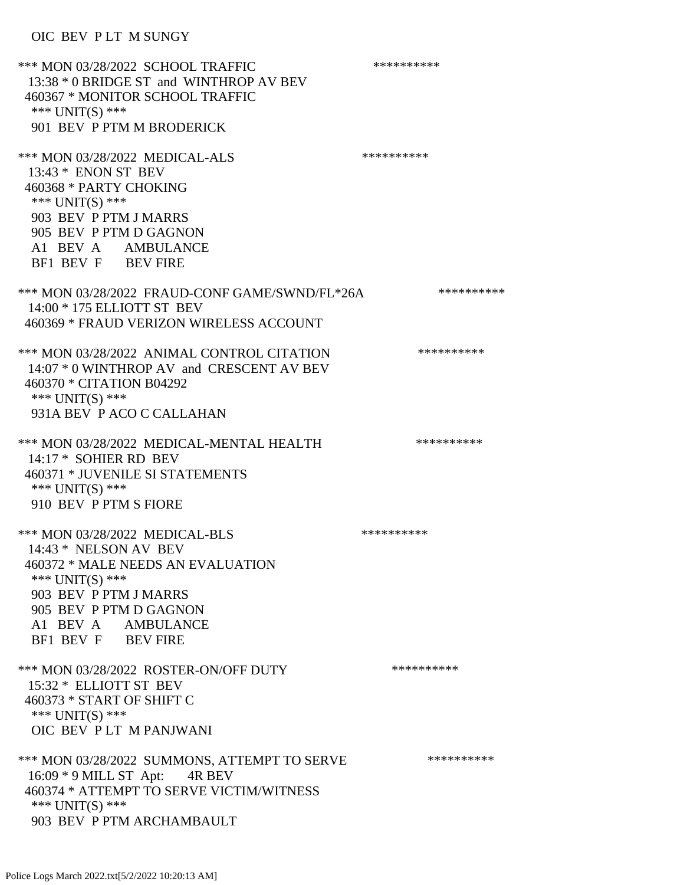OIC BEV P LT M SUNGY

*** MON 03/28/2022 SCHOOL TRAFFIC **********
13:38 * 0 BRIDGE ST and WINTHROP AV BEV
460367 * MONITOR SCHOOL TRAFFIC
*** UNIT(S) ***
901 BEV P PTM M BRODERICK

*** MON 03/28/2022 MEDICAL-ALS **********
13:43 * ENON ST BEV
460368 * PARTY CHOKING
*** UNIT(S) ***
903 BEV P PTM J MARRS
905 BEV P PTM D GAGNON
A1 BEV A AMBULANCE
BF1 BEV F BEV FIRE

*** MON 03/28/2022 FRAUD-CONF GAME/SWND/FL*26A **********
14:00 * 175 ELLIOTT ST BEV
460369 * FRAUD VERIZON WIRELESS ACCOUNT

*** MON 03/28/2022 ANIMAL CONTROL CITATION **********
14:07 * 0 WINTHROP AV and CRESCENT AV BEV
460370 * CITATION B04292
*** UNIT(S) ***
931A BEV P ACO C CALLAHAN

*** MON 03/28/2022 MEDICAL-MENTAL HEALTH **********
14:17 * SOHIER RD BEV
460371 * JUVENILE SI STATEMENTS
*** UNIT(S) ***
910 BEV P PTM S FIORE

*** MON 03/28/2022 MEDICAL-BLS **********
14:43 * NELSON AV BEV
460372 * MALE NEEDS AN EVALUATION
*** UNIT(S) ***
903 BEV P PTM J MARRS
905 BEV P PTM D GAGNON
A1 BEV A AMBULANCE
BF1 BEV F BEV FIRE

*** MON 03/28/2022 ROSTER-ON/OFF DUTY **********
15:32 * ELLIOTT ST BEV
460373 * START OF SHIFT C
*** UNIT(S) ***
OIC BEV P LT M PANJWANI

*** MON 03/28/2022 SUMMONS, ATTEMPT TO SERVE **********
16:09 * 9 MILL ST Apt: 4R BEV
460374 * ATTEMPT TO SERVE VICTIM/WITNESS
*** UNIT(S) ***
903 BEV P PTM ARCHAMBAULT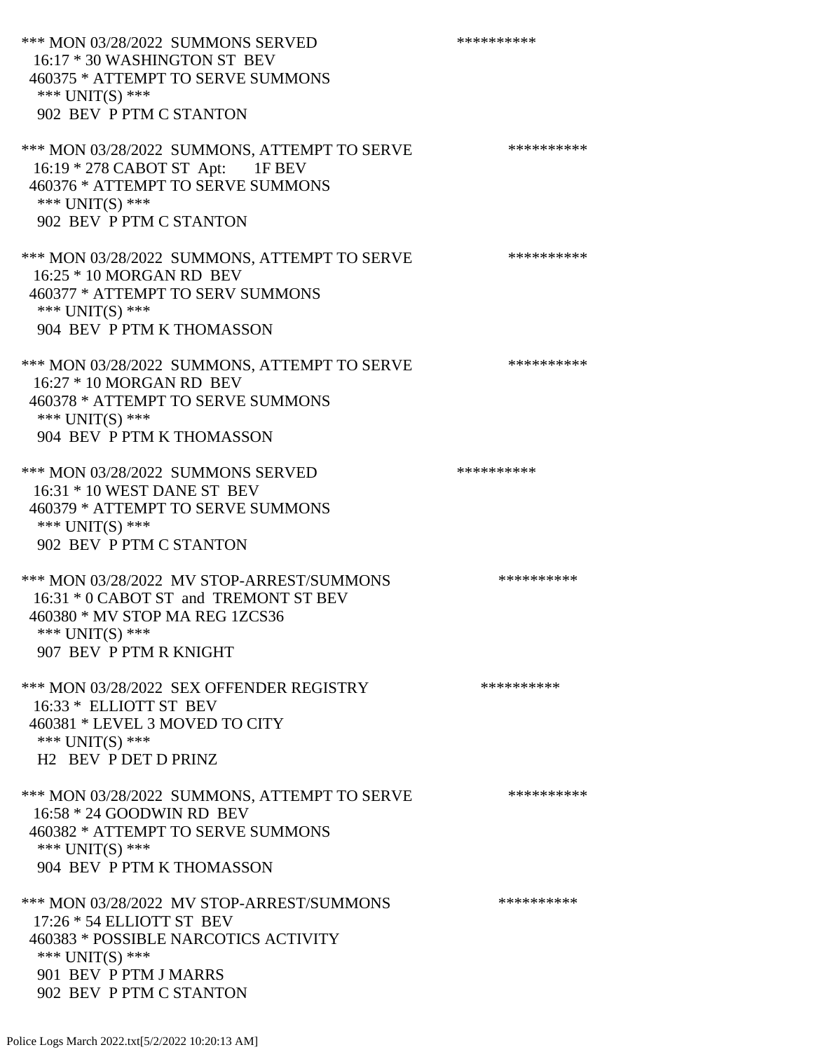*** MON 03/28/2022 SUMMONS SERVED **********
16:17 * 30 WASHINGTON ST BEV
460375 * ATTEMPT TO SERVE SUMMONS
*** UNIT(S) ***
902 BEV P PTM C STANTON

*** MON 03/28/2022 SUMMONS, ATTEMPT TO SERVE **********
16:19 * 278 CABOT ST Apt: 1F BEV
460376 * ATTEMPT TO SERVE SUMMONS
*** UNIT(S) ***
902 BEV P PTM C STANTON

*** MON 03/28/2022 SUMMONS, ATTEMPT TO SERVE **********
16:25 * 10 MORGAN RD BEV
460377 * ATTEMPT TO SERV SUMMONS
*** UNIT(S) ***
904 BEV P PTM K THOMASSON

*** MON 03/28/2022 SUMMONS, ATTEMPT TO SERVE **********
16:27 * 10 MORGAN RD BEV
460378 * ATTEMPT TO SERVE SUMMONS
*** UNIT(S) ***
904 BEV P PTM K THOMASSON

*** MON 03/28/2022 SUMMONS SERVED **********
16:31 * 10 WEST DANE ST BEV
460379 * ATTEMPT TO SERVE SUMMONS
*** UNIT(S) ***
902 BEV P PTM C STANTON

*** MON 03/28/2022 MV STOP-ARREST/SUMMONS **********
16:31 * 0 CABOT ST and TREMONT ST BEV
460380 * MV STOP MA REG 1ZCS36
*** UNIT(S) ***
907 BEV P PTM R KNIGHT

*** MON 03/28/2022 SEX OFFENDER REGISTRY **********
16:33 * ELLIOTT ST BEV
460381 * LEVEL 3 MOVED TO CITY
*** UNIT(S) ***
H2 BEV P DET D PRINZ

*** MON 03/28/2022 SUMMONS, ATTEMPT TO SERVE **********
16:58 * 24 GOODWIN RD BEV
460382 * ATTEMPT TO SERVE SUMMONS
*** UNIT(S) ***
904 BEV P PTM K THOMASSON

*** MON 03/28/2022 MV STOP-ARREST/SUMMONS **********
17:26 * 54 ELLIOTT ST BEV
460383 * POSSIBLE NARCOTICS ACTIVITY
*** UNIT(S) ***
901 BEV P PTM J MARRS
902 BEV P PTM C STANTON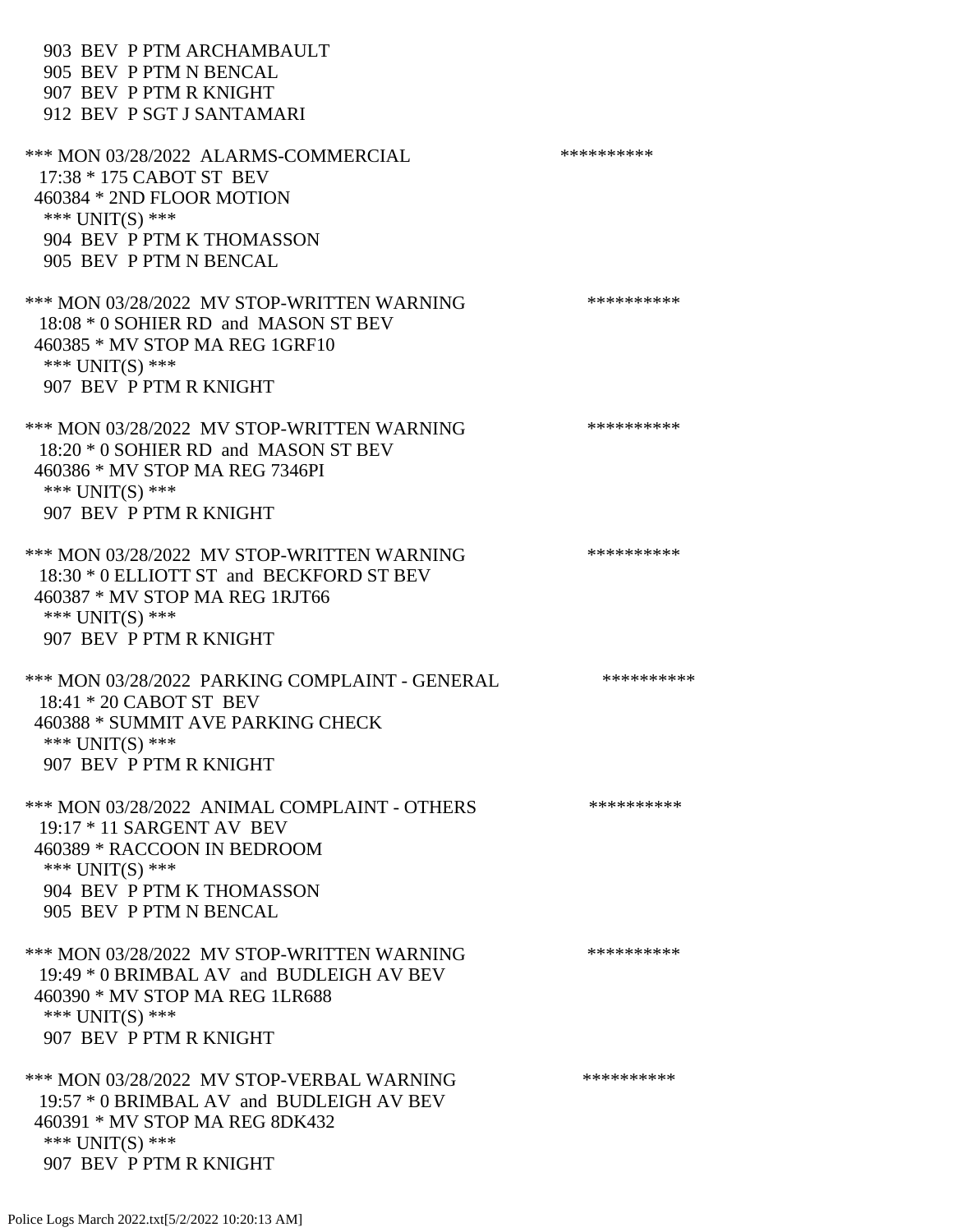903 BEV P PTM ARCHAMBAULT
905 BEV P PTM N BENCAL
907 BEV P PTM R KNIGHT
912 BEV P SGT J SANTAMARI

*** MON 03/28/2022 ALARMS-COMMERCIAL **********
17:38 * 175 CABOT ST BEV
460384 * 2ND FLOOR MOTION
*** UNIT(S) ***
904 BEV P PTM K THOMASSON
905 BEV P PTM N BENCAL

*** MON 03/28/2022 MV STOP-WRITTEN WARNING **********
18:08 * 0 SOHIER RD and MASON ST BEV
460385 * MV STOP MA REG 1GRF10
*** UNIT(S) ***
907 BEV P PTM R KNIGHT

*** MON 03/28/2022 MV STOP-WRITTEN WARNING **********
18:20 * 0 SOHIER RD and MASON ST BEV
460386 * MV STOP MA REG 7346PI
*** UNIT(S) ***
907 BEV P PTM R KNIGHT

*** MON 03/28/2022 MV STOP-WRITTEN WARNING **********
18:30 * 0 ELLIOTT ST and BECKFORD ST BEV
460387 * MV STOP MA REG 1RJT66
*** UNIT(S) ***
907 BEV P PTM R KNIGHT

*** MON 03/28/2022 PARKING COMPLAINT - GENERAL **********
18:41 * 20 CABOT ST BEV
460388 * SUMMIT AVE PARKING CHECK
*** UNIT(S) ***
907 BEV P PTM R KNIGHT

*** MON 03/28/2022 ANIMAL COMPLAINT - OTHERS **********
19:17 * 11 SARGENT AV BEV
460389 * RACCOON IN BEDROOM
*** UNIT(S) ***
904 BEV P PTM K THOMASSON
905 BEV P PTM N BENCAL

*** MON 03/28/2022 MV STOP-WRITTEN WARNING **********
19:49 * 0 BRIMBAL AV and BUDLEIGH AV BEV
460390 * MV STOP MA REG 1LR688
*** UNIT(S) ***
907 BEV P PTM R KNIGHT

*** MON 03/28/2022 MV STOP-VERBAL WARNING **********
19:57 * 0 BRIMBAL AV and BUDLEIGH AV BEV
460391 * MV STOP MA REG 8DK432
*** UNIT(S) ***
907 BEV P PTM R KNIGHT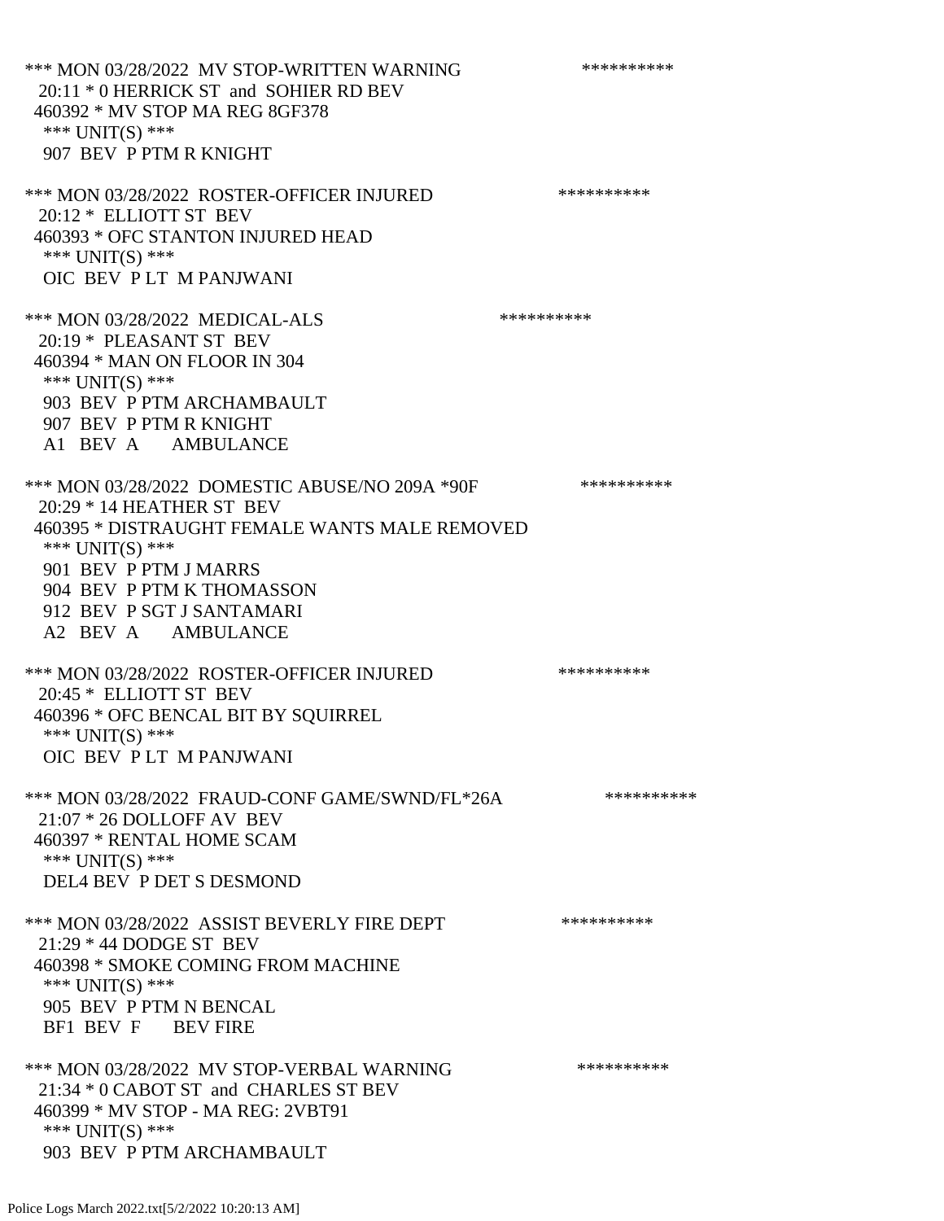*** MON 03/28/2022 MV STOP-WRITTEN WARNING **********
20:11 * 0 HERRICK ST and SOHIER RD BEV
460392 * MV STOP MA REG 8GF378
*** UNIT(S) ***
907 BEV P PTM R KNIGHT

*** MON 03/28/2022 ROSTER-OFFICER INJURED **********
20:12 * ELLIOTT ST BEV
460393 * OFC STANTON INJURED HEAD
*** UNIT(S) ***
OIC BEV P LT M PANJWANI

*** MON 03/28/2022 MEDICAL-ALS **********
20:19 * PLEASANT ST BEV
460394 * MAN ON FLOOR IN 304
*** UNIT(S) ***
903 BEV P PTM ARCHAMBAULT
907 BEV P PTM R KNIGHT
A1 BEV A AMBULANCE

*** MON 03/28/2022 DOMESTIC ABUSE/NO 209A *90F **********
20:29 * 14 HEATHER ST BEV
460395 * DISTRAUGHT FEMALE WANTS MALE REMOVED
*** UNIT(S) ***
901 BEV P PTM J MARRS
904 BEV P PTM K THOMASSON
912 BEV P SGT J SANTAMARI
A2 BEV A AMBULANCE

*** MON 03/28/2022 ROSTER-OFFICER INJURED **********
20:45 * ELLIOTT ST BEV
460396 * OFC BENCAL BIT BY SQUIRREL
*** UNIT(S) ***
OIC BEV P LT M PANJWANI

*** MON 03/28/2022 FRAUD-CONF GAME/SWND/FL*26A **********
21:07 * 26 DOLLOFF AV BEV
460397 * RENTAL HOME SCAM
*** UNIT(S) ***
DEL4 BEV P DET S DESMOND

*** MON 03/28/2022 ASSIST BEVERLY FIRE DEPT **********
21:29 * 44 DODGE ST BEV
460398 * SMOKE COMING FROM MACHINE
*** UNIT(S) ***
905 BEV P PTM N BENCAL
BF1 BEV F BEV FIRE

*** MON 03/28/2022 MV STOP-VERBAL WARNING **********
21:34 * 0 CABOT ST and CHARLES ST BEV
460399 * MV STOP - MA REG: 2VBT91
*** UNIT(S) ***
903 BEV P PTM ARCHAMBAULT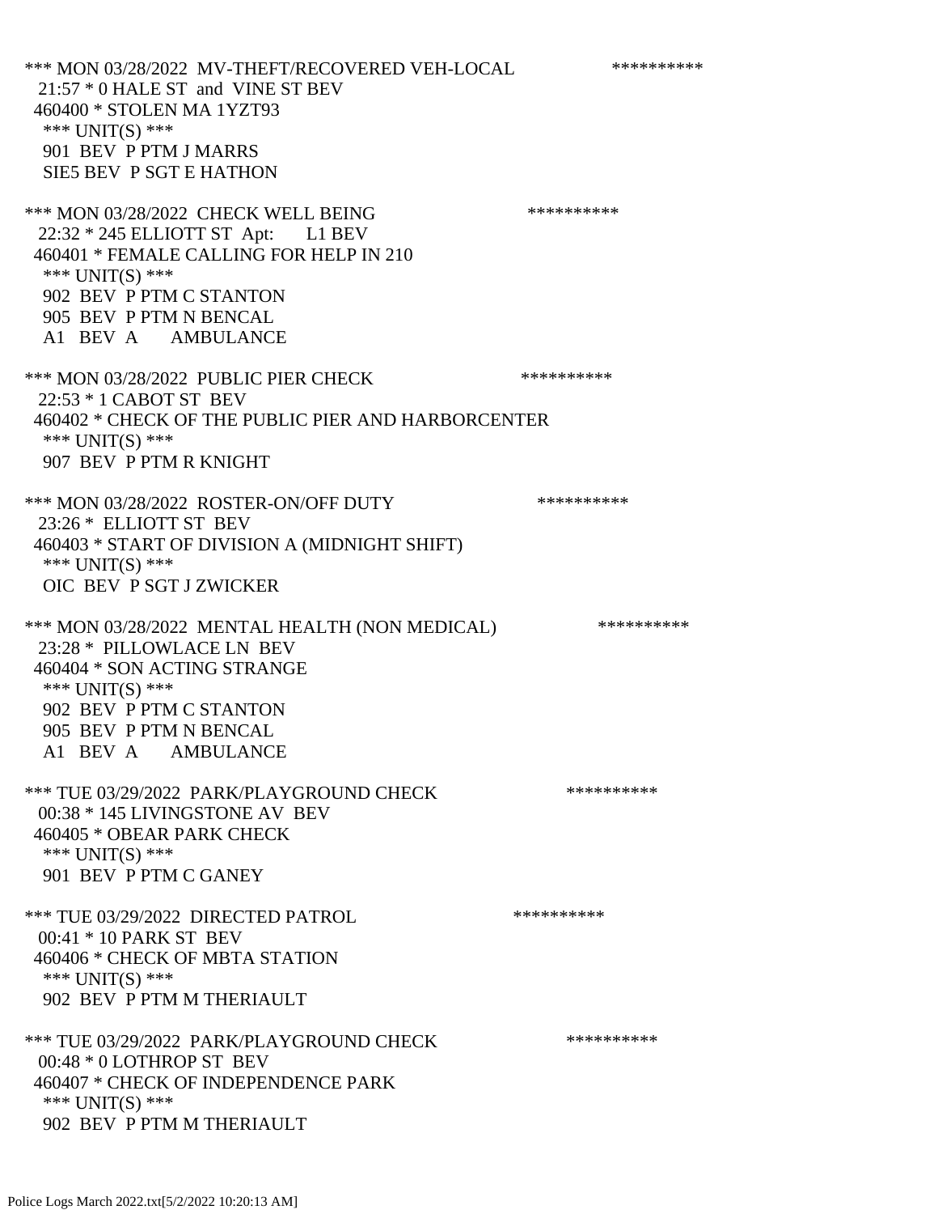*** MON 03/28/2022 MV-THEFT/RECOVERED VEH-LOCAL **********
21:57 * 0 HALE ST and VINE ST BEV
460400 * STOLEN MA 1YZT93
*** UNIT(S) ***
901 BEV P PTM J MARRS
SIE5 BEV P SGT E HATHON

*** MON 03/28/2022 CHECK WELL BEING **********
22:32 * 245 ELLIOTT ST Apt: L1 BEV
460401 * FEMALE CALLING FOR HELP IN 210
*** UNIT(S) ***
902 BEV P PTM C STANTON
905 BEV P PTM N BENCAL
A1 BEV A AMBULANCE

*** MON 03/28/2022 PUBLIC PIER CHECK **********
22:53 * 1 CABOT ST BEV
460402 * CHECK OF THE PUBLIC PIER AND HARBORCENTER
*** UNIT(S) ***
907 BEV P PTM R KNIGHT

*** MON 03/28/2022 ROSTER-ON/OFF DUTY **********
23:26 * ELLIOTT ST BEV
460403 * START OF DIVISION A (MIDNIGHT SHIFT)
*** UNIT(S) ***
OIC BEV P SGT J ZWICKER

*** MON 03/28/2022 MENTAL HEALTH (NON MEDICAL) **********
23:28 * PILLOWLACE LN BEV
460404 * SON ACTING STRANGE
*** UNIT(S) ***
902 BEV P PTM C STANTON
905 BEV P PTM N BENCAL
A1 BEV A AMBULANCE

*** TUE 03/29/2022 PARK/PLAYGROUND CHECK **********
00:38 * 145 LIVINGSTONE AV BEV
460405 * OBEAR PARK CHECK
*** UNIT(S) ***
901 BEV P PTM C GANEY

*** TUE 03/29/2022 DIRECTED PATROL **********
00:41 * 10 PARK ST BEV
460406 * CHECK OF MBTA STATION
*** UNIT(S) ***
902 BEV P PTM M THERIAULT

*** TUE 03/29/2022 PARK/PLAYGROUND CHECK **********
00:48 * 0 LOTHROP ST BEV
460407 * CHECK OF INDEPENDENCE PARK
*** UNIT(S) ***
902 BEV P PTM M THERIAULT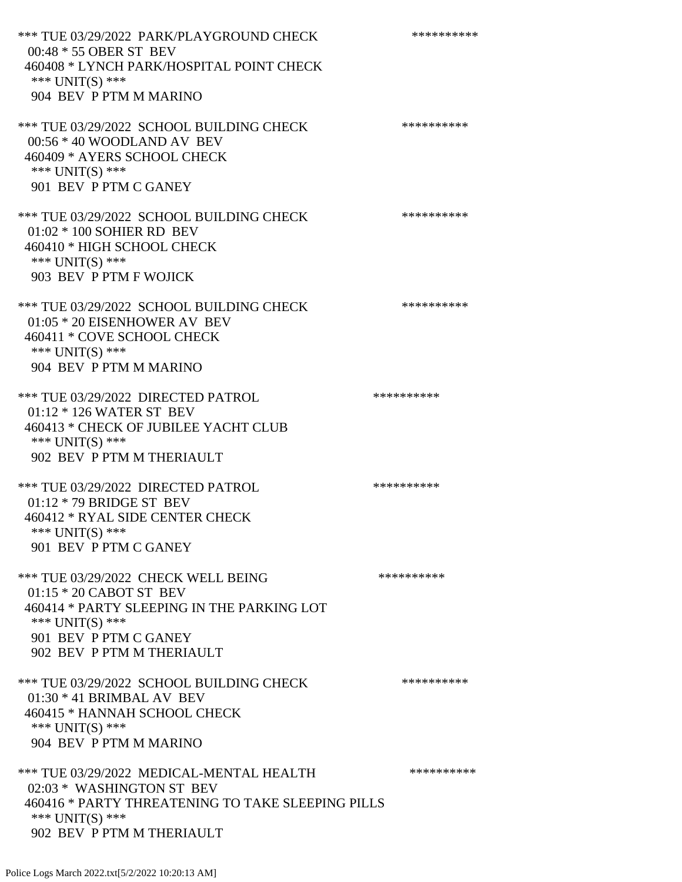*** TUE 03/29/2022 PARK/PLAYGROUND CHECK **********
00:48 * 55 OBER ST BEV
460408 * LYNCH PARK/HOSPITAL POINT CHECK
*** UNIT(S) ***
904 BEV P PTM M MARINO

*** TUE 03/29/2022 SCHOOL BUILDING CHECK **********
00:56 * 40 WOODLAND AV BEV
460409 * AYERS SCHOOL CHECK
*** UNIT(S) ***
901 BEV P PTM C GANEY

*** TUE 03/29/2022 SCHOOL BUILDING CHECK **********
01:02 * 100 SOHIER RD BEV
460410 * HIGH SCHOOL CHECK
*** UNIT(S) ***
903 BEV P PTM F WOJICK

*** TUE 03/29/2022 SCHOOL BUILDING CHECK **********
01:05 * 20 EISENHOWER AV BEV
460411 * COVE SCHOOL CHECK
*** UNIT(S) ***
904 BEV P PTM M MARINO

*** TUE 03/29/2022 DIRECTED PATROL **********
01:12 * 126 WATER ST BEV
460413 * CHECK OF JUBILEE YACHT CLUB
*** UNIT(S) ***
902 BEV P PTM M THERIAULT

*** TUE 03/29/2022 DIRECTED PATROL **********
01:12 * 79 BRIDGE ST BEV
460412 * RYAL SIDE CENTER CHECK
*** UNIT(S) ***
901 BEV P PTM C GANEY

*** TUE 03/29/2022 CHECK WELL BEING **********
01:15 * 20 CABOT ST BEV
460414 * PARTY SLEEPING IN THE PARKING LOT
*** UNIT(S) ***
901 BEV P PTM C GANEY
902 BEV P PTM M THERIAULT

*** TUE 03/29/2022 SCHOOL BUILDING CHECK **********
01:30 * 41 BRIMBAL AV BEV
460415 * HANNAH SCHOOL CHECK
*** UNIT(S) ***
904 BEV P PTM M MARINO

*** TUE 03/29/2022 MEDICAL-MENTAL HEALTH **********
02:03 * WASHINGTON ST BEV
460416 * PARTY THREATENING TO TAKE SLEEPING PILLS
*** UNIT(S) ***
902 BEV P PTM M THERIAULT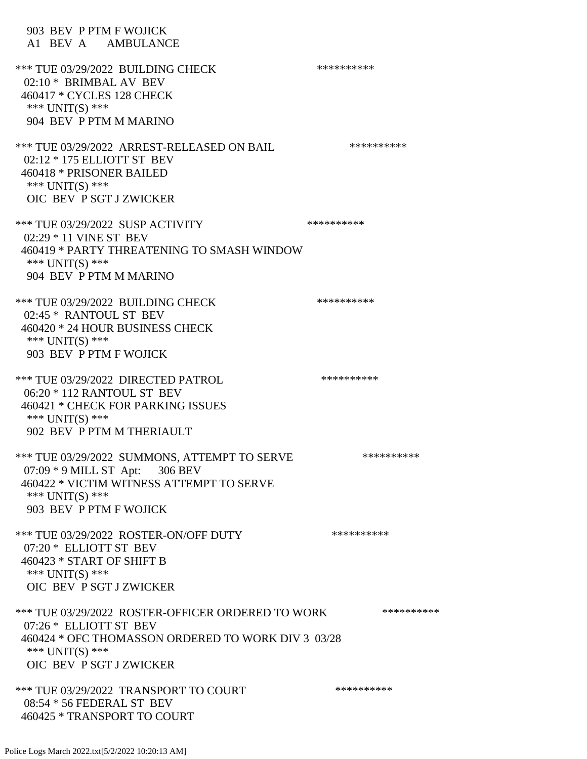903 BEV P PTM F WOJICK
A1 BEV A AMBULANCE

*** TUE 03/29/2022 BUILDING CHECK **********
02:10 * BRIMBAL AV BEV
460417 * CYCLES 128 CHECK
*** UNIT(S) ***
904 BEV P PTM M MARINO

*** TUE 03/29/2022 ARREST-RELEASED ON BAIL **********
02:12 * 175 ELLIOTT ST BEV
460418 * PRISONER BAILED
*** UNIT(S) ***
OIC BEV P SGT J ZWICKER

*** TUE 03/29/2022 SUSP ACTIVITY **********
02:29 * 11 VINE ST BEV
460419 * PARTY THREATENING TO SMASH WINDOW
*** UNIT(S) ***
904 BEV P PTM M MARINO

*** TUE 03/29/2022 BUILDING CHECK **********
02:45 * RANTOUL ST BEV
460420 * 24 HOUR BUSINESS CHECK
*** UNIT(S) ***
903 BEV P PTM F WOJICK

*** TUE 03/29/2022 DIRECTED PATROL **********
06:20 * 112 RANTOUL ST BEV
460421 * CHECK FOR PARKING ISSUES
*** UNIT(S) ***
902 BEV P PTM M THERIAULT

*** TUE 03/29/2022 SUMMONS, ATTEMPT TO SERVE **********
07:09 * 9 MILL ST Apt: 306 BEV
460422 * VICTIM WITNESS ATTEMPT TO SERVE
*** UNIT(S) ***
903 BEV P PTM F WOJICK

*** TUE 03/29/2022 ROSTER-ON/OFF DUTY **********
07:20 * ELLIOTT ST BEV
460423 * START OF SHIFT B
*** UNIT(S) ***
OIC BEV P SGT J ZWICKER

*** TUE 03/29/2022 ROSTER-OFFICER ORDERED TO WORK **********
07:26 * ELLIOTT ST BEV
460424 * OFC THOMASSON ORDERED TO WORK DIV 3 03/28
*** UNIT(S) ***
OIC BEV P SGT J ZWICKER

*** TUE 03/29/2022 TRANSPORT TO COURT **********
08:54 * 56 FEDERAL ST BEV
460425 * TRANSPORT TO COURT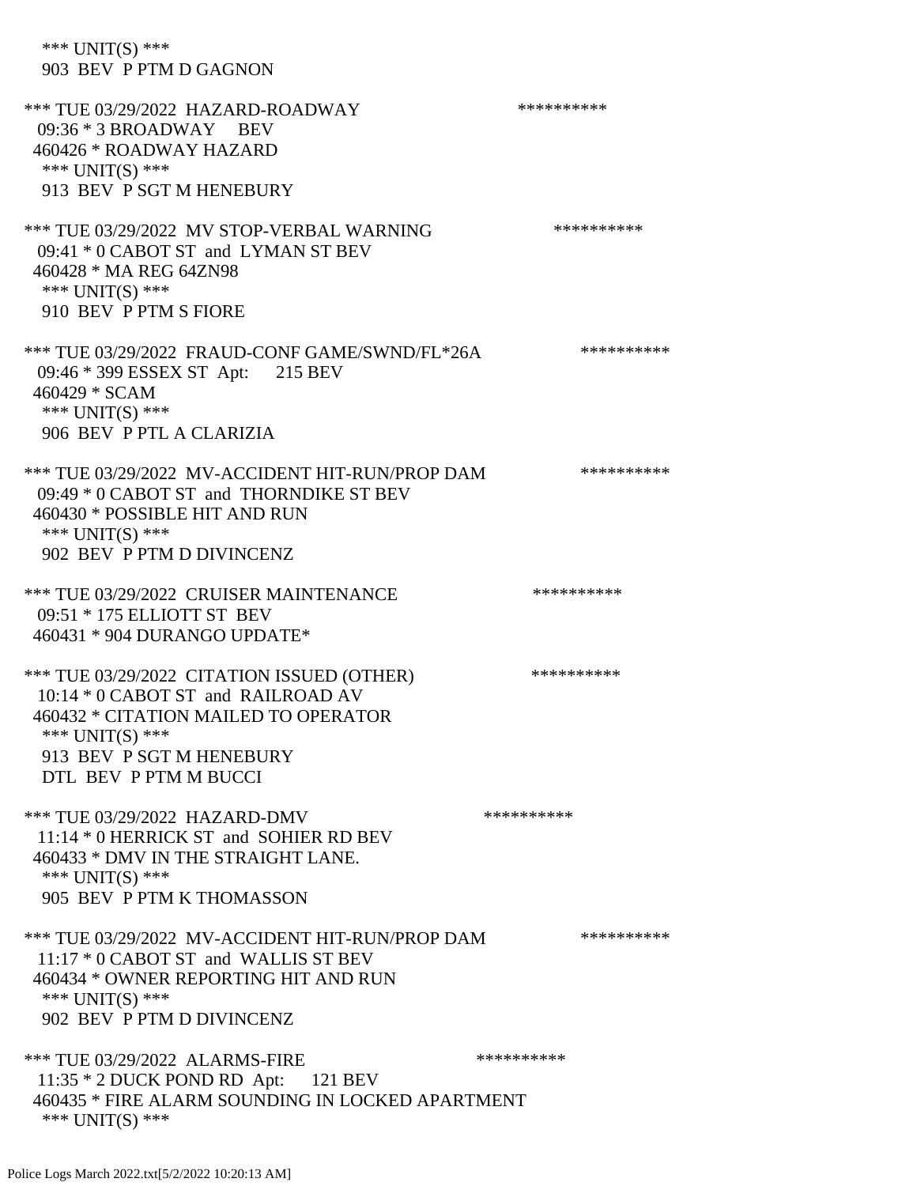\*\*\* UNIT(S) \*\*\*
903 BEV P PTM D GAGNON

\*\*\* TUE 03/29/2022 HAZARD-ROADWAY \*\*\*\*\*\*\*\*\*\*
09:36 * 3 BROADWAY BEV
460426 * ROADWAY HAZARD
\*\*\* UNIT(S) \*\*\*
913 BEV P SGT M HENEBURY

\*\*\* TUE 03/29/2022 MV STOP-VERBAL WARNING \*\*\*\*\*\*\*\*\*\*
09:41 * 0 CABOT ST and LYMAN ST BEV
460428 * MA REG 64ZN98
\*\*\* UNIT(S) \*\*\*
910 BEV P PTM S FIORE

\*\*\* TUE 03/29/2022 FRAUD-CONF GAME/SWND/FL*26A \*\*\*\*\*\*\*\*\*\*
09:46 * 399 ESSEX ST Apt: 215 BEV
460429 * SCAM
\*\*\* UNIT(S) \*\*\*
906 BEV P PTL A CLARIZIA

\*\*\* TUE 03/29/2022 MV-ACCIDENT HIT-RUN/PROP DAM \*\*\*\*\*\*\*\*\*\*
09:49 * 0 CABOT ST and THORNDIKE ST BEV
460430 * POSSIBLE HIT AND RUN
\*\*\* UNIT(S) \*\*\*
902 BEV P PTM D DIVINCENZ

\*\*\* TUE 03/29/2022 CRUISER MAINTENANCE \*\*\*\*\*\*\*\*\*\*
09:51 * 175 ELLIOTT ST BEV
460431 * 904 DURANGO UPDATE*

\*\*\* TUE 03/29/2022 CITATION ISSUED (OTHER) \*\*\*\*\*\*\*\*\*\*
10:14 * 0 CABOT ST and RAILROAD AV
460432 * CITATION MAILED TO OPERATOR
\*\*\* UNIT(S) \*\*\*
913 BEV P SGT M HENEBURY
DTL BEV P PTM M BUCCI

\*\*\* TUE 03/29/2022 HAZARD-DMV \*\*\*\*\*\*\*\*\*\*
11:14 * 0 HERRICK ST and SOHIER RD BEV
460433 * DMV IN THE STRAIGHT LANE.
\*\*\* UNIT(S) \*\*\*
905 BEV P PTM K THOMASSON

\*\*\* TUE 03/29/2022 MV-ACCIDENT HIT-RUN/PROP DAM \*\*\*\*\*\*\*\*\*\*
11:17 * 0 CABOT ST and WALLIS ST BEV
460434 * OWNER REPORTING HIT AND RUN
\*\*\* UNIT(S) \*\*\*
902 BEV P PTM D DIVINCENZ

\*\*\* TUE 03/29/2022 ALARMS-FIRE \*\*\*\*\*\*\*\*\*\*
11:35 * 2 DUCK POND RD Apt: 121 BEV
460435 * FIRE ALARM SOUNDING IN LOCKED APARTMENT
\*\*\* UNIT(S) \*\*\*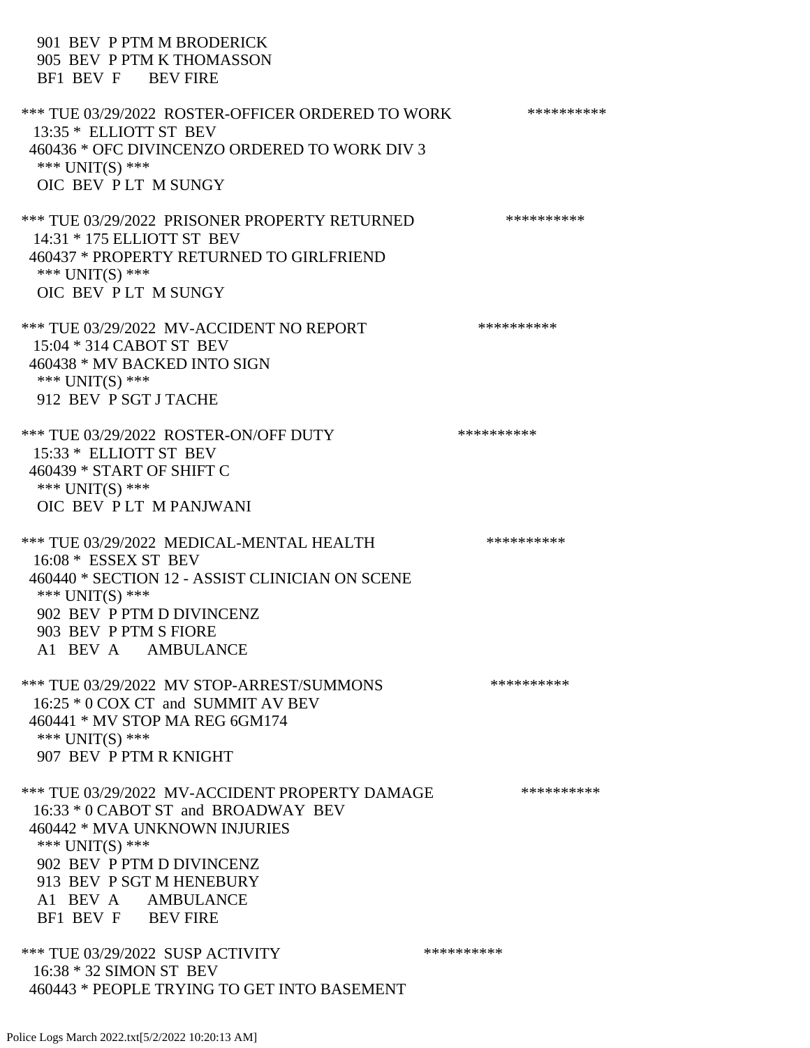901 BEV P PTM M BRODERICK
905 BEV P PTM K THOMASSON
BF1 BEV F BEV FIRE

*** TUE 03/29/2022 ROSTER-OFFICER ORDERED TO WORK **********
13:35 * ELLIOTT ST BEV
460436 * OFC DIVINCENZO ORDERED TO WORK DIV 3
*** UNIT(S) ***
OIC BEV P LT M SUNGY

*** TUE 03/29/2022 PRISONER PROPERTY RETURNED **********
14:31 * 175 ELLIOTT ST BEV
460437 * PROPERTY RETURNED TO GIRLFRIEND
*** UNIT(S) ***
OIC BEV P LT M SUNGY

*** TUE 03/29/2022 MV-ACCIDENT NO REPORT **********
15:04 * 314 CABOT ST BEV
460438 * MV BACKED INTO SIGN
*** UNIT(S) ***
912 BEV P SGT J TACHE

*** TUE 03/29/2022 ROSTER-ON/OFF DUTY **********
15:33 * ELLIOTT ST BEV
460439 * START OF SHIFT C
*** UNIT(S) ***
OIC BEV P LT M PANJWANI

*** TUE 03/29/2022 MEDICAL-MENTAL HEALTH **********
16:08 * ESSEX ST BEV
460440 * SECTION 12 - ASSIST CLINICIAN ON SCENE
*** UNIT(S) ***
902 BEV P PTM D DIVINCENZ
903 BEV P PTM S FIORE
A1 BEV A AMBULANCE

*** TUE 03/29/2022 MV STOP-ARREST/SUMMONS **********
16:25 * 0 COX CT and SUMMIT AV BEV
460441 * MV STOP MA REG 6GM174
*** UNIT(S) ***
907 BEV P PTM R KNIGHT

*** TUE 03/29/2022 MV-ACCIDENT PROPERTY DAMAGE **********
16:33 * 0 CABOT ST and BROADWAY BEV
460442 * MVA UNKNOWN INJURIES
*** UNIT(S) ***
902 BEV P PTM D DIVINCENZ
913 BEV P SGT M HENEBURY
A1 BEV A AMBULANCE
BF1 BEV F BEV FIRE

*** TUE 03/29/2022 SUSP ACTIVITY **********
16:38 * 32 SIMON ST BEV
460443 * PEOPLE TRYING TO GET INTO BASEMENT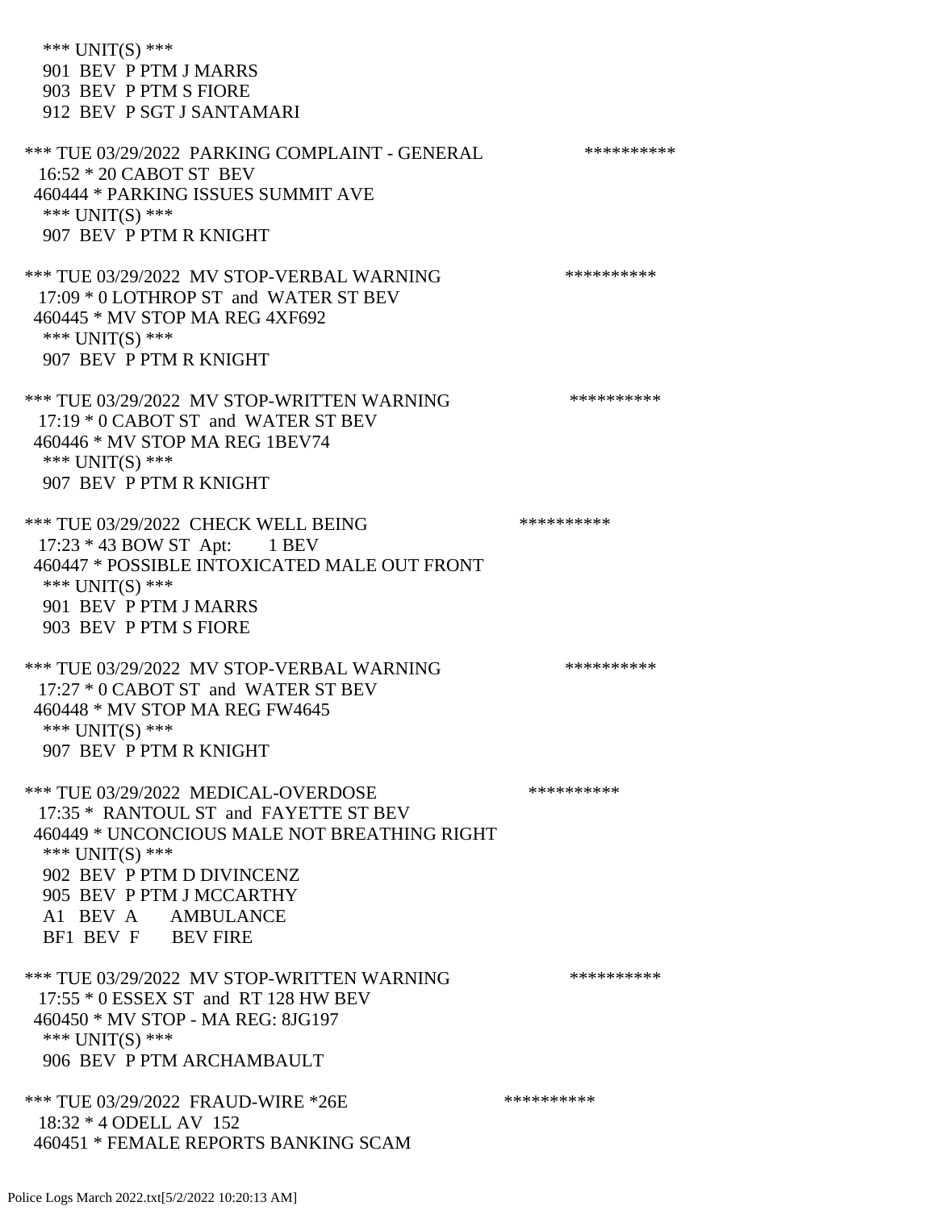*** UNIT(S) ***
901 BEV P PTM J MARRS
903 BEV P PTM S FIORE
912 BEV P SGT J SANTAMARI

*** TUE 03/29/2022 PARKING COMPLAINT - GENERAL **********
16:52 * 20 CABOT ST BEV
460444 * PARKING ISSUES SUMMIT AVE
*** UNIT(S) ***
907 BEV P PTM R KNIGHT

*** TUE 03/29/2022 MV STOP-VERBAL WARNING **********
17:09 * 0 LOTHROP ST and WATER ST BEV
460445 * MV STOP MA REG 4XF692
*** UNIT(S) ***
907 BEV P PTM R KNIGHT

*** TUE 03/29/2022 MV STOP-WRITTEN WARNING **********
17:19 * 0 CABOT ST and WATER ST BEV
460446 * MV STOP MA REG 1BEV74
*** UNIT(S) ***
907 BEV P PTM R KNIGHT

*** TUE 03/29/2022 CHECK WELL BEING **********
17:23 * 43 BOW ST Apt: 1 BEV
460447 * POSSIBLE INTOXICATED MALE OUT FRONT
*** UNIT(S) ***
901 BEV P PTM J MARRS
903 BEV P PTM S FIORE

*** TUE 03/29/2022 MV STOP-VERBAL WARNING **********
17:27 * 0 CABOT ST and WATER ST BEV
460448 * MV STOP MA REG FW4645
*** UNIT(S) ***
907 BEV P PTM R KNIGHT

*** TUE 03/29/2022 MEDICAL-OVERDOSE **********
17:35 * RANTOUL ST and FAYETTE ST BEV
460449 * UNCONCIOUS MALE NOT BREATHING RIGHT
*** UNIT(S) ***
902 BEV P PTM D DIVINCENZ
905 BEV P PTM J MCCARTHY
A1 BEV A AMBULANCE
BF1 BEV F BEV FIRE

*** TUE 03/29/2022 MV STOP-WRITTEN WARNING **********
17:55 * 0 ESSEX ST and RT 128 HW BEV
460450 * MV STOP - MA REG: 8JG197
*** UNIT(S) ***
906 BEV P PTM ARCHAMBAULT

*** TUE 03/29/2022 FRAUD-WIRE *26E **********
18:32 * 4 ODELL AV 152
460451 * FEMALE REPORTS BANKING SCAM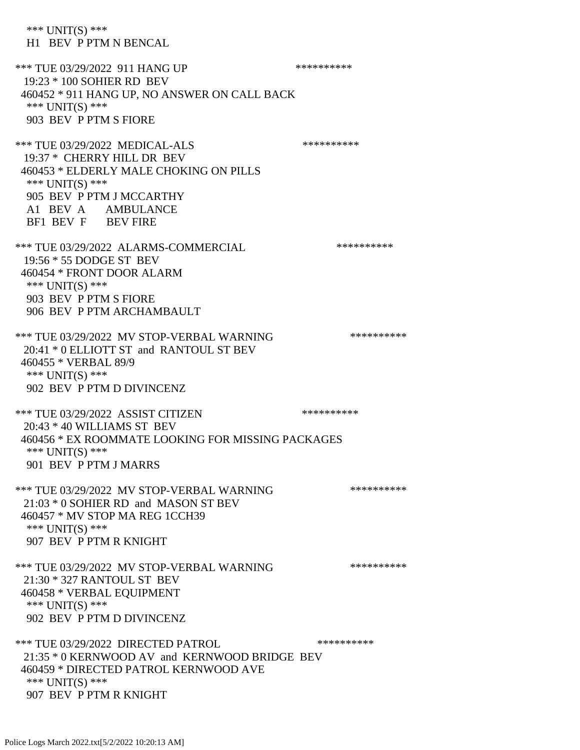*** UNIT(S) ***
H1 BEV P PTM N BENCAL

*** TUE 03/29/2022 911 HANG UP **********
19:23 * 100 SOHIER RD BEV
460452 * 911 HANG UP, NO ANSWER ON CALL BACK
*** UNIT(S) ***
903 BEV P PTM S FIORE

*** TUE 03/29/2022 MEDICAL-ALS **********
19:37 * CHERRY HILL DR BEV
460453 * ELDERLY MALE CHOKING ON PILLS
*** UNIT(S) ***
905 BEV P PTM J MCCARTHY
A1 BEV A AMBULANCE
BF1 BEV F BEV FIRE

*** TUE 03/29/2022 ALARMS-COMMERCIAL **********
19:56 * 55 DODGE ST BEV
460454 * FRONT DOOR ALARM
*** UNIT(S) ***
903 BEV P PTM S FIORE
906 BEV P PTM ARCHAMBAULT

*** TUE 03/29/2022 MV STOP-VERBAL WARNING **********
20:41 * 0 ELLIOTT ST and RANTOUL ST BEV
460455 * VERBAL 89/9
*** UNIT(S) ***
902 BEV P PTM D DIVINCENZ

*** TUE 03/29/2022 ASSIST CITIZEN **********
20:43 * 40 WILLIAMS ST BEV
460456 * EX ROOMMATE LOOKING FOR MISSING PACKAGES
*** UNIT(S) ***
901 BEV P PTM J MARRS

*** TUE 03/29/2022 MV STOP-VERBAL WARNING **********
21:03 * 0 SOHIER RD and MASON ST BEV
460457 * MV STOP MA REG 1CCH39
*** UNIT(S) ***
907 BEV P PTM R KNIGHT

*** TUE 03/29/2022 MV STOP-VERBAL WARNING **********
21:30 * 327 RANTOUL ST BEV
460458 * VERBAL EQUIPMENT
*** UNIT(S) ***
902 BEV P PTM D DIVINCENZ

*** TUE 03/29/2022 DIRECTED PATROL **********
21:35 * 0 KERNWOOD AV and KERNWOOD BRIDGE BEV
460459 * DIRECTED PATROL KERNWOOD AVE
*** UNIT(S) ***
907 BEV P PTM R KNIGHT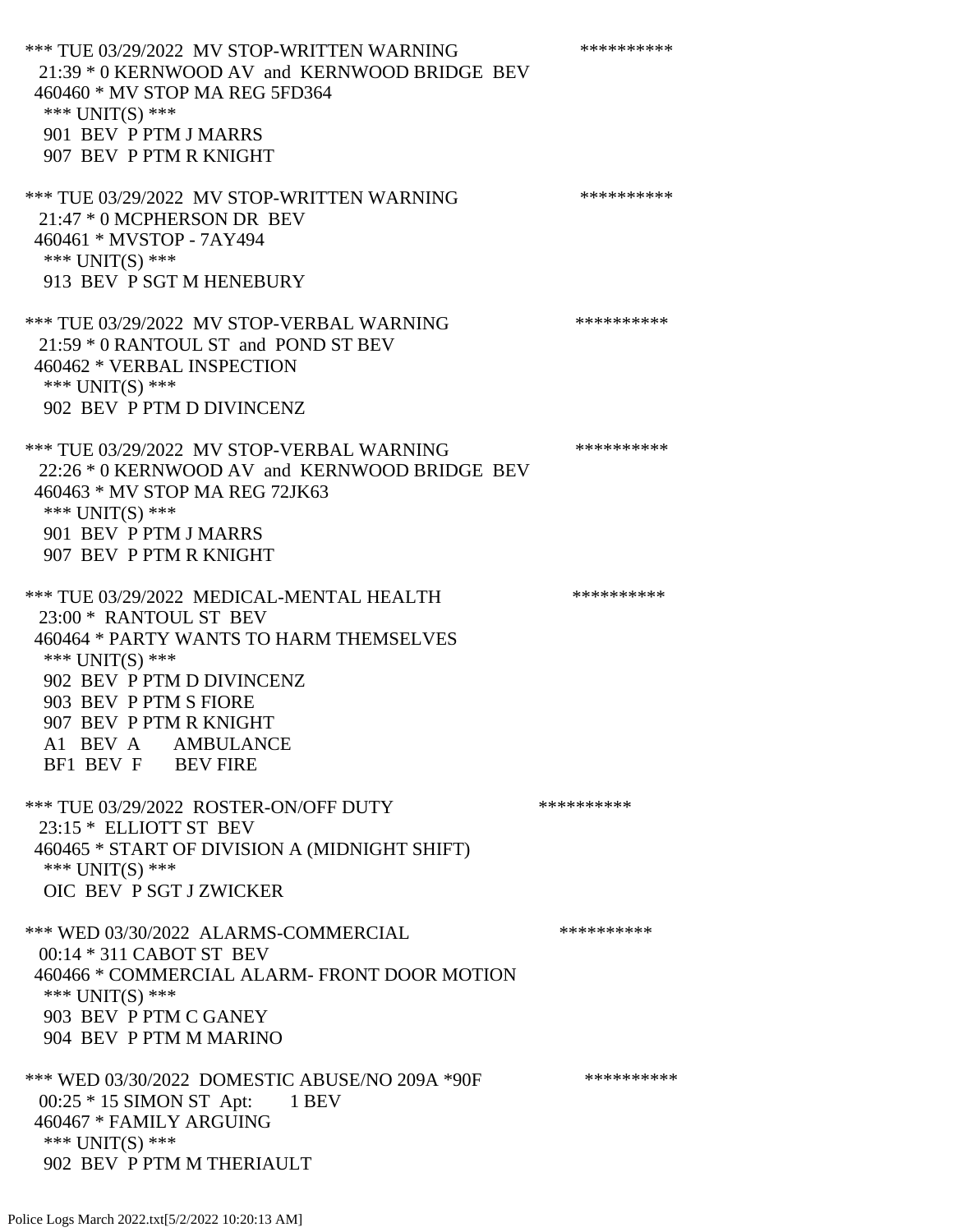*** TUE 03/29/2022 MV STOP-WRITTEN WARNING **********
21:39 * 0 KERNWOOD AV and KERNWOOD BRIDGE BEV
460460 * MV STOP MA REG 5FD364
*** UNIT(S) ***
901 BEV P PTM J MARRS
907 BEV P PTM R KNIGHT

*** TUE 03/29/2022 MV STOP-WRITTEN WARNING **********
21:47 * 0 MCPHERSON DR BEV
460461 * MVSTOP - 7AY494
*** UNIT(S) ***
913 BEV P SGT M HENEBURY

*** TUE 03/29/2022 MV STOP-VERBAL WARNING **********
21:59 * 0 RANTOUL ST and POND ST BEV
460462 * VERBAL INSPECTION
*** UNIT(S) ***
902 BEV P PTM D DIVINCENZ

*** TUE 03/29/2022 MV STOP-VERBAL WARNING **********
22:26 * 0 KERNWOOD AV and KERNWOOD BRIDGE BEV
460463 * MV STOP MA REG 72JK63
*** UNIT(S) ***
901 BEV P PTM J MARRS
907 BEV P PTM R KNIGHT

*** TUE 03/29/2022 MEDICAL-MENTAL HEALTH **********
23:00 * RANTOUL ST BEV
460464 * PARTY WANTS TO HARM THEMSELVES
*** UNIT(S) ***
902 BEV P PTM D DIVINCENZ
903 BEV P PTM S FIORE
907 BEV P PTM R KNIGHT
A1 BEV A AMBULANCE
BF1 BEV F BEV FIRE

*** TUE 03/29/2022 ROSTER-ON/OFF DUTY **********
23:15 * ELLIOTT ST BEV
460465 * START OF DIVISION A (MIDNIGHT SHIFT)
*** UNIT(S) ***
OIC BEV P SGT J ZWICKER

*** WED 03/30/2022 ALARMS-COMMERCIAL **********
00:14 * 311 CABOT ST BEV
460466 * COMMERCIAL ALARM- FRONT DOOR MOTION
*** UNIT(S) ***
903 BEV P PTM C GANEY
904 BEV P PTM M MARINO

*** WED 03/30/2022 DOMESTIC ABUSE/NO 209A *90F **********
00:25 * 15 SIMON ST Apt: 1 BEV
460467 * FAMILY ARGUING
*** UNIT(S) ***
902 BEV P PTM M THERIAULT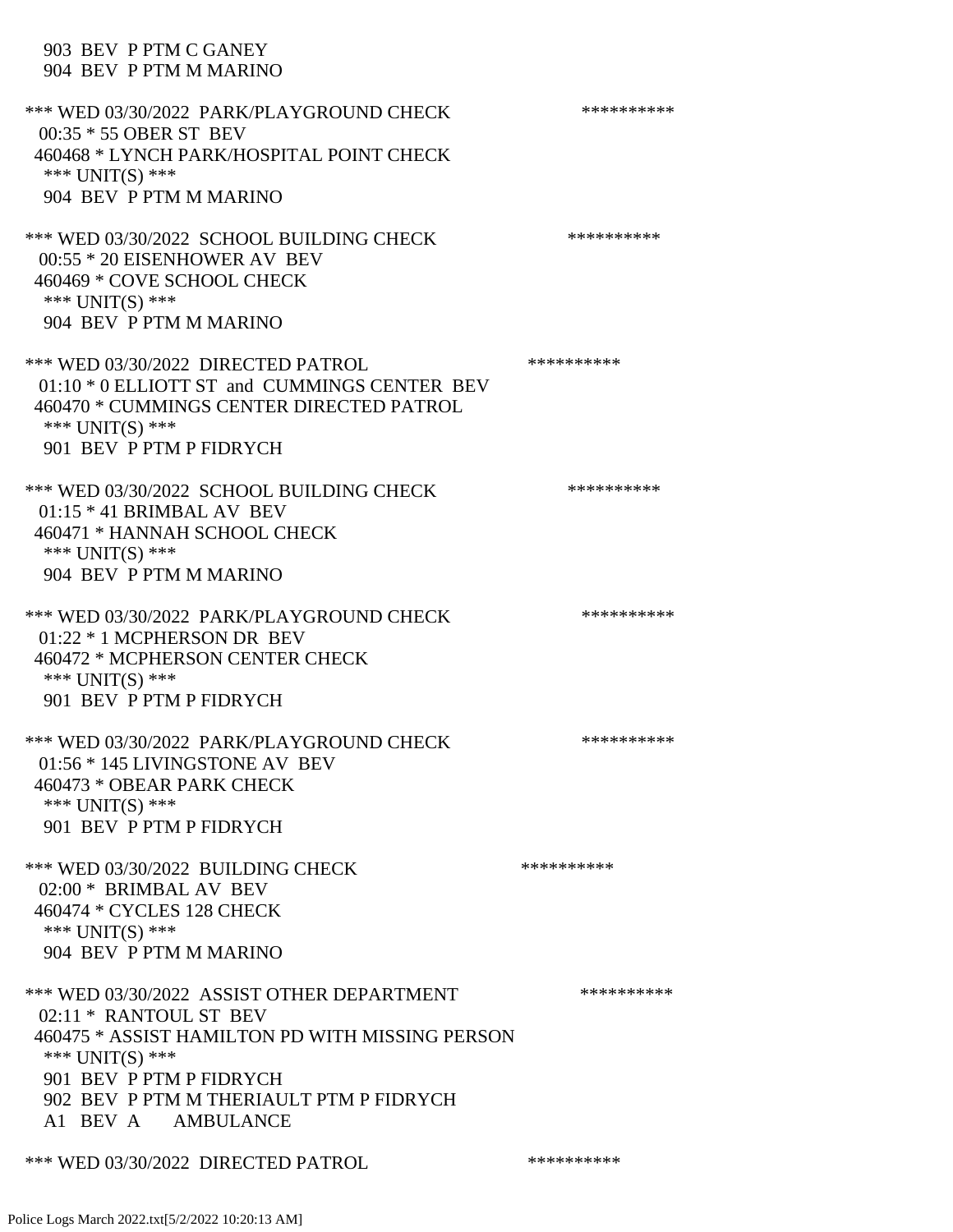903 BEV P PTM C GANEY
904 BEV P PTM M MARINO

*** WED 03/30/2022 PARK/PLAYGROUND CHECK **********
00:35 * 55 OBER ST BEV
460468 * LYNCH PARK/HOSPITAL POINT CHECK
*** UNIT(S) ***
904 BEV P PTM M MARINO

*** WED 03/30/2022 SCHOOL BUILDING CHECK **********
00:55 * 20 EISENHOWER AV BEV
460469 * COVE SCHOOL CHECK
*** UNIT(S) ***
904 BEV P PTM M MARINO

*** WED 03/30/2022 DIRECTED PATROL **********
01:10 * 0 ELLIOTT ST and CUMMINGS CENTER BEV
460470 * CUMMINGS CENTER DIRECTED PATROL
*** UNIT(S) ***
901 BEV P PTM P FIDRYCH

*** WED 03/30/2022 SCHOOL BUILDING CHECK **********
01:15 * 41 BRIMBAL AV BEV
460471 * HANNAH SCHOOL CHECK
*** UNIT(S) ***
904 BEV P PTM M MARINO

*** WED 03/30/2022 PARK/PLAYGROUND CHECK **********
01:22 * 1 MCPHERSON DR BEV
460472 * MCPHERSON CENTER CHECK
*** UNIT(S) ***
901 BEV P PTM P FIDRYCH

*** WED 03/30/2022 PARK/PLAYGROUND CHECK **********
01:56 * 145 LIVINGSTONE AV BEV
460473 * OBEAR PARK CHECK
*** UNIT(S) ***
901 BEV P PTM P FIDRYCH

*** WED 03/30/2022 BUILDING CHECK **********
02:00 * BRIMBAL AV BEV
460474 * CYCLES 128 CHECK
*** UNIT(S) ***
904 BEV P PTM M MARINO

*** WED 03/30/2022 ASSIST OTHER DEPARTMENT **********
02:11 * RANTOUL ST BEV
460475 * ASSIST HAMILTON PD WITH MISSING PERSON
*** UNIT(S) ***
901 BEV P PTM P FIDRYCH
902 BEV P PTM M THERIAULT PTM P FIDRYCH
A1 BEV A AMBULANCE

*** WED 03/30/2022 DIRECTED PATROL **********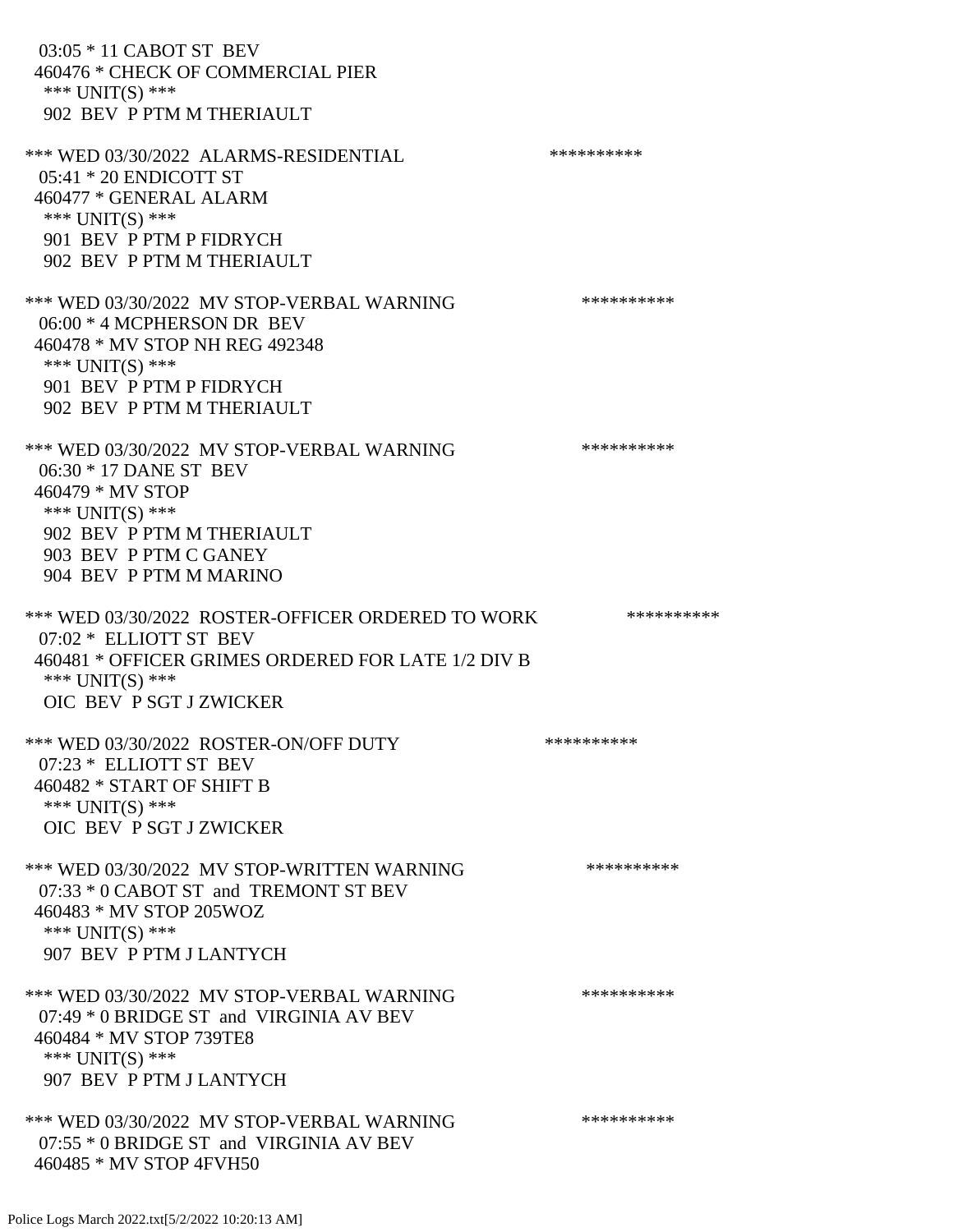03:05 * 11 CABOT ST BEV
460476 * CHECK OF COMMERCIAL PIER
*** UNIT(S) ***
902 BEV P PTM M THERIAULT

*** WED 03/30/2022 ALARMS-RESIDENTIAL **********
05:41 * 20 ENDICOTT ST
460477 * GENERAL ALARM
*** UNIT(S) ***
901 BEV P PTM P FIDRYCH
902 BEV P PTM M THERIAULT

*** WED 03/30/2022 MV STOP-VERBAL WARNING **********
06:00 * 4 MCPHERSON DR BEV
460478 * MV STOP NH REG 492348
*** UNIT(S) ***
901 BEV P PTM P FIDRYCH
902 BEV P PTM M THERIAULT

*** WED 03/30/2022 MV STOP-VERBAL WARNING **********
06:30 * 17 DANE ST BEV
460479 * MV STOP
*** UNIT(S) ***
902 BEV P PTM M THERIAULT
903 BEV P PTM C GANEY
904 BEV P PTM M MARINO

*** WED 03/30/2022 ROSTER-OFFICER ORDERED TO WORK **********
07:02 * ELLIOTT ST BEV
460481 * OFFICER GRIMES ORDERED FOR LATE 1/2 DIV B
*** UNIT(S) ***
OIC BEV P SGT J ZWICKER

*** WED 03/30/2022 ROSTER-ON/OFF DUTY **********
07:23 * ELLIOTT ST BEV
460482 * START OF SHIFT B
*** UNIT(S) ***
OIC BEV P SGT J ZWICKER

*** WED 03/30/2022 MV STOP-WRITTEN WARNING **********
07:33 * 0 CABOT ST and TREMONT ST BEV
460483 * MV STOP 205WOZ
*** UNIT(S) ***
907 BEV P PTM J LANTYCH

*** WED 03/30/2022 MV STOP-VERBAL WARNING **********
07:49 * 0 BRIDGE ST and VIRGINIA AV BEV
460484 * MV STOP 739TE8
*** UNIT(S) ***
907 BEV P PTM J LANTYCH

*** WED 03/30/2022 MV STOP-VERBAL WARNING **********
07:55 * 0 BRIDGE ST and VIRGINIA AV BEV
460485 * MV STOP 4FVH50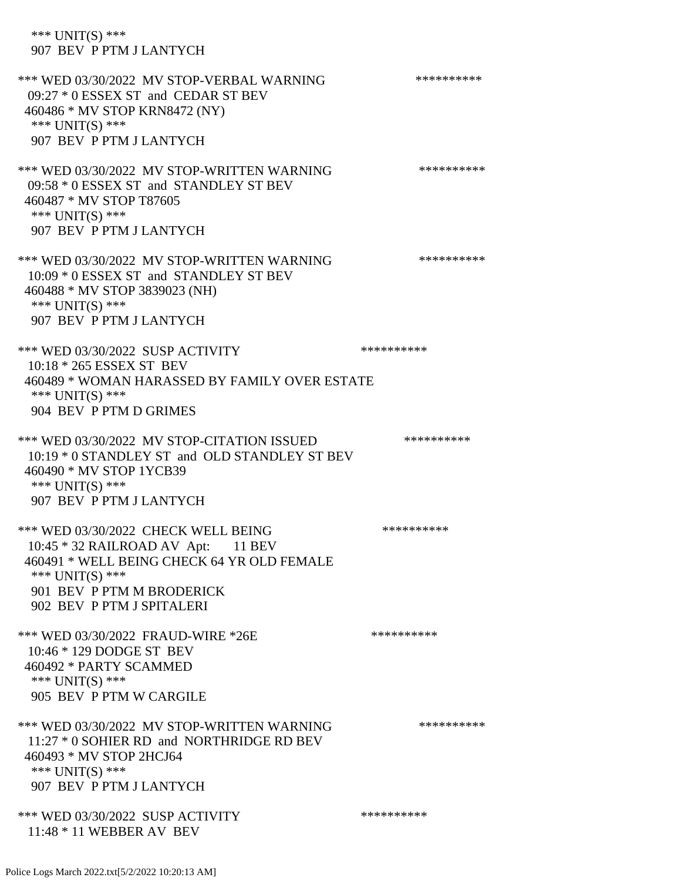\*\*\* UNIT(S) \*\*\*
907 BEV P PTM J LANTYCH

\*\*\* WED 03/30/2022 MV STOP-VERBAL WARNING \*\*\*\*\*\*\*\*\*\*
09:27 * 0 ESSEX ST and CEDAR ST BEV
460486 * MV STOP KRN8472 (NY)
\*\*\* UNIT(S) \*\*\*
907 BEV P PTM J LANTYCH

\*\*\* WED 03/30/2022 MV STOP-WRITTEN WARNING \*\*\*\*\*\*\*\*\*\*
09:58 * 0 ESSEX ST and STANDLEY ST BEV
460487 * MV STOP T87605
\*\*\* UNIT(S) \*\*\*
907 BEV P PTM J LANTYCH

\*\*\* WED 03/30/2022 MV STOP-WRITTEN WARNING \*\*\*\*\*\*\*\*\*\*
10:09 * 0 ESSEX ST and STANDLEY ST BEV
460488 * MV STOP 3839023 (NH)
\*\*\* UNIT(S) \*\*\*
907 BEV P PTM J LANTYCH

\*\*\* WED 03/30/2022 SUSP ACTIVITY \*\*\*\*\*\*\*\*\*\*
10:18 * 265 ESSEX ST BEV
460489 * WOMAN HARASSED BY FAMILY OVER ESTATE
\*\*\* UNIT(S) \*\*\*
904 BEV P PTM D GRIMES

\*\*\* WED 03/30/2022 MV STOP-CITATION ISSUED \*\*\*\*\*\*\*\*\*\*
10:19 * 0 STANDLEY ST and OLD STANDLEY ST BEV
460490 * MV STOP 1YCB39
\*\*\* UNIT(S) \*\*\*
907 BEV P PTM J LANTYCH

\*\*\* WED 03/30/2022 CHECK WELL BEING \*\*\*\*\*\*\*\*\*\*
10:45 * 32 RAILROAD AV Apt: 11 BEV
460491 * WELL BEING CHECK 64 YR OLD FEMALE
\*\*\* UNIT(S) \*\*\*
901 BEV P PTM M BRODERICK
902 BEV P PTM J SPITALERI

\*\*\* WED 03/30/2022 FRAUD-WIRE *26E \*\*\*\*\*\*\*\*\*\*
10:46 * 129 DODGE ST BEV
460492 * PARTY SCAMMED
\*\*\* UNIT(S) \*\*\*
905 BEV P PTM W CARGILE

\*\*\* WED 03/30/2022 MV STOP-WRITTEN WARNING \*\*\*\*\*\*\*\*\*\*
11:27 * 0 SOHIER RD and NORTHRIDGE RD BEV
460493 * MV STOP 2HCJ64
\*\*\* UNIT(S) \*\*\*
907 BEV P PTM J LANTYCH

\*\*\* WED 03/30/2022 SUSP ACTIVITY \*\*\*\*\*\*\*\*\*\*
11:48 * 11 WEBBER AV BEV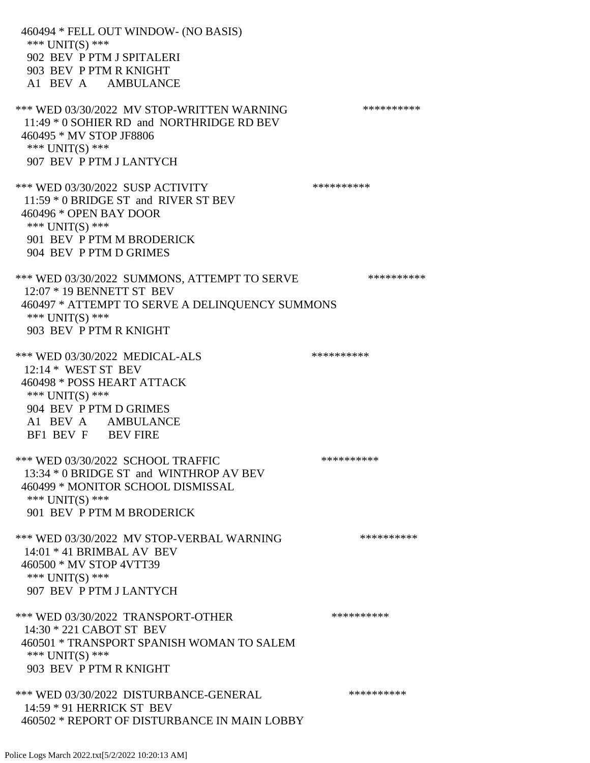460494 * FELL OUT WINDOW- (NO BASIS)
*** UNIT(S) ***
902 BEV P PTM J SPITALERI
903 BEV P PTM R KNIGHT
A1 BEV A AMBULANCE

*** WED 03/30/2022 MV STOP-WRITTEN WARNING **********
11:49 * 0 SOHIER RD and NORTHRIDGE RD BEV
460495 * MV STOP JF8806
*** UNIT(S) ***
907 BEV P PTM J LANTYCH

*** WED 03/30/2022 SUSP ACTIVITY **********
11:59 * 0 BRIDGE ST and RIVER ST BEV
460496 * OPEN BAY DOOR
*** UNIT(S) ***
901 BEV P PTM M BRODERICK
904 BEV P PTM D GRIMES

*** WED 03/30/2022 SUMMONS, ATTEMPT TO SERVE **********
12:07 * 19 BENNETT ST BEV
460497 * ATTEMPT TO SERVE A DELINQUENCY SUMMONS
*** UNIT(S) ***
903 BEV P PTM R KNIGHT

*** WED 03/30/2022 MEDICAL-ALS **********
12:14 * WEST ST BEV
460498 * POSS HEART ATTACK
*** UNIT(S) ***
904 BEV P PTM D GRIMES
A1 BEV A AMBULANCE
BF1 BEV F BEV FIRE

*** WED 03/30/2022 SCHOOL TRAFFIC **********
13:34 * 0 BRIDGE ST and WINTHROP AV BEV
460499 * MONITOR SCHOOL DISMISSAL
*** UNIT(S) ***
901 BEV P PTM M BRODERICK

*** WED 03/30/2022 MV STOP-VERBAL WARNING **********
14:01 * 41 BRIMBAL AV BEV
460500 * MV STOP 4VTT39
*** UNIT(S) ***
907 BEV P PTM J LANTYCH

*** WED 03/30/2022 TRANSPORT-OTHER **********
14:30 * 221 CABOT ST BEV
460501 * TRANSPORT SPANISH WOMAN TO SALEM
*** UNIT(S) ***
903 BEV P PTM R KNIGHT

*** WED 03/30/2022 DISTURBANCE-GENERAL **********
14:59 * 91 HERRICK ST BEV
460502 * REPORT OF DISTURBANCE IN MAIN LOBBY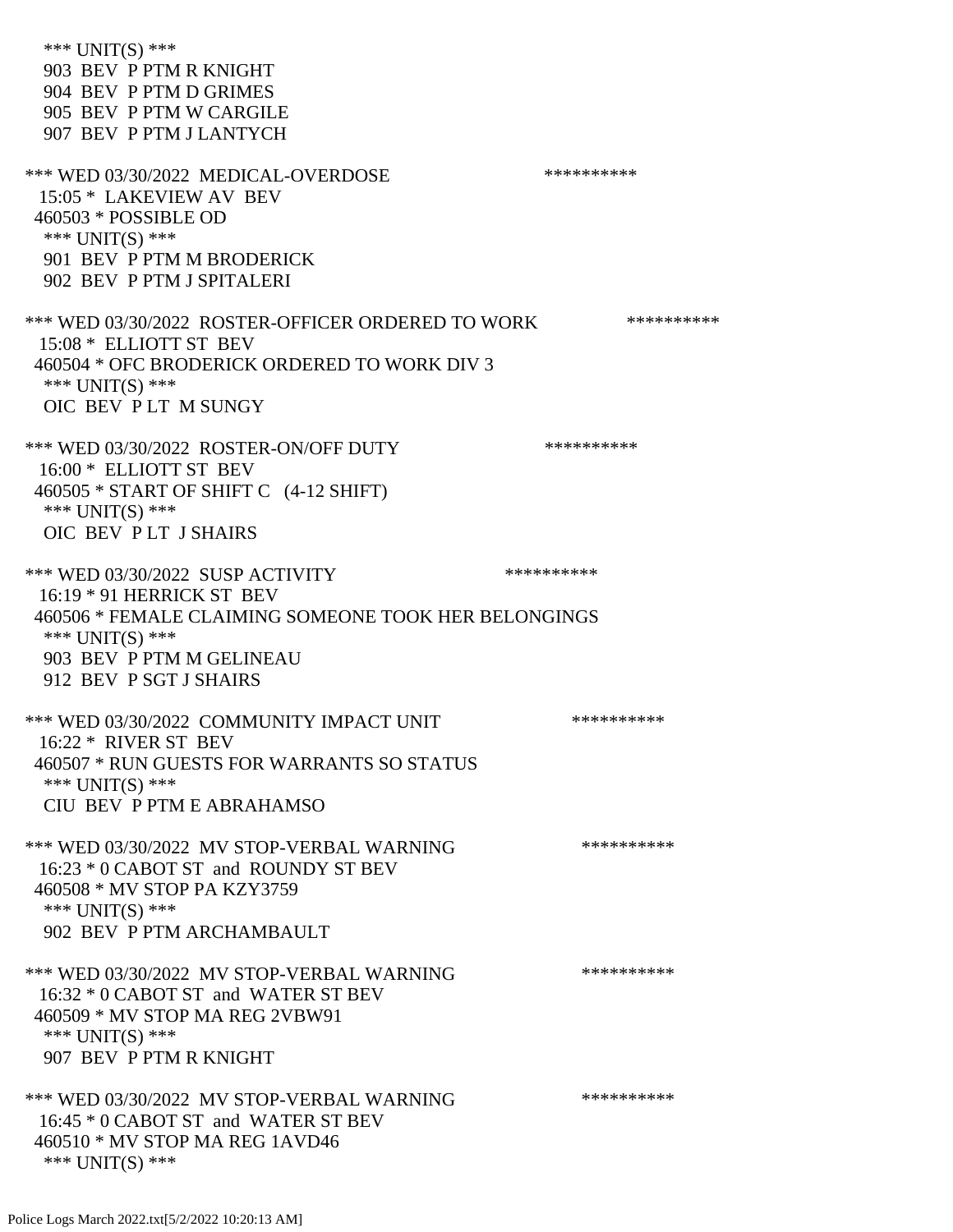\*\*\* UNIT(S) \*\*\*
903 BEV P PTM R KNIGHT
904 BEV P PTM D GRIMES
905 BEV P PTM W CARGILE
907 BEV P PTM J LANTYCH

\*\*\* WED 03/30/2022 MEDICAL-OVERDOSE \*\*\*\*\*\*\*\*\*\*
15:05 * LAKEVIEW AV BEV
460503 * POSSIBLE OD
\*\*\* UNIT(S) \*\*\*
901 BEV P PTM M BRODERICK
902 BEV P PTM J SPITALERI

\*\*\* WED 03/30/2022 ROSTER-OFFICER ORDERED TO WORK \*\*\*\*\*\*\*\*\*\*
15:08 * ELLIOTT ST BEV
460504 * OFC BRODERICK ORDERED TO WORK DIV 3
\*\*\* UNIT(S) \*\*\*
OIC BEV P LT M SUNGY

\*\*\* WED 03/30/2022 ROSTER-ON/OFF DUTY \*\*\*\*\*\*\*\*\*\*
16:00 * ELLIOTT ST BEV
460505 * START OF SHIFT C (4-12 SHIFT)
\*\*\* UNIT(S) \*\*\*
OIC BEV P LT J SHAIRS

\*\*\* WED 03/30/2022 SUSP ACTIVITY \*\*\*\*\*\*\*\*\*\*
16:19 * 91 HERRICK ST BEV
460506 * FEMALE CLAIMING SOMEONE TOOK HER BELONGINGS
\*\*\* UNIT(S) \*\*\*
903 BEV P PTM M GELINEAU
912 BEV P SGT J SHAIRS

\*\*\* WED 03/30/2022 COMMUNITY IMPACT UNIT \*\*\*\*\*\*\*\*\*\*
16:22 * RIVER ST BEV
460507 * RUN GUESTS FOR WARRANTS SO STATUS
\*\*\* UNIT(S) \*\*\*
CIU BEV P PTM E ABRAHAMSO

\*\*\* WED 03/30/2022 MV STOP-VERBAL WARNING \*\*\*\*\*\*\*\*\*\*
16:23 * 0 CABOT ST and ROUNDY ST BEV
460508 * MV STOP PA KZY3759
\*\*\* UNIT(S) \*\*\*
902 BEV P PTM ARCHAMBAULT

\*\*\* WED 03/30/2022 MV STOP-VERBAL WARNING \*\*\*\*\*\*\*\*\*\*
16:32 * 0 CABOT ST and WATER ST BEV
460509 * MV STOP MA REG 2VBW91
\*\*\* UNIT(S) \*\*\*
907 BEV P PTM R KNIGHT

\*\*\* WED 03/30/2022 MV STOP-VERBAL WARNING \*\*\*\*\*\*\*\*\*\*
16:45 * 0 CABOT ST and WATER ST BEV
460510 * MV STOP MA REG 1AVD46
\*\*\* UNIT(S) \*\*\*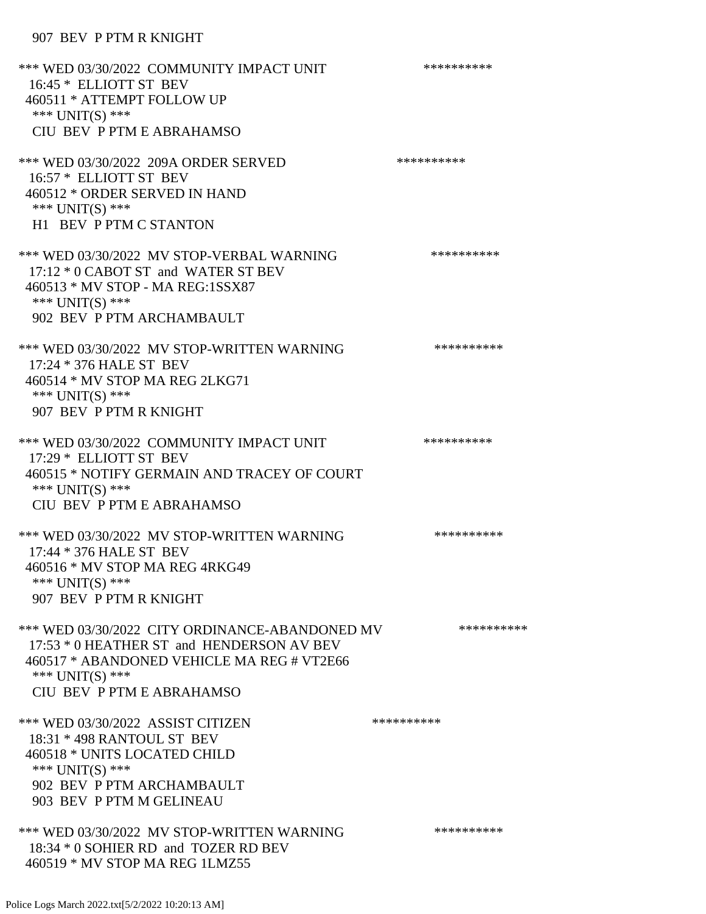907 BEV P PTM R KNIGHT

*** WED 03/30/2022 COMMUNITY IMPACT UNIT **********
16:45 * ELLIOTT ST BEV
460511 * ATTEMPT FOLLOW UP
*** UNIT(S) ***
CIU BEV P PTM E ABRAHAMSO

*** WED 03/30/2022 209A ORDER SERVED **********
16:57 * ELLIOTT ST BEV
460512 * ORDER SERVED IN HAND
*** UNIT(S) ***
H1 BEV P PTM C STANTON

*** WED 03/30/2022 MV STOP-VERBAL WARNING **********
17:12 * 0 CABOT ST and WATER ST BEV
460513 * MV STOP - MA REG:1SSX87
*** UNIT(S) ***
902 BEV P PTM ARCHAMBAULT

*** WED 03/30/2022 MV STOP-WRITTEN WARNING **********
17:24 * 376 HALE ST BEV
460514 * MV STOP MA REG 2LKG71
*** UNIT(S) ***
907 BEV P PTM R KNIGHT

*** WED 03/30/2022 COMMUNITY IMPACT UNIT **********
17:29 * ELLIOTT ST BEV
460515 * NOTIFY GERMAIN AND TRACEY OF COURT
*** UNIT(S) ***
CIU BEV P PTM E ABRAHAMSO

*** WED 03/30/2022 MV STOP-WRITTEN WARNING **********
17:44 * 376 HALE ST BEV
460516 * MV STOP MA REG 4RKG49
*** UNIT(S) ***
907 BEV P PTM R KNIGHT

*** WED 03/30/2022 CITY ORDINANCE-ABANDONED MV **********
17:53 * 0 HEATHER ST and HENDERSON AV BEV
460517 * ABANDONED VEHICLE MA REG # VT2E66
*** UNIT(S) ***
CIU BEV P PTM E ABRAHAMSO

*** WED 03/30/2022 ASSIST CITIZEN **********
18:31 * 498 RANTOUL ST BEV
460518 * UNITS LOCATED CHILD
*** UNIT(S) ***
902 BEV P PTM ARCHAMBAULT
903 BEV P PTM M GELINEAU

*** WED 03/30/2022 MV STOP-WRITTEN WARNING **********
18:34 * 0 SOHIER RD and TOZER RD BEV
460519 * MV STOP MA REG 1LMZ55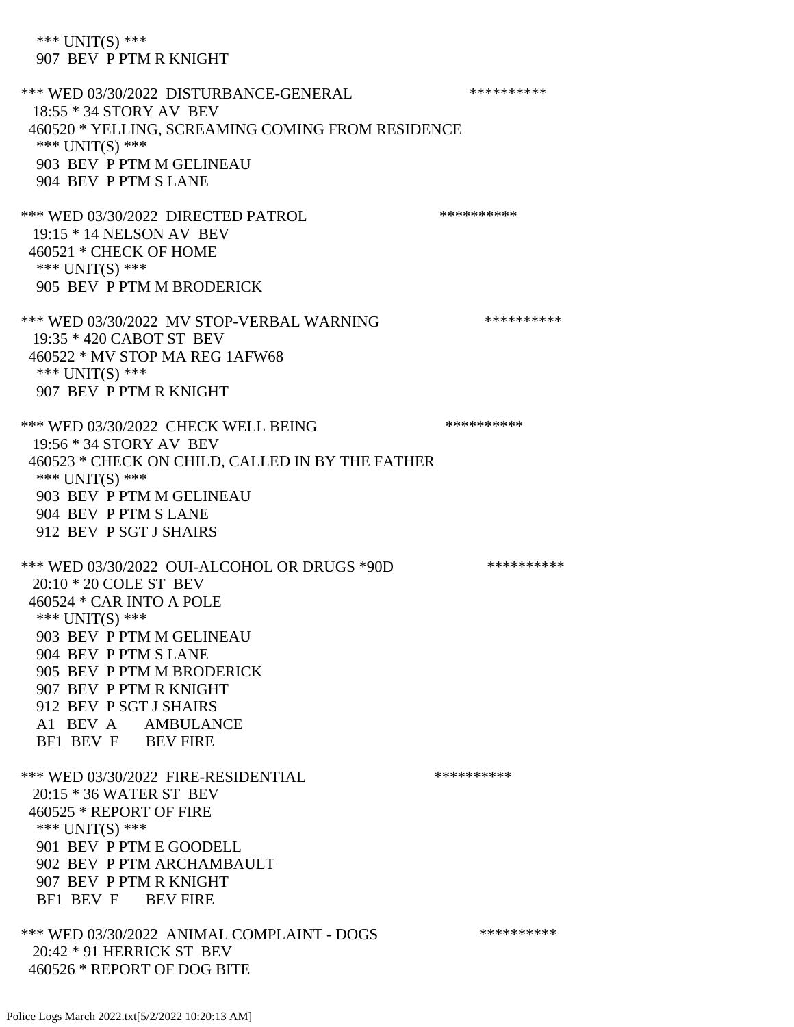*** UNIT(S) ***
907 BEV P PTM R KNIGHT

*** WED 03/30/2022 DISTURBANCE-GENERAL **********
18:55 * 34 STORY AV BEV
460520 * YELLING, SCREAMING COMING FROM RESIDENCE
*** UNIT(S) ***
903 BEV P PTM M GELINEAU
904 BEV P PTM S LANE

*** WED 03/30/2022 DIRECTED PATROL **********
19:15 * 14 NELSON AV BEV
460521 * CHECK OF HOME
*** UNIT(S) ***
905 BEV P PTM M BRODERICK

*** WED 03/30/2022 MV STOP-VERBAL WARNING **********
19:35 * 420 CABOT ST BEV
460522 * MV STOP MA REG 1AFW68
*** UNIT(S) ***
907 BEV P PTM R KNIGHT

*** WED 03/30/2022 CHECK WELL BEING **********
19:56 * 34 STORY AV BEV
460523 * CHECK ON CHILD, CALLED IN BY THE FATHER
*** UNIT(S) ***
903 BEV P PTM M GELINEAU
904 BEV P PTM S LANE
912 BEV P SGT J SHAIRS

*** WED 03/30/2022 OUI-ALCOHOL OR DRUGS *90D **********
20:10 * 20 COLE ST BEV
460524 * CAR INTO A POLE
*** UNIT(S) ***
903 BEV P PTM M GELINEAU
904 BEV P PTM S LANE
905 BEV P PTM M BRODERICK
907 BEV P PTM R KNIGHT
912 BEV P SGT J SHAIRS
A1 BEV A AMBULANCE
BF1 BEV F BEV FIRE

*** WED 03/30/2022 FIRE-RESIDENTIAL **********
20:15 * 36 WATER ST BEV
460525 * REPORT OF FIRE
*** UNIT(S) ***
901 BEV P PTM E GOODELL
902 BEV P PTM ARCHAMBAULT
907 BEV P PTM R KNIGHT
BF1 BEV F BEV FIRE

*** WED 03/30/2022 ANIMAL COMPLAINT - DOGS **********
20:42 * 91 HERRICK ST BEV
460526 * REPORT OF DOG BITE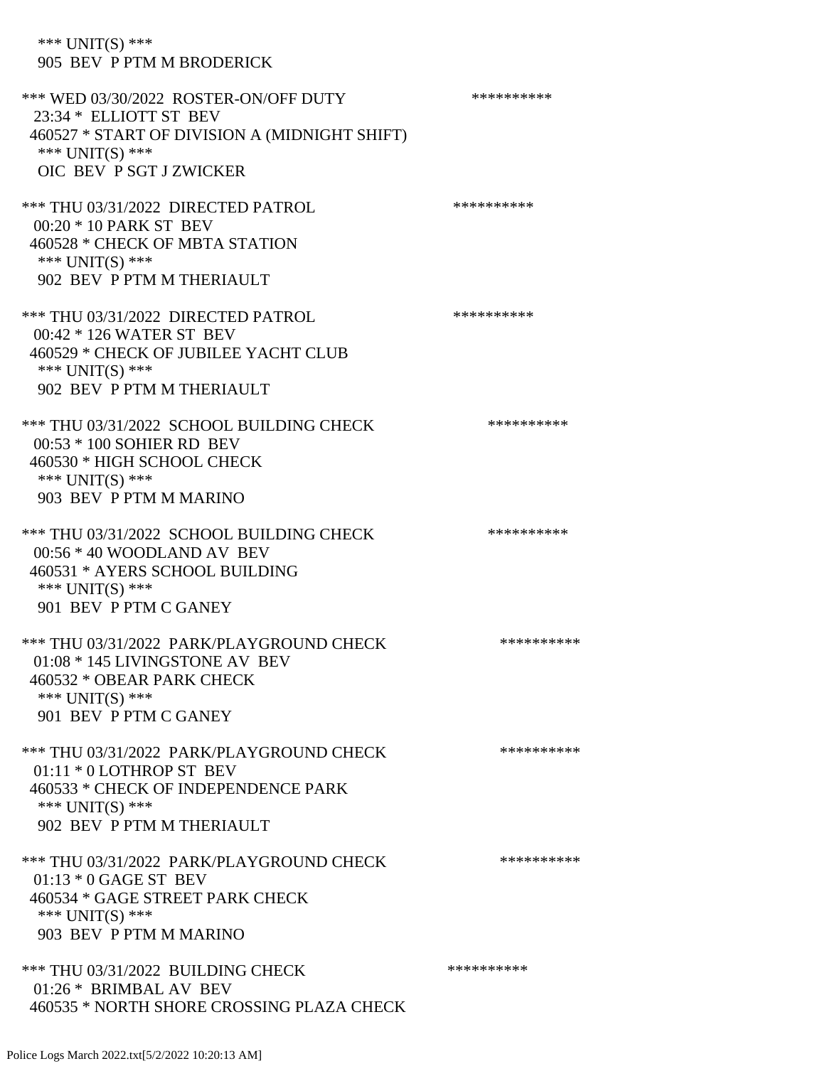*** UNIT(S) ***
 905 BEV P PTM M BRODERICK

*** WED 03/30/2022 ROSTER-ON/OFF DUTY **********
 23:34 * ELLIOTT ST BEV
 460527 * START OF DIVISION A (MIDNIGHT SHIFT)
 *** UNIT(S) ***
 OIC BEV P SGT J ZWICKER

*** THU 03/31/2022 DIRECTED PATROL **********
 00:20 * 10 PARK ST BEV
 460528 * CHECK OF MBTA STATION
 *** UNIT(S) ***
 902 BEV P PTM M THERIAULT

*** THU 03/31/2022 DIRECTED PATROL **********
 00:42 * 126 WATER ST BEV
 460529 * CHECK OF JUBILEE YACHT CLUB
 *** UNIT(S) ***
 902 BEV P PTM M THERIAULT

*** THU 03/31/2022 SCHOOL BUILDING CHECK **********
 00:53 * 100 SOHIER RD BEV
 460530 * HIGH SCHOOL CHECK
 *** UNIT(S) ***
 903 BEV P PTM M MARINO

*** THU 03/31/2022 SCHOOL BUILDING CHECK **********
 00:56 * 40 WOODLAND AV BEV
 460531 * AYERS SCHOOL BUILDING
 *** UNIT(S) ***
 901 BEV P PTM C GANEY

*** THU 03/31/2022 PARK/PLAYGROUND CHECK **********
 01:08 * 145 LIVINGSTONE AV BEV
 460532 * OBEAR PARK CHECK
 *** UNIT(S) ***
 901 BEV P PTM C GANEY

*** THU 03/31/2022 PARK/PLAYGROUND CHECK **********
 01:11 * 0 LOTHROP ST BEV
 460533 * CHECK OF INDEPENDENCE PARK
 *** UNIT(S) ***
 902 BEV P PTM M THERIAULT

*** THU 03/31/2022 PARK/PLAYGROUND CHECK **********
 01:13 * 0 GAGE ST BEV
 460534 * GAGE STREET PARK CHECK
 *** UNIT(S) ***
 903 BEV P PTM M MARINO

*** THU 03/31/2022 BUILDING CHECK **********
 01:26 * BRIMBAL AV BEV
 460535 * NORTH SHORE CROSSING PLAZA CHECK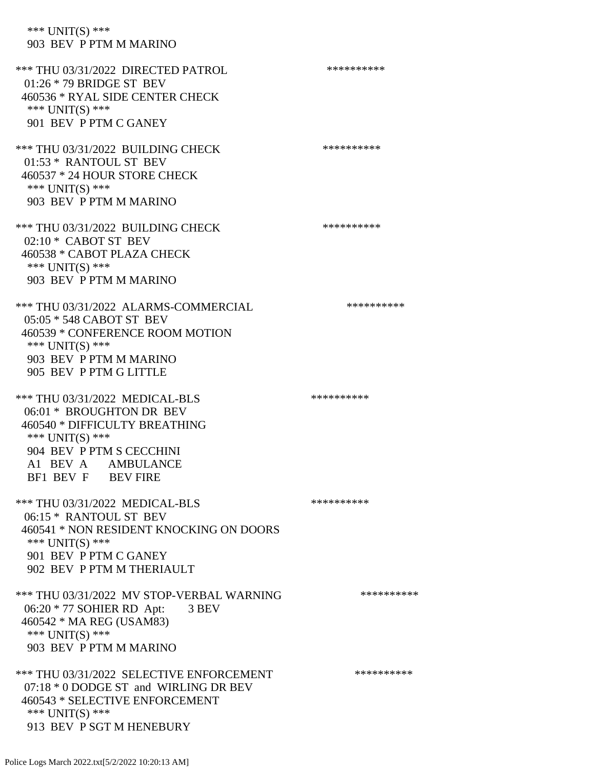*** UNIT(S) ***
903 BEV P PTM M MARINO

*** THU 03/31/2022 DIRECTED PATROL **********
01:26 * 79 BRIDGE ST BEV
460536 * RYAL SIDE CENTER CHECK
*** UNIT(S) ***
901 BEV P PTM C GANEY

*** THU 03/31/2022 BUILDING CHECK **********
01:53 * RANTOUL ST BEV
460537 * 24 HOUR STORE CHECK
*** UNIT(S) ***
903 BEV P PTM M MARINO

*** THU 03/31/2022 BUILDING CHECK **********
02:10 * CABOT ST BEV
460538 * CABOT PLAZA CHECK
*** UNIT(S) ***
903 BEV P PTM M MARINO

*** THU 03/31/2022 ALARMS-COMMERCIAL **********
05:05 * 548 CABOT ST BEV
460539 * CONFERENCE ROOM MOTION
*** UNIT(S) ***
903 BEV P PTM M MARINO
905 BEV P PTM G LITTLE

*** THU 03/31/2022 MEDICAL-BLS **********
06:01 * BROUGHTON DR BEV
460540 * DIFFICULTY BREATHING
*** UNIT(S) ***
904 BEV P PTM S CECCHINI
A1 BEV A AMBULANCE
BF1 BEV F BEV FIRE

*** THU 03/31/2022 MEDICAL-BLS **********
06:15 * RANTOUL ST BEV
460541 * NON RESIDENT KNOCKING ON DOORS
*** UNIT(S) ***
901 BEV P PTM C GANEY
902 BEV P PTM M THERIAULT

*** THU 03/31/2022 MV STOP-VERBAL WARNING **********
06:20 * 77 SOHIER RD Apt: 3 BEV
460542 * MA REG (USAM83)
*** UNIT(S) ***
903 BEV P PTM M MARINO

*** THU 03/31/2022 SELECTIVE ENFORCEMENT **********
07:18 * 0 DODGE ST and WIRLING DR BEV
460543 * SELECTIVE ENFORCEMENT
*** UNIT(S) ***
913 BEV P SGT M HENEBURY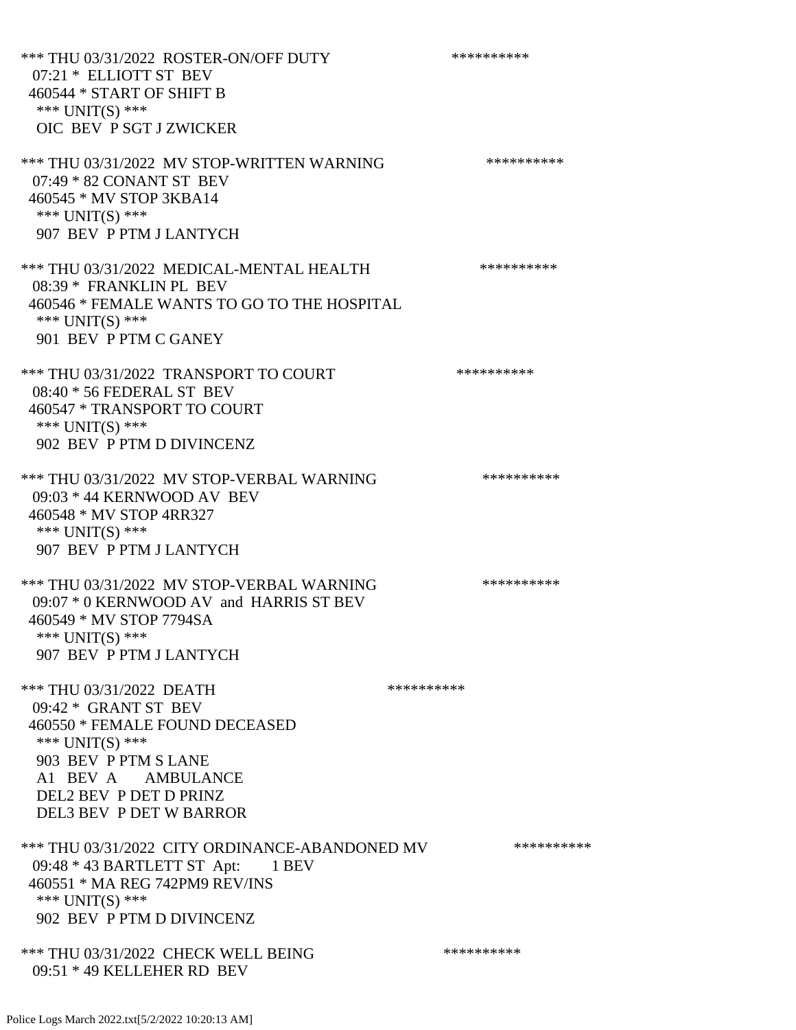*** THU 03/31/2022 ROSTER-ON/OFF DUTY **********
07:21 * ELLIOTT ST BEV
460544 * START OF SHIFT B
*** UNIT(S) ***
OIC BEV P SGT J ZWICKER

*** THU 03/31/2022 MV STOP-WRITTEN WARNING **********
07:49 * 82 CONANT ST BEV
460545 * MV STOP 3KBA14
*** UNIT(S) ***
907 BEV P PTM J LANTYCH

*** THU 03/31/2022 MEDICAL-MENTAL HEALTH **********
08:39 * FRANKLIN PL BEV
460546 * FEMALE WANTS TO GO TO THE HOSPITAL
*** UNIT(S) ***
901 BEV P PTM C GANEY

*** THU 03/31/2022 TRANSPORT TO COURT **********
08:40 * 56 FEDERAL ST BEV
460547 * TRANSPORT TO COURT
*** UNIT(S) ***
902 BEV P PTM D DIVINCENZ

*** THU 03/31/2022 MV STOP-VERBAL WARNING **********
09:03 * 44 KERNWOOD AV BEV
460548 * MV STOP 4RR327
*** UNIT(S) ***
907 BEV P PTM J LANTYCH

*** THU 03/31/2022 MV STOP-VERBAL WARNING **********
09:07 * 0 KERNWOOD AV and HARRIS ST BEV
460549 * MV STOP 7794SA
*** UNIT(S) ***
907 BEV P PTM J LANTYCH

*** THU 03/31/2022 DEATH **********
09:42 * GRANT ST BEV
460550 * FEMALE FOUND DECEASED
*** UNIT(S) ***
903 BEV P PTM S LANE
A1 BEV A AMBULANCE
DEL2 BEV P DET D PRINZ
DEL3 BEV P DET W BARROR

*** THU 03/31/2022 CITY ORDINANCE-ABANDONED MV **********
09:48 * 43 BARTLETT ST Apt: 1 BEV
460551 * MA REG 742PM9 REV/INS
*** UNIT(S) ***
902 BEV P PTM D DIVINCENZ

*** THU 03/31/2022 CHECK WELL BEING **********
09:51 * 49 KELLEHER RD BEV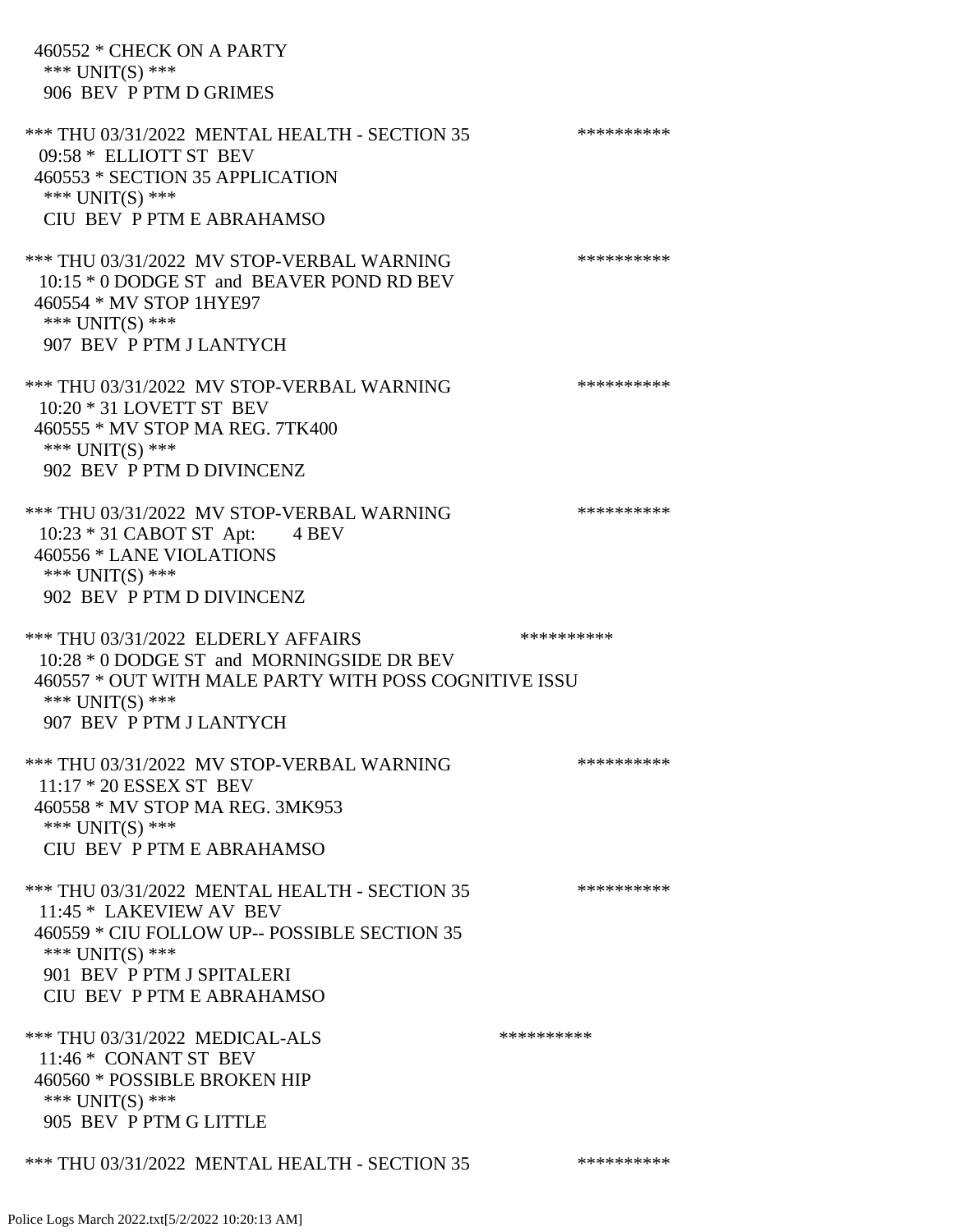460552 * CHECK ON A PARTY
 *** UNIT(S) ***
 906 BEV P PTM D GRIMES

*** THU 03/31/2022 MENTAL HEALTH - SECTION 35 **********
 09:58 * ELLIOTT ST BEV
 460553 * SECTION 35 APPLICATION
 *** UNIT(S) ***
 CIU BEV P PTM E ABRAHAMSO

*** THU 03/31/2022 MV STOP-VERBAL WARNING **********
 10:15 * 0 DODGE ST and BEAVER POND RD BEV
 460554 * MV STOP 1HYE97
 *** UNIT(S) ***
 907 BEV P PTM J LANTYCH

*** THU 03/31/2022 MV STOP-VERBAL WARNING **********
 10:20 * 31 LOVETT ST BEV
 460555 * MV STOP MA REG. 7TK400
 *** UNIT(S) ***
 902 BEV P PTM D DIVINCENZ

*** THU 03/31/2022 MV STOP-VERBAL WARNING **********
 10:23 * 31 CABOT ST Apt: 4 BEV
 460556 * LANE VIOLATIONS
 *** UNIT(S) ***
 902 BEV P PTM D DIVINCENZ

*** THU 03/31/2022 ELDERLY AFFAIRS **********
 10:28 * 0 DODGE ST and MORNINGSIDE DR BEV
 460557 * OUT WITH MALE PARTY WITH POSS COGNITIVE ISSU
 *** UNIT(S) ***
 907 BEV P PTM J LANTYCH

*** THU 03/31/2022 MV STOP-VERBAL WARNING **********
 11:17 * 20 ESSEX ST BEV
 460558 * MV STOP MA REG. 3MK953
 *** UNIT(S) ***
 CIU BEV P PTM E ABRAHAMSO

*** THU 03/31/2022 MENTAL HEALTH - SECTION 35 **********
 11:45 * LAKEVIEW AV BEV
 460559 * CIU FOLLOW UP-- POSSIBLE SECTION 35
 *** UNIT(S) ***
 901 BEV P PTM J SPITALERI
 CIU BEV P PTM E ABRAHAMSO

*** THU 03/31/2022 MEDICAL-ALS **********
 11:46 * CONANT ST BEV
 460560 * POSSIBLE BROKEN HIP
 *** UNIT(S) ***
 905 BEV P PTM G LITTLE

*** THU 03/31/2022 MENTAL HEALTH - SECTION 35 **********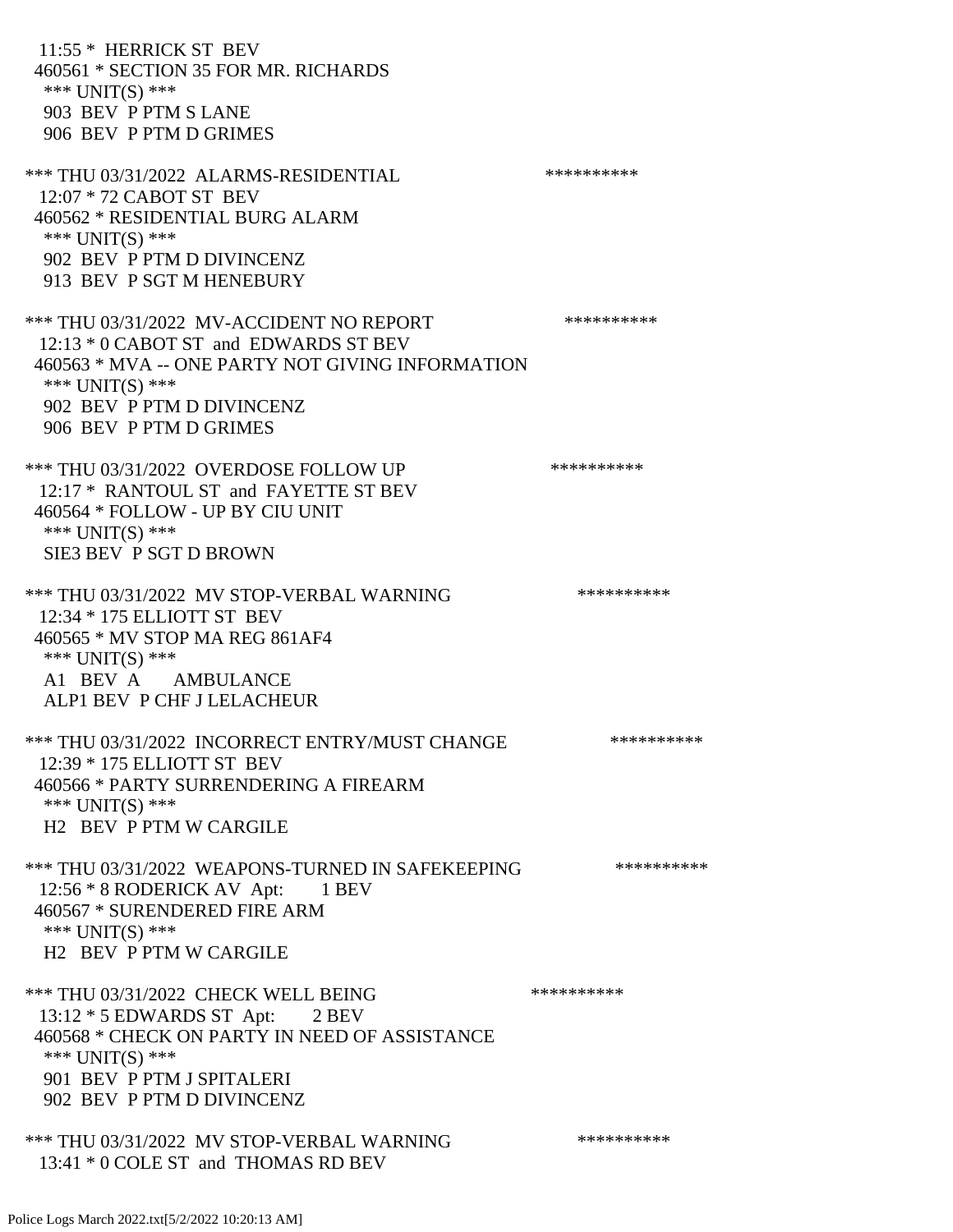11:55 * HERRICK ST BEV
460561 * SECTION 35 FOR MR. RICHARDS
*** UNIT(S) ***
903 BEV P PTM S LANE
906 BEV P PTM D GRIMES

*** THU 03/31/2022 ALARMS-RESIDENTIAL **********
12:07 * 72 CABOT ST BEV
460562 * RESIDENTIAL BURG ALARM
*** UNIT(S) ***
902 BEV P PTM D DIVINCENZ
913 BEV P SGT M HENEBURY

*** THU 03/31/2022 MV-ACCIDENT NO REPORT **********
12:13 * 0 CABOT ST and EDWARDS ST BEV
460563 * MVA -- ONE PARTY NOT GIVING INFORMATION
*** UNIT(S) ***
902 BEV P PTM D DIVINCENZ
906 BEV P PTM D GRIMES

*** THU 03/31/2022 OVERDOSE FOLLOW UP **********
12:17 * RANTOUL ST and FAYETTE ST BEV
460564 * FOLLOW - UP BY CIU UNIT
*** UNIT(S) ***
SIE3 BEV P SGT D BROWN

*** THU 03/31/2022 MV STOP-VERBAL WARNING **********
12:34 * 175 ELLIOTT ST BEV
460565 * MV STOP MA REG 861AF4
*** UNIT(S) ***
A1 BEV A AMBULANCE
ALP1 BEV P CHF J LELACHEUR

*** THU 03/31/2022 INCORRECT ENTRY/MUST CHANGE **********
12:39 * 175 ELLIOTT ST BEV
460566 * PARTY SURRENDERING A FIREARM
*** UNIT(S) ***
H2 BEV P PTM W CARGILE

*** THU 03/31/2022 WEAPONS-TURNED IN SAFEKEEPING **********
12:56 * 8 RODERICK AV Apt: 1 BEV
460567 * SURENDERED FIRE ARM
*** UNIT(S) ***
H2 BEV P PTM W CARGILE

*** THU 03/31/2022 CHECK WELL BEING **********
13:12 * 5 EDWARDS ST Apt: 2 BEV
460568 * CHECK ON PARTY IN NEED OF ASSISTANCE
*** UNIT(S) ***
901 BEV P PTM J SPITALERI
902 BEV P PTM D DIVINCENZ

*** THU 03/31/2022 MV STOP-VERBAL WARNING **********
13:41 * 0 COLE ST and THOMAS RD BEV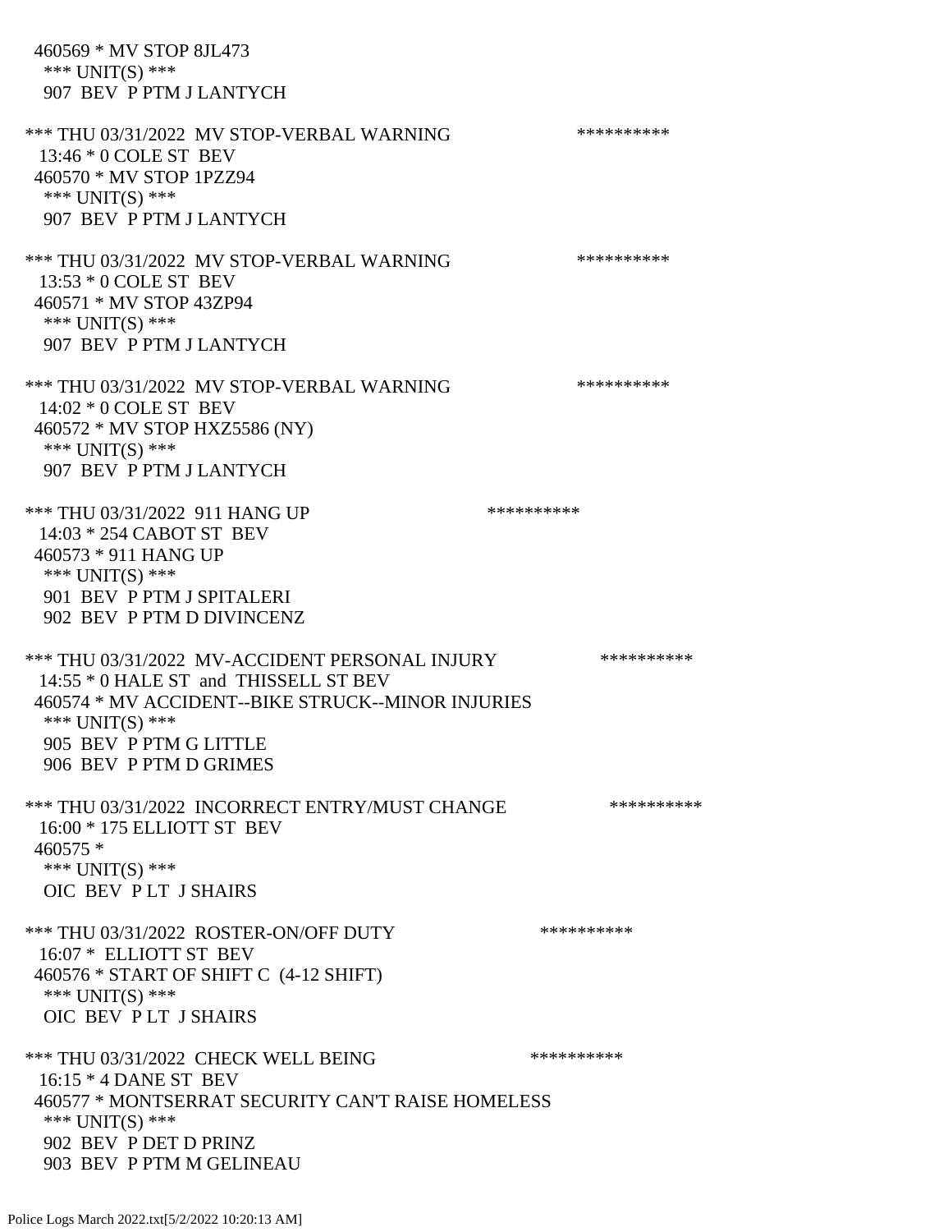460569 * MV STOP 8JL473
*** UNIT(S) ***
907 BEV P PTM J LANTYCH

*** THU 03/31/2022 MV STOP-VERBAL WARNING **********
13:46 * 0 COLE ST BEV
460570 * MV STOP 1PZZ94
*** UNIT(S) ***
907 BEV P PTM J LANTYCH

*** THU 03/31/2022 MV STOP-VERBAL WARNING **********
13:53 * 0 COLE ST BEV
460571 * MV STOP 43ZP94
*** UNIT(S) ***
907 BEV P PTM J LANTYCH

*** THU 03/31/2022 MV STOP-VERBAL WARNING **********
14:02 * 0 COLE ST BEV
460572 * MV STOP HXZ5586 (NY)
*** UNIT(S) ***
907 BEV P PTM J LANTYCH

*** THU 03/31/2022 911 HANG UP **********
14:03 * 254 CABOT ST BEV
460573 * 911 HANG UP
*** UNIT(S) ***
901 BEV P PTM J SPITALERI
902 BEV P PTM D DIVINCENZ

*** THU 03/31/2022 MV-ACCIDENT PERSONAL INJURY **********
14:55 * 0 HALE ST and THISSELL ST BEV
460574 * MV ACCIDENT--BIKE STRUCK--MINOR INJURIES
*** UNIT(S) ***
905 BEV P PTM G LITTLE
906 BEV P PTM D GRIMES

*** THU 03/31/2022 INCORRECT ENTRY/MUST CHANGE **********
16:00 * 175 ELLIOTT ST BEV
460575 *
*** UNIT(S) ***
OIC BEV P LT J SHAIRS

*** THU 03/31/2022 ROSTER-ON/OFF DUTY **********
16:07 * ELLIOTT ST BEV
460576 * START OF SHIFT C (4-12 SHIFT)
*** UNIT(S) ***
OIC BEV P LT J SHAIRS

*** THU 03/31/2022 CHECK WELL BEING **********
16:15 * 4 DANE ST BEV
460577 * MONTSERRAT SECURITY CAN'T RAISE HOMELESS
*** UNIT(S) ***
902 BEV P DET D PRINZ
903 BEV P PTM M GELINEAU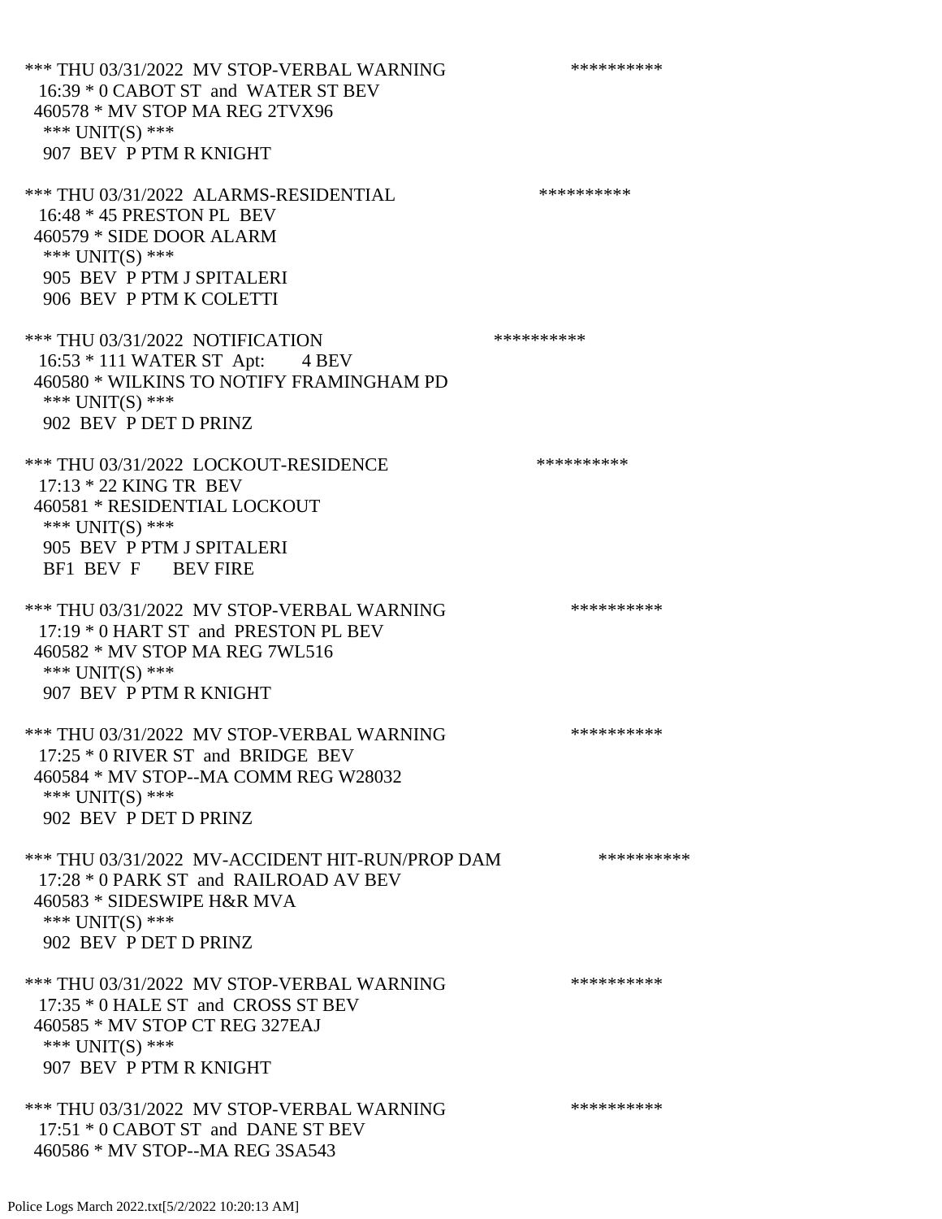*** THU 03/31/2022 MV STOP-VERBAL WARNING **********
16:39 * 0 CABOT ST and WATER ST BEV
460578 * MV STOP MA REG 2TVX96
*** UNIT(S) ***
907 BEV P PTM R KNIGHT

*** THU 03/31/2022 ALARMS-RESIDENTIAL **********
16:48 * 45 PRESTON PL BEV
460579 * SIDE DOOR ALARM
*** UNIT(S) ***
905 BEV P PTM J SPITALERI
906 BEV P PTM K COLETTI

*** THU 03/31/2022 NOTIFICATION **********
16:53 * 111 WATER ST Apt: 4 BEV
460580 * WILKINS TO NOTIFY FRAMINGHAM PD
*** UNIT(S) ***
902 BEV P DET D PRINZ

*** THU 03/31/2022 LOCKOUT-RESIDENCE **********
17:13 * 22 KING TR BEV
460581 * RESIDENTIAL LOCKOUT
*** UNIT(S) ***
905 BEV P PTM J SPITALERI
BF1 BEV F BEV FIRE

*** THU 03/31/2022 MV STOP-VERBAL WARNING **********
17:19 * 0 HART ST and PRESTON PL BEV
460582 * MV STOP MA REG 7WL516
*** UNIT(S) ***
907 BEV P PTM R KNIGHT

*** THU 03/31/2022 MV STOP-VERBAL WARNING **********
17:25 * 0 RIVER ST and BRIDGE BEV
460584 * MV STOP--MA COMM REG W28032
*** UNIT(S) ***
902 BEV P DET D PRINZ

*** THU 03/31/2022 MV-ACCIDENT HIT-RUN/PROP DAM **********
17:28 * 0 PARK ST and RAILROAD AV BEV
460583 * SIDESWIPE H&R MVA
*** UNIT(S) ***
902 BEV P DET D PRINZ

*** THU 03/31/2022 MV STOP-VERBAL WARNING **********
17:35 * 0 HALE ST and CROSS ST BEV
460585 * MV STOP CT REG 327EAJ
*** UNIT(S) ***
907 BEV P PTM R KNIGHT

*** THU 03/31/2022 MV STOP-VERBAL WARNING **********
17:51 * 0 CABOT ST and DANE ST BEV
460586 * MV STOP--MA REG 3SA543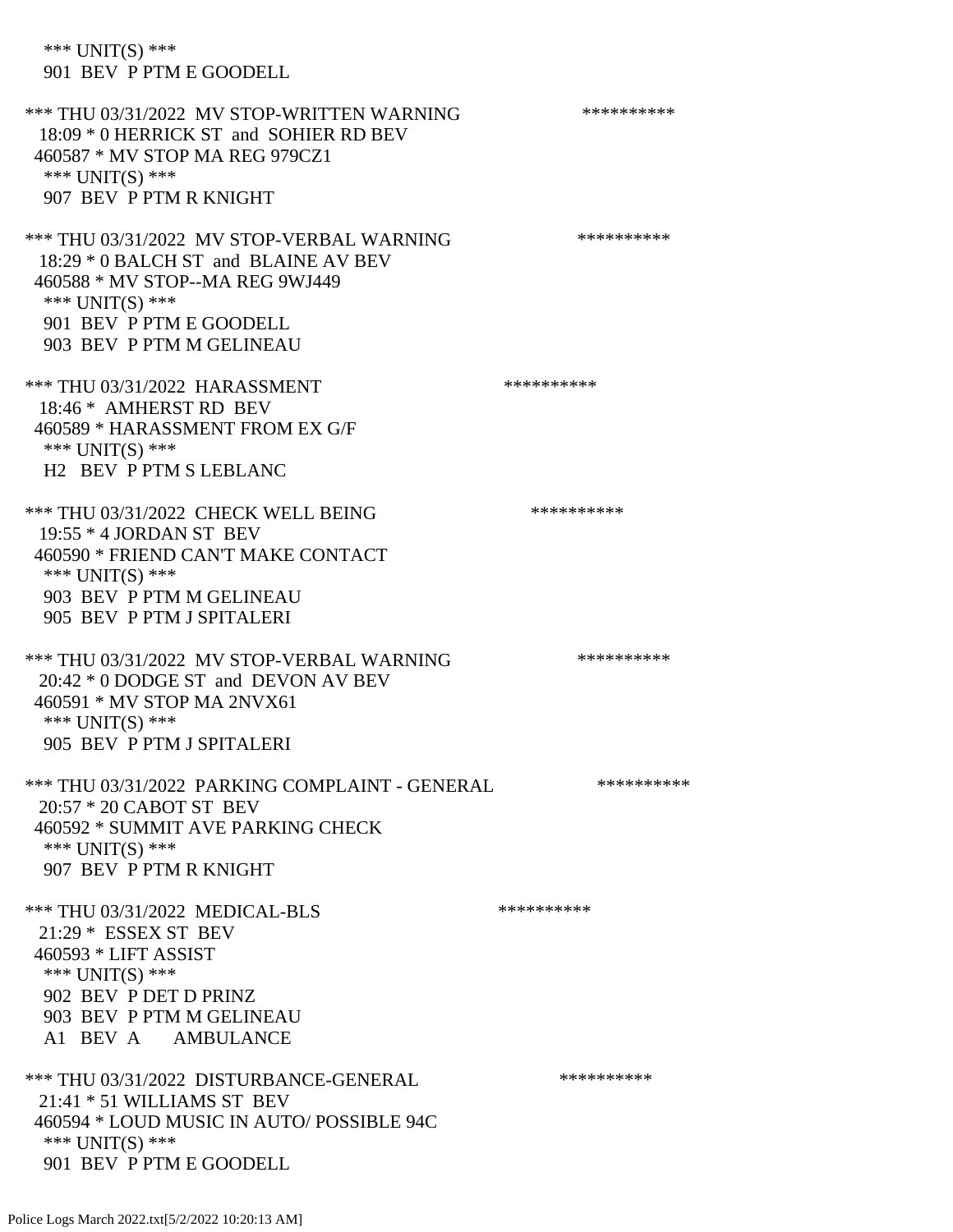\*\*\* UNIT(S) \*\*\*
901 BEV P PTM E GOODELL

\*\*\* THU 03/31/2022 MV STOP-WRITTEN WARNING \*\*\*\*\*\*\*\*\*\*
18:09 * 0 HERRICK ST and SOHIER RD BEV
460587 * MV STOP MA REG 979CZ1
\*\*\* UNIT(S) \*\*\*
907 BEV P PTM R KNIGHT

\*\*\* THU 03/31/2022 MV STOP-VERBAL WARNING \*\*\*\*\*\*\*\*\*\*
18:29 * 0 BALCH ST and BLAINE AV BEV
460588 * MV STOP--MA REG 9WJ449
\*\*\* UNIT(S) \*\*\*
901 BEV P PTM E GOODELL
903 BEV P PTM M GELINEAU

\*\*\* THU 03/31/2022 HARASSMENT \*\*\*\*\*\*\*\*\*\*
18:46 * AMHERST RD BEV
460589 * HARASSMENT FROM EX G/F
\*\*\* UNIT(S) \*\*\*
H2 BEV P PTM S LEBLANC

\*\*\* THU 03/31/2022 CHECK WELL BEING \*\*\*\*\*\*\*\*\*\*
19:55 * 4 JORDAN ST BEV
460590 * FRIEND CAN'T MAKE CONTACT
\*\*\* UNIT(S) \*\*\*
903 BEV P PTM M GELINEAU
905 BEV P PTM J SPITALERI

\*\*\* THU 03/31/2022 MV STOP-VERBAL WARNING \*\*\*\*\*\*\*\*\*\*
20:42 * 0 DODGE ST and DEVON AV BEV
460591 * MV STOP MA 2NVX61
\*\*\* UNIT(S) \*\*\*
905 BEV P PTM J SPITALERI

\*\*\* THU 03/31/2022 PARKING COMPLAINT - GENERAL \*\*\*\*\*\*\*\*\*\*
20:57 * 20 CABOT ST BEV
460592 * SUMMIT AVE PARKING CHECK
\*\*\* UNIT(S) \*\*\*
907 BEV P PTM R KNIGHT

\*\*\* THU 03/31/2022 MEDICAL-BLS \*\*\*\*\*\*\*\*\*\*
21:29 * ESSEX ST BEV
460593 * LIFT ASSIST
\*\*\* UNIT(S) \*\*\*
902 BEV P DET D PRINZ
903 BEV P PTM M GELINEAU
A1 BEV A AMBULANCE

\*\*\* THU 03/31/2022 DISTURBANCE-GENERAL \*\*\*\*\*\*\*\*\*\*
21:41 * 51 WILLIAMS ST BEV
460594 * LOUD MUSIC IN AUTO/ POSSIBLE 94C
\*\*\* UNIT(S) \*\*\*
901 BEV P PTM E GOODELL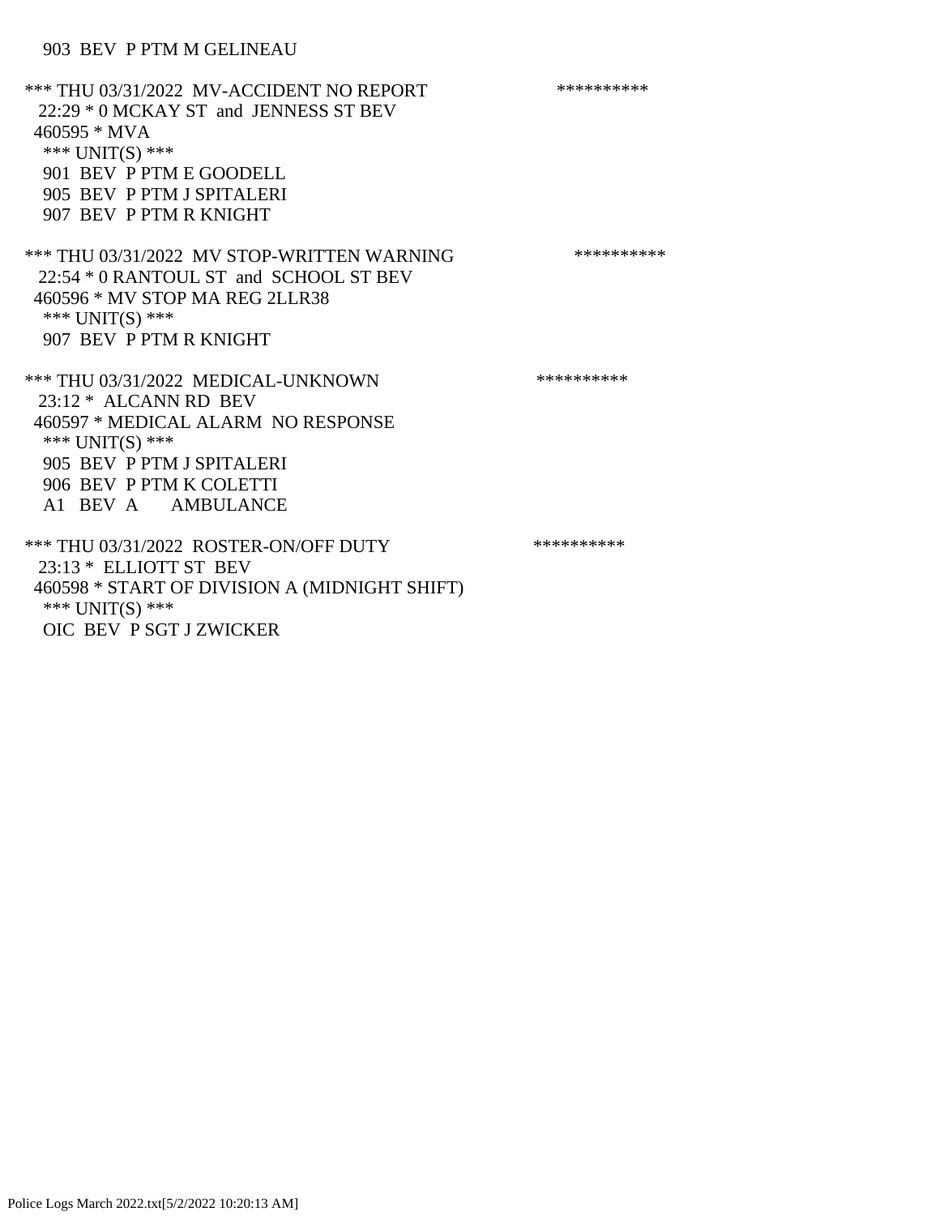903 BEV P PTM M GELINEAU

*** THU 03/31/2022 MV-ACCIDENT NO REPORT **********
22:29 * 0 MCKAY ST and JENNESS ST BEV
460595 * MVA
*** UNIT(S) ***
901 BEV P PTM E GOODELL
905 BEV P PTM J SPITALERI
907 BEV P PTM R KNIGHT

*** THU 03/31/2022 MV STOP-WRITTEN WARNING **********
22:54 * 0 RANTOUL ST and SCHOOL ST BEV
460596 * MV STOP MA REG 2LLR38
*** UNIT(S) ***
907 BEV P PTM R KNIGHT

*** THU 03/31/2022 MEDICAL-UNKNOWN **********
23:12 * ALCANN RD BEV
460597 * MEDICAL ALARM NO RESPONSE
*** UNIT(S) ***
905 BEV P PTM J SPITALERI
906 BEV P PTM K COLETTI
A1 BEV A AMBULANCE

*** THU 03/31/2022 ROSTER-ON/OFF DUTY **********
23:13 * ELLIOTT ST BEV
460598 * START OF DIVISION A (MIDNIGHT SHIFT)
*** UNIT(S) ***
OIC BEV P SGT J ZWICKER